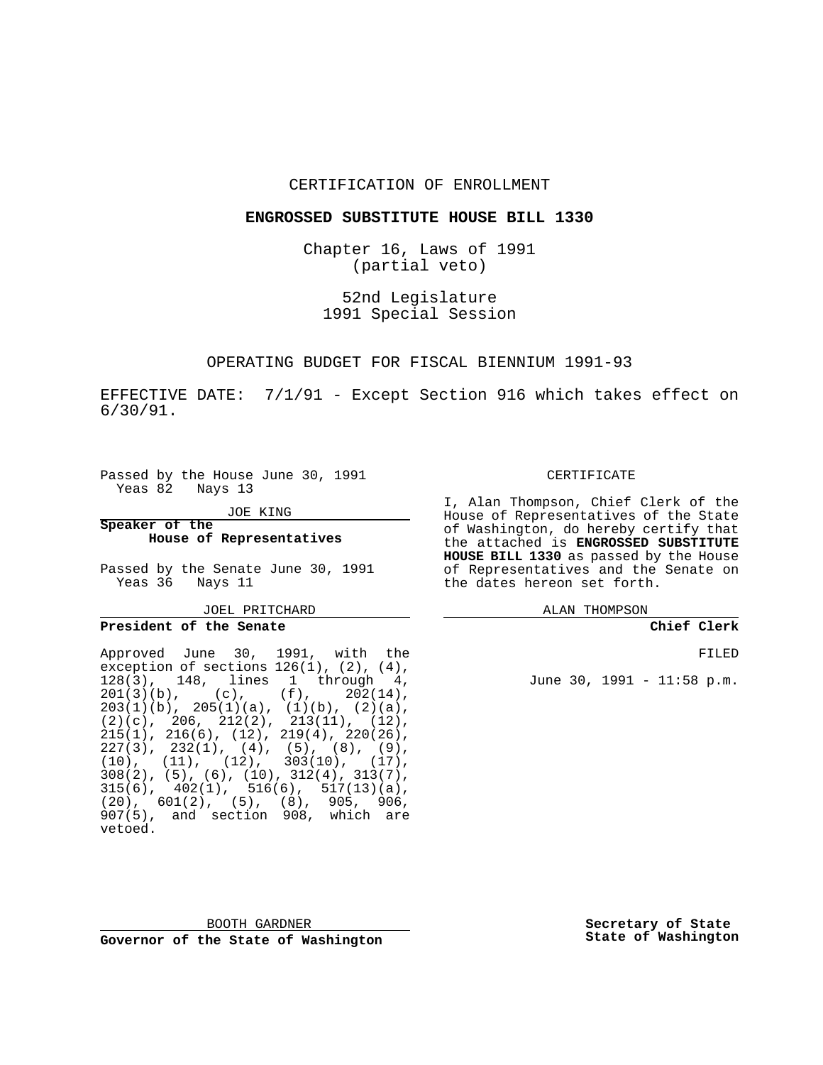CERTIFICATION OF ENROLLMENT

**ENGROSSED SUBSTITUTE HOUSE BILL 1330**

Chapter 16, Laws of 1991
(partial veto)

52nd Legislature
1991 Special Session

OPERATING BUDGET FOR FISCAL BIENNIUM 1991-93

EFFECTIVE DATE: 7/1/91 - Except Section 916 which takes effect on 6/30/91.

Passed by the House June 30, 1991
Yeas 82 Nays 13

JOE KING

**Speaker of the House of Representatives**

Passed by the Senate June 30, 1991
Yeas 36 Nays 11

JOEL PRITCHARD

**President of the Senate**

Approved June 30, 1991, with the exception of sections 126(1), (2), (4), 128(3), 148, lines 1 through 4, 201(3)(b), (c), (f), 202(14), 203(1)(b), 205(1)(a), (1)(b), (2)(a), (2)(c), 206, 212(2), 213(11), (12), 215(1), 216(6), (12), 219(4), 220(26), 227(3), 232(1), (4), (5), (8), (9), (10), (11), (12), 303(10), (17), 308(2), (5), (6), (10), 312(4), 313(7), 315(6), 402(1), 516(6), 517(13)(a), (20), 601(2), (5), (8), 905, 906, 907(5), and section 908, which are vetoed.

BOOTH GARDNER

**Governor of the State of Washington**

CERTIFICATE

I, Alan Thompson, Chief Clerk of the House of Representatives of the State of Washington, do hereby certify that the attached is **ENGROSSED SUBSTITUTE HOUSE BILL 1330** as passed by the House of Representatives and the Senate on the dates hereon set forth.

ALAN THOMPSON

**Chief Clerk**

FILED

June 30, 1991 - 11:58 p.m.

**Secretary of State**
**State of Washington**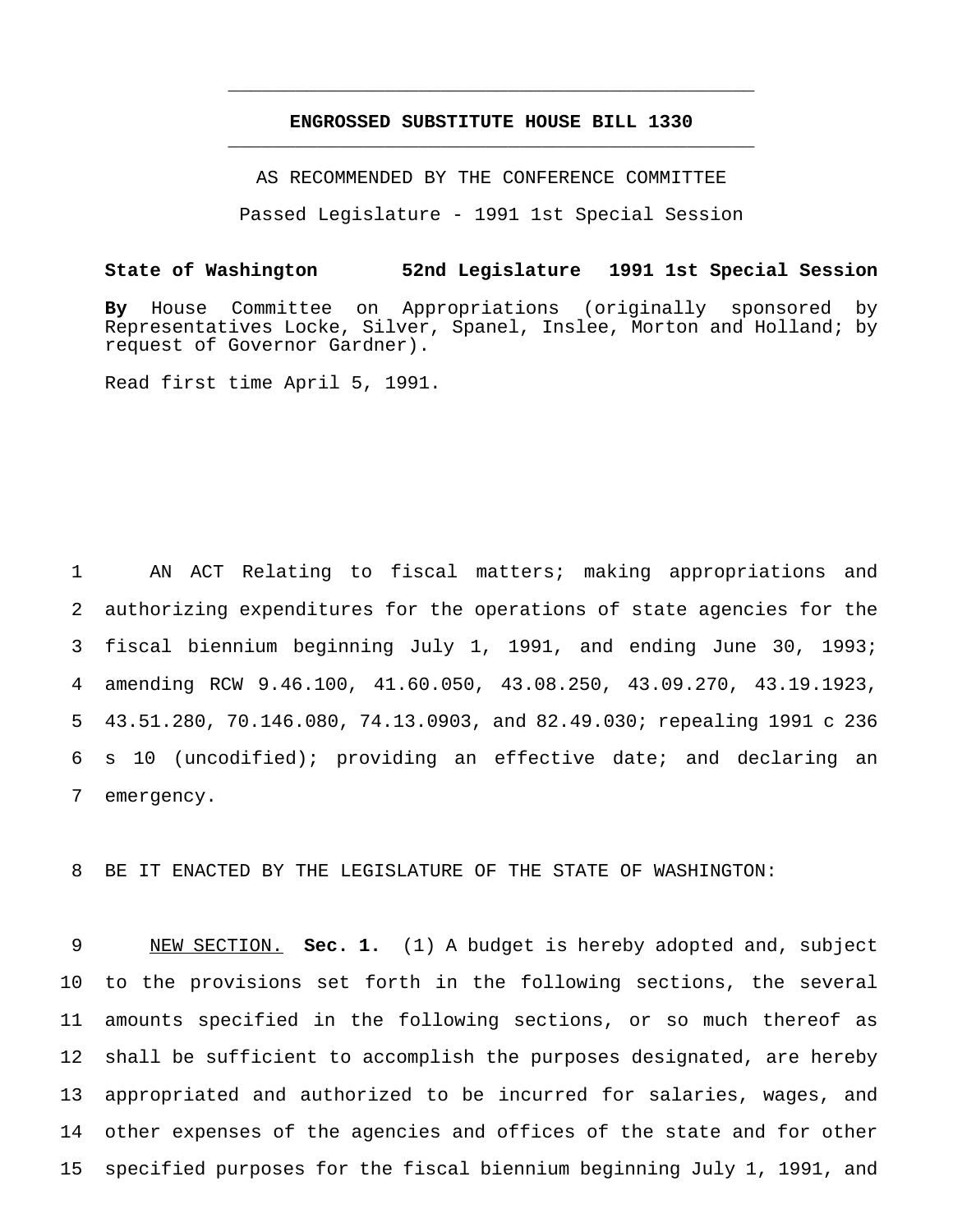# ENGROSSED SUBSTITUTE HOUSE BILL 1330

AS RECOMMENDED BY THE CONFERENCE COMMITTEE

Passed Legislature - 1991 1st Special Session

**State of Washington 52nd Legislature 1991 1st Special Session**

**By** House Committee on Appropriations (originally sponsored by Representatives Locke, Silver, Spanel, Inslee, Morton and Holland; by request of Governor Gardner).

Read first time April 5, 1991.

1 AN ACT Relating to fiscal matters; making appropriations and
2 authorizing expenditures for the operations of state agencies for the
3 fiscal biennium beginning July 1, 1991, and ending June 30, 1993;
4 amending RCW 9.46.100, 41.60.050, 43.08.250, 43.09.270, 43.19.1923,
5 43.51.280, 70.146.080, 74.13.0903, and 82.49.030; repealing 1991 c 236
6 s 10 (uncodified); providing an effective date; and declaring an
7 emergency.

8 BE IT ENACTED BY THE LEGISLATURE OF THE STATE OF WASHINGTON:

9 NEW SECTION. **Sec. 1.** (1) A budget is hereby adopted and, subject
10 to the provisions set forth in the following sections, the several
11 amounts specified in the following sections, or so much thereof as
12 shall be sufficient to accomplish the purposes designated, are hereby
13 appropriated and authorized to be incurred for salaries, wages, and
14 other expenses of the agencies and offices of the state and for other
15 specified purposes for the fiscal biennium beginning July 1, 1991, and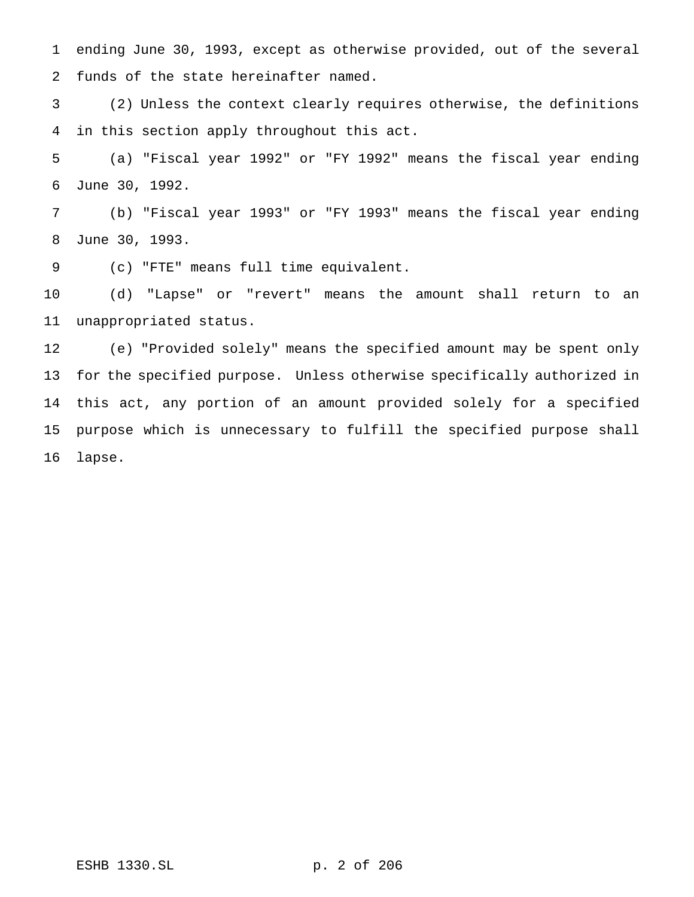ending June 30, 1993, except as otherwise provided, out of the several funds of the state hereinafter named.

(2) Unless the context clearly requires otherwise, the definitions in this section apply throughout this act.

(a) "Fiscal year 1992" or "FY 1992" means the fiscal year ending June 30, 1992.

(b) "Fiscal year 1993" or "FY 1993" means the fiscal year ending June 30, 1993.

(c) "FTE" means full time equivalent.

(d) "Lapse" or "revert" means the amount shall return to an unappropriated status.

(e) "Provided solely" means the specified amount may be spent only for the specified purpose. Unless otherwise specifically authorized in this act, any portion of an amount provided solely for a specified purpose which is unnecessary to fulfill the specified purpose shall lapse.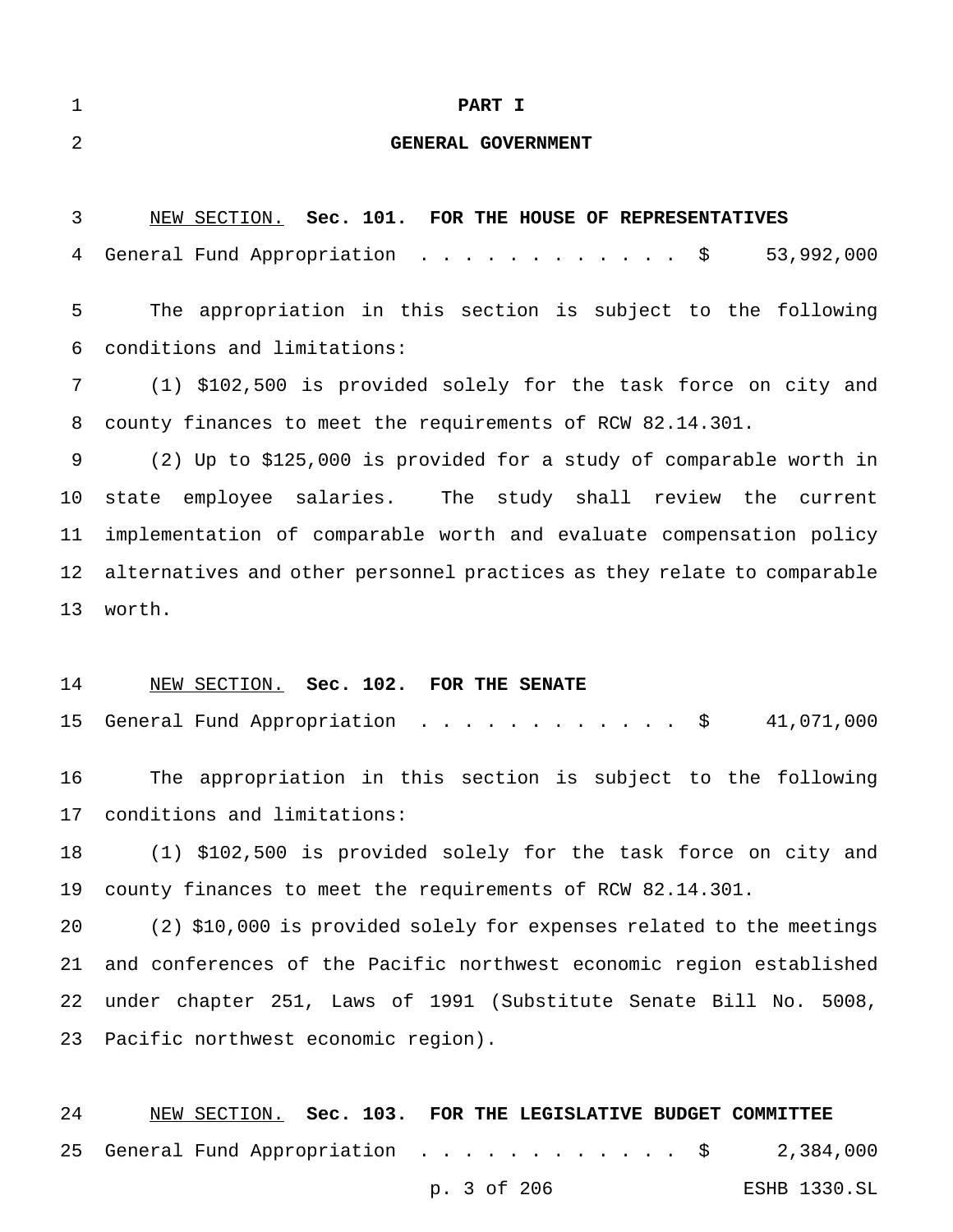# PART I

## GENERAL GOVERNMENT

NEW SECTION. **Sec. 101. FOR THE HOUSE OF REPRESENTATIVES**

General Fund Appropriation . . . . . . . . . . . . $ 53,992,000

The appropriation in this section is subject to the following conditions and limitations:

(1) $102,500 is provided solely for the task force on city and county finances to meet the requirements of RCW 82.14.301.

(2) Up to $125,000 is provided for a study of comparable worth in state employee salaries. The study shall review the current implementation of comparable worth and evaluate compensation policy alternatives and other personnel practices as they relate to comparable worth.

NEW SECTION. **Sec. 102. FOR THE SENATE**

General Fund Appropriation . . . . . . . . . . . . $ 41,071,000

The appropriation in this section is subject to the following conditions and limitations:

(1) $102,500 is provided solely for the task force on city and county finances to meet the requirements of RCW 82.14.301.

(2) $10,000 is provided solely for expenses related to the meetings and conferences of the Pacific northwest economic region established under chapter 251, Laws of 1991 (Substitute Senate Bill No. 5008, Pacific northwest economic region).

NEW SECTION. **Sec. 103. FOR THE LEGISLATIVE BUDGET COMMITTEE**

General Fund Appropriation . . . . . . . . . . . . $ 2,384,000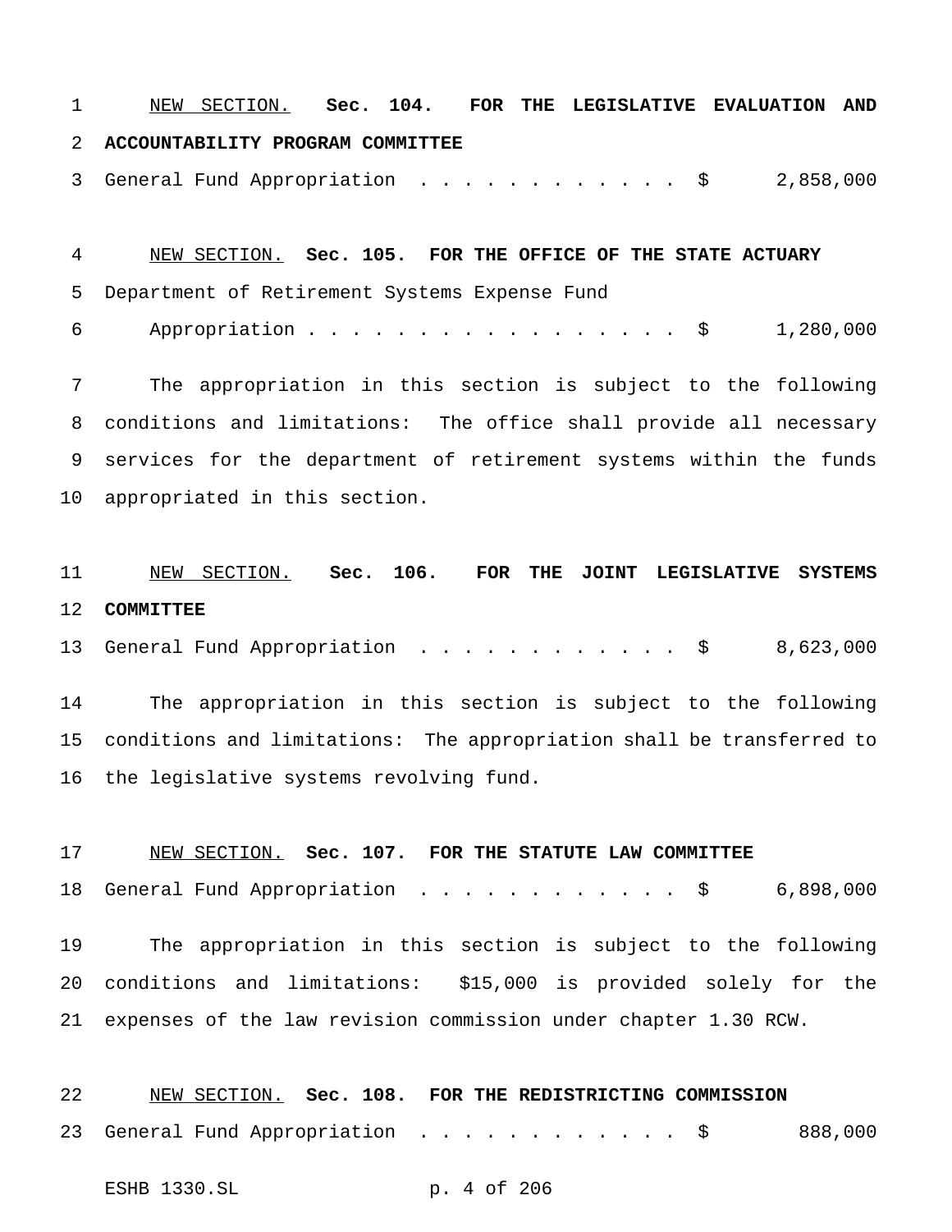NEW SECTION. **Sec. 104. FOR THE LEGISLATIVE EVALUATION AND ACCOUNTABILITY PROGRAM COMMITTEE**

General Fund Appropriation . . . . . . . . . . . . $ 2,858,000

NEW SECTION. **Sec. 105. FOR THE OFFICE OF THE STATE ACTUARY**

Department of Retirement Systems Expense Fund Appropriation . . . . . . . . . . . . . . . . . $ 1,280,000

The appropriation in this section is subject to the following conditions and limitations: The office shall provide all necessary services for the department of retirement systems within the funds appropriated in this section.

NEW SECTION. **Sec. 106. FOR THE JOINT LEGISLATIVE SYSTEMS COMMITTEE**

General Fund Appropriation . . . . . . . . . . . . $ 8,623,000

The appropriation in this section is subject to the following conditions and limitations: The appropriation shall be transferred to the legislative systems revolving fund.

NEW SECTION. **Sec. 107. FOR THE STATUTE LAW COMMITTEE**

General Fund Appropriation . . . . . . . . . . . . $ 6,898,000

The appropriation in this section is subject to the following conditions and limitations: $15,000 is provided solely for the expenses of the law revision commission under chapter 1.30 RCW.

NEW SECTION. **Sec. 108. FOR THE REDISTRICTING COMMISSION**

General Fund Appropriation . . . . . . . . . . . . $ 888,000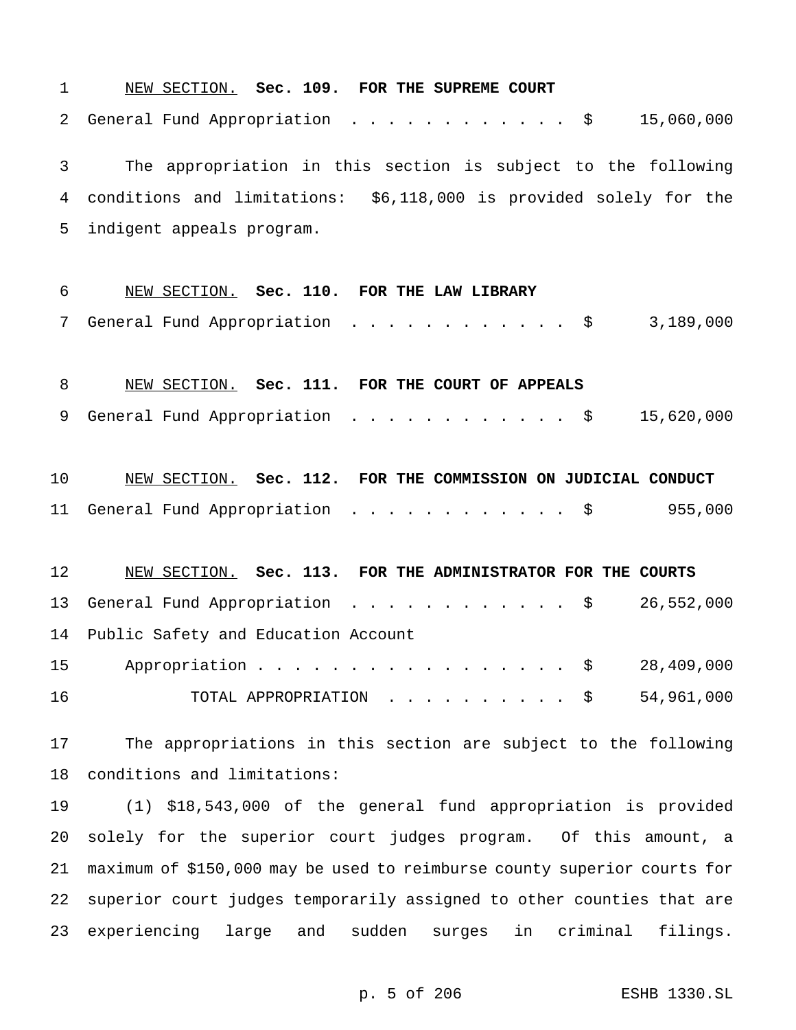<u>NEW SECTION.</u> **Sec. 109. FOR THE SUPREME COURT**

General Fund Appropriation . . . . . . . . . . . . . $ 15,060,000

The appropriation in this section is subject to the following conditions and limitations: $6,118,000 is provided solely for the indigent appeals program.

<u>NEW SECTION.</u> **Sec. 110. FOR THE LAW LIBRARY**

General Fund Appropriation . . . . . . . . . . . . . $ 3,189,000

<u>NEW SECTION.</u> **Sec. 111. FOR THE COURT OF APPEALS**

General Fund Appropriation . . . . . . . . . . . . . $ 15,620,000

<u>NEW SECTION.</u> **Sec. 112. FOR THE COMMISSION ON JUDICIAL CONDUCT**

General Fund Appropriation . . . . . . . . . . . . . $ 955,000

<u>NEW SECTION.</u> **Sec. 113. FOR THE ADMINISTRATOR FOR THE COURTS**

General Fund Appropriation . . . . . . . . . . . . . $ 26,552,000

Public Safety and Education Account
Appropriation . . . . . . . . . . . . . . . . . . $ 28,409,000

TOTAL APPROPRIATION . . . . . . . . . . . $ 54,961,000

The appropriations in this section are subject to the following conditions and limitations:

(1) $18,543,000 of the general fund appropriation is provided solely for the superior court judges program. Of this amount, a maximum of $150,000 may be used to reimburse county superior courts for superior court judges temporarily assigned to other counties that are experiencing large and sudden surges in criminal filings.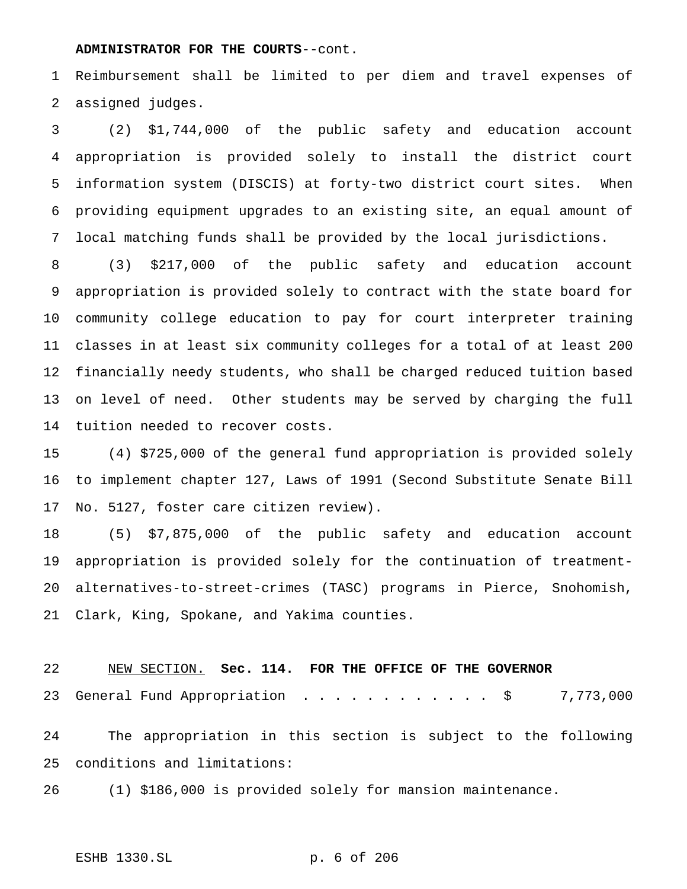**ADMINISTRATOR FOR THE COURTS**--cont.

Reimbursement shall be limited to per diem and travel expenses of assigned judges.

(2) $1,744,000 of the public safety and education account appropriation is provided solely to install the district court information system (DISCIS) at forty-two district court sites. When providing equipment upgrades to an existing site, an equal amount of local matching funds shall be provided by the local jurisdictions.

(3) $217,000 of the public safety and education account appropriation is provided solely to contract with the state board for community college education to pay for court interpreter training classes in at least six community colleges for a total of at least 200 financially needy students, who shall be charged reduced tuition based on level of need. Other students may be served by charging the full tuition needed to recover costs.

(4) $725,000 of the general fund appropriation is provided solely to implement chapter 127, Laws of 1991 (Second Substitute Senate Bill No. 5127, foster care citizen review).

(5) $7,875,000 of the public safety and education account appropriation is provided solely for the continuation of treatment-alternatives-to-street-crimes (TASC) programs in Pierce, Snohomish, Clark, King, Spokane, and Yakima counties.

NEW SECTION. **Sec. 114. FOR THE OFFICE OF THE GOVERNOR**

General Fund Appropriation . . . . . . . . . . . . $ 7,773,000

The appropriation in this section is subject to the following conditions and limitations:

(1) $186,000 is provided solely for mansion maintenance.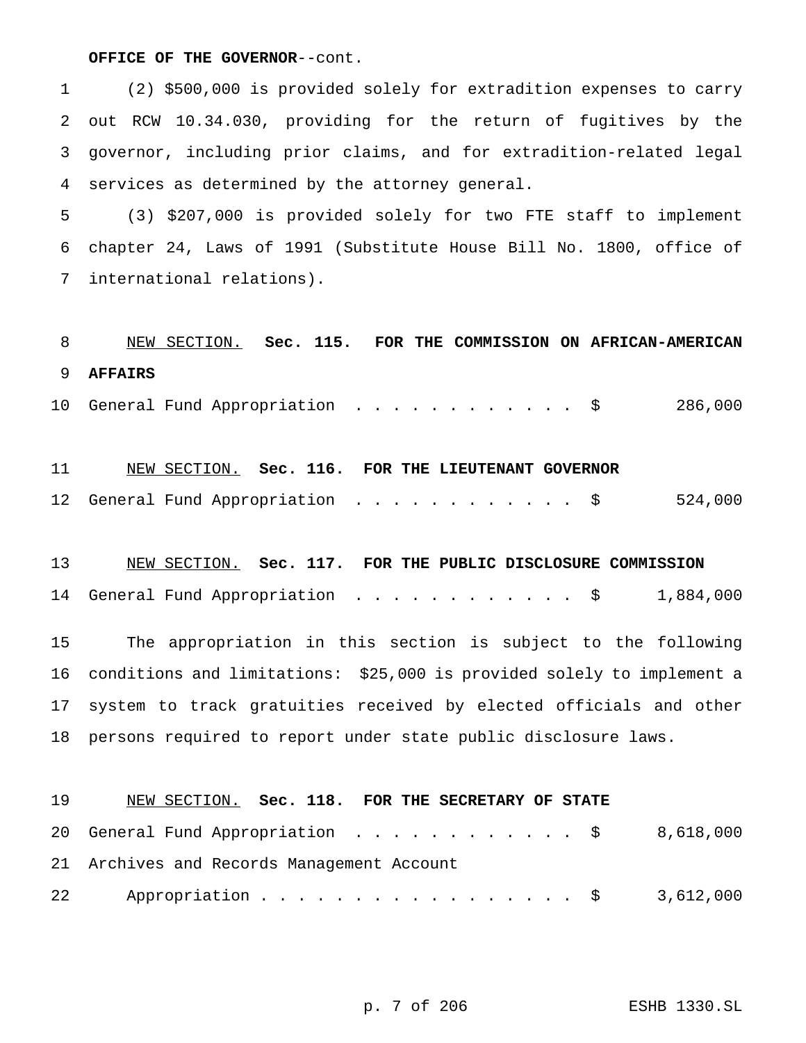**OFFICE OF THE GOVERNOR**--cont.

(2) $500,000 is provided solely for extradition expenses to carry out RCW 10.34.030, providing for the return of fugitives by the governor, including prior claims, and for extradition-related legal services as determined by the attorney general.

(3) $207,000 is provided solely for two FTE staff to implement chapter 24, Laws of 1991 (Substitute House Bill No. 1800, office of international relations).

NEW SECTION. **Sec. 115. FOR THE COMMISSION ON AFRICAN-AMERICAN AFFAIRS**

General Fund Appropriation . . . . . . . . . . . . . $ 286,000

NEW SECTION. **Sec. 116. FOR THE LIEUTENANT GOVERNOR**

General Fund Appropriation . . . . . . . . . . . . . $ 524,000

NEW SECTION. **Sec. 117. FOR THE PUBLIC DISCLOSURE COMMISSION**

General Fund Appropriation . . . . . . . . . . . . . $ 1,884,000

The appropriation in this section is subject to the following conditions and limitations: $25,000 is provided solely to implement a system to track gratuities received by elected officials and other persons required to report under state public disclosure laws.

NEW SECTION. **Sec. 118. FOR THE SECRETARY OF STATE**

General Fund Appropriation . . . . . . . . . . . . . $ 8,618,000

Archives and Records Management Account
Appropriation . . . . . . . . . . . . . . . . . . $ 3,612,000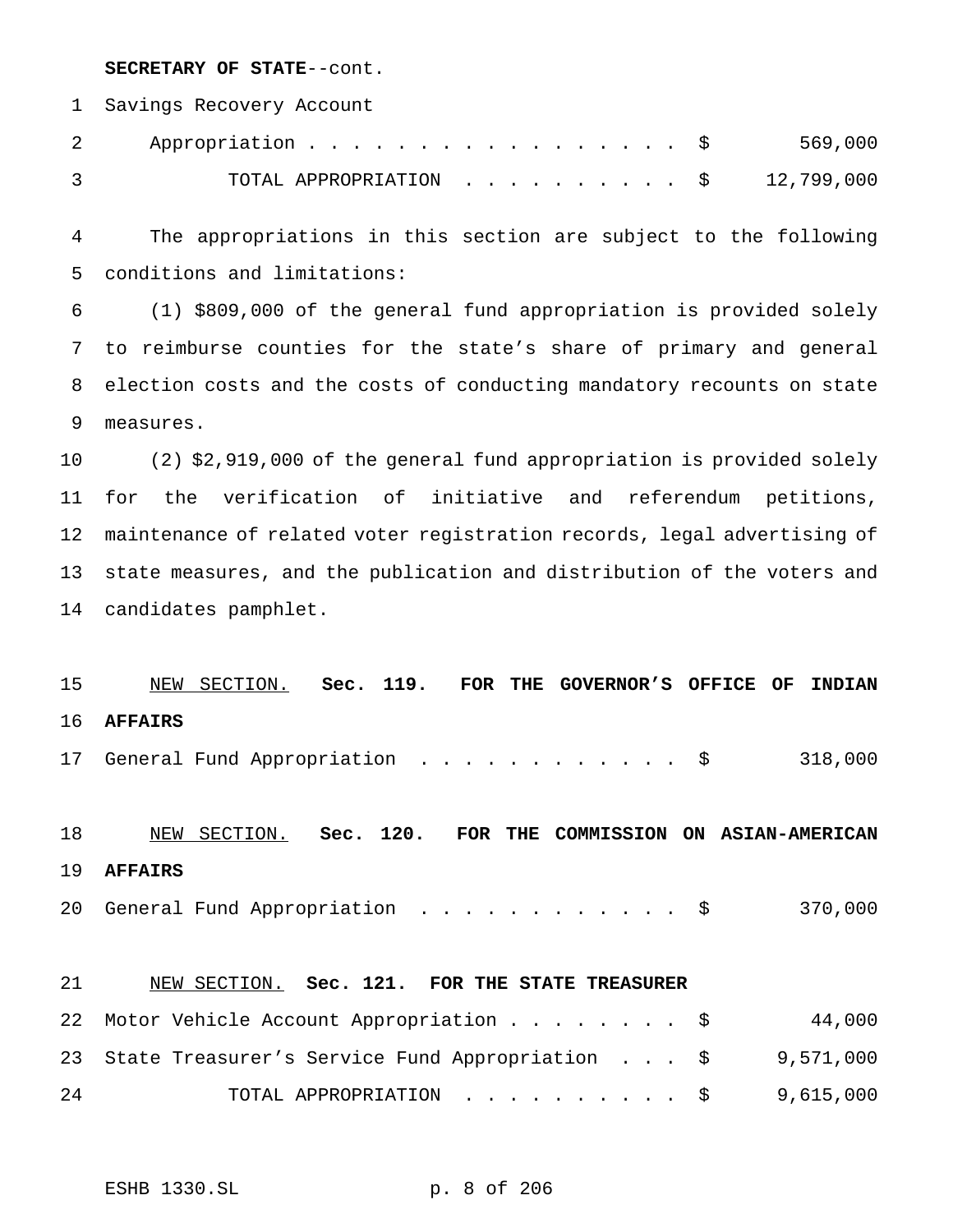**SECRETARY OF STATE**--cont.

| | |
|---|---|
| Savings Recovery Account Appropriation | $ 569,000 |
| TOTAL APPROPRIATION | $ 12,799,000 |

The appropriations in this section are subject to the following conditions and limitations:

(1) $809,000 of the general fund appropriation is provided solely to reimburse counties for the state's share of primary and general election costs and the costs of conducting mandatory recounts on state measures.

(2) $2,919,000 of the general fund appropriation is provided solely for the verification of initiative and referendum petitions, maintenance of related voter registration records, legal advertising of state measures, and the publication and distribution of the voters and candidates pamphlet.

NEW SECTION. **Sec. 119. FOR THE GOVERNOR'S OFFICE OF INDIAN AFFAIRS**

| | |
|---|---|
| General Fund Appropriation | $ 318,000 |

NEW SECTION. **Sec. 120. FOR THE COMMISSION ON ASIAN-AMERICAN AFFAIRS**

| | |
|---|---|
| General Fund Appropriation | $ 370,000 |

NEW SECTION. **Sec. 121. FOR THE STATE TREASURER**

| | |
|---|---|
| Motor Vehicle Account Appropriation | $ 44,000 |
| State Treasurer's Service Fund Appropriation | $ 9,571,000 |
| TOTAL APPROPRIATION | $ 9,615,000 |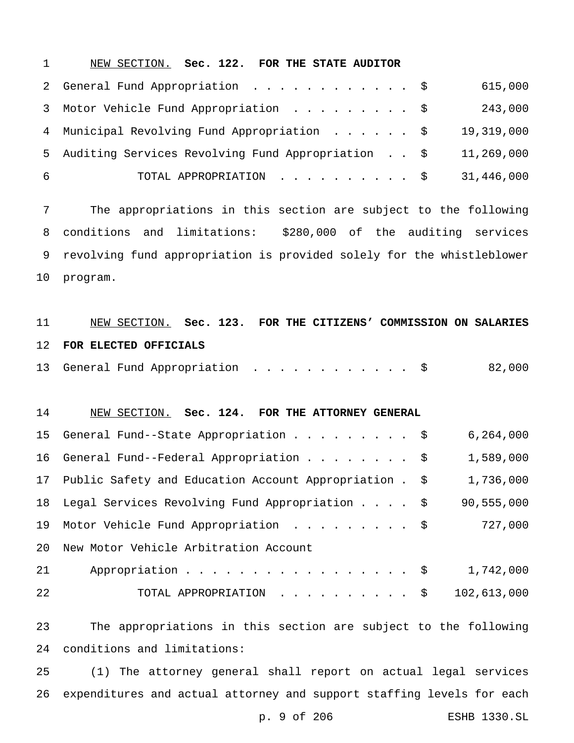NEW SECTION. **Sec. 122. FOR THE STATE AUDITOR**

| | | |
|---|---|---|
| General Fund Appropriation | $ | 615,000 |
| Motor Vehicle Fund Appropriation | $ | 243,000 |
| Municipal Revolving Fund Appropriation | $ | 19,319,000 |
| Auditing Services Revolving Fund Appropriation | $ | 11,269,000 |
| TOTAL APPROPRIATION | $ | 31,446,000 |

The appropriations in this section are subject to the following conditions and limitations: $280,000 of the auditing services revolving fund appropriation is provided solely for the whistleblower program.

NEW SECTION. **Sec. 123. FOR THE CITIZENS' COMMISSION ON SALARIES FOR ELECTED OFFICIALS**

| | | |
|---|---|---|
| General Fund Appropriation | $ | 82,000 |

NEW SECTION. **Sec. 124. FOR THE ATTORNEY GENERAL**

| | | |
|---|---|---|
| General Fund--State Appropriation | $ | 6,264,000 |
| General Fund--Federal Appropriation | $ | 1,589,000 |
| Public Safety and Education Account Appropriation | $ | 1,736,000 |
| Legal Services Revolving Fund Appropriation | $ | 90,555,000 |
| Motor Vehicle Fund Appropriation | $ | 727,000 |
| New Motor Vehicle Arbitration Account Appropriation | $ | 1,742,000 |
| TOTAL APPROPRIATION | $ | 102,613,000 |

The appropriations in this section are subject to the following conditions and limitations:

(1) The attorney general shall report on actual legal services expenditures and actual attorney and support staffing levels for each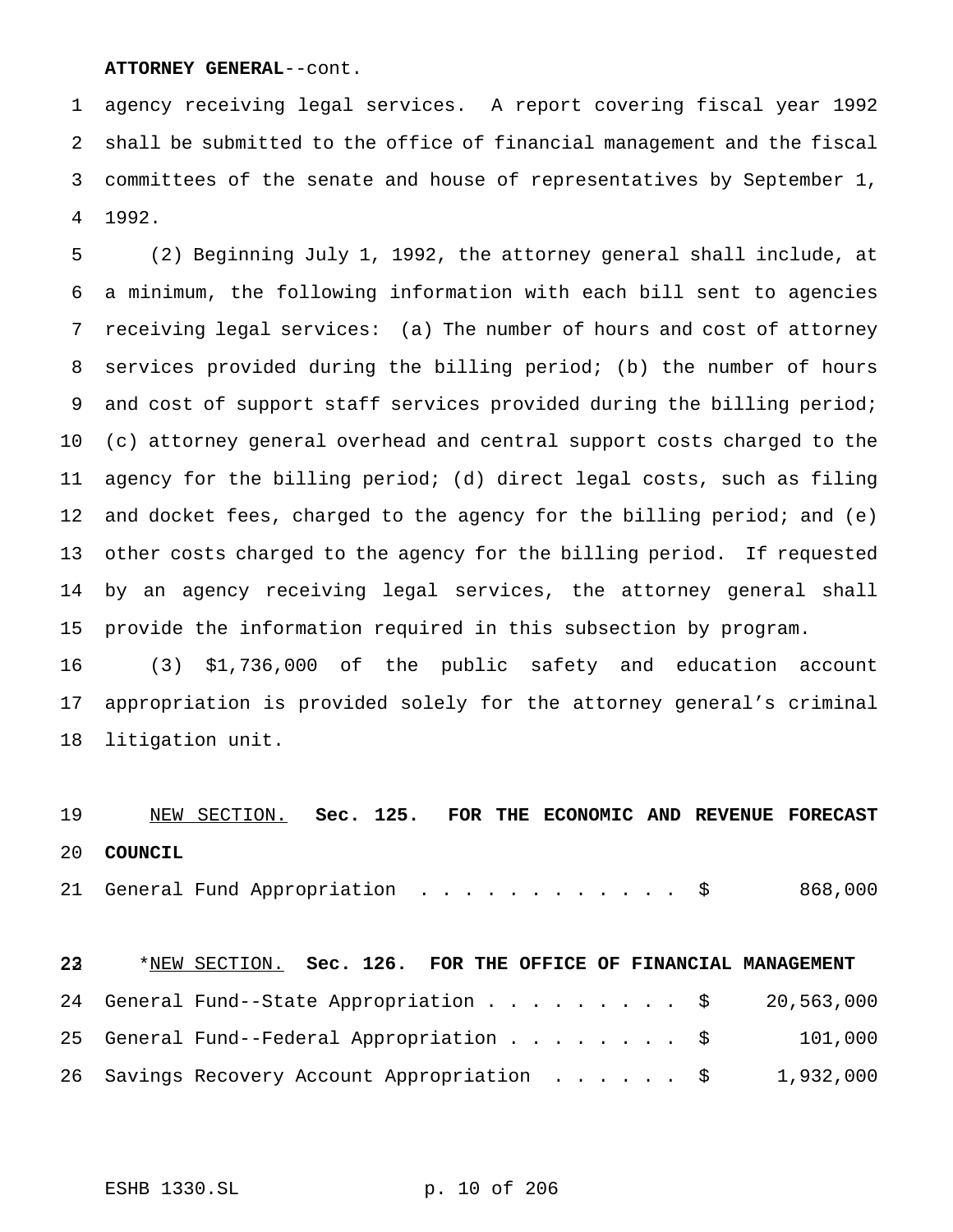**ATTORNEY GENERAL**--cont.

agency receiving legal services. A report covering fiscal year 1992 shall be submitted to the office of financial management and the fiscal committees of the senate and house of representatives by September 1, 1992.

(2) Beginning July 1, 1992, the attorney general shall include, at a minimum, the following information with each bill sent to agencies receiving legal services: (a) The number of hours and cost of attorney services provided during the billing period; (b) the number of hours and cost of support staff services provided during the billing period; (c) attorney general overhead and central support costs charged to the agency for the billing period; (d) direct legal costs, such as filing and docket fees, charged to the agency for the billing period; and (e) other costs charged to the agency for the billing period. If requested by an agency receiving legal services, the attorney general shall provide the information required in this subsection by program.

(3) $1,736,000 of the public safety and education account appropriation is provided solely for the attorney general's criminal litigation unit.

NEW SECTION. **Sec. 125. FOR THE ECONOMIC AND REVENUE FORECAST COUNCIL**

| | | |
|---|---|---|
| General Fund Appropriation . . . . . . . . . . . . | $ | 868,000 |

*NEW SECTION. **Sec. 126. FOR THE OFFICE OF FINANCIAL MANAGEMENT**

| | | |
|---|---|---|
| General Fund--State Appropriation . . . . . . . . . | $ | 20,563,000 |
| General Fund--Federal Appropriation . . . . . . . . | $ | 101,000 |
| Savings Recovery Account Appropriation . . . . . . | $ | 1,932,000 |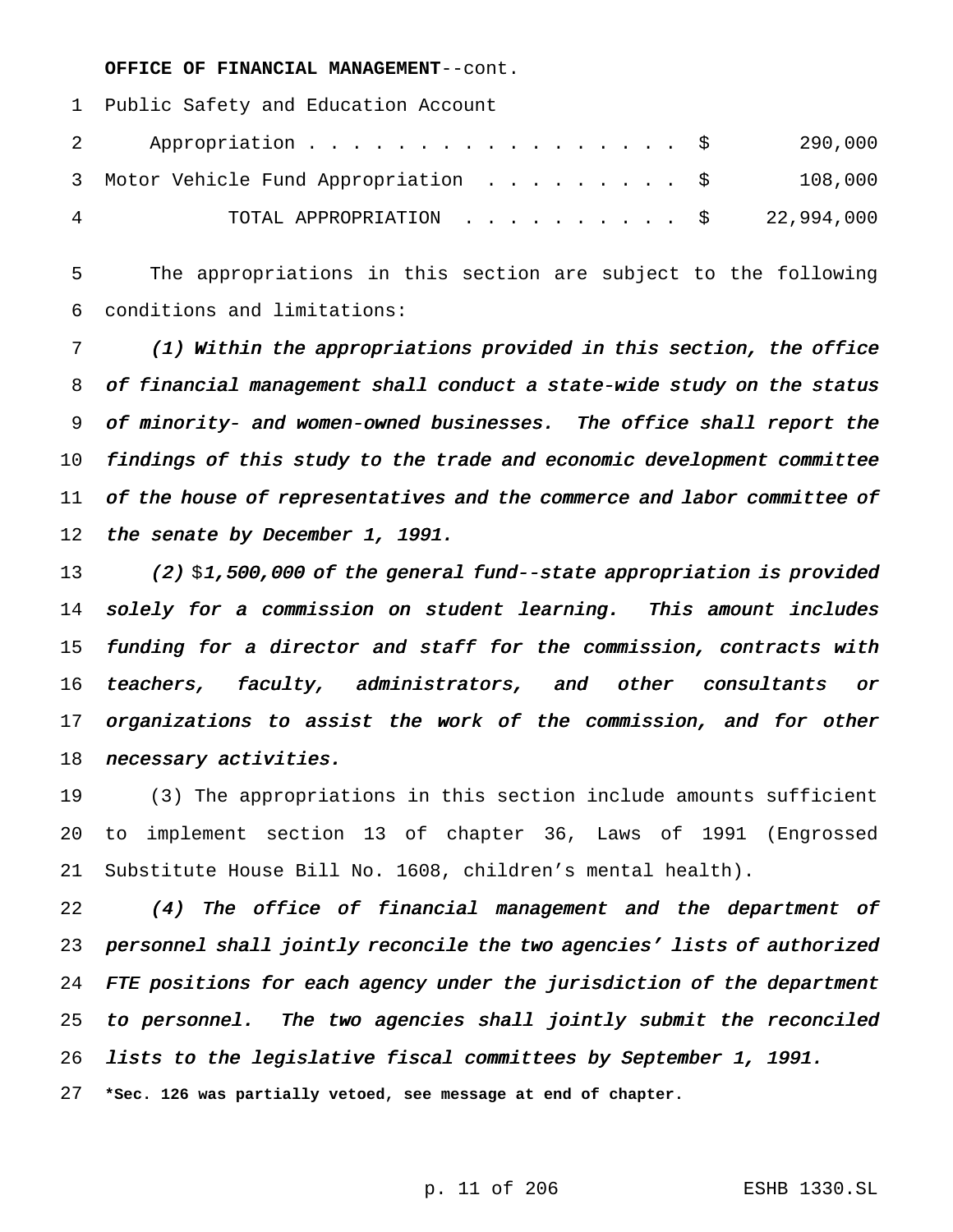**OFFICE OF FINANCIAL MANAGEMENT**--cont.

| | |
|---|---|
| Public Safety and Education Account Appropriation | $ 290,000 |
| Motor Vehicle Fund Appropriation | $ 108,000 |
| TOTAL APPROPRIATION | $ 22,994,000 |

The appropriations in this section are subject to the following conditions and limitations:

*(1) Within the appropriations provided in this section, the office of financial management shall conduct a state-wide study on the status of minority- and women-owned businesses. The office shall report the findings of this study to the trade and economic development committee of the house of representatives and the commerce and labor committee of the senate by December 1, 1991.*

*(2) $1,500,000 of the general fund--state appropriation is provided solely for a commission on student learning. This amount includes funding for a director and staff for the commission, contracts with teachers, faculty, administrators, and other consultants or organizations to assist the work of the commission, and for other necessary activities.*

(3) The appropriations in this section include amounts sufficient to implement section 13 of chapter 36, Laws of 1991 (Engrossed Substitute House Bill No. 1608, children's mental health).

*(4) The office of financial management and the department of personnel shall jointly reconcile the two agencies' lists of authorized FTE positions for each agency under the jurisdiction of the department to personnel. The two agencies shall jointly submit the reconciled lists to the legislative fiscal committees by September 1, 1991.*

**\*Sec. 126 was partially vetoed, see message at end of chapter.**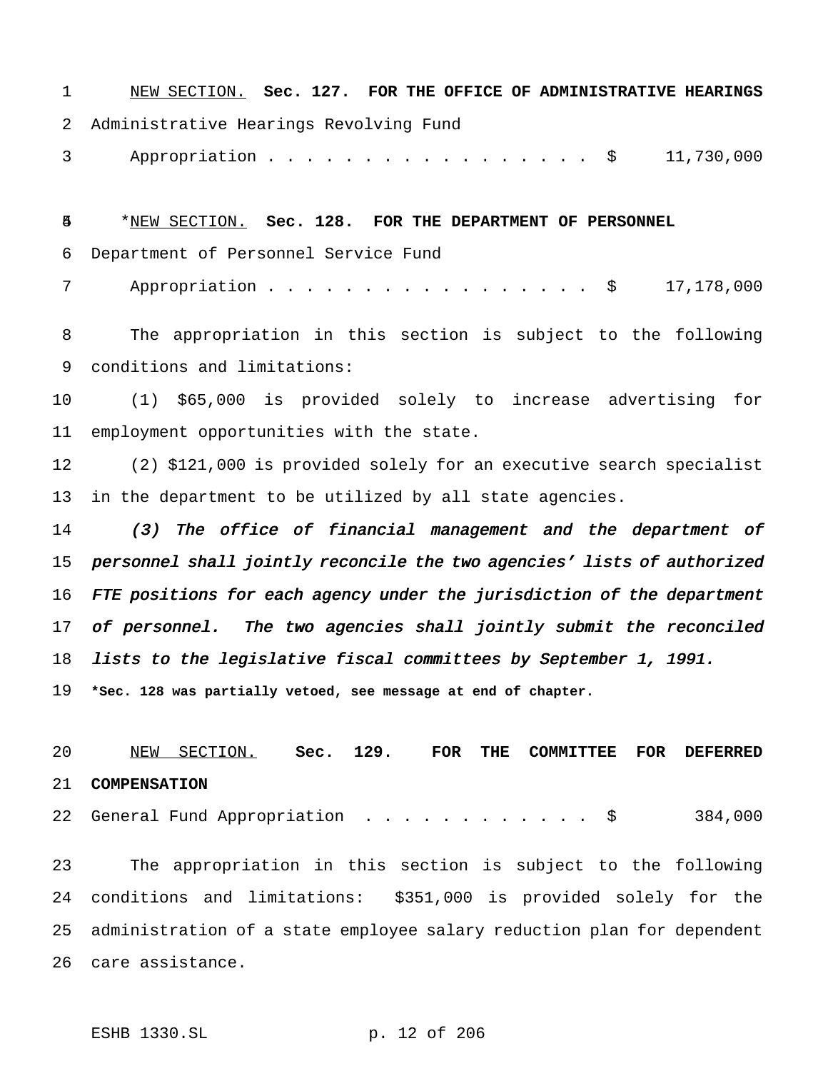NEW SECTION. **Sec. 127. FOR THE OFFICE OF ADMINISTRATIVE HEARINGS**

Administrative Hearings Revolving Fund

Appropriation . . . . . . . . . . . . . . . . . . $ 11,730,000

*NEW SECTION. **Sec. 128. FOR THE DEPARTMENT OF PERSONNEL**

Department of Personnel Service Fund

Appropriation . . . . . . . . . . . . . . . . . . $ 17,178,000

The appropriation in this section is subject to the following conditions and limitations:

(1) $65,000 is provided solely to increase advertising for employment opportunities with the state.

(2) $121,000 is provided solely for an executive search specialist in the department to be utilized by all state agencies.

*(3) The office of financial management and the department of personnel shall jointly reconcile the two agencies' lists of authorized FTE positions for each agency under the jurisdiction of the department of personnel. The two agencies shall jointly submit the reconciled lists to the legislative fiscal committees by September 1, 1991.*

**\*Sec. 128 was partially vetoed, see message at end of chapter.**

NEW SECTION. **Sec. 129. FOR THE COMMITTEE FOR DEFERRED COMPENSATION**

General Fund Appropriation . . . . . . . . . . . . $ 384,000

The appropriation in this section is subject to the following conditions and limitations: $351,000 is provided solely for the administration of a state employee salary reduction plan for dependent care assistance.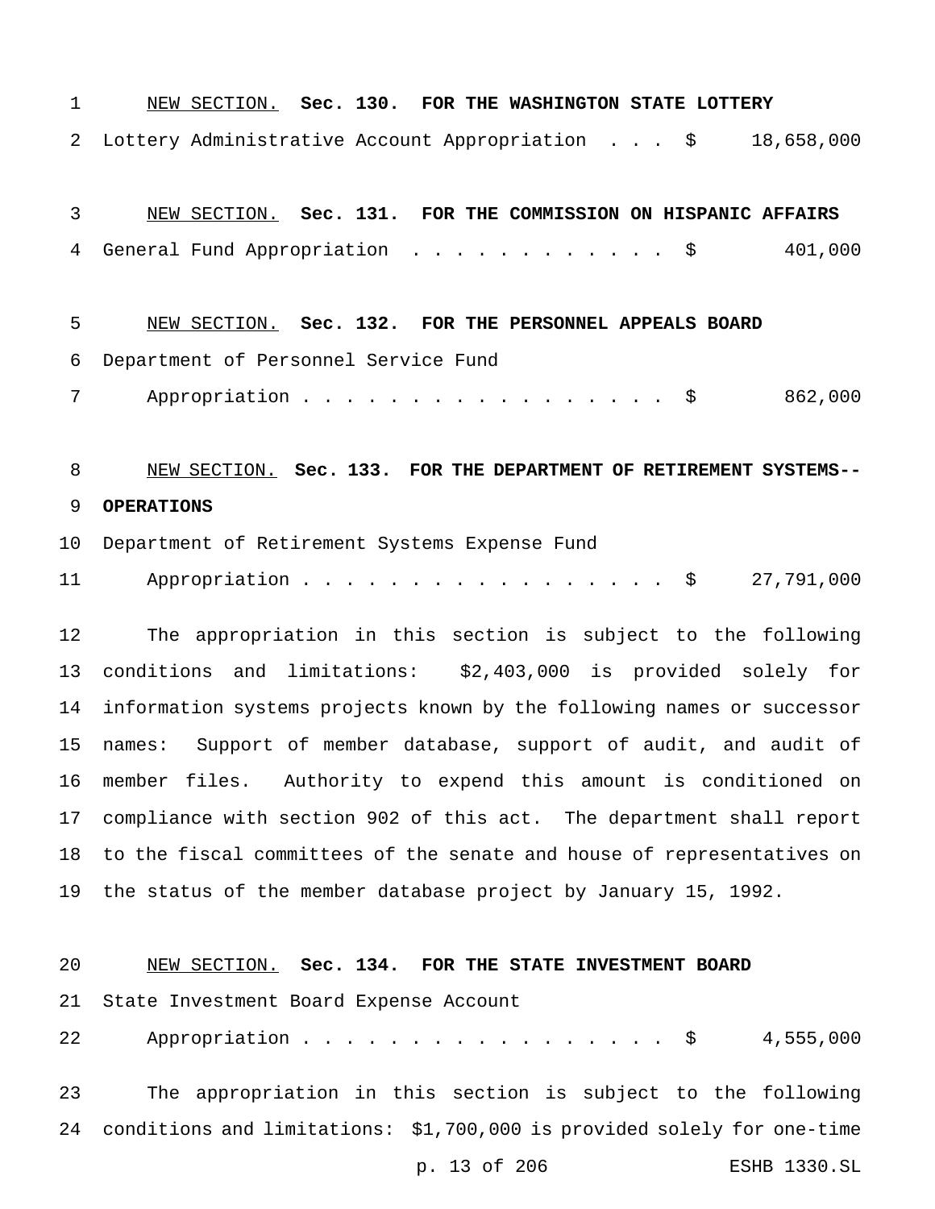NEW SECTION. **Sec. 130. FOR THE WASHINGTON STATE LOTTERY**

Lottery Administrative Account Appropriation . . . $ 18,658,000

NEW SECTION. **Sec. 131. FOR THE COMMISSION ON HISPANIC AFFAIRS**

General Fund Appropriation . . . . . . . . . . . . $ 401,000

NEW SECTION. **Sec. 132. FOR THE PERSONNEL APPEALS BOARD**

Department of Personnel Service Fund
Appropriation . . . . . . . . . . . . . . . . . . $ 862,000

NEW SECTION. **Sec. 133. FOR THE DEPARTMENT OF RETIREMENT SYSTEMS--OPERATIONS**

Department of Retirement Systems Expense Fund
Appropriation . . . . . . . . . . . . . . . . . . $ 27,791,000

The appropriation in this section is subject to the following conditions and limitations: $2,403,000 is provided solely for information systems projects known by the following names or successor names: Support of member database, support of audit, and audit of member files. Authority to expend this amount is conditioned on compliance with section 902 of this act. The department shall report to the fiscal committees of the senate and house of representatives on the status of the member database project by January 15, 1992.

NEW SECTION. **Sec. 134. FOR THE STATE INVESTMENT BOARD**

State Investment Board Expense Account
Appropriation . . . . . . . . . . . . . . . . . . $ 4,555,000

The appropriation in this section is subject to the following conditions and limitations: $1,700,000 is provided solely for one-time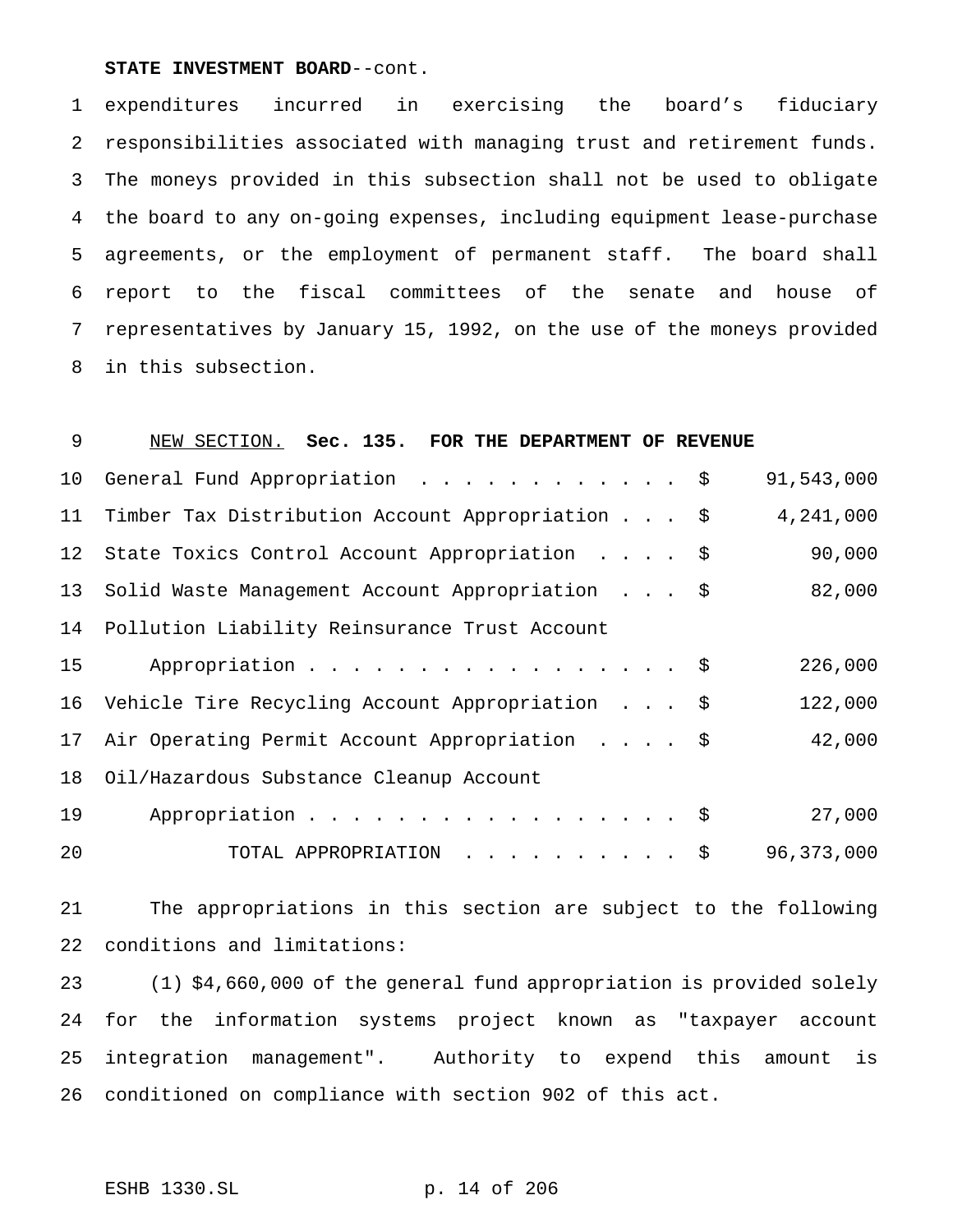**STATE INVESTMENT BOARD**--cont.

expenditures incurred in exercising the board's fiduciary responsibilities associated with managing trust and retirement funds. The moneys provided in this subsection shall not be used to obligate the board to any on-going expenses, including equipment lease-purchase agreements, or the employment of permanent staff. The board shall report to the fiscal committees of the senate and house of representatives by January 15, 1992, on the use of the moneys provided in this subsection.

NEW SECTION. **Sec. 135. FOR THE DEPARTMENT OF REVENUE**

| | |
|---|---|
| General Fund Appropriation | $ 91,543,000 |
| Timber Tax Distribution Account Appropriation | $ 4,241,000 |
| State Toxics Control Account Appropriation | $ 90,000 |
| Solid Waste Management Account Appropriation | $ 82,000 |
| Pollution Liability Reinsurance Trust Account Appropriation | $ 226,000 |
| Vehicle Tire Recycling Account Appropriation | $ 122,000 |
| Air Operating Permit Account Appropriation | $ 42,000 |
| Oil/Hazardous Substance Cleanup Account Appropriation | $ 27,000 |
| TOTAL APPROPRIATION | $ 96,373,000 |

The appropriations in this section are subject to the following conditions and limitations:

(1) $4,660,000 of the general fund appropriation is provided solely for the information systems project known as "taxpayer account integration management". Authority to expend this amount is conditioned on compliance with section 902 of this act.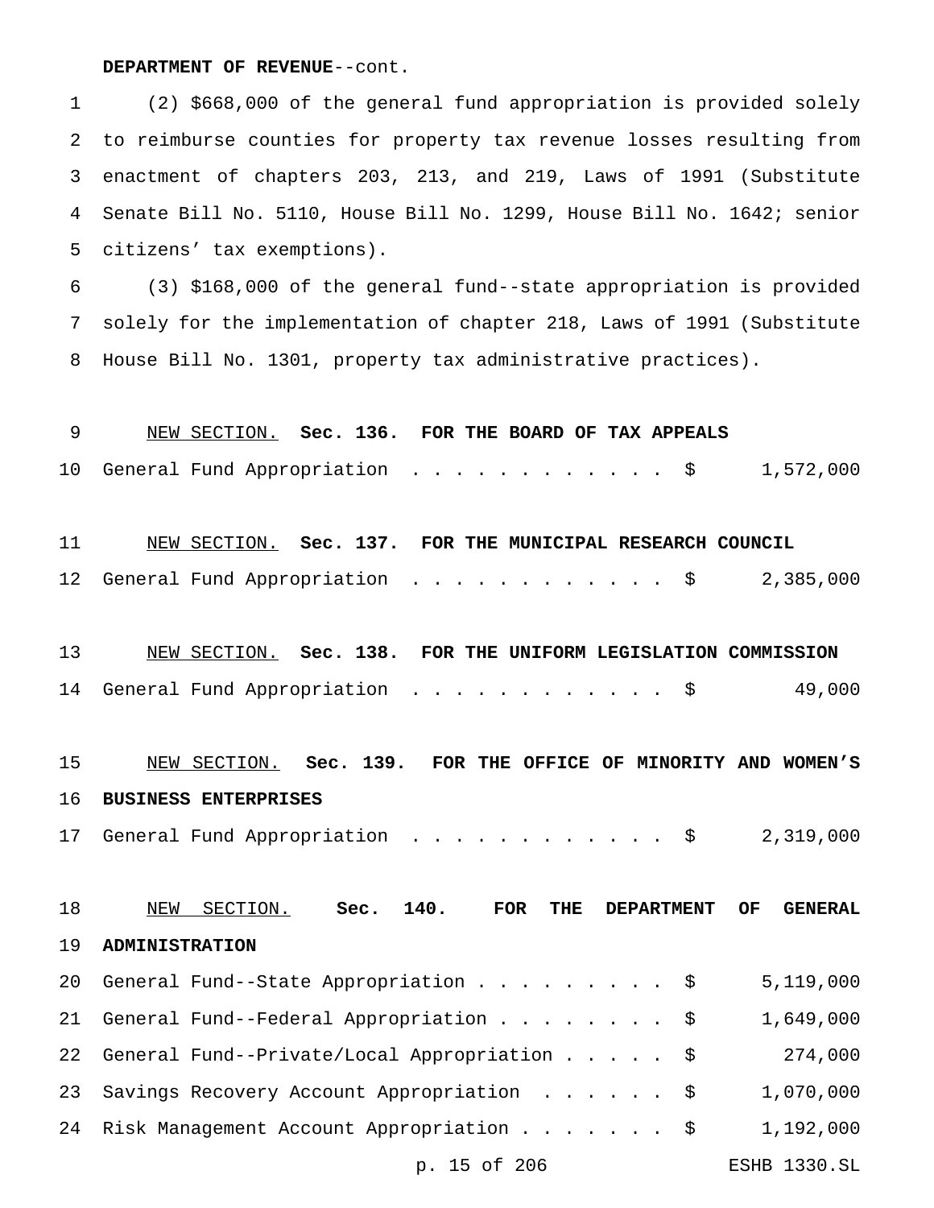**DEPARTMENT OF REVENUE**--cont.

(2) $668,000 of the general fund appropriation is provided solely to reimburse counties for property tax revenue losses resulting from enactment of chapters 203, 213, and 219, Laws of 1991 (Substitute Senate Bill No. 5110, House Bill No. 1299, House Bill No. 1642; senior citizens' tax exemptions).

(3) $168,000 of the general fund--state appropriation is provided solely for the implementation of chapter 218, Laws of 1991 (Substitute House Bill No. 1301, property tax administrative practices).

NEW SECTION. **Sec. 136. FOR THE BOARD OF TAX APPEALS**

| | |
|---|---|
| General Fund Appropriation . . . . . . . . . . . . . | $ 1,572,000 |

NEW SECTION. **Sec. 137. FOR THE MUNICIPAL RESEARCH COUNCIL**

| | |
|---|---|
| General Fund Appropriation . . . . . . . . . . . . . | $ 2,385,000 |

NEW SECTION. **Sec. 138. FOR THE UNIFORM LEGISLATION COMMISSION**

| | |
|---|---|
| General Fund Appropriation . . . . . . . . . . . . . | $ 49,000 |

NEW SECTION. **Sec. 139. FOR THE OFFICE OF MINORITY AND WOMEN'S BUSINESS ENTERPRISES**

| | |
|---|---|
| General Fund Appropriation . . . . . . . . . . . . . | $ 2,319,000 |

NEW SECTION. **Sec. 140. FOR THE DEPARTMENT OF GENERAL ADMINISTRATION**

| | |
|---|---|
| General Fund--State Appropriation . . . . . . . . . | $ 5,119,000 |
| General Fund--Federal Appropriation . . . . . . . . | $ 1,649,000 |
| General Fund--Private/Local Appropriation . . . . . | $ 274,000 |
| Savings Recovery Account Appropriation . . . . . . | $ 1,070,000 |
| Risk Management Account Appropriation . . . . . . . | $ 1,192,000 |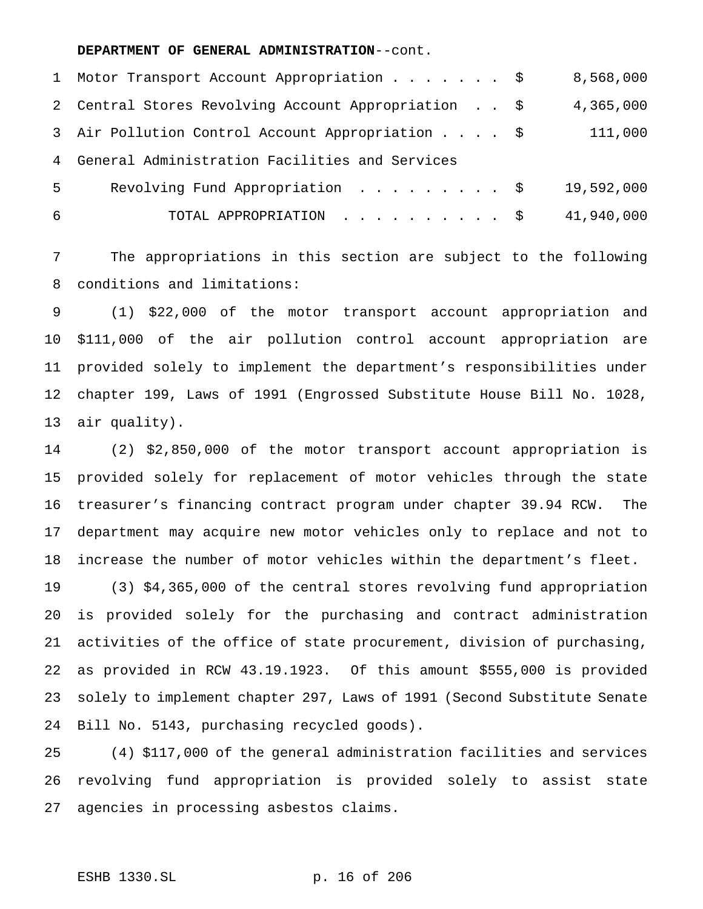**DEPARTMENT OF GENERAL ADMINISTRATION**--cont.

| | | |
|---|---|---|
| Motor Transport Account Appropriation | $ | 8,568,000 |
| Central Stores Revolving Account Appropriation | $ | 4,365,000 |
| Air Pollution Control Account Appropriation | $ | 111,000 |
| General Administration Facilities and Services Revolving Fund Appropriation | $ | 19,592,000 |
| TOTAL APPROPRIATION | $ | 41,940,000 |

The appropriations in this section are subject to the following conditions and limitations:

(1) $22,000 of the motor transport account appropriation and $111,000 of the air pollution control account appropriation are provided solely to implement the department's responsibilities under chapter 199, Laws of 1991 (Engrossed Substitute House Bill No. 1028, air quality).

(2) $2,850,000 of the motor transport account appropriation is provided solely for replacement of motor vehicles through the state treasurer's financing contract program under chapter 39.94 RCW. The department may acquire new motor vehicles only to replace and not to increase the number of motor vehicles within the department's fleet.

(3) $4,365,000 of the central stores revolving fund appropriation is provided solely for the purchasing and contract administration activities of the office of state procurement, division of purchasing, as provided in RCW 43.19.1923. Of this amount $555,000 is provided solely to implement chapter 297, Laws of 1991 (Second Substitute Senate Bill No. 5143, purchasing recycled goods).

(4) $117,000 of the general administration facilities and services revolving fund appropriation is provided solely to assist state agencies in processing asbestos claims.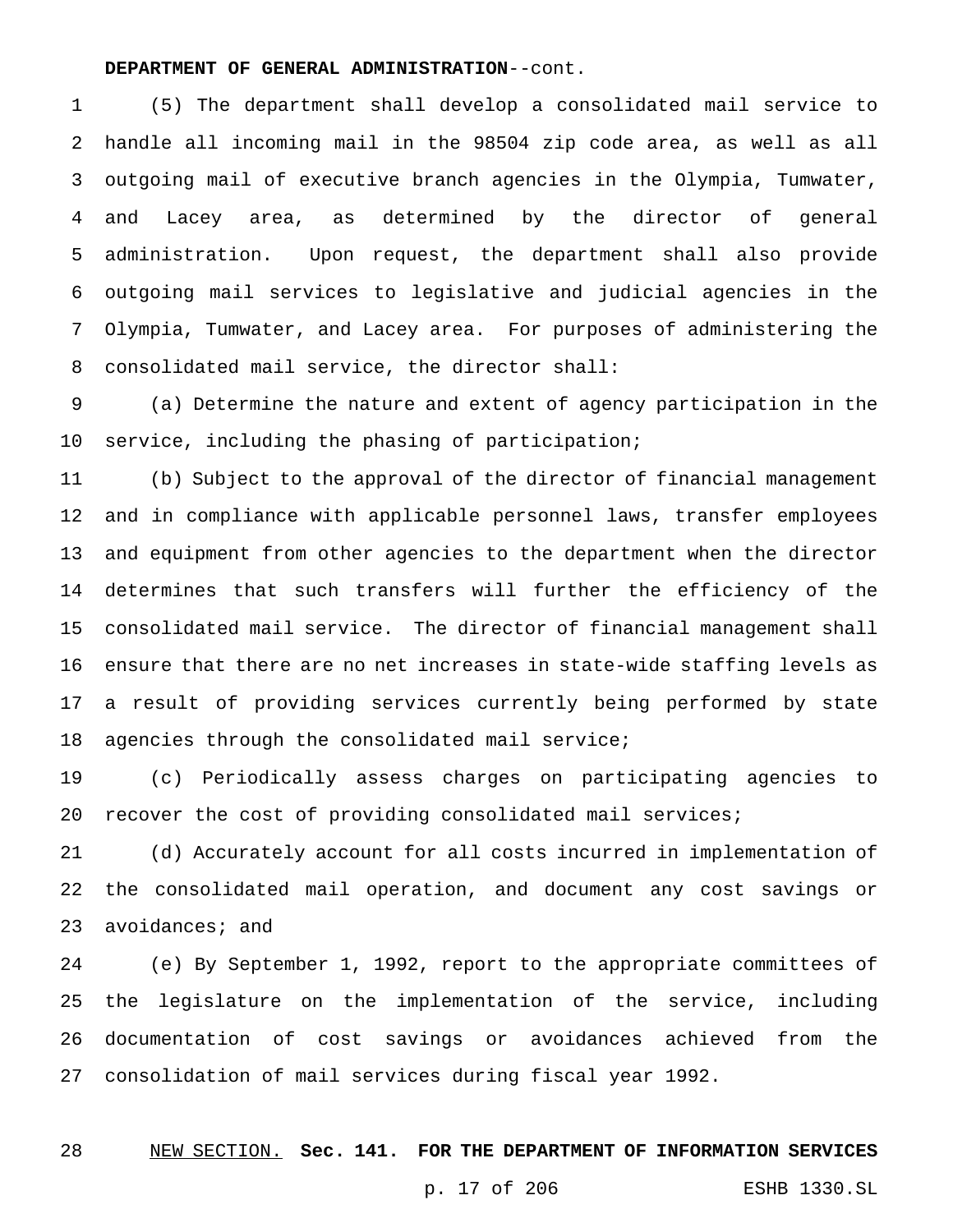**DEPARTMENT OF GENERAL ADMINISTRATION**--cont.

(5) The department shall develop a consolidated mail service to handle all incoming mail in the 98504 zip code area, as well as all outgoing mail of executive branch agencies in the Olympia, Tumwater, and Lacey area, as determined by the director of general administration. Upon request, the department shall also provide outgoing mail services to legislative and judicial agencies in the Olympia, Tumwater, and Lacey area. For purposes of administering the consolidated mail service, the director shall:

(a) Determine the nature and extent of agency participation in the service, including the phasing of participation;

(b) Subject to the approval of the director of financial management and in compliance with applicable personnel laws, transfer employees and equipment from other agencies to the department when the director determines that such transfers will further the efficiency of the consolidated mail service. The director of financial management shall ensure that there are no net increases in state-wide staffing levels as a result of providing services currently being performed by state agencies through the consolidated mail service;

(c) Periodically assess charges on participating agencies to recover the cost of providing consolidated mail services;

(d) Accurately account for all costs incurred in implementation of the consolidated mail operation, and document any cost savings or avoidances; and

(e) By September 1, 1992, report to the appropriate committees of the legislature on the implementation of the service, including documentation of cost savings or avoidances achieved from the consolidation of mail services during fiscal year 1992.

NEW SECTION. **Sec. 141. FOR THE DEPARTMENT OF INFORMATION SERVICES**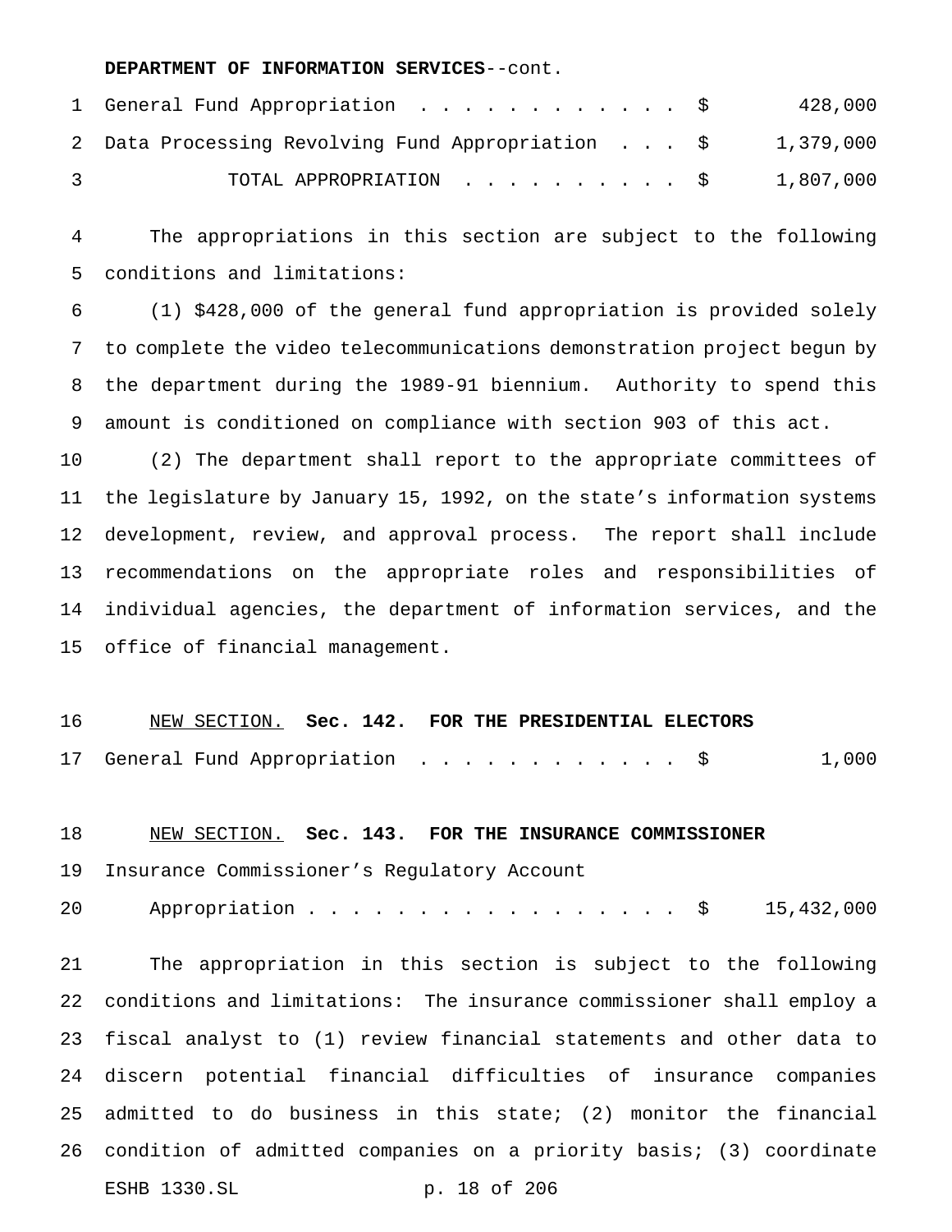**DEPARTMENT OF INFORMATION SERVICES**--cont.

| | | |
|---|---|---|
| General Fund Appropriation | $ | 428,000 |
| Data Processing Revolving Fund Appropriation | $ | 1,379,000 |
| TOTAL APPROPRIATION | $ | 1,807,000 |

The appropriations in this section are subject to the following conditions and limitations:

(1) $428,000 of the general fund appropriation is provided solely to complete the video telecommunications demonstration project begun by the department during the 1989-91 biennium. Authority to spend this amount is conditioned on compliance with section 903 of this act.

(2) The department shall report to the appropriate committees of the legislature by January 15, 1992, on the state's information systems development, review, and approval process. The report shall include recommendations on the appropriate roles and responsibilities of individual agencies, the department of information services, and the office of financial management.

NEW SECTION. **Sec. 142. FOR THE PRESIDENTIAL ELECTORS**

| | | |
|---|---|---|
| General Fund Appropriation | $ | 1,000 |

NEW SECTION. **Sec. 143. FOR THE INSURANCE COMMISSIONER**

| | | |
|---|---|---|
| Insurance Commissioner's Regulatory Account Appropriation | $ | 15,432,000 |

The appropriation in this section is subject to the following conditions and limitations: The insurance commissioner shall employ a fiscal analyst to (1) review financial statements and other data to discern potential financial difficulties of insurance companies admitted to do business in this state; (2) monitor the financial condition of admitted companies on a priority basis; (3) coordinate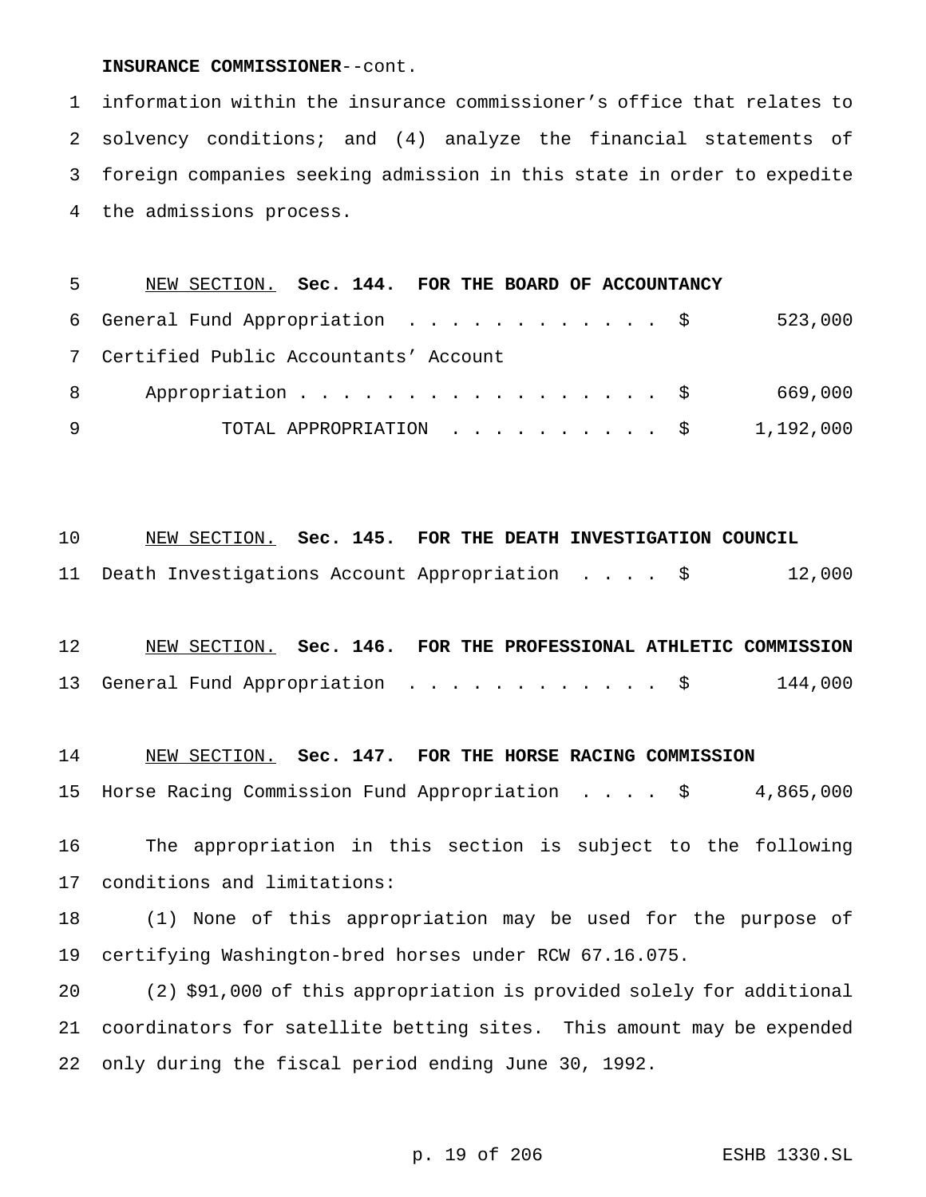**INSURANCE COMMISSIONER**--cont.

information within the insurance commissioner's office that relates to solvency conditions; and (4) analyze the financial statements of foreign companies seeking admission in this state in order to expedite the admissions process.

NEW SECTION. **Sec. 144. FOR THE BOARD OF ACCOUNTANCY**

| | |
|---|---|
| General Fund Appropriation . . . . . . . . . . . . $ | 523,000 |
| Certified Public Accountants' Account Appropriation . . . . . . . . . . . . . . . . . . $ | 669,000 |
| TOTAL APPROPRIATION . . . . . . . . . . $ | 1,192,000 |

NEW SECTION. **Sec. 145. FOR THE DEATH INVESTIGATION COUNCIL**

| | |
|---|---|
| Death Investigations Account Appropriation . . . . $ | 12,000 |

NEW SECTION. **Sec. 146. FOR THE PROFESSIONAL ATHLETIC COMMISSION**

| | |
|---|---|
| General Fund Appropriation . . . . . . . . . . . . $ | 144,000 |

NEW SECTION. **Sec. 147. FOR THE HORSE RACING COMMISSION**

| | |
|---|---|
| Horse Racing Commission Fund Appropriation . . . . $ | 4,865,000 |

The appropriation in this section is subject to the following conditions and limitations:

(1) None of this appropriation may be used for the purpose of certifying Washington-bred horses under RCW 67.16.075.

(2) $91,000 of this appropriation is provided solely for additional coordinators for satellite betting sites. This amount may be expended only during the fiscal period ending June 30, 1992.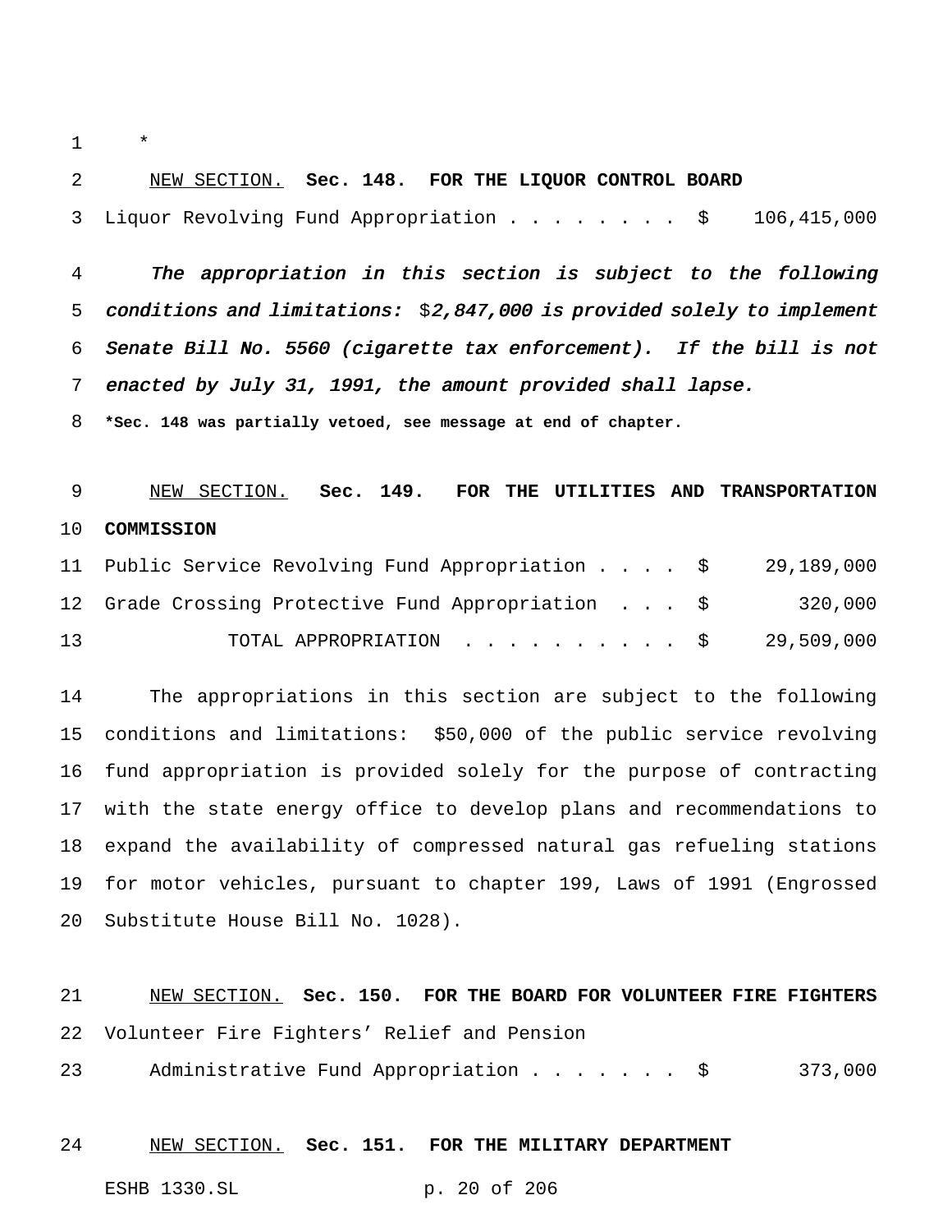*

<u>NEW SECTION.</u> **Sec. 148. FOR THE LIQUOR CONTROL BOARD**

| | |
|---|---|
| Liquor Revolving Fund Appropriation . . . . . . . . | $ 106,415,000 |

***The appropriation in this section is subject to the following conditions and limitations:*** $***2,847,000 is provided solely to implement Senate Bill No. 5560 (cigarette tax enforcement). If the bill is not enacted by July 31, 1991, the amount provided shall lapse.***

**\*Sec. 148 was partially vetoed, see message at end of chapter.**

<u>NEW SECTION.</u> **Sec. 149. FOR THE UTILITIES AND TRANSPORTATION COMMISSION**

| | |
|---|---|
| Public Service Revolving Fund Appropriation . . . . | $ 29,189,000 |
| Grade Crossing Protective Fund Appropriation . . . | $ 320,000 |
| TOTAL APPROPRIATION . . . . . . . . . . | $ 29,509,000 |

The appropriations in this section are subject to the following conditions and limitations: $50,000 of the public service revolving fund appropriation is provided solely for the purpose of contracting with the state energy office to develop plans and recommendations to expand the availability of compressed natural gas refueling stations for motor vehicles, pursuant to chapter 199, Laws of 1991 (Engrossed Substitute House Bill No. 1028).

<u>NEW SECTION.</u> **Sec. 150. FOR THE BOARD FOR VOLUNTEER FIRE FIGHTERS**

| | |
|---|---|
| Volunteer Fire Fighters' Relief and Pension Administrative Fund Appropriation . . . . . . . | $ 373,000 |

<u>NEW SECTION.</u> **Sec. 151. FOR THE MILITARY DEPARTMENT**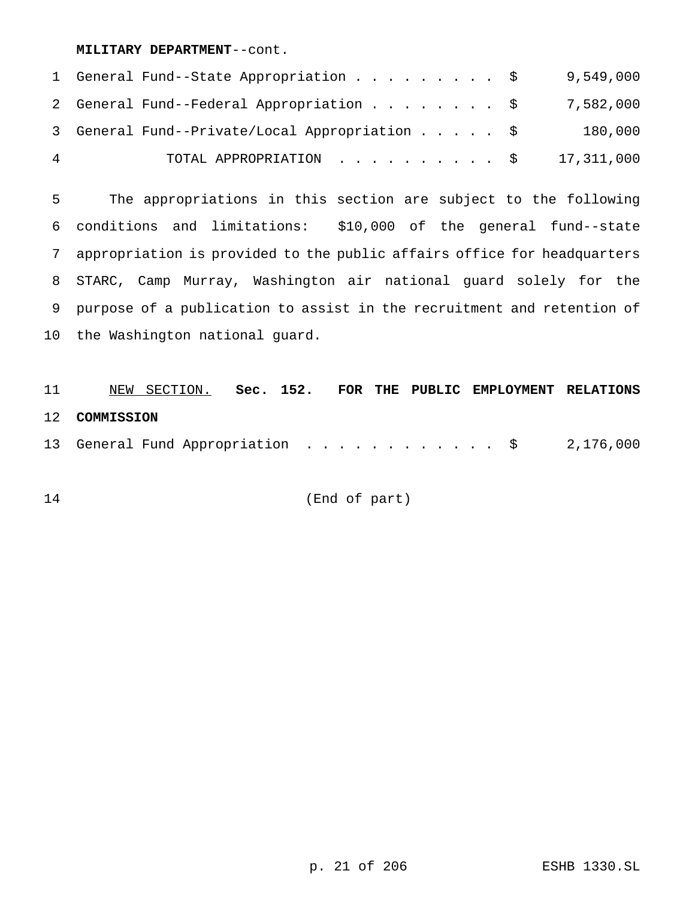**MILITARY DEPARTMENT**--cont.

| | | |
|---|---|---|
| General Fund--State Appropriation | $ | 9,549,000 |
| General Fund--Federal Appropriation | $ | 7,582,000 |
| General Fund--Private/Local Appropriation | $ | 180,000 |
| TOTAL APPROPRIATION | $ | 17,311,000 |

The appropriations in this section are subject to the following conditions and limitations: $10,000 of the general fund--state appropriation is provided to the public affairs office for headquarters STARC, Camp Murray, Washington air national guard solely for the purpose of a publication to assist in the recruitment and retention of the Washington national guard.

NEW SECTION. **Sec. 152. FOR THE PUBLIC EMPLOYMENT RELATIONS COMMISSION**

| | | |
|---|---|---|
| General Fund Appropriation | $ | 2,176,000 |

(End of part)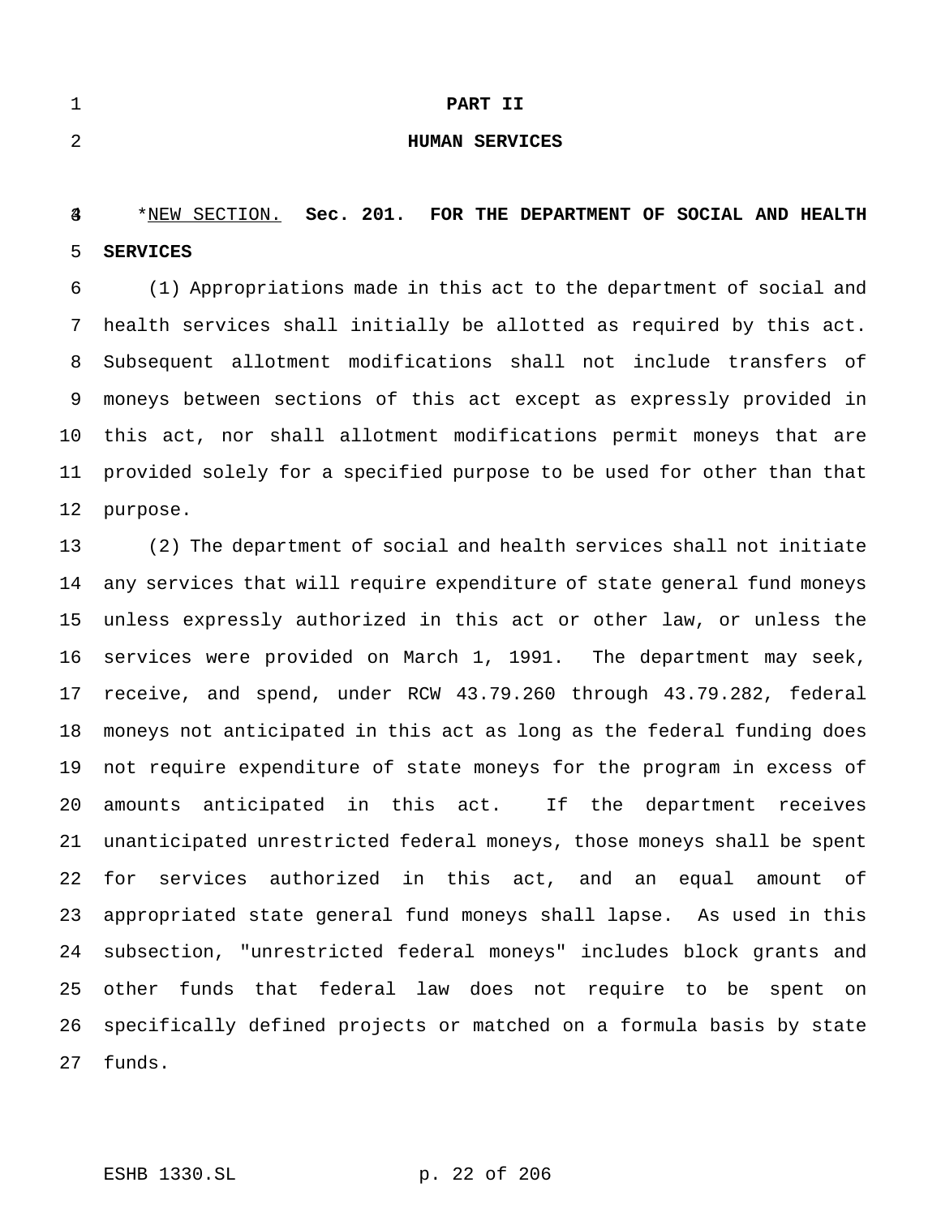**PART II**

**HUMAN SERVICES**

*NEW SECTION. **Sec. 201. FOR THE DEPARTMENT OF SOCIAL AND HEALTH SERVICES**

(1) Appropriations made in this act to the department of social and health services shall initially be allotted as required by this act. Subsequent allotment modifications shall not include transfers of moneys between sections of this act except as expressly provided in this act, nor shall allotment modifications permit moneys that are provided solely for a specified purpose to be used for other than that purpose.

(2) The department of social and health services shall not initiate any services that will require expenditure of state general fund moneys unless expressly authorized in this act or other law, or unless the services were provided on March 1, 1991. The department may seek, receive, and spend, under RCW 43.79.260 through 43.79.282, federal moneys not anticipated in this act as long as the federal funding does not require expenditure of state moneys for the program in excess of amounts anticipated in this act. If the department receives unanticipated unrestricted federal moneys, those moneys shall be spent for services authorized in this act, and an equal amount of appropriated state general fund moneys shall lapse. As used in this subsection, "unrestricted federal moneys" includes block grants and other funds that federal law does not require to be spent on specifically defined projects or matched on a formula basis by state funds.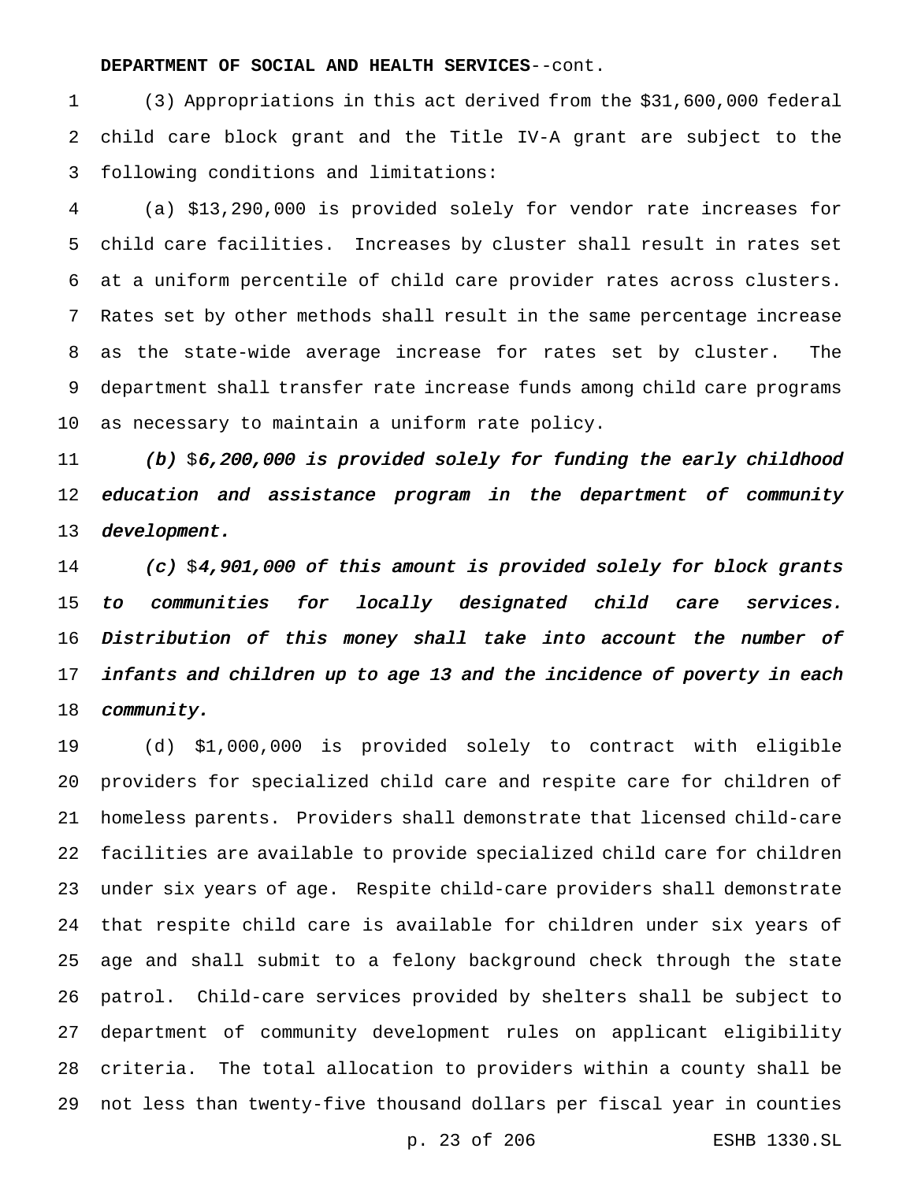**DEPARTMENT OF SOCIAL AND HEALTH SERVICES**--cont.

(3) Appropriations in this act derived from the $31,600,000 federal child care block grant and the Title IV-A grant are subject to the following conditions and limitations:

(a) $13,290,000 is provided solely for vendor rate increases for child care facilities. Increases by cluster shall result in rates set at a uniform percentile of child care provider rates across clusters. Rates set by other methods shall result in the same percentage increase as the state-wide average increase for rates set by cluster. The department shall transfer rate increase funds among child care programs as necessary to maintain a uniform rate policy.

*(b) $6,200,000 is provided solely for funding the early childhood education and assistance program in the department of community development.*

*(c) $4,901,000 of this amount is provided solely for block grants to communities for locally designated child care services. Distribution of this money shall take into account the number of infants and children up to age 13 and the incidence of poverty in each community.*

(d) $1,000,000 is provided solely to contract with eligible providers for specialized child care and respite care for children of homeless parents. Providers shall demonstrate that licensed child-care facilities are available to provide specialized child care for children under six years of age. Respite child-care providers shall demonstrate that respite child care is available for children under six years of age and shall submit to a felony background check through the state patrol. Child-care services provided by shelters shall be subject to department of community development rules on applicant eligibility criteria. The total allocation to providers within a county shall be not less than twenty-five thousand dollars per fiscal year in counties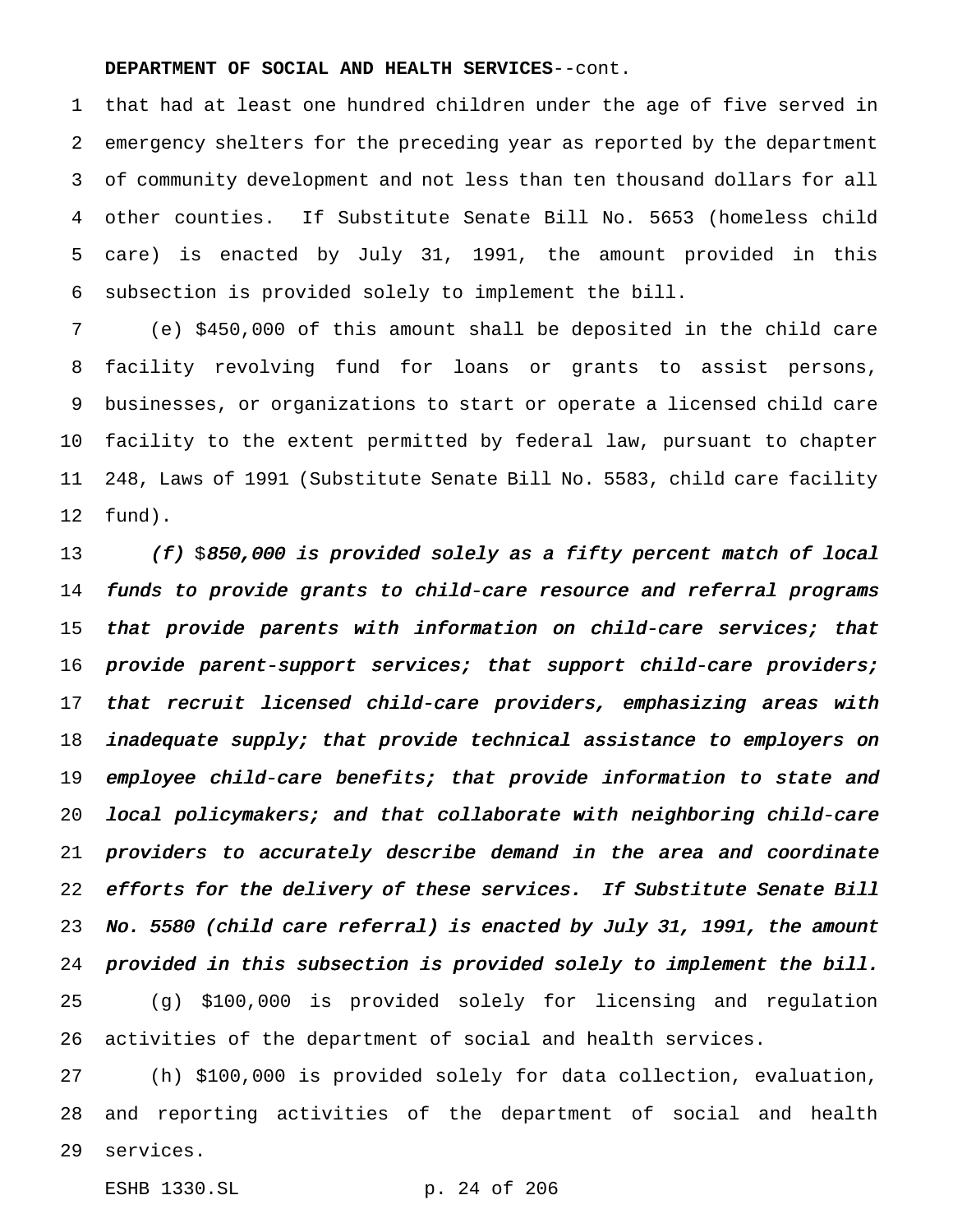**DEPARTMENT OF SOCIAL AND HEALTH SERVICES**--cont.

that had at least one hundred children under the age of five served in emergency shelters for the preceding year as reported by the department of community development and not less than ten thousand dollars for all other counties. If Substitute Senate Bill No. 5653 (homeless child care) is enacted by July 31, 1991, the amount provided in this subsection is provided solely to implement the bill.

(e) $450,000 of this amount shall be deposited in the child care facility revolving fund for loans or grants to assist persons, businesses, or organizations to start or operate a licensed child care facility to the extent permitted by federal law, pursuant to chapter 248, Laws of 1991 (Substitute Senate Bill No. 5583, child care facility fund).

*(f) $850,000 is provided solely as a fifty percent match of local funds to provide grants to child-care resource and referral programs that provide parents with information on child-care services; that provide parent-support services; that support child-care providers; that recruit licensed child-care providers, emphasizing areas with inadequate supply; that provide technical assistance to employers on employee child-care benefits; that provide information to state and local policymakers; and that collaborate with neighboring child-care providers to accurately describe demand in the area and coordinate efforts for the delivery of these services. If Substitute Senate Bill No. 5580 (child care referral) is enacted by July 31, 1991, the amount provided in this subsection is provided solely to implement the bill.*

(g) $100,000 is provided solely for licensing and regulation activities of the department of social and health services.

(h) $100,000 is provided solely for data collection, evaluation, and reporting activities of the department of social and health services.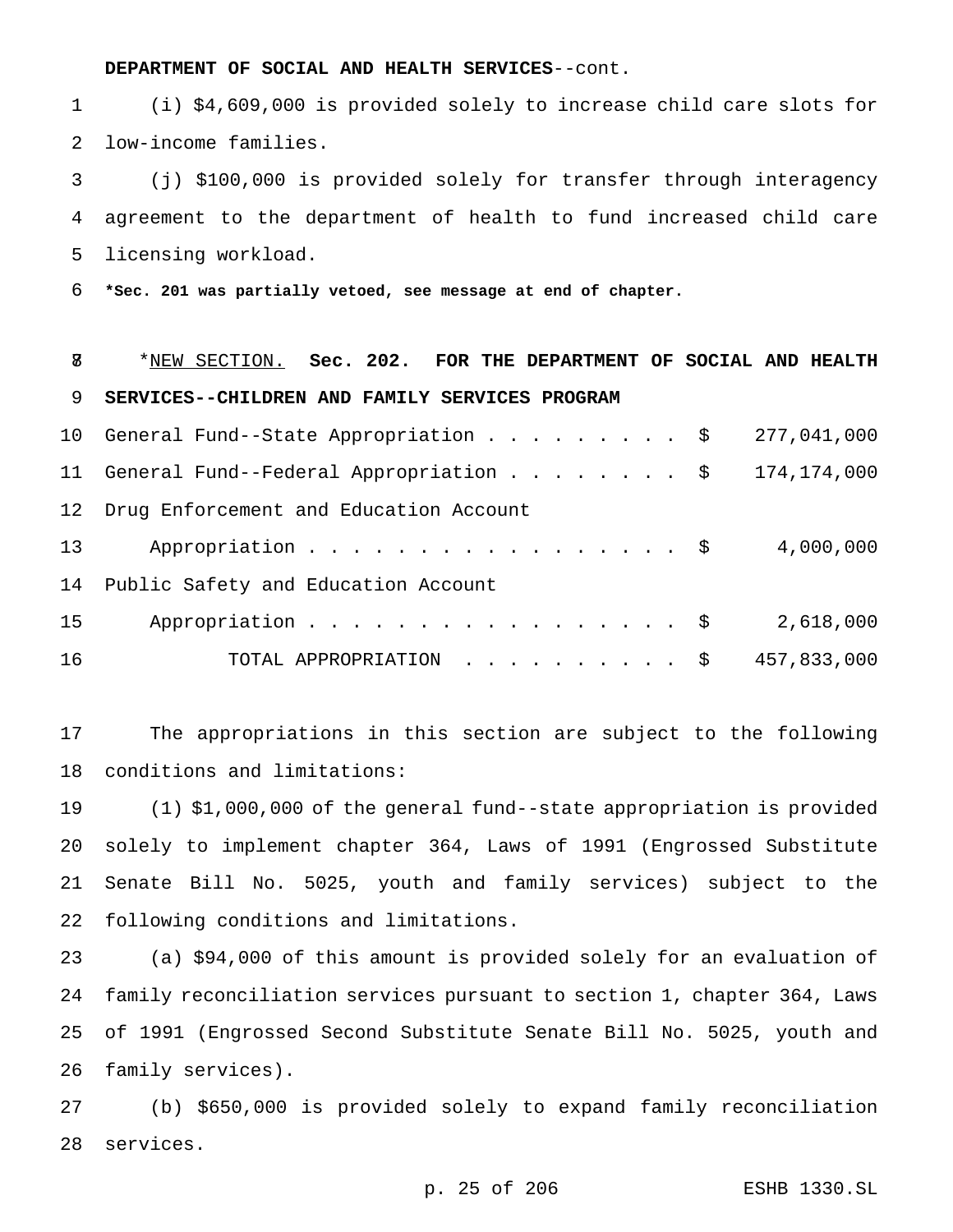**DEPARTMENT OF SOCIAL AND HEALTH SERVICES**--cont.

(i) $4,609,000 is provided solely to increase child care slots for low-income families.

(j) $100,000 is provided solely for transfer through interagency agreement to the department of health to fund increased child care licensing workload.

**\*Sec. 201 was partially vetoed, see message at end of chapter.**

\*NEW SECTION. **Sec. 202. FOR THE DEPARTMENT OF SOCIAL AND HEALTH SERVICES--CHILDREN AND FAMILY SERVICES PROGRAM**

| | |
|---|---|
| General Fund--State Appropriation . . . . . . . . . | $ 277,041,000 |
| General Fund--Federal Appropriation . . . . . . . . | $ 174,174,000 |
| Drug Enforcement and Education Account Appropriation . . . . . . . . . . . . . . . . . . | $ 4,000,000 |
| Public Safety and Education Account Appropriation . . . . . . . . . . . . . . . . . . | $ 2,618,000 |
| TOTAL APPROPRIATION . . . . . . . . . . | $ 457,833,000 |

The appropriations in this section are subject to the following conditions and limitations:

(1) $1,000,000 of the general fund--state appropriation is provided solely to implement chapter 364, Laws of 1991 (Engrossed Substitute Senate Bill No. 5025, youth and family services) subject to the following conditions and limitations.

(a) $94,000 of this amount is provided solely for an evaluation of family reconciliation services pursuant to section 1, chapter 364, Laws of 1991 (Engrossed Second Substitute Senate Bill No. 5025, youth and family services).

(b) $650,000 is provided solely to expand family reconciliation services.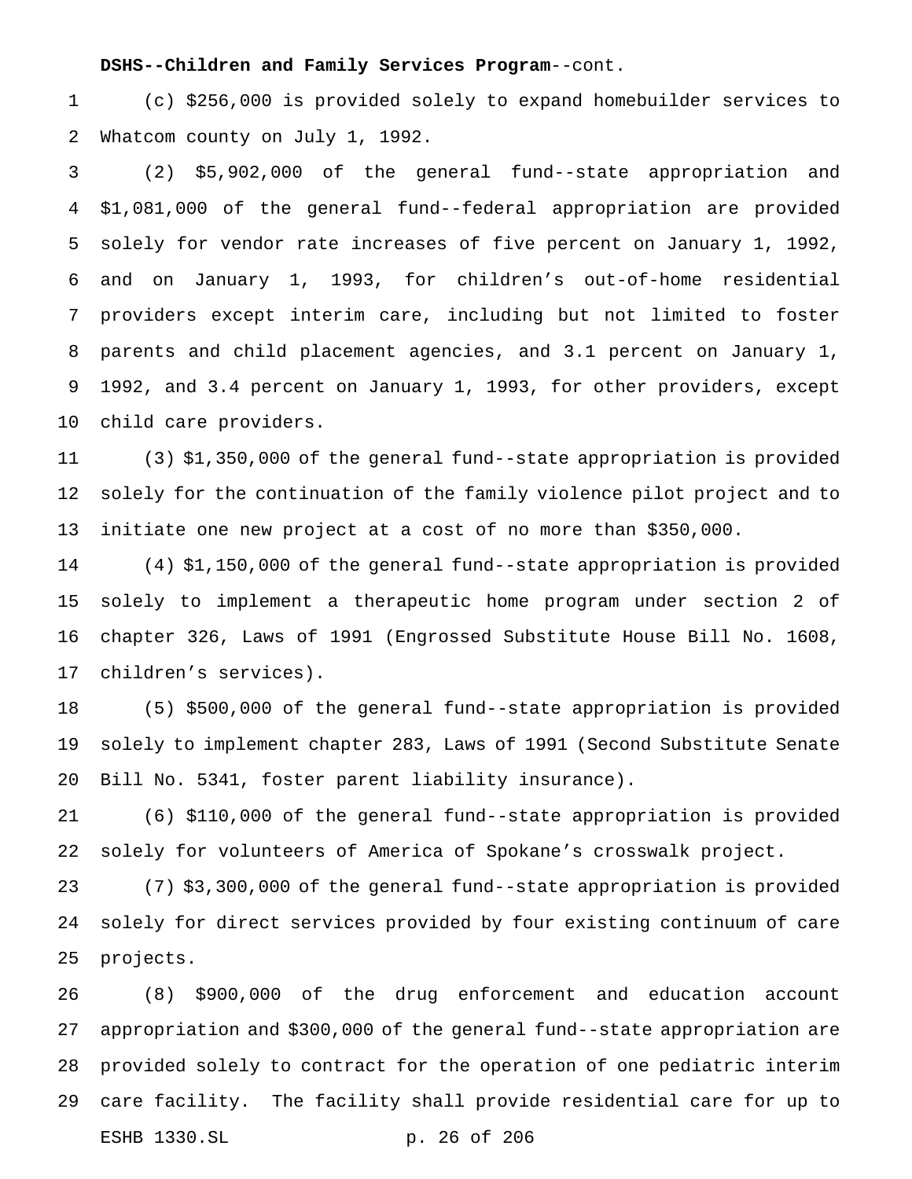**DSHS--Children and Family Services Program**--cont.

(c) $256,000 is provided solely to expand homebuilder services to Whatcom county on July 1, 1992.

(2) $5,902,000 of the general fund--state appropriation and $1,081,000 of the general fund--federal appropriation are provided solely for vendor rate increases of five percent on January 1, 1992, and on January 1, 1993, for children's out-of-home residential providers except interim care, including but not limited to foster parents and child placement agencies, and 3.1 percent on January 1, 1992, and 3.4 percent on January 1, 1993, for other providers, except child care providers.

(3) $1,350,000 of the general fund--state appropriation is provided solely for the continuation of the family violence pilot project and to initiate one new project at a cost of no more than $350,000.

(4) $1,150,000 of the general fund--state appropriation is provided solely to implement a therapeutic home program under section 2 of chapter 326, Laws of 1991 (Engrossed Substitute House Bill No. 1608, children's services).

(5) $500,000 of the general fund--state appropriation is provided solely to implement chapter 283, Laws of 1991 (Second Substitute Senate Bill No. 5341, foster parent liability insurance).

(6) $110,000 of the general fund--state appropriation is provided solely for volunteers of America of Spokane's crosswalk project.

(7) $3,300,000 of the general fund--state appropriation is provided solely for direct services provided by four existing continuum of care projects.

(8) $900,000 of the drug enforcement and education account appropriation and $300,000 of the general fund--state appropriation are provided solely to contract for the operation of one pediatric interim care facility. The facility shall provide residential care for up to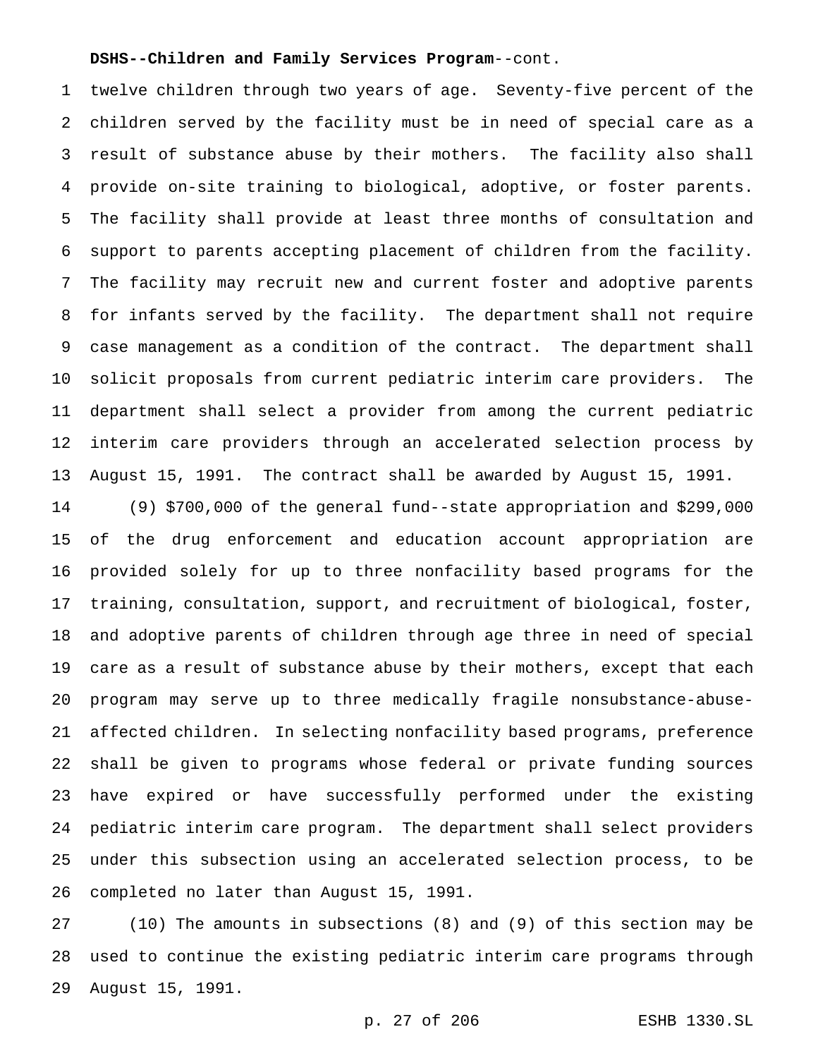**DSHS--Children and Family Services Program**--cont.

twelve children through two years of age. Seventy-five percent of the children served by the facility must be in need of special care as a result of substance abuse by their mothers. The facility also shall provide on-site training to biological, adoptive, or foster parents. The facility shall provide at least three months of consultation and support to parents accepting placement of children from the facility. The facility may recruit new and current foster and adoptive parents for infants served by the facility. The department shall not require case management as a condition of the contract. The department shall solicit proposals from current pediatric interim care providers. The department shall select a provider from among the current pediatric interim care providers through an accelerated selection process by August 15, 1991. The contract shall be awarded by August 15, 1991.

(9) $700,000 of the general fund--state appropriation and $299,000 of the drug enforcement and education account appropriation are provided solely for up to three nonfacility based programs for the training, consultation, support, and recruitment of biological, foster, and adoptive parents of children through age three in need of special care as a result of substance abuse by their mothers, except that each program may serve up to three medically fragile nonsubstance-abuse-affected children. In selecting nonfacility based programs, preference shall be given to programs whose federal or private funding sources have expired or have successfully performed under the existing pediatric interim care program. The department shall select providers under this subsection using an accelerated selection process, to be completed no later than August 15, 1991.

(10) The amounts in subsections (8) and (9) of this section may be used to continue the existing pediatric interim care programs through August 15, 1991.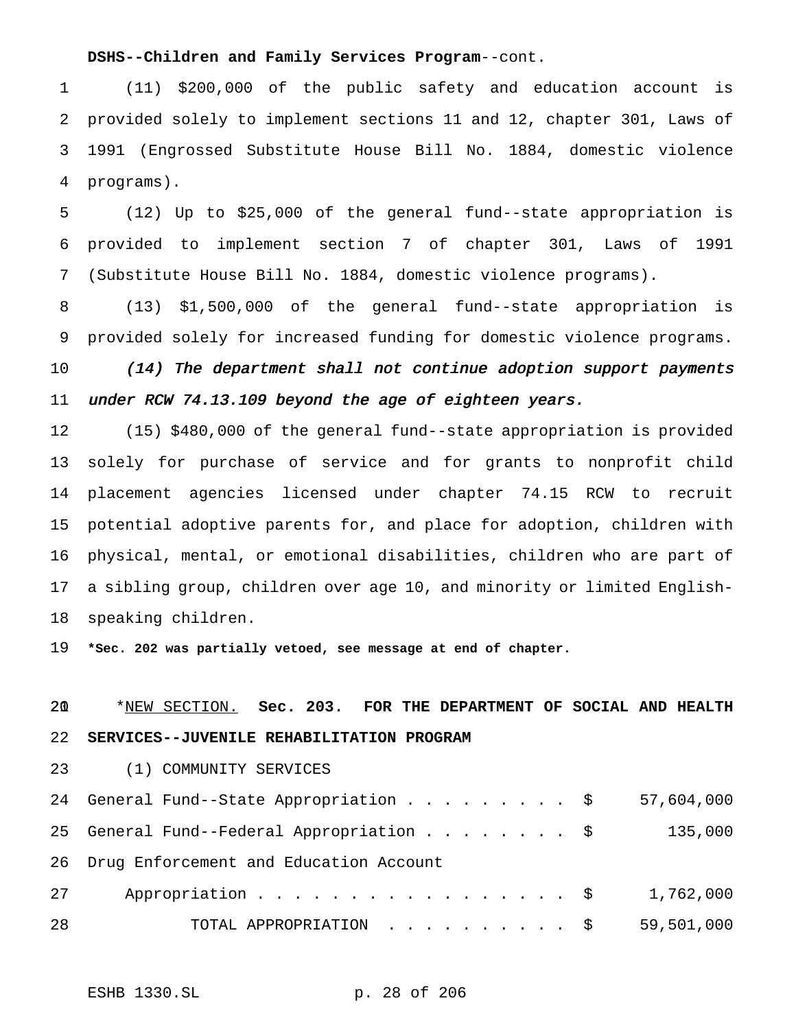**DSHS--Children and Family Services Program**--cont.

(11) $200,000 of the public safety and education account is provided solely to implement sections 11 and 12, chapter 301, Laws of 1991 (Engrossed Substitute House Bill No. 1884, domestic violence programs).

(12) Up to $25,000 of the general fund--state appropriation is provided to implement section 7 of chapter 301, Laws of 1991 (Substitute House Bill No. 1884, domestic violence programs).

(13) $1,500,000 of the general fund--state appropriation is provided solely for increased funding for domestic violence programs.

*(14) The department shall not continue adoption support payments under RCW 74.13.109 beyond the age of eighteen years.*

(15) $480,000 of the general fund--state appropriation is provided solely for purchase of service and for grants to nonprofit child placement agencies licensed under chapter 74.15 RCW to recruit potential adoptive parents for, and place for adoption, children with physical, mental, or emotional disabilities, children who are part of a sibling group, children over age 10, and minority or limited English-speaking children.

**\*Sec. 202 was partially vetoed, see message at end of chapter.**

*<u>NEW SECTION.</u> **Sec. 203. FOR THE DEPARTMENT OF SOCIAL AND HEALTH SERVICES--JUVENILE REHABILITATION PROGRAM**

(1) COMMUNITY SERVICES

| | | |
|---|---|---|
| General Fund--State Appropriation | $ | 57,604,000 |
| General Fund--Federal Appropriation | $ | 135,000 |
| Drug Enforcement and Education Account Appropriation | $ | 1,762,000 |
| TOTAL APPROPRIATION | $ | 59,501,000 |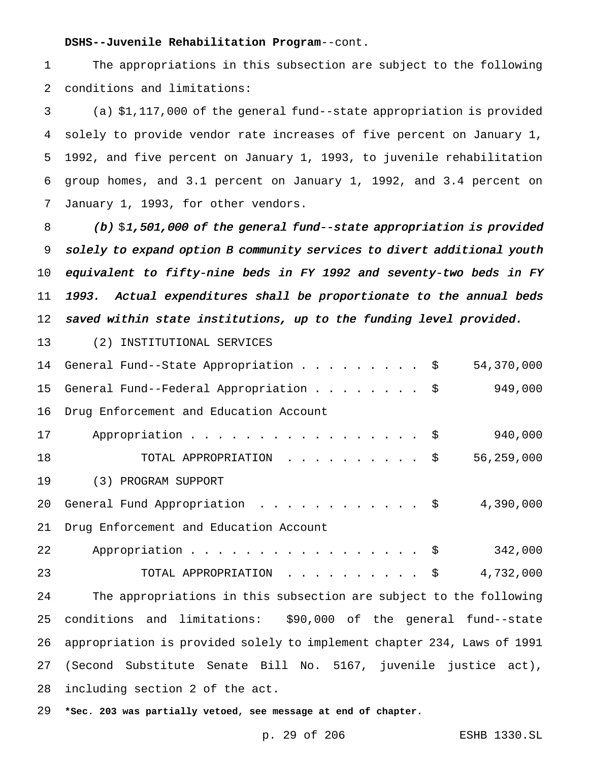**DSHS--Juvenile Rehabilitation Program**--cont.

The appropriations in this subsection are subject to the following conditions and limitations:

(a) $1,117,000 of the general fund--state appropriation is provided solely to provide vendor rate increases of five percent on January 1, 1992, and five percent on January 1, 1993, to juvenile rehabilitation group homes, and 3.1 percent on January 1, 1992, and 3.4 percent on January 1, 1993, for other vendors.

*(b) $1,501,000 of the general fund--state appropriation is provided solely to expand option B community services to divert additional youth equivalent to fifty-nine beds in FY 1992 and seventy-two beds in FY 1993. Actual expenditures shall be proportionate to the annual beds saved within state institutions, up to the funding level provided.*

(2) INSTITUTIONAL SERVICES

| | | |
|---|---|---|
| General Fund--State Appropriation | $ | 54,370,000 |
| General Fund--Federal Appropriation | $ | 949,000 |
| Drug Enforcement and Education Account Appropriation | $ | 940,000 |
| TOTAL APPROPRIATION | $ | 56,259,000 |

(3) PROGRAM SUPPORT

| | | |
|---|---|---|
| General Fund Appropriation | $ | 4,390,000 |
| Drug Enforcement and Education Account Appropriation | $ | 342,000 |
| TOTAL APPROPRIATION | $ | 4,732,000 |

The appropriations in this subsection are subject to the following conditions and limitations: $90,000 of the general fund--state appropriation is provided solely to implement chapter 234, Laws of 1991 (Second Substitute Senate Bill No. 5167, juvenile justice act), including section 2 of the act.

**\*Sec. 203 was partially vetoed, see message at end of chapter.**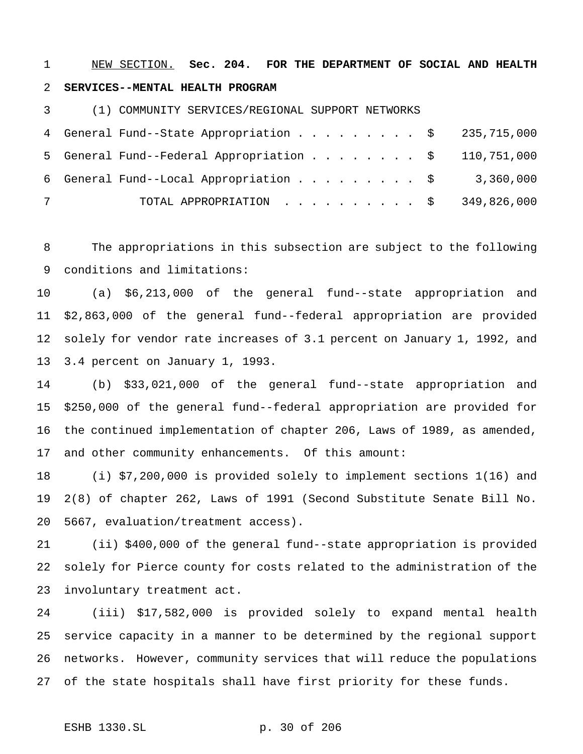NEW SECTION. **Sec. 204. FOR THE DEPARTMENT OF SOCIAL AND HEALTH SERVICES--MENTAL HEALTH PROGRAM**

(1) COMMUNITY SERVICES/REGIONAL SUPPORT NETWORKS

| | |
|---|---|
| General Fund--State Appropriation . . . . . . . . . . | $ 235,715,000 |
| General Fund--Federal Appropriation . . . . . . . . . | $ 110,751,000 |
| General Fund--Local Appropriation . . . . . . . . . . | $ 3,360,000 |
| TOTAL APPROPRIATION . . . . . . . . . . | $ 349,826,000 |

The appropriations in this subsection are subject to the following conditions and limitations:

(a) $6,213,000 of the general fund--state appropriation and $2,863,000 of the general fund--federal appropriation are provided solely for vendor rate increases of 3.1 percent on January 1, 1992, and 3.4 percent on January 1, 1993.

(b) $33,021,000 of the general fund--state appropriation and $250,000 of the general fund--federal appropriation are provided for the continued implementation of chapter 206, Laws of 1989, as amended, and other community enhancements. Of this amount:

(i) $7,200,000 is provided solely to implement sections 1(16) and 2(8) of chapter 262, Laws of 1991 (Second Substitute Senate Bill No. 5667, evaluation/treatment access).

(ii) $400,000 of the general fund--state appropriation is provided solely for Pierce county for costs related to the administration of the involuntary treatment act.

(iii) $17,582,000 is provided solely to expand mental health service capacity in a manner to be determined by the regional support networks. However, community services that will reduce the populations of the state hospitals shall have first priority for these funds.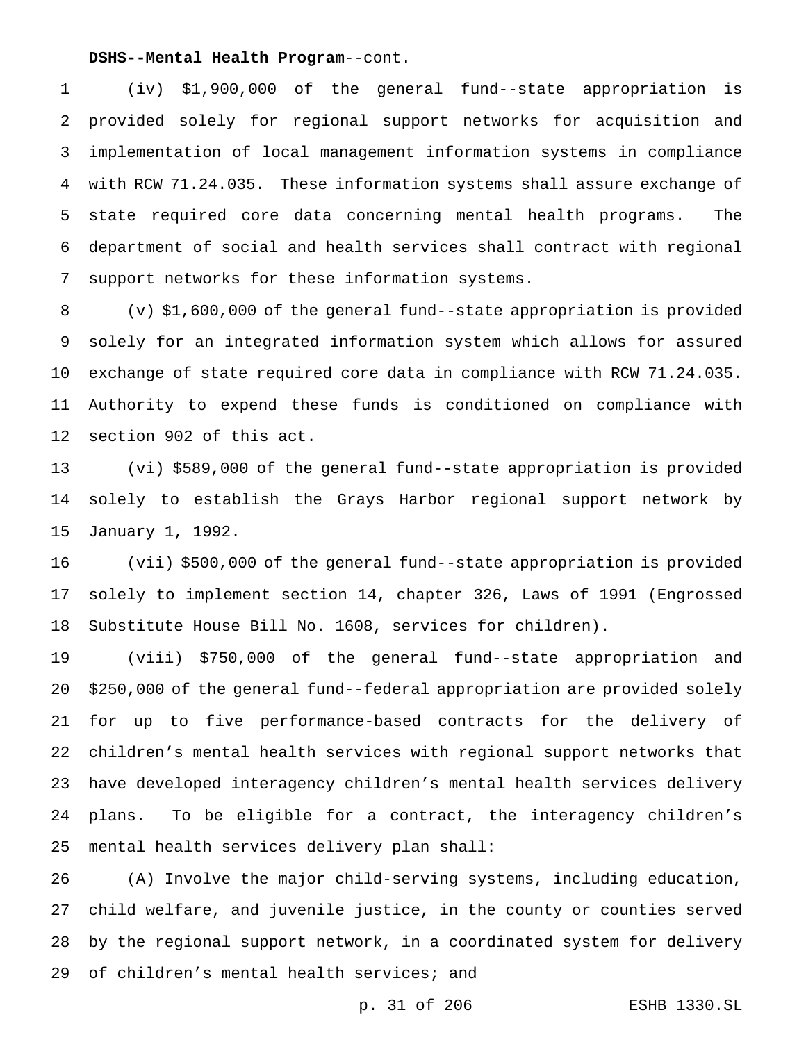**DSHS--Mental Health Program**--cont.

(iv) $1,900,000 of the general fund--state appropriation is provided solely for regional support networks for acquisition and implementation of local management information systems in compliance with RCW 71.24.035. These information systems shall assure exchange of state required core data concerning mental health programs. The department of social and health services shall contract with regional support networks for these information systems.

(v) $1,600,000 of the general fund--state appropriation is provided solely for an integrated information system which allows for assured exchange of state required core data in compliance with RCW 71.24.035. Authority to expend these funds is conditioned on compliance with section 902 of this act.

(vi) $589,000 of the general fund--state appropriation is provided solely to establish the Grays Harbor regional support network by January 1, 1992.

(vii) $500,000 of the general fund--state appropriation is provided solely to implement section 14, chapter 326, Laws of 1991 (Engrossed Substitute House Bill No. 1608, services for children).

(viii) $750,000 of the general fund--state appropriation and $250,000 of the general fund--federal appropriation are provided solely for up to five performance-based contracts for the delivery of children's mental health services with regional support networks that have developed interagency children's mental health services delivery plans. To be eligible for a contract, the interagency children's mental health services delivery plan shall:

(A) Involve the major child-serving systems, including education, child welfare, and juvenile justice, in the county or counties served by the regional support network, in a coordinated system for delivery of children's mental health services; and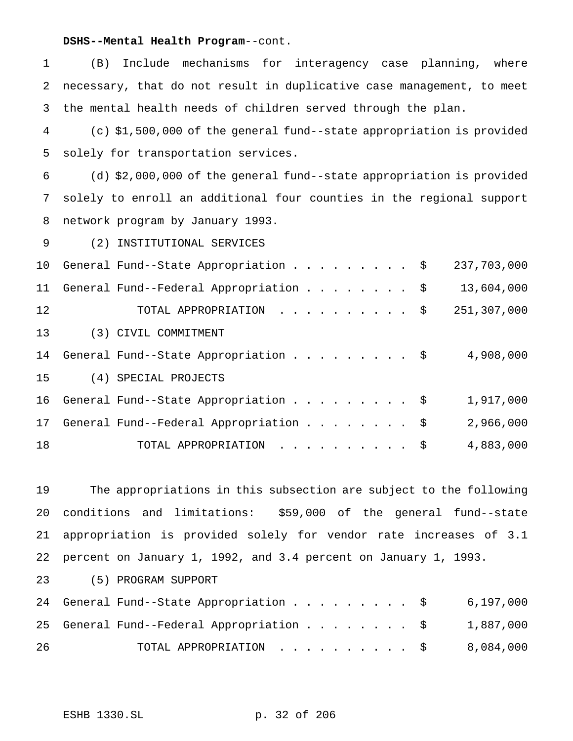**DSHS--Mental Health Program**--cont.

(B) Include mechanisms for interagency case planning, where necessary, that do not result in duplicative case management, to meet the mental health needs of children served through the plan.

(c) $1,500,000 of the general fund--state appropriation is provided solely for transportation services.

(d) $2,000,000 of the general fund--state appropriation is provided solely to enroll an additional four counties in the regional support network program by January 1993.

(2) INSTITUTIONAL SERVICES

| | |
|---|---|
| General Fund--State Appropriation . . . . . . . . . | $ 237,703,000 |
| General Fund--Federal Appropriation . . . . . . . . | $ 13,604,000 |
| TOTAL APPROPRIATION . . . . . . . . . . | $ 251,307,000 |

(3) CIVIL COMMITMENT

| | |
|---|---|
| General Fund--State Appropriation . . . . . . . . . | $ 4,908,000 |

(4) SPECIAL PROJECTS

| | |
|---|---|
| General Fund--State Appropriation . . . . . . . . . | $ 1,917,000 |
| General Fund--Federal Appropriation . . . . . . . . | $ 2,966,000 |
| TOTAL APPROPRIATION . . . . . . . . . . | $ 4,883,000 |

The appropriations in this subsection are subject to the following conditions and limitations: $59,000 of the general fund--state appropriation is provided solely for vendor rate increases of 3.1 percent on January 1, 1992, and 3.4 percent on January 1, 1993.

(5) PROGRAM SUPPORT

| | |
|---|---|
| General Fund--State Appropriation . . . . . . . . . | $ 6,197,000 |
| General Fund--Federal Appropriation . . . . . . . . | $ 1,887,000 |
| TOTAL APPROPRIATION . . . . . . . . . . | $ 8,084,000 |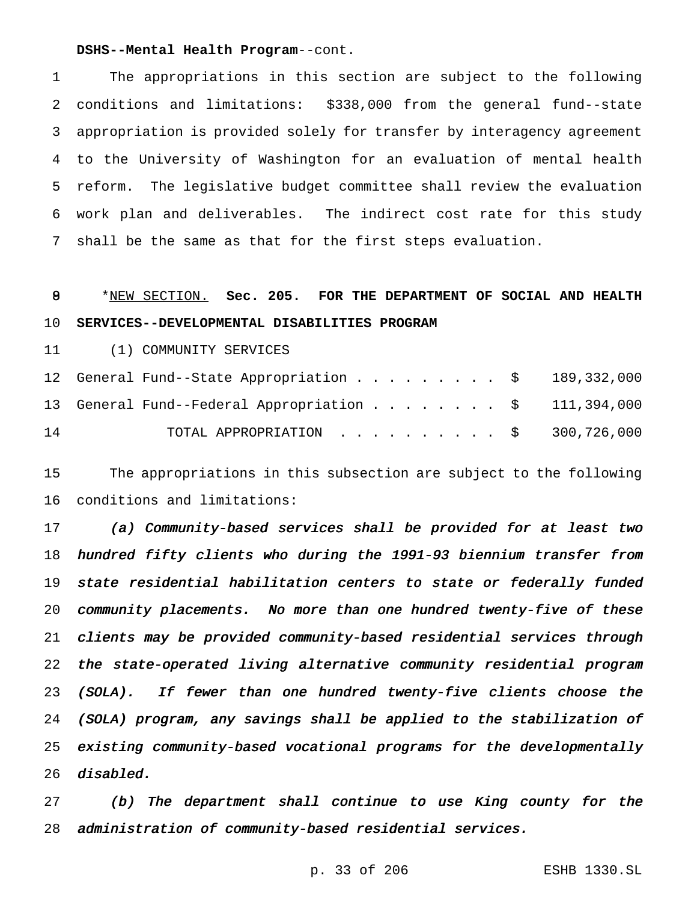**DSHS--Mental Health Program**--cont.

The appropriations in this section are subject to the following conditions and limitations: $338,000 from the general fund--state appropriation is provided solely for transfer by interagency agreement to the University of Washington for an evaluation of mental health reform. The legislative budget committee shall review the evaluation work plan and deliverables. The indirect cost rate for this study shall be the same as that for the first steps evaluation.

*NEW SECTION. **Sec. 205. FOR THE DEPARTMENT OF SOCIAL AND HEALTH SERVICES--DEVELOPMENTAL DISABILITIES PROGRAM**

(1) COMMUNITY SERVICES

| | | |
|---|---|---|
| General Fund--State Appropriation | $ | 189,332,000 |
| General Fund--Federal Appropriation | $ | 111,394,000 |
| TOTAL APPROPRIATION | $ | 300,726,000 |

The appropriations in this subsection are subject to the following conditions and limitations:

*(a) Community-based services shall be provided for at least two hundred fifty clients who during the 1991-93 biennium transfer from state residential habilitation centers to state or federally funded community placements. No more than one hundred twenty-five of these clients may be provided community-based residential services through the state-operated living alternative community residential program (SOLA). If fewer than one hundred twenty-five clients choose the (SOLA) program, any savings shall be applied to the stabilization of existing community-based vocational programs for the developmentally disabled.*

*(b) The department shall continue to use King county for the administration of community-based residential services.*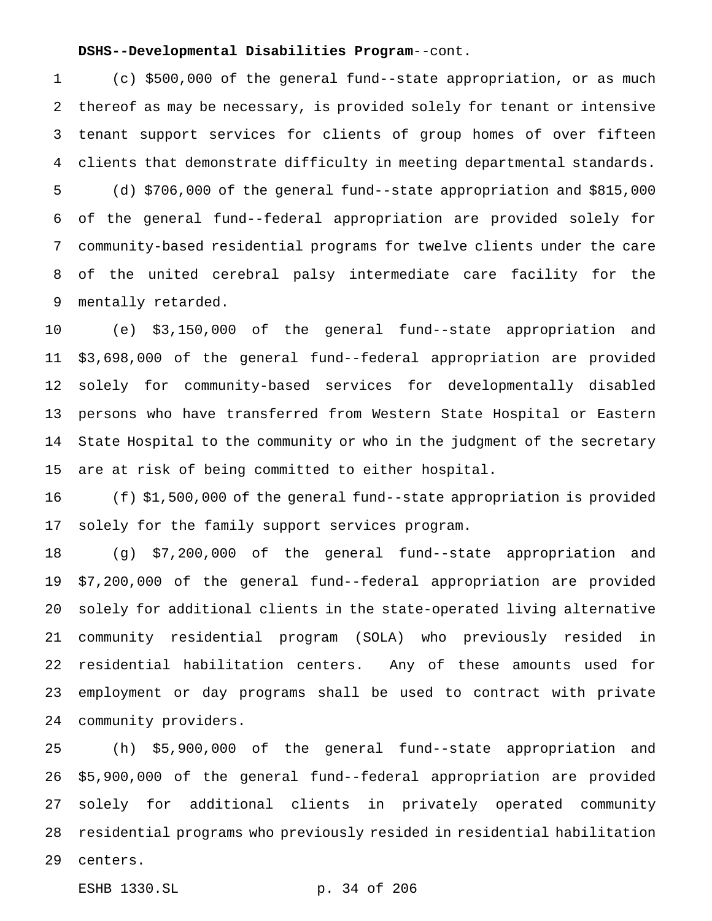**DSHS--Developmental Disabilities Program**--cont.

(c) $500,000 of the general fund--state appropriation, or as much thereof as may be necessary, is provided solely for tenant or intensive tenant support services for clients of group homes of over fifteen clients that demonstrate difficulty in meeting departmental standards.

(d) $706,000 of the general fund--state appropriation and $815,000 of the general fund--federal appropriation are provided solely for community-based residential programs for twelve clients under the care of the united cerebral palsy intermediate care facility for the mentally retarded.

(e) $3,150,000 of the general fund--state appropriation and $3,698,000 of the general fund--federal appropriation are provided solely for community-based services for developmentally disabled persons who have transferred from Western State Hospital or Eastern State Hospital to the community or who in the judgment of the secretary are at risk of being committed to either hospital.

(f) $1,500,000 of the general fund--state appropriation is provided solely for the family support services program.

(g) $7,200,000 of the general fund--state appropriation and $7,200,000 of the general fund--federal appropriation are provided solely for additional clients in the state-operated living alternative community residential program (SOLA) who previously resided in residential habilitation centers. Any of these amounts used for employment or day programs shall be used to contract with private community providers.

(h) $5,900,000 of the general fund--state appropriation and $5,900,000 of the general fund--federal appropriation are provided solely for additional clients in privately operated community residential programs who previously resided in residential habilitation centers.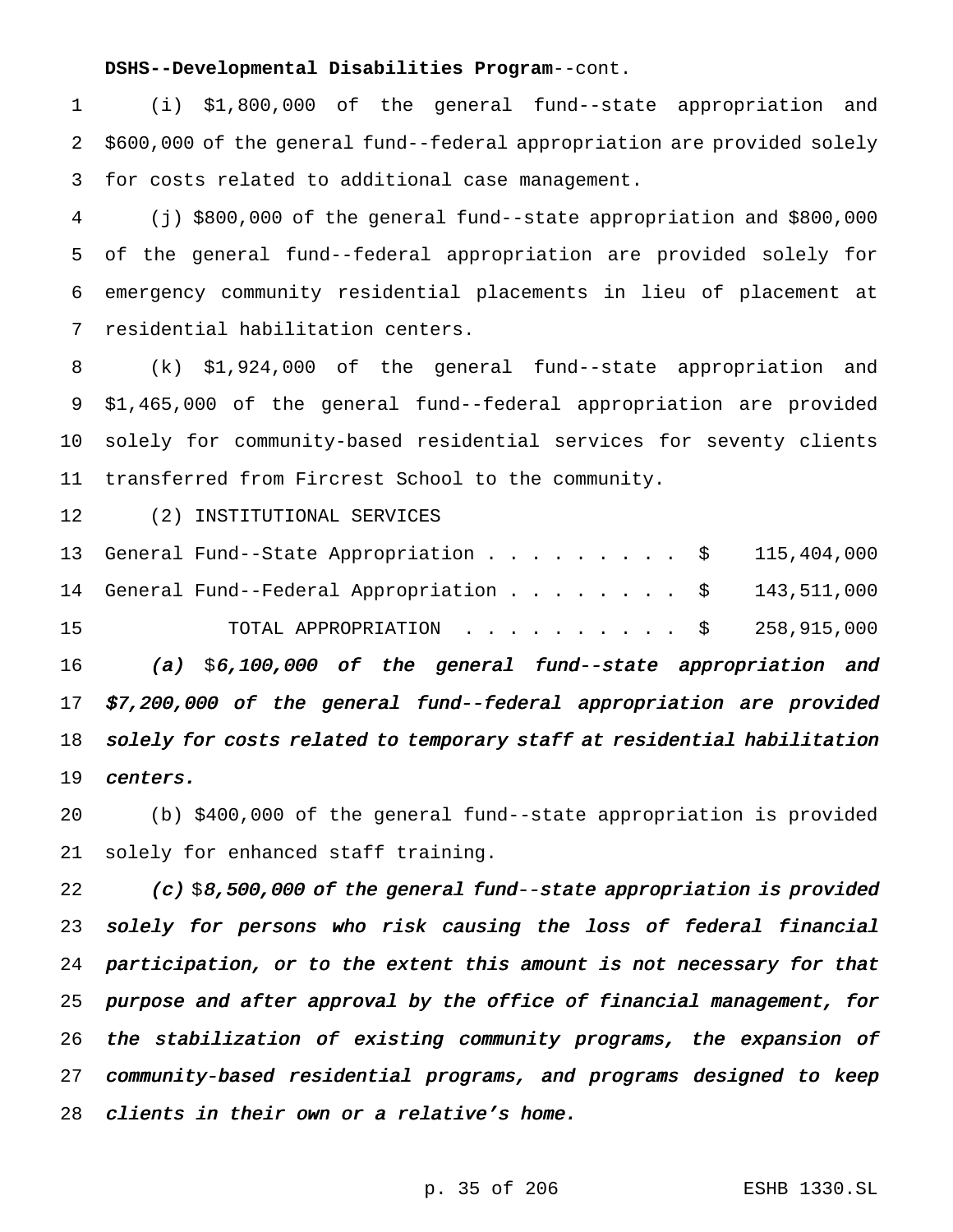**DSHS--Developmental Disabilities Program**--cont.

(i) $1,800,000 of the general fund--state appropriation and $600,000 of the general fund--federal appropriation are provided solely for costs related to additional case management.

(j) $800,000 of the general fund--state appropriation and $800,000 of the general fund--federal appropriation are provided solely for emergency community residential placements in lieu of placement at residential habilitation centers.

(k) $1,924,000 of the general fund--state appropriation and $1,465,000 of the general fund--federal appropriation are provided solely for community-based residential services for seventy clients transferred from Fircrest School to the community.

(2) INSTITUTIONAL SERVICES

| | | |
|---|---|---|
| General Fund--State Appropriation . . . . . . . . . | $ | 115,404,000 |
| General Fund--Federal Appropriation . . . . . . . . | $ | 143,511,000 |
| TOTAL APPROPRIATION . . . . . . . . . . | $ | 258,915,000 |

*(a) $6,100,000 of the general fund--state appropriation and $7,200,000 of the general fund--federal appropriation are provided solely for costs related to temporary staff at residential habilitation centers.*

(b) $400,000 of the general fund--state appropriation is provided solely for enhanced staff training.

*(c) $8,500,000 of the general fund--state appropriation is provided solely for persons who risk causing the loss of federal financial participation, or to the extent this amount is not necessary for that purpose and after approval by the office of financial management, for the stabilization of existing community programs, the expansion of community-based residential programs, and programs designed to keep clients in their own or a relative's home.*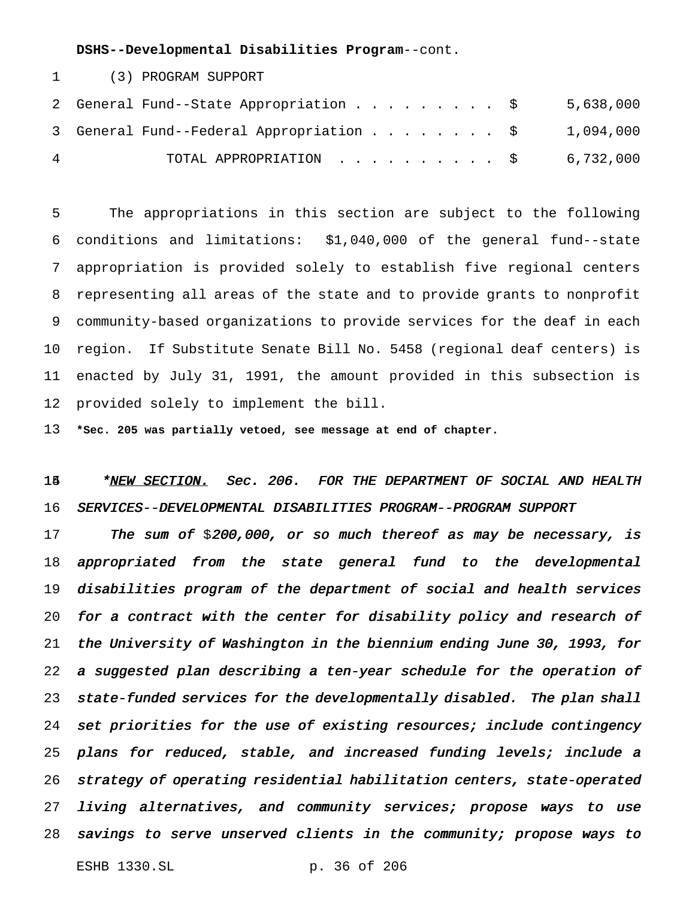**DSHS--Developmental Disabilities Program**--cont.

(3) PROGRAM SUPPORT

| | | |
|---|---|---|
| General Fund--State Appropriation . . . . . . . . . | $ | 5,638,000 |
| General Fund--Federal Appropriation . . . . . . . . | $ | 1,094,000 |
| TOTAL APPROPRIATION . . . . . . . . . . | $ | 6,732,000 |

The appropriations in this section are subject to the following conditions and limitations: $1,040,000 of the general fund--state appropriation is provided solely to establish five regional centers representing all areas of the state and to provide grants to nonprofit community-based organizations to provide services for the deaf in each region. If Substitute Senate Bill No. 5458 (regional deaf centers) is enacted by July 31, 1991, the amount provided in this subsection is provided solely to implement the bill.

**\*Sec. 205 was partially vetoed, see message at end of chapter.**

*\*<u>NEW SECTION.</u> Sec. 206. FOR THE DEPARTMENT OF SOCIAL AND HEALTH SERVICES--DEVELOPMENTAL DISABILITIES PROGRAM--PROGRAM SUPPORT*

*The sum of $200,000, or so much thereof as may be necessary, is appropriated from the state general fund to the developmental disabilities program of the department of social and health services for a contract with the center for disability policy and research of the University of Washington in the biennium ending June 30, 1993, for a suggested plan describing a ten-year schedule for the operation of state-funded services for the developmentally disabled. The plan shall set priorities for the use of existing resources; include contingency plans for reduced, stable, and increased funding levels; include a strategy of operating residential habilitation centers, state-operated living alternatives, and community services; propose ways to use savings to serve unserved clients in the community; propose ways to*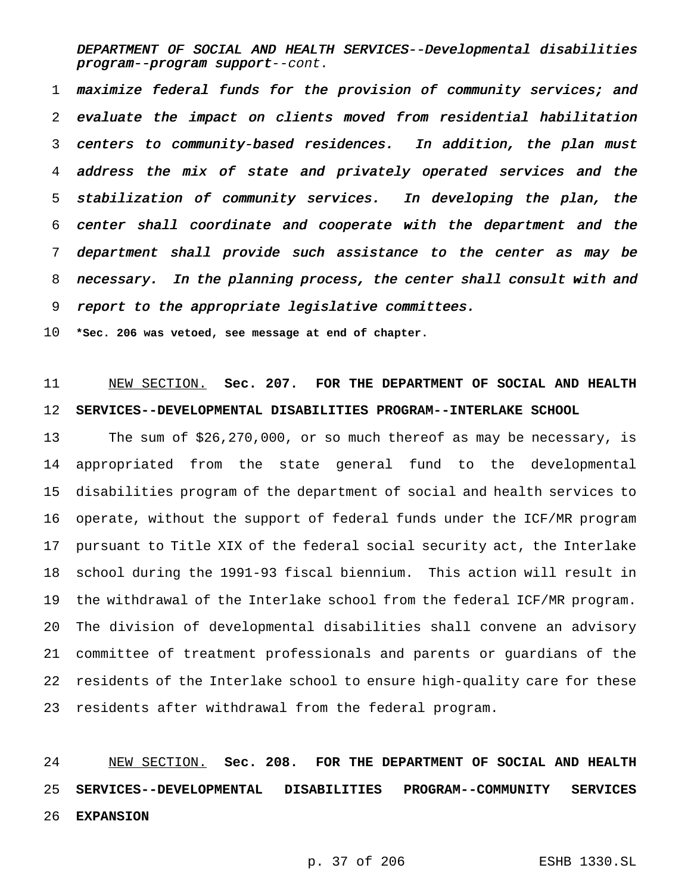*maximize federal funds for the provision of community services; and evaluate the impact on clients moved from residential habilitation centers to community-based residences. In addition, the plan must address the mix of state and privately operated services and the stabilization of community services. In developing the plan, the center shall coordinate and cooperate with the department and the department shall provide such assistance to the center as may be necessary. In the planning process, the center shall consult with and report to the appropriate legislative committees.*

**\*Sec. 206 was vetoed, see message at end of chapter.**

NEW SECTION. **Sec. 207. FOR THE DEPARTMENT OF SOCIAL AND HEALTH SERVICES--DEVELOPMENTAL DISABILITIES PROGRAM--INTERLAKE SCHOOL**

The sum of $26,270,000, or so much thereof as may be necessary, is appropriated from the state general fund to the developmental disabilities program of the department of social and health services to operate, without the support of federal funds under the ICF/MR program pursuant to Title XIX of the federal social security act, the Interlake school during the 1991-93 fiscal biennium. This action will result in the withdrawal of the Interlake school from the federal ICF/MR program. The division of developmental disabilities shall convene an advisory committee of treatment professionals and parents or guardians of the residents of the Interlake school to ensure high-quality care for these residents after withdrawal from the federal program.

NEW SECTION. **Sec. 208. FOR THE DEPARTMENT OF SOCIAL AND HEALTH SERVICES--DEVELOPMENTAL DISABILITIES PROGRAM--COMMUNITY SERVICES EXPANSION**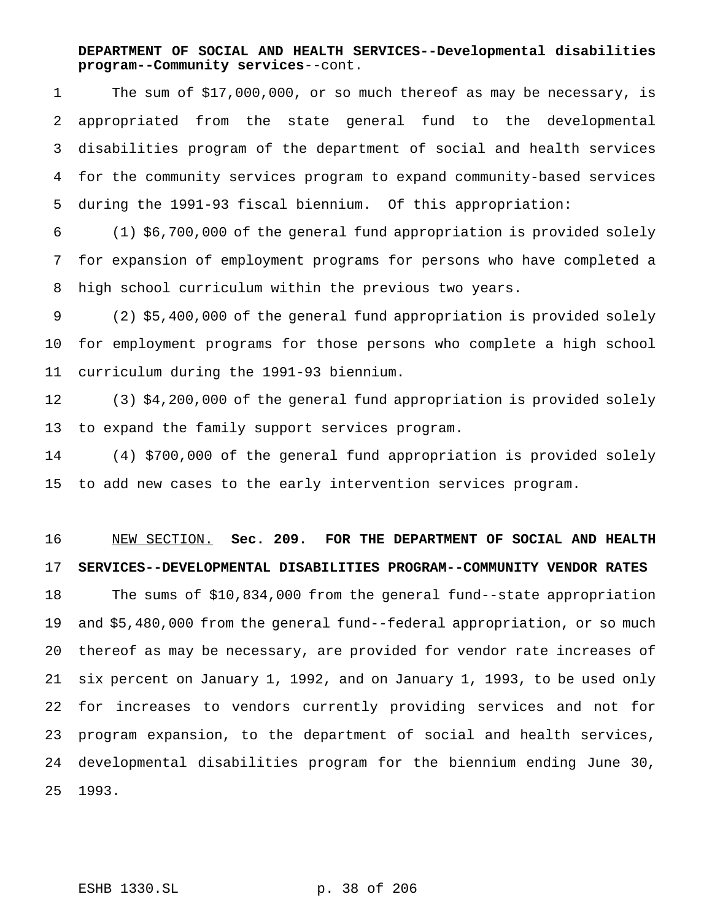**DEPARTMENT OF SOCIAL AND HEALTH SERVICES--Developmental disabilities program--Community services**--cont.

The sum of $17,000,000, or so much thereof as may be necessary, is appropriated from the state general fund to the developmental disabilities program of the department of social and health services for the community services program to expand community-based services during the 1991-93 fiscal biennium. Of this appropriation:

(1) $6,700,000 of the general fund appropriation is provided solely for expansion of employment programs for persons who have completed a high school curriculum within the previous two years.

(2) $5,400,000 of the general fund appropriation is provided solely for employment programs for those persons who complete a high school curriculum during the 1991-93 biennium.

(3) $4,200,000 of the general fund appropriation is provided solely to expand the family support services program.

(4) $700,000 of the general fund appropriation is provided solely to add new cases to the early intervention services program.

NEW SECTION. **Sec. 209. FOR THE DEPARTMENT OF SOCIAL AND HEALTH SERVICES--DEVELOPMENTAL DISABILITIES PROGRAM--COMMUNITY VENDOR RATES**

The sums of $10,834,000 from the general fund--state appropriation and $5,480,000 from the general fund--federal appropriation, or so much thereof as may be necessary, are provided for vendor rate increases of six percent on January 1, 1992, and on January 1, 1993, to be used only for increases to vendors currently providing services and not for program expansion, to the department of social and health services, developmental disabilities program for the biennium ending June 30, 1993.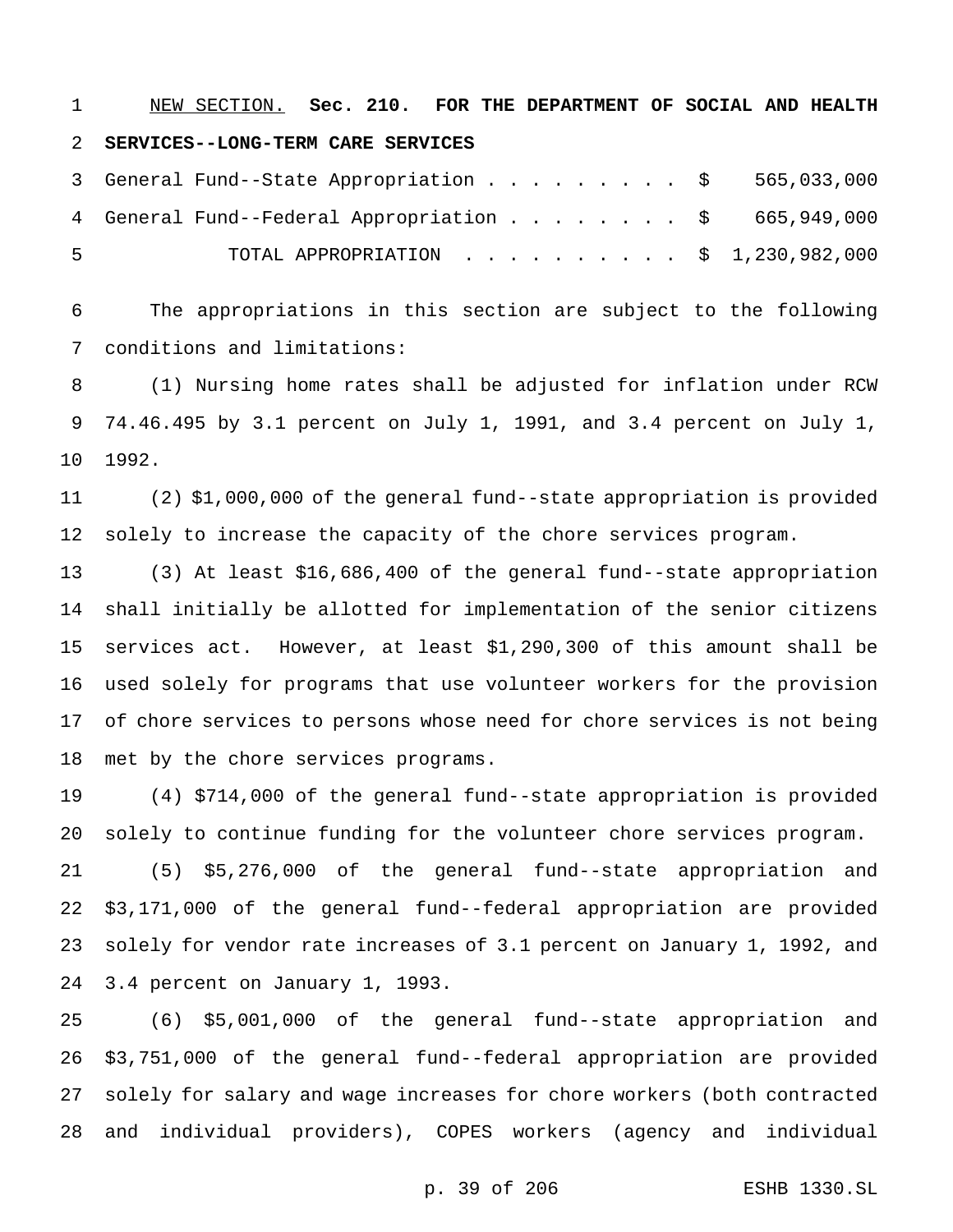NEW SECTION. **Sec. 210. FOR THE DEPARTMENT OF SOCIAL AND HEALTH SERVICES--LONG-TERM CARE SERVICES**

| | |
|---|---|
| General Fund--State Appropriation . . . . . . . . . | $ 565,033,000 |
| General Fund--Federal Appropriation . . . . . . . . | $ 665,949,000 |
| TOTAL APPROPRIATION . . . . . . . . . . | $ 1,230,982,000 |

The appropriations in this section are subject to the following conditions and limitations:

(1) Nursing home rates shall be adjusted for inflation under RCW 74.46.495 by 3.1 percent on July 1, 1991, and 3.4 percent on July 1, 1992.

(2) $1,000,000 of the general fund--state appropriation is provided solely to increase the capacity of the chore services program.

(3) At least $16,686,400 of the general fund--state appropriation shall initially be allotted for implementation of the senior citizens services act. However, at least $1,290,300 of this amount shall be used solely for programs that use volunteer workers for the provision of chore services to persons whose need for chore services is not being met by the chore services programs.

(4) $714,000 of the general fund--state appropriation is provided solely to continue funding for the volunteer chore services program.

(5) $5,276,000 of the general fund--state appropriation and $3,171,000 of the general fund--federal appropriation are provided solely for vendor rate increases of 3.1 percent on January 1, 1992, and 3.4 percent on January 1, 1993.

(6) $5,001,000 of the general fund--state appropriation and $3,751,000 of the general fund--federal appropriation are provided solely for salary and wage increases for chore workers (both contracted and individual providers), COPES workers (agency and individual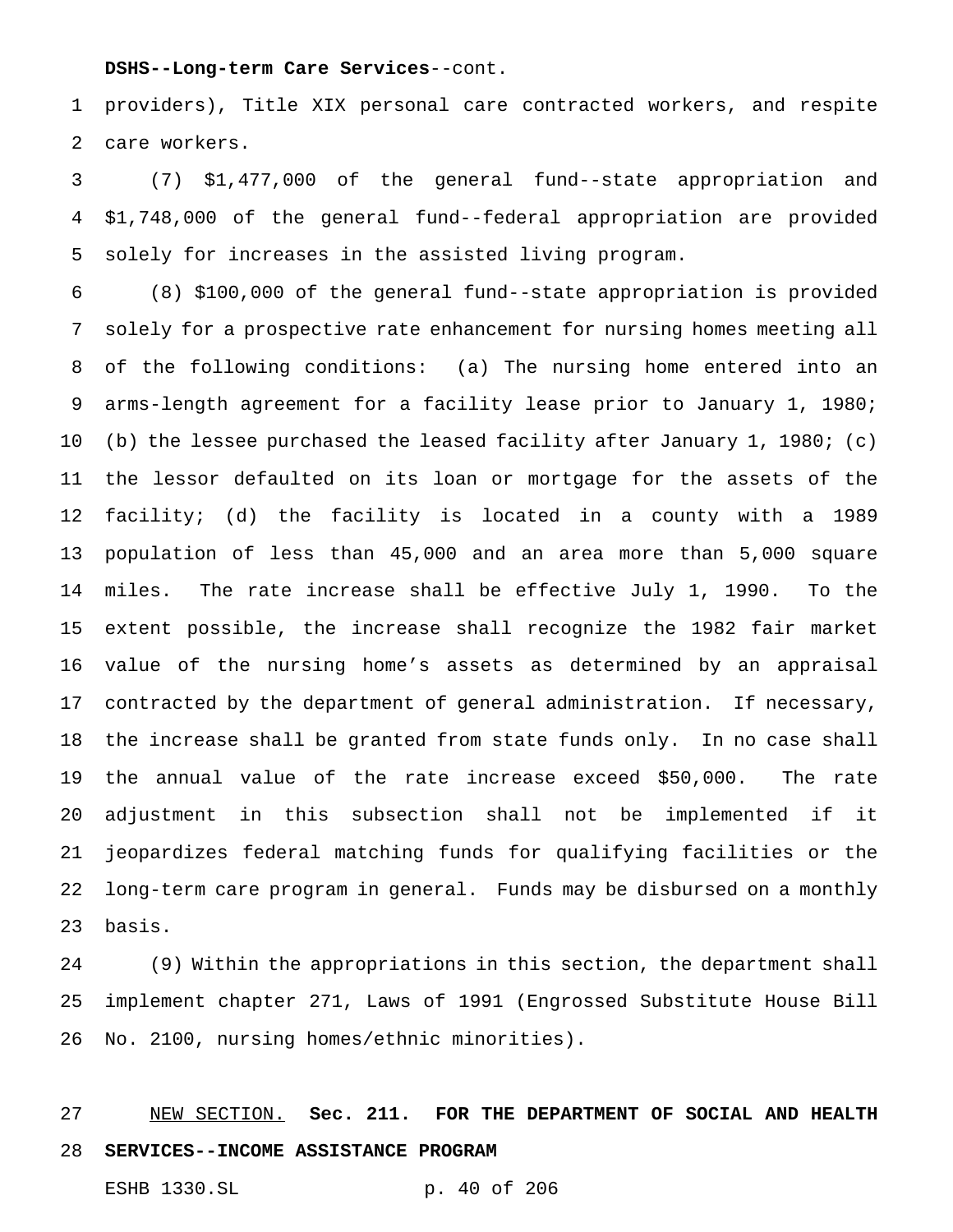providers), Title XIX personal care contracted workers, and respite care workers.

(7) $1,477,000 of the general fund--state appropriation and $1,748,000 of the general fund--federal appropriation are provided solely for increases in the assisted living program.

(8) $100,000 of the general fund--state appropriation is provided solely for a prospective rate enhancement for nursing homes meeting all of the following conditions: (a) The nursing home entered into an arms-length agreement for a facility lease prior to January 1, 1980; (b) the lessee purchased the leased facility after January 1, 1980; (c) the lessor defaulted on its loan or mortgage for the assets of the facility; (d) the facility is located in a county with a 1989 population of less than 45,000 and an area more than 5,000 square miles. The rate increase shall be effective July 1, 1990. To the extent possible, the increase shall recognize the 1982 fair market value of the nursing home's assets as determined by an appraisal contracted by the department of general administration. If necessary, the increase shall be granted from state funds only. In no case shall the annual value of the rate increase exceed $50,000. The rate adjustment in this subsection shall not be implemented if it jeopardizes federal matching funds for qualifying facilities or the long-term care program in general. Funds may be disbursed on a monthly basis.

(9) Within the appropriations in this section, the department shall implement chapter 271, Laws of 1991 (Engrossed Substitute House Bill No. 2100, nursing homes/ethnic minorities).

NEW SECTION. **Sec. 211. FOR THE DEPARTMENT OF SOCIAL AND HEALTH SERVICES--INCOME ASSISTANCE PROGRAM**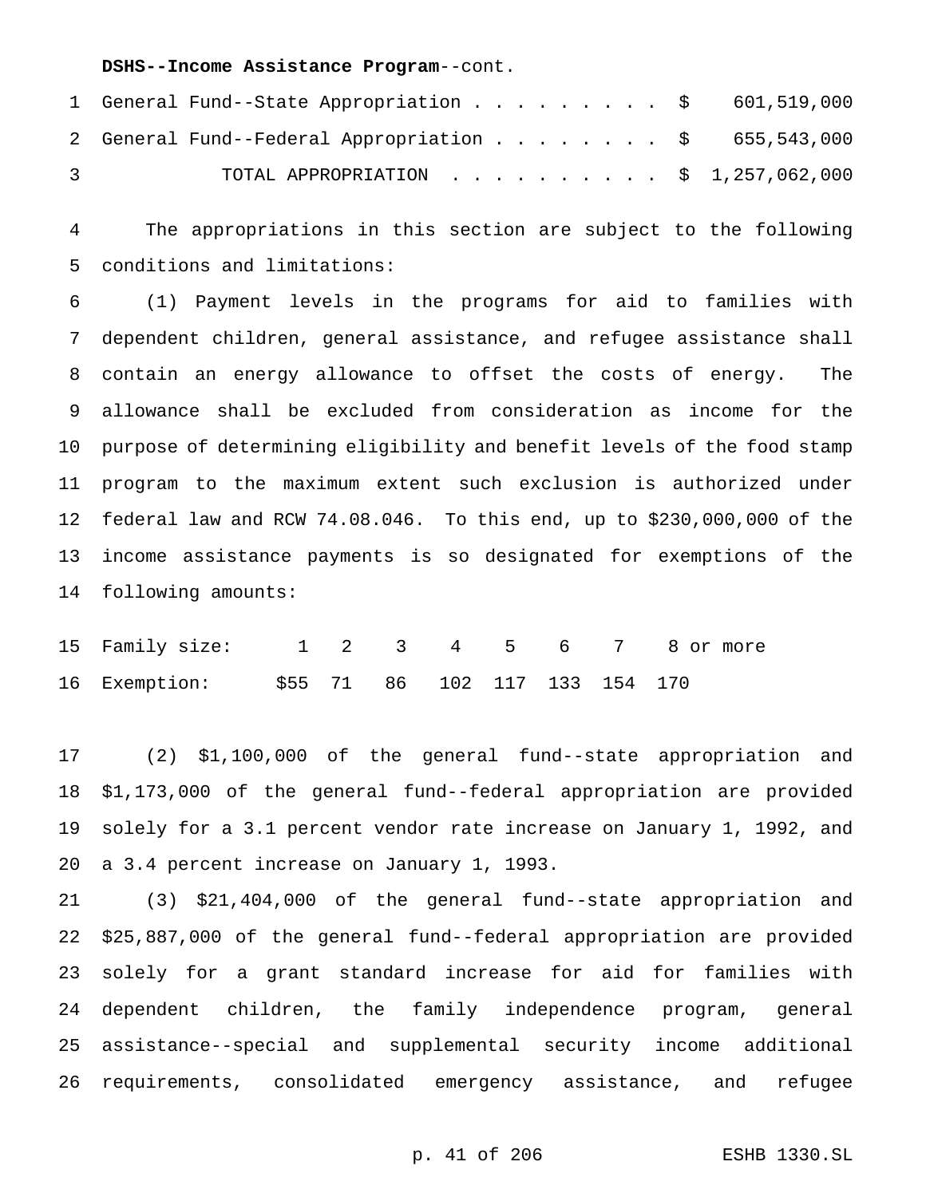**DSHS--Income Assistance Program**--cont.

| | | |
|---|---|---|
| General Fund--State Appropriation . . . . . . . . . | $ | 601,519,000 |
| General Fund--Federal Appropriation . . . . . . . . | $ | 655,543,000 |
| TOTAL APPROPRIATION . . . . . . . . . . | $ | 1,257,062,000 |

The appropriations in this section are subject to the following conditions and limitations:

(1) Payment levels in the programs for aid to families with dependent children, general assistance, and refugee assistance shall contain an energy allowance to offset the costs of energy. The allowance shall be excluded from consideration as income for the purpose of determining eligibility and benefit levels of the food stamp program to the maximum extent such exclusion is authorized under federal law and RCW 74.08.046. To this end, up to $230,000,000 of the income assistance payments is so designated for exemptions of the following amounts:

| Family size: | 1 | 2 | 3 | 4 | 5 | 6 | 7 | 8 or more |
|---|---|---|---|---|---|---|---|---|
| Exemption: | $55 | 71 | 86 | 102 | 117 | 133 | 154 | 170 |

(2) $1,100,000 of the general fund--state appropriation and $1,173,000 of the general fund--federal appropriation are provided solely for a 3.1 percent vendor rate increase on January 1, 1992, and a 3.4 percent increase on January 1, 1993.

(3) $21,404,000 of the general fund--state appropriation and $25,887,000 of the general fund--federal appropriation are provided solely for a grant standard increase for aid for families with dependent children, the family independence program, general assistance--special and supplemental security income additional requirements, consolidated emergency assistance, and refugee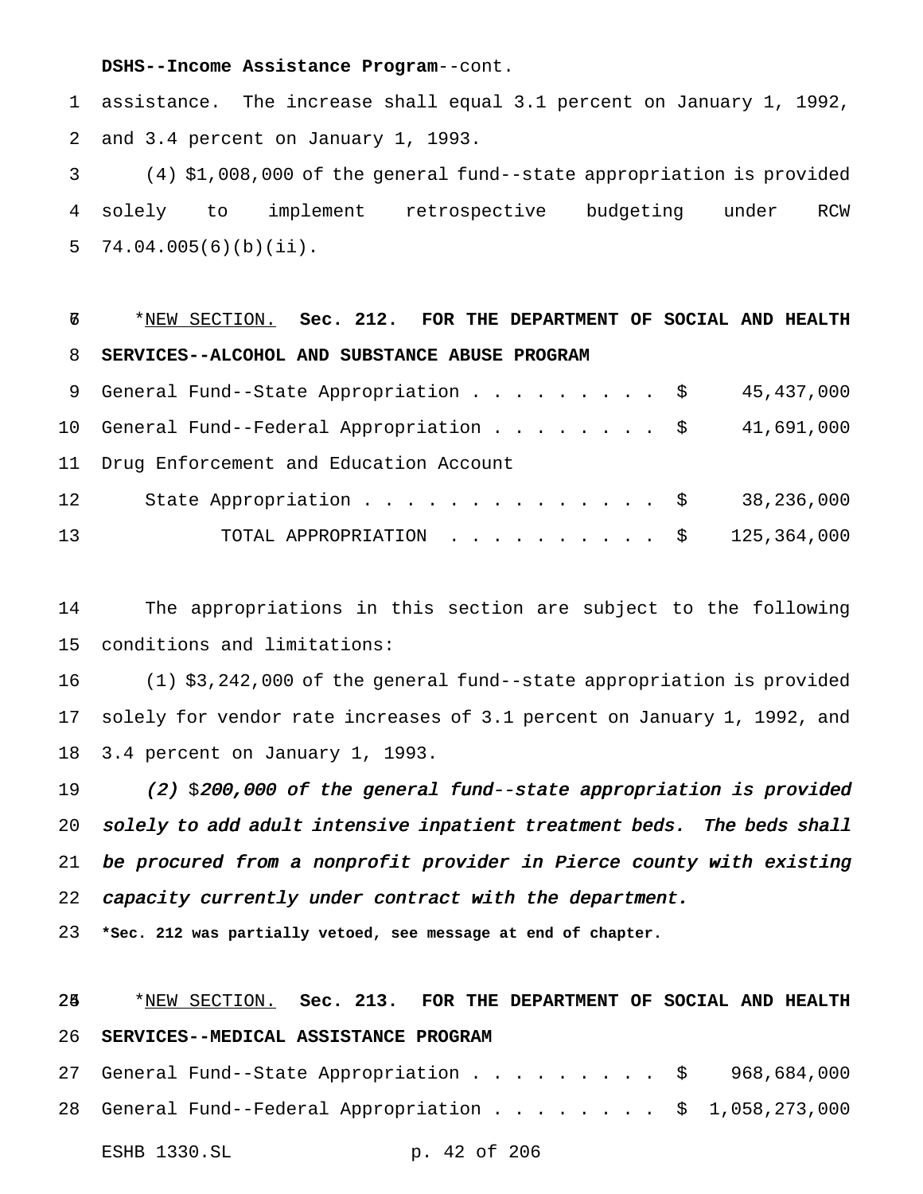**DSHS--Income Assistance Program**--cont.

assistance. The increase shall equal 3.1 percent on January 1, 1992, and 3.4 percent on January 1, 1993.

(4) $1,008,000 of the general fund--state appropriation is provided solely to implement retrospective budgeting under RCW 74.04.005(6)(b)(ii).

*NEW SECTION. **Sec. 212. FOR THE DEPARTMENT OF SOCIAL AND HEALTH SERVICES--ALCOHOL AND SUBSTANCE ABUSE PROGRAM**

| | |
|---|---|
| General Fund--State Appropriation . . . . . . . . . | $ 45,437,000 |
| General Fund--Federal Appropriation . . . . . . . . | $ 41,691,000 |
| Drug Enforcement and Education Account | |
| State Appropriation . . . . . . . . . . . . . . . | $ 38,236,000 |
| TOTAL APPROPRIATION . . . . . . . . . . . | $ 125,364,000 |

The appropriations in this section are subject to the following conditions and limitations:

(1) $3,242,000 of the general fund--state appropriation is provided solely for vendor rate increases of 3.1 percent on January 1, 1992, and 3.4 percent on January 1, 1993.

*(2) $200,000 of the general fund--state appropriation is provided solely to add adult intensive inpatient treatment beds. The beds shall be procured from a nonprofit provider in Pierce county with existing capacity currently under contract with the department.*

**\*Sec. 212 was partially vetoed, see message at end of chapter.**

*NEW SECTION. **Sec. 213. FOR THE DEPARTMENT OF SOCIAL AND HEALTH SERVICES--MEDICAL ASSISTANCE PROGRAM**

| | |
|---|---|
| General Fund--State Appropriation . . . . . . . . . | $ 968,684,000 |
| General Fund--Federal Appropriation . . . . . . . . | $ 1,058,273,000 |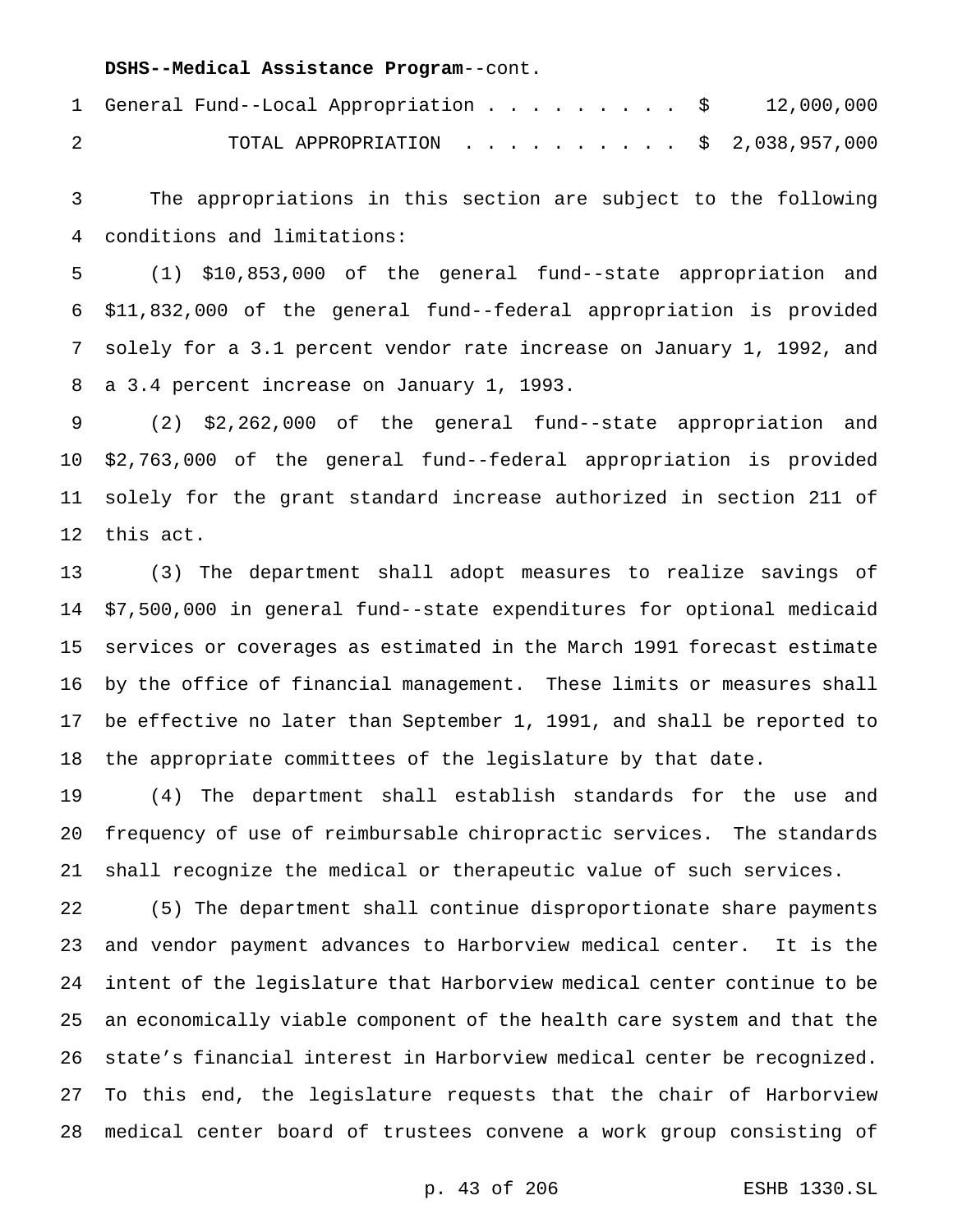**DSHS--Medical Assistance Program**--cont.

| | |
|---|---|
| General Fund--Local Appropriation . . . . . . . . . | $ 12,000,000 |
| TOTAL APPROPRIATION . . . . . . . . . . | $ 2,038,957,000 |

The appropriations in this section are subject to the following conditions and limitations:

(1) $10,853,000 of the general fund--state appropriation and $11,832,000 of the general fund--federal appropriation is provided solely for a 3.1 percent vendor rate increase on January 1, 1992, and a 3.4 percent increase on January 1, 1993.

(2) $2,262,000 of the general fund--state appropriation and $2,763,000 of the general fund--federal appropriation is provided solely for the grant standard increase authorized in section 211 of this act.

(3) The department shall adopt measures to realize savings of $7,500,000 in general fund--state expenditures for optional medicaid services or coverages as estimated in the March 1991 forecast estimate by the office of financial management. These limits or measures shall be effective no later than September 1, 1991, and shall be reported to the appropriate committees of the legislature by that date.

(4) The department shall establish standards for the use and frequency of use of reimbursable chiropractic services. The standards shall recognize the medical or therapeutic value of such services.

(5) The department shall continue disproportionate share payments and vendor payment advances to Harborview medical center. It is the intent of the legislature that Harborview medical center continue to be an economically viable component of the health care system and that the state's financial interest in Harborview medical center be recognized. To this end, the legislature requests that the chair of Harborview medical center board of trustees convene a work group consisting of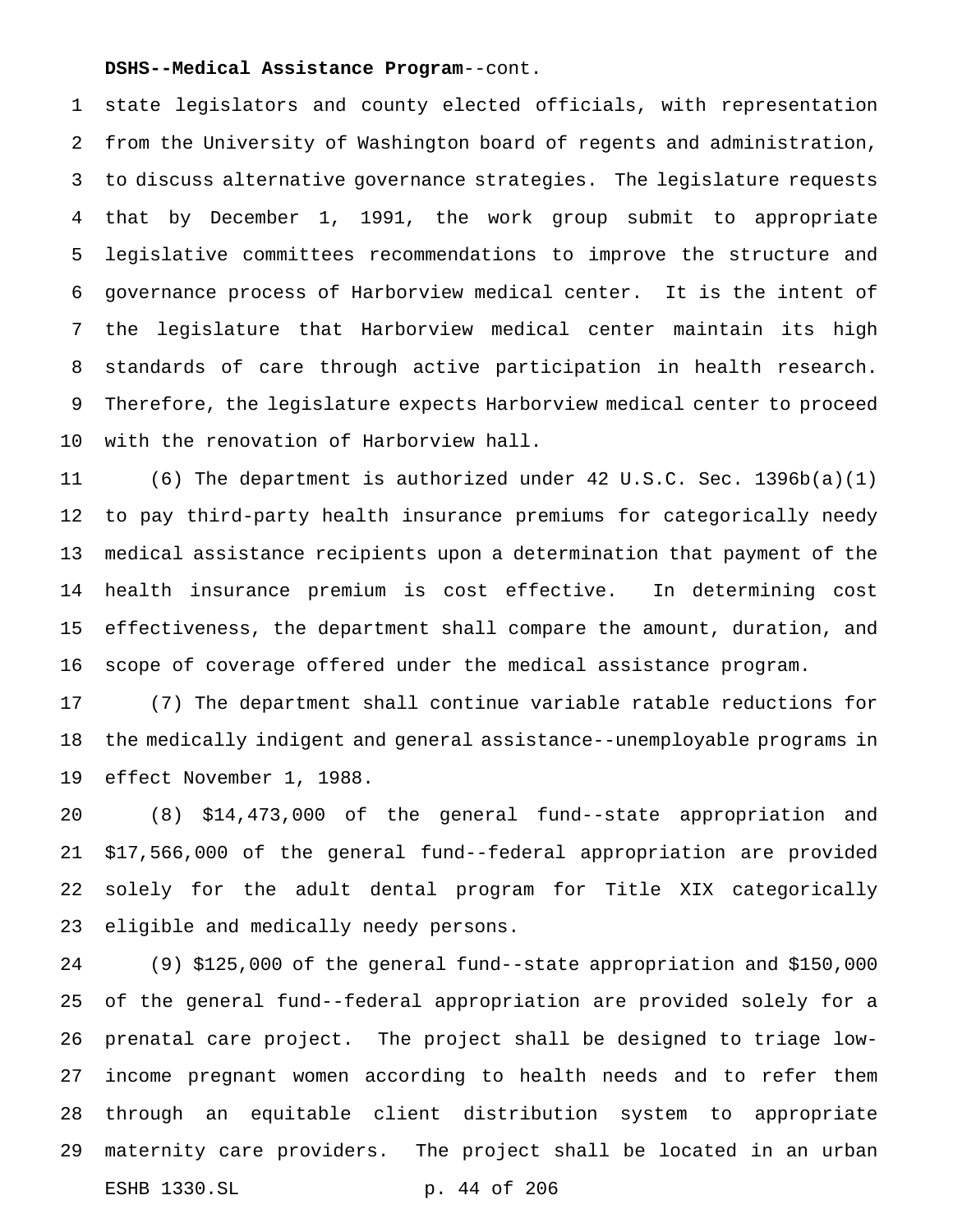**DSHS--Medical Assistance Program**--cont.

state legislators and county elected officials, with representation from the University of Washington board of regents and administration, to discuss alternative governance strategies. The legislature requests that by December 1, 1991, the work group submit to appropriate legislative committees recommendations to improve the structure and governance process of Harborview medical center. It is the intent of the legislature that Harborview medical center maintain its high standards of care through active participation in health research. Therefore, the legislature expects Harborview medical center to proceed with the renovation of Harborview hall.

(6) The department is authorized under 42 U.S.C. Sec. 1396b(a)(1) to pay third-party health insurance premiums for categorically needy medical assistance recipients upon a determination that payment of the health insurance premium is cost effective. In determining cost effectiveness, the department shall compare the amount, duration, and scope of coverage offered under the medical assistance program.

(7) The department shall continue variable ratable reductions for the medically indigent and general assistance--unemployable programs in effect November 1, 1988.

(8) $14,473,000 of the general fund--state appropriation and $17,566,000 of the general fund--federal appropriation are provided solely for the adult dental program for Title XIX categorically eligible and medically needy persons.

(9) $125,000 of the general fund--state appropriation and $150,000 of the general fund--federal appropriation are provided solely for a prenatal care project. The project shall be designed to triage low-income pregnant women according to health needs and to refer them through an equitable client distribution system to appropriate maternity care providers. The project shall be located in an urban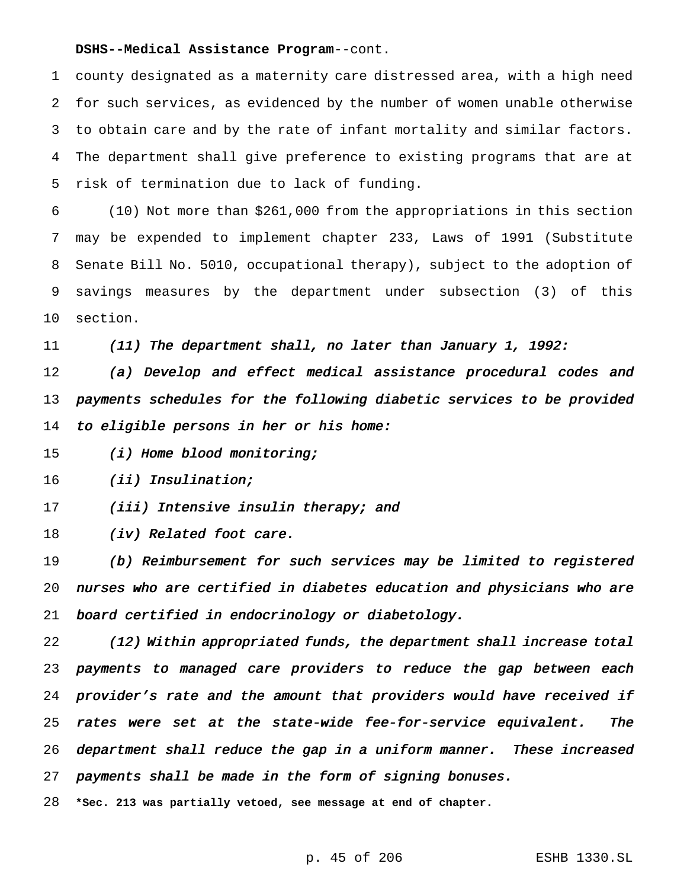**DSHS--Medical Assistance Program**--cont.

county designated as a maternity care distressed area, with a high need for such services, as evidenced by the number of women unable otherwise to obtain care and by the rate of infant mortality and similar factors. The department shall give preference to existing programs that are at risk of termination due to lack of funding.

(10) Not more than $261,000 from the appropriations in this section may be expended to implement chapter 233, Laws of 1991 (Substitute Senate Bill No. 5010, occupational therapy), subject to the adoption of savings measures by the department under subsection (3) of this section.

*(11) The department shall, no later than January 1, 1992:*

*(a) Develop and effect medical assistance procedural codes and payments schedules for the following diabetic services to be provided to eligible persons in her or his home:*

*(i) Home blood monitoring;*

*(ii) Insulination;*

*(iii) Intensive insulin therapy; and*

*(iv) Related foot care.*

*(b) Reimbursement for such services may be limited to registered nurses who are certified in diabetes education and physicians who are board certified in endocrinology or diabetology.*

*(12) Within appropriated funds, the department shall increase total payments to managed care providers to reduce the gap between each provider's rate and the amount that providers would have received if rates were set at the state-wide fee-for-service equivalent. The department shall reduce the gap in a uniform manner. These increased payments shall be made in the form of signing bonuses.*

**\*Sec. 213 was partially vetoed, see message at end of chapter.**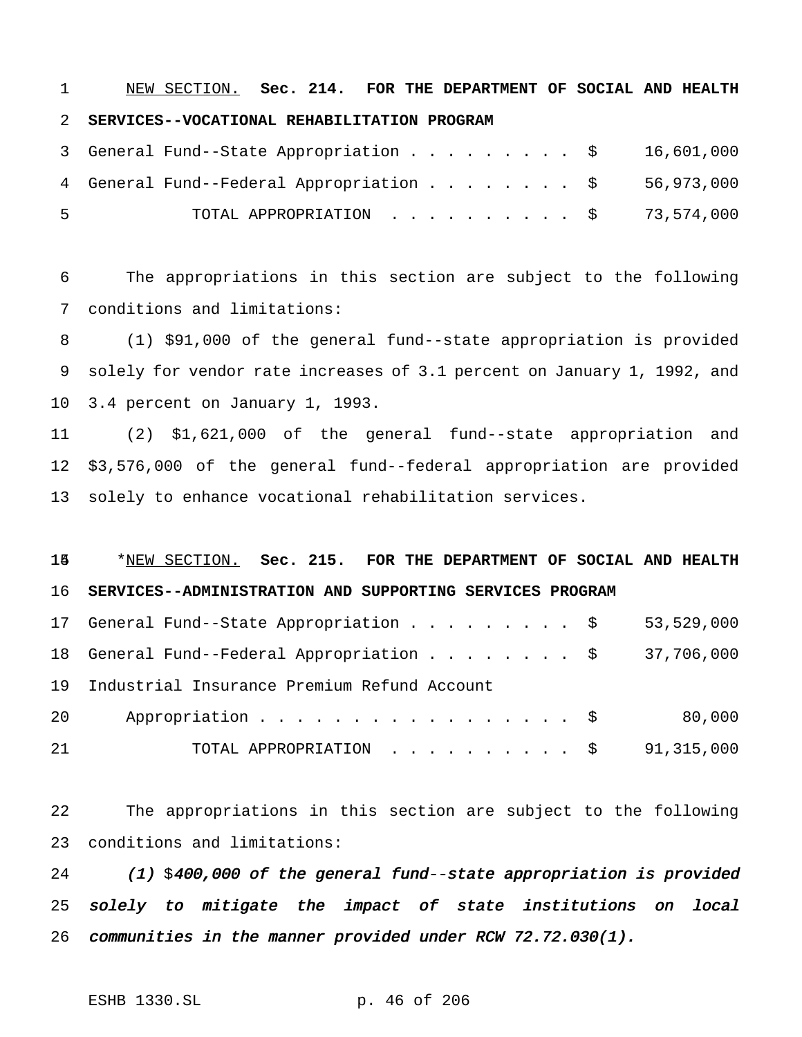NEW SECTION. **Sec. 214. FOR THE DEPARTMENT OF SOCIAL AND HEALTH SERVICES--VOCATIONAL REHABILITATION PROGRAM**

| | | |
|---|---|---|
| General Fund--State Appropriation | $ | 16,601,000 |
| General Fund--Federal Appropriation | $ | 56,973,000 |
| TOTAL APPROPRIATION | $ | 73,574,000 |

The appropriations in this section are subject to the following conditions and limitations:

(1) $91,000 of the general fund--state appropriation is provided solely for vendor rate increases of 3.1 percent on January 1, 1992, and 3.4 percent on January 1, 1993.

(2) $1,621,000 of the general fund--state appropriation and $3,576,000 of the general fund--federal appropriation are provided solely to enhance vocational rehabilitation services.

*NEW SECTION. **Sec. 215. FOR THE DEPARTMENT OF SOCIAL AND HEALTH SERVICES--ADMINISTRATION AND SUPPORTING SERVICES PROGRAM**

| | | |
|---|---|---|
| General Fund--State Appropriation | $ | 53,529,000 |
| General Fund--Federal Appropriation | $ | 37,706,000 |
| Industrial Insurance Premium Refund Account Appropriation | $ | 80,000 |
| TOTAL APPROPRIATION | $ | 91,315,000 |

The appropriations in this section are subject to the following conditions and limitations:

*(1) $400,000 of the general fund--state appropriation is provided solely to mitigate the impact of state institutions on local communities in the manner provided under RCW 72.72.030(1).*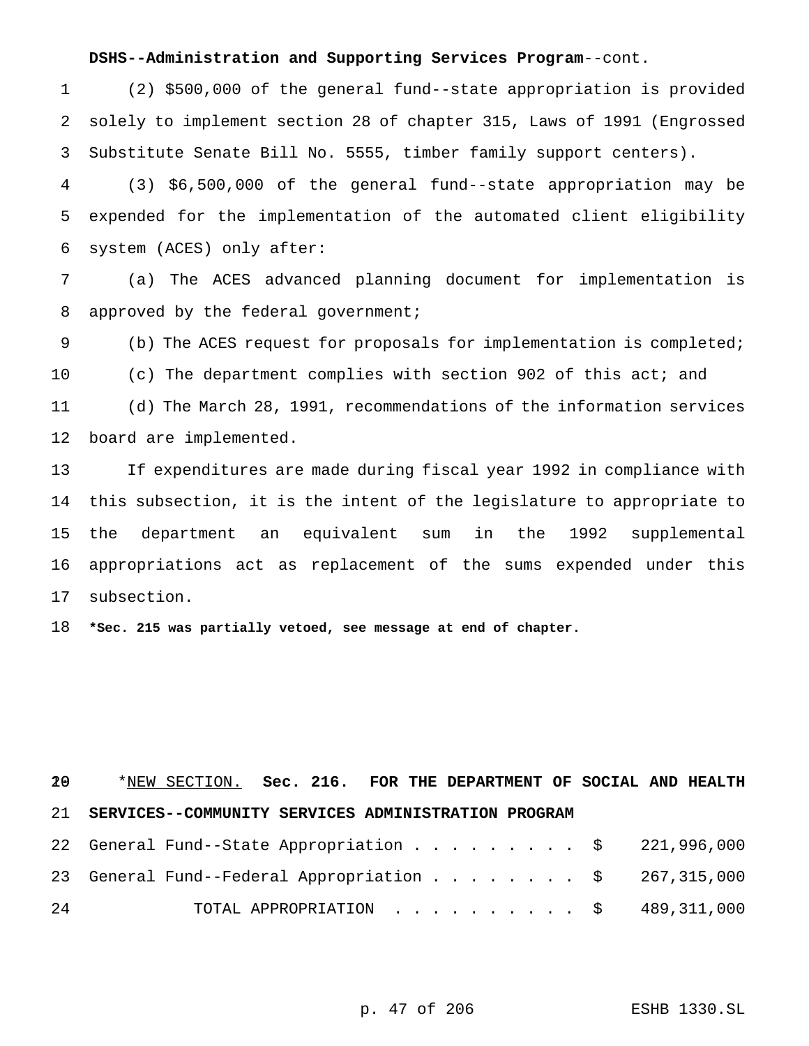**DSHS--Administration and Supporting Services Program**--cont.

(2) $500,000 of the general fund--state appropriation is provided solely to implement section 28 of chapter 315, Laws of 1991 (Engrossed Substitute Senate Bill No. 5555, timber family support centers).

(3) $6,500,000 of the general fund--state appropriation may be expended for the implementation of the automated client eligibility system (ACES) only after:

(a) The ACES advanced planning document for implementation is approved by the federal government;

(b) The ACES request for proposals for implementation is completed;

(c) The department complies with section 902 of this act; and

(d) The March 28, 1991, recommendations of the information services board are implemented.

If expenditures are made during fiscal year 1992 in compliance with this subsection, it is the intent of the legislature to appropriate to the department an equivalent sum in the 1992 supplemental appropriations act as replacement of the sums expended under this subsection.

**\*Sec. 215 was partially vetoed, see message at end of chapter.**

\*NEW SECTION. **Sec. 216. FOR THE DEPARTMENT OF SOCIAL AND HEALTH SERVICES--COMMUNITY SERVICES ADMINISTRATION PROGRAM**

| | | |
|---|---|---|
| General Fund--State Appropriation . . . . . . . . . | $ | 221,996,000 |
| General Fund--Federal Appropriation . . . . . . . . | $ | 267,315,000 |
| TOTAL APPROPRIATION . . . . . . . . . . | $ | 489,311,000 |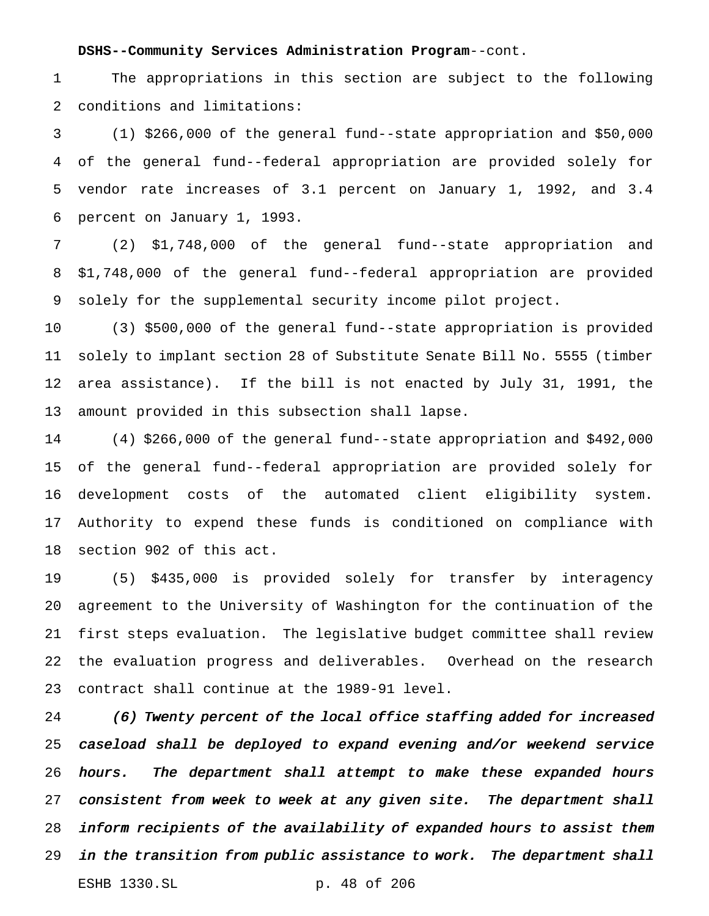**DSHS--Community Services Administration Program**--cont.

The appropriations in this section are subject to the following conditions and limitations:

(1) $266,000 of the general fund--state appropriation and $50,000 of the general fund--federal appropriation are provided solely for vendor rate increases of 3.1 percent on January 1, 1992, and 3.4 percent on January 1, 1993.

(2) $1,748,000 of the general fund--state appropriation and $1,748,000 of the general fund--federal appropriation are provided solely for the supplemental security income pilot project.

(3) $500,000 of the general fund--state appropriation is provided solely to implant section 28 of Substitute Senate Bill No. 5555 (timber area assistance). If the bill is not enacted by July 31, 1991, the amount provided in this subsection shall lapse.

(4) $266,000 of the general fund--state appropriation and $492,000 of the general fund--federal appropriation are provided solely for development costs of the automated client eligibility system. Authority to expend these funds is conditioned on compliance with section 902 of this act.

(5) $435,000 is provided solely for transfer by interagency agreement to the University of Washington for the continuation of the first steps evaluation. The legislative budget committee shall review the evaluation progress and deliverables. Overhead on the research contract shall continue at the 1989-91 level.

*(6) Twenty percent of the local office staffing added for increased caseload shall be deployed to expand evening and/or weekend service hours. The department shall attempt to make these expanded hours consistent from week to week at any given site. The department shall inform recipients of the availability of expanded hours to assist them in the transition from public assistance to work. The department shall*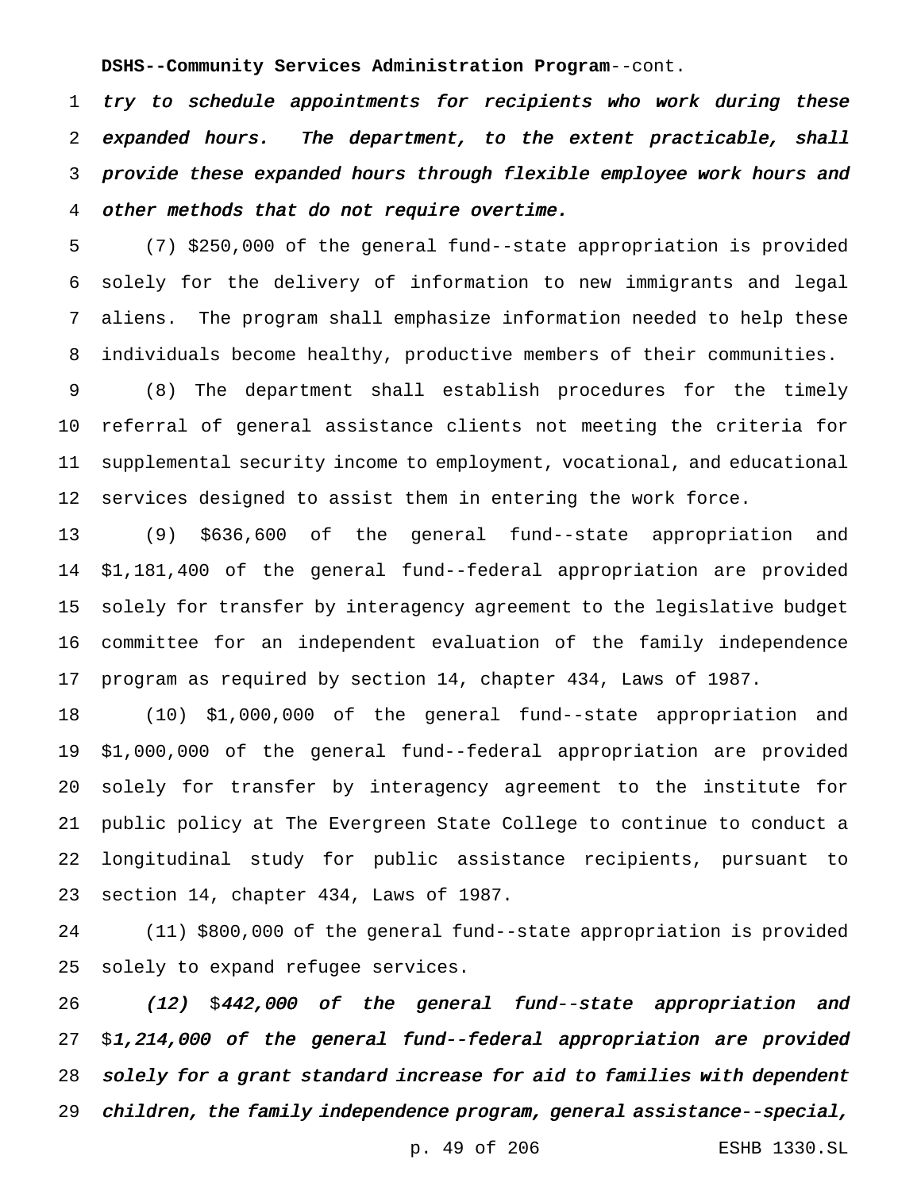**DSHS--Community Services Administration Program**--cont.

*try to schedule appointments for recipients who work during these expanded hours. The department, to the extent practicable, shall provide these expanded hours through flexible employee work hours and other methods that do not require overtime.*

(7) $250,000 of the general fund--state appropriation is provided solely for the delivery of information to new immigrants and legal aliens. The program shall emphasize information needed to help these individuals become healthy, productive members of their communities.

(8) The department shall establish procedures for the timely referral of general assistance clients not meeting the criteria for supplemental security income to employment, vocational, and educational services designed to assist them in entering the work force.

(9) $636,600 of the general fund--state appropriation and $1,181,400 of the general fund--federal appropriation are provided solely for transfer by interagency agreement to the legislative budget committee for an independent evaluation of the family independence program as required by section 14, chapter 434, Laws of 1987.

(10) $1,000,000 of the general fund--state appropriation and $1,000,000 of the general fund--federal appropriation are provided solely for transfer by interagency agreement to the institute for public policy at The Evergreen State College to continue to conduct a longitudinal study for public assistance recipients, pursuant to section 14, chapter 434, Laws of 1987.

(11) $800,000 of the general fund--state appropriation is provided solely to expand refugee services.

*(12) $442,000 of the general fund--state appropriation and $1,214,000 of the general fund--federal appropriation are provided solely for a grant standard increase for aid to families with dependent children, the family independence program, general assistance--special,*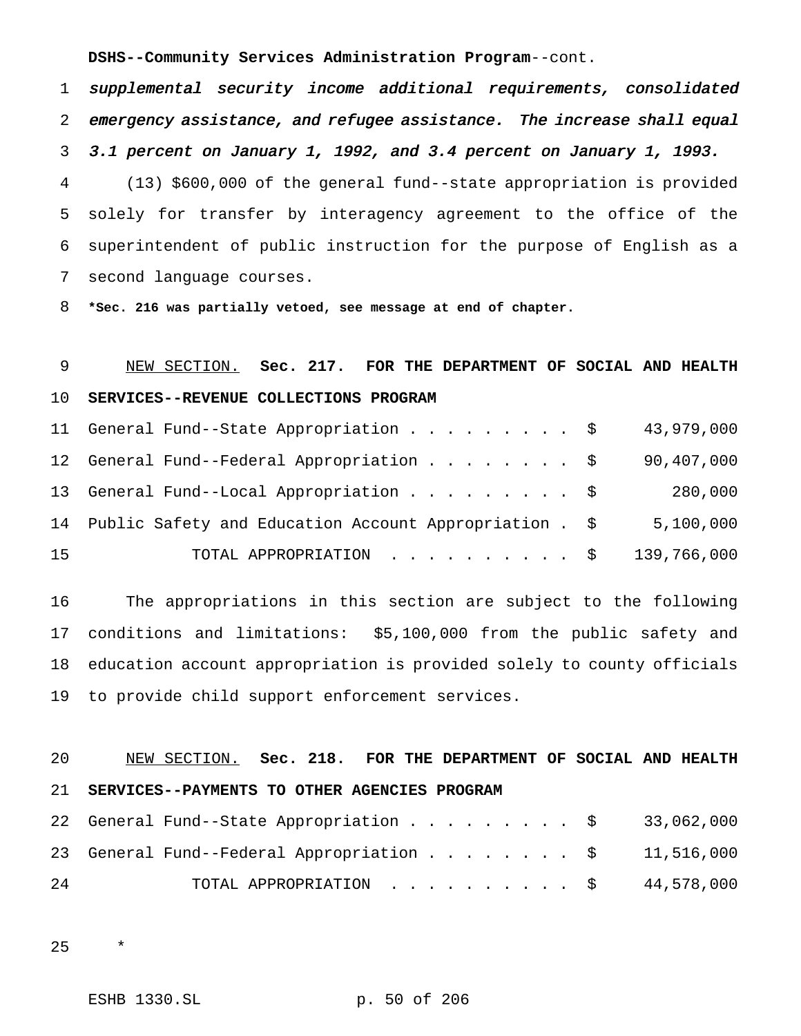**DSHS--Community Services Administration Program**--cont.

*supplemental security income additional requirements, consolidated emergency assistance, and refugee assistance. The increase shall equal 3.1 percent on January 1, 1992, and 3.4 percent on January 1, 1993.*

(13) $600,000 of the general fund--state appropriation is provided solely for transfer by interagency agreement to the office of the superintendent of public instruction for the purpose of English as a second language courses.

**\*Sec. 216 was partially vetoed, see message at end of chapter.**

NEW SECTION. **Sec. 217. FOR THE DEPARTMENT OF SOCIAL AND HEALTH SERVICES--REVENUE COLLECTIONS PROGRAM**

| | | |
|---|---|---|
| General Fund--State Appropriation | $ | 43,979,000 |
| General Fund--Federal Appropriation | $ | 90,407,000 |
| General Fund--Local Appropriation | $ | 280,000 |
| Public Safety and Education Account Appropriation | $ | 5,100,000 |
| TOTAL APPROPRIATION | $ | 139,766,000 |

The appropriations in this section are subject to the following conditions and limitations: $5,100,000 from the public safety and education account appropriation is provided solely to county officials to provide child support enforcement services.

NEW SECTION. **Sec. 218. FOR THE DEPARTMENT OF SOCIAL AND HEALTH SERVICES--PAYMENTS TO OTHER AGENCIES PROGRAM**

| | | |
|---|---|---|
| General Fund--State Appropriation | $ | 33,062,000 |
| General Fund--Federal Appropriation | $ | 11,516,000 |
| TOTAL APPROPRIATION | $ | 44,578,000 |

*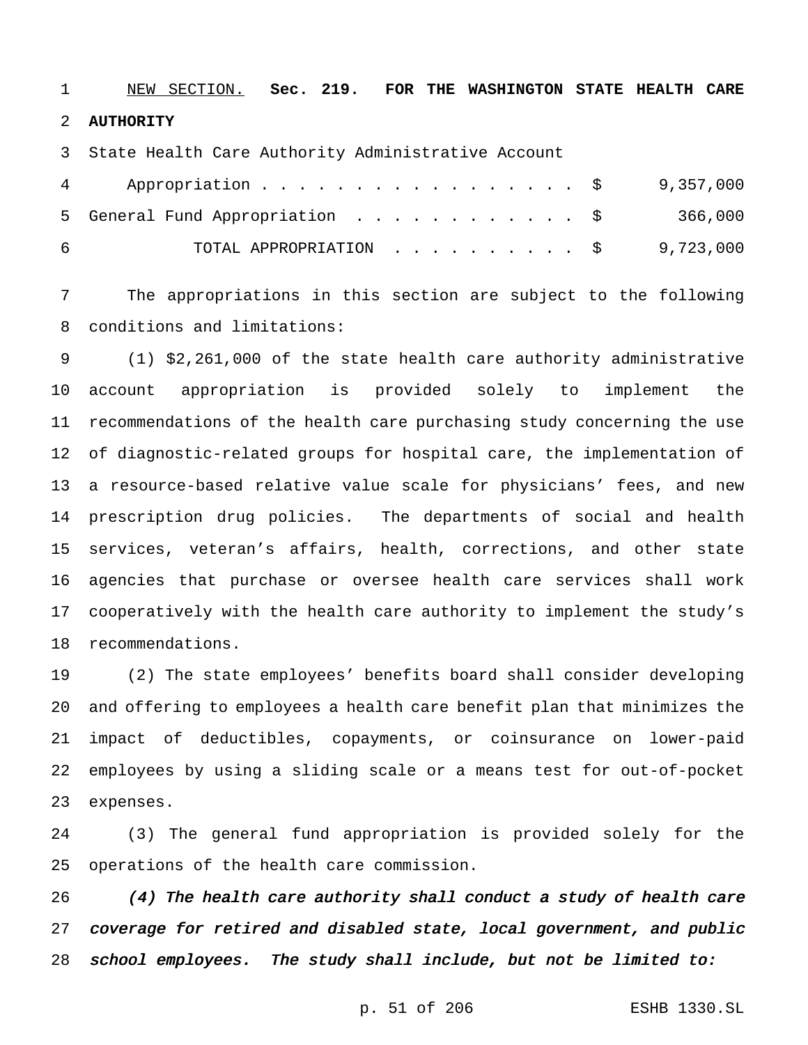NEW SECTION. **Sec. 219. FOR THE WASHINGTON STATE HEALTH CARE AUTHORITY**

| | |
|---|---|
| State Health Care Authority Administrative Account Appropriation | $ 9,357,000 |
| General Fund Appropriation | $ 366,000 |
| TOTAL APPROPRIATION | $ 9,723,000 |

The appropriations in this section are subject to the following conditions and limitations:

(1) $2,261,000 of the state health care authority administrative account appropriation is provided solely to implement the recommendations of the health care purchasing study concerning the use of diagnostic-related groups for hospital care, the implementation of a resource-based relative value scale for physicians' fees, and new prescription drug policies. The departments of social and health services, veteran's affairs, health, corrections, and other state agencies that purchase or oversee health care services shall work cooperatively with the health care authority to implement the study's recommendations.

(2) The state employees' benefits board shall consider developing and offering to employees a health care benefit plan that minimizes the impact of deductibles, copayments, or coinsurance on lower-paid employees by using a sliding scale or a means test for out-of-pocket expenses.

(3) The general fund appropriation is provided solely for the operations of the health care commission.

*(4) The health care authority shall conduct a study of health care coverage for retired and disabled state, local government, and public school employees. The study shall include, but not be limited to:*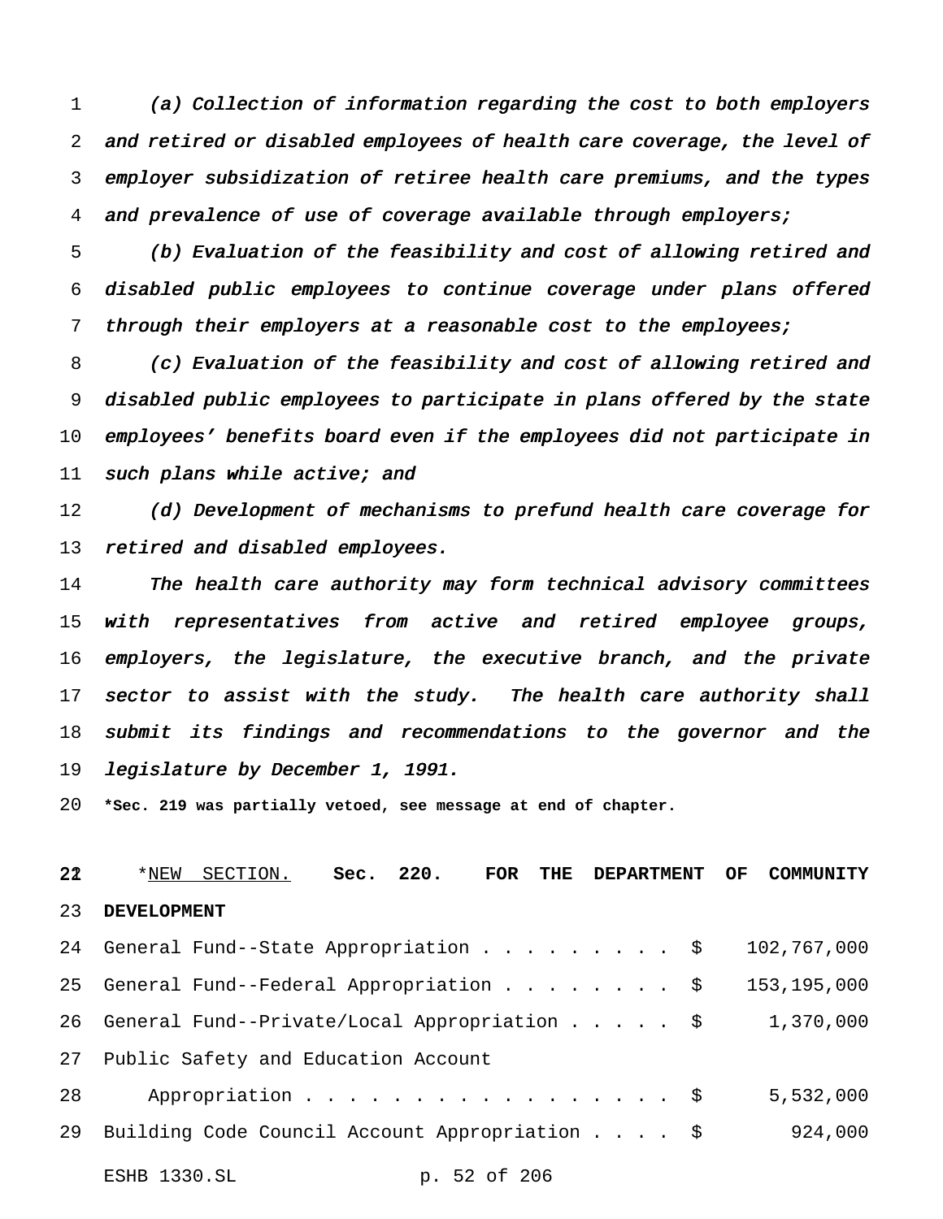*(a) Collection of information regarding the cost to both employers and retired or disabled employees of health care coverage, the level of employer subsidization of retiree health care premiums, and the types and prevalence of use of coverage available through employers;*

*(b) Evaluation of the feasibility and cost of allowing retired and disabled public employees to continue coverage under plans offered through their employers at a reasonable cost to the employees;*

*(c) Evaluation of the feasibility and cost of allowing retired and disabled public employees to participate in plans offered by the state employees' benefits board even if the employees did not participate in such plans while active; and*

*(d) Development of mechanisms to prefund health care coverage for retired and disabled employees.*

*The health care authority may form technical advisory committees with representatives from active and retired employee groups, employers, the legislature, the executive branch, and the private sector to assist with the study. The health care authority shall submit its findings and recommendations to the governor and the legislature by December 1, 1991.*

**\*Sec. 219 was partially vetoed, see message at end of chapter.**

*NEW SECTION. **Sec. 220. FOR THE DEPARTMENT OF COMMUNITY DEVELOPMENT**

| | |
|---|---|
| General Fund--State Appropriation . . . . . . . . . $ | 102,767,000 |
| General Fund--Federal Appropriation . . . . . . . . $ | 153,195,000 |
| General Fund--Private/Local Appropriation . . . . . $ | 1,370,000 |
| Public Safety and Education Account Appropriation . . . . . . . . . . . . . . . . . $ | 5,532,000 |
| Building Code Council Account Appropriation . . . . $ | 924,000 |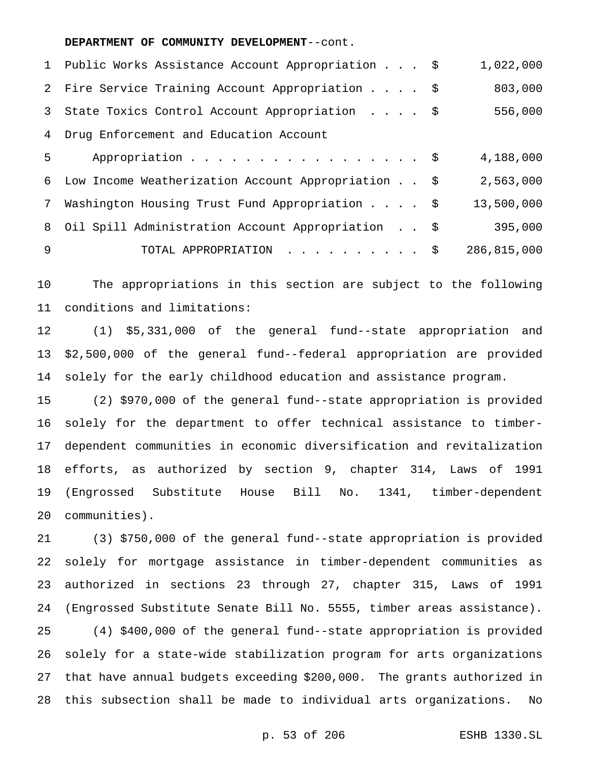**DEPARTMENT OF COMMUNITY DEVELOPMENT**--cont.

| | | |
|---|---|---|
| Public Works Assistance Account Appropriation . . . | $ | 1,022,000 |
| Fire Service Training Account Appropriation . . . . | $ | 803,000 |
| State Toxics Control Account Appropriation . . . . | $ | 556,000 |
| Drug Enforcement and Education Account Appropriation . . . . . . . . . . . . . . . . . | $ | 4,188,000 |
| Low Income Weatherization Account Appropriation . . | $ | 2,563,000 |
| Washington Housing Trust Fund Appropriation . . . . | $ | 13,500,000 |
| Oil Spill Administration Account Appropriation . . | $ | 395,000 |
| TOTAL APPROPRIATION . . . . . . . . . . | $ | 286,815,000 |

The appropriations in this section are subject to the following conditions and limitations:

(1) $5,331,000 of the general fund--state appropriation and $2,500,000 of the general fund--federal appropriation are provided solely for the early childhood education and assistance program.

(2) $970,000 of the general fund--state appropriation is provided solely for the department to offer technical assistance to timber-dependent communities in economic diversification and revitalization efforts, as authorized by section 9, chapter 314, Laws of 1991 (Engrossed Substitute House Bill No. 1341, timber-dependent communities).

(3) $750,000 of the general fund--state appropriation is provided solely for mortgage assistance in timber-dependent communities as authorized in sections 23 through 27, chapter 315, Laws of 1991 (Engrossed Substitute Senate Bill No. 5555, timber areas assistance).

(4) $400,000 of the general fund--state appropriation is provided solely for a state-wide stabilization program for arts organizations that have annual budgets exceeding $200,000. The grants authorized in this subsection shall be made to individual arts organizations. No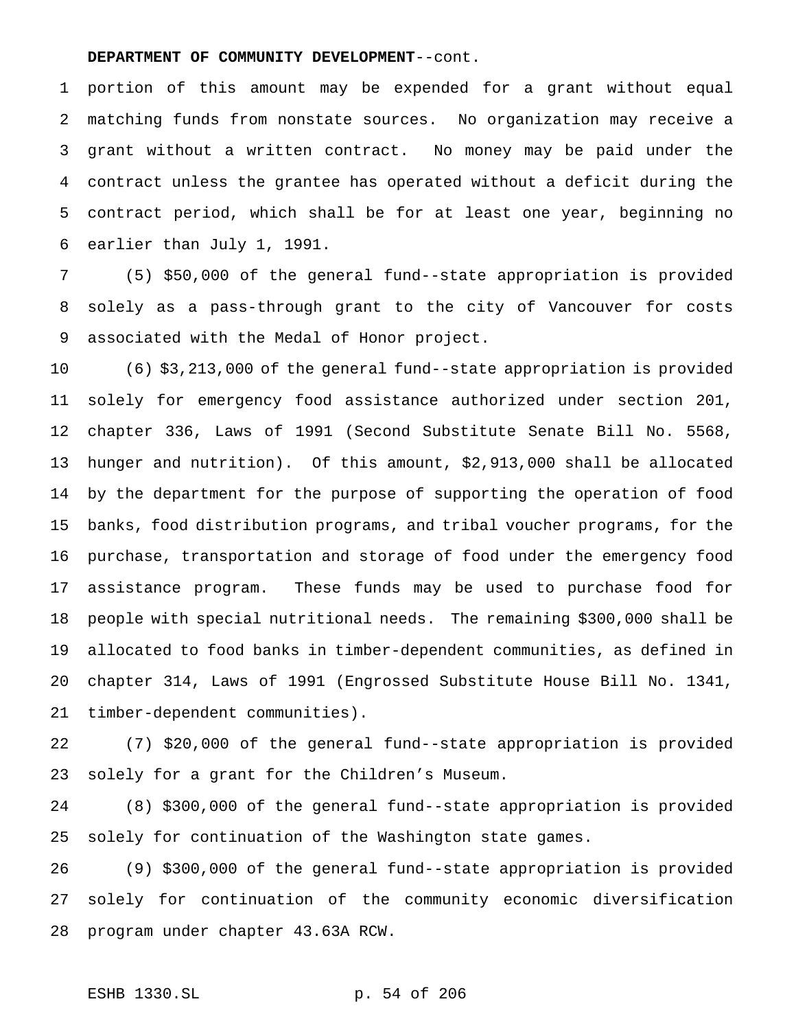**DEPARTMENT OF COMMUNITY DEVELOPMENT**--cont.

portion of this amount may be expended for a grant without equal matching funds from nonstate sources. No organization may receive a grant without a written contract. No money may be paid under the contract unless the grantee has operated without a deficit during the contract period, which shall be for at least one year, beginning no earlier than July 1, 1991.

(5) $50,000 of the general fund--state appropriation is provided solely as a pass-through grant to the city of Vancouver for costs associated with the Medal of Honor project.

(6) $3,213,000 of the general fund--state appropriation is provided solely for emergency food assistance authorized under section 201, chapter 336, Laws of 1991 (Second Substitute Senate Bill No. 5568, hunger and nutrition). Of this amount, $2,913,000 shall be allocated by the department for the purpose of supporting the operation of food banks, food distribution programs, and tribal voucher programs, for the purchase, transportation and storage of food under the emergency food assistance program. These funds may be used to purchase food for people with special nutritional needs. The remaining $300,000 shall be allocated to food banks in timber-dependent communities, as defined in chapter 314, Laws of 1991 (Engrossed Substitute House Bill No. 1341, timber-dependent communities).

(7) $20,000 of the general fund--state appropriation is provided solely for a grant for the Children's Museum.

(8) $300,000 of the general fund--state appropriation is provided solely for continuation of the Washington state games.

(9) $300,000 of the general fund--state appropriation is provided solely for continuation of the community economic diversification program under chapter 43.63A RCW.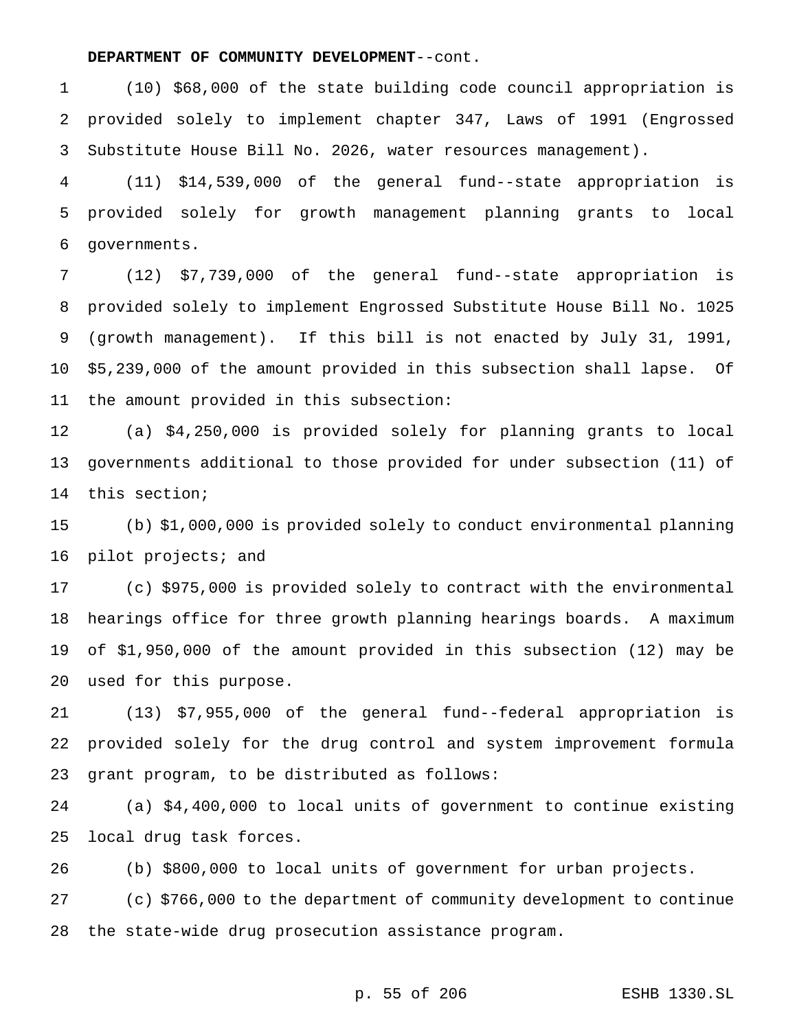**DEPARTMENT OF COMMUNITY DEVELOPMENT**--cont.

(10) $68,000 of the state building code council appropriation is provided solely to implement chapter 347, Laws of 1991 (Engrossed Substitute House Bill No. 2026, water resources management).

(11) $14,539,000 of the general fund--state appropriation is provided solely for growth management planning grants to local governments.

(12) $7,739,000 of the general fund--state appropriation is provided solely to implement Engrossed Substitute House Bill No. 1025 (growth management). If this bill is not enacted by July 31, 1991, $5,239,000 of the amount provided in this subsection shall lapse. Of the amount provided in this subsection:

(a) $4,250,000 is provided solely for planning grants to local governments additional to those provided for under subsection (11) of this section;

(b) $1,000,000 is provided solely to conduct environmental planning pilot projects; and

(c) $975,000 is provided solely to contract with the environmental hearings office for three growth planning hearings boards. A maximum of $1,950,000 of the amount provided in this subsection (12) may be used for this purpose.

(13) $7,955,000 of the general fund--federal appropriation is provided solely for the drug control and system improvement formula grant program, to be distributed as follows:

(a) $4,400,000 to local units of government to continue existing local drug task forces.

(b) $800,000 to local units of government for urban projects.

(c) $766,000 to the department of community development to continue the state-wide drug prosecution assistance program.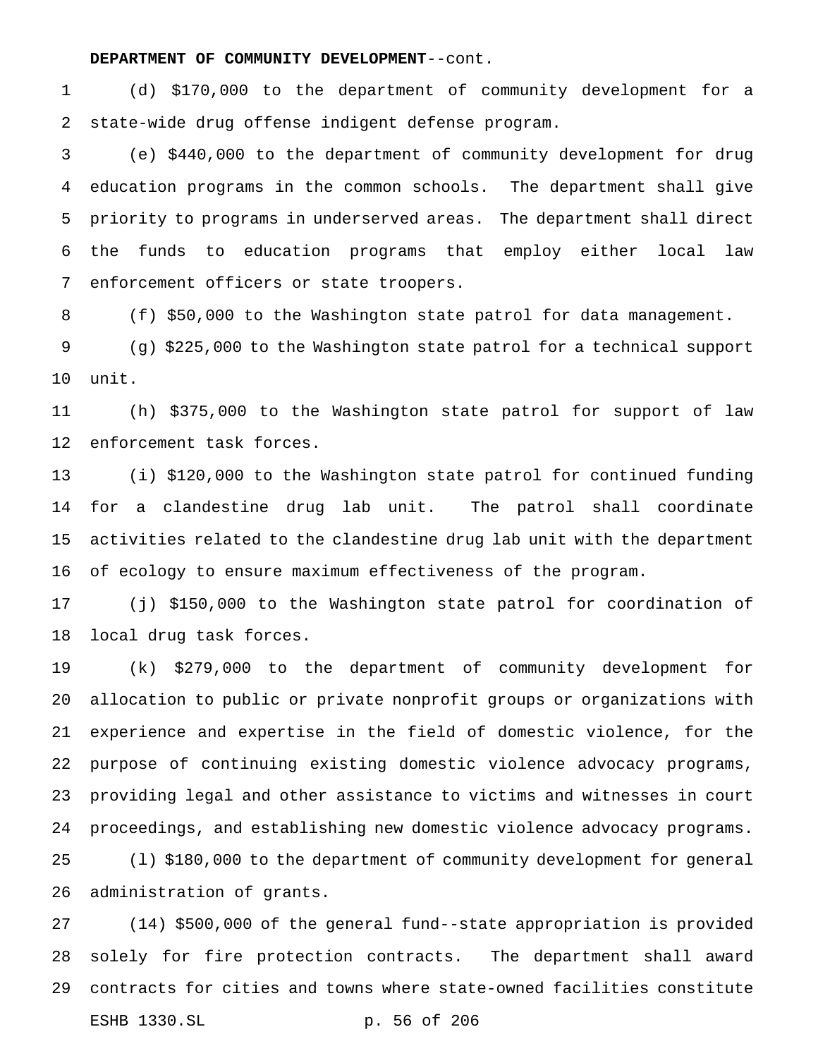**DEPARTMENT OF COMMUNITY DEVELOPMENT**--cont.

(d) $170,000 to the department of community development for a state-wide drug offense indigent defense program.

(e) $440,000 to the department of community development for drug education programs in the common schools. The department shall give priority to programs in underserved areas. The department shall direct the funds to education programs that employ either local law enforcement officers or state troopers.

(f) $50,000 to the Washington state patrol for data management.

(g) $225,000 to the Washington state patrol for a technical support unit.

(h) $375,000 to the Washington state patrol for support of law enforcement task forces.

(i) $120,000 to the Washington state patrol for continued funding for a clandestine drug lab unit. The patrol shall coordinate activities related to the clandestine drug lab unit with the department of ecology to ensure maximum effectiveness of the program.

(j) $150,000 to the Washington state patrol for coordination of local drug task forces.

(k) $279,000 to the department of community development for allocation to public or private nonprofit groups or organizations with experience and expertise in the field of domestic violence, for the purpose of continuing existing domestic violence advocacy programs, providing legal and other assistance to victims and witnesses in court proceedings, and establishing new domestic violence advocacy programs.

(l) $180,000 to the department of community development for general administration of grants.

(14) $500,000 of the general fund--state appropriation is provided solely for fire protection contracts. The department shall award contracts for cities and towns where state-owned facilities constitute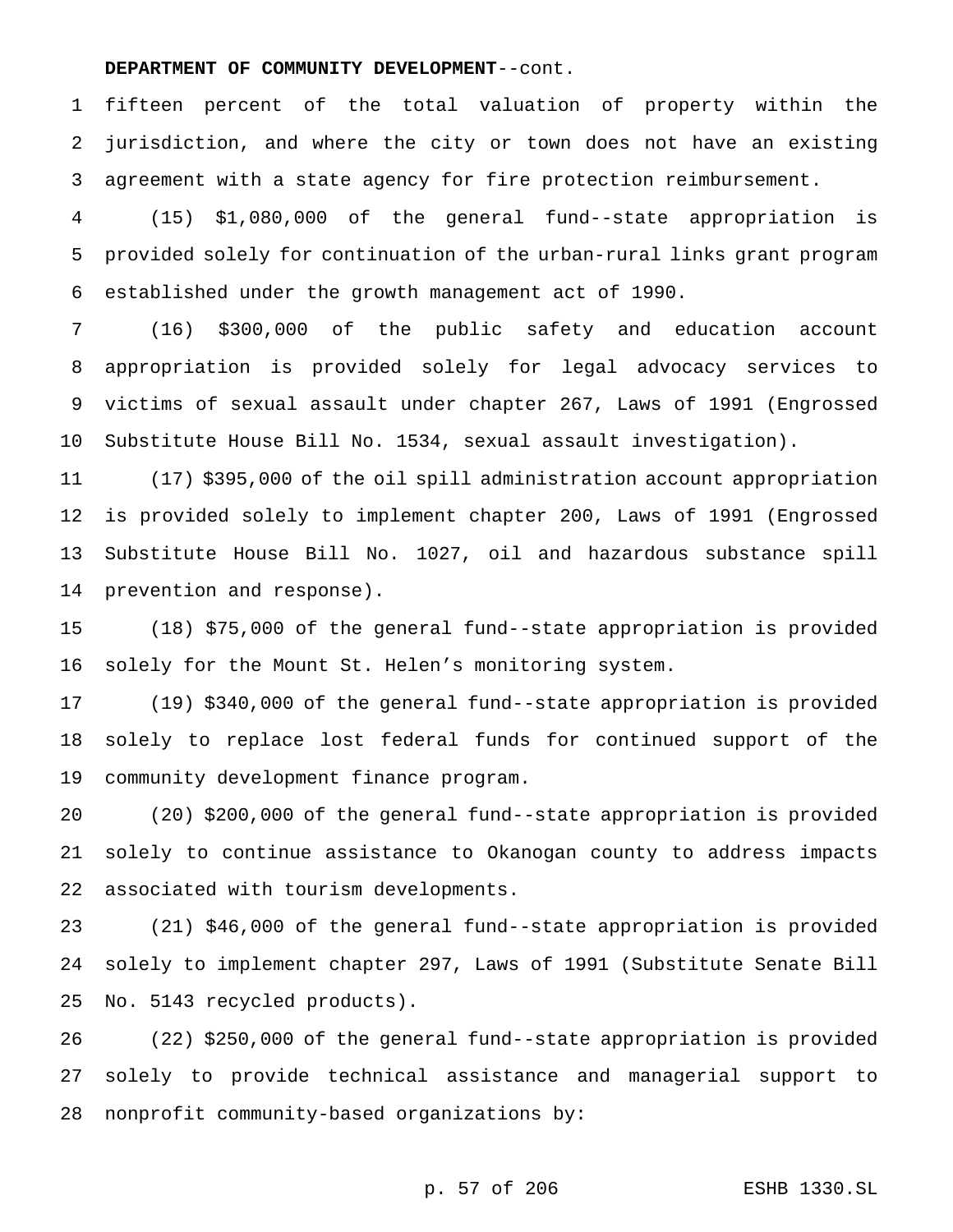**DEPARTMENT OF COMMUNITY DEVELOPMENT**--cont.

fifteen percent of the total valuation of property within the jurisdiction, and where the city or town does not have an existing agreement with a state agency for fire protection reimbursement.

(15) $1,080,000 of the general fund--state appropriation is provided solely for continuation of the urban-rural links grant program established under the growth management act of 1990.

(16) $300,000 of the public safety and education account appropriation is provided solely for legal advocacy services to victims of sexual assault under chapter 267, Laws of 1991 (Engrossed Substitute House Bill No. 1534, sexual assault investigation).

(17) $395,000 of the oil spill administration account appropriation is provided solely to implement chapter 200, Laws of 1991 (Engrossed Substitute House Bill No. 1027, oil and hazardous substance spill prevention and response).

(18) $75,000 of the general fund--state appropriation is provided solely for the Mount St. Helen's monitoring system.

(19) $340,000 of the general fund--state appropriation is provided solely to replace lost federal funds for continued support of the community development finance program.

(20) $200,000 of the general fund--state appropriation is provided solely to continue assistance to Okanogan county to address impacts associated with tourism developments.

(21) $46,000 of the general fund--state appropriation is provided solely to implement chapter 297, Laws of 1991 (Substitute Senate Bill No. 5143 recycled products).

(22) $250,000 of the general fund--state appropriation is provided solely to provide technical assistance and managerial support to nonprofit community-based organizations by: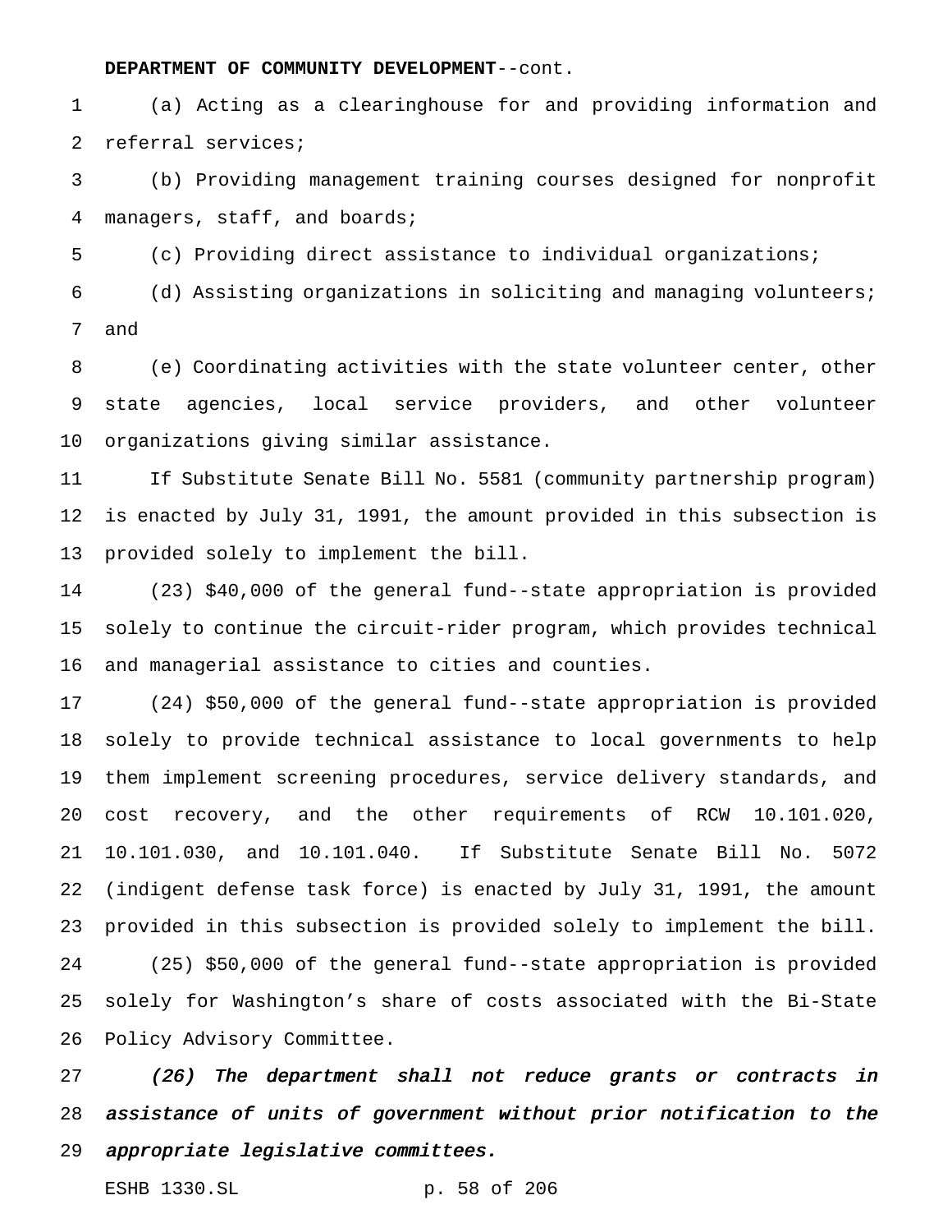**DEPARTMENT OF COMMUNITY DEVELOPMENT**--cont.

(a) Acting as a clearinghouse for and providing information and referral services;

(b) Providing management training courses designed for nonprofit managers, staff, and boards;

(c) Providing direct assistance to individual organizations;

(d) Assisting organizations in soliciting and managing volunteers; and

(e) Coordinating activities with the state volunteer center, other state agencies, local service providers, and other volunteer organizations giving similar assistance.

If Substitute Senate Bill No. 5581 (community partnership program) is enacted by July 31, 1991, the amount provided in this subsection is provided solely to implement the bill.

(23) $40,000 of the general fund--state appropriation is provided solely to continue the circuit-rider program, which provides technical and managerial assistance to cities and counties.

(24) $50,000 of the general fund--state appropriation is provided solely to provide technical assistance to local governments to help them implement screening procedures, service delivery standards, and cost recovery, and the other requirements of RCW 10.101.020, 10.101.030, and 10.101.040. If Substitute Senate Bill No. 5072 (indigent defense task force) is enacted by July 31, 1991, the amount provided in this subsection is provided solely to implement the bill.

(25) $50,000 of the general fund--state appropriation is provided solely for Washington's share of costs associated with the Bi-State Policy Advisory Committee.

***(26) The department shall not reduce grants or contracts in assistance of units of government without prior notification to the appropriate legislative committees.***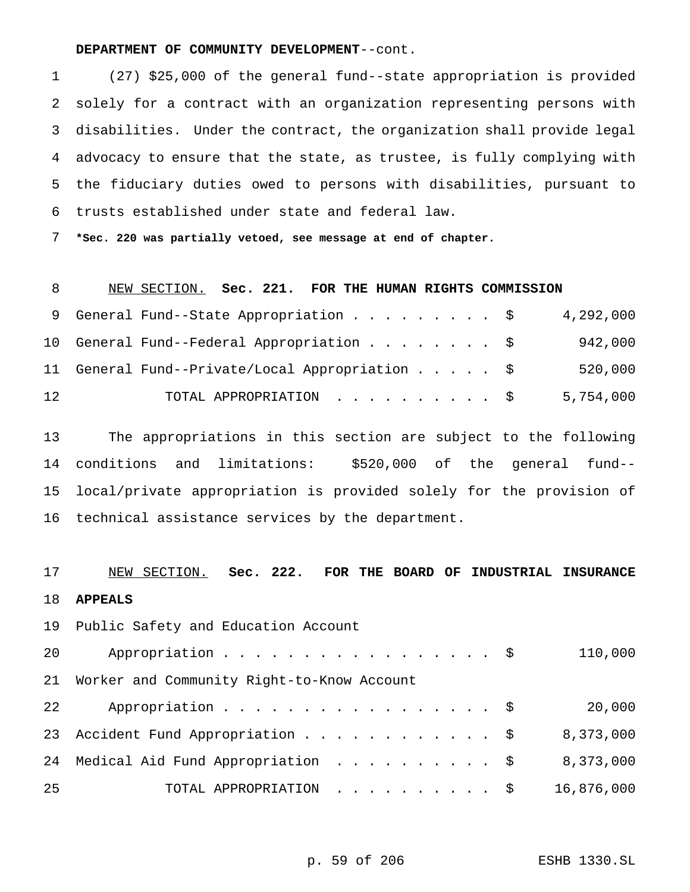**DEPARTMENT OF COMMUNITY DEVELOPMENT**--cont.

(27) $25,000 of the general fund--state appropriation is provided solely for a contract with an organization representing persons with disabilities. Under the contract, the organization shall provide legal advocacy to ensure that the state, as trustee, is fully complying with the fiduciary duties owed to persons with disabilities, pursuant to trusts established under state and federal law.

***Sec. 220 was partially vetoed, see message at end of chapter.**

NEW SECTION. **Sec. 221. FOR THE HUMAN RIGHTS COMMISSION**

| | | |
|---|---|---|
| General Fund--State Appropriation | $ | 4,292,000 |
| General Fund--Federal Appropriation | $ | 942,000 |
| General Fund--Private/Local Appropriation | $ | 520,000 |
| TOTAL APPROPRIATION | $ | 5,754,000 |

The appropriations in this section are subject to the following conditions and limitations: $520,000 of the general fund--local/private appropriation is provided solely for the provision of technical assistance services by the department.

NEW SECTION. **Sec. 222. FOR THE BOARD OF INDUSTRIAL INSURANCE APPEALS**

| | | |
|---|---|---|
| Public Safety and Education Account Appropriation | $ | 110,000 |
| Worker and Community Right-to-Know Account Appropriation | $ | 20,000 |
| Accident Fund Appropriation | $ | 8,373,000 |
| Medical Aid Fund Appropriation | $ | 8,373,000 |
| TOTAL APPROPRIATION | $ | 16,876,000 |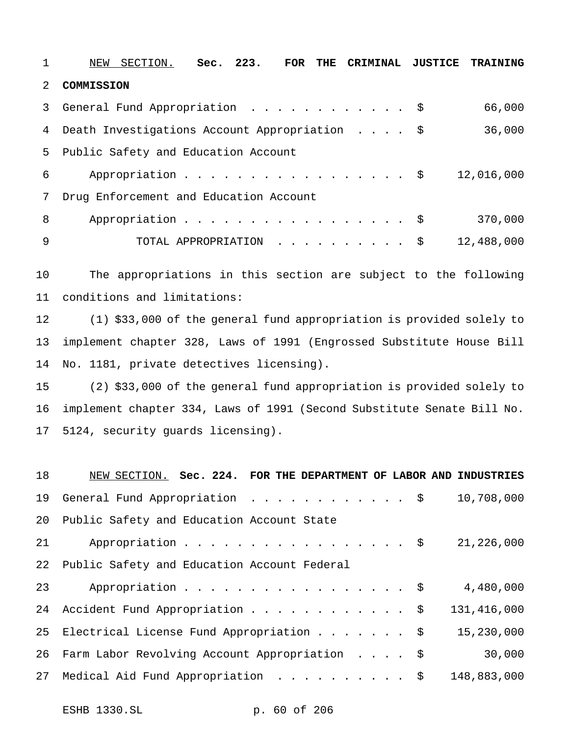NEW SECTION. **Sec. 223. FOR THE CRIMINAL JUSTICE TRAINING COMMISSION**

| | |
|---|---|
| General Fund Appropriation | $ 66,000 |
| Death Investigations Account Appropriation | $ 36,000 |
| Public Safety and Education Account Appropriation | $ 12,016,000 |
| Drug Enforcement and Education Account Appropriation | $ 370,000 |
| TOTAL APPROPRIATION | $ 12,488,000 |

The appropriations in this section are subject to the following conditions and limitations:

(1) $33,000 of the general fund appropriation is provided solely to implement chapter 328, Laws of 1991 (Engrossed Substitute House Bill No. 1181, private detectives licensing).

(2) $33,000 of the general fund appropriation is provided solely to implement chapter 334, Laws of 1991 (Second Substitute Senate Bill No. 5124, security guards licensing).

NEW SECTION. **Sec. 224. FOR THE DEPARTMENT OF LABOR AND INDUSTRIES**

| | |
|---|---|
| General Fund Appropriation | $ 10,708,000 |
| Public Safety and Education Account State Appropriation | $ 21,226,000 |
| Public Safety and Education Account Federal Appropriation | $ 4,480,000 |
| Accident Fund Appropriation | $ 131,416,000 |
| Electrical License Fund Appropriation | $ 15,230,000 |
| Farm Labor Revolving Account Appropriation | $ 30,000 |
| Medical Aid Fund Appropriation | $ 148,883,000 |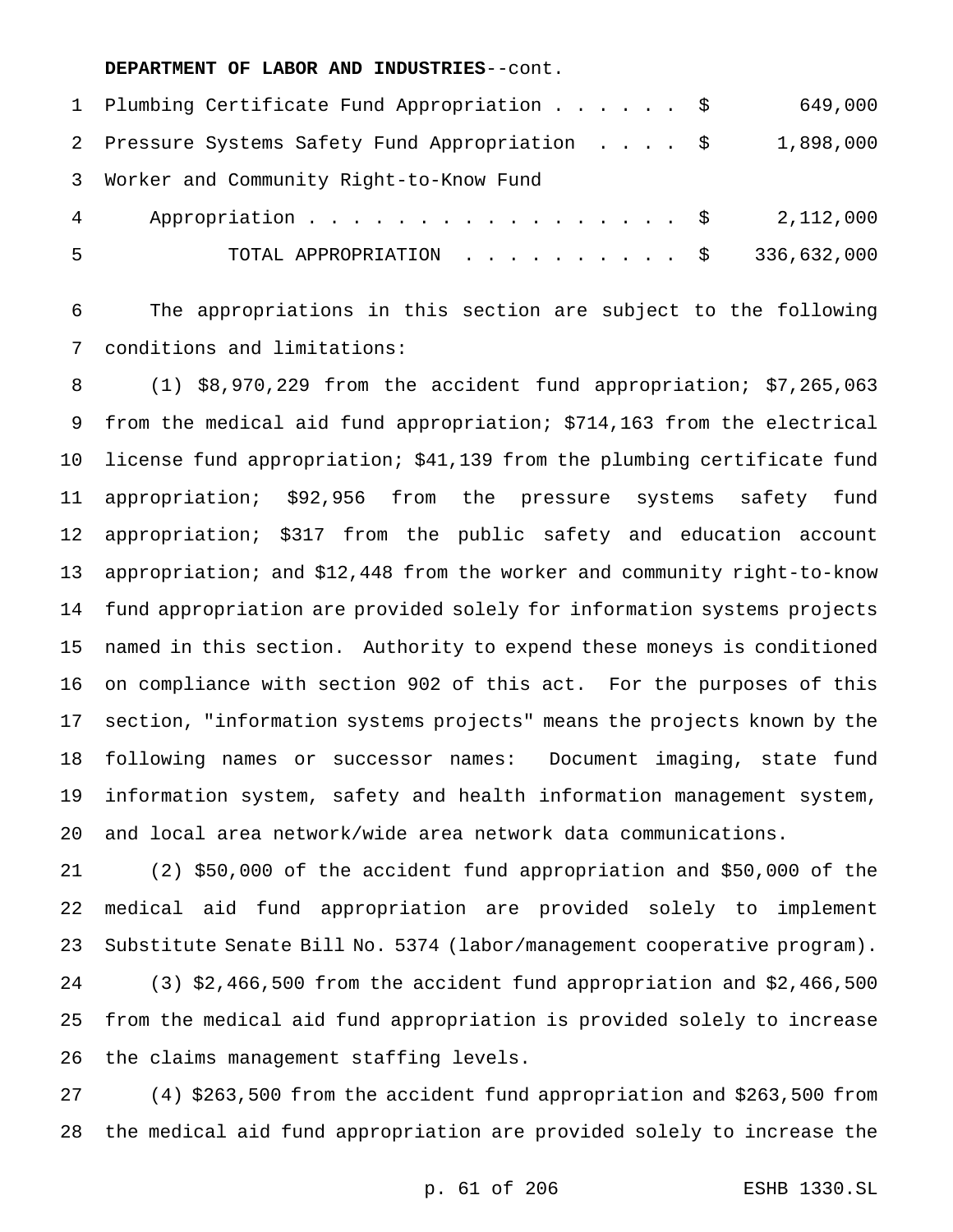**DEPARTMENT OF LABOR AND INDUSTRIES**--cont.

| | |
|---|---|
| Plumbing Certificate Fund Appropriation . . . . . . | $ 649,000 |
| Pressure Systems Safety Fund Appropriation . . . . | $ 1,898,000 |
| Worker and Community Right-to-Know Fund Appropriation . . . . . . . . . . . . . . . . . . | $ 2,112,000 |
| TOTAL APPROPRIATION . . . . . . . . . . | $ 336,632,000 |

The appropriations in this section are subject to the following conditions and limitations:

(1) $8,970,229 from the accident fund appropriation; $7,265,063 from the medical aid fund appropriation; $714,163 from the electrical license fund appropriation; $41,139 from the plumbing certificate fund appropriation; $92,956 from the pressure systems safety fund appropriation; $317 from the public safety and education account appropriation; and $12,448 from the worker and community right-to-know fund appropriation are provided solely for information systems projects named in this section. Authority to expend these moneys is conditioned on compliance with section 902 of this act. For the purposes of this section, "information systems projects" means the projects known by the following names or successor names: Document imaging, state fund information system, safety and health information management system, and local area network/wide area network data communications.

(2) $50,000 of the accident fund appropriation and $50,000 of the medical aid fund appropriation are provided solely to implement Substitute Senate Bill No. 5374 (labor/management cooperative program).

(3) $2,466,500 from the accident fund appropriation and $2,466,500 from the medical aid fund appropriation is provided solely to increase the claims management staffing levels.

(4) $263,500 from the accident fund appropriation and $263,500 from the medical aid fund appropriation are provided solely to increase the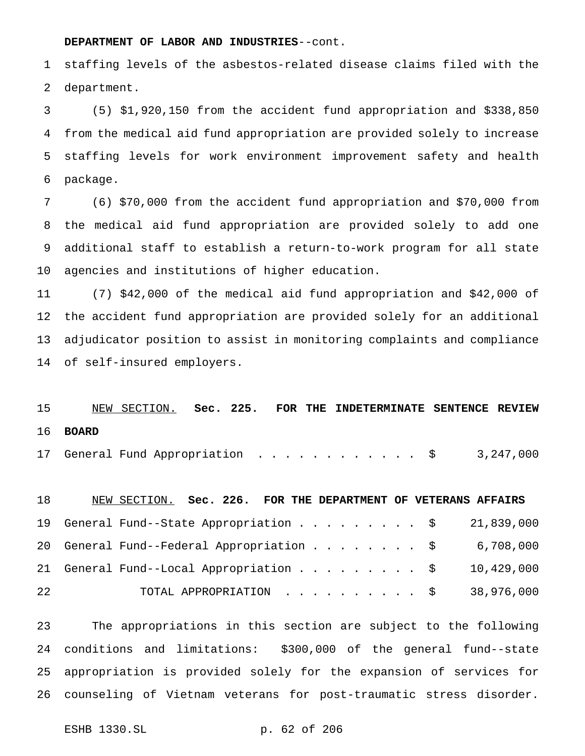**DEPARTMENT OF LABOR AND INDUSTRIES**--cont.

staffing levels of the asbestos-related disease claims filed with the department.

(5) $1,920,150 from the accident fund appropriation and $338,850 from the medical aid fund appropriation are provided solely to increase staffing levels for work environment improvement safety and health package.

(6) $70,000 from the accident fund appropriation and $70,000 from the medical aid fund appropriation are provided solely to add one additional staff to establish a return-to-work program for all state agencies and institutions of higher education.

(7) $42,000 of the medical aid fund appropriation and $42,000 of the accident fund appropriation are provided solely for an additional adjudicator position to assist in monitoring complaints and compliance of self-insured employers.

NEW SECTION. **Sec. 225. FOR THE INDETERMINATE SENTENCE REVIEW BOARD**

| | | |
|---|---|---|
| General Fund Appropriation | $ | 3,247,000 |

NEW SECTION. **Sec. 226. FOR THE DEPARTMENT OF VETERANS AFFAIRS**

| | | |
|---|---|---|
| General Fund--State Appropriation | $ | 21,839,000 |
| General Fund--Federal Appropriation | $ | 6,708,000 |
| General Fund--Local Appropriation | $ | 10,429,000 |
| TOTAL APPROPRIATION | $ | 38,976,000 |

The appropriations in this section are subject to the following conditions and limitations: $300,000 of the general fund--state appropriation is provided solely for the expansion of services for counseling of Vietnam veterans for post-traumatic stress disorder.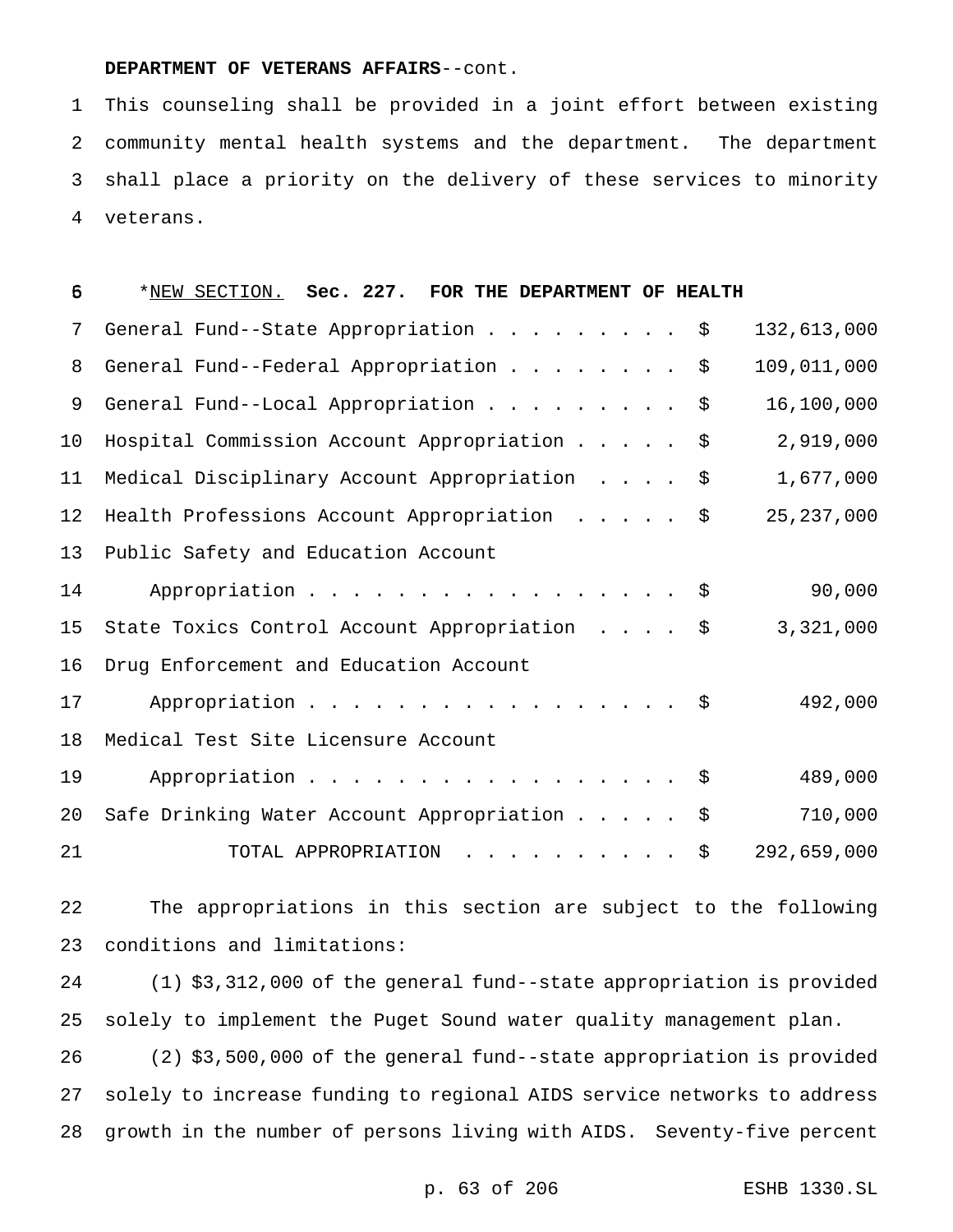**DEPARTMENT OF VETERANS AFFAIRS**--cont.

This counseling shall be provided in a joint effort between existing community mental health systems and the department. The department shall place a priority on the delivery of these services to minority veterans.

*NEW SECTION. **Sec. 227. FOR THE DEPARTMENT OF HEALTH**

| | |
|---|---|
| General Fund--State Appropriation | $ 132,613,000 |
| General Fund--Federal Appropriation | $ 109,011,000 |
| General Fund--Local Appropriation | $ 16,100,000 |
| Hospital Commission Account Appropriation | $ 2,919,000 |
| Medical Disciplinary Account Appropriation | $ 1,677,000 |
| Health Professions Account Appropriation | $ 25,237,000 |
| Public Safety and Education Account Appropriation | $ 90,000 |
| State Toxics Control Account Appropriation | $ 3,321,000 |
| Drug Enforcement and Education Account Appropriation | $ 492,000 |
| Medical Test Site Licensure Account Appropriation | $ 489,000 |
| Safe Drinking Water Account Appropriation | $ 710,000 |
| TOTAL APPROPRIATION | $ 292,659,000 |

The appropriations in this section are subject to the following conditions and limitations:

(1) $3,312,000 of the general fund--state appropriation is provided solely to implement the Puget Sound water quality management plan.

(2) $3,500,000 of the general fund--state appropriation is provided solely to increase funding to regional AIDS service networks to address growth in the number of persons living with AIDS. Seventy-five percent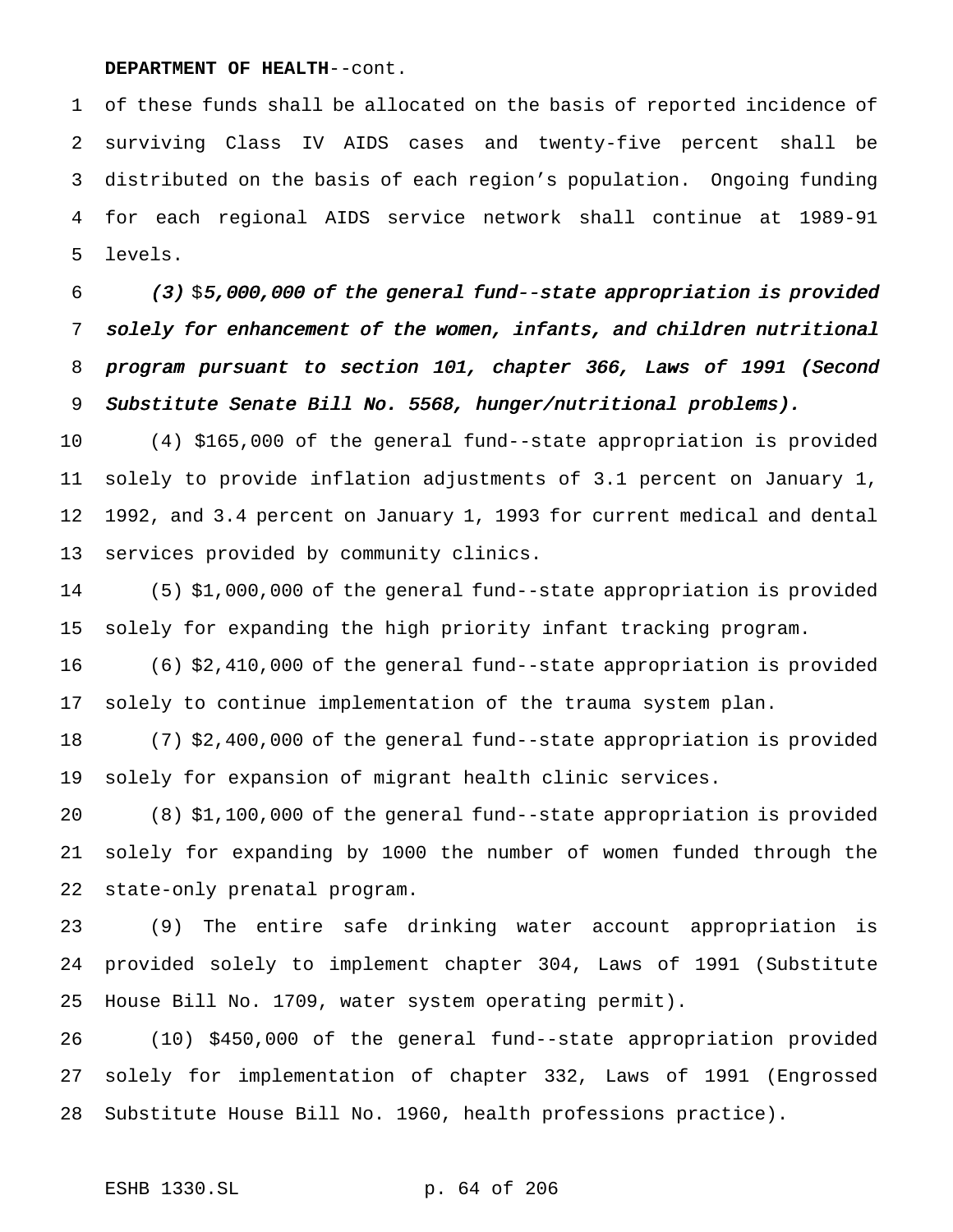**DEPARTMENT OF HEALTH**--cont.

of these funds shall be allocated on the basis of reported incidence of surviving Class IV AIDS cases and twenty-five percent shall be distributed on the basis of each region's population. Ongoing funding for each regional AIDS service network shall continue at 1989-91 levels.

*(3) $5,000,000 of the general fund--state appropriation is provided solely for enhancement of the women, infants, and children nutritional program pursuant to section 101, chapter 366, Laws of 1991 (Second Substitute Senate Bill No. 5568, hunger/nutritional problems).*

(4) $165,000 of the general fund--state appropriation is provided solely to provide inflation adjustments of 3.1 percent on January 1, 1992, and 3.4 percent on January 1, 1993 for current medical and dental services provided by community clinics.

(5) $1,000,000 of the general fund--state appropriation is provided solely for expanding the high priority infant tracking program.

(6) $2,410,000 of the general fund--state appropriation is provided solely to continue implementation of the trauma system plan.

(7) $2,400,000 of the general fund--state appropriation is provided solely for expansion of migrant health clinic services.

(8) $1,100,000 of the general fund--state appropriation is provided solely for expanding by 1000 the number of women funded through the state-only prenatal program.

(9) The entire safe drinking water account appropriation is provided solely to implement chapter 304, Laws of 1991 (Substitute House Bill No. 1709, water system operating permit).

(10) $450,000 of the general fund--state appropriation provided solely for implementation of chapter 332, Laws of 1991 (Engrossed Substitute House Bill No. 1960, health professions practice).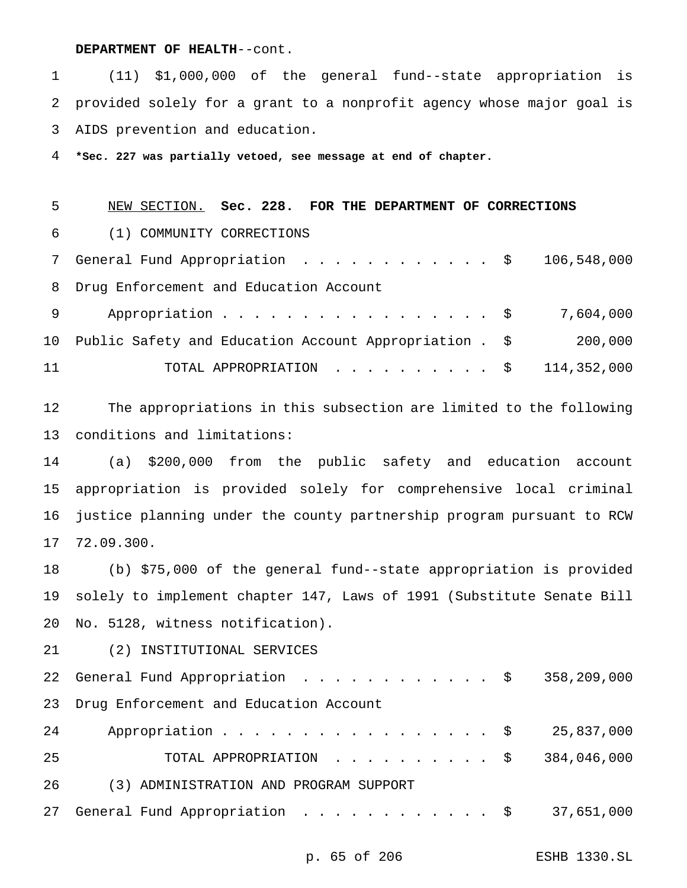**DEPARTMENT OF HEALTH**--cont.

(11) $1,000,000 of the general fund--state appropriation is provided solely for a grant to a nonprofit agency whose major goal is AIDS prevention and education.

***Sec. 227 was partially vetoed, see message at end of chapter.**

NEW SECTION. **Sec. 228. FOR THE DEPARTMENT OF CORRECTIONS**

(1) COMMUNITY CORRECTIONS

| | |
|---|---|
| General Fund Appropriation . . . . . . . . . . . . . | $ 106,548,000 |
| Drug Enforcement and Education Account Appropriation . . . . . . . . . . . . . . . . . . | $ 7,604,000 |
| Public Safety and Education Account Appropriation . | $ 200,000 |
| TOTAL APPROPRIATION . . . . . . . . . . | $ 114,352,000 |

The appropriations in this subsection are limited to the following conditions and limitations:

(a) $200,000 from the public safety and education account appropriation is provided solely for comprehensive local criminal justice planning under the county partnership program pursuant to RCW 72.09.300.

(b) $75,000 of the general fund--state appropriation is provided solely to implement chapter 147, Laws of 1991 (Substitute Senate Bill No. 5128, witness notification).

(2) INSTITUTIONAL SERVICES

| | |
|---|---|
| General Fund Appropriation . . . . . . . . . . . . . | $ 358,209,000 |
| Drug Enforcement and Education Account Appropriation . . . . . . . . . . . . . . . . . . | $ 25,837,000 |
| TOTAL APPROPRIATION . . . . . . . . . . | $ 384,046,000 |

(3) ADMINISTRATION AND PROGRAM SUPPORT

| | |
|---|---|
| General Fund Appropriation . . . . . . . . . . . . . | $ 37,651,000 |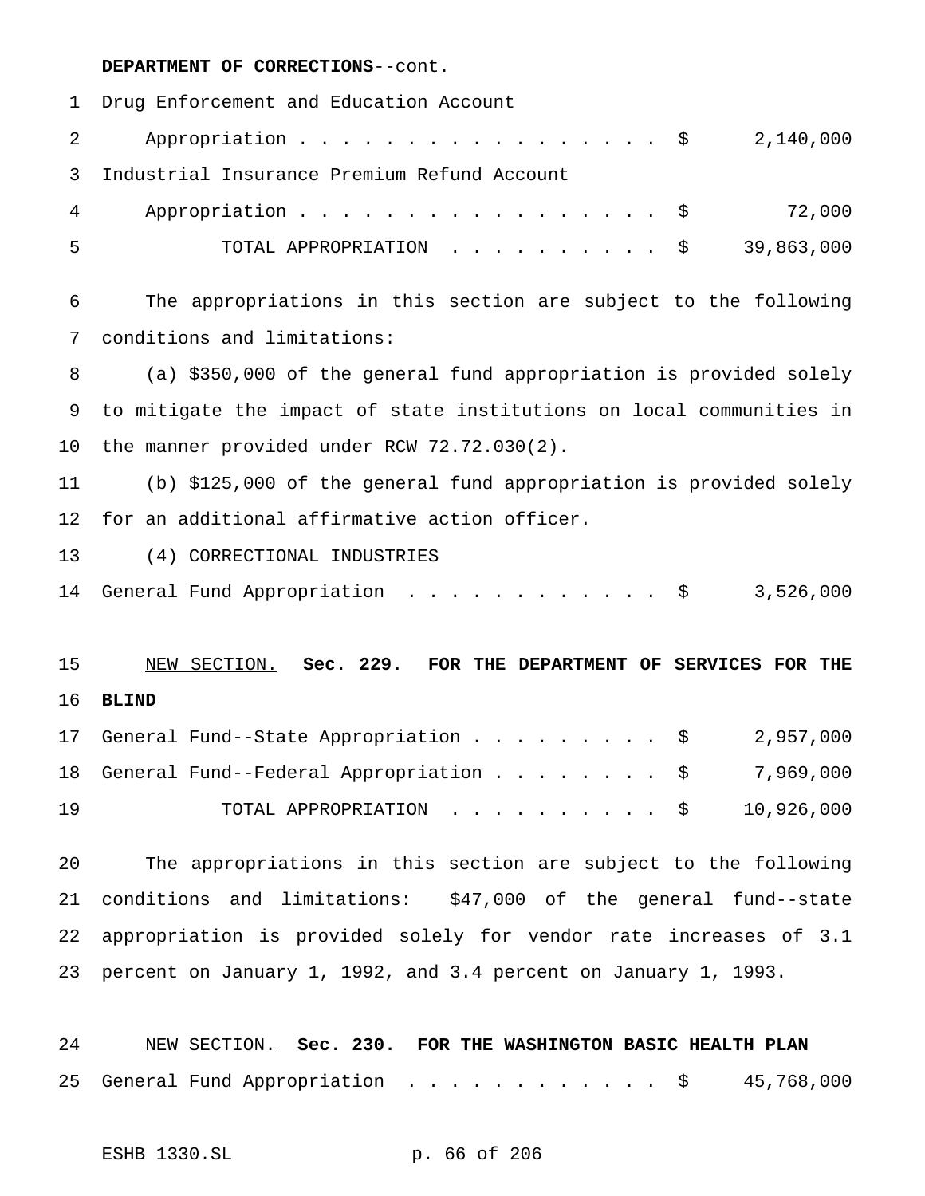**DEPARTMENT OF CORRECTIONS**--cont.

| | |
|---|---|
| Drug Enforcement and Education Account Appropriation | $ 2,140,000 |
| Industrial Insurance Premium Refund Account Appropriation | $ 72,000 |
| TOTAL APPROPRIATION | $ 39,863,000 |

The appropriations in this section are subject to the following conditions and limitations:

(a) $350,000 of the general fund appropriation is provided solely to mitigate the impact of state institutions on local communities in the manner provided under RCW 72.72.030(2).

(b) $125,000 of the general fund appropriation is provided solely for an additional affirmative action officer.

(4) CORRECTIONAL INDUSTRIES

| | |
|---|---|
| General Fund Appropriation | $ 3,526,000 |

NEW SECTION. **Sec. 229. FOR THE DEPARTMENT OF SERVICES FOR THE BLIND**

| | |
|---|---|
| General Fund--State Appropriation | $ 2,957,000 |
| General Fund--Federal Appropriation | $ 7,969,000 |
| TOTAL APPROPRIATION | $ 10,926,000 |

The appropriations in this section are subject to the following conditions and limitations: $47,000 of the general fund--state appropriation is provided solely for vendor rate increases of 3.1 percent on January 1, 1992, and 3.4 percent on January 1, 1993.

NEW SECTION. **Sec. 230. FOR THE WASHINGTON BASIC HEALTH PLAN**

| | |
|---|---|
| General Fund Appropriation | $ 45,768,000 |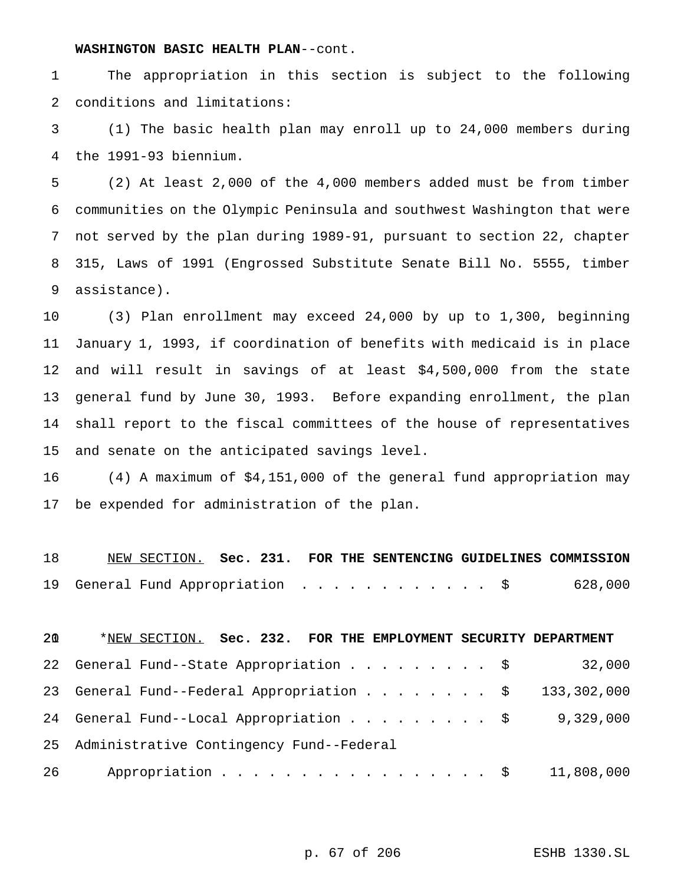**WASHINGTON BASIC HEALTH PLAN**--cont.

The appropriation in this section is subject to the following conditions and limitations:

(1) The basic health plan may enroll up to 24,000 members during the 1991-93 biennium.

(2) At least 2,000 of the 4,000 members added must be from timber communities on the Olympic Peninsula and southwest Washington that were not served by the plan during 1989-91, pursuant to section 22, chapter 315, Laws of 1991 (Engrossed Substitute Senate Bill No. 5555, timber assistance).

(3) Plan enrollment may exceed 24,000 by up to 1,300, beginning January 1, 1993, if coordination of benefits with medicaid is in place and will result in savings of at least $4,500,000 from the state general fund by June 30, 1993. Before expanding enrollment, the plan shall report to the fiscal committees of the house of representatives and senate on the anticipated savings level.

(4) A maximum of $4,151,000 of the general fund appropriation may be expended for administration of the plan.

NEW SECTION. **Sec. 231. FOR THE SENTENCING GUIDELINES COMMISSION**

| | |
|---|---|
| General Fund Appropriation | $ 628,000 |

*NEW SECTION. **Sec. 232. FOR THE EMPLOYMENT SECURITY DEPARTMENT**

| | |
|---|---|
| General Fund--State Appropriation | $ 32,000 |
| General Fund--Federal Appropriation | $ 133,302,000 |
| General Fund--Local Appropriation | $ 9,329,000 |
| Administrative Contingency Fund--Federal Appropriation | $ 11,808,000 |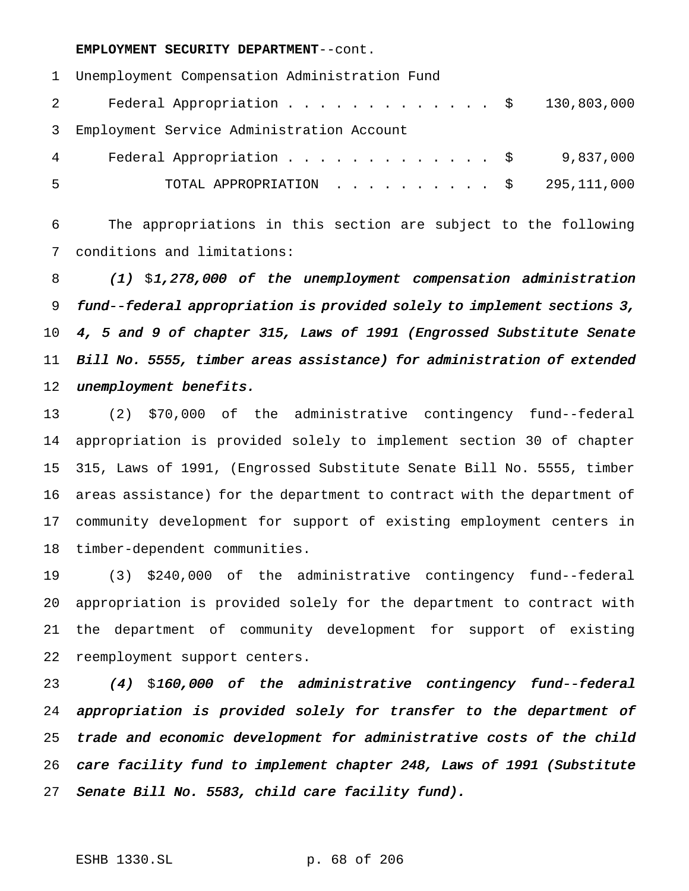**EMPLOYMENT SECURITY DEPARTMENT**--cont.

| | | |
|---|---|---|
| Unemployment Compensation Administration Fund | | |
| Federal Appropriation . . . . . . . . . . . . . . | $ | 130,803,000 |
| Employment Service Administration Account | | |
| Federal Appropriation . . . . . . . . . . . . . . | $ | 9,837,000 |
| TOTAL APPROPRIATION . . . . . . . . . . . | $ | 295,111,000 |

The appropriations in this section are subject to the following conditions and limitations:

*(1) $1,278,000 of the unemployment compensation administration fund--federal appropriation is provided solely to implement sections 3, 4, 5 and 9 of chapter 315, Laws of 1991 (Engrossed Substitute Senate Bill No. 5555, timber areas assistance) for administration of extended unemployment benefits.*

(2) $70,000 of the administrative contingency fund--federal appropriation is provided solely to implement section 30 of chapter 315, Laws of 1991, (Engrossed Substitute Senate Bill No. 5555, timber areas assistance) for the department to contract with the department of community development for support of existing employment centers in timber-dependent communities.

(3) $240,000 of the administrative contingency fund--federal appropriation is provided solely for the department to contract with the department of community development for support of existing reemployment support centers.

*(4) $160,000 of the administrative contingency fund--federal appropriation is provided solely for transfer to the department of trade and economic development for administrative costs of the child care facility fund to implement chapter 248, Laws of 1991 (Substitute Senate Bill No. 5583, child care facility fund).*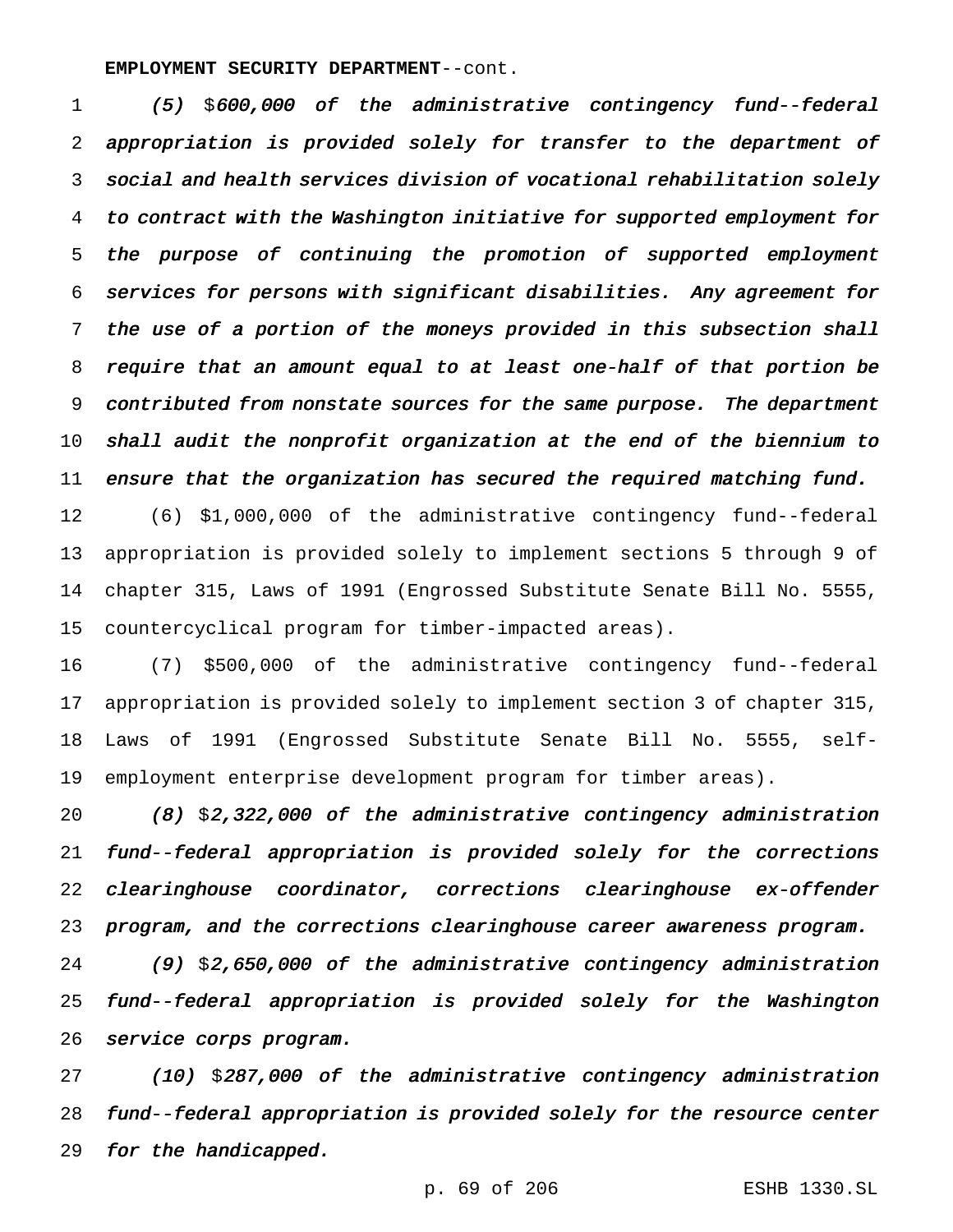**EMPLOYMENT SECURITY DEPARTMENT**--cont.

*(5) $600,000 of the administrative contingency fund--federal appropriation is provided solely for transfer to the department of social and health services division of vocational rehabilitation solely to contract with the Washington initiative for supported employment for the purpose of continuing the promotion of supported employment services for persons with significant disabilities. Any agreement for the use of a portion of the moneys provided in this subsection shall require that an amount equal to at least one-half of that portion be contributed from nonstate sources for the same purpose. The department shall audit the nonprofit organization at the end of the biennium to ensure that the organization has secured the required matching fund.*

(6) $1,000,000 of the administrative contingency fund--federal appropriation is provided solely to implement sections 5 through 9 of chapter 315, Laws of 1991 (Engrossed Substitute Senate Bill No. 5555, countercyclical program for timber-impacted areas).

(7) $500,000 of the administrative contingency fund--federal appropriation is provided solely to implement section 3 of chapter 315, Laws of 1991 (Engrossed Substitute Senate Bill No. 5555, self-employment enterprise development program for timber areas).

*(8) $2,322,000 of the administrative contingency administration fund--federal appropriation is provided solely for the corrections clearinghouse coordinator, corrections clearinghouse ex-offender program, and the corrections clearinghouse career awareness program.*

*(9) $2,650,000 of the administrative contingency administration fund--federal appropriation is provided solely for the Washington service corps program.*

*(10) $287,000 of the administrative contingency administration fund--federal appropriation is provided solely for the resource center for the handicapped.*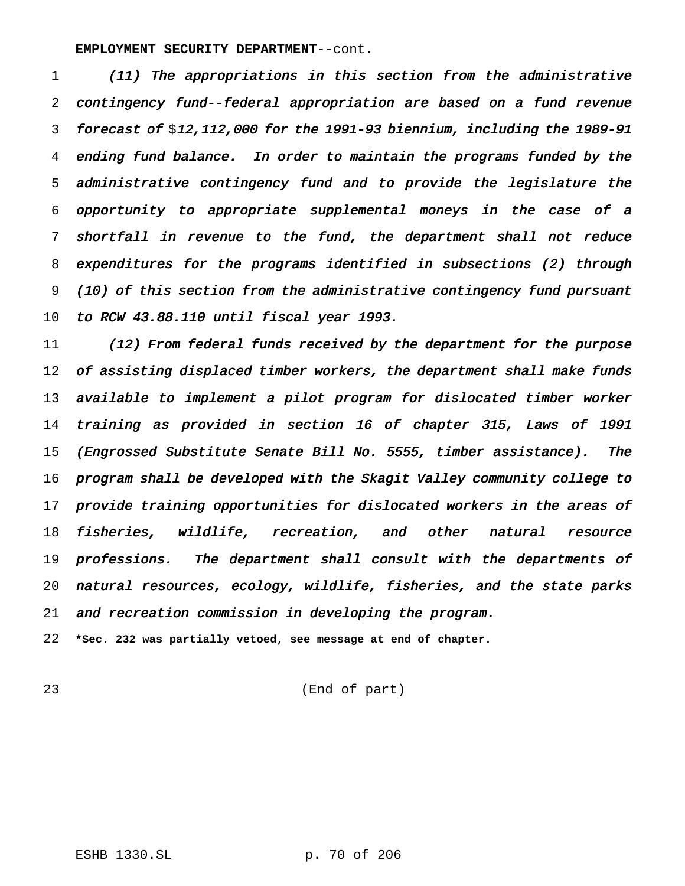**EMPLOYMENT SECURITY DEPARTMENT**--cont.

*(11) The appropriations in this section from the administrative contingency fund--federal appropriation are based on a fund revenue forecast of $12,112,000 for the 1991-93 biennium, including the 1989-91 ending fund balance. In order to maintain the programs funded by the administrative contingency fund and to provide the legislature the opportunity to appropriate supplemental moneys in the case of a shortfall in revenue to the fund, the department shall not reduce expenditures for the programs identified in subsections (2) through (10) of this section from the administrative contingency fund pursuant to RCW 43.88.110 until fiscal year 1993.*

*(12) From federal funds received by the department for the purpose of assisting displaced timber workers, the department shall make funds available to implement a pilot program for dislocated timber worker training as provided in section 16 of chapter 315, Laws of 1991 (Engrossed Substitute Senate Bill No. 5555, timber assistance). The program shall be developed with the Skagit Valley community college to provide training opportunities for dislocated workers in the areas of fisheries, wildlife, recreation, and other natural resource professions. The department shall consult with the departments of natural resources, ecology, wildlife, fisheries, and the state parks and recreation commission in developing the program.*

**\*Sec. 232 was partially vetoed, see message at end of chapter.**

(End of part)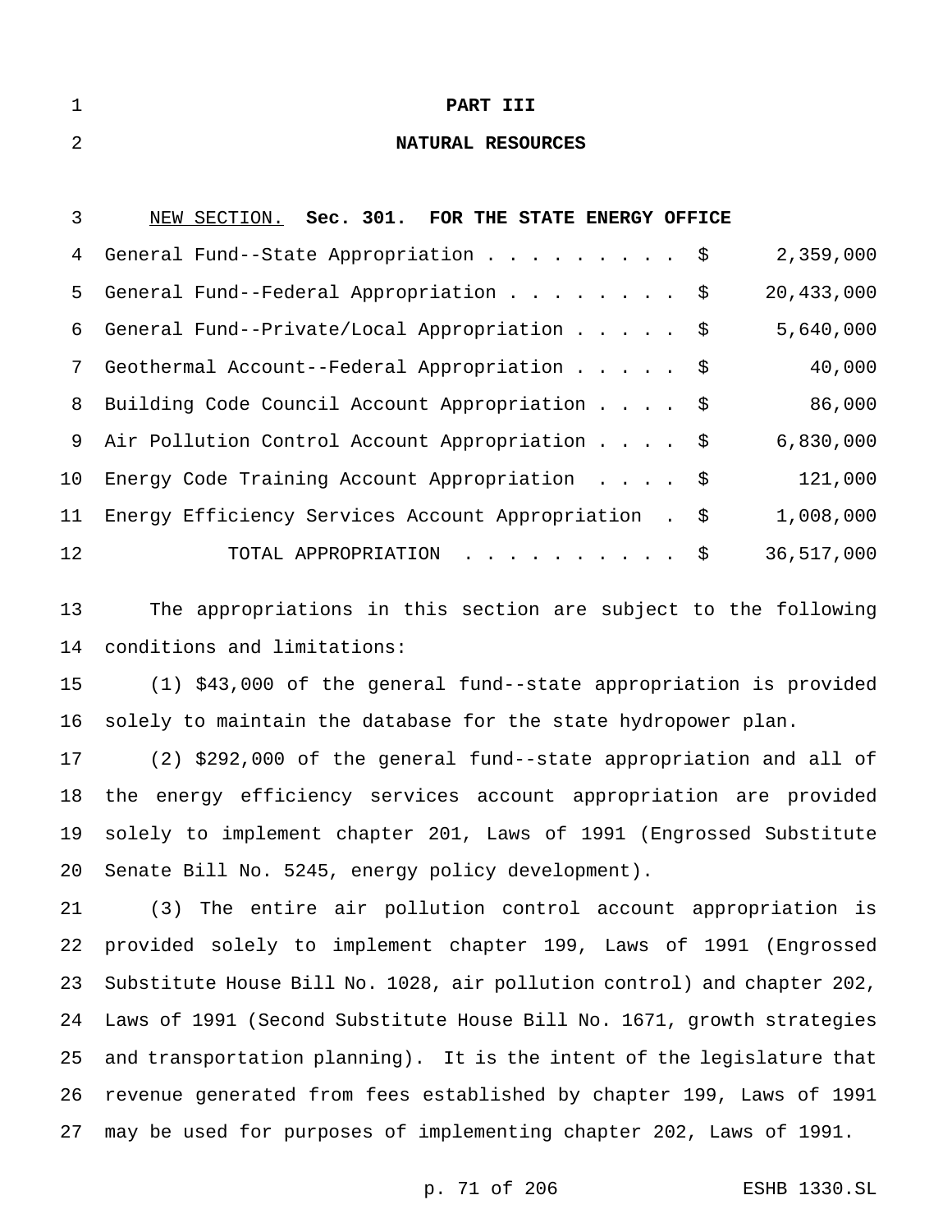# PART III

## NATURAL RESOURCES

NEW SECTION. **Sec. 301. FOR THE STATE ENERGY OFFICE**

| | | |
|---|---|---|
| General Fund--State Appropriation | $ | 2,359,000 |
| General Fund--Federal Appropriation | $ | 20,433,000 |
| General Fund--Private/Local Appropriation | $ | 5,640,000 |
| Geothermal Account--Federal Appropriation | $ | 40,000 |
| Building Code Council Account Appropriation | $ | 86,000 |
| Air Pollution Control Account Appropriation | $ | 6,830,000 |
| Energy Code Training Account Appropriation | $ | 121,000 |
| Energy Efficiency Services Account Appropriation | $ | 1,008,000 |
| TOTAL APPROPRIATION | $ | 36,517,000 |

The appropriations in this section are subject to the following conditions and limitations:

(1) $43,000 of the general fund--state appropriation is provided solely to maintain the database for the state hydropower plan.

(2) $292,000 of the general fund--state appropriation and all of the energy efficiency services account appropriation are provided solely to implement chapter 201, Laws of 1991 (Engrossed Substitute Senate Bill No. 5245, energy policy development).

(3) The entire air pollution control account appropriation is provided solely to implement chapter 199, Laws of 1991 (Engrossed Substitute House Bill No. 1028, air pollution control) and chapter 202, Laws of 1991 (Second Substitute House Bill No. 1671, growth strategies and transportation planning). It is the intent of the legislature that revenue generated from fees established by chapter 199, Laws of 1991 may be used for purposes of implementing chapter 202, Laws of 1991.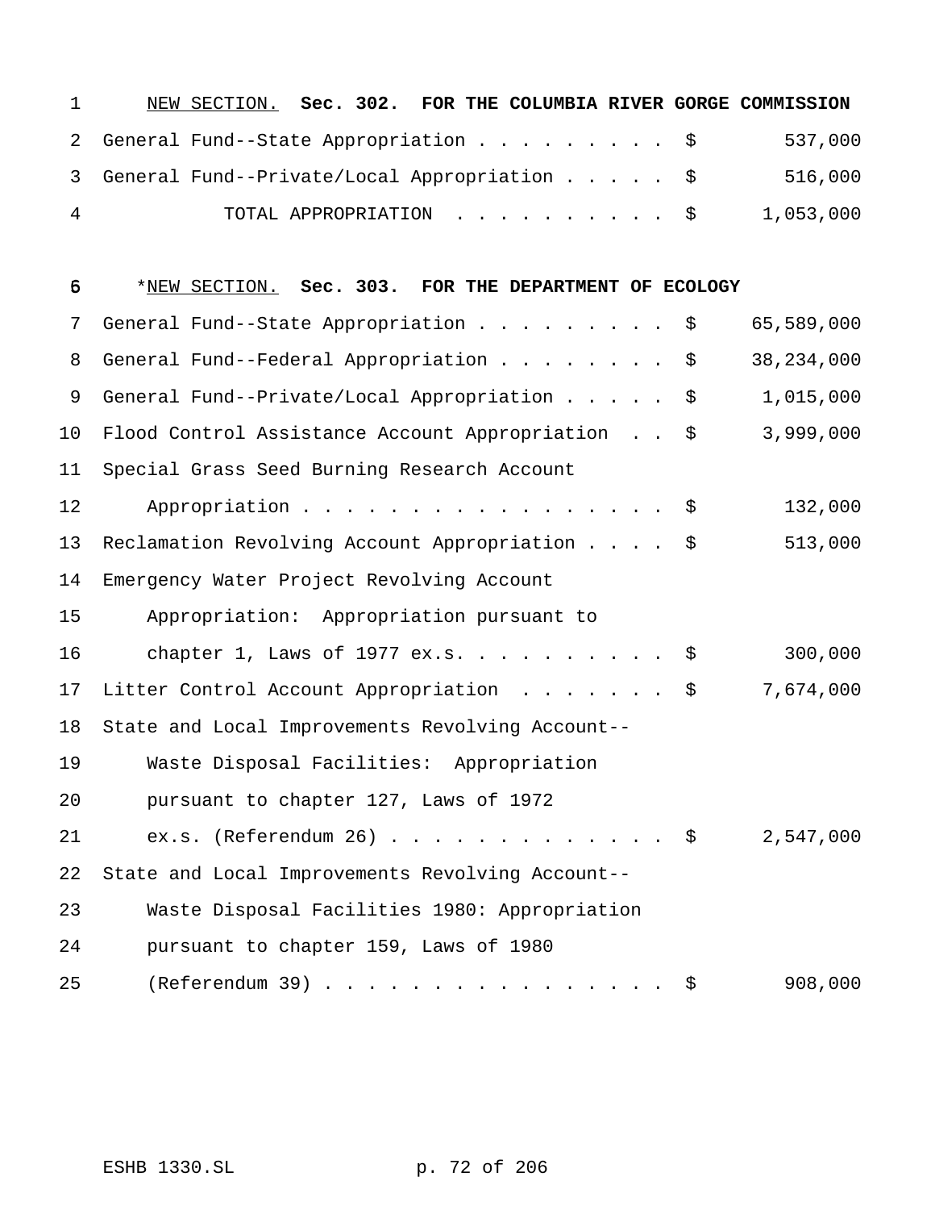NEW SECTION. **Sec. 302. FOR THE COLUMBIA RIVER GORGE COMMISSION**

| | | |
|---|---|---|
| General Fund--State Appropriation | $ | 537,000 |
| General Fund--Private/Local Appropriation | $ | 516,000 |
| TOTAL APPROPRIATION | $ | 1,053,000 |

*NEW SECTION. **Sec. 303. FOR THE DEPARTMENT OF ECOLOGY**

| | | |
|---|---|---|
| General Fund--State Appropriation | $ | 65,589,000 |
| General Fund--Federal Appropriation | $ | 38,234,000 |
| General Fund--Private/Local Appropriation | $ | 1,015,000 |
| Flood Control Assistance Account Appropriation | $ | 3,999,000 |
| Special Grass Seed Burning Research Account Appropriation | $ | 132,000 |
| Reclamation Revolving Account Appropriation | $ | 513,000 |
| Emergency Water Project Revolving Account Appropriation: Appropriation pursuant to chapter 1, Laws of 1977 ex.s. | $ | 300,000 |
| Litter Control Account Appropriation | $ | 7,674,000 |
| State and Local Improvements Revolving Account--Waste Disposal Facilities: Appropriation pursuant to chapter 127, Laws of 1972 ex.s. (Referendum 26) | $ | 2,547,000 |
| State and Local Improvements Revolving Account--Waste Disposal Facilities 1980: Appropriation pursuant to chapter 159, Laws of 1980 (Referendum 39) | $ | 908,000 |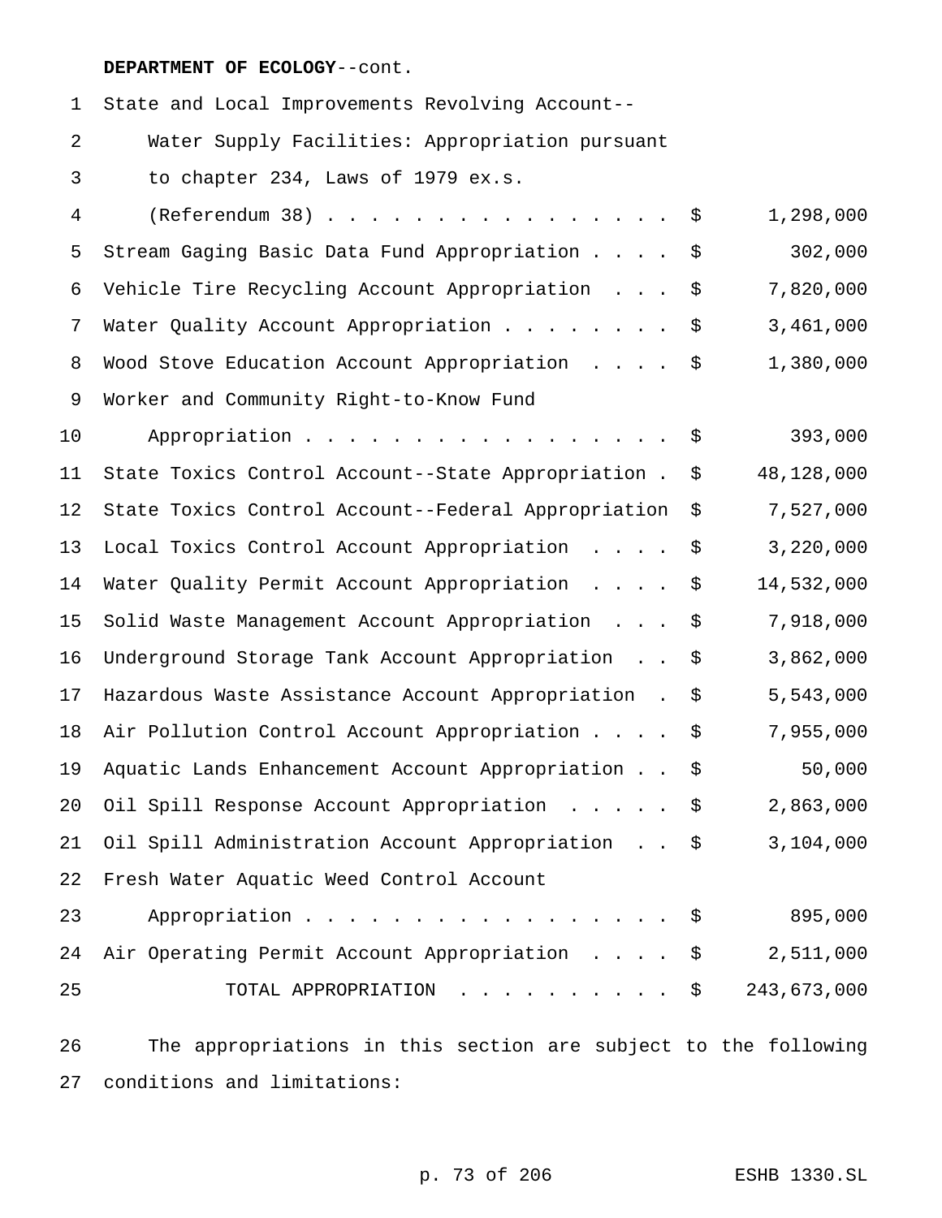**DEPARTMENT OF ECOLOGY**--cont.

| | |
|---|---|
| State and Local Improvements Revolving Account--Water Supply Facilities: Appropriation pursuant to chapter 234, Laws of 1979 ex.s. (Referendum 38) | $ 1,298,000 |
| Stream Gaging Basic Data Fund Appropriation | $ 302,000 |
| Vehicle Tire Recycling Account Appropriation | $ 7,820,000 |
| Water Quality Account Appropriation | $ 3,461,000 |
| Wood Stove Education Account Appropriation | $ 1,380,000 |
| Worker and Community Right-to-Know Fund Appropriation | $ 393,000 |
| State Toxics Control Account--State Appropriation | $ 48,128,000 |
| State Toxics Control Account--Federal Appropriation | $ 7,527,000 |
| Local Toxics Control Account Appropriation | $ 3,220,000 |
| Water Quality Permit Account Appropriation | $ 14,532,000 |
| Solid Waste Management Account Appropriation | $ 7,918,000 |
| Underground Storage Tank Account Appropriation | $ 3,862,000 |
| Hazardous Waste Assistance Account Appropriation | $ 5,543,000 |
| Air Pollution Control Account Appropriation | $ 7,955,000 |
| Aquatic Lands Enhancement Account Appropriation | $ 50,000 |
| Oil Spill Response Account Appropriation | $ 2,863,000 |
| Oil Spill Administration Account Appropriation | $ 3,104,000 |
| Fresh Water Aquatic Weed Control Account Appropriation | $ 895,000 |
| Air Operating Permit Account Appropriation | $ 2,511,000 |
| TOTAL APPROPRIATION | $ 243,673,000 |

The appropriations in this section are subject to the following conditions and limitations: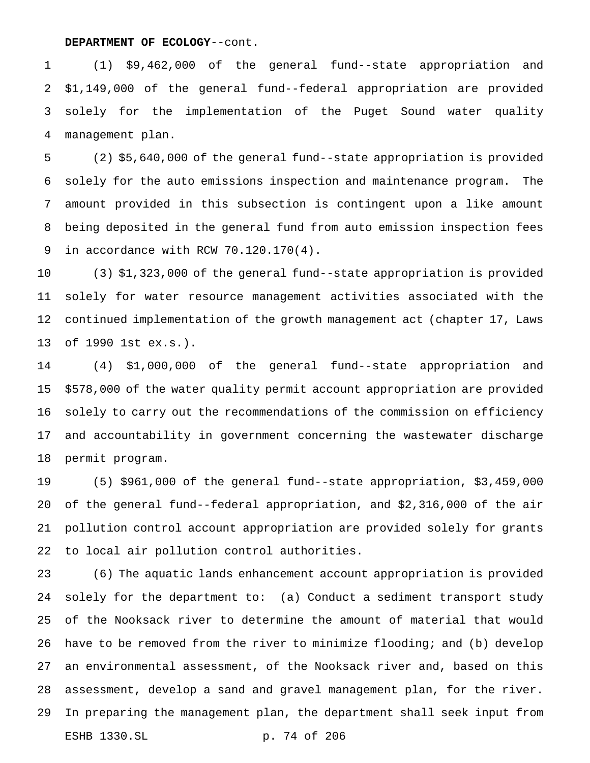**DEPARTMENT OF ECOLOGY**--cont.

(1) $9,462,000 of the general fund--state appropriation and $1,149,000 of the general fund--federal appropriation are provided solely for the implementation of the Puget Sound water quality management plan.

(2) $5,640,000 of the general fund--state appropriation is provided solely for the auto emissions inspection and maintenance program. The amount provided in this subsection is contingent upon a like amount being deposited in the general fund from auto emission inspection fees in accordance with RCW 70.120.170(4).

(3) $1,323,000 of the general fund--state appropriation is provided solely for water resource management activities associated with the continued implementation of the growth management act (chapter 17, Laws of 1990 1st ex.s.).

(4) $1,000,000 of the general fund--state appropriation and $578,000 of the water quality permit account appropriation are provided solely to carry out the recommendations of the commission on efficiency and accountability in government concerning the wastewater discharge permit program.

(5) $961,000 of the general fund--state appropriation, $3,459,000 of the general fund--federal appropriation, and $2,316,000 of the air pollution control account appropriation are provided solely for grants to local air pollution control authorities.

(6) The aquatic lands enhancement account appropriation is provided solely for the department to: (a) Conduct a sediment transport study of the Nooksack river to determine the amount of material that would have to be removed from the river to minimize flooding; and (b) develop an environmental assessment, of the Nooksack river and, based on this assessment, develop a sand and gravel management plan, for the river. In preparing the management plan, the department shall seek input from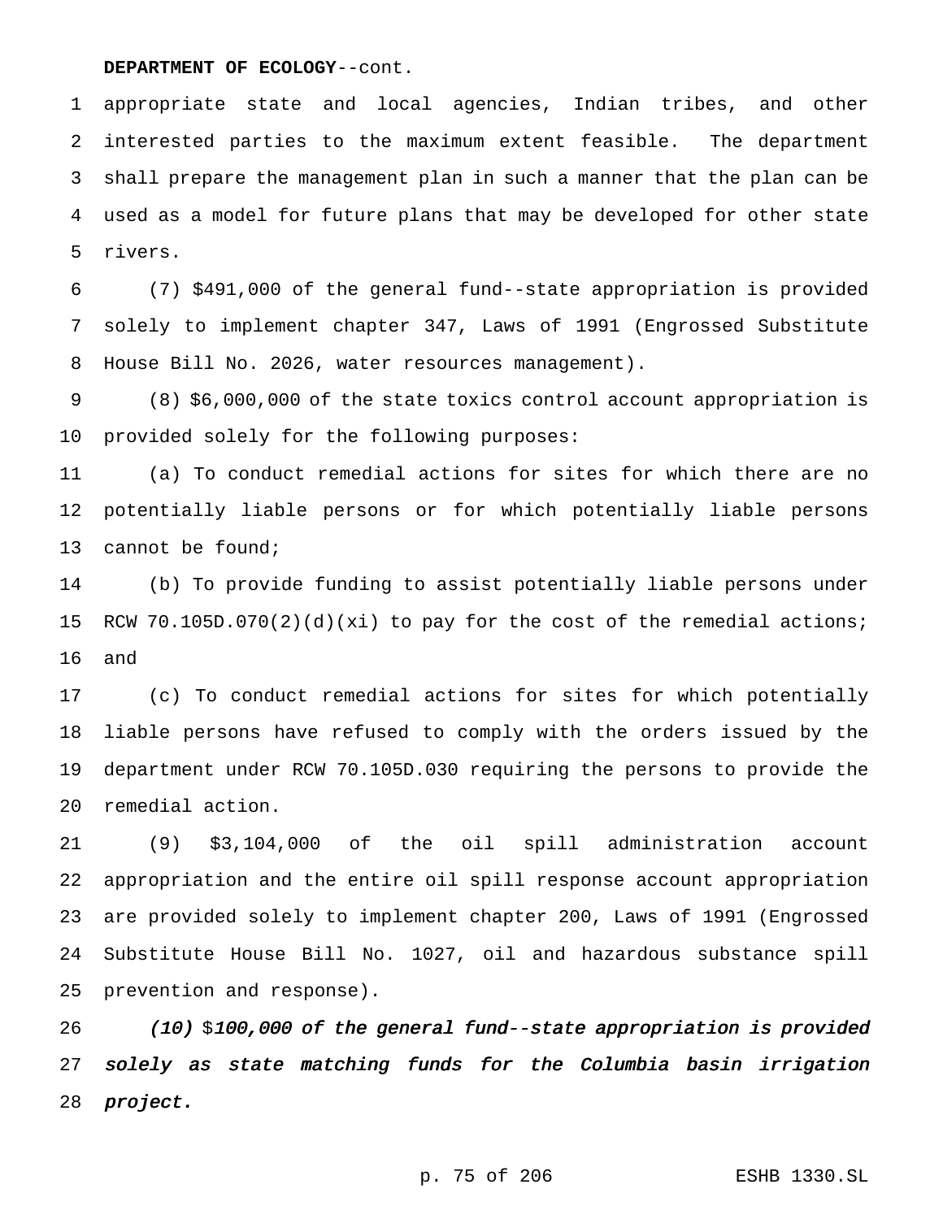**DEPARTMENT OF ECOLOGY**--cont.

appropriate state and local agencies, Indian tribes, and other interested parties to the maximum extent feasible. The department shall prepare the management plan in such a manner that the plan can be used as a model for future plans that may be developed for other state rivers.

(7) $491,000 of the general fund--state appropriation is provided solely to implement chapter 347, Laws of 1991 (Engrossed Substitute House Bill No. 2026, water resources management).

(8) $6,000,000 of the state toxics control account appropriation is provided solely for the following purposes:

(a) To conduct remedial actions for sites for which there are no potentially liable persons or for which potentially liable persons cannot be found;

(b) To provide funding to assist potentially liable persons under RCW 70.105D.070(2)(d)(xi) to pay for the cost of the remedial actions; and

(c) To conduct remedial actions for sites for which potentially liable persons have refused to comply with the orders issued by the department under RCW 70.105D.030 requiring the persons to provide the remedial action.

(9) $3,104,000 of the oil spill administration account appropriation and the entire oil spill response account appropriation are provided solely to implement chapter 200, Laws of 1991 (Engrossed Substitute House Bill No. 1027, oil and hazardous substance spill prevention and response).

*(10) $100,000 of the general fund--state appropriation is provided solely as state matching funds for the Columbia basin irrigation project.*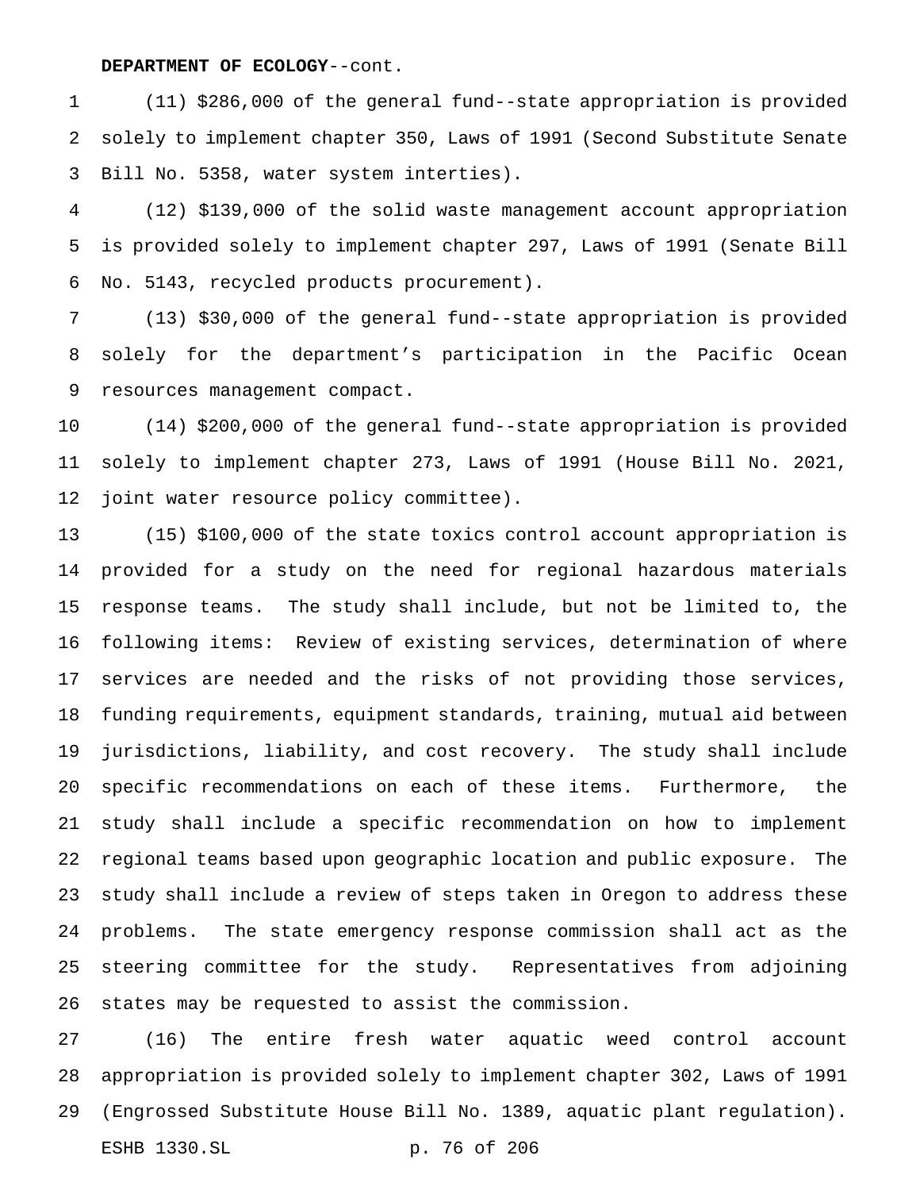**DEPARTMENT OF ECOLOGY**--cont.

(11) $286,000 of the general fund--state appropriation is provided solely to implement chapter 350, Laws of 1991 (Second Substitute Senate Bill No. 5358, water system interties).

(12) $139,000 of the solid waste management account appropriation is provided solely to implement chapter 297, Laws of 1991 (Senate Bill No. 5143, recycled products procurement).

(13) $30,000 of the general fund--state appropriation is provided solely for the department's participation in the Pacific Ocean resources management compact.

(14) $200,000 of the general fund--state appropriation is provided solely to implement chapter 273, Laws of 1991 (House Bill No. 2021, joint water resource policy committee).

(15) $100,000 of the state toxics control account appropriation is provided for a study on the need for regional hazardous materials response teams. The study shall include, but not be limited to, the following items: Review of existing services, determination of where services are needed and the risks of not providing those services, funding requirements, equipment standards, training, mutual aid between jurisdictions, liability, and cost recovery. The study shall include specific recommendations on each of these items. Furthermore, the study shall include a specific recommendation on how to implement regional teams based upon geographic location and public exposure. The study shall include a review of steps taken in Oregon to address these problems. The state emergency response commission shall act as the steering committee for the study. Representatives from adjoining states may be requested to assist the commission.

(16) The entire fresh water aquatic weed control account appropriation is provided solely to implement chapter 302, Laws of 1991 (Engrossed Substitute House Bill No. 1389, aquatic plant regulation).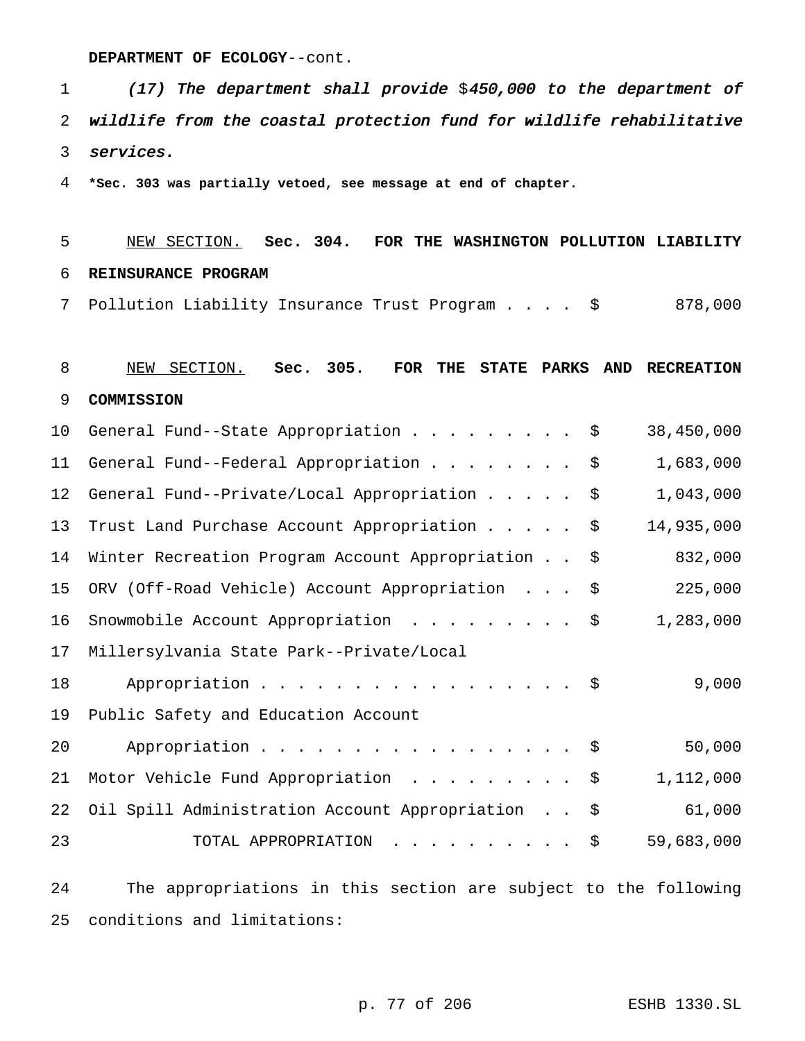**DEPARTMENT OF ECOLOGY**--cont.

*(17) The department shall provide $450,000 to the department of wildlife from the coastal protection fund for wildlife rehabilitative services.*

**\*Sec. 303 was partially vetoed, see message at end of chapter.**

NEW SECTION. **Sec. 304. FOR THE WASHINGTON POLLUTION LIABILITY REINSURANCE PROGRAM**

| | | |
|---|---|---|
| Pollution Liability Insurance Trust Program . . . . | $ | 878,000 |

NEW SECTION. **Sec. 305. FOR THE STATE PARKS AND RECREATION COMMISSION**

| | | |
|---|---|---|
| General Fund--State Appropriation . . . . . . . . . | $ | 38,450,000 |
| General Fund--Federal Appropriation . . . . . . . . | $ | 1,683,000 |
| General Fund--Private/Local Appropriation . . . . . | $ | 1,043,000 |
| Trust Land Purchase Account Appropriation . . . . . | $ | 14,935,000 |
| Winter Recreation Program Account Appropriation . . | $ | 832,000 |
| ORV (Off-Road Vehicle) Account Appropriation . . . | $ | 225,000 |
| Snowmobile Account Appropriation . . . . . . . . . | $ | 1,283,000 |
| Millersylvania State Park--Private/Local Appropriation . . . . . . . . . . . . . . . . . | $ | 9,000 |
| Public Safety and Education Account Appropriation . . . . . . . . . . . . . . . . . | $ | 50,000 |
| Motor Vehicle Fund Appropriation . . . . . . . . . | $ | 1,112,000 |
| Oil Spill Administration Account Appropriation . . | $ | 61,000 |
| TOTAL APPROPRIATION . . . . . . . . . . | $ | 59,683,000 |

The appropriations in this section are subject to the following conditions and limitations: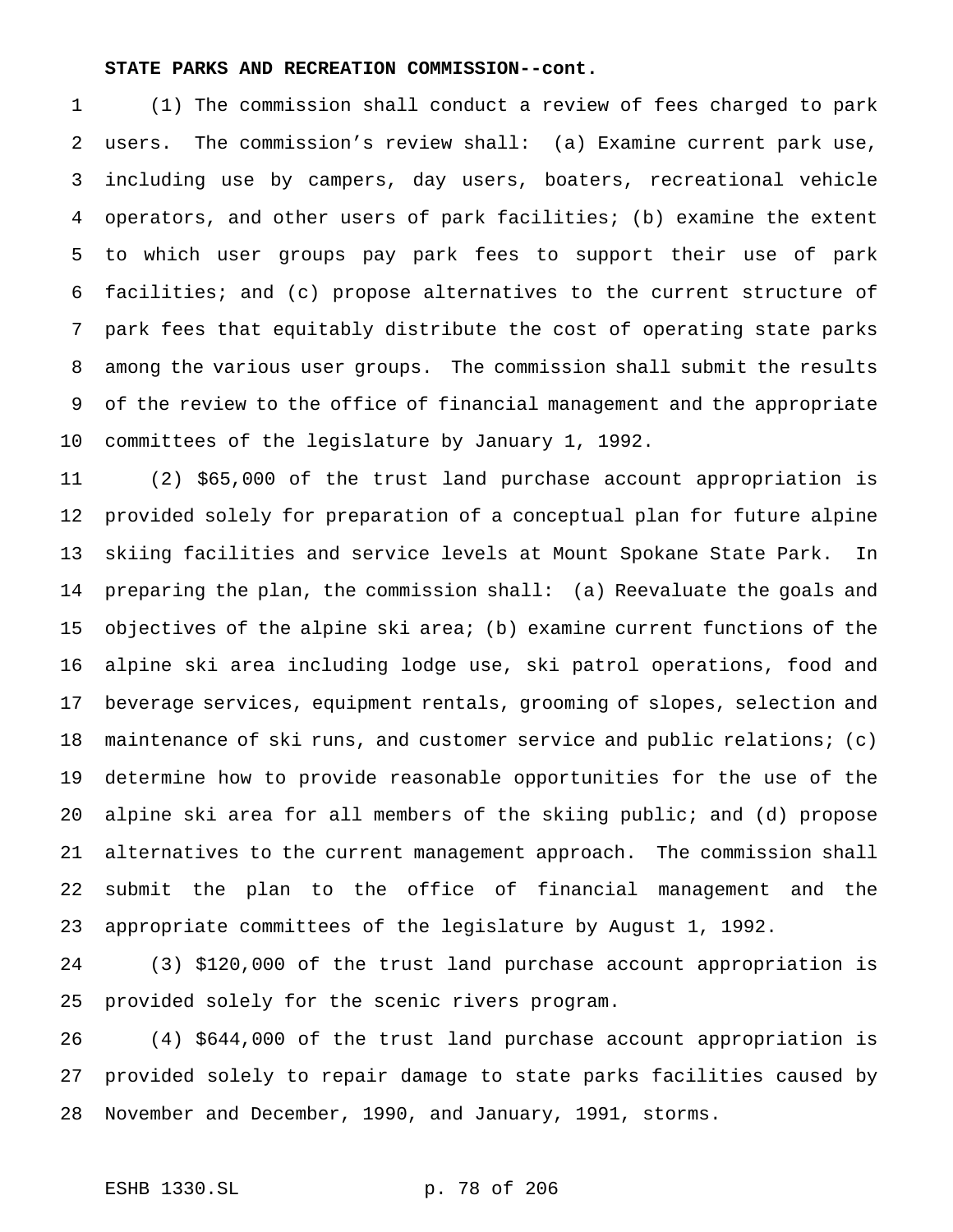**STATE PARKS AND RECREATION COMMISSION--cont.**

(1) The commission shall conduct a review of fees charged to park users. The commission's review shall: (a) Examine current park use, including use by campers, day users, boaters, recreational vehicle operators, and other users of park facilities; (b) examine the extent to which user groups pay park fees to support their use of park facilities; and (c) propose alternatives to the current structure of park fees that equitably distribute the cost of operating state parks among the various user groups. The commission shall submit the results of the review to the office of financial management and the appropriate committees of the legislature by January 1, 1992.

(2) $65,000 of the trust land purchase account appropriation is provided solely for preparation of a conceptual plan for future alpine skiing facilities and service levels at Mount Spokane State Park. In preparing the plan, the commission shall: (a) Reevaluate the goals and objectives of the alpine ski area; (b) examine current functions of the alpine ski area including lodge use, ski patrol operations, food and beverage services, equipment rentals, grooming of slopes, selection and maintenance of ski runs, and customer service and public relations; (c) determine how to provide reasonable opportunities for the use of the alpine ski area for all members of the skiing public; and (d) propose alternatives to the current management approach. The commission shall submit the plan to the office of financial management and the appropriate committees of the legislature by August 1, 1992.

(3) $120,000 of the trust land purchase account appropriation is provided solely for the scenic rivers program.

(4) $644,000 of the trust land purchase account appropriation is provided solely to repair damage to state parks facilities caused by November and December, 1990, and January, 1991, storms.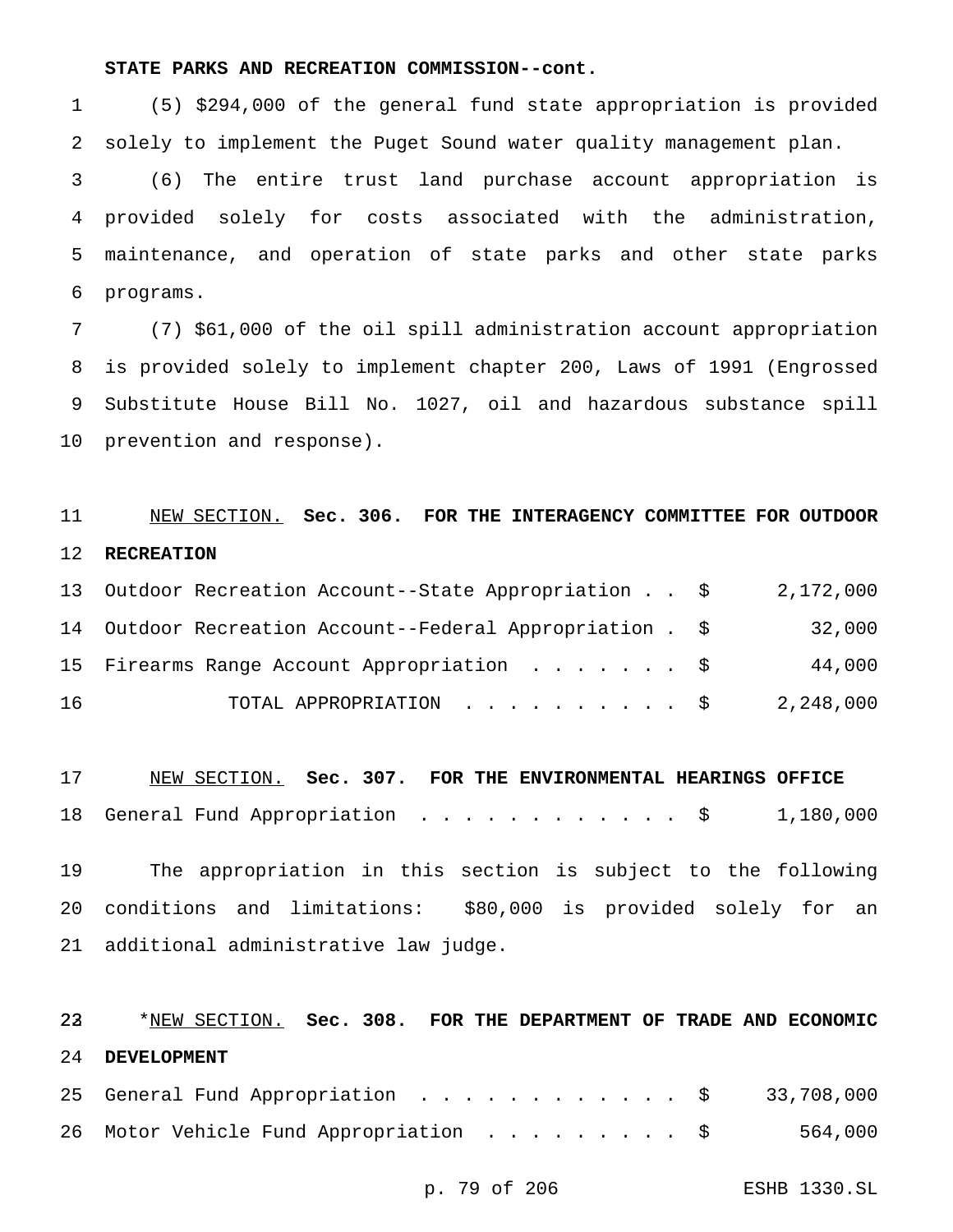**STATE PARKS AND RECREATION COMMISSION--cont.**

(5) $294,000 of the general fund state appropriation is provided solely to implement the Puget Sound water quality management plan.

(6) The entire trust land purchase account appropriation is provided solely for costs associated with the administration, maintenance, and operation of state parks and other state parks programs.

(7) $61,000 of the oil spill administration account appropriation is provided solely to implement chapter 200, Laws of 1991 (Engrossed Substitute House Bill No. 1027, oil and hazardous substance spill prevention and response).

NEW SECTION. **Sec. 306. FOR THE INTERAGENCY COMMITTEE FOR OUTDOOR RECREATION**

| | | |
|---|---|---|
| Outdoor Recreation Account--State Appropriation . . | $ | 2,172,000 |
| Outdoor Recreation Account--Federal Appropriation . | $ | 32,000 |
| Firearms Range Account Appropriation . . . . . . . | $ | 44,000 |
| TOTAL APPROPRIATION . . . . . . . . . . | $ | 2,248,000 |

NEW SECTION. **Sec. 307. FOR THE ENVIRONMENTAL HEARINGS OFFICE**

| | | |
|---|---|---|
| General Fund Appropriation . . . . . . . . . . . . | $ | 1,180,000 |

The appropriation in this section is subject to the following conditions and limitations: $80,000 is provided solely for an additional administrative law judge.

*NEW SECTION. **Sec. 308. FOR THE DEPARTMENT OF TRADE AND ECONOMIC DEVELOPMENT**

| | | |
|---|---|---|
| General Fund Appropriation . . . . . . . . . . . . | $ | 33,708,000 |
| Motor Vehicle Fund Appropriation . . . . . . . . . | $ | 564,000 |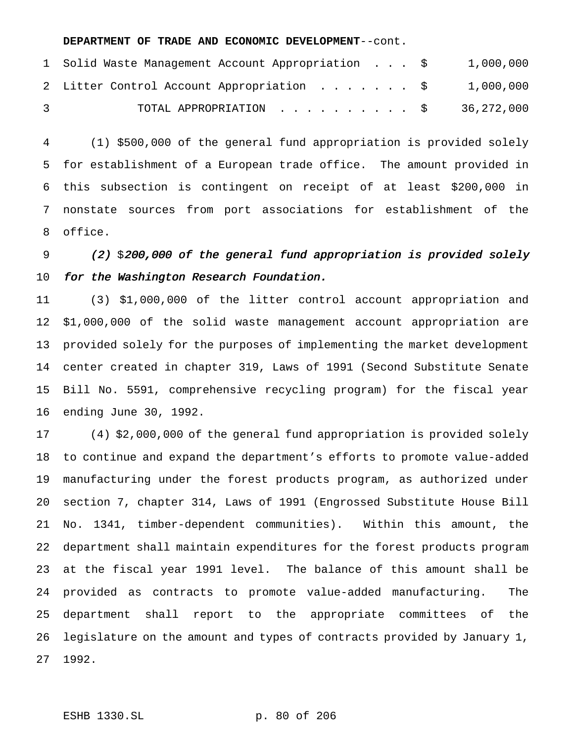**DEPARTMENT OF TRADE AND ECONOMIC DEVELOPMENT**--cont.

| | | |
|---|---|---|
| Solid Waste Management Account Appropriation . . . | $ | 1,000,000 |
| Litter Control Account Appropriation . . . . . . . | $ | 1,000,000 |
| TOTAL APPROPRIATION . . . . . . . . . . | $ | 36,272,000 |

(1) $500,000 of the general fund appropriation is provided solely for establishment of a European trade office. The amount provided in this subsection is contingent on receipt of at least $200,000 in nonstate sources from port associations for establishment of the office.

*(2) $200,000 of the general fund appropriation is provided solely for the Washington Research Foundation.*

(3) $1,000,000 of the litter control account appropriation and $1,000,000 of the solid waste management account appropriation are provided solely for the purposes of implementing the market development center created in chapter 319, Laws of 1991 (Second Substitute Senate Bill No. 5591, comprehensive recycling program) for the fiscal year ending June 30, 1992.

(4) $2,000,000 of the general fund appropriation is provided solely to continue and expand the department's efforts to promote value-added manufacturing under the forest products program, as authorized under section 7, chapter 314, Laws of 1991 (Engrossed Substitute House Bill No. 1341, timber-dependent communities). Within this amount, the department shall maintain expenditures for the forest products program at the fiscal year 1991 level. The balance of this amount shall be provided as contracts to promote value-added manufacturing. The department shall report to the appropriate committees of the legislature on the amount and types of contracts provided by January 1, 1992.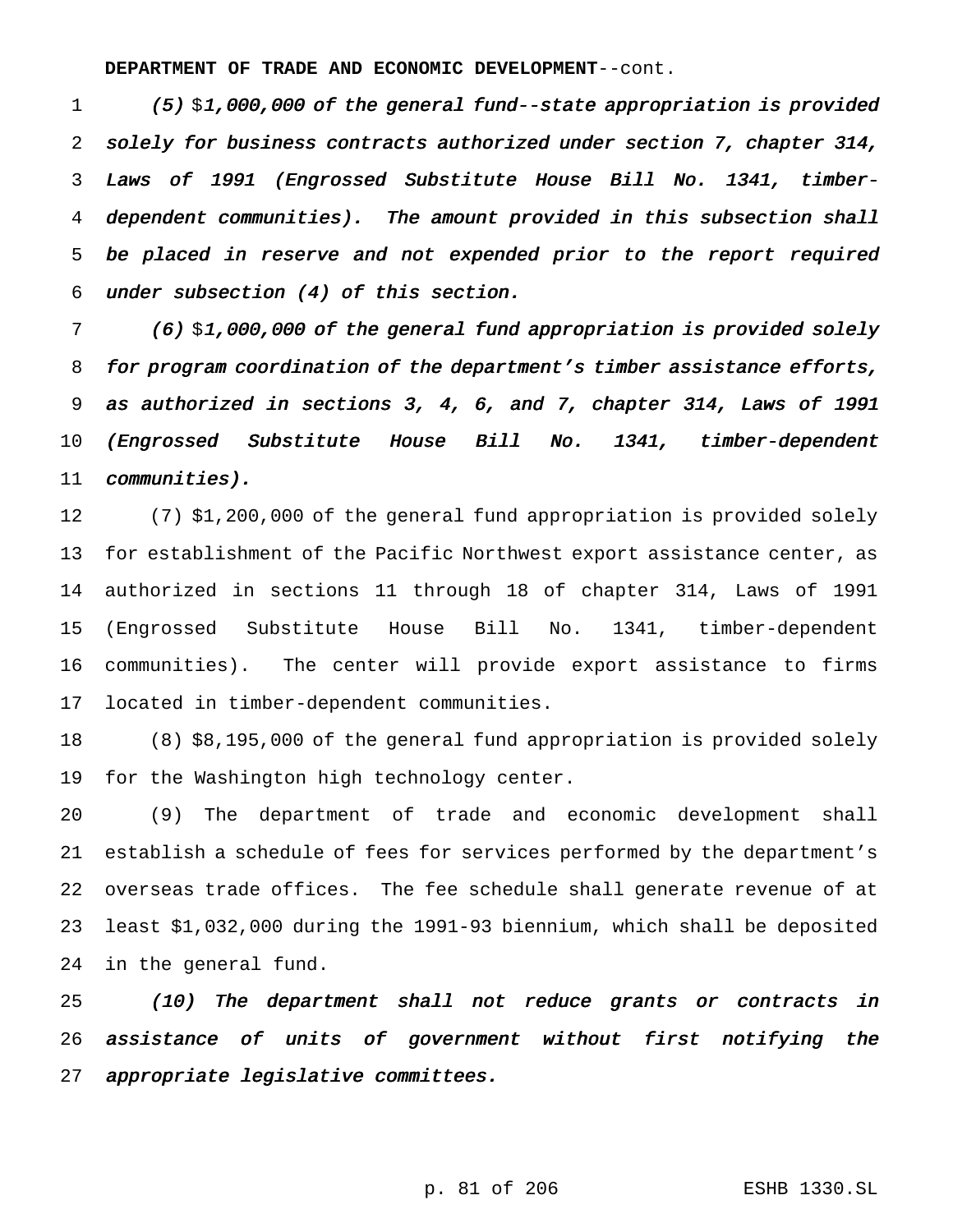DEPARTMENT OF TRADE AND ECONOMIC DEVELOPMENT--cont.

*(5) $1,000,000 of the general fund--state appropriation is provided solely for business contracts authorized under section 7, chapter 314, Laws of 1991 (Engrossed Substitute House Bill No. 1341, timber-dependent communities). The amount provided in this subsection shall be placed in reserve and not expended prior to the report required under subsection (4) of this section.*

*(6) $1,000,000 of the general fund appropriation is provided solely for program coordination of the department's timber assistance efforts, as authorized in sections 3, 4, 6, and 7, chapter 314, Laws of 1991 (Engrossed Substitute House Bill No. 1341, timber-dependent communities).*

(7) $1,200,000 of the general fund appropriation is provided solely for establishment of the Pacific Northwest export assistance center, as authorized in sections 11 through 18 of chapter 314, Laws of 1991 (Engrossed Substitute House Bill No. 1341, timber-dependent communities). The center will provide export assistance to firms located in timber-dependent communities.

(8) $8,195,000 of the general fund appropriation is provided solely for the Washington high technology center.

(9) The department of trade and economic development shall establish a schedule of fees for services performed by the department's overseas trade offices. The fee schedule shall generate revenue of at least $1,032,000 during the 1991-93 biennium, which shall be deposited in the general fund.

*(10) The department shall not reduce grants or contracts in assistance of units of government without first notifying the appropriate legislative committees.*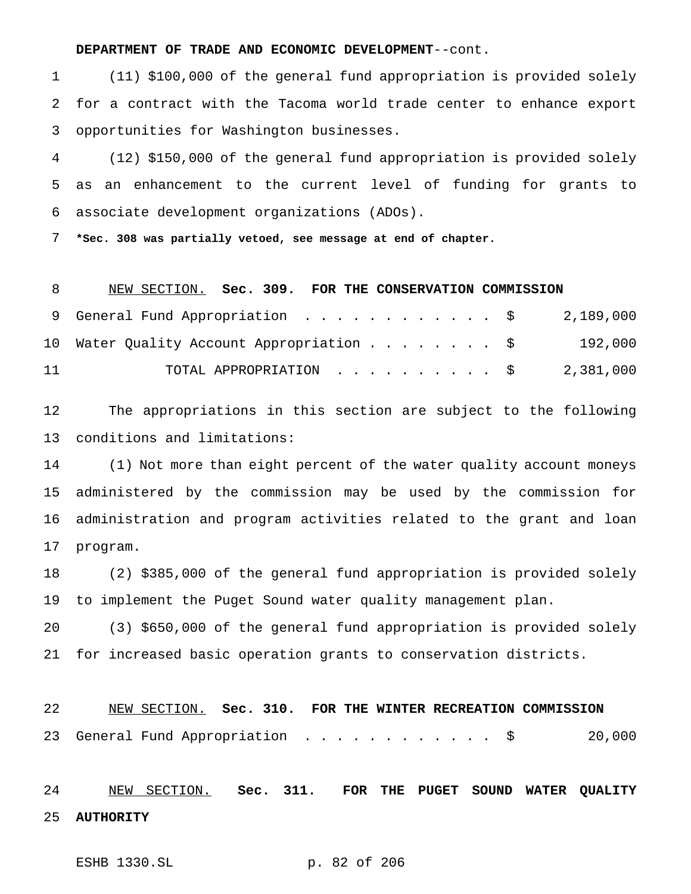**DEPARTMENT OF TRADE AND ECONOMIC DEVELOPMENT**--cont.

(11) $100,000 of the general fund appropriation is provided solely for a contract with the Tacoma world trade center to enhance export opportunities for Washington businesses.

(12) $150,000 of the general fund appropriation is provided solely as an enhancement to the current level of funding for grants to associate development organizations (ADOs).

***Sec. 308 was partially vetoed, see message at end of chapter.**

NEW SECTION. **Sec. 309. FOR THE CONSERVATION COMMISSION**

| | | |
|---|---|---|
| General Fund Appropriation . . . . . . . . . . . . | $ | 2,189,000 |
| Water Quality Account Appropriation . . . . . . . . | $ | 192,000 |
| TOTAL APPROPRIATION . . . . . . . . . . | $ | 2,381,000 |

The appropriations in this section are subject to the following conditions and limitations:

(1) Not more than eight percent of the water quality account moneys administered by the commission may be used by the commission for administration and program activities related to the grant and loan program.

(2) $385,000 of the general fund appropriation is provided solely to implement the Puget Sound water quality management plan.

(3) $650,000 of the general fund appropriation is provided solely for increased basic operation grants to conservation districts.

NEW SECTION. **Sec. 310. FOR THE WINTER RECREATION COMMISSION**

| | | |
|---|---|---|
| General Fund Appropriation . . . . . . . . . . . . | $ | 20,000 |

NEW SECTION. **Sec. 311. FOR THE PUGET SOUND WATER QUALITY AUTHORITY**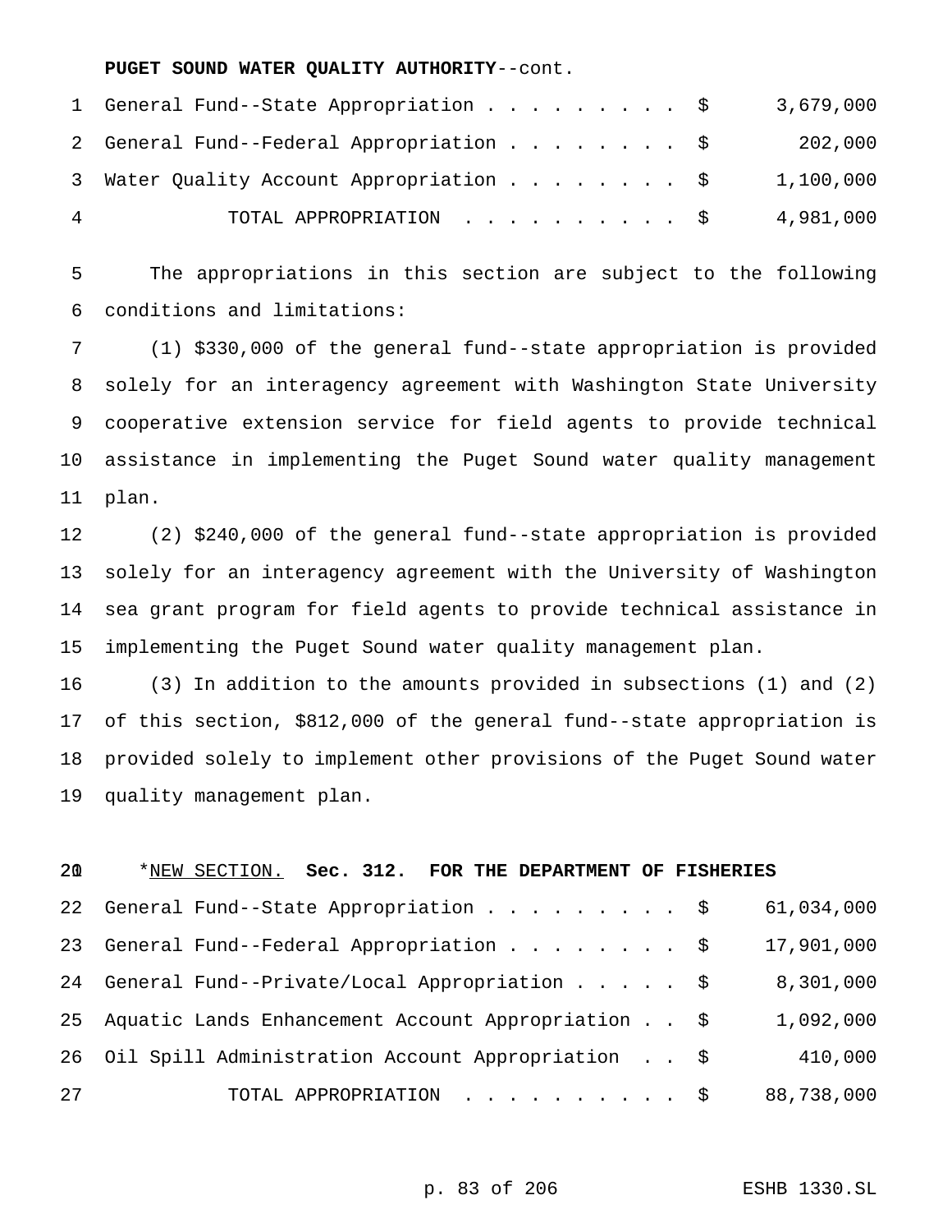**PUGET SOUND WATER QUALITY AUTHORITY**--cont.

| | | |
|---|---|---|
| General Fund--State Appropriation | $ | 3,679,000 |
| General Fund--Federal Appropriation | $ | 202,000 |
| Water Quality Account Appropriation | $ | 1,100,000 |
| TOTAL APPROPRIATION | $ | 4,981,000 |

The appropriations in this section are subject to the following conditions and limitations:

(1) $330,000 of the general fund--state appropriation is provided solely for an interagency agreement with Washington State University cooperative extension service for field agents to provide technical assistance in implementing the Puget Sound water quality management plan.

(2) $240,000 of the general fund--state appropriation is provided solely for an interagency agreement with the University of Washington sea grant program for field agents to provide technical assistance in implementing the Puget Sound water quality management plan.

(3) In addition to the amounts provided in subsections (1) and (2) of this section, $812,000 of the general fund--state appropriation is provided solely to implement other provisions of the Puget Sound water quality management plan.

*NEW SECTION. **Sec. 312. FOR THE DEPARTMENT OF FISHERIES**

| | | |
|---|---|---|
| General Fund--State Appropriation | $ | 61,034,000 |
| General Fund--Federal Appropriation | $ | 17,901,000 |
| General Fund--Private/Local Appropriation | $ | 8,301,000 |
| Aquatic Lands Enhancement Account Appropriation | $ | 1,092,000 |
| Oil Spill Administration Account Appropriation | $ | 410,000 |
| TOTAL APPROPRIATION | $ | 88,738,000 |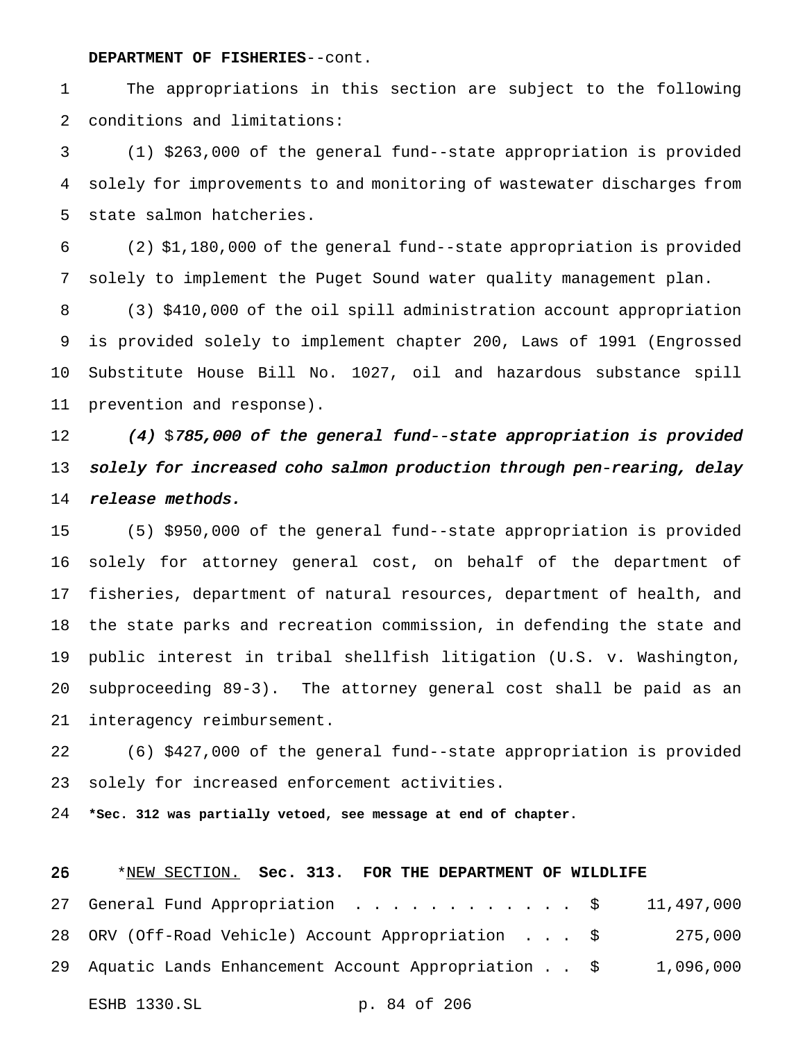**DEPARTMENT OF FISHERIES**--cont.

The appropriations in this section are subject to the following conditions and limitations:

(1) $263,000 of the general fund--state appropriation is provided solely for improvements to and monitoring of wastewater discharges from state salmon hatcheries.

(2) $1,180,000 of the general fund--state appropriation is provided solely to implement the Puget Sound water quality management plan.

(3) $410,000 of the oil spill administration account appropriation is provided solely to implement chapter 200, Laws of 1991 (Engrossed Substitute House Bill No. 1027, oil and hazardous substance spill prevention and response).

*(4) $785,000 of the general fund--state appropriation is provided solely for increased coho salmon production through pen-rearing, delay release methods.*

(5) $950,000 of the general fund--state appropriation is provided solely for attorney general cost, on behalf of the department of fisheries, department of natural resources, department of health, and the state parks and recreation commission, in defending the state and public interest in tribal shellfish litigation (U.S. v. Washington, subproceeding 89-3). The attorney general cost shall be paid as an interagency reimbursement.

(6) $427,000 of the general fund--state appropriation is provided solely for increased enforcement activities.

**\*Sec. 312 was partially vetoed, see message at end of chapter.**

\*NEW SECTION. **Sec. 313. FOR THE DEPARTMENT OF WILDLIFE**

| | | |
|---|---|---|
| General Fund Appropriation . . . . . . . . . . . . | $ | 11,497,000 |
| ORV (Off-Road Vehicle) Account Appropriation . . . | $ | 275,000 |
| Aquatic Lands Enhancement Account Appropriation . . | $ | 1,096,000 |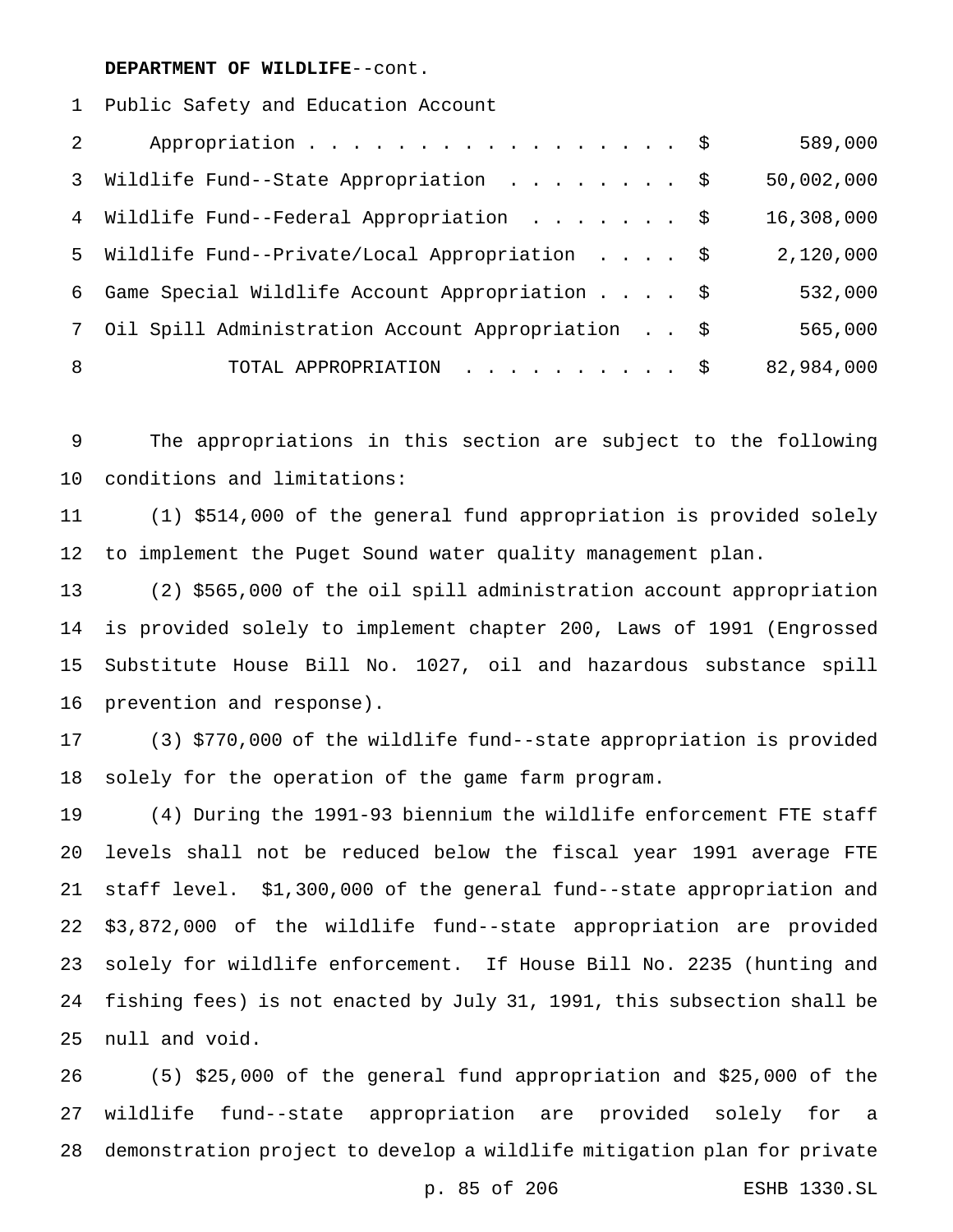**DEPARTMENT OF WILDLIFE**--cont.

| | |
|---|---|
| Public Safety and Education Account Appropriation | $ 589,000 |
| Wildlife Fund--State Appropriation | $ 50,002,000 |
| Wildlife Fund--Federal Appropriation | $ 16,308,000 |
| Wildlife Fund--Private/Local Appropriation | $ 2,120,000 |
| Game Special Wildlife Account Appropriation | $ 532,000 |
| Oil Spill Administration Account Appropriation | $ 565,000 |
| TOTAL APPROPRIATION | $ 82,984,000 |

The appropriations in this section are subject to the following conditions and limitations:

(1) $514,000 of the general fund appropriation is provided solely to implement the Puget Sound water quality management plan.

(2) $565,000 of the oil spill administration account appropriation is provided solely to implement chapter 200, Laws of 1991 (Engrossed Substitute House Bill No. 1027, oil and hazardous substance spill prevention and response).

(3) $770,000 of the wildlife fund--state appropriation is provided solely for the operation of the game farm program.

(4) During the 1991-93 biennium the wildlife enforcement FTE staff levels shall not be reduced below the fiscal year 1991 average FTE staff level. $1,300,000 of the general fund--state appropriation and $3,872,000 of the wildlife fund--state appropriation are provided solely for wildlife enforcement. If House Bill No. 2235 (hunting and fishing fees) is not enacted by July 31, 1991, this subsection shall be null and void.

(5) $25,000 of the general fund appropriation and $25,000 of the wildlife fund--state appropriation are provided solely for a demonstration project to develop a wildlife mitigation plan for private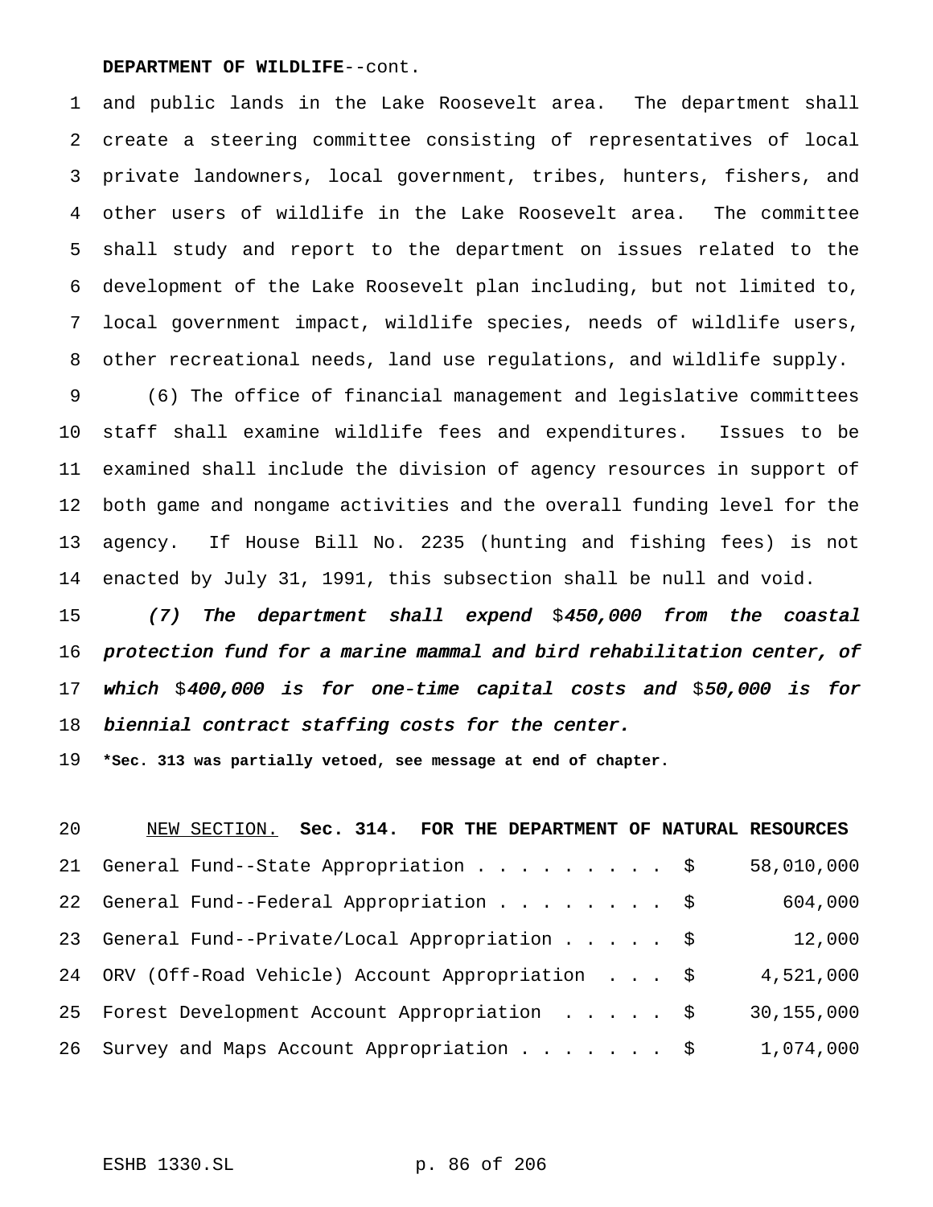**DEPARTMENT OF WILDLIFE**--cont.

and public lands in the Lake Roosevelt area. The department shall create a steering committee consisting of representatives of local private landowners, local government, tribes, hunters, fishers, and other users of wildlife in the Lake Roosevelt area. The committee shall study and report to the department on issues related to the development of the Lake Roosevelt plan including, but not limited to, local government impact, wildlife species, needs of wildlife users, other recreational needs, land use regulations, and wildlife supply.

(6) The office of financial management and legislative committees staff shall examine wildlife fees and expenditures. Issues to be examined shall include the division of agency resources in support of both game and nongame activities and the overall funding level for the agency. If House Bill No. 2235 (hunting and fishing fees) is not enacted by July 31, 1991, this subsection shall be null and void.

***(7) The department shall expend $450,000 from the coastal protection fund for a marine mammal and bird rehabilitation center, of which $400,000 is for one-time capital costs and $50,000 is for biennial contract staffing costs for the center.***

**\*Sec. 313 was partially vetoed, see message at end of chapter.**

NEW SECTION. **Sec. 314. FOR THE DEPARTMENT OF NATURAL RESOURCES**

| | | |
|---|---|---|
| General Fund--State Appropriation . . . . . . . . . | $ | 58,010,000 |
| General Fund--Federal Appropriation . . . . . . . . | $ | 604,000 |
| General Fund--Private/Local Appropriation . . . . . | $ | 12,000 |
| ORV (Off-Road Vehicle) Account Appropriation . . . | $ | 4,521,000 |
| Forest Development Account Appropriation . . . . . | $ | 30,155,000 |
| Survey and Maps Account Appropriation . . . . . . . | $ | 1,074,000 |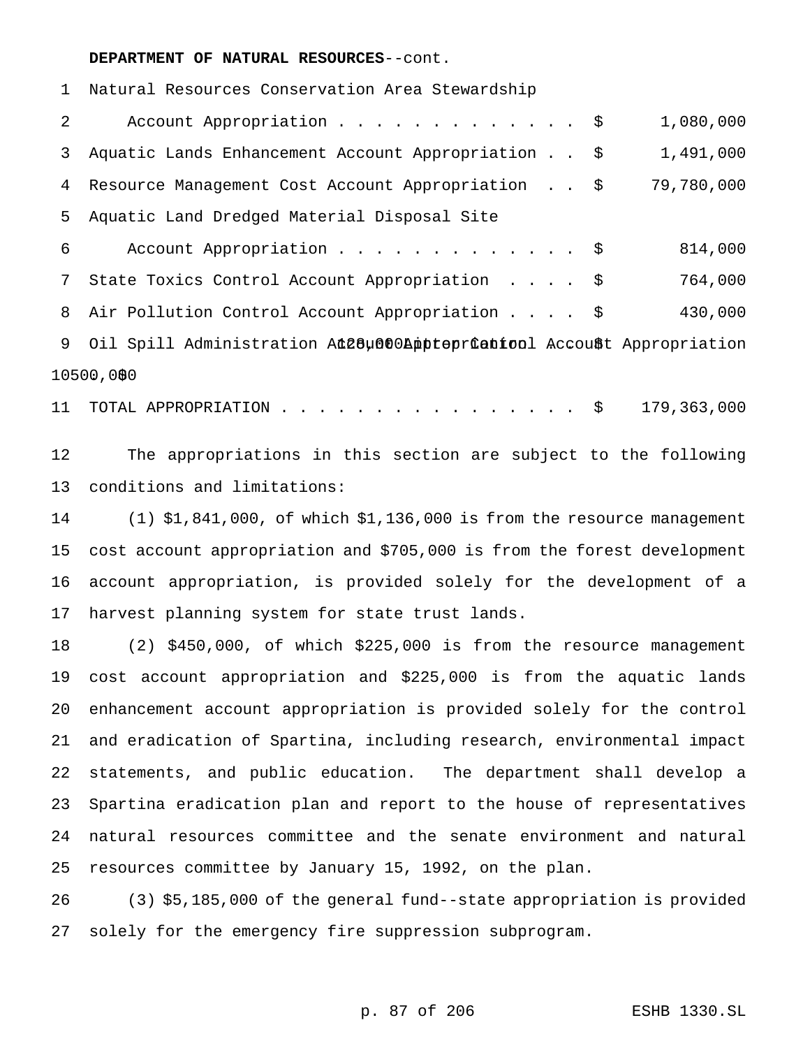**DEPARTMENT OF NATURAL RESOURCES**--cont.

Natural Resources Conservation Area Stewardship
Account Appropriation . . . . . . . . . . . . . . $ 1,080,000
Aquatic Lands Enhancement Account Appropriation . . $ 1,491,000
Resource Management Cost Account Appropriation . . $ 79,780,000
Aquatic Land Dredged Material Disposal Site
Account Appropriation . . . . . . . . . . . . . . $ 814,000
State Toxics Control Account Appropriation . . . . $ 764,000
Air Pollution Control Account Appropriation . . . . $ 430,000
Oil Spill Administration Account Appropriation . . $ 120,000
Oil Spill Control Account Appropriation . . . . . $ 500,000
TOTAL APPROPRIATION . . . . . . . . . . . . . . . . $ 179,363,000

The appropriations in this section are subject to the following conditions and limitations:

(1) $1,841,000, of which $1,136,000 is from the resource management cost account appropriation and $705,000 is from the forest development account appropriation, is provided solely for the development of a harvest planning system for state trust lands.

(2) $450,000, of which $225,000 is from the resource management cost account appropriation and $225,000 is from the aquatic lands enhancement account appropriation is provided solely for the control and eradication of Spartina, including research, environmental impact statements, and public education. The department shall develop a Spartina eradication plan and report to the house of representatives natural resources committee and the senate environment and natural resources committee by January 15, 1992, on the plan.

(3) $5,185,000 of the general fund--state appropriation is provided solely for the emergency fire suppression subprogram.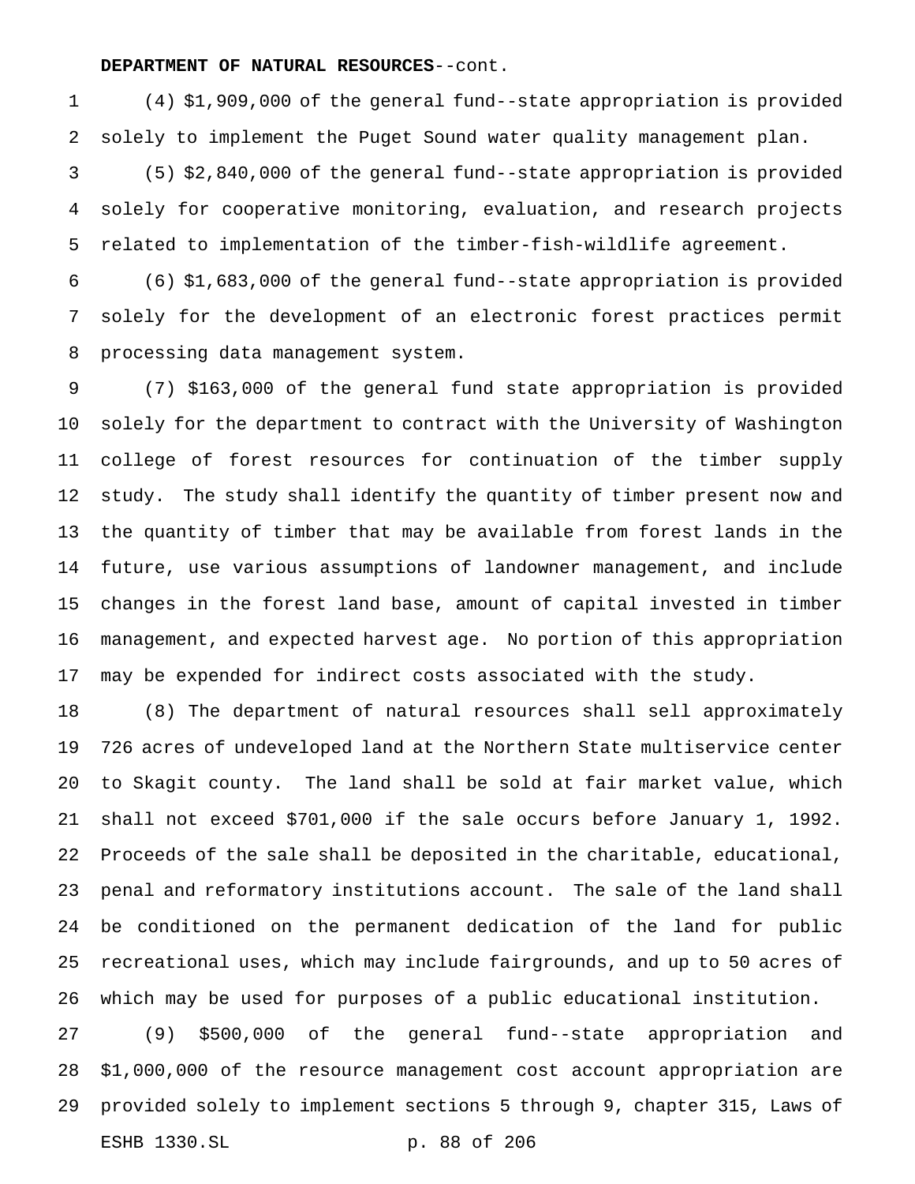**DEPARTMENT OF NATURAL RESOURCES**--cont.

(4) $1,909,000 of the general fund--state appropriation is provided solely to implement the Puget Sound water quality management plan.

(5) $2,840,000 of the general fund--state appropriation is provided solely for cooperative monitoring, evaluation, and research projects related to implementation of the timber-fish-wildlife agreement.

(6) $1,683,000 of the general fund--state appropriation is provided solely for the development of an electronic forest practices permit processing data management system.

(7) $163,000 of the general fund state appropriation is provided solely for the department to contract with the University of Washington college of forest resources for continuation of the timber supply study. The study shall identify the quantity of timber present now and the quantity of timber that may be available from forest lands in the future, use various assumptions of landowner management, and include changes in the forest land base, amount of capital invested in timber management, and expected harvest age. No portion of this appropriation may be expended for indirect costs associated with the study.

(8) The department of natural resources shall sell approximately 726 acres of undeveloped land at the Northern State multiservice center to Skagit county. The land shall be sold at fair market value, which shall not exceed $701,000 if the sale occurs before January 1, 1992. Proceeds of the sale shall be deposited in the charitable, educational, penal and reformatory institutions account. The sale of the land shall be conditioned on the permanent dedication of the land for public recreational uses, which may include fairgrounds, and up to 50 acres of which may be used for purposes of a public educational institution.

(9) $500,000 of the general fund--state appropriation and $1,000,000 of the resource management cost account appropriation are provided solely to implement sections 5 through 9, chapter 315, Laws of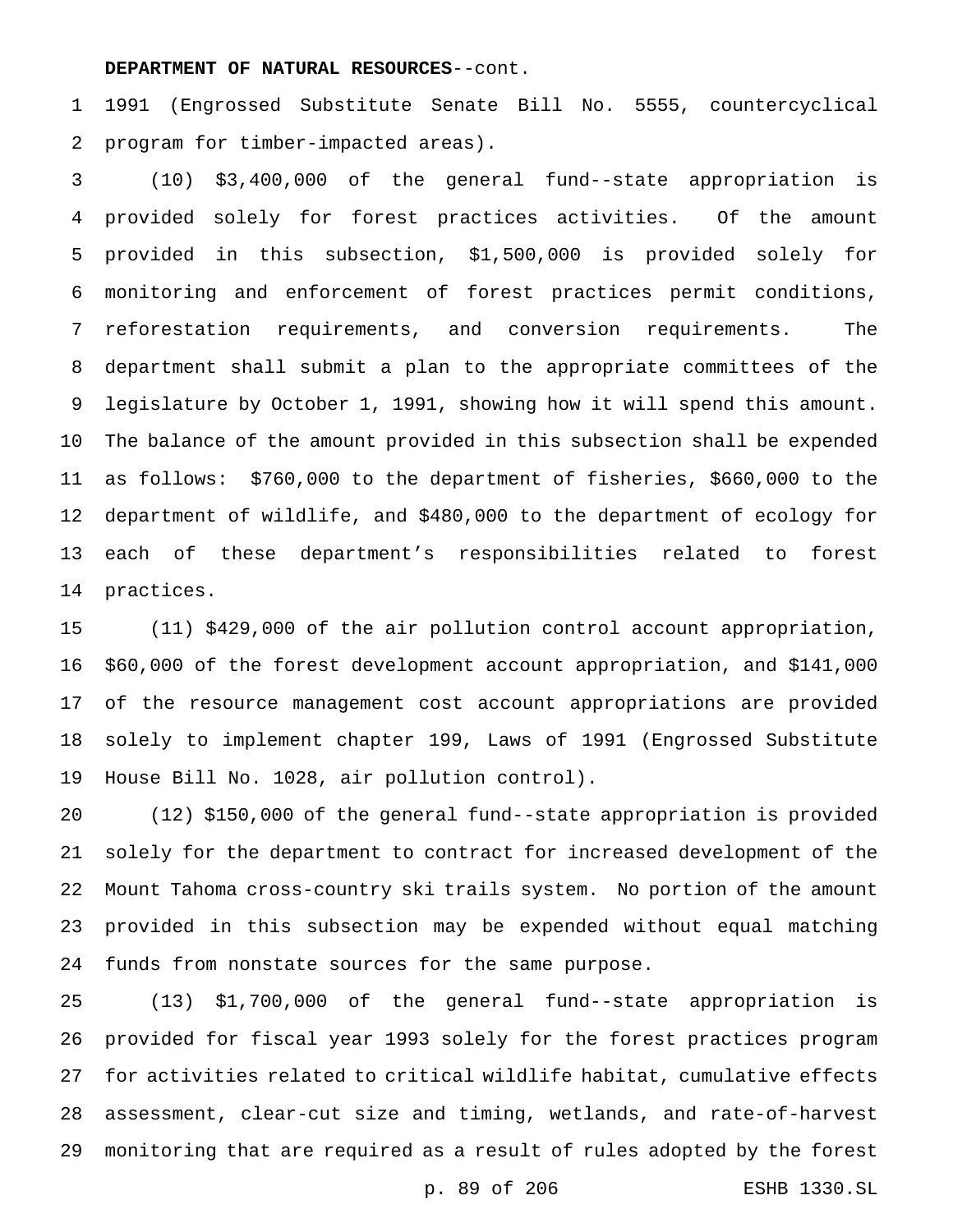**DEPARTMENT OF NATURAL RESOURCES**--cont.

1991 (Engrossed Substitute Senate Bill No. 5555, countercyclical program for timber-impacted areas).

(10) $3,400,000 of the general fund--state appropriation is provided solely for forest practices activities. Of the amount provided in this subsection, $1,500,000 is provided solely for monitoring and enforcement of forest practices permit conditions, reforestation requirements, and conversion requirements. The department shall submit a plan to the appropriate committees of the legislature by October 1, 1991, showing how it will spend this amount. The balance of the amount provided in this subsection shall be expended as follows: $760,000 to the department of fisheries, $660,000 to the department of wildlife, and $480,000 to the department of ecology for each of these department's responsibilities related to forest practices.

(11) $429,000 of the air pollution control account appropriation, $60,000 of the forest development account appropriation, and $141,000 of the resource management cost account appropriations are provided solely to implement chapter 199, Laws of 1991 (Engrossed Substitute House Bill No. 1028, air pollution control).

(12) $150,000 of the general fund--state appropriation is provided solely for the department to contract for increased development of the Mount Tahoma cross-country ski trails system. No portion of the amount provided in this subsection may be expended without equal matching funds from nonstate sources for the same purpose.

(13) $1,700,000 of the general fund--state appropriation is provided for fiscal year 1993 solely for the forest practices program for activities related to critical wildlife habitat, cumulative effects assessment, clear-cut size and timing, wetlands, and rate-of-harvest monitoring that are required as a result of rules adopted by the forest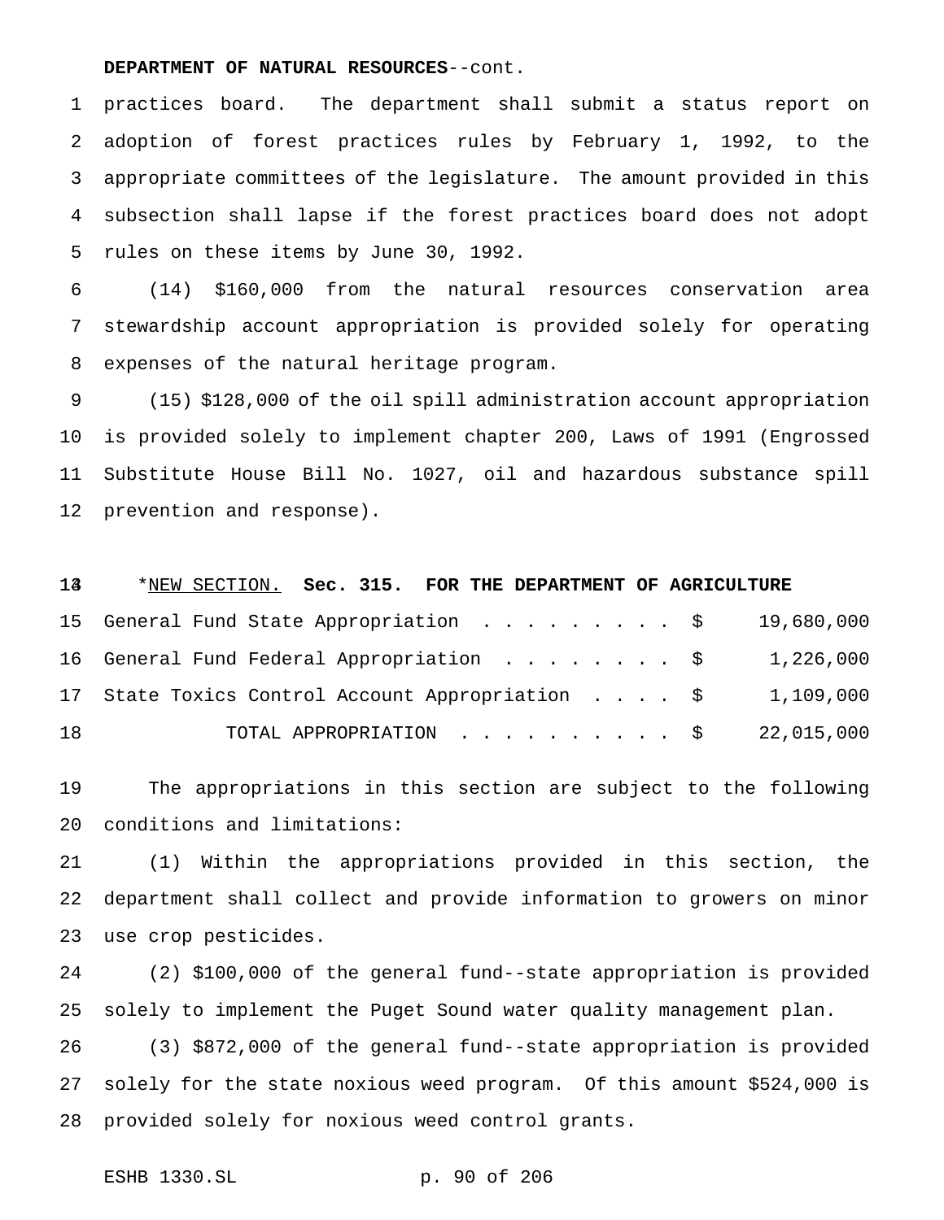**DEPARTMENT OF NATURAL RESOURCES**--cont.

practices board. The department shall submit a status report on adoption of forest practices rules by February 1, 1992, to the appropriate committees of the legislature. The amount provided in this subsection shall lapse if the forest practices board does not adopt rules on these items by June 30, 1992.

(14) $160,000 from the natural resources conservation area stewardship account appropriation is provided solely for operating expenses of the natural heritage program.

(15) $128,000 of the oil spill administration account appropriation is provided solely to implement chapter 200, Laws of 1991 (Engrossed Substitute House Bill No. 1027, oil and hazardous substance spill prevention and response).

*NEW SECTION. **Sec. 315. FOR THE DEPARTMENT OF AGRICULTURE**

| | |
|---|---|
| General Fund State Appropriation . . . . . . . . . $ | 19,680,000 |
| General Fund Federal Appropriation . . . . . . . . $ | 1,226,000 |
| State Toxics Control Account Appropriation . . . . $ | 1,109,000 |
| TOTAL APPROPRIATION . . . . . . . . . . $ | 22,015,000 |

The appropriations in this section are subject to the following conditions and limitations:

(1) Within the appropriations provided in this section, the department shall collect and provide information to growers on minor use crop pesticides.

(2) $100,000 of the general fund--state appropriation is provided solely to implement the Puget Sound water quality management plan.

(3) $872,000 of the general fund--state appropriation is provided solely for the state noxious weed program. Of this amount $524,000 is provided solely for noxious weed control grants.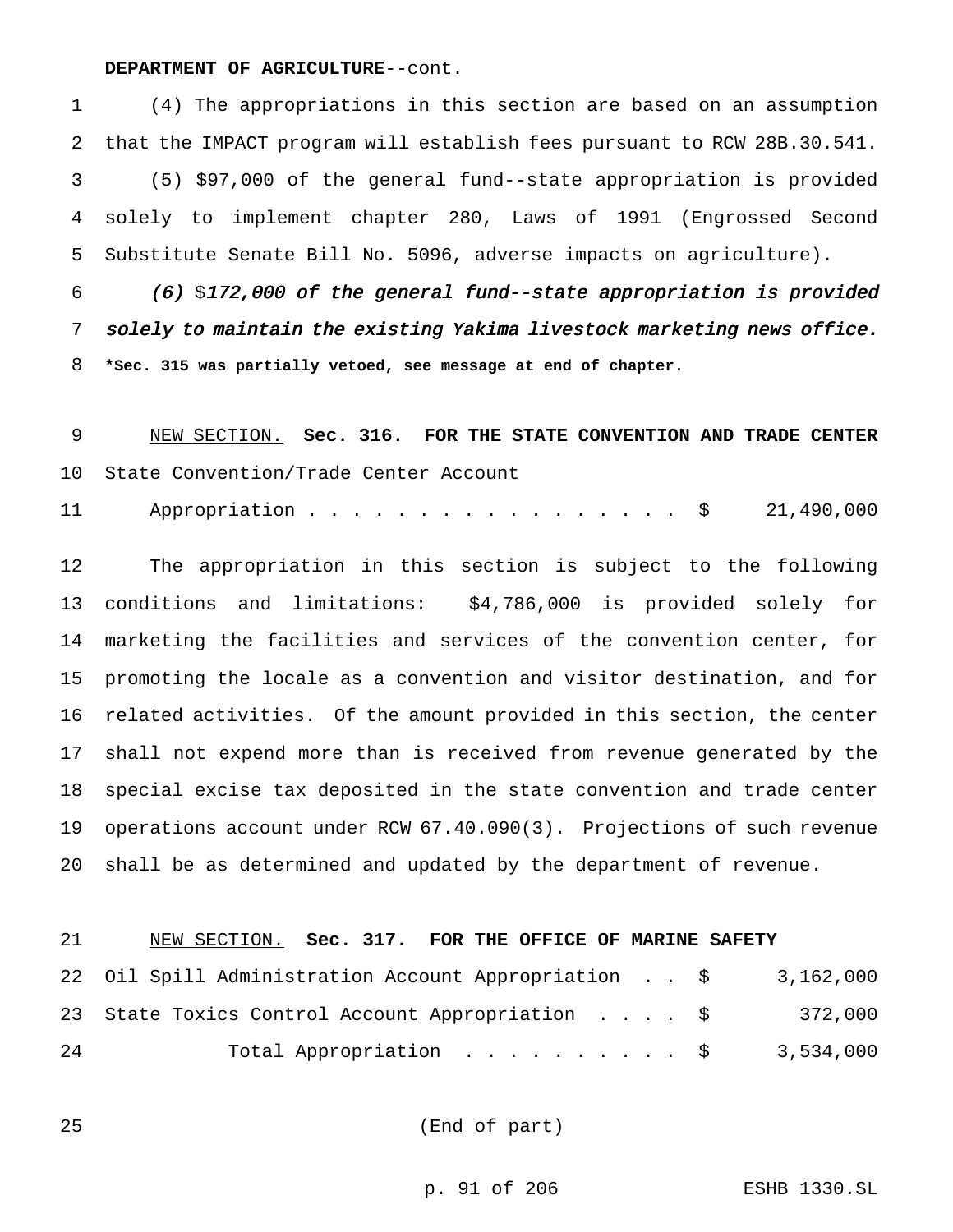**DEPARTMENT OF AGRICULTURE**--cont.

(4) The appropriations in this section are based on an assumption that the IMPACT program will establish fees pursuant to RCW 28B.30.541.

(5) $97,000 of the general fund--state appropriation is provided solely to implement chapter 280, Laws of 1991 (Engrossed Second Substitute Senate Bill No. 5096, adverse impacts on agriculture).

*(6) $172,000 of the general fund--state appropriation is provided solely to maintain the existing Yakima livestock marketing news office.*

***Sec. 315 was partially vetoed, see message at end of chapter.**

NEW SECTION. **Sec. 316. FOR THE STATE CONVENTION AND TRADE CENTER**

| | | |
|---|---|---|
| State Convention/Trade Center Account Appropriation . . . . . . . . . . . . . . . . . . | $ | 21,490,000 |

The appropriation in this section is subject to the following conditions and limitations: $4,786,000 is provided solely for marketing the facilities and services of the convention center, for promoting the locale as a convention and visitor destination, and for related activities. Of the amount provided in this section, the center shall not expend more than is received from revenue generated by the special excise tax deposited in the state convention and trade center operations account under RCW 67.40.090(3). Projections of such revenue shall be as determined and updated by the department of revenue.

NEW SECTION. **Sec. 317. FOR THE OFFICE OF MARINE SAFETY**

| | | |
|---|---|---|
| Oil Spill Administration Account Appropriation . . | $ | 3,162,000 |
| State Toxics Control Account Appropriation . . . . | $ | 372,000 |
| Total Appropriation . . . . . . . . . . | $ | 3,534,000 |

(End of part)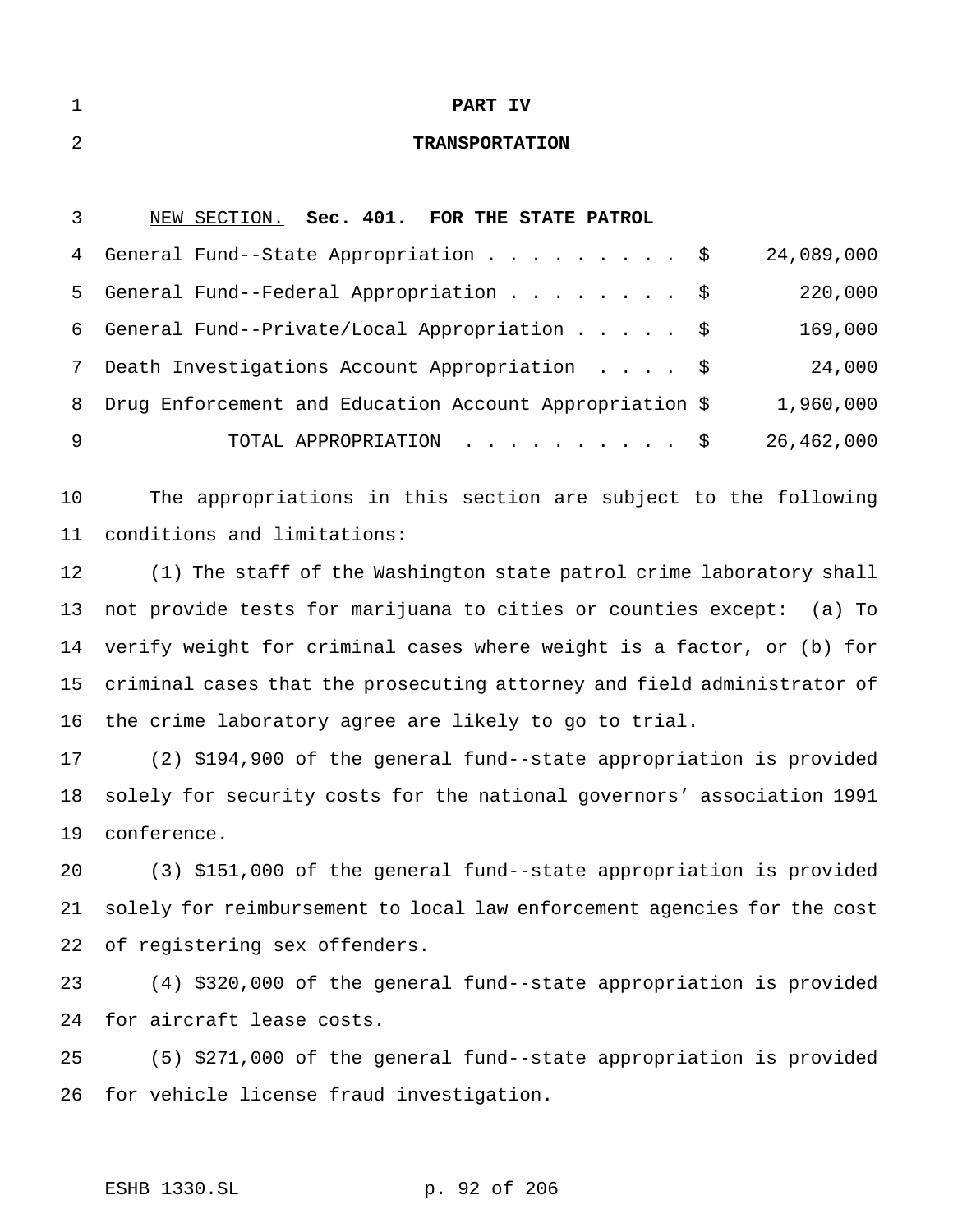# PART IV

## TRANSPORTATION

NEW SECTION. **Sec. 401. FOR THE STATE PATROL**

| | | |
|---|---|---|
| General Fund--State Appropriation . . . . . . . . . . | $ | 24,089,000 |
| General Fund--Federal Appropriation . . . . . . . . . | $ | 220,000 |
| General Fund--Private/Local Appropriation . . . . . | $ | 169,000 |
| Death Investigations Account Appropriation . . . . | $ | 24,000 |
| Drug Enforcement and Education Account Appropriation | $ | 1,960,000 |
| TOTAL APPROPRIATION . . . . . . . . . . . | $ | 26,462,000 |

The appropriations in this section are subject to the following conditions and limitations:

(1) The staff of the Washington state patrol crime laboratory shall not provide tests for marijuana to cities or counties except: (a) To verify weight for criminal cases where weight is a factor, or (b) for criminal cases that the prosecuting attorney and field administrator of the crime laboratory agree are likely to go to trial.

(2) $194,900 of the general fund--state appropriation is provided solely for security costs for the national governors' association 1991 conference.

(3) $151,000 of the general fund--state appropriation is provided solely for reimbursement to local law enforcement agencies for the cost of registering sex offenders.

(4) $320,000 of the general fund--state appropriation is provided for aircraft lease costs.

(5) $271,000 of the general fund--state appropriation is provided for vehicle license fraud investigation.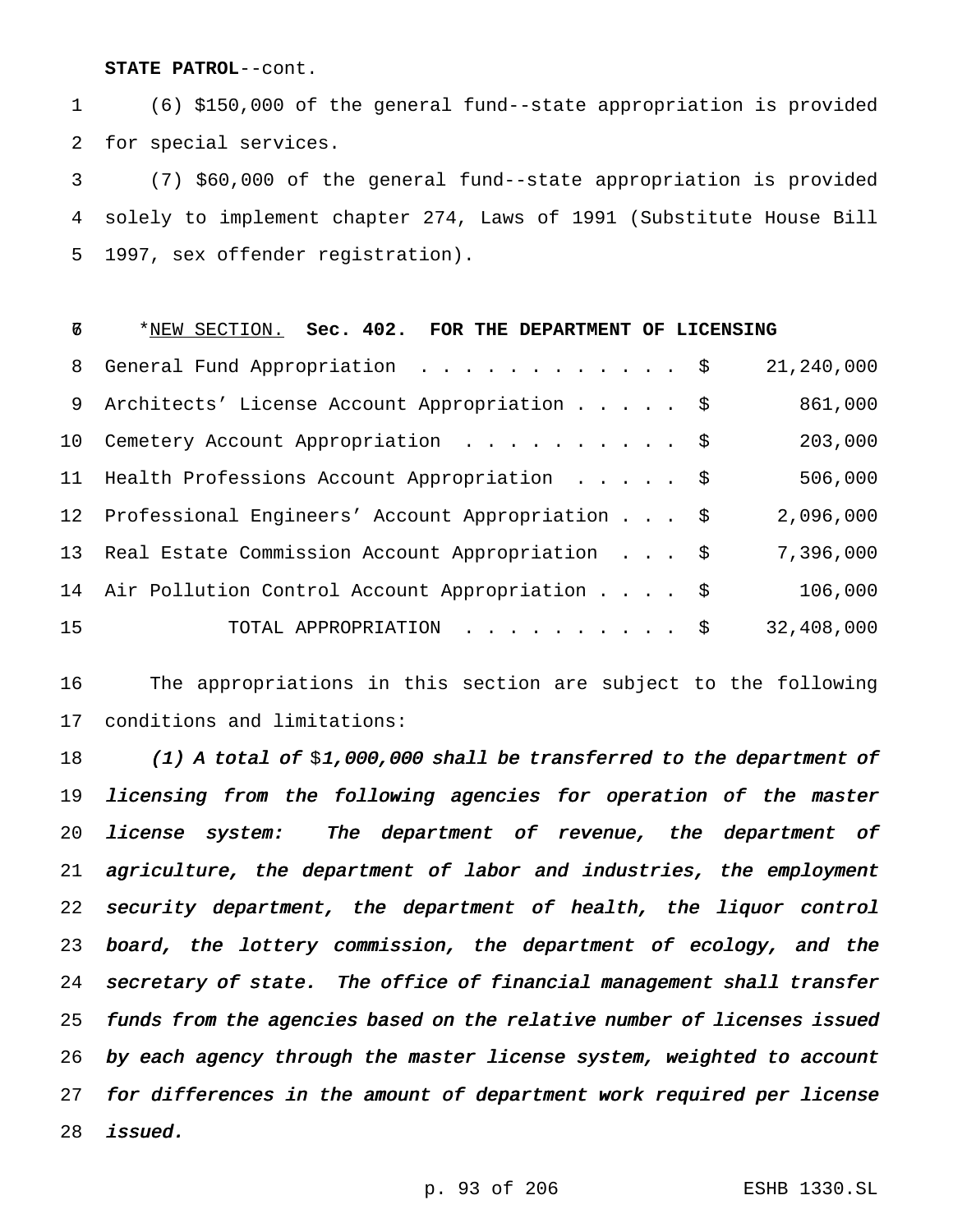**STATE PATROL**--cont.

(6) $150,000 of the general fund--state appropriation is provided for special services.

(7) $60,000 of the general fund--state appropriation is provided solely to implement chapter 274, Laws of 1991 (Substitute House Bill 1997, sex offender registration).

*NEW SECTION. **Sec. 402. FOR THE DEPARTMENT OF LICENSING**

| | | |
|---|---|---|
| General Fund Appropriation . . . . . . . . . . . . | $ | 21,240,000 |
| Architects' License Account Appropriation . . . . . | $ | 861,000 |
| Cemetery Account Appropriation . . . . . . . . . . | $ | 203,000 |
| Health Professions Account Appropriation . . . . . | $ | 506,000 |
| Professional Engineers' Account Appropriation . . . | $ | 2,096,000 |
| Real Estate Commission Account Appropriation . . . | $ | 7,396,000 |
| Air Pollution Control Account Appropriation . . . . | $ | 106,000 |
| TOTAL APPROPRIATION . . . . . . . . . . | $ | 32,408,000 |

The appropriations in this section are subject to the following conditions and limitations:

*(1) A total of $1,000,000 shall be transferred to the department of licensing from the following agencies for operation of the master license system: The department of revenue, the department of agriculture, the department of labor and industries, the employment security department, the department of health, the liquor control board, the lottery commission, the department of ecology, and the secretary of state. The office of financial management shall transfer funds from the agencies based on the relative number of licenses issued by each agency through the master license system, weighted to account for differences in the amount of department work required per license issued.*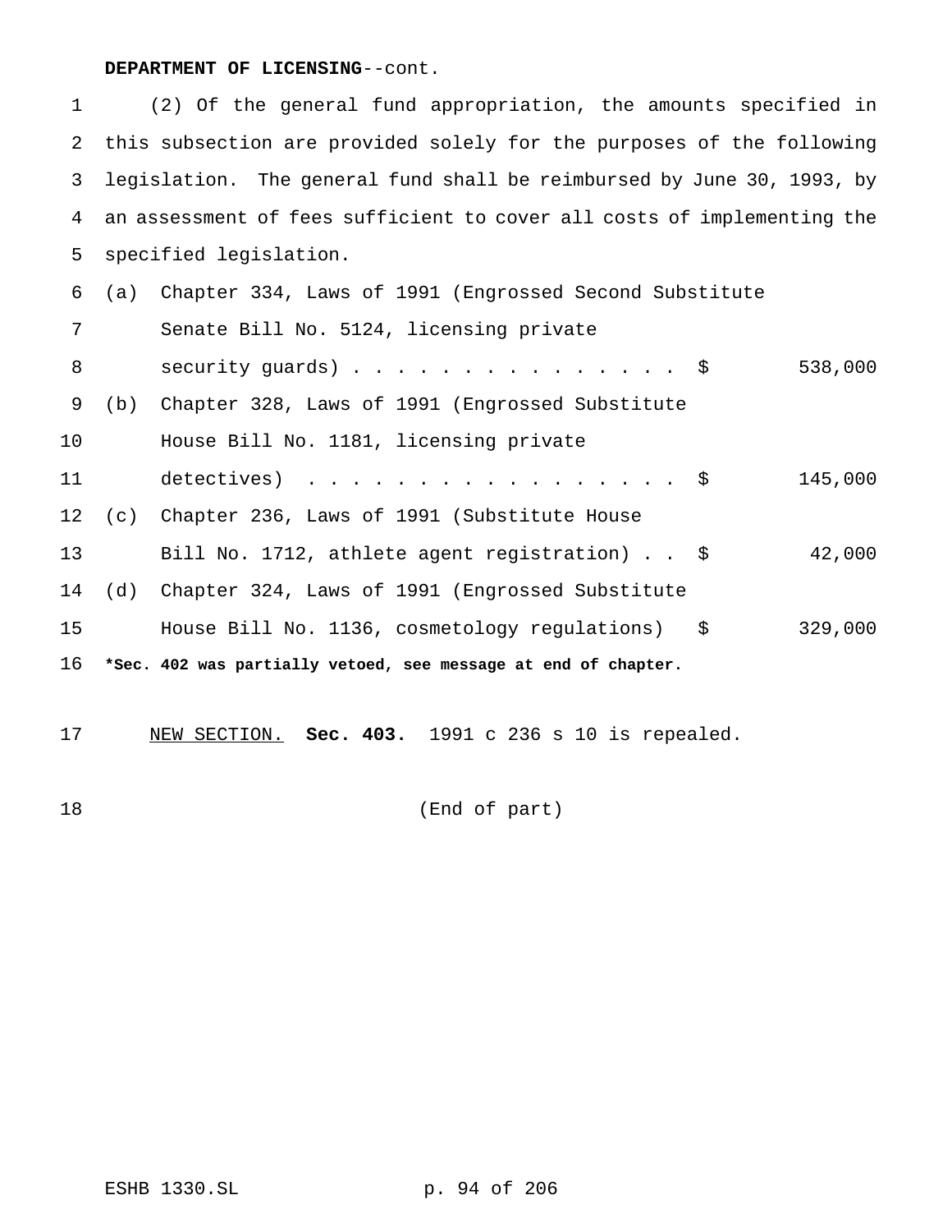**DEPARTMENT OF LICENSING**--cont.

(2) Of the general fund appropriation, the amounts specified in this subsection are provided solely for the purposes of the following legislation. The general fund shall be reimbursed by June 30, 1993, by an assessment of fees sufficient to cover all costs of implementing the specified legislation.

| | | | |
|---|---|---|---|
| (a) | Chapter 334, Laws of 1991 (Engrossed Second Substitute Senate Bill No. 5124, licensing private security guards) . . . . . . . . . . . . . . . . | $ | 538,000 |
| (b) | Chapter 328, Laws of 1991 (Engrossed Substitute House Bill No. 1181, licensing private detectives) . . . . . . . . . . . . . . . . . . | $ | 145,000 |
| (c) | Chapter 236, Laws of 1991 (Substitute House Bill No. 1712, athlete agent registration) . . | $ | 42,000 |
| (d) | Chapter 324, Laws of 1991 (Engrossed Substitute House Bill No. 1136, cosmetology regulations) | $ | 329,000 |

***Sec. 402 was partially vetoed, see message at end of chapter.**

NEW SECTION. **Sec. 403.** 1991 c 236 s 10 is repealed.

(End of part)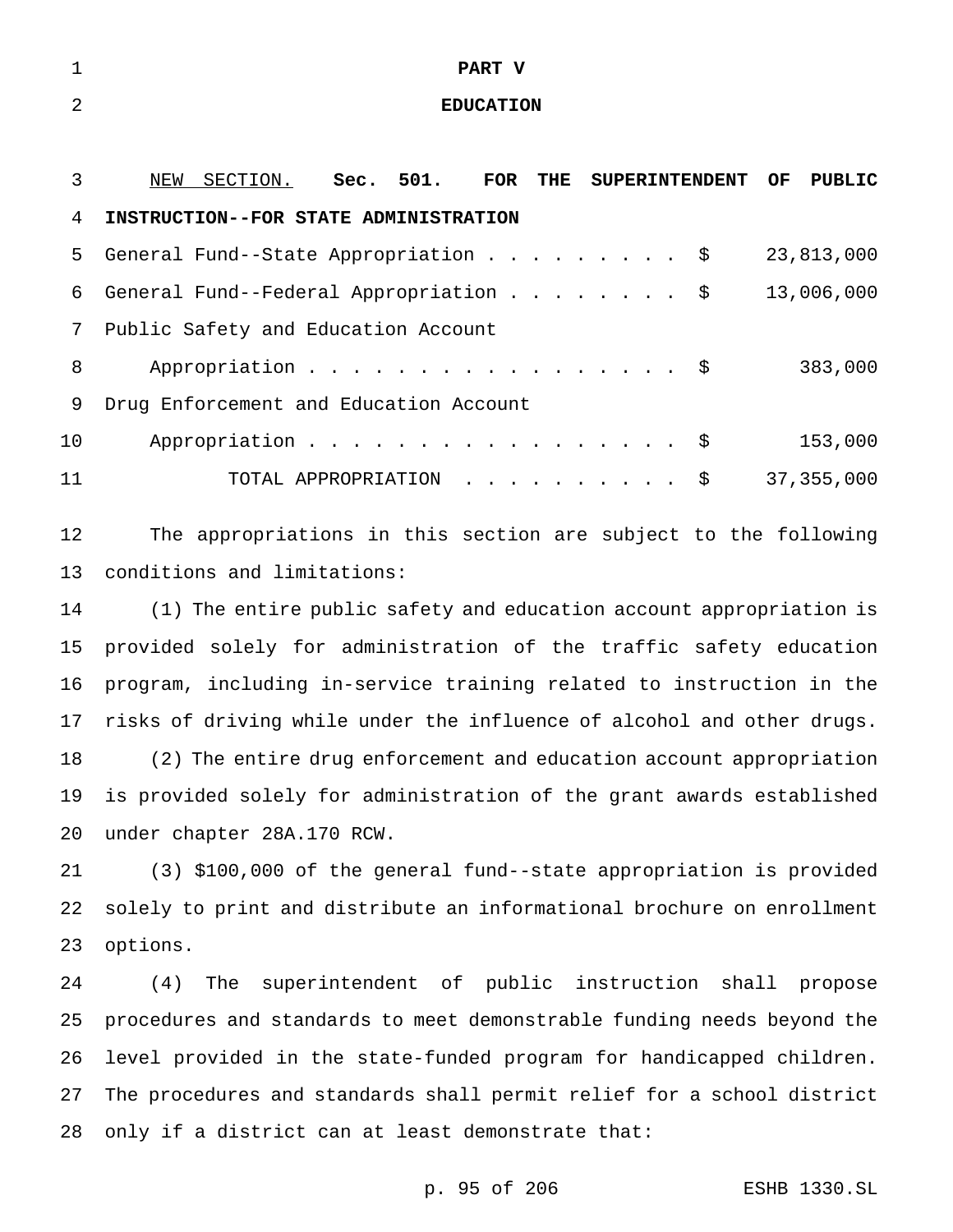# PART V

## EDUCATION

NEW SECTION. **Sec. 501. FOR THE SUPERINTENDENT OF PUBLIC INSTRUCTION--FOR STATE ADMINISTRATION**

| | | |
|---|---|---|
| General Fund--State Appropriation | $ | 23,813,000 |
| General Fund--Federal Appropriation | $ | 13,006,000 |
| Public Safety and Education Account Appropriation | $ | 383,000 |
| Drug Enforcement and Education Account Appropriation | $ | 153,000 |
| TOTAL APPROPRIATION | $ | 37,355,000 |

The appropriations in this section are subject to the following conditions and limitations:

(1) The entire public safety and education account appropriation is provided solely for administration of the traffic safety education program, including in-service training related to instruction in the risks of driving while under the influence of alcohol and other drugs.

(2) The entire drug enforcement and education account appropriation is provided solely for administration of the grant awards established under chapter 28A.170 RCW.

(3) $100,000 of the general fund--state appropriation is provided solely to print and distribute an informational brochure on enrollment options.

(4) The superintendent of public instruction shall propose procedures and standards to meet demonstrable funding needs beyond the level provided in the state-funded program for handicapped children. The procedures and standards shall permit relief for a school district only if a district can at least demonstrate that: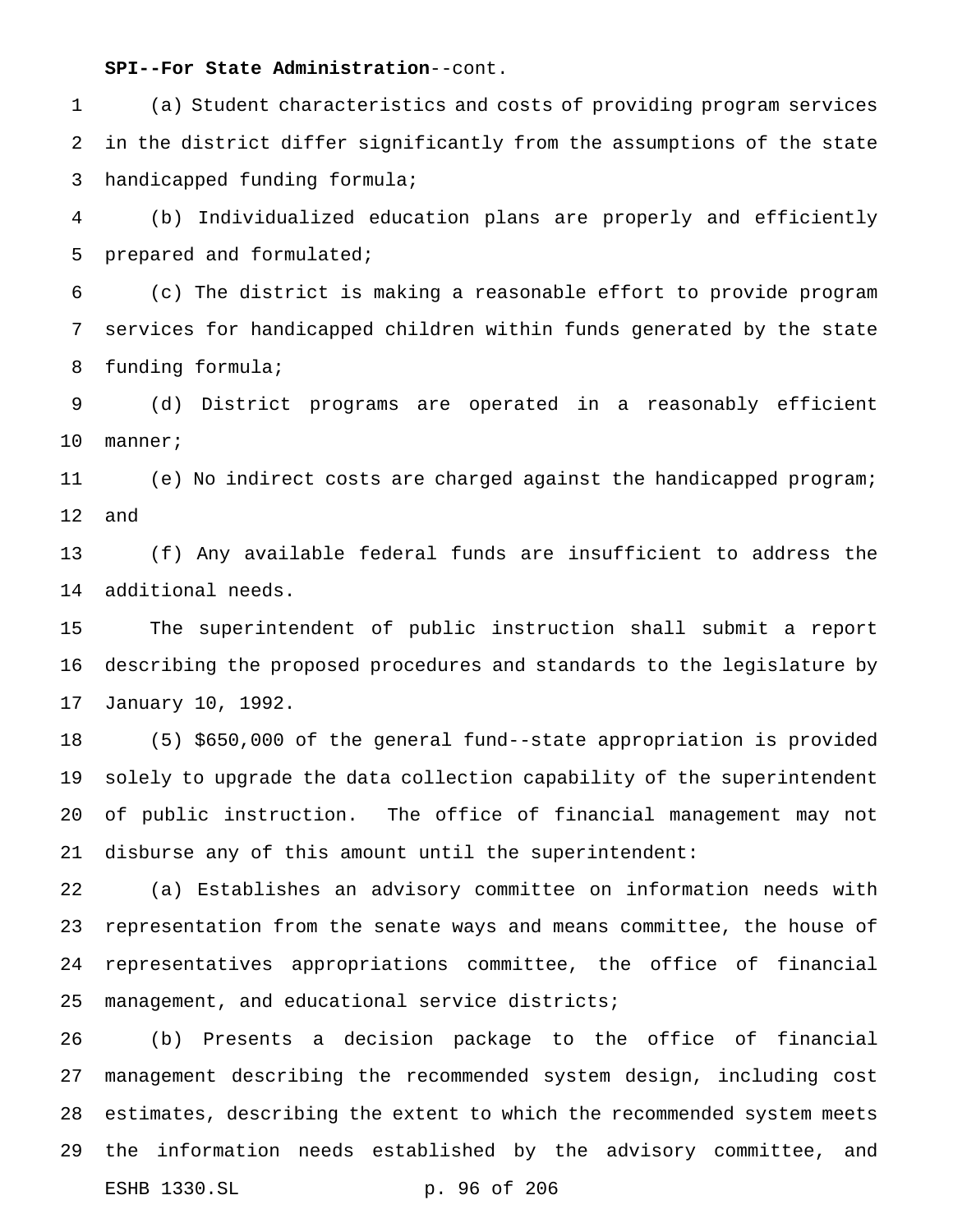**SPI--For State Administration**--cont.

(a) Student characteristics and costs of providing program services in the district differ significantly from the assumptions of the state handicapped funding formula;

(b) Individualized education plans are properly and efficiently prepared and formulated;

(c) The district is making a reasonable effort to provide program services for handicapped children within funds generated by the state funding formula;

(d) District programs are operated in a reasonably efficient manner;

(e) No indirect costs are charged against the handicapped program; and

(f) Any available federal funds are insufficient to address the additional needs.

The superintendent of public instruction shall submit a report describing the proposed procedures and standards to the legislature by January 10, 1992.

(5) $650,000 of the general fund--state appropriation is provided solely to upgrade the data collection capability of the superintendent of public instruction. The office of financial management may not disburse any of this amount until the superintendent:

(a) Establishes an advisory committee on information needs with representation from the senate ways and means committee, the house of representatives appropriations committee, the office of financial management, and educational service districts;

(b) Presents a decision package to the office of financial management describing the recommended system design, including cost estimates, describing the extent to which the recommended system meets the information needs established by the advisory committee, and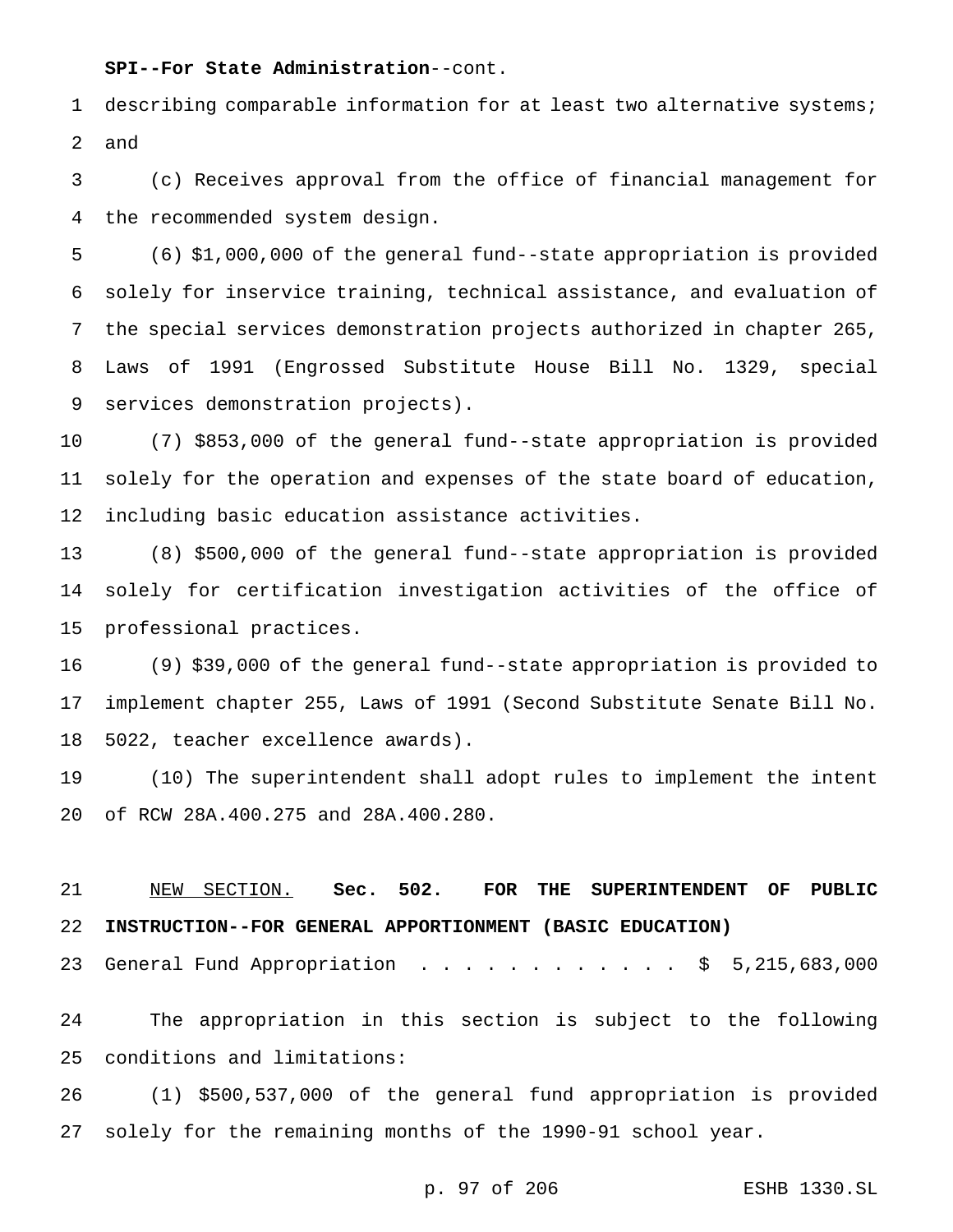**SPI--For State Administration**--cont.

describing comparable information for at least two alternative systems; and

(c) Receives approval from the office of financial management for the recommended system design.

(6) $1,000,000 of the general fund--state appropriation is provided solely for inservice training, technical assistance, and evaluation of the special services demonstration projects authorized in chapter 265, Laws of 1991 (Engrossed Substitute House Bill No. 1329, special services demonstration projects).

(7) $853,000 of the general fund--state appropriation is provided solely for the operation and expenses of the state board of education, including basic education assistance activities.

(8) $500,000 of the general fund--state appropriation is provided solely for certification investigation activities of the office of professional practices.

(9) $39,000 of the general fund--state appropriation is provided to implement chapter 255, Laws of 1991 (Second Substitute Senate Bill No. 5022, teacher excellence awards).

(10) The superintendent shall adopt rules to implement the intent of RCW 28A.400.275 and 28A.400.280.

NEW SECTION. **Sec. 502. FOR THE SUPERINTENDENT OF PUBLIC INSTRUCTION--FOR GENERAL APPORTIONMENT (BASIC EDUCATION)**

General Fund Appropriation . . . . . . . . . . . . $ 5,215,683,000

The appropriation in this section is subject to the following conditions and limitations:

(1) $500,537,000 of the general fund appropriation is provided solely for the remaining months of the 1990-91 school year.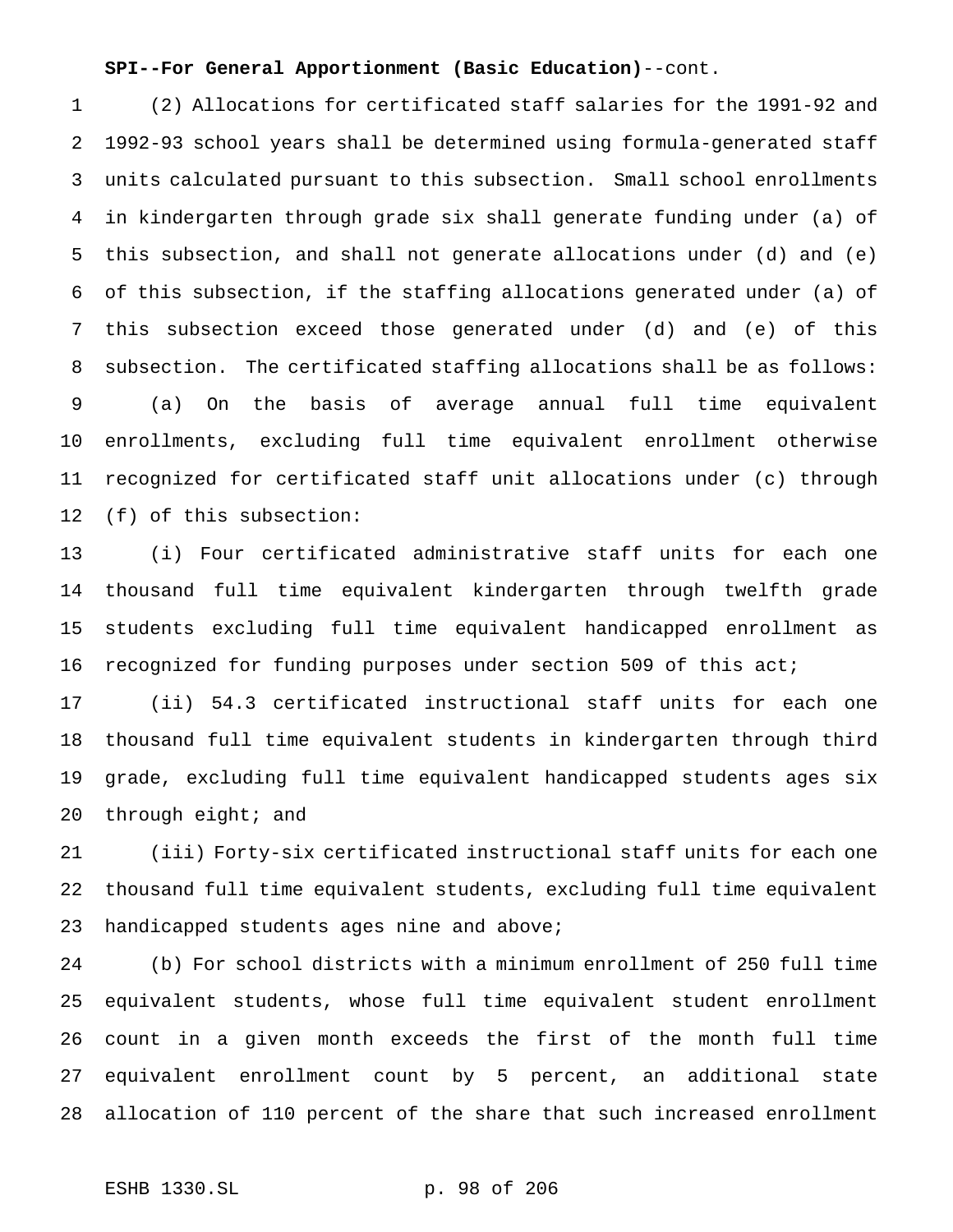**SPI--For General Apportionment (Basic Education)**--cont.

(2) Allocations for certificated staff salaries for the 1991-92 and 1992-93 school years shall be determined using formula-generated staff units calculated pursuant to this subsection. Small school enrollments in kindergarten through grade six shall generate funding under (a) of this subsection, and shall not generate allocations under (d) and (e) of this subsection, if the staffing allocations generated under (a) of this subsection exceed those generated under (d) and (e) of this subsection. The certificated staffing allocations shall be as follows:

(a) On the basis of average annual full time equivalent enrollments, excluding full time equivalent enrollment otherwise recognized for certificated staff unit allocations under (c) through (f) of this subsection:

(i) Four certificated administrative staff units for each one thousand full time equivalent kindergarten through twelfth grade students excluding full time equivalent handicapped enrollment as recognized for funding purposes under section 509 of this act;

(ii) 54.3 certificated instructional staff units for each one thousand full time equivalent students in kindergarten through third grade, excluding full time equivalent handicapped students ages six through eight; and

(iii) Forty-six certificated instructional staff units for each one thousand full time equivalent students, excluding full time equivalent handicapped students ages nine and above;

(b) For school districts with a minimum enrollment of 250 full time equivalent students, whose full time equivalent student enrollment count in a given month exceeds the first of the month full time equivalent enrollment count by 5 percent, an additional state allocation of 110 percent of the share that such increased enrollment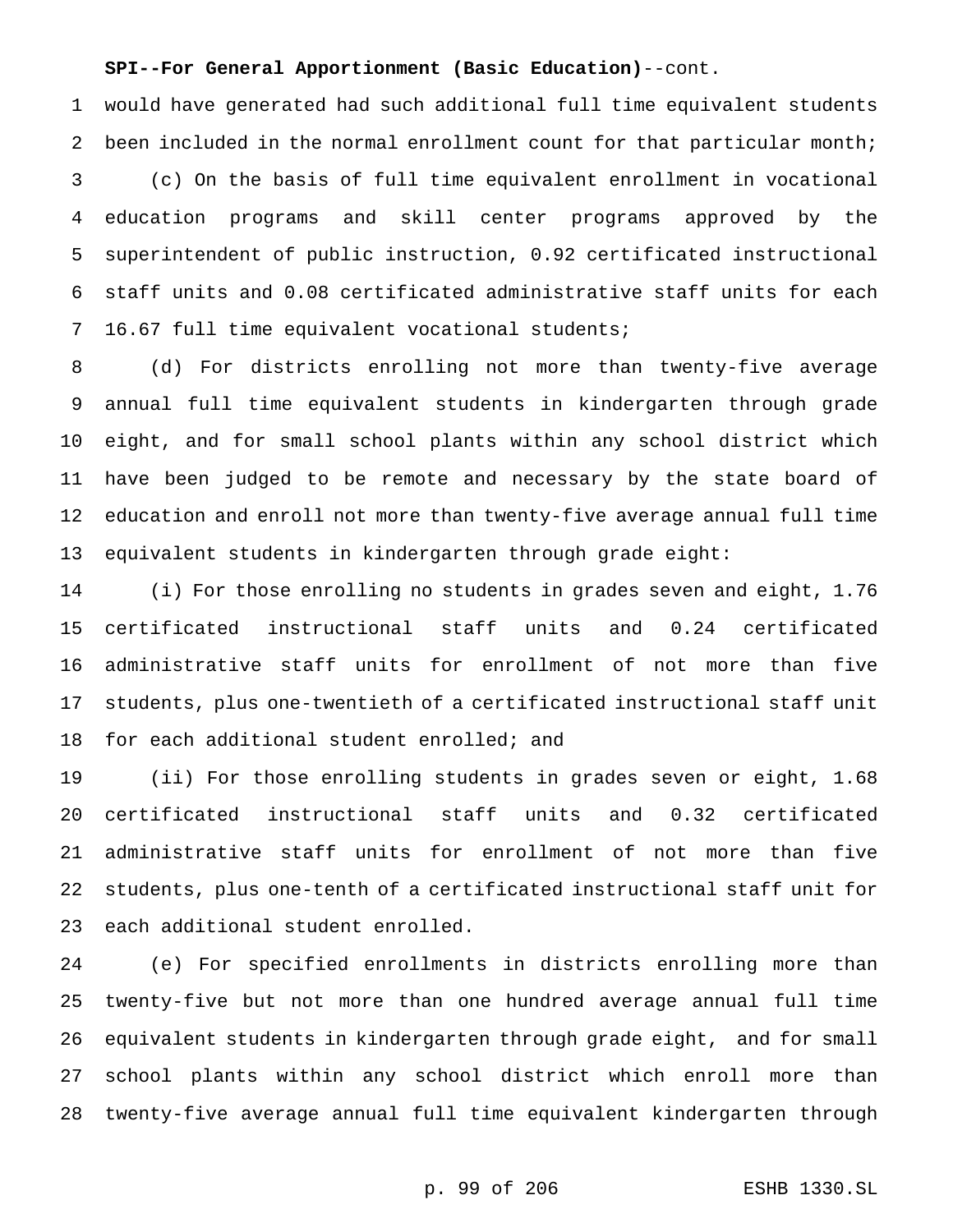**SPI--For General Apportionment (Basic Education)**--cont.

would have generated had such additional full time equivalent students been included in the normal enrollment count for that particular month;

(c) On the basis of full time equivalent enrollment in vocational education programs and skill center programs approved by the superintendent of public instruction, 0.92 certificated instructional staff units and 0.08 certificated administrative staff units for each 16.67 full time equivalent vocational students;

(d) For districts enrolling not more than twenty-five average annual full time equivalent students in kindergarten through grade eight, and for small school plants within any school district which have been judged to be remote and necessary by the state board of education and enroll not more than twenty-five average annual full time equivalent students in kindergarten through grade eight:

(i) For those enrolling no students in grades seven and eight, 1.76 certificated instructional staff units and 0.24 certificated administrative staff units for enrollment of not more than five students, plus one-twentieth of a certificated instructional staff unit for each additional student enrolled; and

(ii) For those enrolling students in grades seven or eight, 1.68 certificated instructional staff units and 0.32 certificated administrative staff units for enrollment of not more than five students, plus one-tenth of a certificated instructional staff unit for each additional student enrolled.

(e) For specified enrollments in districts enrolling more than twenty-five but not more than one hundred average annual full time equivalent students in kindergarten through grade eight, and for small school plants within any school district which enroll more than twenty-five average annual full time equivalent kindergarten through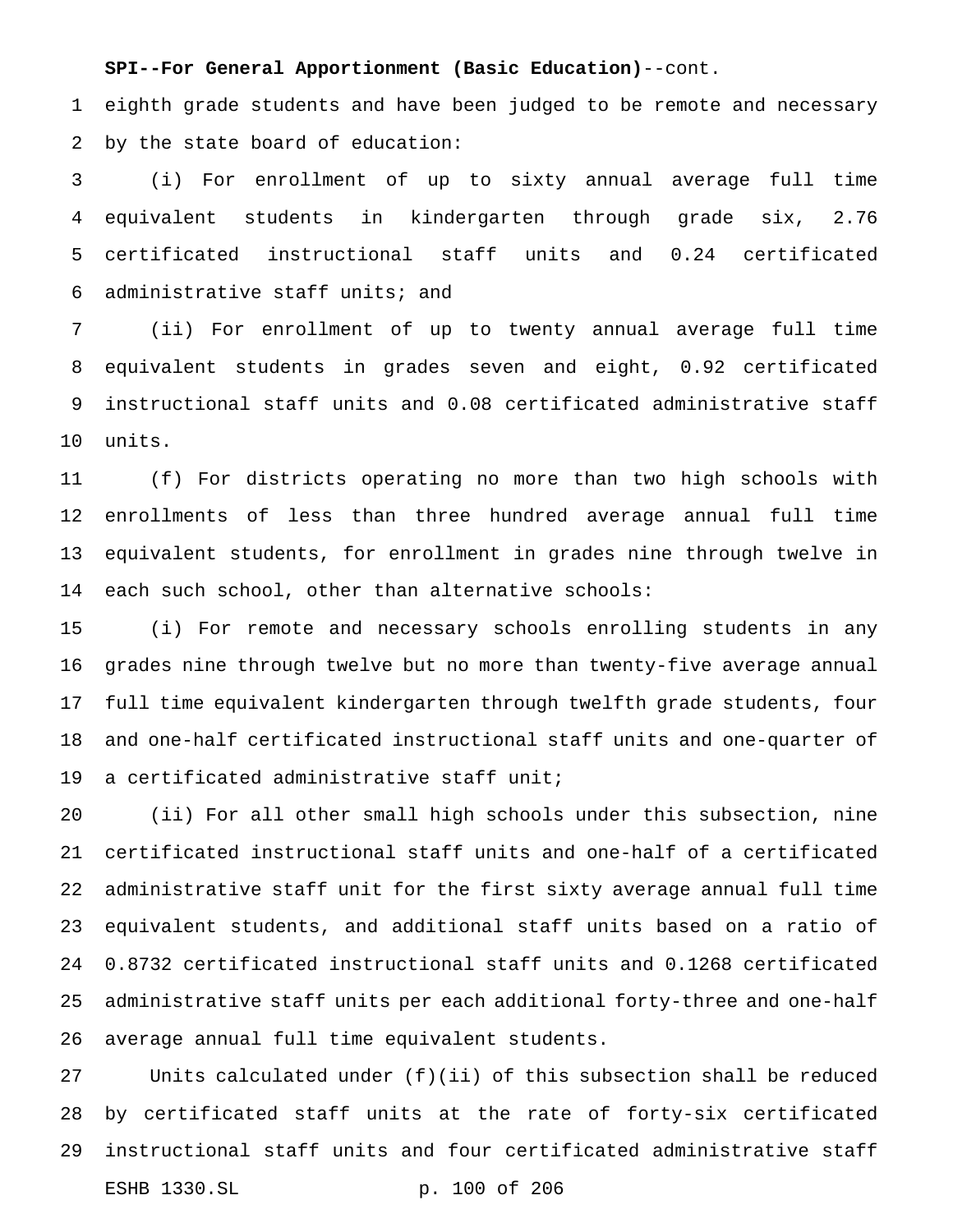**SPI--For General Apportionment (Basic Education)**--cont.

eighth grade students and have been judged to be remote and necessary by the state board of education:

(i) For enrollment of up to sixty annual average full time equivalent students in kindergarten through grade six, 2.76 certificated instructional staff units and 0.24 certificated administrative staff units; and

(ii) For enrollment of up to twenty annual average full time equivalent students in grades seven and eight, 0.92 certificated instructional staff units and 0.08 certificated administrative staff units.

(f) For districts operating no more than two high schools with enrollments of less than three hundred average annual full time equivalent students, for enrollment in grades nine through twelve in each such school, other than alternative schools:

(i) For remote and necessary schools enrolling students in any grades nine through twelve but no more than twenty-five average annual full time equivalent kindergarten through twelfth grade students, four and one-half certificated instructional staff units and one-quarter of a certificated administrative staff unit;

(ii) For all other small high schools under this subsection, nine certificated instructional staff units and one-half of a certificated administrative staff unit for the first sixty average annual full time equivalent students, and additional staff units based on a ratio of 0.8732 certificated instructional staff units and 0.1268 certificated administrative staff units per each additional forty-three and one-half average annual full time equivalent students.

Units calculated under (f)(ii) of this subsection shall be reduced by certificated staff units at the rate of forty-six certificated instructional staff units and four certificated administrative staff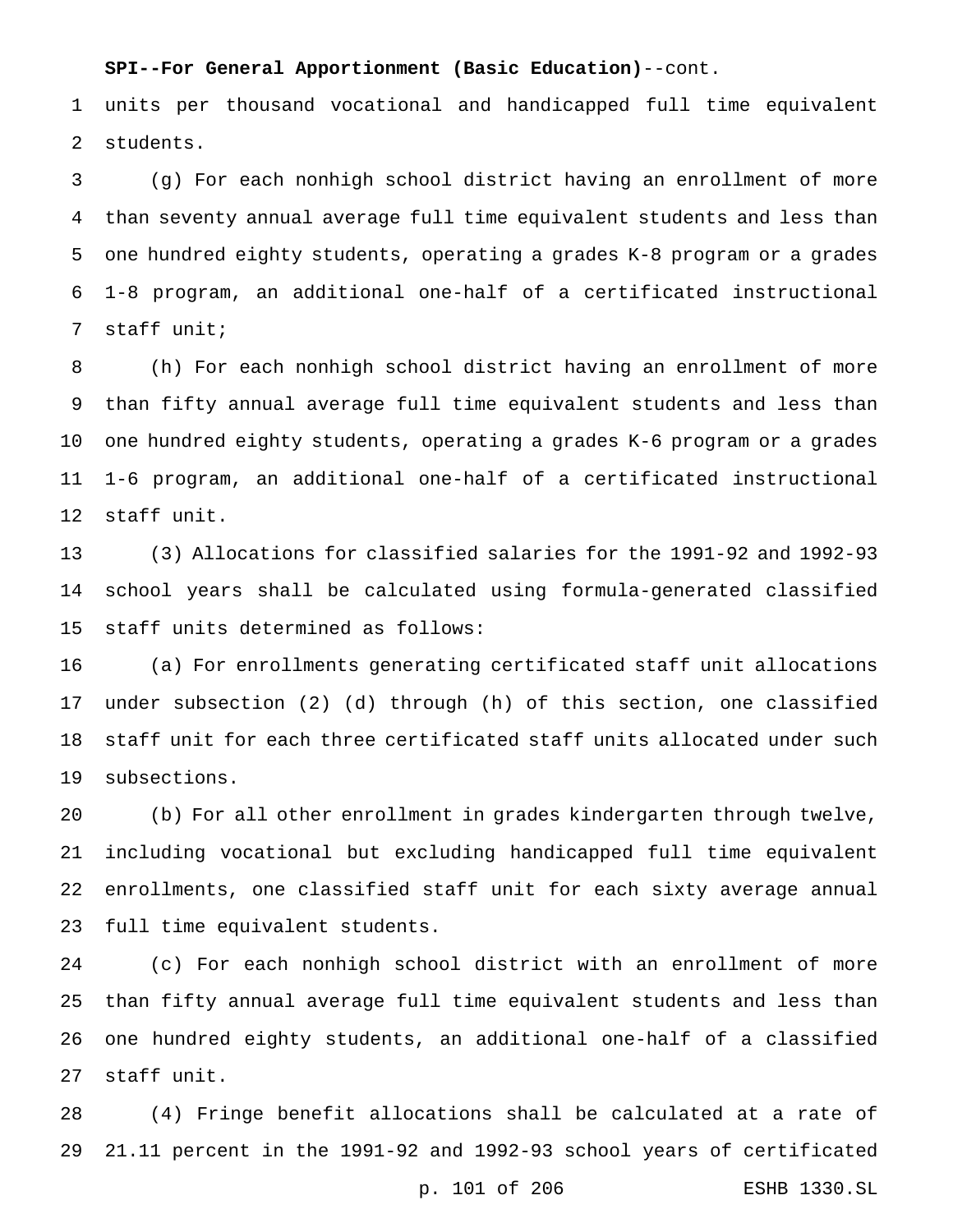units per thousand vocational and handicapped full time equivalent students.

(g) For each nonhigh school district having an enrollment of more than seventy annual average full time equivalent students and less than one hundred eighty students, operating a grades K-8 program or a grades 1-8 program, an additional one-half of a certificated instructional staff unit;

(h) For each nonhigh school district having an enrollment of more than fifty annual average full time equivalent students and less than one hundred eighty students, operating a grades K-6 program or a grades 1-6 program, an additional one-half of a certificated instructional staff unit.

(3) Allocations for classified salaries for the 1991-92 and 1992-93 school years shall be calculated using formula-generated classified staff units determined as follows:

(a) For enrollments generating certificated staff unit allocations under subsection (2) (d) through (h) of this section, one classified staff unit for each three certificated staff units allocated under such subsections.

(b) For all other enrollment in grades kindergarten through twelve, including vocational but excluding handicapped full time equivalent enrollments, one classified staff unit for each sixty average annual full time equivalent students.

(c) For each nonhigh school district with an enrollment of more than fifty annual average full time equivalent students and less than one hundred eighty students, an additional one-half of a classified staff unit.

(4) Fringe benefit allocations shall be calculated at a rate of 21.11 percent in the 1991-92 and 1992-93 school years of certificated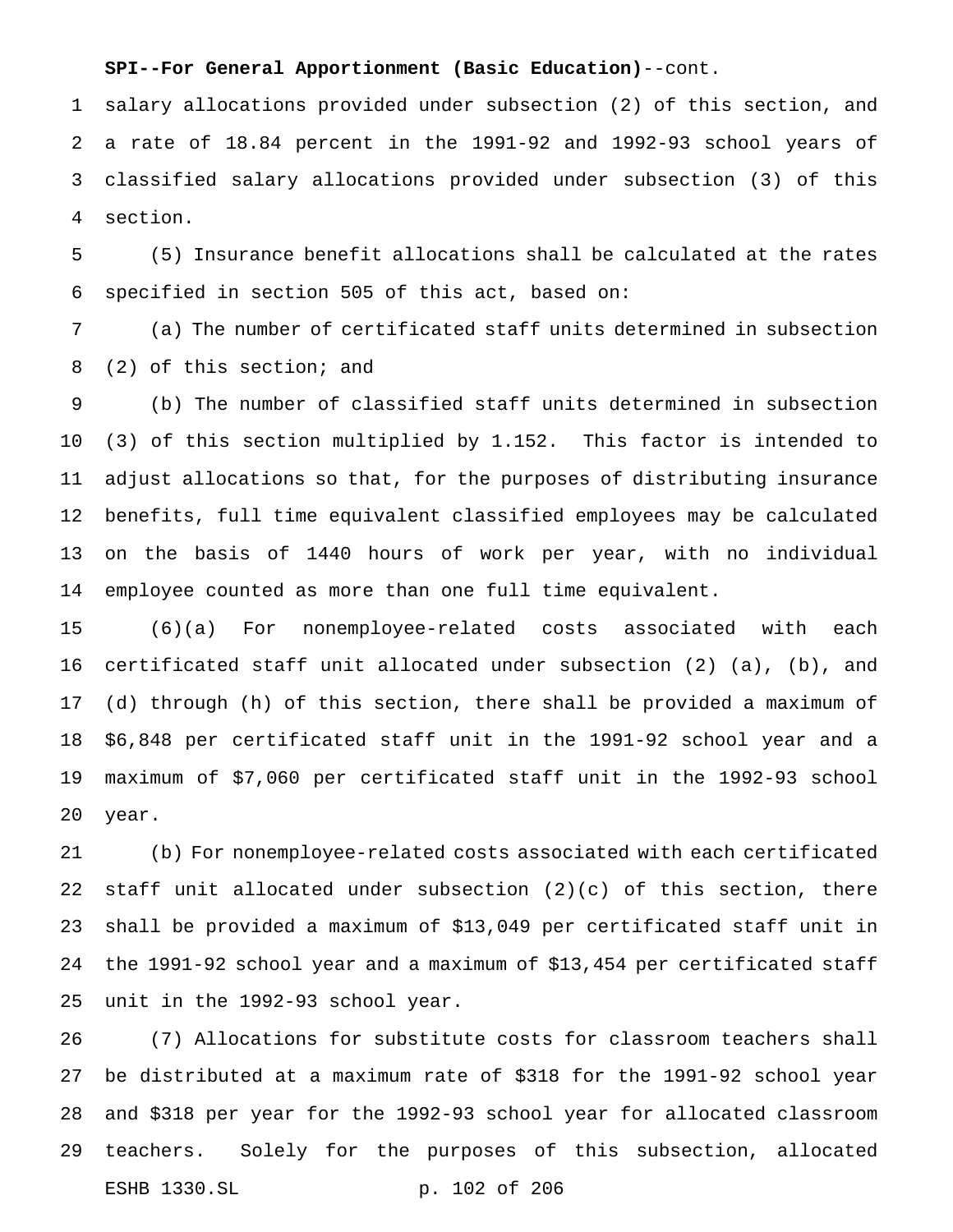**SPI--For General Apportionment (Basic Education)**--cont.

salary allocations provided under subsection (2) of this section, and a rate of 18.84 percent in the 1991-92 and 1992-93 school years of classified salary allocations provided under subsection (3) of this section.

(5) Insurance benefit allocations shall be calculated at the rates specified in section 505 of this act, based on:

(a) The number of certificated staff units determined in subsection (2) of this section; and

(b) The number of classified staff units determined in subsection (3) of this section multiplied by 1.152. This factor is intended to adjust allocations so that, for the purposes of distributing insurance benefits, full time equivalent classified employees may be calculated on the basis of 1440 hours of work per year, with no individual employee counted as more than one full time equivalent.

(6)(a) For nonemployee-related costs associated with each certificated staff unit allocated under subsection (2) (a), (b), and (d) through (h) of this section, there shall be provided a maximum of $6,848 per certificated staff unit in the 1991-92 school year and a maximum of $7,060 per certificated staff unit in the 1992-93 school year.

(b) For nonemployee-related costs associated with each certificated staff unit allocated under subsection (2)(c) of this section, there shall be provided a maximum of $13,049 per certificated staff unit in the 1991-92 school year and a maximum of $13,454 per certificated staff unit in the 1992-93 school year.

(7) Allocations for substitute costs for classroom teachers shall be distributed at a maximum rate of $318 for the 1991-92 school year and $318 per year for the 1992-93 school year for allocated classroom teachers. Solely for the purposes of this subsection, allocated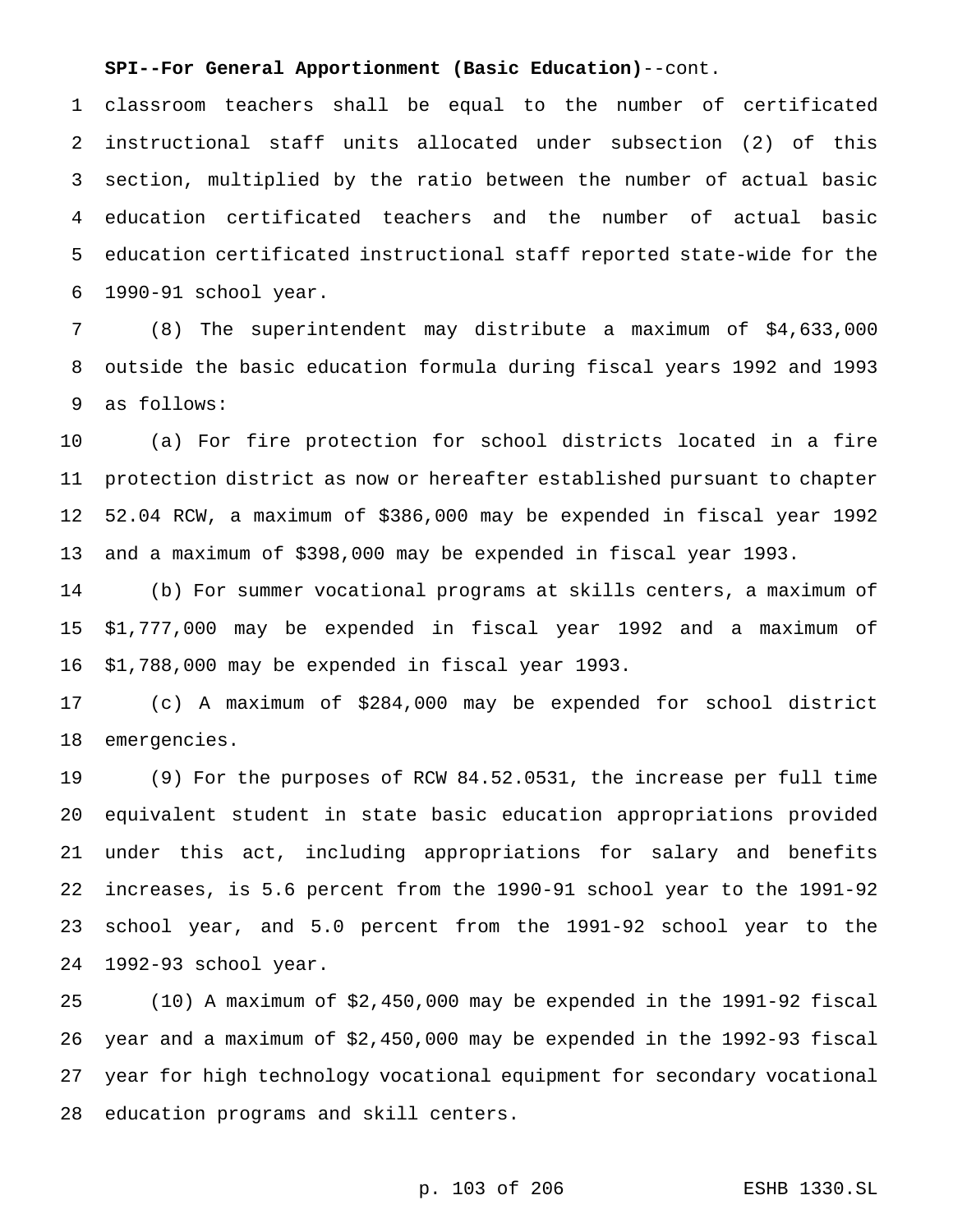**SPI--For General Apportionment (Basic Education)**--cont.

classroom teachers shall be equal to the number of certificated instructional staff units allocated under subsection (2) of this section, multiplied by the ratio between the number of actual basic education certificated teachers and the number of actual basic education certificated instructional staff reported state-wide for the 1990-91 school year.

(8) The superintendent may distribute a maximum of $4,633,000 outside the basic education formula during fiscal years 1992 and 1993 as follows:

(a) For fire protection for school districts located in a fire protection district as now or hereafter established pursuant to chapter 52.04 RCW, a maximum of $386,000 may be expended in fiscal year 1992 and a maximum of $398,000 may be expended in fiscal year 1993.

(b) For summer vocational programs at skills centers, a maximum of $1,777,000 may be expended in fiscal year 1992 and a maximum of $1,788,000 may be expended in fiscal year 1993.

(c) A maximum of $284,000 may be expended for school district emergencies.

(9) For the purposes of RCW 84.52.0531, the increase per full time equivalent student in state basic education appropriations provided under this act, including appropriations for salary and benefits increases, is 5.6 percent from the 1990-91 school year to the 1991-92 school year, and 5.0 percent from the 1991-92 school year to the 1992-93 school year.

(10) A maximum of $2,450,000 may be expended in the 1991-92 fiscal year and a maximum of $2,450,000 may be expended in the 1992-93 fiscal year for high technology vocational equipment for secondary vocational education programs and skill centers.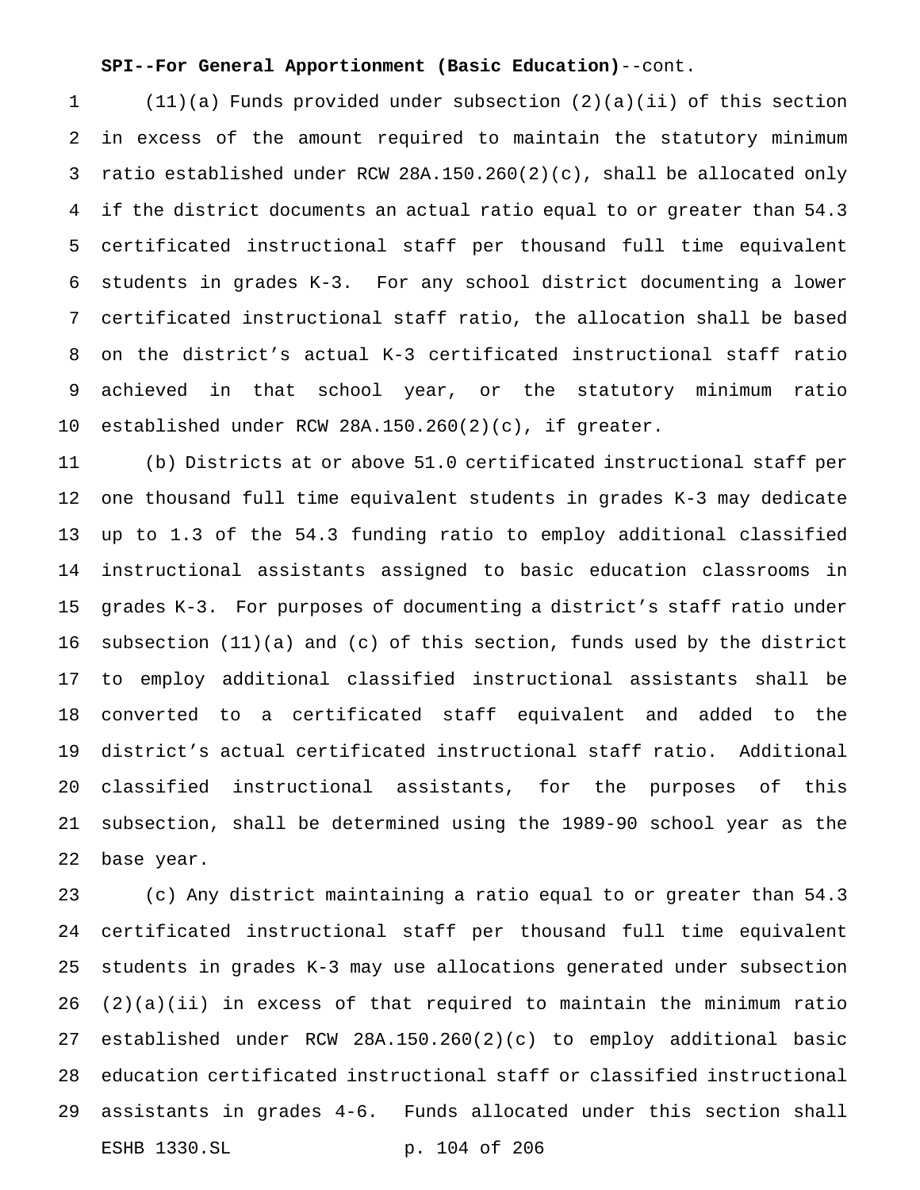**SPI--For General Apportionment (Basic Education)**--cont.

(11)(a) Funds provided under subsection (2)(a)(ii) of this section in excess of the amount required to maintain the statutory minimum ratio established under RCW 28A.150.260(2)(c), shall be allocated only if the district documents an actual ratio equal to or greater than 54.3 certificated instructional staff per thousand full time equivalent students in grades K-3. For any school district documenting a lower certificated instructional staff ratio, the allocation shall be based on the district's actual K-3 certificated instructional staff ratio achieved in that school year, or the statutory minimum ratio established under RCW 28A.150.260(2)(c), if greater.

(b) Districts at or above 51.0 certificated instructional staff per one thousand full time equivalent students in grades K-3 may dedicate up to 1.3 of the 54.3 funding ratio to employ additional classified instructional assistants assigned to basic education classrooms in grades K-3. For purposes of documenting a district's staff ratio under subsection (11)(a) and (c) of this section, funds used by the district to employ additional classified instructional assistants shall be converted to a certificated staff equivalent and added to the district's actual certificated instructional staff ratio. Additional classified instructional assistants, for the purposes of this subsection, shall be determined using the 1989-90 school year as the base year.

(c) Any district maintaining a ratio equal to or greater than 54.3 certificated instructional staff per thousand full time equivalent students in grades K-3 may use allocations generated under subsection (2)(a)(ii) in excess of that required to maintain the minimum ratio established under RCW 28A.150.260(2)(c) to employ additional basic education certificated instructional staff or classified instructional assistants in grades 4-6. Funds allocated under this section shall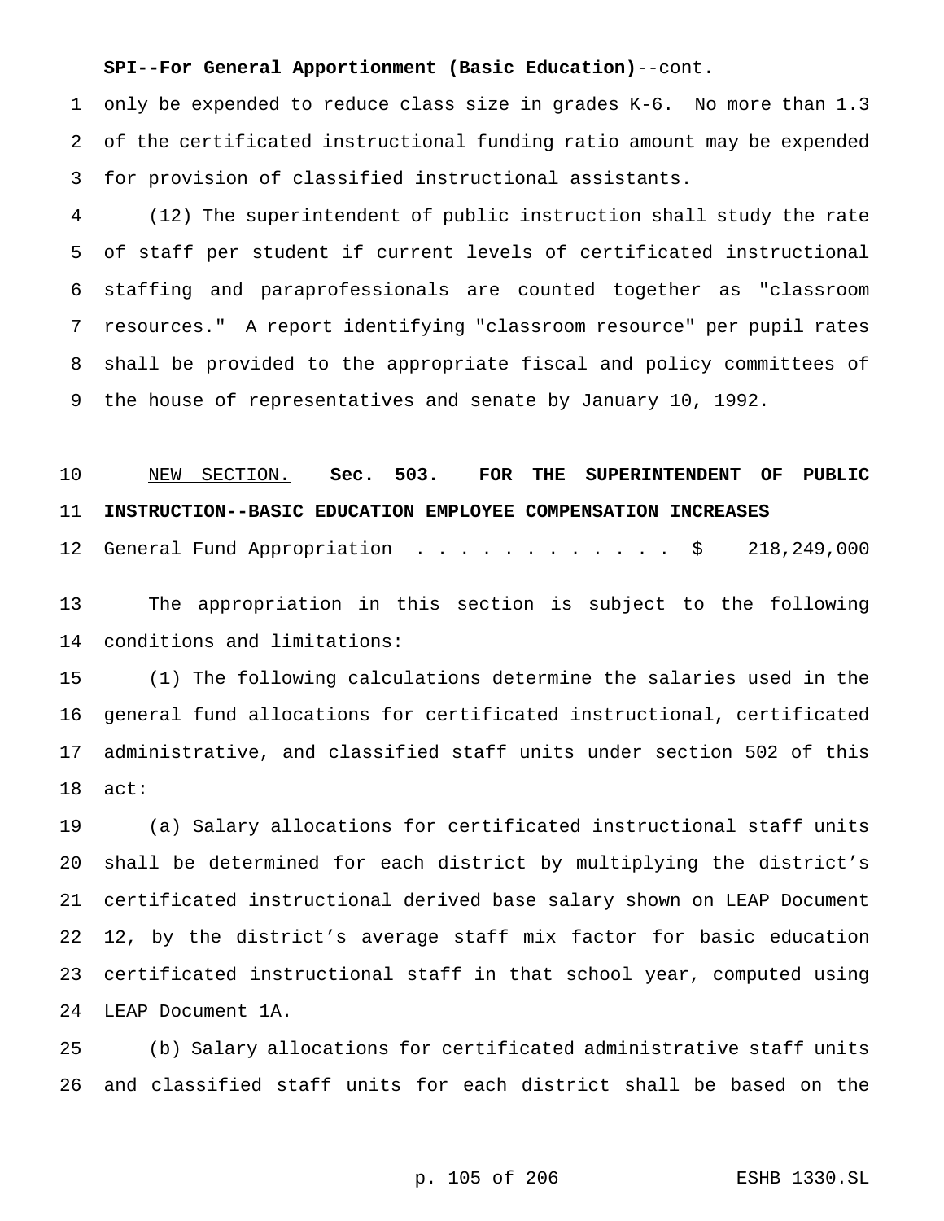**SPI--For General Apportionment (Basic Education)**--cont.

only be expended to reduce class size in grades K-6. No more than 1.3 of the certificated instructional funding ratio amount may be expended for provision of classified instructional assistants.

(12) The superintendent of public instruction shall study the rate of staff per student if current levels of certificated instructional staffing and paraprofessionals are counted together as "classroom resources." A report identifying "classroom resource" per pupil rates shall be provided to the appropriate fiscal and policy committees of the house of representatives and senate by January 10, 1992.

NEW SECTION. **Sec. 503. FOR THE SUPERINTENDENT OF PUBLIC INSTRUCTION--BASIC EDUCATION EMPLOYEE COMPENSATION INCREASES**

General Fund Appropriation . . . . . . . . . . . . $ 218,249,000

The appropriation in this section is subject to the following conditions and limitations:

(1) The following calculations determine the salaries used in the general fund allocations for certificated instructional, certificated administrative, and classified staff units under section 502 of this act:

(a) Salary allocations for certificated instructional staff units shall be determined for each district by multiplying the district's certificated instructional derived base salary shown on LEAP Document 12, by the district's average staff mix factor for basic education certificated instructional staff in that school year, computed using LEAP Document 1A.

(b) Salary allocations for certificated administrative staff units and classified staff units for each district shall be based on the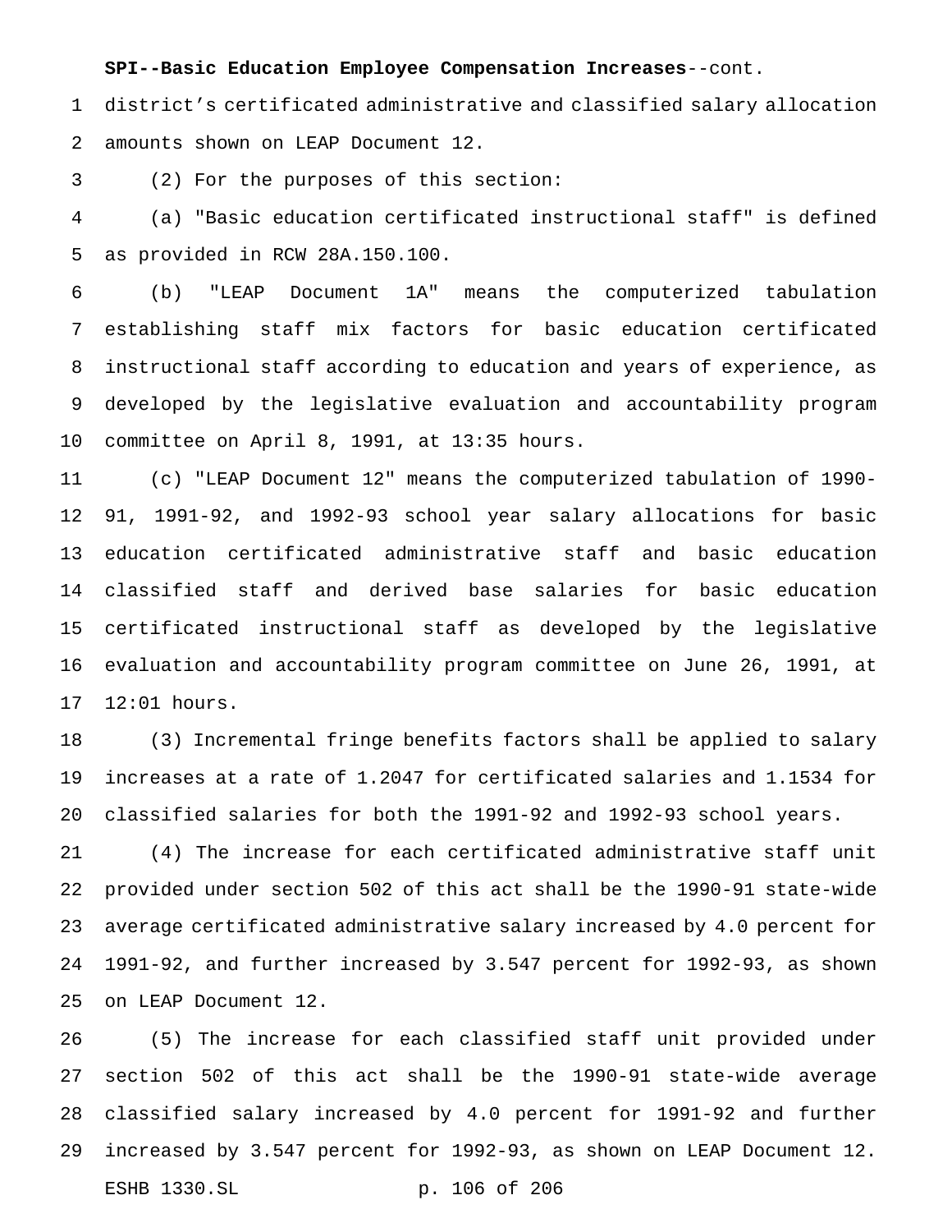**SPI--Basic Education Employee Compensation Increases**--cont.

district's certificated administrative and classified salary allocation amounts shown on LEAP Document 12.

(2) For the purposes of this section:

(a) "Basic education certificated instructional staff" is defined as provided in RCW 28A.150.100.

(b) "LEAP Document 1A" means the computerized tabulation establishing staff mix factors for basic education certificated instructional staff according to education and years of experience, as developed by the legislative evaluation and accountability program committee on April 8, 1991, at 13:35 hours.

(c) "LEAP Document 12" means the computerized tabulation of 1990-91, 1991-92, and 1992-93 school year salary allocations for basic education certificated administrative staff and basic education classified staff and derived base salaries for basic education certificated instructional staff as developed by the legislative evaluation and accountability program committee on June 26, 1991, at 12:01 hours.

(3) Incremental fringe benefits factors shall be applied to salary increases at a rate of 1.2047 for certificated salaries and 1.1534 for classified salaries for both the 1991-92 and 1992-93 school years.

(4) The increase for each certificated administrative staff unit provided under section 502 of this act shall be the 1990-91 state-wide average certificated administrative salary increased by 4.0 percent for 1991-92, and further increased by 3.547 percent for 1992-93, as shown on LEAP Document 12.

(5) The increase for each classified staff unit provided under section 502 of this act shall be the 1990-91 state-wide average classified salary increased by 4.0 percent for 1991-92 and further increased by 3.547 percent for 1992-93, as shown on LEAP Document 12.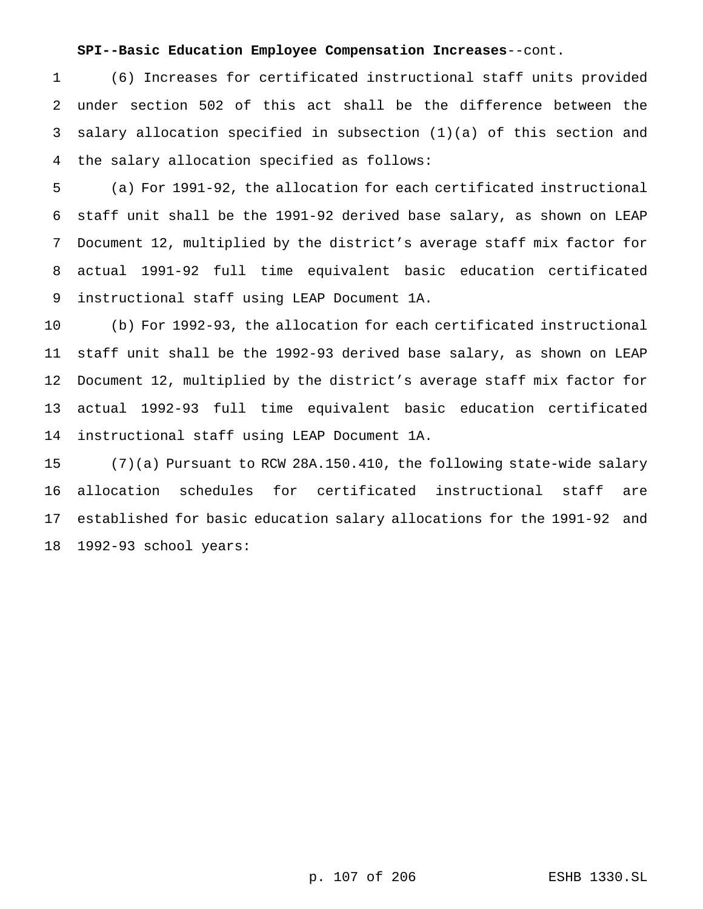**SPI--Basic Education Employee Compensation Increases**--cont.

(6) Increases for certificated instructional staff units provided under section 502 of this act shall be the difference between the salary allocation specified in subsection (1)(a) of this section and the salary allocation specified as follows:

(a) For 1991-92, the allocation for each certificated instructional staff unit shall be the 1991-92 derived base salary, as shown on LEAP Document 12, multiplied by the district's average staff mix factor for actual 1991-92 full time equivalent basic education certificated instructional staff using LEAP Document 1A.

(b) For 1992-93, the allocation for each certificated instructional staff unit shall be the 1992-93 derived base salary, as shown on LEAP Document 12, multiplied by the district's average staff mix factor for actual 1992-93 full time equivalent basic education certificated instructional staff using LEAP Document 1A.

(7)(a) Pursuant to RCW 28A.150.410, the following state-wide salary allocation schedules for certificated instructional staff are established for basic education salary allocations for the 1991-92 and 1992-93 school years: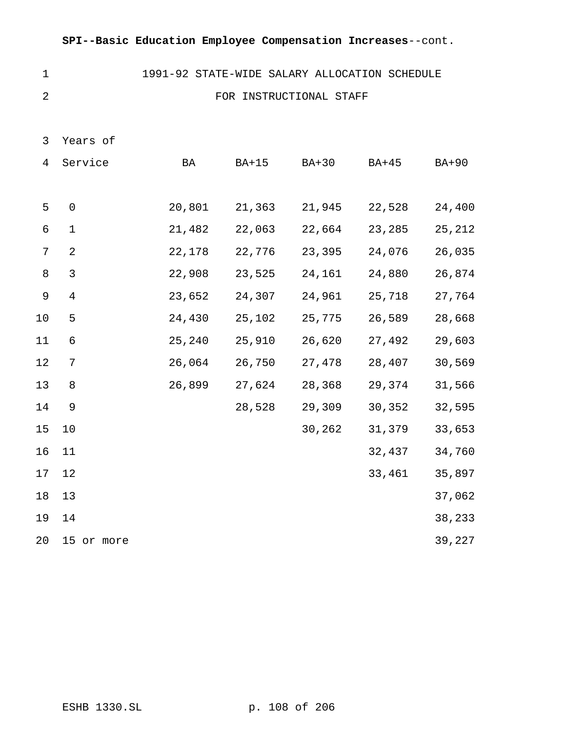**SPI--Basic Education Employee Compensation Increases**--cont.

1991-92 STATE-WIDE SALARY ALLOCATION SCHEDULE
FOR INSTRUCTIONAL STAFF

| Years of Service | BA | BA+15 | BA+30 | BA+45 | BA+90 |
|---|---|---|---|---|---|
| 0 | 20,801 | 21,363 | 21,945 | 22,528 | 24,400 |
| 1 | 21,482 | 22,063 | 22,664 | 23,285 | 25,212 |
| 2 | 22,178 | 22,776 | 23,395 | 24,076 | 26,035 |
| 3 | 22,908 | 23,525 | 24,161 | 24,880 | 26,874 |
| 4 | 23,652 | 24,307 | 24,961 | 25,718 | 27,764 |
| 5 | 24,430 | 25,102 | 25,775 | 26,589 | 28,668 |
| 6 | 25,240 | 25,910 | 26,620 | 27,492 | 29,603 |
| 7 | 26,064 | 26,750 | 27,478 | 28,407 | 30,569 |
| 8 | 26,899 | 27,624 | 28,368 | 29,374 | 31,566 |
| 9 | | 28,528 | 29,309 | 30,352 | 32,595 |
| 10 | | | 30,262 | 31,379 | 33,653 |
| 11 | | | | 32,437 | 34,760 |
| 12 | | | | 33,461 | 35,897 |
| 13 | | | | | 37,062 |
| 14 | | | | | 38,233 |
| 15 or more | | | | | 39,227 |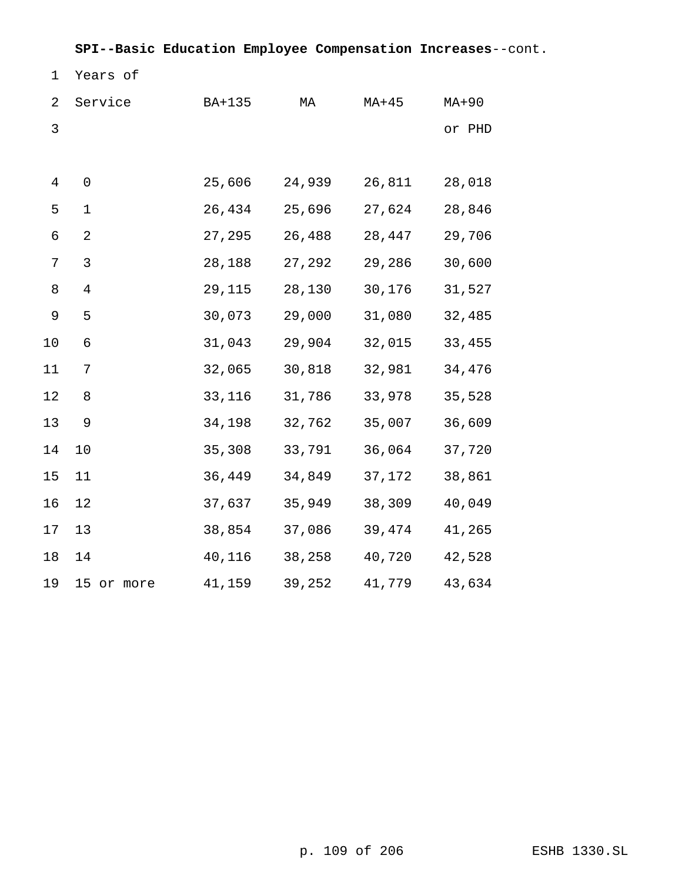**SPI--Basic Education Employee Compensation Increases**--cont.

| Years of Service | BA+135 | MA | MA+45 | MA+90 or PHD |
|---|---|---|---|---|
| 0 | 25,606 | 24,939 | 26,811 | 28,018 |
| 1 | 26,434 | 25,696 | 27,624 | 28,846 |
| 2 | 27,295 | 26,488 | 28,447 | 29,706 |
| 3 | 28,188 | 27,292 | 29,286 | 30,600 |
| 4 | 29,115 | 28,130 | 30,176 | 31,527 |
| 5 | 30,073 | 29,000 | 31,080 | 32,485 |
| 6 | 31,043 | 29,904 | 32,015 | 33,455 |
| 7 | 32,065 | 30,818 | 32,981 | 34,476 |
| 8 | 33,116 | 31,786 | 33,978 | 35,528 |
| 9 | 34,198 | 32,762 | 35,007 | 36,609 |
| 10 | 35,308 | 33,791 | 36,064 | 37,720 |
| 11 | 36,449 | 34,849 | 37,172 | 38,861 |
| 12 | 37,637 | 35,949 | 38,309 | 40,049 |
| 13 | 38,854 | 37,086 | 39,474 | 41,265 |
| 14 | 40,116 | 38,258 | 40,720 | 42,528 |
| 15 or more | 41,159 | 39,252 | 41,779 | 43,634 |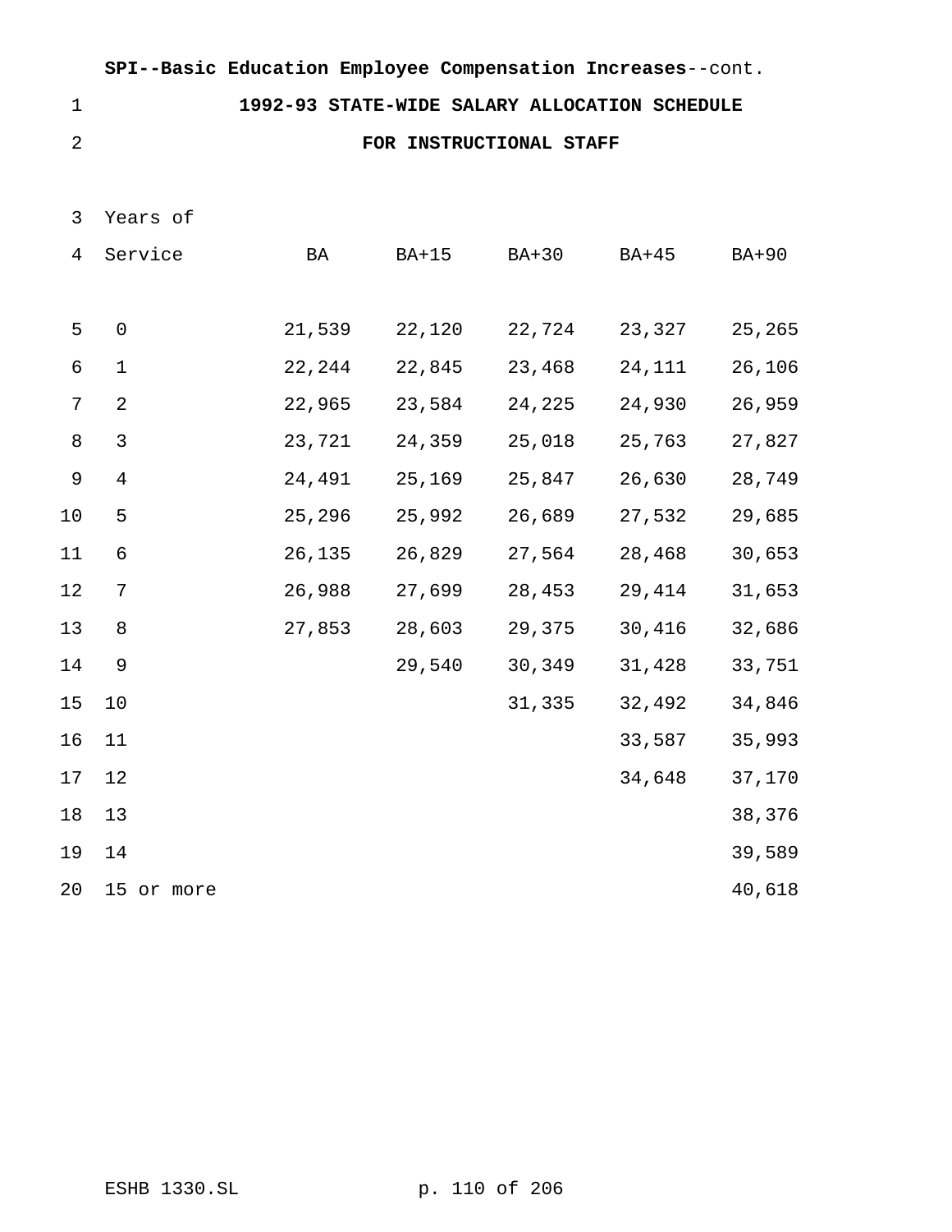**SPI--Basic Education Employee Compensation Increases**--cont.

## 1992-93 STATE-WIDE SALARY ALLOCATION SCHEDULE

## FOR INSTRUCTIONAL STAFF

| Years of Service | BA | BA+15 | BA+30 | BA+45 | BA+90 |
|---|---|---|---|---|---|
| 0 | 21,539 | 22,120 | 22,724 | 23,327 | 25,265 |
| 1 | 22,244 | 22,845 | 23,468 | 24,111 | 26,106 |
| 2 | 22,965 | 23,584 | 24,225 | 24,930 | 26,959 |
| 3 | 23,721 | 24,359 | 25,018 | 25,763 | 27,827 |
| 4 | 24,491 | 25,169 | 25,847 | 26,630 | 28,749 |
| 5 | 25,296 | 25,992 | 26,689 | 27,532 | 29,685 |
| 6 | 26,135 | 26,829 | 27,564 | 28,468 | 30,653 |
| 7 | 26,988 | 27,699 | 28,453 | 29,414 | 31,653 |
| 8 | 27,853 | 28,603 | 29,375 | 30,416 | 32,686 |
| 9 | | 29,540 | 30,349 | 31,428 | 33,751 |
| 10 | | | 31,335 | 32,492 | 34,846 |
| 11 | | | | 33,587 | 35,993 |
| 12 | | | | 34,648 | 37,170 |
| 13 | | | | | 38,376 |
| 14 | | | | | 39,589 |
| 15 or more | | | | | 40,618 |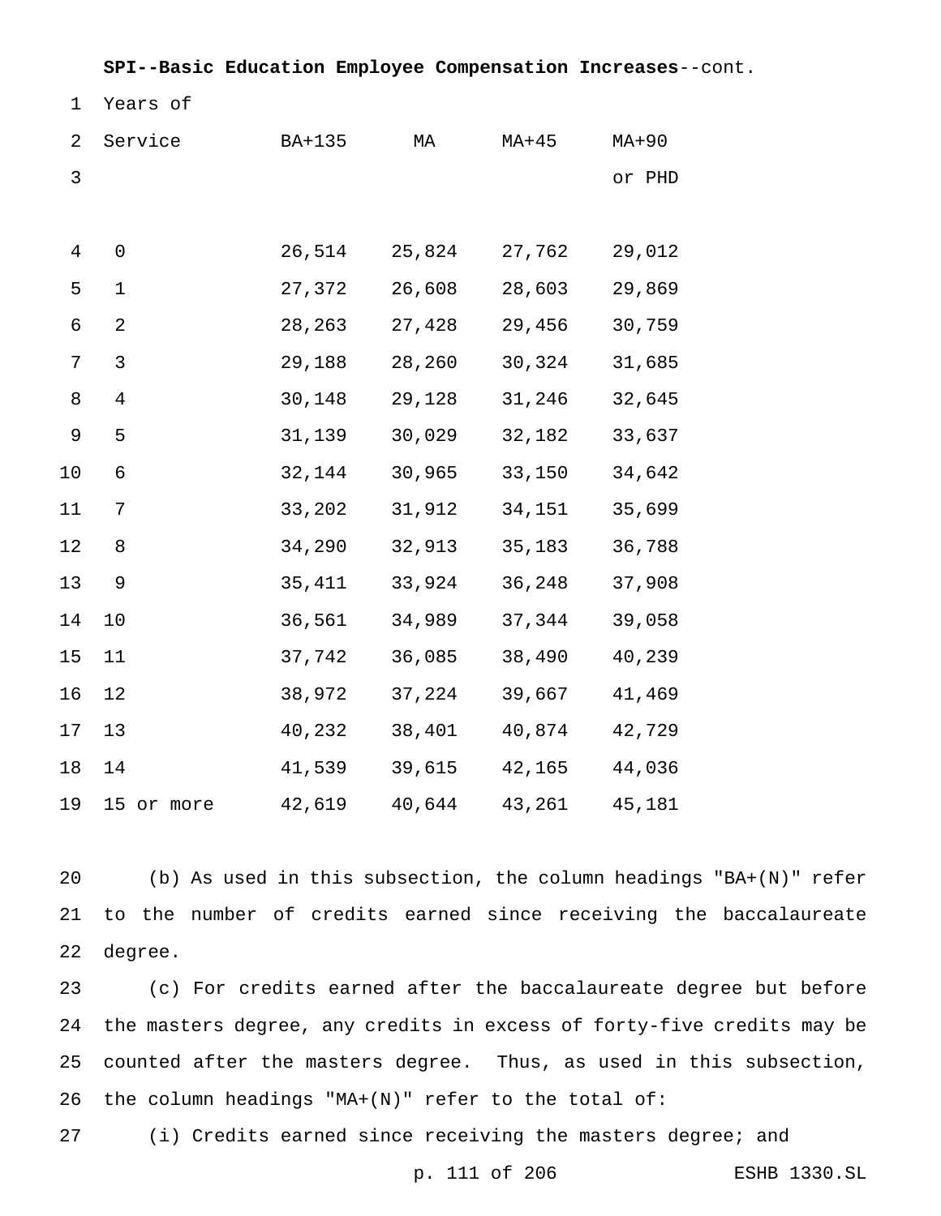**SPI--Basic Education Employee Compensation Increases**--cont.

| Years of Service | BA+135 | MA | MA+45 | MA+90 or PHD |
|---|---|---|---|---|
| 0 | 26,514 | 25,824 | 27,762 | 29,012 |
| 1 | 27,372 | 26,608 | 28,603 | 29,869 |
| 2 | 28,263 | 27,428 | 29,456 | 30,759 |
| 3 | 29,188 | 28,260 | 30,324 | 31,685 |
| 4 | 30,148 | 29,128 | 31,246 | 32,645 |
| 5 | 31,139 | 30,029 | 32,182 | 33,637 |
| 6 | 32,144 | 30,965 | 33,150 | 34,642 |
| 7 | 33,202 | 31,912 | 34,151 | 35,699 |
| 8 | 34,290 | 32,913 | 35,183 | 36,788 |
| 9 | 35,411 | 33,924 | 36,248 | 37,908 |
| 10 | 36,561 | 34,989 | 37,344 | 39,058 |
| 11 | 37,742 | 36,085 | 38,490 | 40,239 |
| 12 | 38,972 | 37,224 | 39,667 | 41,469 |
| 13 | 40,232 | 38,401 | 40,874 | 42,729 |
| 14 | 41,539 | 39,615 | 42,165 | 44,036 |
| 15 or more | 42,619 | 40,644 | 43,261 | 45,181 |

(b) As used in this subsection, the column headings "BA+(N)" refer to the number of credits earned since receiving the baccalaureate degree.

(c) For credits earned after the baccalaureate degree but before the masters degree, any credits in excess of forty-five credits may be counted after the masters degree. Thus, as used in this subsection, the column headings "MA+(N)" refer to the total of:

(i) Credits earned since receiving the masters degree; and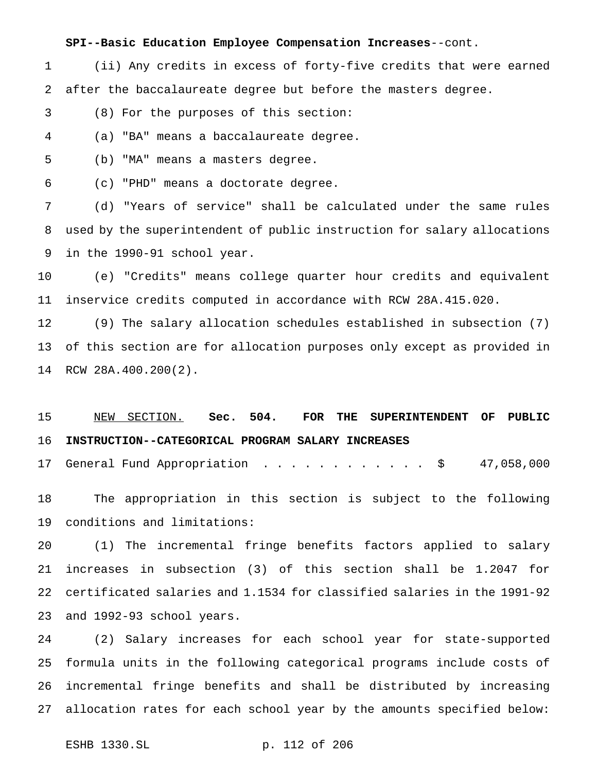**SPI--Basic Education Employee Compensation Increases**--cont.

(ii) Any credits in excess of forty-five credits that were earned after the baccalaureate degree but before the masters degree.

(8) For the purposes of this section:

(a) "BA" means a baccalaureate degree.

(b) "MA" means a masters degree.

(c) "PHD" means a doctorate degree.

(d) "Years of service" shall be calculated under the same rules used by the superintendent of public instruction for salary allocations in the 1990-91 school year.

(e) "Credits" means college quarter hour credits and equivalent inservice credits computed in accordance with RCW 28A.415.020.

(9) The salary allocation schedules established in subsection (7) of this section are for allocation purposes only except as provided in RCW 28A.400.200(2).

NEW SECTION. **Sec. 504. FOR THE SUPERINTENDENT OF PUBLIC INSTRUCTION--CATEGORICAL PROGRAM SALARY INCREASES**

General Fund Appropriation . . . . . . . . . . . . $ 47,058,000

The appropriation in this section is subject to the following conditions and limitations:

(1) The incremental fringe benefits factors applied to salary increases in subsection (3) of this section shall be 1.2047 for certificated salaries and 1.1534 for classified salaries in the 1991-92 and 1992-93 school years.

(2) Salary increases for each school year for state-supported formula units in the following categorical programs include costs of incremental fringe benefits and shall be distributed by increasing allocation rates for each school year by the amounts specified below: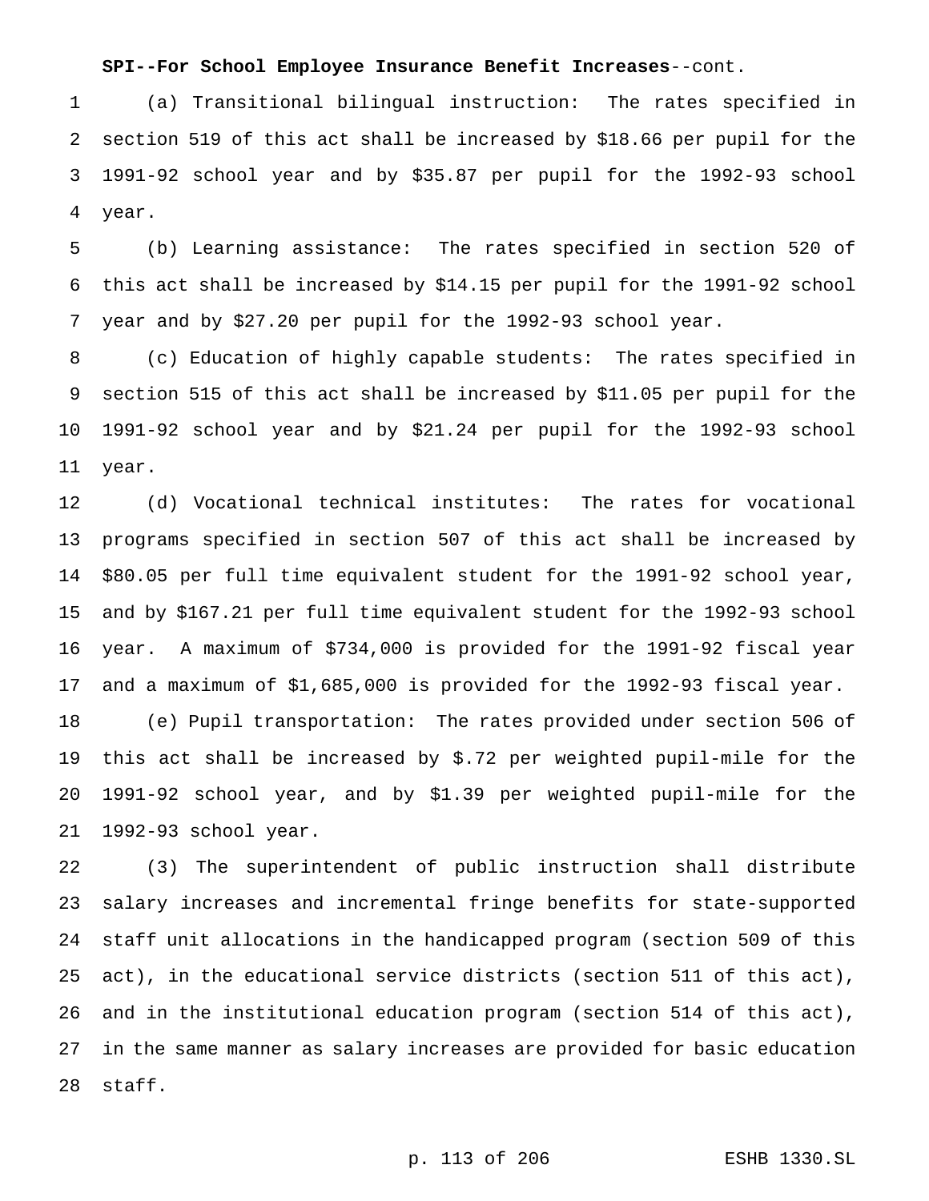**SPI--For School Employee Insurance Benefit Increases**--cont.

(a) Transitional bilingual instruction: The rates specified in section 519 of this act shall be increased by $18.66 per pupil for the 1991-92 school year and by $35.87 per pupil for the 1992-93 school year.

(b) Learning assistance: The rates specified in section 520 of this act shall be increased by $14.15 per pupil for the 1991-92 school year and by $27.20 per pupil for the 1992-93 school year.

(c) Education of highly capable students: The rates specified in section 515 of this act shall be increased by $11.05 per pupil for the 1991-92 school year and by $21.24 per pupil for the 1992-93 school year.

(d) Vocational technical institutes: The rates for vocational programs specified in section 507 of this act shall be increased by $80.05 per full time equivalent student for the 1991-92 school year, and by $167.21 per full time equivalent student for the 1992-93 school year. A maximum of $734,000 is provided for the 1991-92 fiscal year and a maximum of $1,685,000 is provided for the 1992-93 fiscal year.

(e) Pupil transportation: The rates provided under section 506 of this act shall be increased by $.72 per weighted pupil-mile for the 1991-92 school year, and by $1.39 per weighted pupil-mile for the 1992-93 school year.

(3) The superintendent of public instruction shall distribute salary increases and incremental fringe benefits for state-supported staff unit allocations in the handicapped program (section 509 of this act), in the educational service districts (section 511 of this act), and in the institutional education program (section 514 of this act), in the same manner as salary increases are provided for basic education staff.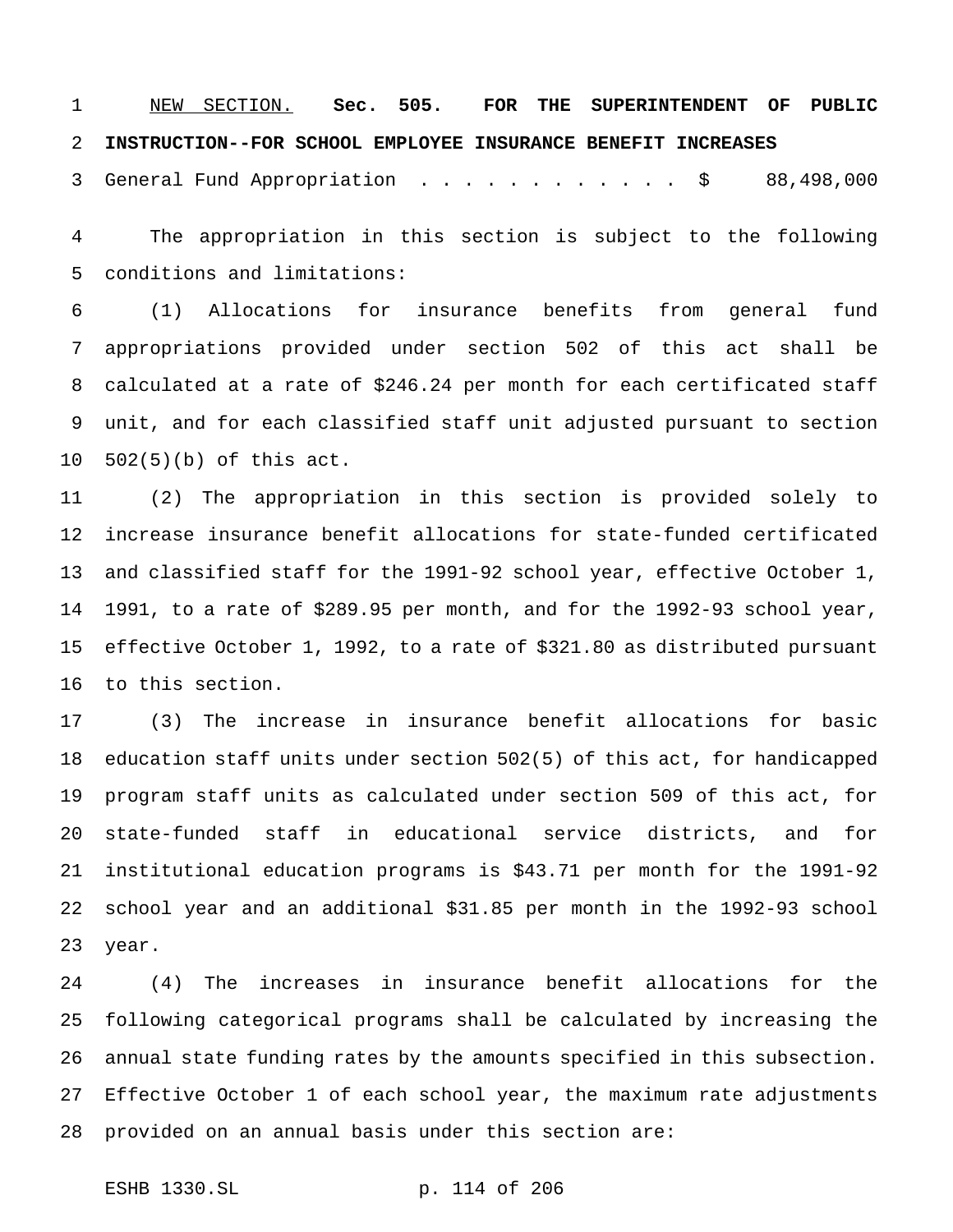NEW SECTION. **Sec. 505. FOR THE SUPERINTENDENT OF PUBLIC INSTRUCTION--FOR SCHOOL EMPLOYEE INSURANCE BENEFIT INCREASES**

General Fund Appropriation . . . . . . . . . . . . $ 88,498,000

The appropriation in this section is subject to the following conditions and limitations:

(1) Allocations for insurance benefits from general fund appropriations provided under section 502 of this act shall be calculated at a rate of $246.24 per month for each certificated staff unit, and for each classified staff unit adjusted pursuant to section 502(5)(b) of this act.

(2) The appropriation in this section is provided solely to increase insurance benefit allocations for state-funded certificated and classified staff for the 1991-92 school year, effective October 1, 1991, to a rate of $289.95 per month, and for the 1992-93 school year, effective October 1, 1992, to a rate of $321.80 as distributed pursuant to this section.

(3) The increase in insurance benefit allocations for basic education staff units under section 502(5) of this act, for handicapped program staff units as calculated under section 509 of this act, for state-funded staff in educational service districts, and for institutional education programs is $43.71 per month for the 1991-92 school year and an additional $31.85 per month in the 1992-93 school year.

(4) The increases in insurance benefit allocations for the following categorical programs shall be calculated by increasing the annual state funding rates by the amounts specified in this subsection. Effective October 1 of each school year, the maximum rate adjustments provided on an annual basis under this section are: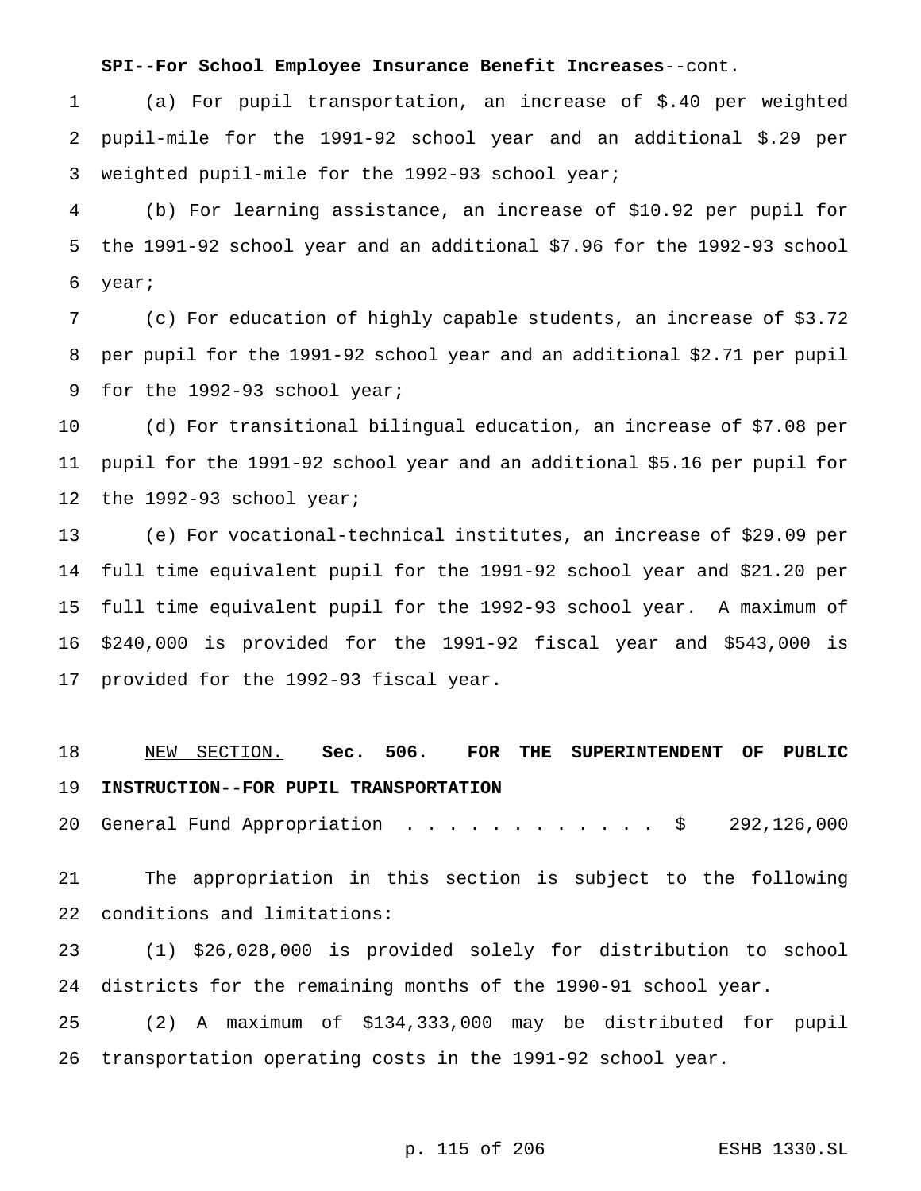**SPI--For School Employee Insurance Benefit Increases**--cont.

(a) For pupil transportation, an increase of $.40 per weighted pupil-mile for the 1991-92 school year and an additional $.29 per weighted pupil-mile for the 1992-93 school year;

(b) For learning assistance, an increase of $10.92 per pupil for the 1991-92 school year and an additional $7.96 for the 1992-93 school year;

(c) For education of highly capable students, an increase of $3.72 per pupil for the 1991-92 school year and an additional $2.71 per pupil for the 1992-93 school year;

(d) For transitional bilingual education, an increase of $7.08 per pupil for the 1991-92 school year and an additional $5.16 per pupil for the 1992-93 school year;

(e) For vocational-technical institutes, an increase of $29.09 per full time equivalent pupil for the 1991-92 school year and $21.20 per full time equivalent pupil for the 1992-93 school year. A maximum of $240,000 is provided for the 1991-92 fiscal year and $543,000 is provided for the 1992-93 fiscal year.

NEW SECTION. **Sec. 506. FOR THE SUPERINTENDENT OF PUBLIC INSTRUCTION--FOR PUPIL TRANSPORTATION**

General Fund Appropriation . . . . . . . . . . . . $ 292,126,000

The appropriation in this section is subject to the following conditions and limitations:

(1) $26,028,000 is provided solely for distribution to school districts for the remaining months of the 1990-91 school year.

(2) A maximum of $134,333,000 may be distributed for pupil transportation operating costs in the 1991-92 school year.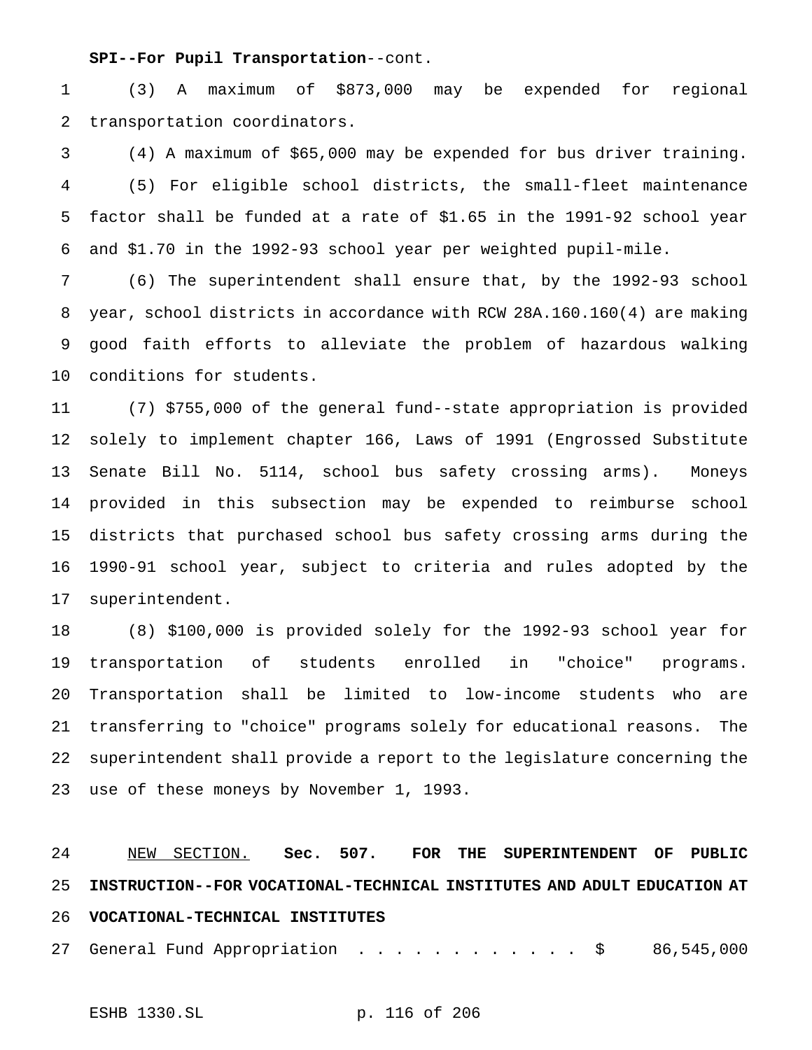**SPI--For Pupil Transportation**--cont.

(3) A maximum of $873,000 may be expended for regional transportation coordinators.

(4) A maximum of $65,000 may be expended for bus driver training.

(5) For eligible school districts, the small-fleet maintenance factor shall be funded at a rate of $1.65 in the 1991-92 school year and $1.70 in the 1992-93 school year per weighted pupil-mile.

(6) The superintendent shall ensure that, by the 1992-93 school year, school districts in accordance with RCW 28A.160.160(4) are making good faith efforts to alleviate the problem of hazardous walking conditions for students.

(7) $755,000 of the general fund--state appropriation is provided solely to implement chapter 166, Laws of 1991 (Engrossed Substitute Senate Bill No. 5114, school bus safety crossing arms). Moneys provided in this subsection may be expended to reimburse school districts that purchased school bus safety crossing arms during the 1990-91 school year, subject to criteria and rules adopted by the superintendent.

(8) $100,000 is provided solely for the 1992-93 school year for transportation of students enrolled in "choice" programs. Transportation shall be limited to low-income students who are transferring to "choice" programs solely for educational reasons. The superintendent shall provide a report to the legislature concerning the use of these moneys by November 1, 1993.

NEW SECTION. **Sec. 507. FOR THE SUPERINTENDENT OF PUBLIC INSTRUCTION--FOR VOCATIONAL-TECHNICAL INSTITUTES AND ADULT EDUCATION AT VOCATIONAL-TECHNICAL INSTITUTES**

General Fund Appropriation . . . . . . . . . . . . $ 86,545,000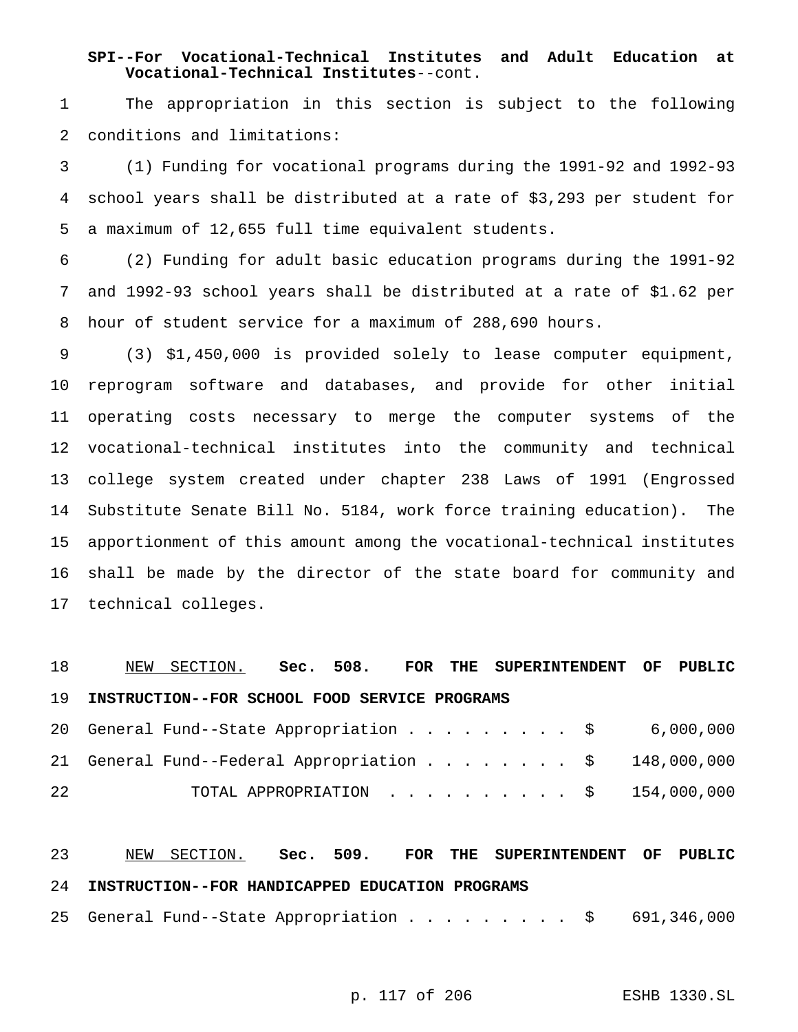**SPI--For Vocational-Technical Institutes and Adult Education at Vocational-Technical Institutes**--cont.

The appropriation in this section is subject to the following conditions and limitations:

(1) Funding for vocational programs during the 1991-92 and 1992-93 school years shall be distributed at a rate of $3,293 per student for a maximum of 12,655 full time equivalent students.

(2) Funding for adult basic education programs during the 1991-92 and 1992-93 school years shall be distributed at a rate of $1.62 per hour of student service for a maximum of 288,690 hours.

(3) $1,450,000 is provided solely to lease computer equipment, reprogram software and databases, and provide for other initial operating costs necessary to merge the computer systems of the vocational-technical institutes into the community and technical college system created under chapter 238 Laws of 1991 (Engrossed Substitute Senate Bill No. 5184, work force training education). The apportionment of this amount among the vocational-technical institutes shall be made by the director of the state board for community and technical colleges.

NEW SECTION. **Sec. 508. FOR THE SUPERINTENDENT OF PUBLIC INSTRUCTION--FOR SCHOOL FOOD SERVICE PROGRAMS**

| | | |
|---|---|---|
| General Fund--State Appropriation | $ | 6,000,000 |
| General Fund--Federal Appropriation | $ | 148,000,000 |
| TOTAL APPROPRIATION | $ | 154,000,000 |

NEW SECTION. **Sec. 509. FOR THE SUPERINTENDENT OF PUBLIC INSTRUCTION--FOR HANDICAPPED EDUCATION PROGRAMS**

| | | |
|---|---|---|
| General Fund--State Appropriation | $ | 691,346,000 |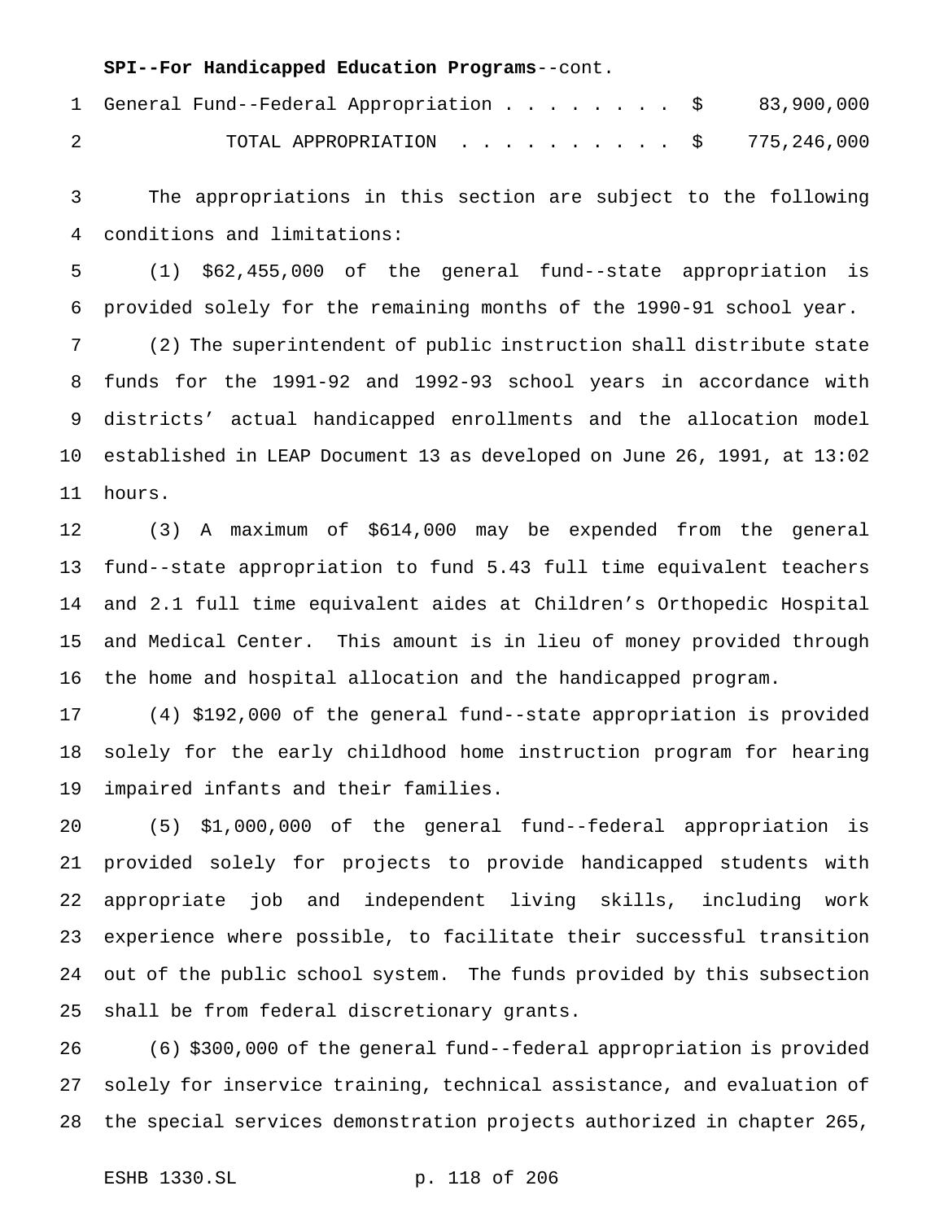**SPI--For Handicapped Education Programs**--cont.

| | | |
|---|---|---|
| General Fund--Federal Appropriation . . . . . . . . | $ | 83,900,000 |
| TOTAL APPROPRIATION . . . . . . . . . . | $ | 775,246,000 |

The appropriations in this section are subject to the following conditions and limitations:

(1) $62,455,000 of the general fund--state appropriation is provided solely for the remaining months of the 1990-91 school year.

(2) The superintendent of public instruction shall distribute state funds for the 1991-92 and 1992-93 school years in accordance with districts' actual handicapped enrollments and the allocation model established in LEAP Document 13 as developed on June 26, 1991, at 13:02 hours.

(3) A maximum of $614,000 may be expended from the general fund--state appropriation to fund 5.43 full time equivalent teachers and 2.1 full time equivalent aides at Children's Orthopedic Hospital and Medical Center. This amount is in lieu of money provided through the home and hospital allocation and the handicapped program.

(4) $192,000 of the general fund--state appropriation is provided solely for the early childhood home instruction program for hearing impaired infants and their families.

(5) $1,000,000 of the general fund--federal appropriation is provided solely for projects to provide handicapped students with appropriate job and independent living skills, including work experience where possible, to facilitate their successful transition out of the public school system. The funds provided by this subsection shall be from federal discretionary grants.

(6) $300,000 of the general fund--federal appropriation is provided solely for inservice training, technical assistance, and evaluation of the special services demonstration projects authorized in chapter 265,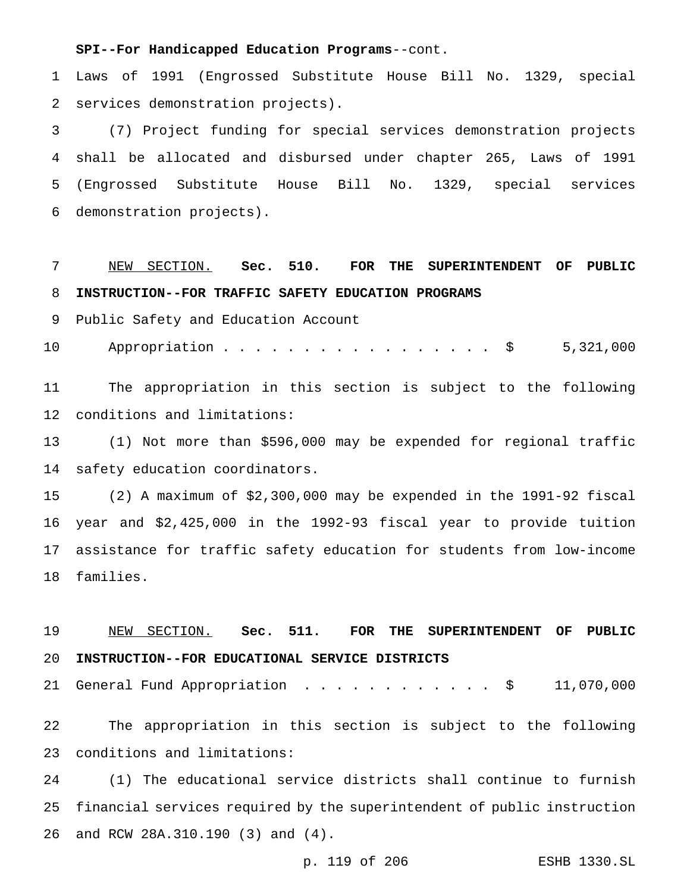**SPI--For Handicapped Education Programs**--cont.

Laws of 1991 (Engrossed Substitute House Bill No. 1329, special services demonstration projects).

(7) Project funding for special services demonstration projects shall be allocated and disbursed under chapter 265, Laws of 1991 (Engrossed Substitute House Bill No. 1329, special services demonstration projects).

NEW SECTION. **Sec. 510. FOR THE SUPERINTENDENT OF PUBLIC INSTRUCTION--FOR TRAFFIC SAFETY EDUCATION PROGRAMS**

Public Safety and Education Account

Appropriation . . . . . . . . . . . . . . . . . . $ 5,321,000

The appropriation in this section is subject to the following conditions and limitations:

(1) Not more than $596,000 may be expended for regional traffic safety education coordinators.

(2) A maximum of $2,300,000 may be expended in the 1991-92 fiscal year and $2,425,000 in the 1992-93 fiscal year to provide tuition assistance for traffic safety education for students from low-income families.

NEW SECTION. **Sec. 511. FOR THE SUPERINTENDENT OF PUBLIC INSTRUCTION--FOR EDUCATIONAL SERVICE DISTRICTS**

General Fund Appropriation . . . . . . . . . . . . $ 11,070,000

The appropriation in this section is subject to the following conditions and limitations:

(1) The educational service districts shall continue to furnish financial services required by the superintendent of public instruction and RCW 28A.310.190 (3) and (4).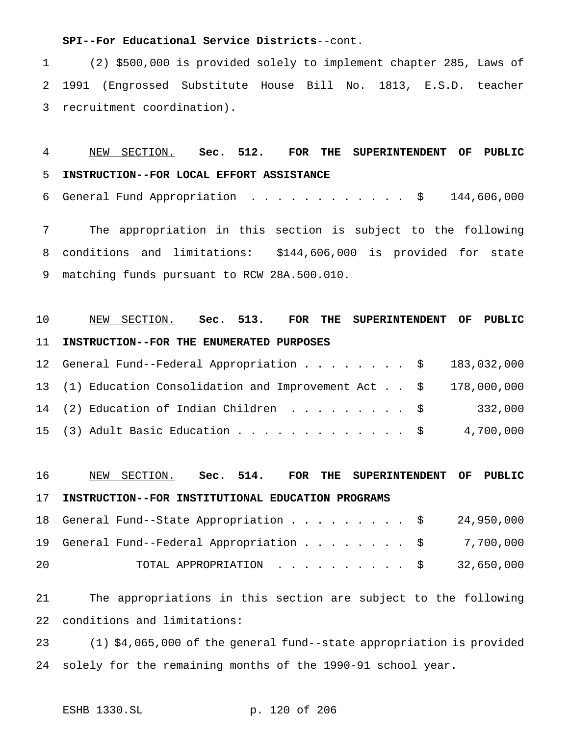**SPI--For Educational Service Districts**--cont.

(2) $500,000 is provided solely to implement chapter 285, Laws of 1991 (Engrossed Substitute House Bill No. 1813, E.S.D. teacher recruitment coordination).

NEW SECTION. **Sec. 512. FOR THE SUPERINTENDENT OF PUBLIC INSTRUCTION--FOR LOCAL EFFORT ASSISTANCE**

| | | |
|---|---|---|
| General Fund Appropriation . . . . . . . . . . . . | $ | 144,606,000 |

The appropriation in this section is subject to the following conditions and limitations: $144,606,000 is provided for state matching funds pursuant to RCW 28A.500.010.

NEW SECTION. **Sec. 513. FOR THE SUPERINTENDENT OF PUBLIC INSTRUCTION--FOR THE ENUMERATED PURPOSES**

| | | |
|---|---|---|
| General Fund--Federal Appropriation . . . . . . . . | $ | 183,032,000 |
| (1) Education Consolidation and Improvement Act . . | $ | 178,000,000 |
| (2) Education of Indian Children . . . . . . . . . | $ | 332,000 |
| (3) Adult Basic Education . . . . . . . . . . . . . | $ | 4,700,000 |

NEW SECTION. **Sec. 514. FOR THE SUPERINTENDENT OF PUBLIC INSTRUCTION--FOR INSTITUTIONAL EDUCATION PROGRAMS**

| | | |
|---|---|---|
| General Fund--State Appropriation . . . . . . . . . | $ | 24,950,000 |
| General Fund--Federal Appropriation . . . . . . . . | $ | 7,700,000 |
| TOTAL APPROPRIATION . . . . . . . . . . | $ | 32,650,000 |

The appropriations in this section are subject to the following conditions and limitations:

(1) $4,065,000 of the general fund--state appropriation is provided solely for the remaining months of the 1990-91 school year.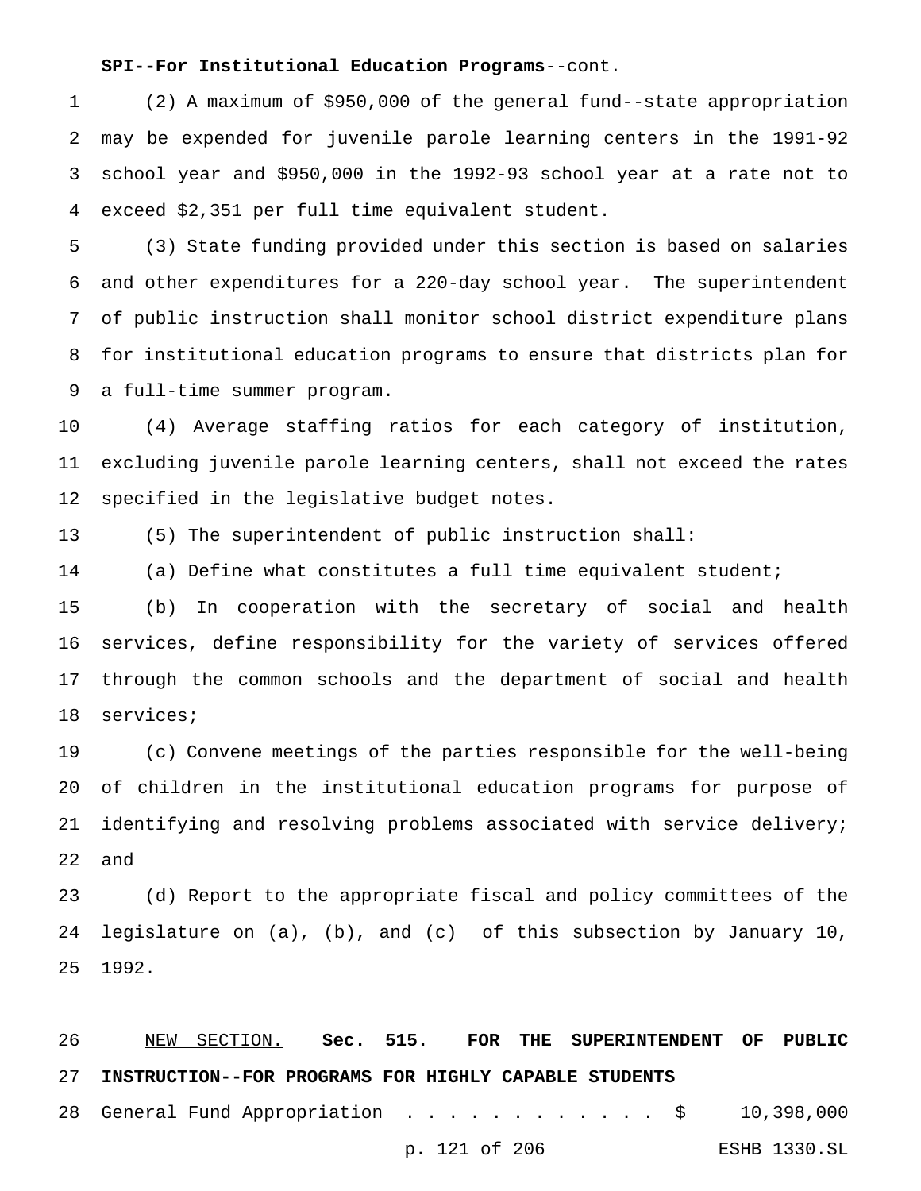**SPI--For Institutional Education Programs**--cont.

(2) A maximum of $950,000 of the general fund--state appropriation may be expended for juvenile parole learning centers in the 1991-92 school year and $950,000 in the 1992-93 school year at a rate not to exceed $2,351 per full time equivalent student.

(3) State funding provided under this section is based on salaries and other expenditures for a 220-day school year. The superintendent of public instruction shall monitor school district expenditure plans for institutional education programs to ensure that districts plan for a full-time summer program.

(4) Average staffing ratios for each category of institution, excluding juvenile parole learning centers, shall not exceed the rates specified in the legislative budget notes.

(5) The superintendent of public instruction shall:

(a) Define what constitutes a full time equivalent student;

(b) In cooperation with the secretary of social and health services, define responsibility for the variety of services offered through the common schools and the department of social and health services;

(c) Convene meetings of the parties responsible for the well-being of children in the institutional education programs for purpose of identifying and resolving problems associated with service delivery; and

(d) Report to the appropriate fiscal and policy committees of the legislature on (a), (b), and (c) of this subsection by January 10, 1992.

NEW SECTION. **Sec. 515. FOR THE SUPERINTENDENT OF PUBLIC INSTRUCTION--FOR PROGRAMS FOR HIGHLY CAPABLE STUDENTS**

General Fund Appropriation . . . . . . . . . . . . $ 10,398,000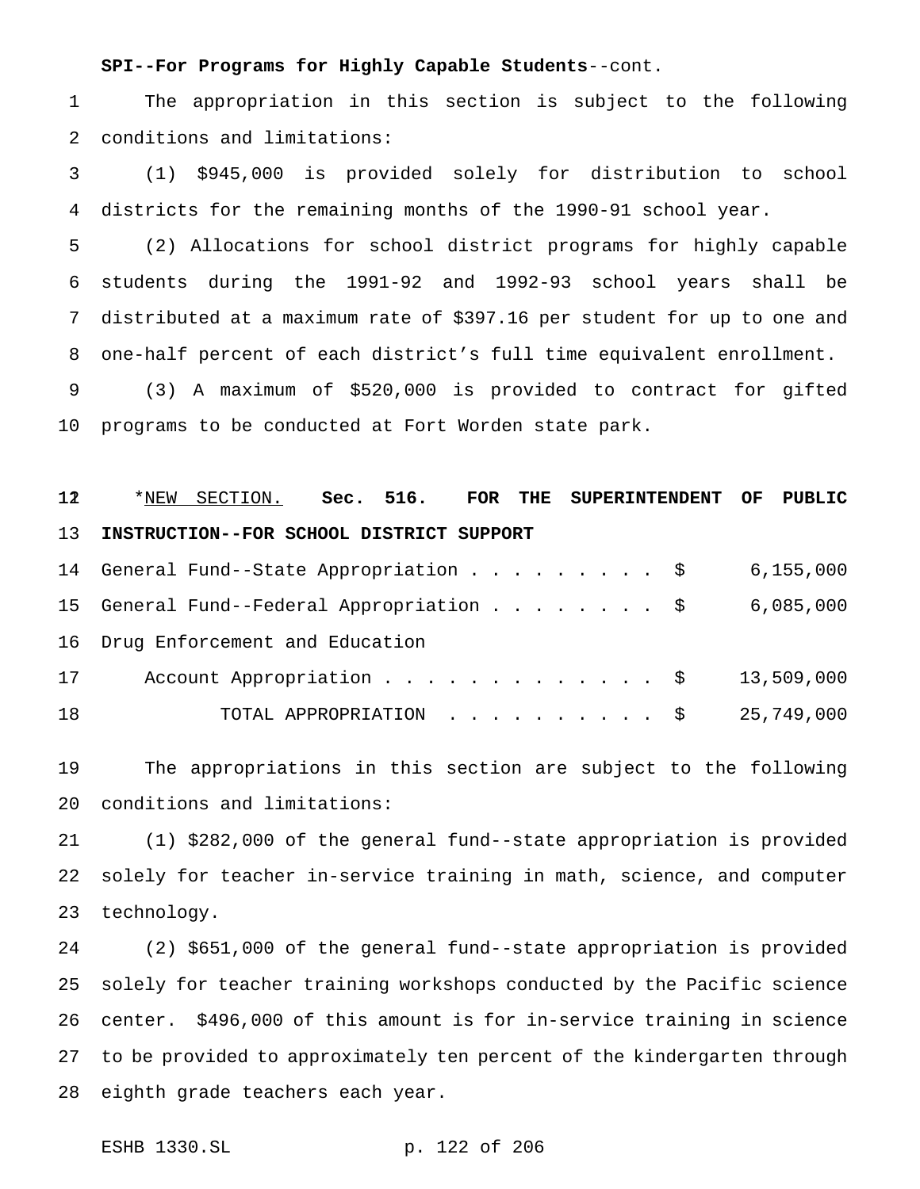**SPI--For Programs for Highly Capable Students**--cont.

The appropriation in this section is subject to the following conditions and limitations:

(1) $945,000 is provided solely for distribution to school districts for the remaining months of the 1990-91 school year.

(2) Allocations for school district programs for highly capable students during the 1991-92 and 1992-93 school years shall be distributed at a maximum rate of $397.16 per student for up to one and one-half percent of each district's full time equivalent enrollment.

(3) A maximum of $520,000 is provided to contract for gifted programs to be conducted at Fort Worden state park.

*NEW SECTION. **Sec. 516. FOR THE SUPERINTENDENT OF PUBLIC INSTRUCTION--FOR SCHOOL DISTRICT SUPPORT**

| | |
|---|---|
| General Fund--State Appropriation . . . . . . . . . | $ 6,155,000 |
| General Fund--Federal Appropriation . . . . . . . . | $ 6,085,000 |
| Drug Enforcement and Education Account Appropriation . . . . . . . . . . . . . | $ 13,509,000 |
| TOTAL APPROPRIATION . . . . . . . . . . | $ 25,749,000 |

The appropriations in this section are subject to the following conditions and limitations:

(1) $282,000 of the general fund--state appropriation is provided solely for teacher in-service training in math, science, and computer technology.

(2) $651,000 of the general fund--state appropriation is provided solely for teacher training workshops conducted by the Pacific science center. $496,000 of this amount is for in-service training in science to be provided to approximately ten percent of the kindergarten through eighth grade teachers each year.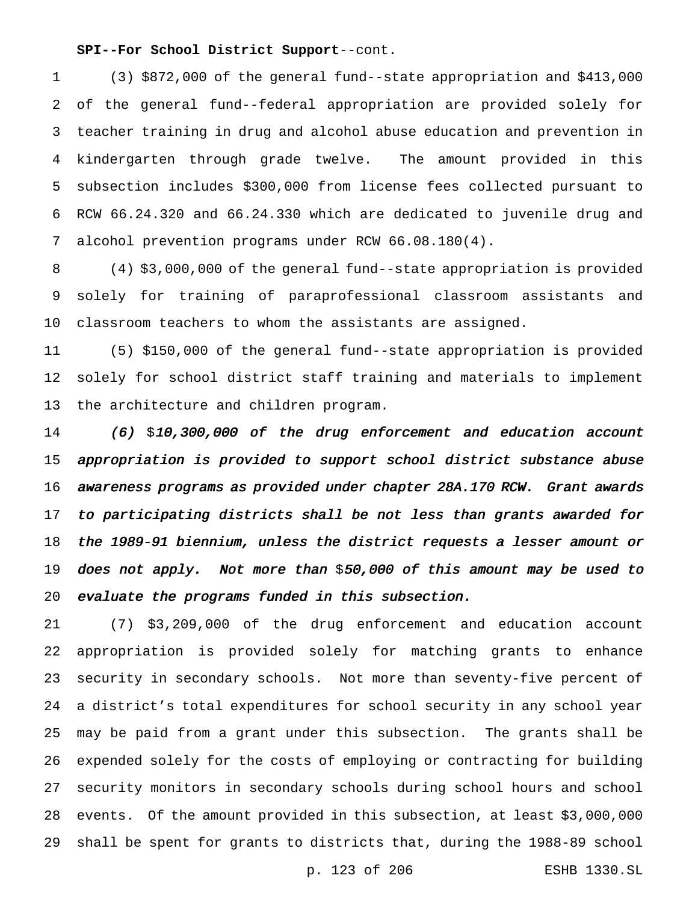**SPI--For School District Support**--cont.

(3) $872,000 of the general fund--state appropriation and $413,000 of the general fund--federal appropriation are provided solely for teacher training in drug and alcohol abuse education and prevention in kindergarten through grade twelve. The amount provided in this subsection includes $300,000 from license fees collected pursuant to RCW 66.24.320 and 66.24.330 which are dedicated to juvenile drug and alcohol prevention programs under RCW 66.08.180(4).

(4) $3,000,000 of the general fund--state appropriation is provided solely for training of paraprofessional classroom assistants and classroom teachers to whom the assistants are assigned.

(5) $150,000 of the general fund--state appropriation is provided solely for school district staff training and materials to implement the architecture and children program.

*(6) $10,300,000 of the drug enforcement and education account appropriation is provided to support school district substance abuse awareness programs as provided under chapter 28A.170 RCW. Grant awards to participating districts shall be not less than grants awarded for the 1989-91 biennium, unless the district requests a lesser amount or does not apply. Not more than $50,000 of this amount may be used to evaluate the programs funded in this subsection.*

(7) $3,209,000 of the drug enforcement and education account appropriation is provided solely for matching grants to enhance security in secondary schools. Not more than seventy-five percent of a district's total expenditures for school security in any school year may be paid from a grant under this subsection. The grants shall be expended solely for the costs of employing or contracting for building security monitors in secondary schools during school hours and school events. Of the amount provided in this subsection, at least $3,000,000 shall be spent for grants to districts that, during the 1988-89 school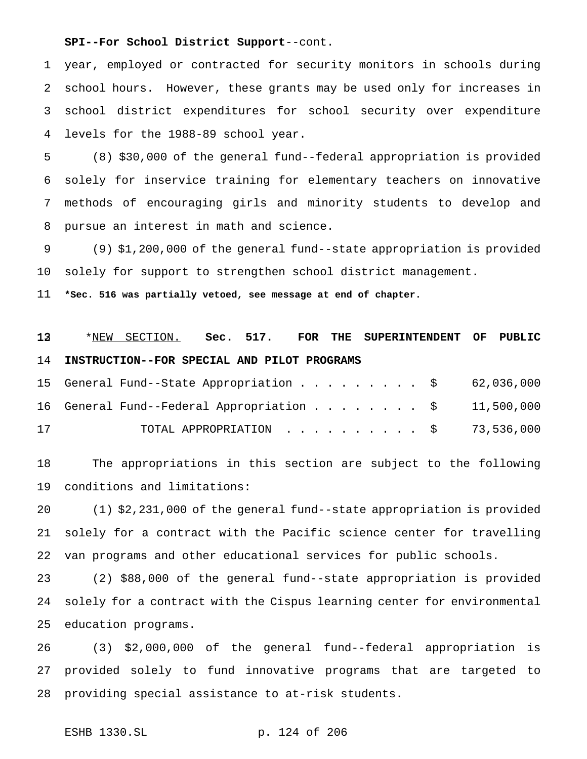**SPI--For School District Support**--cont.

year, employed or contracted for security monitors in schools during school hours. However, these grants may be used only for increases in school district expenditures for school security over expenditure levels for the 1988-89 school year.

(8) $30,000 of the general fund--federal appropriation is provided solely for inservice training for elementary teachers on innovative methods of encouraging girls and minority students to develop and pursue an interest in math and science.

(9) $1,200,000 of the general fund--state appropriation is provided solely for support to strengthen school district management.

***Sec. 516 was partially vetoed, see message at end of chapter.**

*NEW SECTION. **Sec. 517. FOR THE SUPERINTENDENT OF PUBLIC INSTRUCTION--FOR SPECIAL AND PILOT PROGRAMS**

| | |
|---|---|
| General Fund--State Appropriation . . . . . . . . . | $ 62,036,000 |
| General Fund--Federal Appropriation . . . . . . . . | $ 11,500,000 |
| TOTAL APPROPRIATION . . . . . . . . . . | $ 73,536,000 |

The appropriations in this section are subject to the following conditions and limitations:

(1) $2,231,000 of the general fund--state appropriation is provided solely for a contract with the Pacific science center for travelling van programs and other educational services for public schools.

(2) $88,000 of the general fund--state appropriation is provided solely for a contract with the Cispus learning center for environmental education programs.

(3) $2,000,000 of the general fund--federal appropriation is provided solely to fund innovative programs that are targeted to providing special assistance to at-risk students.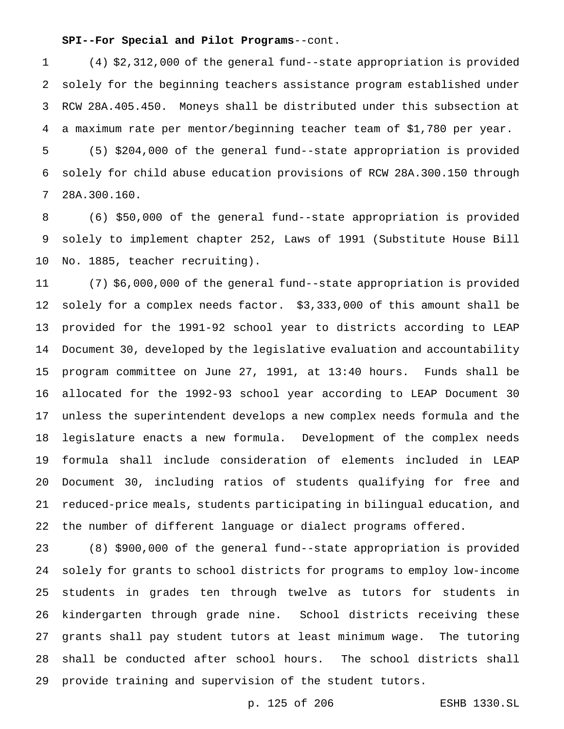**SPI--For Special and Pilot Programs**--cont.

(4) $2,312,000 of the general fund--state appropriation is provided solely for the beginning teachers assistance program established under RCW 28A.405.450. Moneys shall be distributed under this subsection at a maximum rate per mentor/beginning teacher team of $1,780 per year.

(5) $204,000 of the general fund--state appropriation is provided solely for child abuse education provisions of RCW 28A.300.150 through 28A.300.160.

(6) $50,000 of the general fund--state appropriation is provided solely to implement chapter 252, Laws of 1991 (Substitute House Bill No. 1885, teacher recruiting).

(7) $6,000,000 of the general fund--state appropriation is provided solely for a complex needs factor. $3,333,000 of this amount shall be provided for the 1991-92 school year to districts according to LEAP Document 30, developed by the legislative evaluation and accountability program committee on June 27, 1991, at 13:40 hours. Funds shall be allocated for the 1992-93 school year according to LEAP Document 30 unless the superintendent develops a new complex needs formula and the legislature enacts a new formula. Development of the complex needs formula shall include consideration of elements included in LEAP Document 30, including ratios of students qualifying for free and reduced-price meals, students participating in bilingual education, and the number of different language or dialect programs offered.

(8) $900,000 of the general fund--state appropriation is provided solely for grants to school districts for programs to employ low-income students in grades ten through twelve as tutors for students in kindergarten through grade nine. School districts receiving these grants shall pay student tutors at least minimum wage. The tutoring shall be conducted after school hours. The school districts shall provide training and supervision of the student tutors.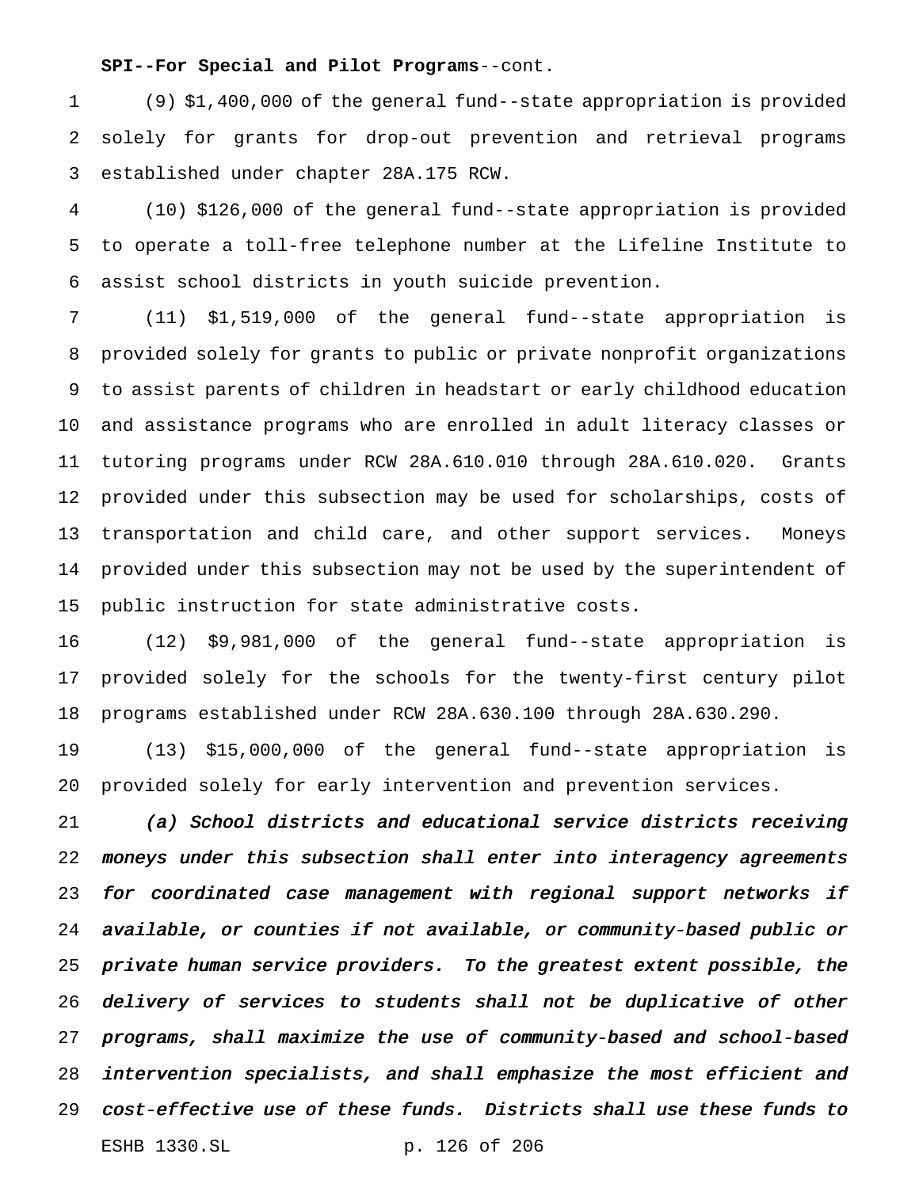**SPI--For Special and Pilot Programs**--cont.

(9) $1,400,000 of the general fund--state appropriation is provided solely for grants for drop-out prevention and retrieval programs established under chapter 28A.175 RCW.

(10) $126,000 of the general fund--state appropriation is provided to operate a toll-free telephone number at the Lifeline Institute to assist school districts in youth suicide prevention.

(11) $1,519,000 of the general fund--state appropriation is provided solely for grants to public or private nonprofit organizations to assist parents of children in headstart or early childhood education and assistance programs who are enrolled in adult literacy classes or tutoring programs under RCW 28A.610.010 through 28A.610.020. Grants provided under this subsection may be used for scholarships, costs of transportation and child care, and other support services. Moneys provided under this subsection may not be used by the superintendent of public instruction for state administrative costs.

(12) $9,981,000 of the general fund--state appropriation is provided solely for the schools for the twenty-first century pilot programs established under RCW 28A.630.100 through 28A.630.290.

(13) $15,000,000 of the general fund--state appropriation is provided solely for early intervention and prevention services.

*(a) School districts and educational service districts receiving moneys under this subsection shall enter into interagency agreements for coordinated case management with regional support networks if available, or counties if not available, or community-based public or private human service providers. To the greatest extent possible, the delivery of services to students shall not be duplicative of other programs, shall maximize the use of community-based and school-based intervention specialists, and shall emphasize the most efficient and cost-effective use of these funds. Districts shall use these funds to*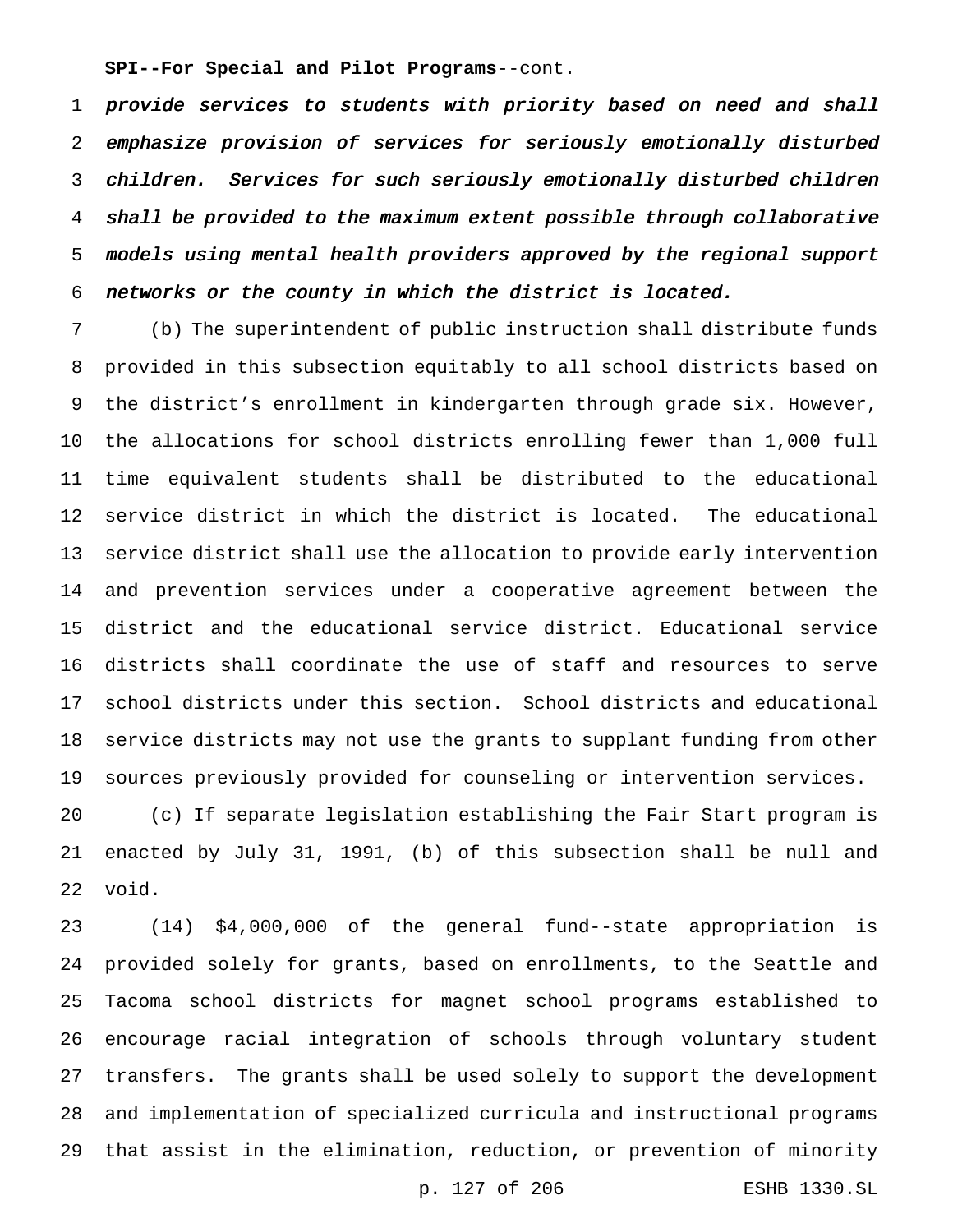**SPI--For Special and Pilot Programs**--cont.

*provide services to students with priority based on need and shall emphasize provision of services for seriously emotionally disturbed children. Services for such seriously emotionally disturbed children shall be provided to the maximum extent possible through collaborative models using mental health providers approved by the regional support networks or the county in which the district is located.*

(b) The superintendent of public instruction shall distribute funds provided in this subsection equitably to all school districts based on the district's enrollment in kindergarten through grade six. However, the allocations for school districts enrolling fewer than 1,000 full time equivalent students shall be distributed to the educational service district in which the district is located. The educational service district shall use the allocation to provide early intervention and prevention services under a cooperative agreement between the district and the educational service district. Educational service districts shall coordinate the use of staff and resources to serve school districts under this section. School districts and educational service districts may not use the grants to supplant funding from other sources previously provided for counseling or intervention services.

(c) If separate legislation establishing the Fair Start program is enacted by July 31, 1991, (b) of this subsection shall be null and void.

(14) $4,000,000 of the general fund--state appropriation is provided solely for grants, based on enrollments, to the Seattle and Tacoma school districts for magnet school programs established to encourage racial integration of schools through voluntary student transfers. The grants shall be used solely to support the development and implementation of specialized curricula and instructional programs that assist in the elimination, reduction, or prevention of minority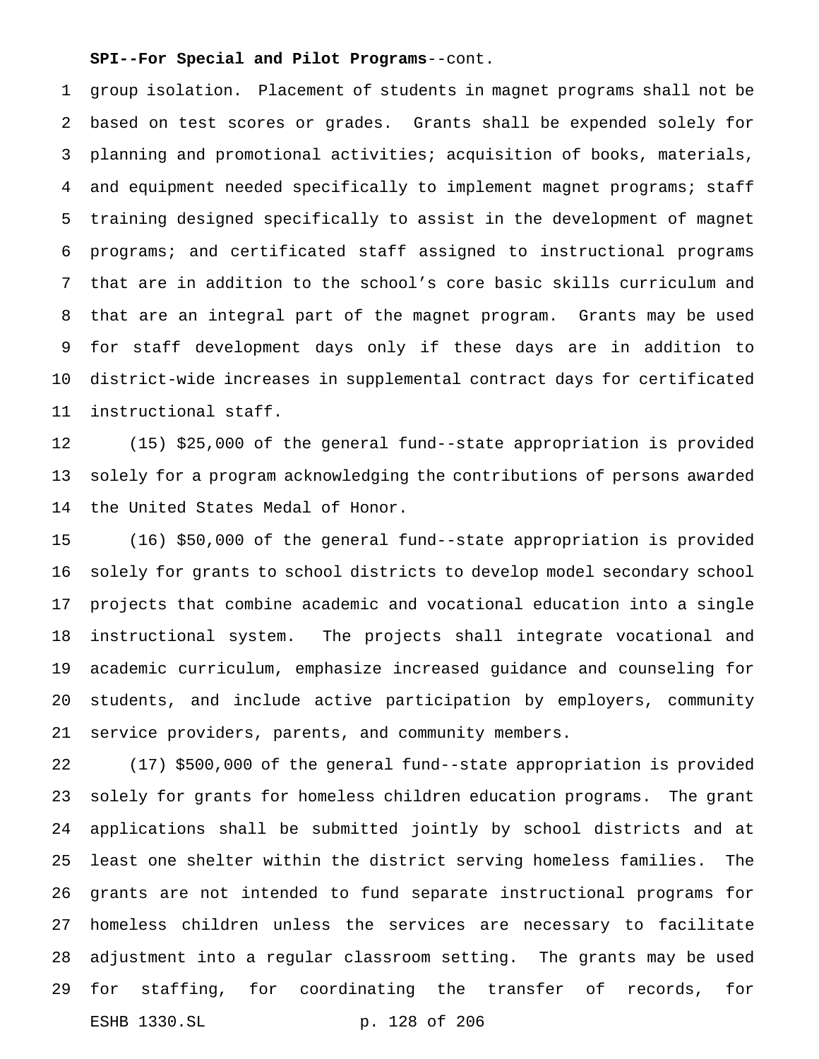**SPI--For Special and Pilot Programs**--cont.

group isolation. Placement of students in magnet programs shall not be based on test scores or grades. Grants shall be expended solely for planning and promotional activities; acquisition of books, materials, and equipment needed specifically to implement magnet programs; staff training designed specifically to assist in the development of magnet programs; and certificated staff assigned to instructional programs that are in addition to the school's core basic skills curriculum and that are an integral part of the magnet program. Grants may be used for staff development days only if these days are in addition to district-wide increases in supplemental contract days for certificated instructional staff.

(15) $25,000 of the general fund--state appropriation is provided solely for a program acknowledging the contributions of persons awarded the United States Medal of Honor.

(16) $50,000 of the general fund--state appropriation is provided solely for grants to school districts to develop model secondary school projects that combine academic and vocational education into a single instructional system. The projects shall integrate vocational and academic curriculum, emphasize increased guidance and counseling for students, and include active participation by employers, community service providers, parents, and community members.

(17) $500,000 of the general fund--state appropriation is provided solely for grants for homeless children education programs. The grant applications shall be submitted jointly by school districts and at least one shelter within the district serving homeless families. The grants are not intended to fund separate instructional programs for homeless children unless the services are necessary to facilitate adjustment into a regular classroom setting. The grants may be used for staffing, for coordinating the transfer of records, for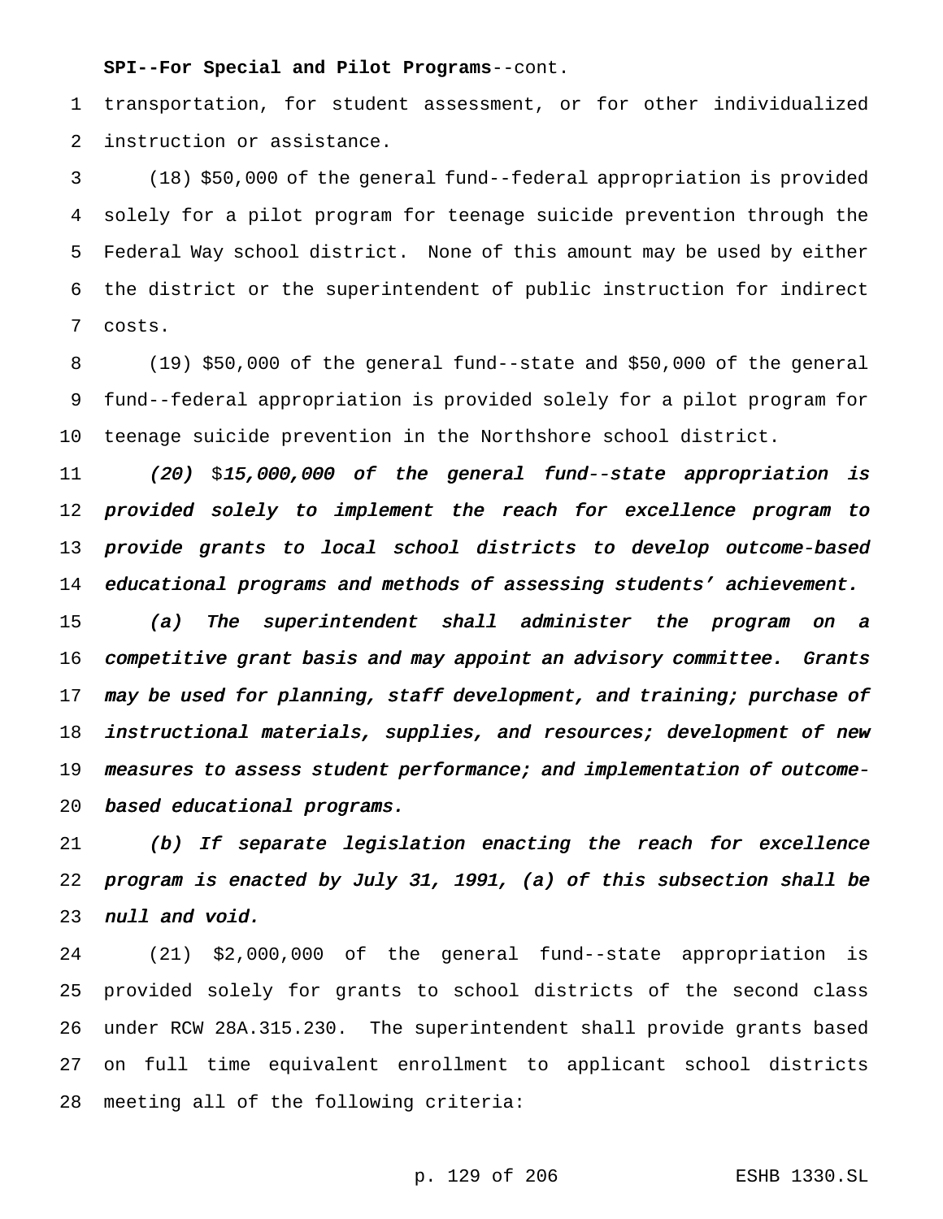**SPI--For Special and Pilot Programs**--cont.

transportation, for student assessment, or for other individualized instruction or assistance.

(18) $50,000 of the general fund--federal appropriation is provided solely for a pilot program for teenage suicide prevention through the Federal Way school district. None of this amount may be used by either the district or the superintendent of public instruction for indirect costs.

(19) $50,000 of the general fund--state and $50,000 of the general fund--federal appropriation is provided solely for a pilot program for teenage suicide prevention in the Northshore school district.

*(20) $15,000,000 of the general fund--state appropriation is provided solely to implement the reach for excellence program to provide grants to local school districts to develop outcome-based educational programs and methods of assessing students' achievement.*

*(a) The superintendent shall administer the program on a competitive grant basis and may appoint an advisory committee. Grants may be used for planning, staff development, and training; purchase of instructional materials, supplies, and resources; development of new measures to assess student performance; and implementation of outcome-based educational programs.*

*(b) If separate legislation enacting the reach for excellence program is enacted by July 31, 1991, (a) of this subsection shall be null and void.*

(21) $2,000,000 of the general fund--state appropriation is provided solely for grants to school districts of the second class under RCW 28A.315.230. The superintendent shall provide grants based on full time equivalent enrollment to applicant school districts meeting all of the following criteria: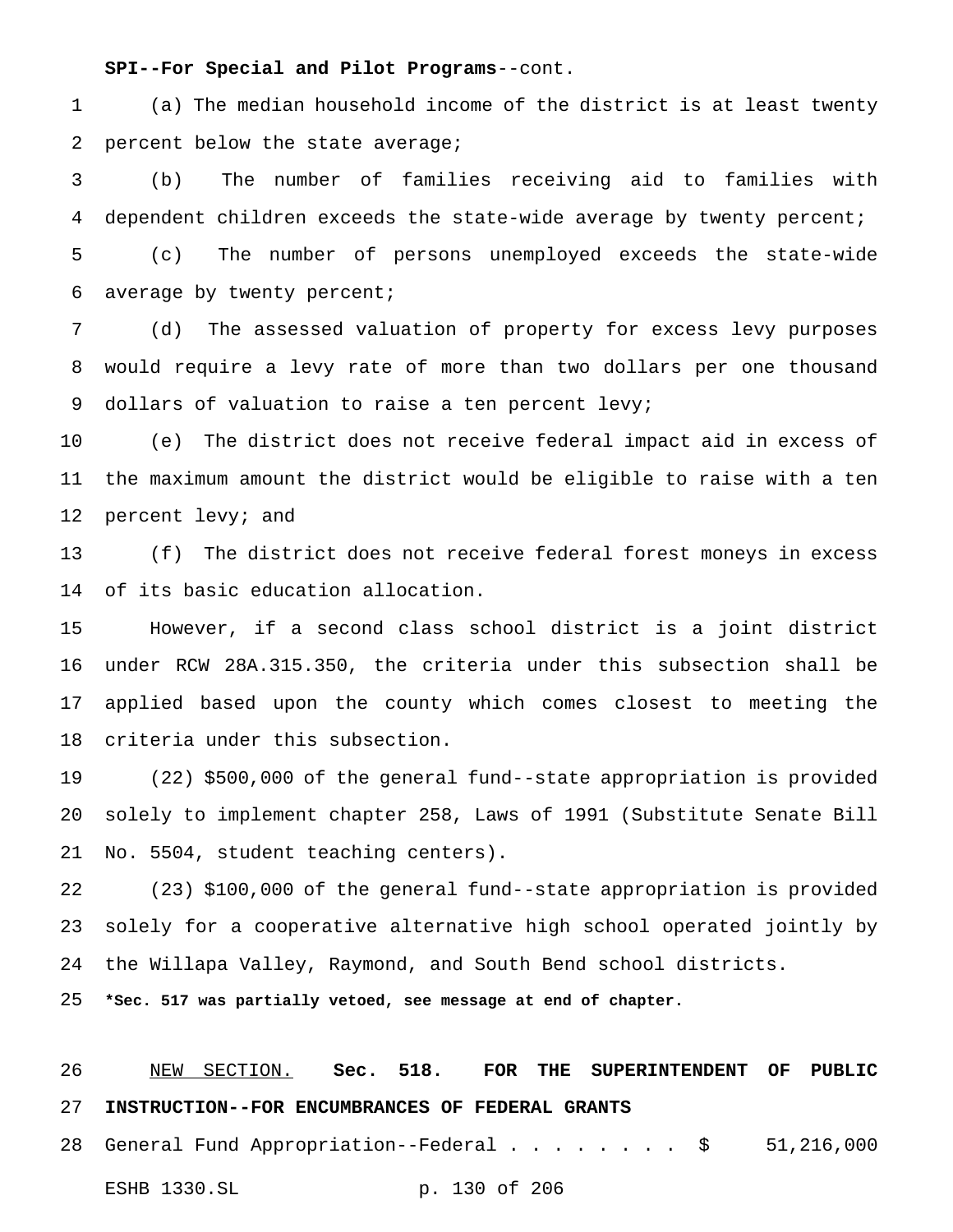**SPI--For Special and Pilot Programs**--cont.

(a) The median household income of the district is at least twenty percent below the state average;

(b) The number of families receiving aid to families with dependent children exceeds the state-wide average by twenty percent;

(c) The number of persons unemployed exceeds the state-wide average by twenty percent;

(d) The assessed valuation of property for excess levy purposes would require a levy rate of more than two dollars per one thousand dollars of valuation to raise a ten percent levy;

(e) The district does not receive federal impact aid in excess of the maximum amount the district would be eligible to raise with a ten percent levy; and

(f) The district does not receive federal forest moneys in excess of its basic education allocation.

However, if a second class school district is a joint district under RCW 28A.315.350, the criteria under this subsection shall be applied based upon the county which comes closest to meeting the criteria under this subsection.

(22) $500,000 of the general fund--state appropriation is provided solely to implement chapter 258, Laws of 1991 (Substitute Senate Bill No. 5504, student teaching centers).

(23) $100,000 of the general fund--state appropriation is provided solely for a cooperative alternative high school operated jointly by the Willapa Valley, Raymond, and South Bend school districts.

**\*Sec. 517 was partially vetoed, see message at end of chapter.**

NEW SECTION. **Sec. 518. FOR THE SUPERINTENDENT OF PUBLIC INSTRUCTION--FOR ENCUMBRANCES OF FEDERAL GRANTS**

General Fund Appropriation--Federal . . . . . . . . . $ 51,216,000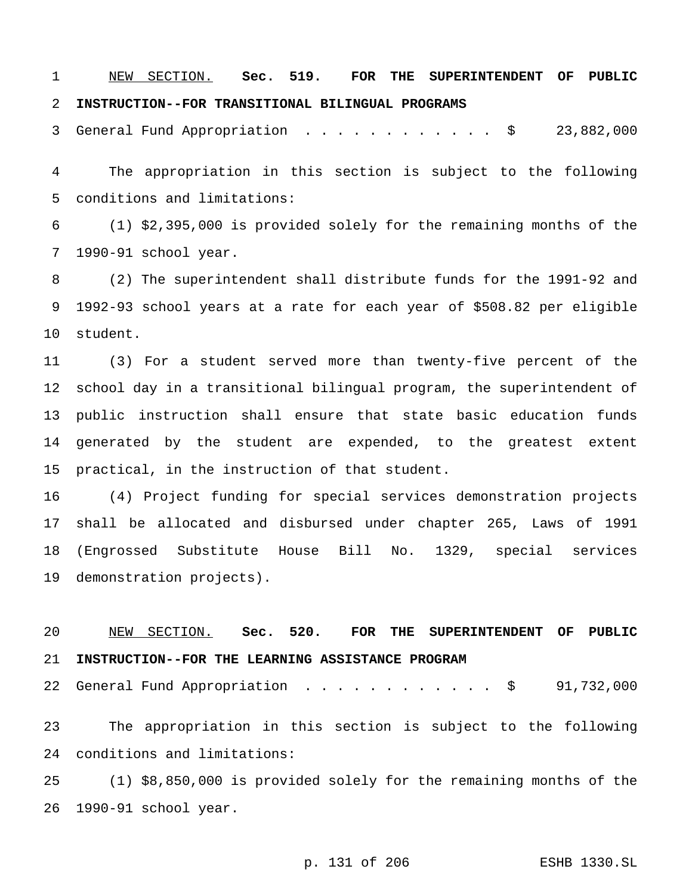NEW SECTION. **Sec. 519. FOR THE SUPERINTENDENT OF PUBLIC INSTRUCTION--FOR TRANSITIONAL BILINGUAL PROGRAMS**

General Fund Appropriation . . . . . . . . . . . . $ 23,882,000

The appropriation in this section is subject to the following conditions and limitations:

(1) $2,395,000 is provided solely for the remaining months of the 1990-91 school year.

(2) The superintendent shall distribute funds for the 1991-92 and 1992-93 school years at a rate for each year of $508.82 per eligible student.

(3) For a student served more than twenty-five percent of the school day in a transitional bilingual program, the superintendent of public instruction shall ensure that state basic education funds generated by the student are expended, to the greatest extent practical, in the instruction of that student.

(4) Project funding for special services demonstration projects shall be allocated and disbursed under chapter 265, Laws of 1991 (Engrossed Substitute House Bill No. 1329, special services demonstration projects).

NEW SECTION. **Sec. 520. FOR THE SUPERINTENDENT OF PUBLIC INSTRUCTION--FOR THE LEARNING ASSISTANCE PROGRAM**

General Fund Appropriation . . . . . . . . . . . . $ 91,732,000

The appropriation in this section is subject to the following conditions and limitations:

(1) $8,850,000 is provided solely for the remaining months of the 1990-91 school year.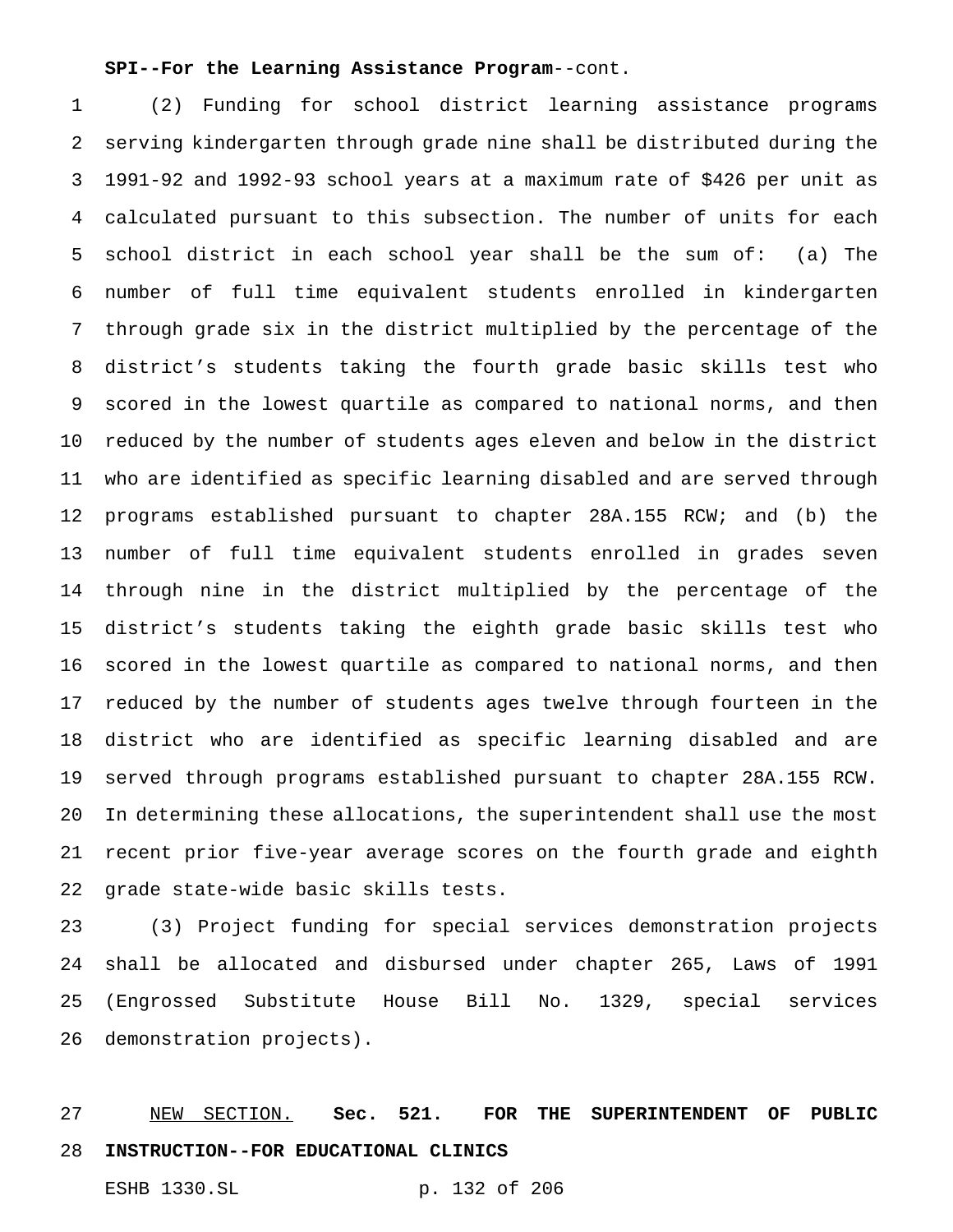**SPI--For the Learning Assistance Program**--cont.

(2) Funding for school district learning assistance programs serving kindergarten through grade nine shall be distributed during the 1991-92 and 1992-93 school years at a maximum rate of $426 per unit as calculated pursuant to this subsection. The number of units for each school district in each school year shall be the sum of: (a) The number of full time equivalent students enrolled in kindergarten through grade six in the district multiplied by the percentage of the district's students taking the fourth grade basic skills test who scored in the lowest quartile as compared to national norms, and then reduced by the number of students ages eleven and below in the district who are identified as specific learning disabled and are served through programs established pursuant to chapter 28A.155 RCW; and (b) the number of full time equivalent students enrolled in grades seven through nine in the district multiplied by the percentage of the district's students taking the eighth grade basic skills test who scored in the lowest quartile as compared to national norms, and then reduced by the number of students ages twelve through fourteen in the district who are identified as specific learning disabled and are served through programs established pursuant to chapter 28A.155 RCW. In determining these allocations, the superintendent shall use the most recent prior five-year average scores on the fourth grade and eighth grade state-wide basic skills tests.

(3) Project funding for special services demonstration projects shall be allocated and disbursed under chapter 265, Laws of 1991 (Engrossed Substitute House Bill No. 1329, special services demonstration projects).

NEW SECTION. **Sec. 521. FOR THE SUPERINTENDENT OF PUBLIC INSTRUCTION--FOR EDUCATIONAL CLINICS**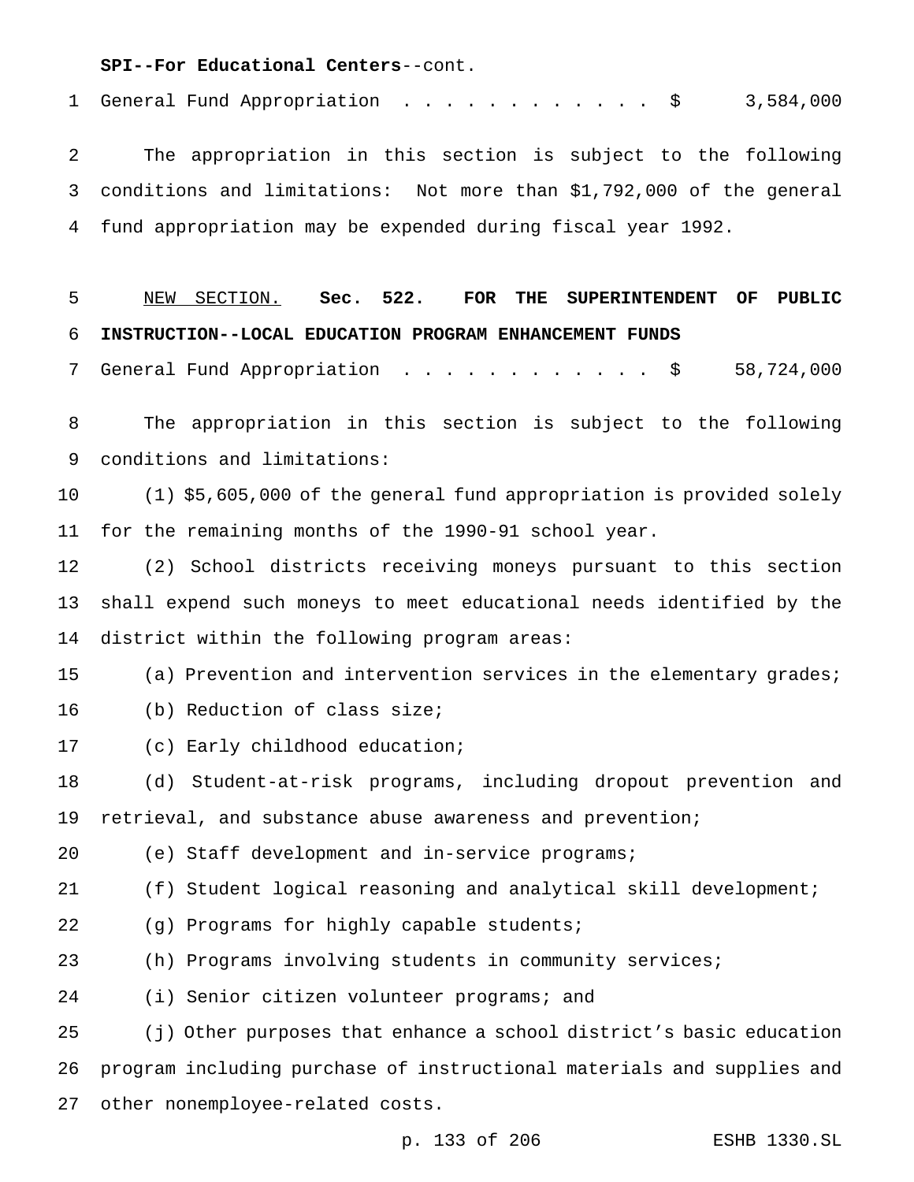**SPI--For Educational Centers**--cont.

General Fund Appropriation . . . . . . . . . . . . . $ 3,584,000

The appropriation in this section is subject to the following conditions and limitations: Not more than $1,792,000 of the general fund appropriation may be expended during fiscal year 1992.

NEW SECTION. **Sec. 522. FOR THE SUPERINTENDENT OF PUBLIC INSTRUCTION--LOCAL EDUCATION PROGRAM ENHANCEMENT FUNDS**

General Fund Appropriation . . . . . . . . . . . . . $ 58,724,000

The appropriation in this section is subject to the following conditions and limitations:

(1) $5,605,000 of the general fund appropriation is provided solely for the remaining months of the 1990-91 school year.

(2) School districts receiving moneys pursuant to this section shall expend such moneys to meet educational needs identified by the district within the following program areas:

(a) Prevention and intervention services in the elementary grades;

(b) Reduction of class size;

(c) Early childhood education;

(d) Student-at-risk programs, including dropout prevention and retrieval, and substance abuse awareness and prevention;

(e) Staff development and in-service programs;

(f) Student logical reasoning and analytical skill development;

(g) Programs for highly capable students;

(h) Programs involving students in community services;

(i) Senior citizen volunteer programs; and

(j) Other purposes that enhance a school district's basic education program including purchase of instructional materials and supplies and other nonemployee-related costs.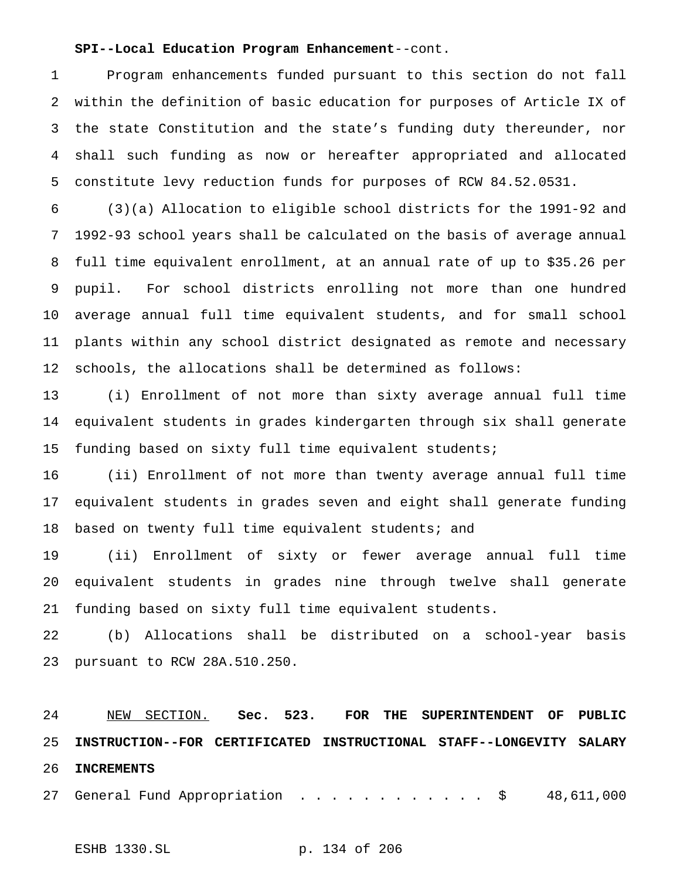**SPI--Local Education Program Enhancement**--cont.

Program enhancements funded pursuant to this section do not fall within the definition of basic education for purposes of Article IX of the state Constitution and the state's funding duty thereunder, nor shall such funding as now or hereafter appropriated and allocated constitute levy reduction funds for purposes of RCW 84.52.0531.

(3)(a) Allocation to eligible school districts for the 1991-92 and 1992-93 school years shall be calculated on the basis of average annual full time equivalent enrollment, at an annual rate of up to $35.26 per pupil. For school districts enrolling not more than one hundred average annual full time equivalent students, and for small school plants within any school district designated as remote and necessary schools, the allocations shall be determined as follows:

(i) Enrollment of not more than sixty average annual full time equivalent students in grades kindergarten through six shall generate funding based on sixty full time equivalent students;

(ii) Enrollment of not more than twenty average annual full time equivalent students in grades seven and eight shall generate funding based on twenty full time equivalent students; and

(ii) Enrollment of sixty or fewer average annual full time equivalent students in grades nine through twelve shall generate funding based on sixty full time equivalent students.

(b) Allocations shall be distributed on a school-year basis pursuant to RCW 28A.510.250.

NEW SECTION. **Sec. 523. FOR THE SUPERINTENDENT OF PUBLIC INSTRUCTION--FOR CERTIFICATED INSTRUCTIONAL STAFF--LONGEVITY SALARY INCREMENTS**

General Fund Appropriation . . . . . . . . . . . . $ 48,611,000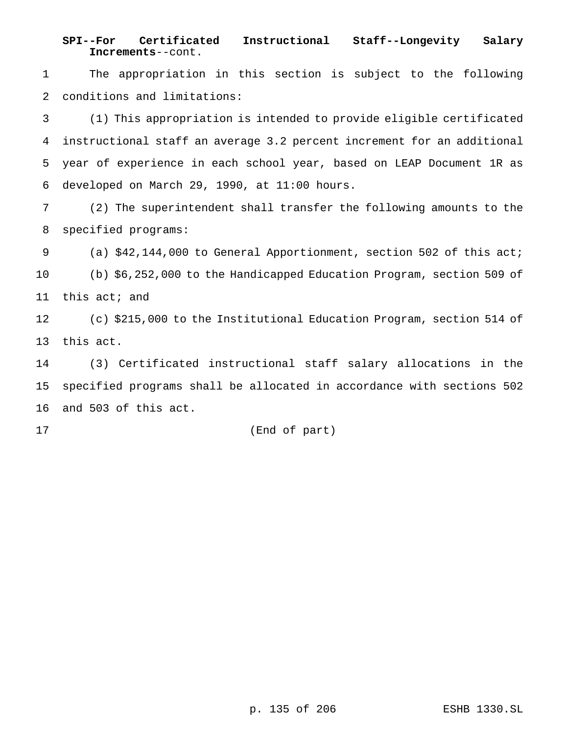**SPI--For Certificated Instructional Staff--Longevity Salary Increments**--cont.

The appropriation in this section is subject to the following conditions and limitations:

(1) This appropriation is intended to provide eligible certificated instructional staff an average 3.2 percent increment for an additional year of experience in each school year, based on LEAP Document 1R as developed on March 29, 1990, at 11:00 hours.

(2) The superintendent shall transfer the following amounts to the specified programs:

(a) $42,144,000 to General Apportionment, section 502 of this act;

(b) $6,252,000 to the Handicapped Education Program, section 509 of this act; and

(c) $215,000 to the Institutional Education Program, section 514 of this act.

(3) Certificated instructional staff salary allocations in the specified programs shall be allocated in accordance with sections 502 and 503 of this act.

(End of part)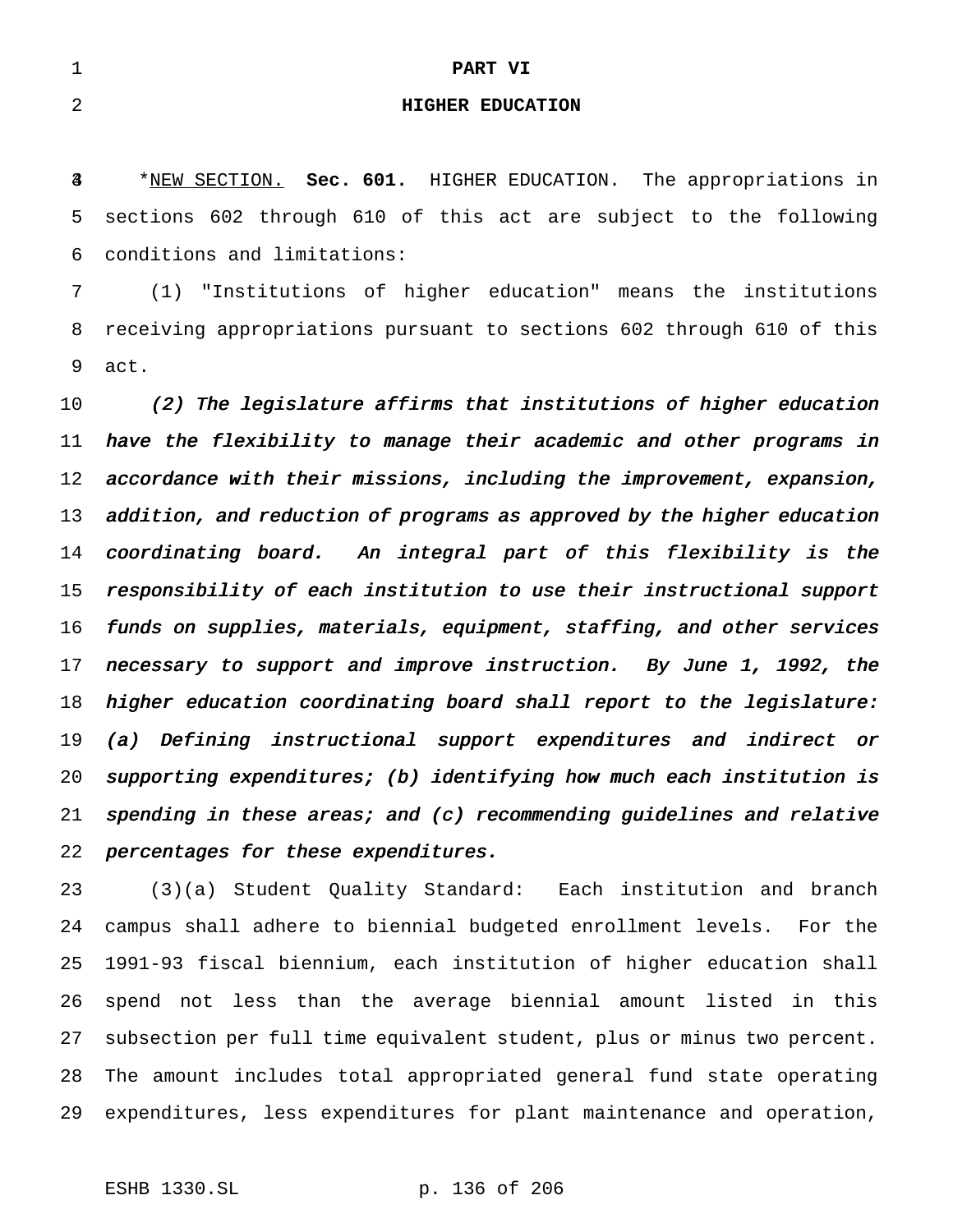# PART VI

## HIGHER EDUCATION

*NEW SECTION. **Sec. 601.** HIGHER EDUCATION. The appropriations in sections 602 through 610 of this act are subject to the following conditions and limitations:

(1) "Institutions of higher education" means the institutions receiving appropriations pursuant to sections 602 through 610 of this act.

*(2) The legislature affirms that institutions of higher education have the flexibility to manage their academic and other programs in accordance with their missions, including the improvement, expansion, addition, and reduction of programs as approved by the higher education coordinating board. An integral part of this flexibility is the responsibility of each institution to use their instructional support funds on supplies, materials, equipment, staffing, and other services necessary to support and improve instruction. By June 1, 1992, the higher education coordinating board shall report to the legislature: (a) Defining instructional support expenditures and indirect or supporting expenditures; (b) identifying how much each institution is spending in these areas; and (c) recommending guidelines and relative percentages for these expenditures.*

(3)(a) Student Quality Standard: Each institution and branch campus shall adhere to biennial budgeted enrollment levels. For the 1991-93 fiscal biennium, each institution of higher education shall spend not less than the average biennial amount listed in this subsection per full time equivalent student, plus or minus two percent. The amount includes total appropriated general fund state operating expenditures, less expenditures for plant maintenance and operation,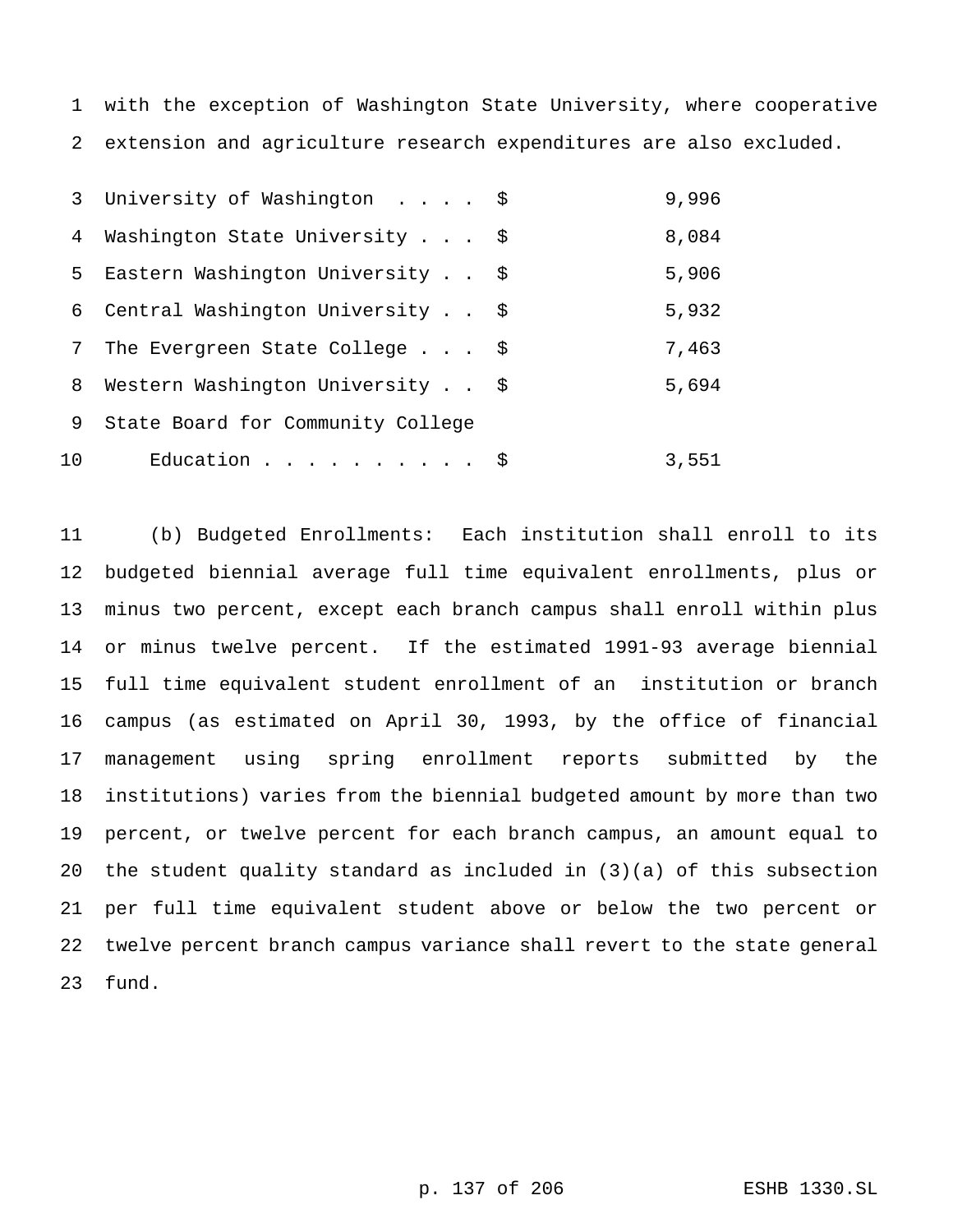with the exception of Washington State University, where cooperative extension and agriculture research expenditures are also excluded.

| | | |
|---|---|---|
| University of Washington | $ | 9,996 |
| Washington State University | $ | 8,084 |
| Eastern Washington University | $ | 5,906 |
| Central Washington University | $ | 5,932 |
| The Evergreen State College | $ | 7,463 |
| Western Washington University | $ | 5,694 |
| State Board for Community College Education | $ | 3,551 |

(b) Budgeted Enrollments: Each institution shall enroll to its budgeted biennial average full time equivalent enrollments, plus or minus two percent, except each branch campus shall enroll within plus or minus twelve percent. If the estimated 1991-93 average biennial full time equivalent student enrollment of an institution or branch campus (as estimated on April 30, 1993, by the office of financial management using spring enrollment reports submitted by the institutions) varies from the biennial budgeted amount by more than two percent, or twelve percent for each branch campus, an amount equal to the student quality standard as included in (3)(a) of this subsection per full time equivalent student above or below the two percent or twelve percent branch campus variance shall revert to the state general fund.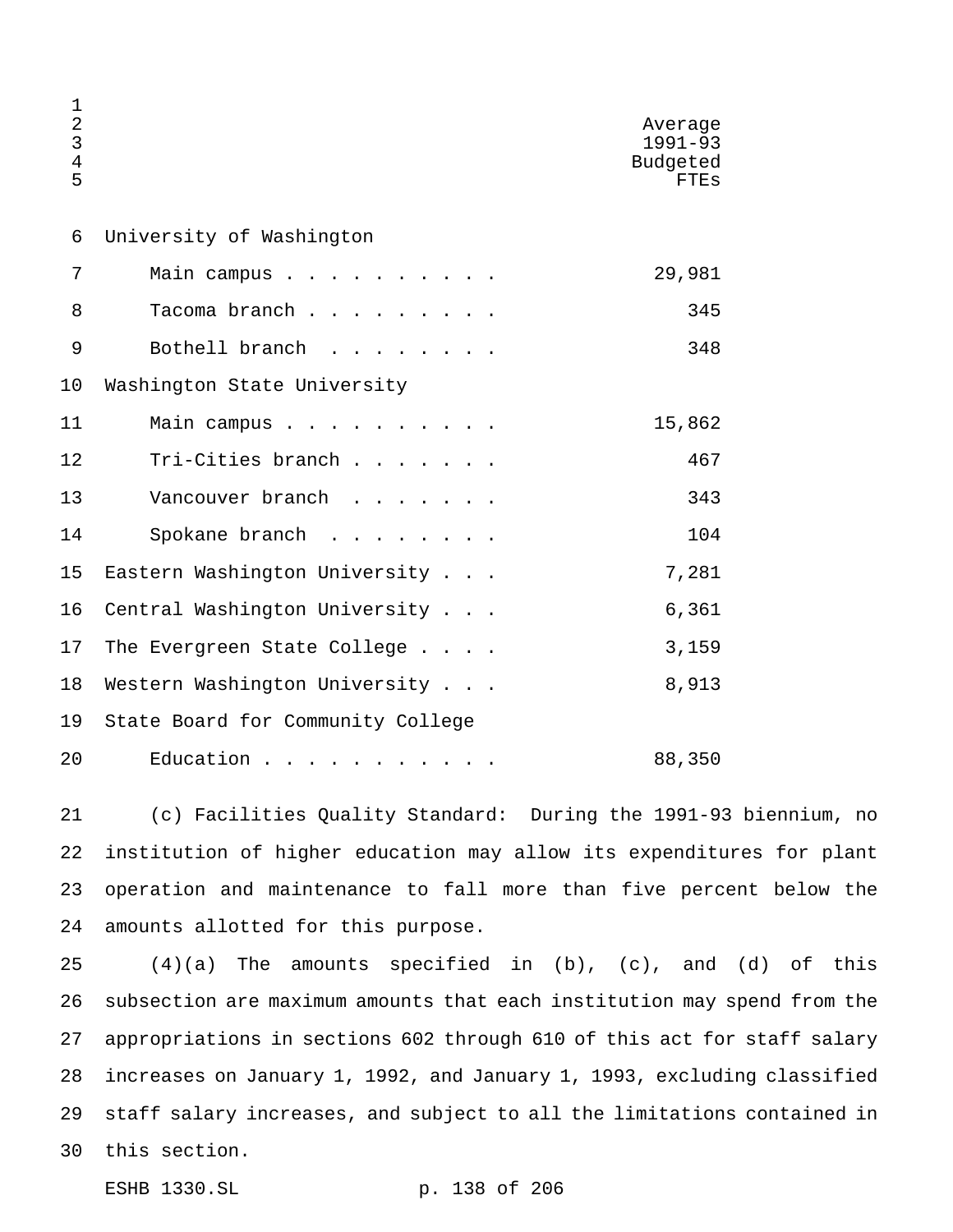| | Average 1991-93 Budgeted FTEs |
|---|---|
| University of Washington | |
| Main campus | 29,981 |
| Tacoma branch | 345 |
| Bothell branch | 348 |
| Washington State University | |
| Main campus | 15,862 |
| Tri-Cities branch | 467 |
| Vancouver branch | 343 |
| Spokane branch | 104 |
| Eastern Washington University | 7,281 |
| Central Washington University | 6,361 |
| The Evergreen State College | 3,159 |
| Western Washington University | 8,913 |
| State Board for Community College Education | 88,350 |

(c) Facilities Quality Standard: During the 1991-93 biennium, no institution of higher education may allow its expenditures for plant operation and maintenance to fall more than five percent below the amounts allotted for this purpose.

(4)(a) The amounts specified in (b), (c), and (d) of this subsection are maximum amounts that each institution may spend from the appropriations in sections 602 through 610 of this act for staff salary increases on January 1, 1992, and January 1, 1993, excluding classified staff salary increases, and subject to all the limitations contained in this section.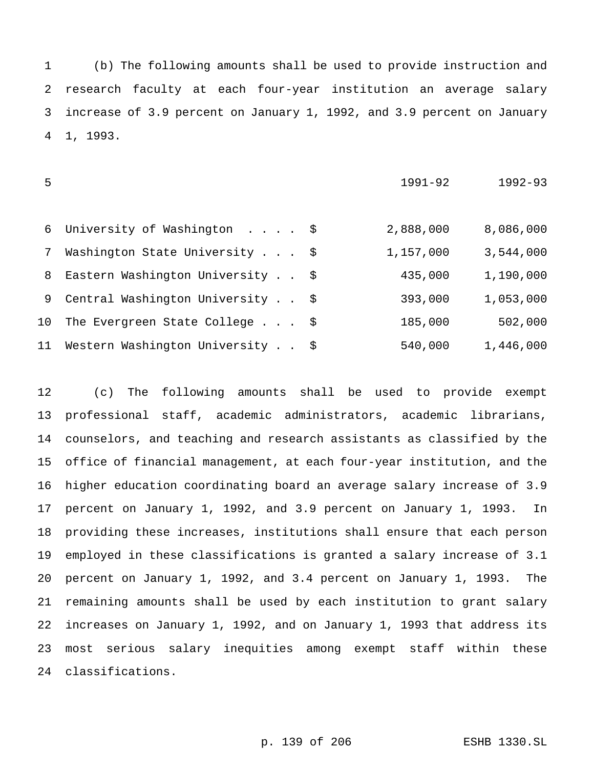(b) The following amounts shall be used to provide instruction and research faculty at each four-year institution an average salary increase of 3.9 percent on January 1, 1992, and 3.9 percent on January 1, 1993.

| | | 1991-92 | 1992-93 |
|---|---|---|---|
| University of Washington . . . . | $ | 2,888,000 | 8,086,000 |
| Washington State University . . . | $ | 1,157,000 | 3,544,000 |
| Eastern Washington University . . | $ | 435,000 | 1,190,000 |
| Central Washington University . . | $ | 393,000 | 1,053,000 |
| The Evergreen State College . . . | $ | 185,000 | 502,000 |
| Western Washington University . . | $ | 540,000 | 1,446,000 |

(c) The following amounts shall be used to provide exempt professional staff, academic administrators, academic librarians, counselors, and teaching and research assistants as classified by the office of financial management, at each four-year institution, and the higher education coordinating board an average salary increase of 3.9 percent on January 1, 1992, and 3.9 percent on January 1, 1993. In providing these increases, institutions shall ensure that each person employed in these classifications is granted a salary increase of 3.1 percent on January 1, 1992, and 3.4 percent on January 1, 1993. The remaining amounts shall be used by each institution to grant salary increases on January 1, 1992, and on January 1, 1993 that address its most serious salary inequities among exempt staff within these classifications.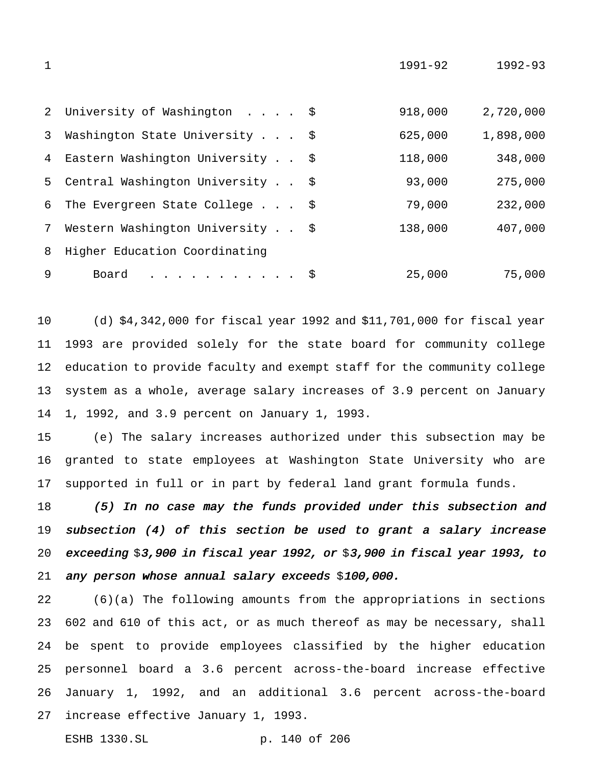| | | 1991-92 | 1992-93 |
|---|---|---|---|
| University of Washington . . . . | $ | 918,000 | 2,720,000 |
| Washington State University . . . | $ | 625,000 | 1,898,000 |
| Eastern Washington University . . | $ | 118,000 | 348,000 |
| Central Washington University . . | $ | 93,000 | 275,000 |
| The Evergreen State College . . . | $ | 79,000 | 232,000 |
| Western Washington University . . | $ | 138,000 | 407,000 |
| Higher Education Coordinating Board . . . . . . . . . . . | $ | 25,000 | 75,000 |

(d) $4,342,000 for fiscal year 1992 and $11,701,000 for fiscal year 1993 are provided solely for the state board for community college education to provide faculty and exempt staff for the community college system as a whole, average salary increases of 3.9 percent on January 1, 1992, and 3.9 percent on January 1, 1993.

(e) The salary increases authorized under this subsection may be granted to state employees at Washington State University who are supported in full or in part by federal land grant formula funds.

***(5) In no case may the funds provided under this subsection and subsection (4) of this section be used to grant a salary increase exceeding $3,900 in fiscal year 1992, or $3,900 in fiscal year 1993, to any person whose annual salary exceeds $100,000.***

(6)(a) The following amounts from the appropriations in sections 602 and 610 of this act, or as much thereof as may be necessary, shall be spent to provide employees classified by the higher education personnel board a 3.6 percent across-the-board increase effective January 1, 1992, and an additional 3.6 percent across-the-board increase effective January 1, 1993.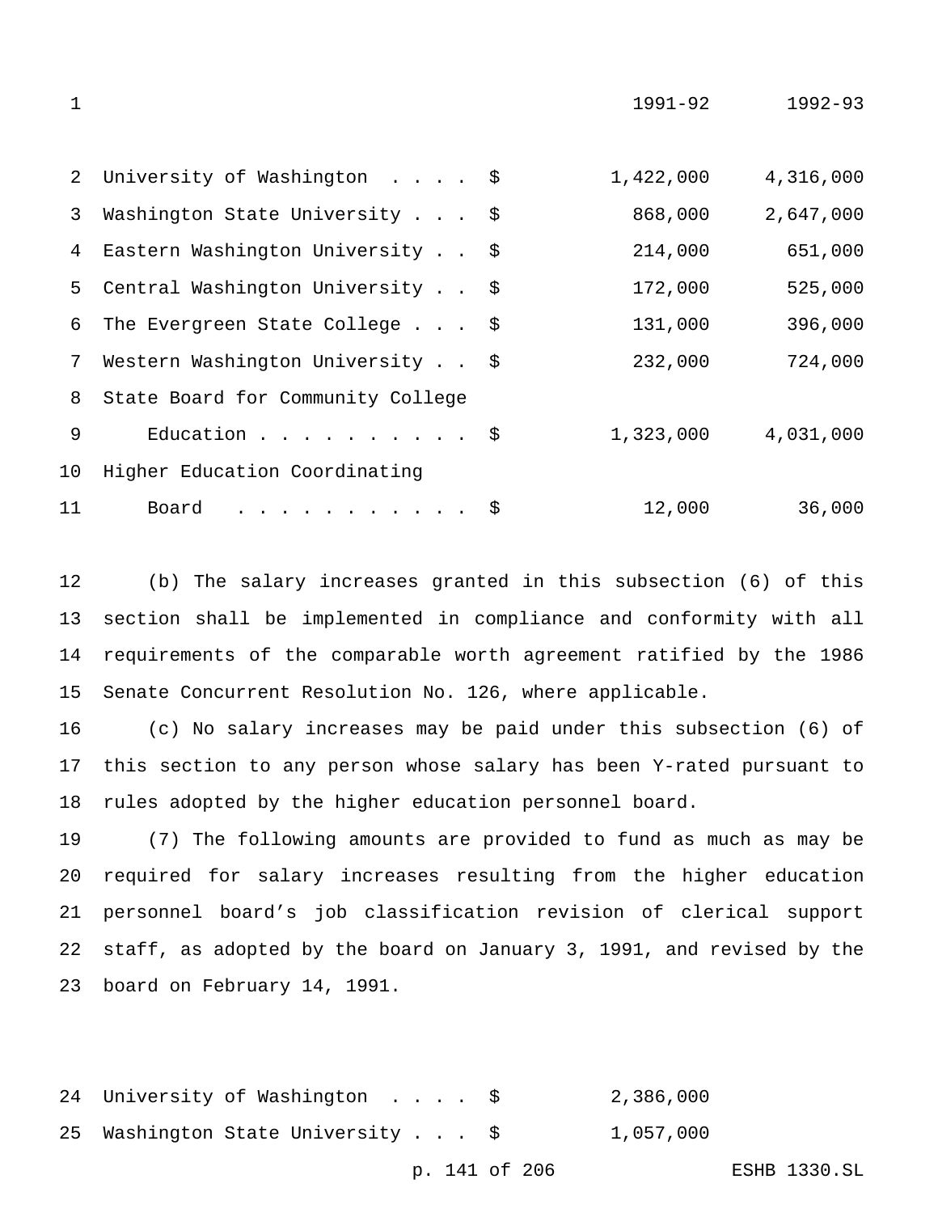| | 1991-92 | 1992-93 |
|---|---|---|
| University of Washington . . . . $ | 1,422,000 | 4,316,000 |
| Washington State University . . . $ | 868,000 | 2,647,000 |
| Eastern Washington University . . $ | 214,000 | 651,000 |
| Central Washington University . . $ | 172,000 | 525,000 |
| The Evergreen State College . . . $ | 131,000 | 396,000 |
| Western Washington University . . $ | 232,000 | 724,000 |
| State Board for Community College Education . . . . . . . . . . $ | 1,323,000 | 4,031,000 |
| Higher Education Coordinating Board . . . . . . . . . . . $ | 12,000 | 36,000 |

(b) The salary increases granted in this subsection (6) of this section shall be implemented in compliance and conformity with all requirements of the comparable worth agreement ratified by the 1986 Senate Concurrent Resolution No. 126, where applicable.

(c) No salary increases may be paid under this subsection (6) of this section to any person whose salary has been Y-rated pursuant to rules adopted by the higher education personnel board.

(7) The following amounts are provided to fund as much as may be required for salary increases resulting from the higher education personnel board's job classification revision of clerical support staff, as adopted by the board on January 3, 1991, and revised by the board on February 14, 1991.

| | |
|---|---|
| University of Washington . . . . $ | 2,386,000 |
| Washington State University . . . $ | 1,057,000 |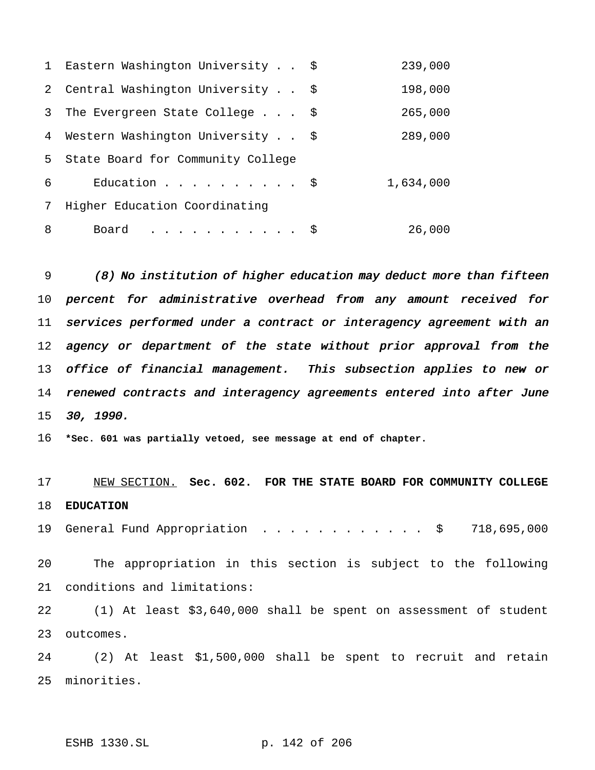| | | |
|---|---|---|
| Eastern Washington University | $ | 239,000 |
| Central Washington University | $ | 198,000 |
| The Evergreen State College | $ | 265,000 |
| Western Washington University | $ | 289,000 |
| State Board for Community College Education | $ | 1,634,000 |
| Higher Education Coordinating Board | $ | 26,000 |

*(8) No institution of higher education may deduct more than fifteen percent for administrative overhead from any amount received for services performed under a contract or interagency agreement with an agency or department of the state without prior approval from the office of financial management. This subsection applies to new or renewed contracts and interagency agreements entered into after June 30, 1990.*

**\*Sec. 601 was partially vetoed, see message at end of chapter.**

NEW SECTION. **Sec. 602. FOR THE STATE BOARD FOR COMMUNITY COLLEGE EDUCATION**

General Fund Appropriation . . . . . . . . . . . . $ 718,695,000

The appropriation in this section is subject to the following conditions and limitations:

(1) At least $3,640,000 shall be spent on assessment of student outcomes.

(2) At least $1,500,000 shall be spent to recruit and retain minorities.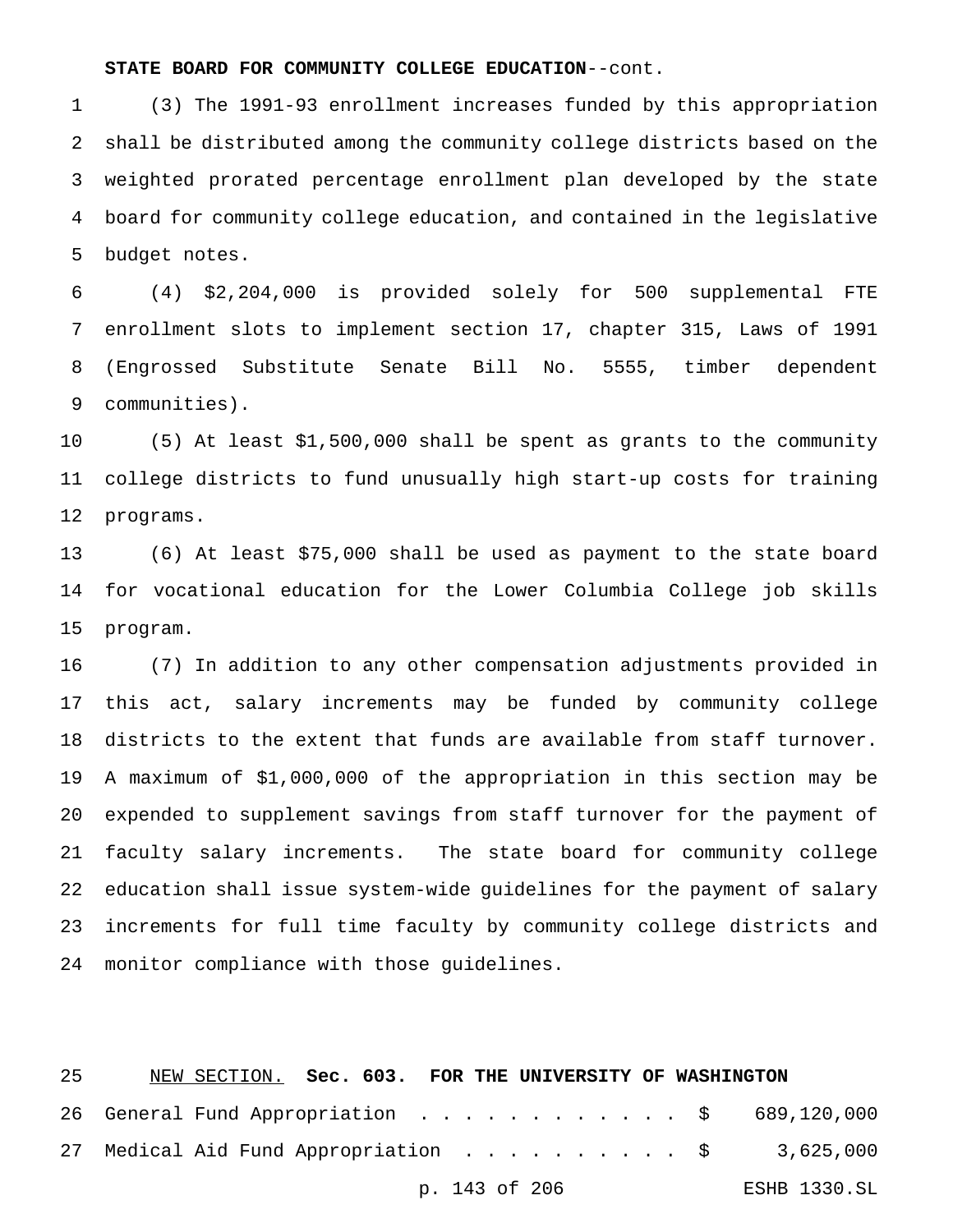**STATE BOARD FOR COMMUNITY COLLEGE EDUCATION**--cont.

(3) The 1991-93 enrollment increases funded by this appropriation shall be distributed among the community college districts based on the weighted prorated percentage enrollment plan developed by the state board for community college education, and contained in the legislative budget notes.

(4) $2,204,000 is provided solely for 500 supplemental FTE enrollment slots to implement section 17, chapter 315, Laws of 1991 (Engrossed Substitute Senate Bill No. 5555, timber dependent communities).

(5) At least $1,500,000 shall be spent as grants to the community college districts to fund unusually high start-up costs for training programs.

(6) At least $75,000 shall be used as payment to the state board for vocational education for the Lower Columbia College job skills program.

(7) In addition to any other compensation adjustments provided in this act, salary increments may be funded by community college districts to the extent that funds are available from staff turnover. A maximum of $1,000,000 of the appropriation in this section may be expended to supplement savings from staff turnover for the payment of faculty salary increments. The state board for community college education shall issue system-wide guidelines for the payment of salary increments for full time faculty by community college districts and monitor compliance with those guidelines.

NEW SECTION. **Sec. 603. FOR THE UNIVERSITY OF WASHINGTON**

| | |
|---|---|
| General Fund Appropriation . . . . . . . . . . . . | $ 689,120,000 |
| Medical Aid Fund Appropriation . . . . . . . . . . | $ 3,625,000 |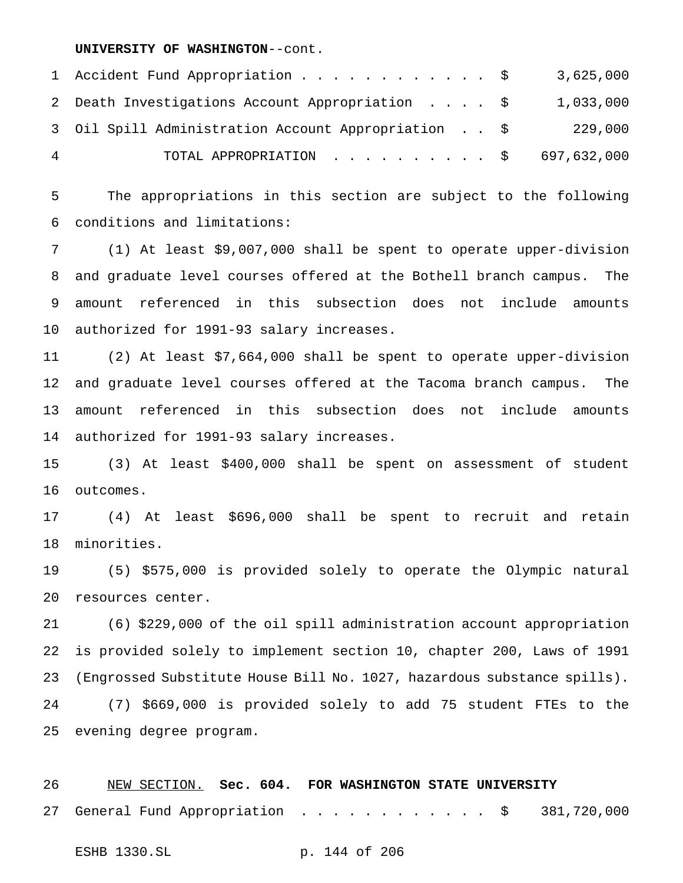**UNIVERSITY OF WASHINGTON**--cont.

| | | |
|---|---|---|
| Accident Fund Appropriation . . . . . . . . . . . . | $ | 3,625,000 |
| Death Investigations Account Appropriation . . . . | $ | 1,033,000 |
| Oil Spill Administration Account Appropriation . . | $ | 229,000 |
| TOTAL APPROPRIATION . . . . . . . . . . | $ | 697,632,000 |

The appropriations in this section are subject to the following conditions and limitations:

(1) At least $9,007,000 shall be spent to operate upper-division and graduate level courses offered at the Bothell branch campus. The amount referenced in this subsection does not include amounts authorized for 1991-93 salary increases.

(2) At least $7,664,000 shall be spent to operate upper-division and graduate level courses offered at the Tacoma branch campus. The amount referenced in this subsection does not include amounts authorized for 1991-93 salary increases.

(3) At least $400,000 shall be spent on assessment of student outcomes.

(4) At least $696,000 shall be spent to recruit and retain minorities.

(5) $575,000 is provided solely to operate the Olympic natural resources center.

(6) $229,000 of the oil spill administration account appropriation is provided solely to implement section 10, chapter 200, Laws of 1991 (Engrossed Substitute House Bill No. 1027, hazardous substance spills).

(7) $669,000 is provided solely to add 75 student FTEs to the evening degree program.

NEW SECTION. **Sec. 604. FOR WASHINGTON STATE UNIVERSITY**

| | | |
|---|---|---|
| General Fund Appropriation . . . . . . . . . . . . | $ | 381,720,000 |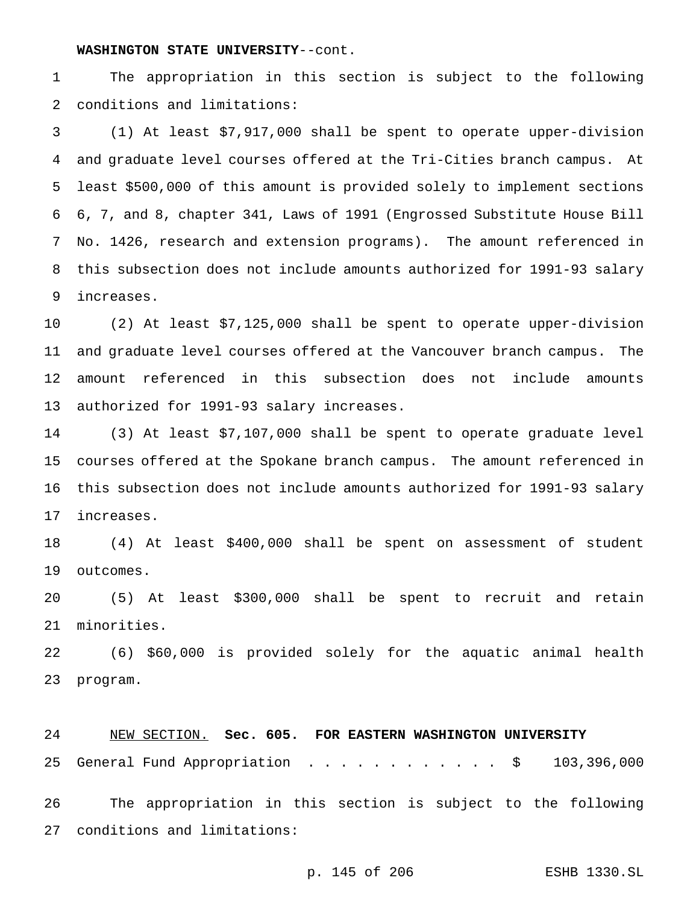**WASHINGTON STATE UNIVERSITY**--cont.

The appropriation in this section is subject to the following conditions and limitations:

(1) At least $7,917,000 shall be spent to operate upper-division and graduate level courses offered at the Tri-Cities branch campus. At least $500,000 of this amount is provided solely to implement sections 6, 7, and 8, chapter 341, Laws of 1991 (Engrossed Substitute House Bill No. 1426, research and extension programs). The amount referenced in this subsection does not include amounts authorized for 1991-93 salary increases.

(2) At least $7,125,000 shall be spent to operate upper-division and graduate level courses offered at the Vancouver branch campus. The amount referenced in this subsection does not include amounts authorized for 1991-93 salary increases.

(3) At least $7,107,000 shall be spent to operate graduate level courses offered at the Spokane branch campus. The amount referenced in this subsection does not include amounts authorized for 1991-93 salary increases.

(4) At least $400,000 shall be spent on assessment of student outcomes.

(5) At least $300,000 shall be spent to recruit and retain minorities.

(6) $60,000 is provided solely for the aquatic animal health program.

NEW SECTION. **Sec. 605. FOR EASTERN WASHINGTON UNIVERSITY**

General Fund Appropriation . . . . . . . . . . . . $ 103,396,000

The appropriation in this section is subject to the following conditions and limitations: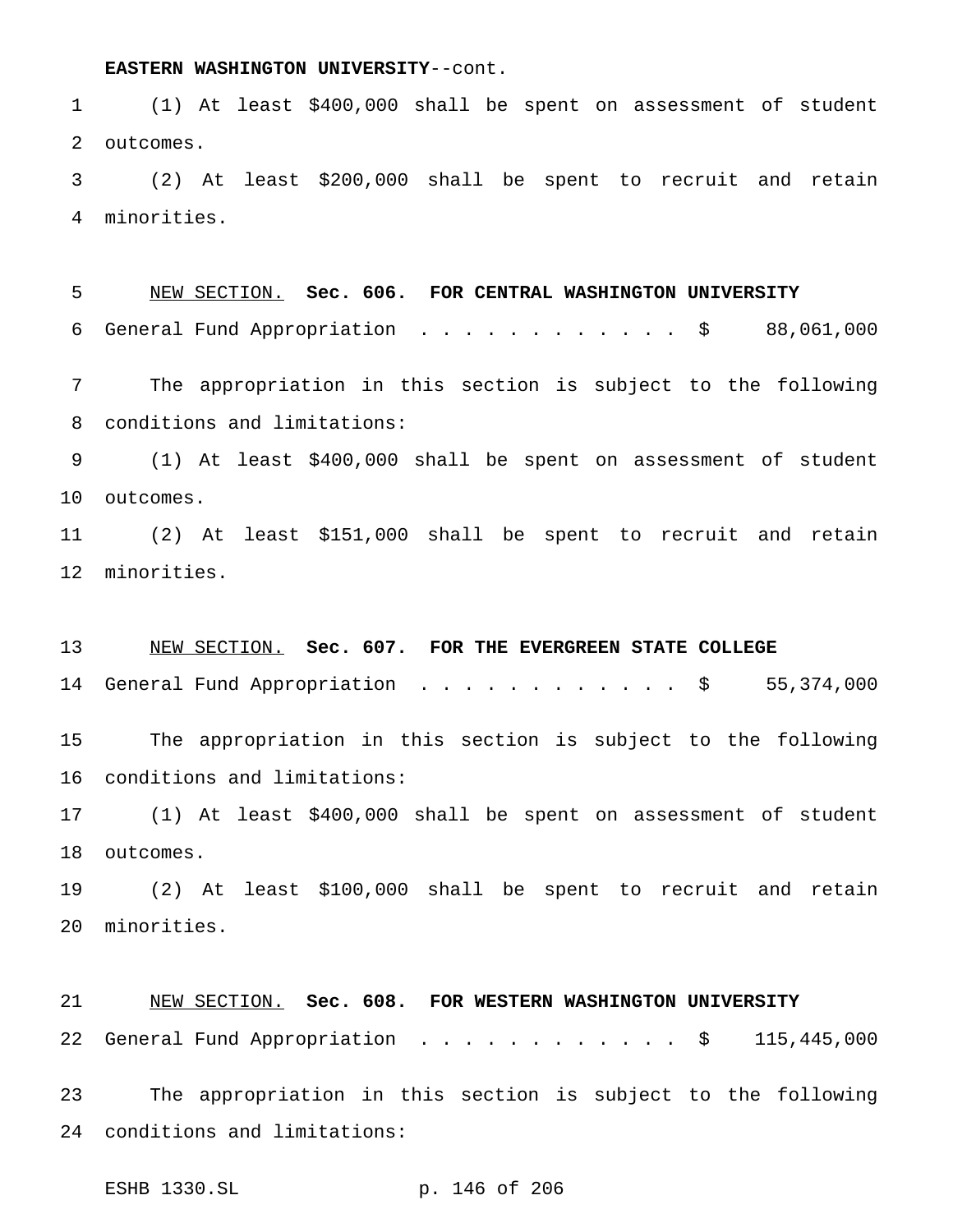**EASTERN WASHINGTON UNIVERSITY**--cont.

(1) At least $400,000 shall be spent on assessment of student outcomes.

(2) At least $200,000 shall be spent to recruit and retain minorities.

NEW SECTION. **Sec. 606. FOR CENTRAL WASHINGTON UNIVERSITY**

General Fund Appropriation . . . . . . . . . . . . $ 88,061,000

The appropriation in this section is subject to the following conditions and limitations:

(1) At least $400,000 shall be spent on assessment of student outcomes.

(2) At least $151,000 shall be spent to recruit and retain minorities.

NEW SECTION. **Sec. 607. FOR THE EVERGREEN STATE COLLEGE**

General Fund Appropriation . . . . . . . . . . . . $ 55,374,000

The appropriation in this section is subject to the following conditions and limitations:

(1) At least $400,000 shall be spent on assessment of student outcomes.

(2) At least $100,000 shall be spent to recruit and retain minorities.

NEW SECTION. **Sec. 608. FOR WESTERN WASHINGTON UNIVERSITY**

General Fund Appropriation . . . . . . . . . . . . $ 115,445,000

The appropriation in this section is subject to the following conditions and limitations: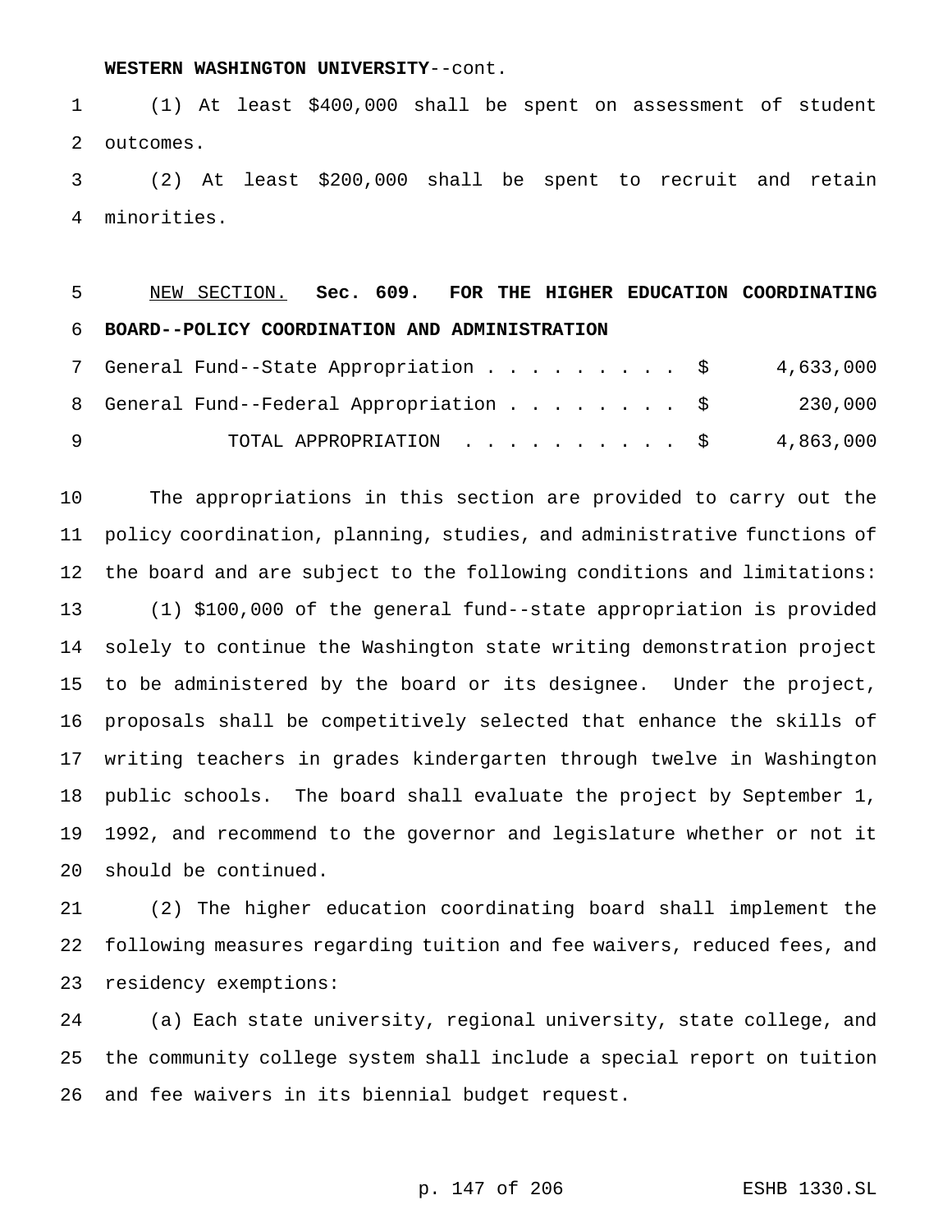**WESTERN WASHINGTON UNIVERSITY**--cont.

(1) At least $400,000 shall be spent on assessment of student outcomes.

(2) At least $200,000 shall be spent to recruit and retain minorities.

NEW SECTION. **Sec. 609. FOR THE HIGHER EDUCATION COORDINATING BOARD--POLICY COORDINATION AND ADMINISTRATION**

| | | |
|---|---|---|
| General Fund--State Appropriation . . . . . . . . . | $ | 4,633,000 |
| General Fund--Federal Appropriation . . . . . . . . | $ | 230,000 |
| TOTAL APPROPRIATION . . . . . . . . . . | $ | 4,863,000 |

The appropriations in this section are provided to carry out the policy coordination, planning, studies, and administrative functions of the board and are subject to the following conditions and limitations:

(1) $100,000 of the general fund--state appropriation is provided solely to continue the Washington state writing demonstration project to be administered by the board or its designee. Under the project, proposals shall be competitively selected that enhance the skills of writing teachers in grades kindergarten through twelve in Washington public schools. The board shall evaluate the project by September 1, 1992, and recommend to the governor and legislature whether or not it should be continued.

(2) The higher education coordinating board shall implement the following measures regarding tuition and fee waivers, reduced fees, and residency exemptions:

(a) Each state university, regional university, state college, and the community college system shall include a special report on tuition and fee waivers in its biennial budget request.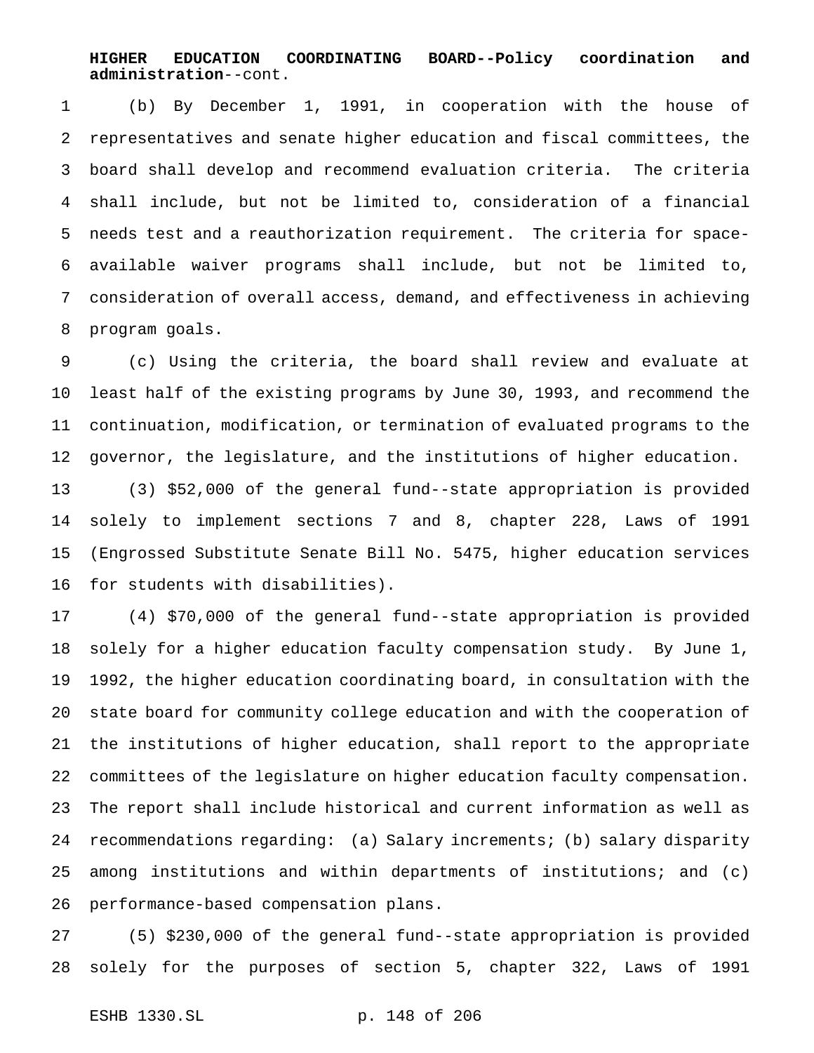**HIGHER EDUCATION COORDINATING BOARD--Policy coordination and administration**--cont.

(b) By December 1, 1991, in cooperation with the house of representatives and senate higher education and fiscal committees, the board shall develop and recommend evaluation criteria. The criteria shall include, but not be limited to, consideration of a financial needs test and a reauthorization requirement. The criteria for space-available waiver programs shall include, but not be limited to, consideration of overall access, demand, and effectiveness in achieving program goals.

(c) Using the criteria, the board shall review and evaluate at least half of the existing programs by June 30, 1993, and recommend the continuation, modification, or termination of evaluated programs to the governor, the legislature, and the institutions of higher education.

(3) $52,000 of the general fund--state appropriation is provided solely to implement sections 7 and 8, chapter 228, Laws of 1991 (Engrossed Substitute Senate Bill No. 5475, higher education services for students with disabilities).

(4) $70,000 of the general fund--state appropriation is provided solely for a higher education faculty compensation study. By June 1, 1992, the higher education coordinating board, in consultation with the state board for community college education and with the cooperation of the institutions of higher education, shall report to the appropriate committees of the legislature on higher education faculty compensation. The report shall include historical and current information as well as recommendations regarding: (a) Salary increments; (b) salary disparity among institutions and within departments of institutions; and (c) performance-based compensation plans.

(5) $230,000 of the general fund--state appropriation is provided solely for the purposes of section 5, chapter 322, Laws of 1991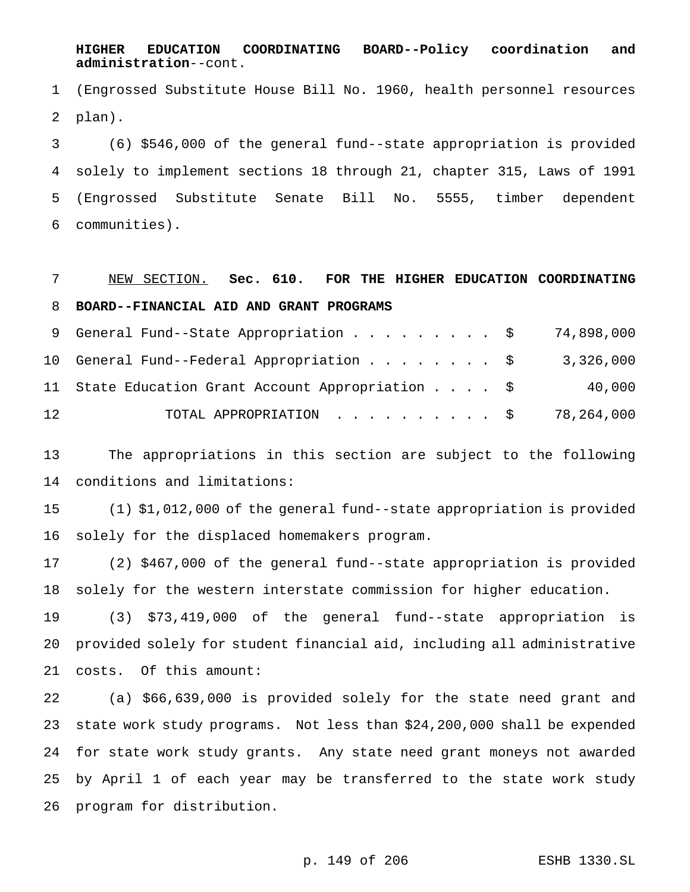**HIGHER EDUCATION COORDINATING BOARD--Policy coordination and administration**--cont.

(Engrossed Substitute House Bill No. 1960, health personnel resources plan).

(6) $546,000 of the general fund--state appropriation is provided solely to implement sections 18 through 21, chapter 315, Laws of 1991 (Engrossed Substitute Senate Bill No. 5555, timber dependent communities).

NEW SECTION. **Sec. 610. FOR THE HIGHER EDUCATION COORDINATING BOARD--FINANCIAL AID AND GRANT PROGRAMS**

| | | |
|---|---|---|
| General Fund--State Appropriation . . . . . . . . . | $ | 74,898,000 |
| General Fund--Federal Appropriation . . . . . . . . | $ | 3,326,000 |
| State Education Grant Account Appropriation . . . . | $ | 40,000 |
| TOTAL APPROPRIATION . . . . . . . . . . | $ | 78,264,000 |

The appropriations in this section are subject to the following conditions and limitations:

(1) $1,012,000 of the general fund--state appropriation is provided solely for the displaced homemakers program.

(2) $467,000 of the general fund--state appropriation is provided solely for the western interstate commission for higher education.

(3) $73,419,000 of the general fund--state appropriation is provided solely for student financial aid, including all administrative costs. Of this amount:

(a) $66,639,000 is provided solely for the state need grant and state work study programs. Not less than $24,200,000 shall be expended for state work study grants. Any state need grant moneys not awarded by April 1 of each year may be transferred to the state work study program for distribution.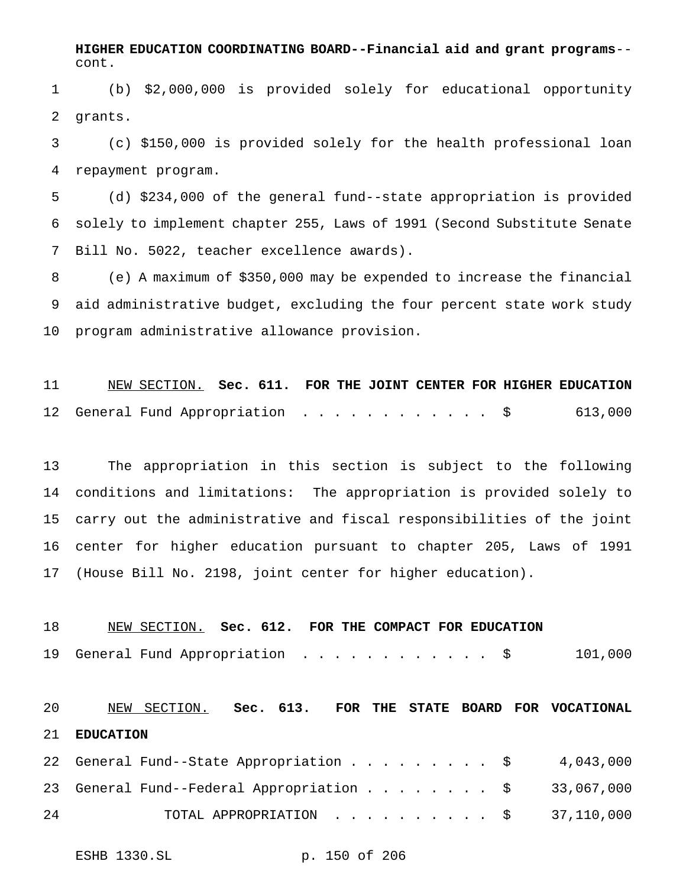**HIGHER EDUCATION COORDINATING BOARD--Financial aid and grant programs**--cont.

(b) $2,000,000 is provided solely for educational opportunity grants.

(c) $150,000 is provided solely for the health professional loan repayment program.

(d) $234,000 of the general fund--state appropriation is provided solely to implement chapter 255, Laws of 1991 (Second Substitute Senate Bill No. 5022, teacher excellence awards).

(e) A maximum of $350,000 may be expended to increase the financial aid administrative budget, excluding the four percent state work study program administrative allowance provision.

NEW SECTION. **Sec. 611. FOR THE JOINT CENTER FOR HIGHER EDUCATION**

| | |
|---|---|
| General Fund Appropriation . . . . . . . . . . . . | $ 613,000 |

The appropriation in this section is subject to the following conditions and limitations: The appropriation is provided solely to carry out the administrative and fiscal responsibilities of the joint center for higher education pursuant to chapter 205, Laws of 1991 (House Bill No. 2198, joint center for higher education).

NEW SECTION. **Sec. 612. FOR THE COMPACT FOR EDUCATION**

| | |
|---|---|
| General Fund Appropriation . . . . . . . . . . . . | $ 101,000 |

NEW SECTION. **Sec. 613. FOR THE STATE BOARD FOR VOCATIONAL EDUCATION**

| | |
|---|---|
| General Fund--State Appropriation . . . . . . . . . | $ 4,043,000 |
| General Fund--Federal Appropriation . . . . . . . . | $ 33,067,000 |
| TOTAL APPROPRIATION . . . . . . . . . . | $ 37,110,000 |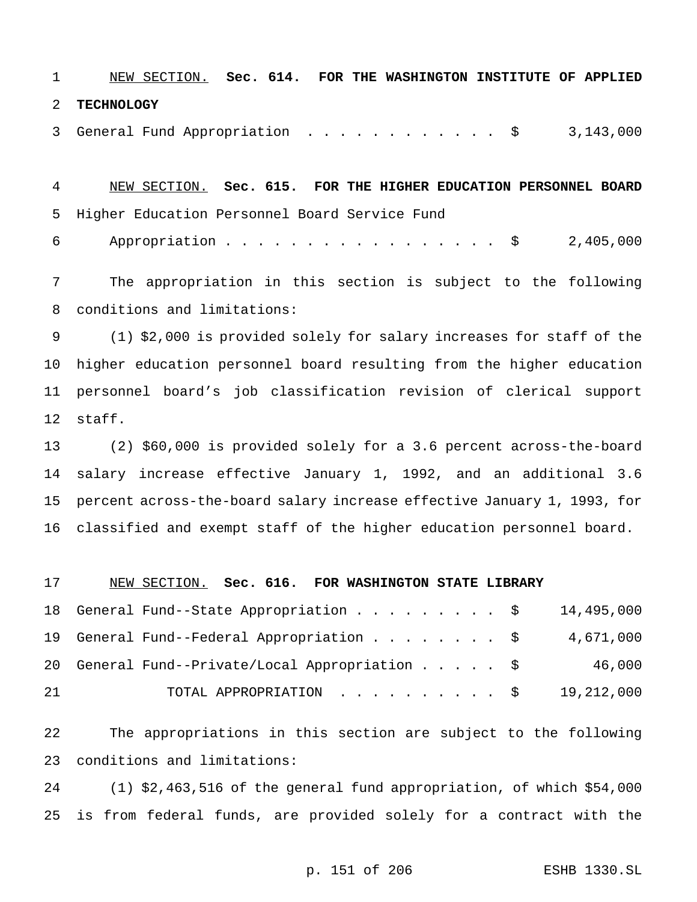NEW SECTION. **Sec. 614. FOR THE WASHINGTON INSTITUTE OF APPLIED TECHNOLOGY**

General Fund Appropriation . . . . . . . . . . . . $ 3,143,000

NEW SECTION. **Sec. 615. FOR THE HIGHER EDUCATION PERSONNEL BOARD**

Higher Education Personnel Board Service Fund Appropriation . . . . . . . . . . . . . . . . . $ 2,405,000

The appropriation in this section is subject to the following conditions and limitations:

(1) $2,000 is provided solely for salary increases for staff of the higher education personnel board resulting from the higher education personnel board's job classification revision of clerical support staff.

(2) $60,000 is provided solely for a 3.6 percent across-the-board salary increase effective January 1, 1992, and an additional 3.6 percent across-the-board salary increase effective January 1, 1993, for classified and exempt staff of the higher education personnel board.

NEW SECTION. **Sec. 616. FOR WASHINGTON STATE LIBRARY**

General Fund--State Appropriation . . . . . . . . . $ 14,495,000
General Fund--Federal Appropriation . . . . . . . . $ 4,671,000
General Fund--Private/Local Appropriation . . . . . $ 46,000
TOTAL APPROPRIATION . . . . . . . . . . $ 19,212,000

The appropriations in this section are subject to the following conditions and limitations:

(1) $2,463,516 of the general fund appropriation, of which $54,000 is from federal funds, are provided solely for a contract with the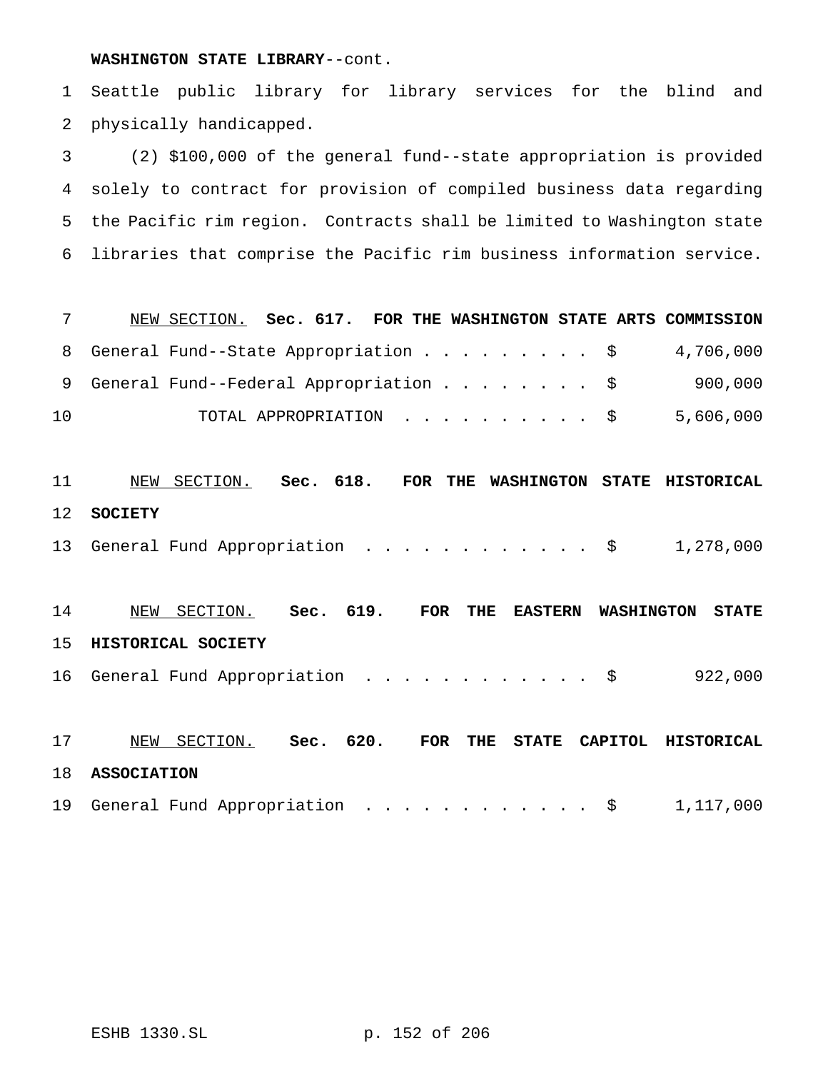**WASHINGTON STATE LIBRARY**--cont.

Seattle public library for library services for the blind and physically handicapped.

(2) $100,000 of the general fund--state appropriation is provided solely to contract for provision of compiled business data regarding the Pacific rim region. Contracts shall be limited to Washington state libraries that comprise the Pacific rim business information service.

NEW SECTION. **Sec. 617. FOR THE WASHINGTON STATE ARTS COMMISSION**

| | |
|---|---|
| General Fund--State Appropriation | $ 4,706,000 |
| General Fund--Federal Appropriation | $ 900,000 |
| TOTAL APPROPRIATION | $ 5,606,000 |

NEW SECTION. **Sec. 618. FOR THE WASHINGTON STATE HISTORICAL SOCIETY**

| | |
|---|---|
| General Fund Appropriation | $ 1,278,000 |

NEW SECTION. **Sec. 619. FOR THE EASTERN WASHINGTON STATE HISTORICAL SOCIETY**

| | |
|---|---|
| General Fund Appropriation | $ 922,000 |

NEW SECTION. **Sec. 620. FOR THE STATE CAPITOL HISTORICAL ASSOCIATION**

| | |
|---|---|
| General Fund Appropriation | $ 1,117,000 |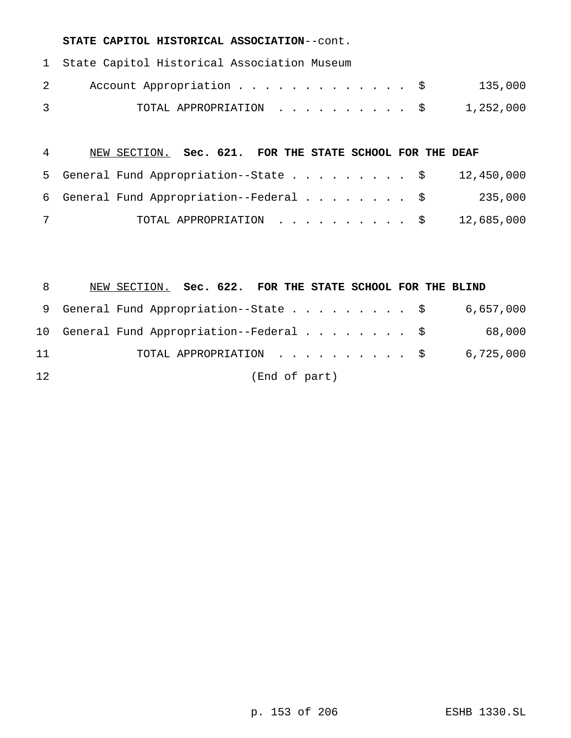**STATE CAPITOL HISTORICAL ASSOCIATION**--cont.

| | |
|---|---|
| State Capitol Historical Association Museum Account Appropriation | $ 135,000 |
| TOTAL APPROPRIATION | $ 1,252,000 |

NEW SECTION. **Sec. 621. FOR THE STATE SCHOOL FOR THE DEAF**

| | |
|---|---|
| General Fund Appropriation--State | $ 12,450,000 |
| General Fund Appropriation--Federal | $ 235,000 |
| TOTAL APPROPRIATION | $ 12,685,000 |

NEW SECTION. **Sec. 622. FOR THE STATE SCHOOL FOR THE BLIND**

| | |
|---|---|
| General Fund Appropriation--State | $ 6,657,000 |
| General Fund Appropriation--Federal | $ 68,000 |
| TOTAL APPROPRIATION | $ 6,725,000 |

(End of part)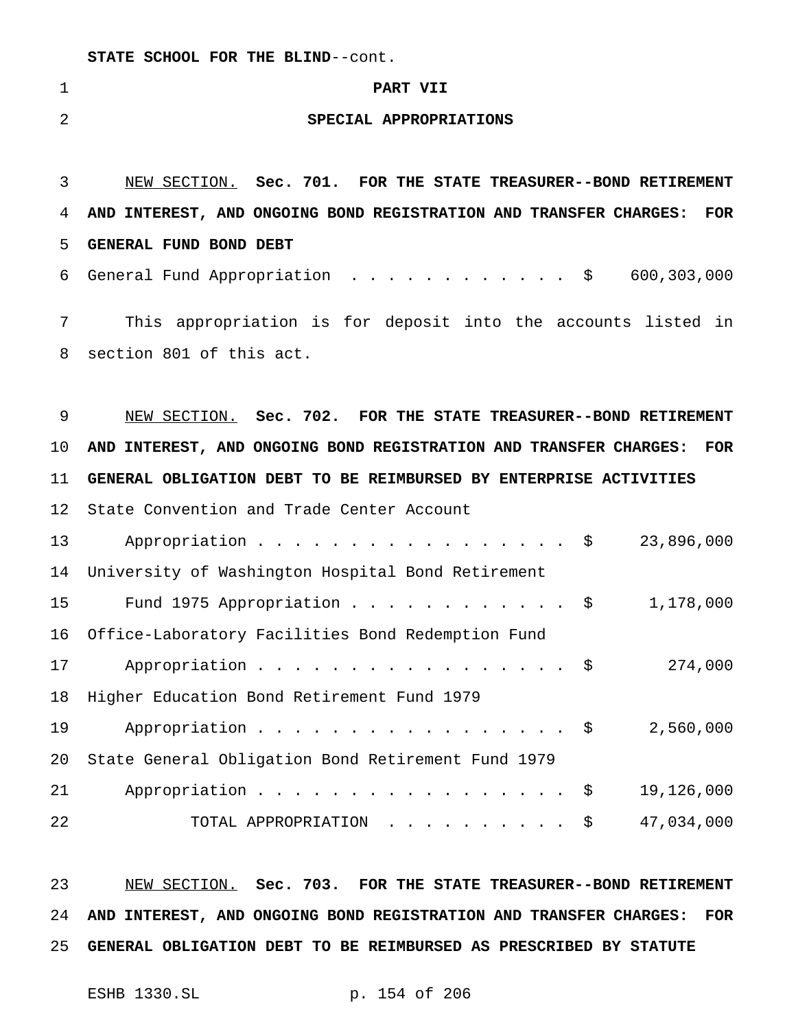**STATE SCHOOL FOR THE BLIND**--cont.

## PART VII

## SPECIAL APPROPRIATIONS

NEW SECTION. **Sec. 701. FOR THE STATE TREASURER--BOND RETIREMENT AND INTEREST, AND ONGOING BOND REGISTRATION AND TRANSFER CHARGES: FOR GENERAL FUND BOND DEBT**

| | |
|---|---|
| General Fund Appropriation . . . . . . . . . . . . | $ 600,303,000 |

This appropriation is for deposit into the accounts listed in section 801 of this act.

NEW SECTION. **Sec. 702. FOR THE STATE TREASURER--BOND RETIREMENT AND INTEREST, AND ONGOING BOND REGISTRATION AND TRANSFER CHARGES: FOR GENERAL OBLIGATION DEBT TO BE REIMBURSED BY ENTERPRISE ACTIVITIES**

| | |
|---|---|
| State Convention and Trade Center Account Appropriation . . . . . . . . . . . . . . . . . . | $ 23,896,000 |
| University of Washington Hospital Bond Retirement Fund 1975 Appropriation . . . . . . . . . . . . | $ 1,178,000 |
| Office-Laboratory Facilities Bond Redemption Fund Appropriation . . . . . . . . . . . . . . . . . . | $ 274,000 |
| Higher Education Bond Retirement Fund 1979 Appropriation . . . . . . . . . . . . . . . . . . | $ 2,560,000 |
| State General Obligation Bond Retirement Fund 1979 Appropriation . . . . . . . . . . . . . . . . . . | $ 19,126,000 |
| TOTAL APPROPRIATION . . . . . . . . . . | $ 47,034,000 |

NEW SECTION. **Sec. 703. FOR THE STATE TREASURER--BOND RETIREMENT AND INTEREST, AND ONGOING BOND REGISTRATION AND TRANSFER CHARGES: FOR GENERAL OBLIGATION DEBT TO BE REIMBURSED AS PRESCRIBED BY STATUTE**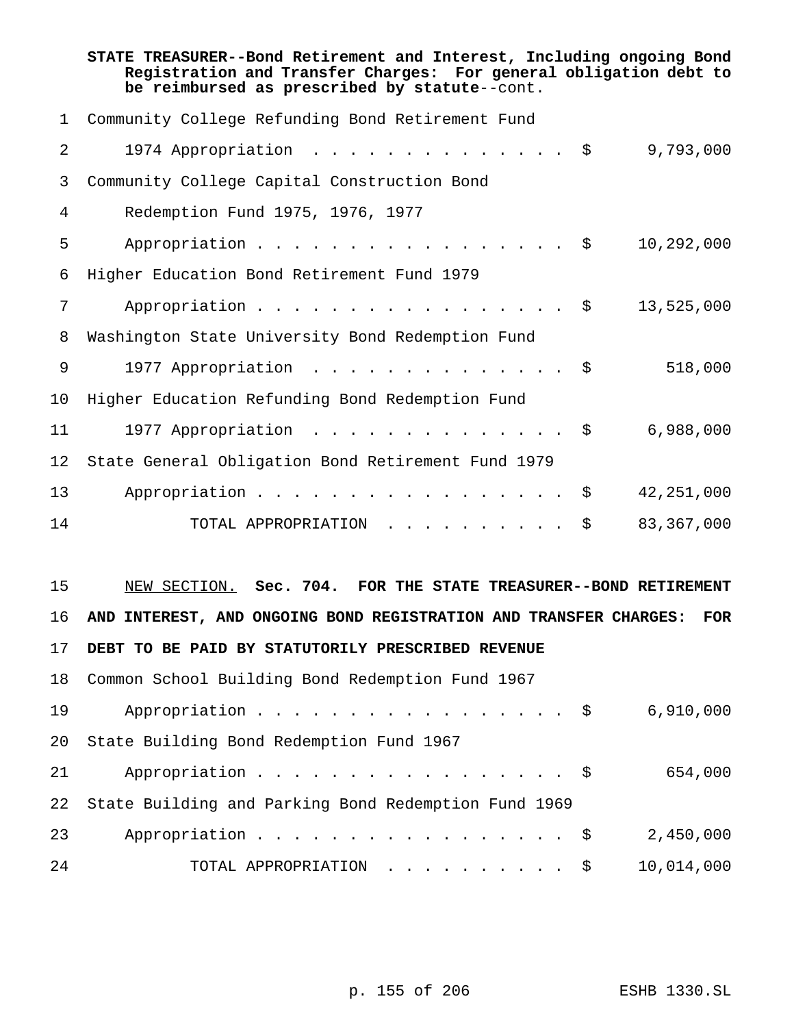**STATE TREASURER--Bond Retirement and Interest, Including ongoing Bond Registration and Transfer Charges: For general obligation debt to be reimbursed as prescribed by statute**--cont.

| | | |
|---|---|---|
| Community College Refunding Bond Retirement Fund 1974 Appropriation | $ | 9,793,000 |
| Community College Capital Construction Bond Redemption Fund 1975, 1976, 1977 Appropriation | $ | 10,292,000 |
| Higher Education Bond Retirement Fund 1979 Appropriation | $ | 13,525,000 |
| Washington State University Bond Redemption Fund 1977 Appropriation | $ | 518,000 |
| Higher Education Refunding Bond Redemption Fund 1977 Appropriation | $ | 6,988,000 |
| State General Obligation Bond Retirement Fund 1979 Appropriation | $ | 42,251,000 |
| TOTAL APPROPRIATION | $ | 83,367,000 |

NEW SECTION. **Sec. 704. FOR THE STATE TREASURER--BOND RETIREMENT AND INTEREST, AND ONGOING BOND REGISTRATION AND TRANSFER CHARGES: FOR DEBT TO BE PAID BY STATUTORILY PRESCRIBED REVENUE**

| | | |
|---|---|---|
| Common School Building Bond Redemption Fund 1967 Appropriation | $ | 6,910,000 |
| State Building Bond Redemption Fund 1967 Appropriation | $ | 654,000 |
| State Building and Parking Bond Redemption Fund 1969 Appropriation | $ | 2,450,000 |
| TOTAL APPROPRIATION | $ | 10,014,000 |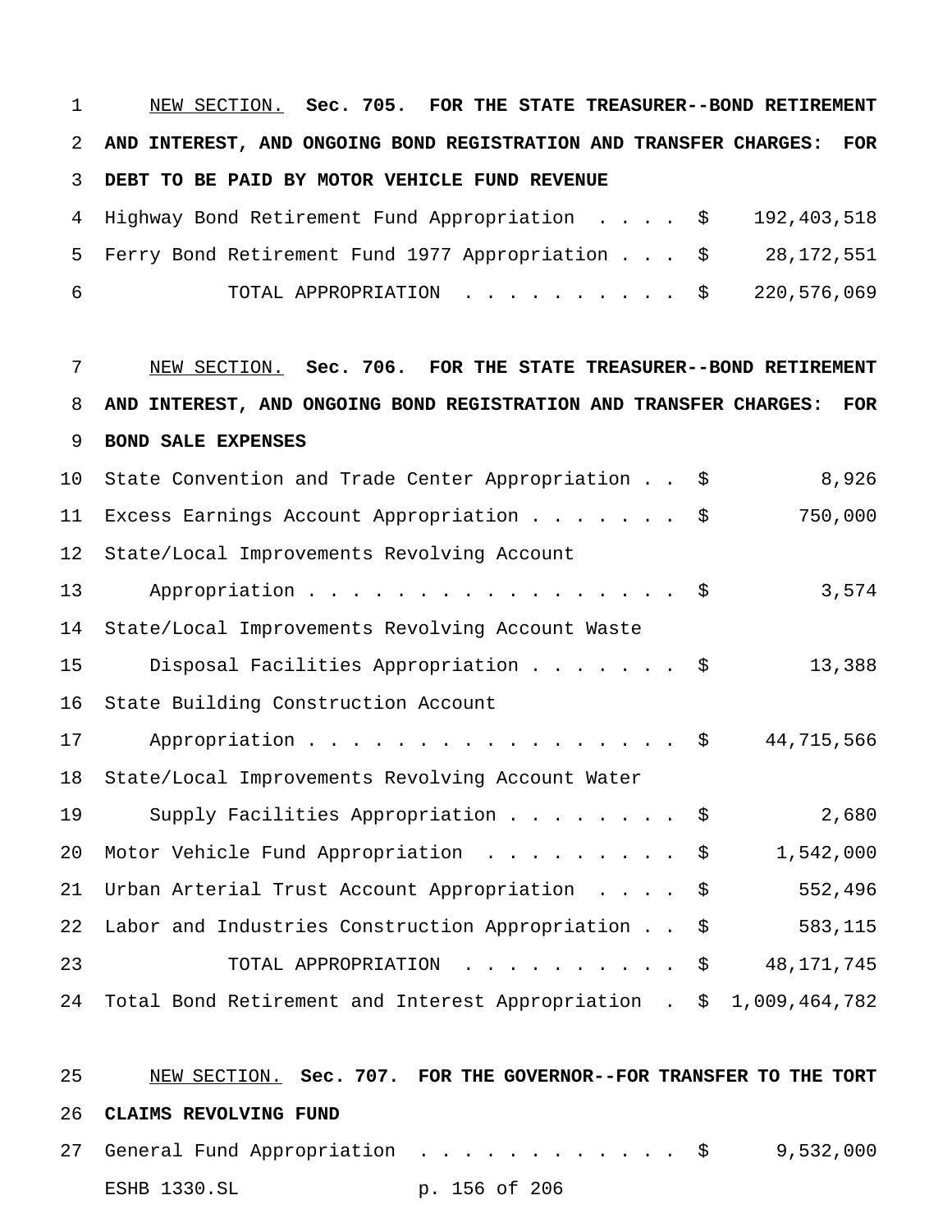NEW SECTION. **Sec. 705. FOR THE STATE TREASURER--BOND RETIREMENT AND INTEREST, AND ONGOING BOND REGISTRATION AND TRANSFER CHARGES: FOR DEBT TO BE PAID BY MOTOR VEHICLE FUND REVENUE**

| | |
|---|---|
| Highway Bond Retirement Fund Appropriation | $ 192,403,518 |
| Ferry Bond Retirement Fund 1977 Appropriation | $ 28,172,551 |
| TOTAL APPROPRIATION | $ 220,576,069 |

NEW SECTION. **Sec. 706. FOR THE STATE TREASURER--BOND RETIREMENT AND INTEREST, AND ONGOING BOND REGISTRATION AND TRANSFER CHARGES: FOR BOND SALE EXPENSES**

| | |
|---|---|
| State Convention and Trade Center Appropriation | $ 8,926 |
| Excess Earnings Account Appropriation | $ 750,000 |
| State/Local Improvements Revolving Account Appropriation | $ 3,574 |
| State/Local Improvements Revolving Account Waste Disposal Facilities Appropriation | $ 13,388 |
| State Building Construction Account Appropriation | $ 44,715,566 |
| State/Local Improvements Revolving Account Water Supply Facilities Appropriation | $ 2,680 |
| Motor Vehicle Fund Appropriation | $ 1,542,000 |
| Urban Arterial Trust Account Appropriation | $ 552,496 |
| Labor and Industries Construction Appropriation | $ 583,115 |
| TOTAL APPROPRIATION | $ 48,171,745 |
| Total Bond Retirement and Interest Appropriation | $ 1,009,464,782 |

NEW SECTION. **Sec. 707. FOR THE GOVERNOR--FOR TRANSFER TO THE TORT CLAIMS REVOLVING FUND**

| | |
|---|---|
| General Fund Appropriation | $ 9,532,000 |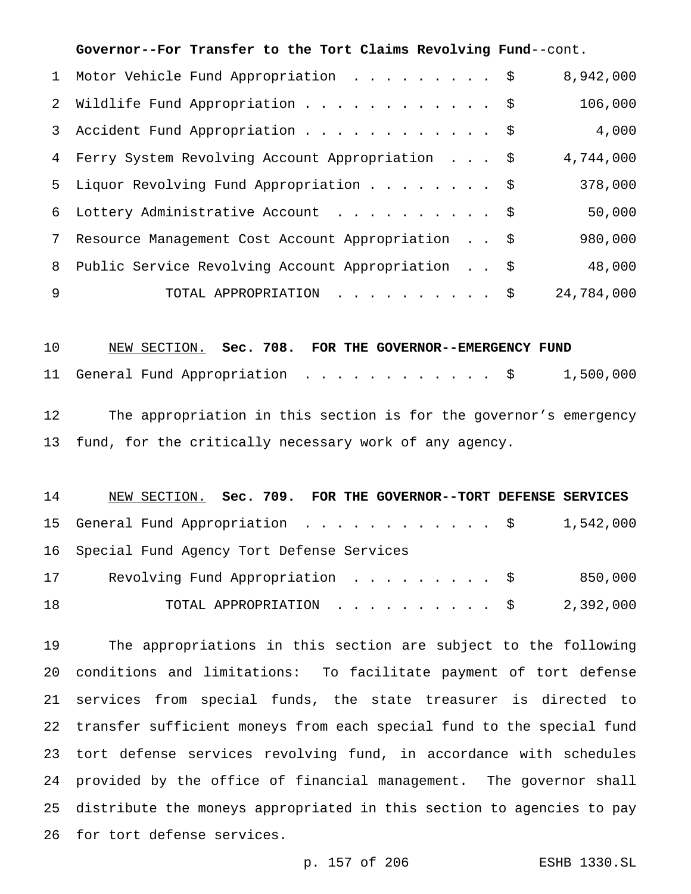**Governor--For Transfer to the Tort Claims Revolving Fund**--cont.

| | | |
|---|---|---|
| Motor Vehicle Fund Appropriation | $ | 8,942,000 |
| Wildlife Fund Appropriation | $ | 106,000 |
| Accident Fund Appropriation | $ | 4,000 |
| Ferry System Revolving Account Appropriation | $ | 4,744,000 |
| Liquor Revolving Fund Appropriation | $ | 378,000 |
| Lottery Administrative Account | $ | 50,000 |
| Resource Management Cost Account Appropriation | $ | 980,000 |
| Public Service Revolving Account Appropriation | $ | 48,000 |
| TOTAL APPROPRIATION | $ | 24,784,000 |

NEW SECTION. **Sec. 708. FOR THE GOVERNOR--EMERGENCY FUND**

| | | |
|---|---|---|
| General Fund Appropriation | $ | 1,500,000 |

The appropriation in this section is for the governor's emergency fund, for the critically necessary work of any agency.

NEW SECTION. **Sec. 709. FOR THE GOVERNOR--TORT DEFENSE SERVICES**

| | | |
|---|---|---|
| General Fund Appropriation | $ | 1,542,000 |
| Special Fund Agency Tort Defense Services Revolving Fund Appropriation | $ | 850,000 |
| TOTAL APPROPRIATION | $ | 2,392,000 |

The appropriations in this section are subject to the following conditions and limitations: To facilitate payment of tort defense services from special funds, the state treasurer is directed to transfer sufficient moneys from each special fund to the special fund tort defense services revolving fund, in accordance with schedules provided by the office of financial management. The governor shall distribute the moneys appropriated in this section to agencies to pay for tort defense services.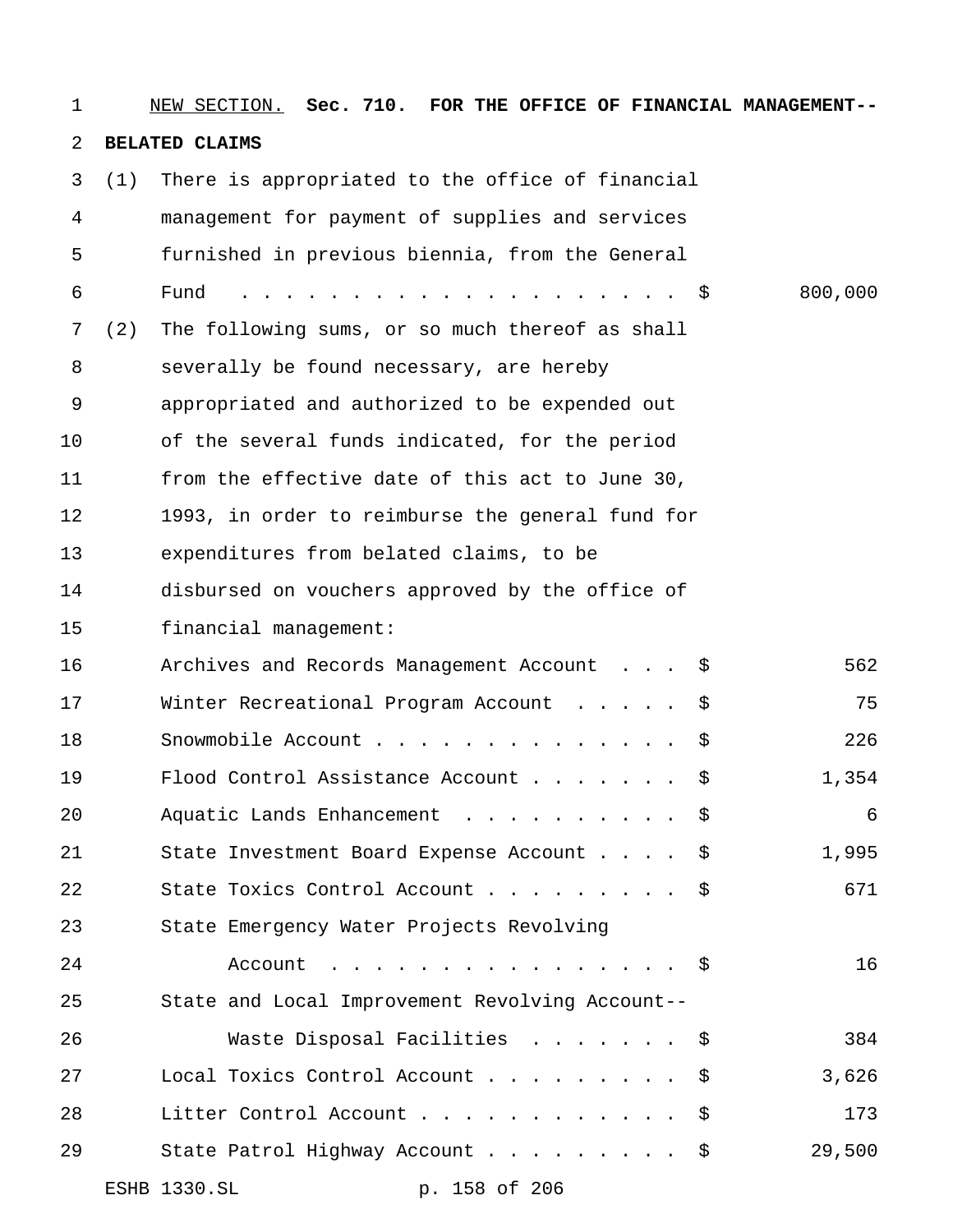NEW SECTION. **Sec. 710. FOR THE OFFICE OF FINANCIAL MANAGEMENT--BELATED CLAIMS**

(1) There is appropriated to the office of financial management for payment of supplies and services furnished in previous biennia, from the General Fund . . . . . . . . . . . . . . . . . . . . . $ 800,000

(2) The following sums, or so much thereof as shall severally be found necessary, are hereby appropriated and authorized to be expended out of the several funds indicated, for the period from the effective date of this act to June 30, 1993, in order to reimburse the general fund for expenditures from belated claims, to be disbursed on vouchers approved by the office of financial management:

| | |
|---|---|
| Archives and Records Management Account . . . | $ 562 |
| Winter Recreational Program Account . . . . . | $ 75 |
| Snowmobile Account . . . . . . . . . . . . . . | $ 226 |
| Flood Control Assistance Account . . . . . . . | $ 1,354 |
| Aquatic Lands Enhancement . . . . . . . . . . | $ 6 |
| State Investment Board Expense Account . . . . | $ 1,995 |
| State Toxics Control Account . . . . . . . . . | $ 671 |
| State Emergency Water Projects Revolving Account . . . . . . . . . . . . . . . . . | $ 16 |
| State and Local Improvement Revolving Account--Waste Disposal Facilities . . . . . . . | $ 384 |
| Local Toxics Control Account . . . . . . . . . | $ 3,626 |
| Litter Control Account . . . . . . . . . . . . | $ 173 |
| State Patrol Highway Account . . . . . . . . . | $ 29,500 |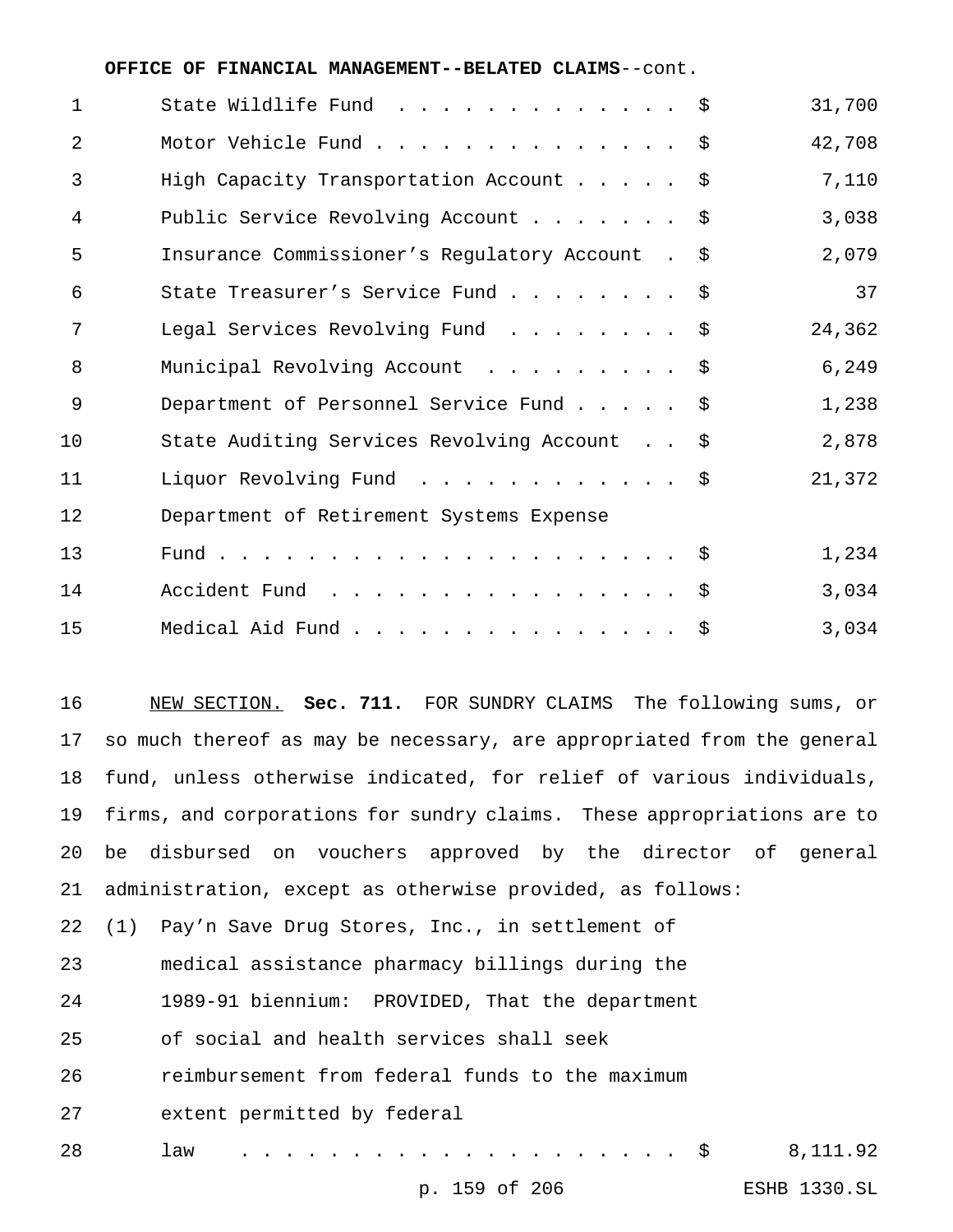**OFFICE OF FINANCIAL MANAGEMENT--BELATED CLAIMS**--cont.

| | | |
|---|---|---|
| State Wildlife Fund | $ | 31,700 |
| Motor Vehicle Fund | $ | 42,708 |
| High Capacity Transportation Account | $ | 7,110 |
| Public Service Revolving Account | $ | 3,038 |
| Insurance Commissioner's Regulatory Account | $ | 2,079 |
| State Treasurer's Service Fund | $ | 37 |
| Legal Services Revolving Fund | $ | 24,362 |
| Municipal Revolving Account | $ | 6,249 |
| Department of Personnel Service Fund | $ | 1,238 |
| State Auditing Services Revolving Account | $ | 2,878 |
| Liquor Revolving Fund | $ | 21,372 |
| Department of Retirement Systems Expense Fund | $ | 1,234 |
| Accident Fund | $ | 3,034 |
| Medical Aid Fund | $ | 3,034 |

NEW SECTION. **Sec. 711.** FOR SUNDRY CLAIMS The following sums, or so much thereof as may be necessary, are appropriated from the general fund, unless otherwise indicated, for relief of various individuals, firms, and corporations for sundry claims. These appropriations are to be disbursed on vouchers approved by the director of general administration, except as otherwise provided, as follows:

| | | |
|---|---|---|
| (1) Pay'n Save Drug Stores, Inc., in settlement of medical assistance pharmacy billings during the 1989-91 biennium: PROVIDED, That the department of social and health services shall seek reimbursement from federal funds to the maximum extent permitted by federal law | $ | 8,111.92 |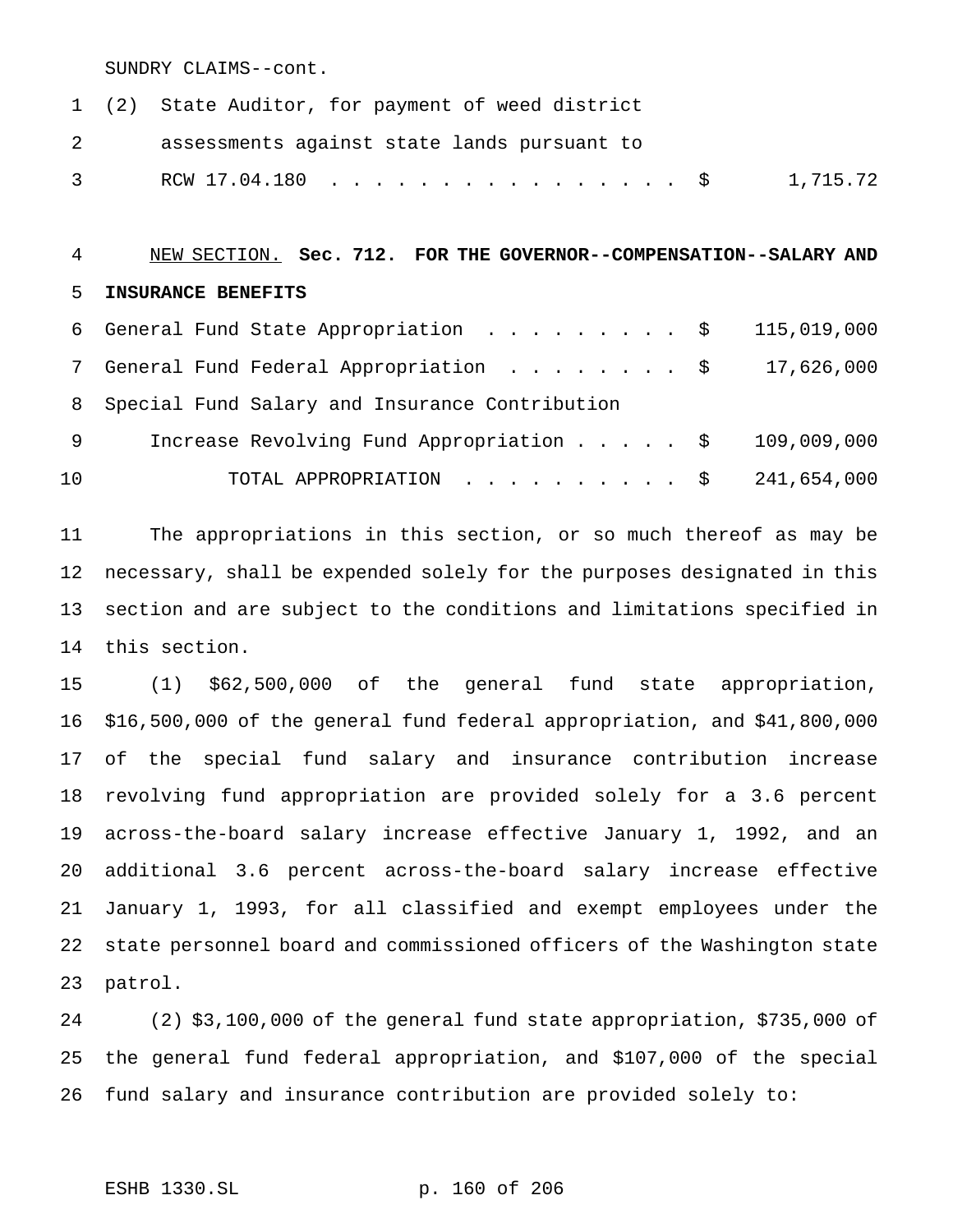SUNDRY CLAIMS--cont.

| | | |
|---|---|---|
| (2) State Auditor, for payment of weed district assessments against state lands pursuant to RCW 17.04.180 | $ | 1,715.72 |

NEW SECTION. **Sec. 712. FOR THE GOVERNOR--COMPENSATION--SALARY AND INSURANCE BENEFITS**

| | | |
|---|---|---|
| General Fund State Appropriation | $ | 115,019,000 |
| General Fund Federal Appropriation | $ | 17,626,000 |
| Special Fund Salary and Insurance Contribution Increase Revolving Fund Appropriation | $ | 109,009,000 |
| TOTAL APPROPRIATION | $ | 241,654,000 |

The appropriations in this section, or so much thereof as may be necessary, shall be expended solely for the purposes designated in this section and are subject to the conditions and limitations specified in this section.

(1) $62,500,000 of the general fund state appropriation, $16,500,000 of the general fund federal appropriation, and $41,800,000 of the special fund salary and insurance contribution increase revolving fund appropriation are provided solely for a 3.6 percent across-the-board salary increase effective January 1, 1992, and an additional 3.6 percent across-the-board salary increase effective January 1, 1993, for all classified and exempt employees under the state personnel board and commissioned officers of the Washington state patrol.

(2) $3,100,000 of the general fund state appropriation, $735,000 of the general fund federal appropriation, and $107,000 of the special fund salary and insurance contribution are provided solely to: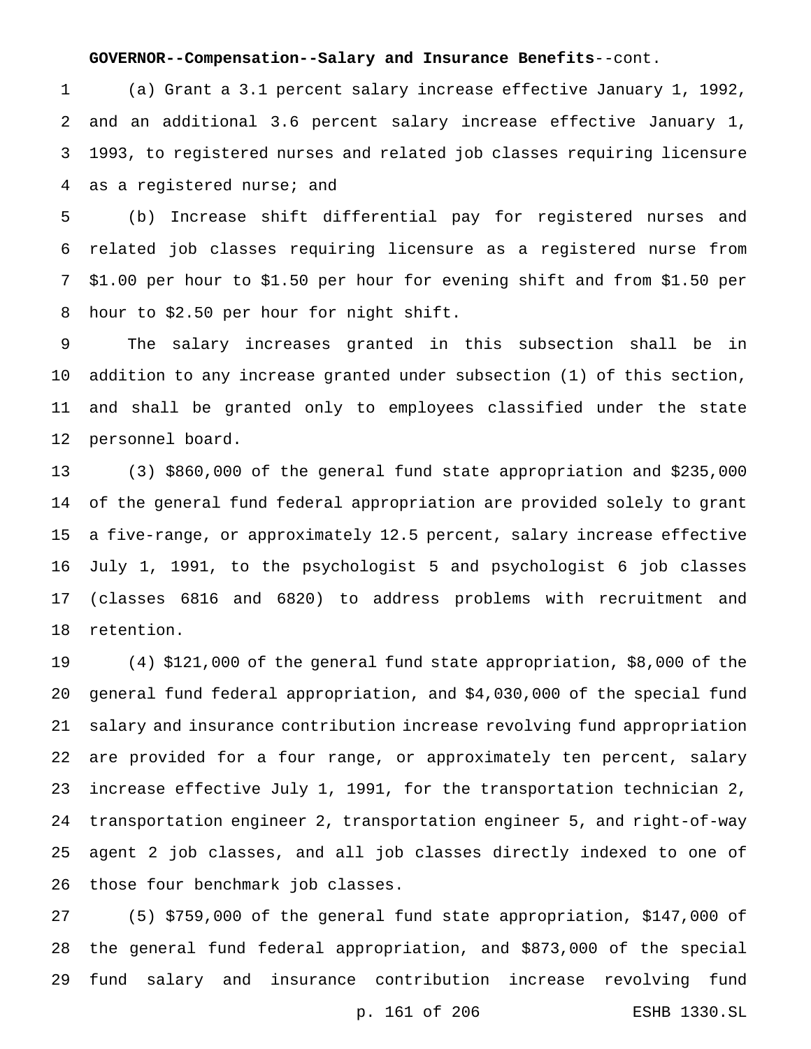**GOVERNOR--Compensation--Salary and Insurance Benefits**--cont.

(a) Grant a 3.1 percent salary increase effective January 1, 1992, and an additional 3.6 percent salary increase effective January 1, 1993, to registered nurses and related job classes requiring licensure as a registered nurse; and

(b) Increase shift differential pay for registered nurses and related job classes requiring licensure as a registered nurse from $1.00 per hour to $1.50 per hour for evening shift and from $1.50 per hour to $2.50 per hour for night shift.

The salary increases granted in this subsection shall be in addition to any increase granted under subsection (1) of this section, and shall be granted only to employees classified under the state personnel board.

(3) $860,000 of the general fund state appropriation and $235,000 of the general fund federal appropriation are provided solely to grant a five-range, or approximately 12.5 percent, salary increase effective July 1, 1991, to the psychologist 5 and psychologist 6 job classes (classes 6816 and 6820) to address problems with recruitment and retention.

(4) $121,000 of the general fund state appropriation, $8,000 of the general fund federal appropriation, and $4,030,000 of the special fund salary and insurance contribution increase revolving fund appropriation are provided for a four range, or approximately ten percent, salary increase effective July 1, 1991, for the transportation technician 2, transportation engineer 2, transportation engineer 5, and right-of-way agent 2 job classes, and all job classes directly indexed to one of those four benchmark job classes.

(5) $759,000 of the general fund state appropriation, $147,000 of the general fund federal appropriation, and $873,000 of the special fund salary and insurance contribution increase revolving fund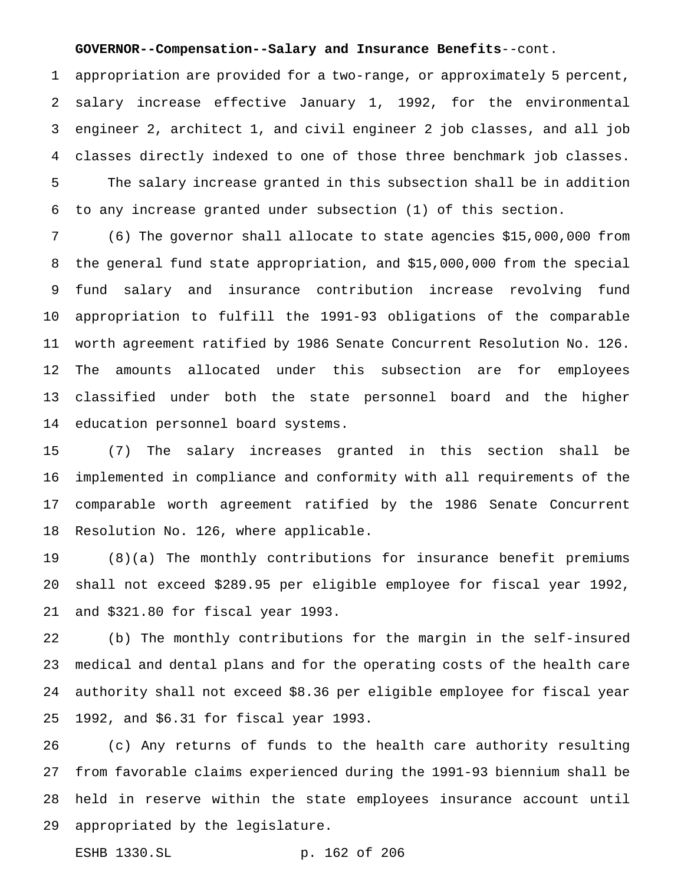**GOVERNOR--Compensation--Salary and Insurance Benefits**--cont.

appropriation are provided for a two-range, or approximately 5 percent, salary increase effective January 1, 1992, for the environmental engineer 2, architect 1, and civil engineer 2 job classes, and all job classes directly indexed to one of those three benchmark job classes. The salary increase granted in this subsection shall be in addition to any increase granted under subsection (1) of this section.

(6) The governor shall allocate to state agencies $15,000,000 from the general fund state appropriation, and $15,000,000 from the special fund salary and insurance contribution increase revolving fund appropriation to fulfill the 1991-93 obligations of the comparable worth agreement ratified by 1986 Senate Concurrent Resolution No. 126. The amounts allocated under this subsection are for employees classified under both the state personnel board and the higher education personnel board systems.

(7) The salary increases granted in this section shall be implemented in compliance and conformity with all requirements of the comparable worth agreement ratified by the 1986 Senate Concurrent Resolution No. 126, where applicable.

(8)(a) The monthly contributions for insurance benefit premiums shall not exceed $289.95 per eligible employee for fiscal year 1992, and $321.80 for fiscal year 1993.

(b) The monthly contributions for the margin in the self-insured medical and dental plans and for the operating costs of the health care authority shall not exceed $8.36 per eligible employee for fiscal year 1992, and $6.31 for fiscal year 1993.

(c) Any returns of funds to the health care authority resulting from favorable claims experienced during the 1991-93 biennium shall be held in reserve within the state employees insurance account until appropriated by the legislature.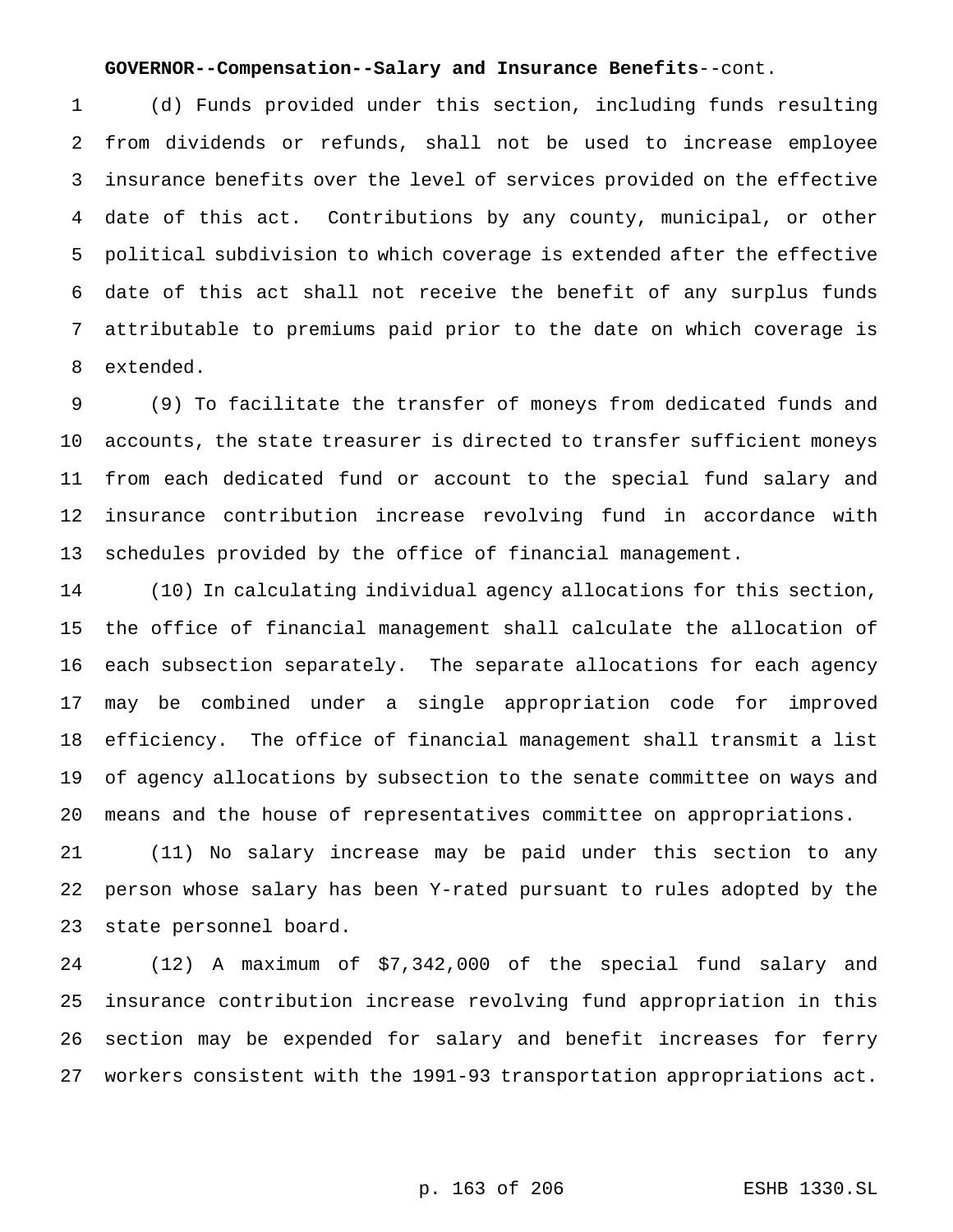**GOVERNOR--Compensation--Salary and Insurance Benefits**--cont.

(d) Funds provided under this section, including funds resulting from dividends or refunds, shall not be used to increase employee insurance benefits over the level of services provided on the effective date of this act. Contributions by any county, municipal, or other political subdivision to which coverage is extended after the effective date of this act shall not receive the benefit of any surplus funds attributable to premiums paid prior to the date on which coverage is extended.

(9) To facilitate the transfer of moneys from dedicated funds and accounts, the state treasurer is directed to transfer sufficient moneys from each dedicated fund or account to the special fund salary and insurance contribution increase revolving fund in accordance with schedules provided by the office of financial management.

(10) In calculating individual agency allocations for this section, the office of financial management shall calculate the allocation of each subsection separately. The separate allocations for each agency may be combined under a single appropriation code for improved efficiency. The office of financial management shall transmit a list of agency allocations by subsection to the senate committee on ways and means and the house of representatives committee on appropriations.

(11) No salary increase may be paid under this section to any person whose salary has been Y-rated pursuant to rules adopted by the state personnel board.

(12) A maximum of $7,342,000 of the special fund salary and insurance contribution increase revolving fund appropriation in this section may be expended for salary and benefit increases for ferry workers consistent with the 1991-93 transportation appropriations act.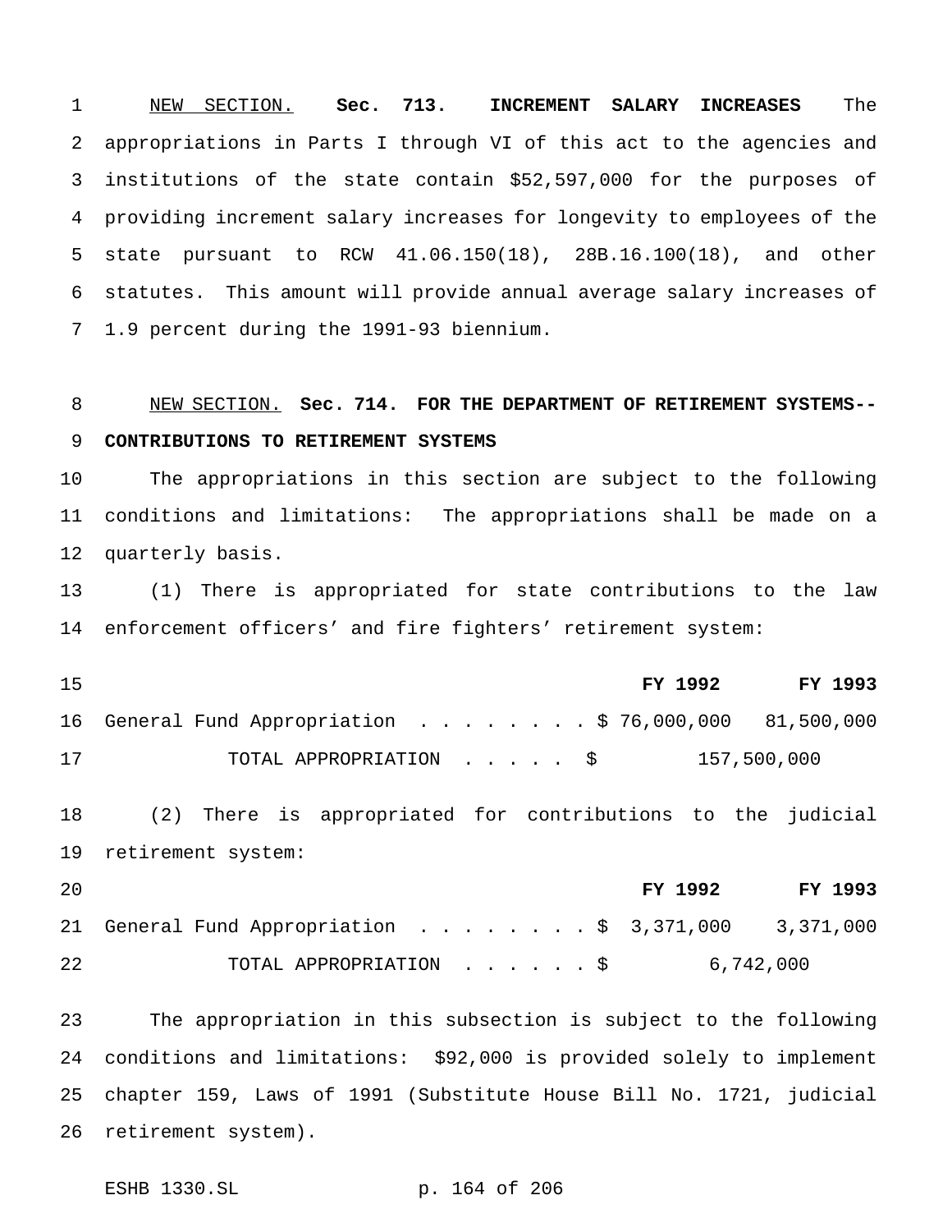NEW SECTION. **Sec. 713. INCREMENT SALARY INCREASES** The appropriations in Parts I through VI of this act to the agencies and institutions of the state contain $52,597,000 for the purposes of providing increment salary increases for longevity to employees of the state pursuant to RCW 41.06.150(18), 28B.16.100(18), and other statutes. This amount will provide annual average salary increases of 1.9 percent during the 1991-93 biennium.

NEW SECTION. **Sec. 714. FOR THE DEPARTMENT OF RETIREMENT SYSTEMS--CONTRIBUTIONS TO RETIREMENT SYSTEMS**

The appropriations in this section are subject to the following conditions and limitations: The appropriations shall be made on a quarterly basis.

(1) There is appropriated for state contributions to the law enforcement officers' and fire fighters' retirement system:

| | **FY 1992** | **FY 1993** |
|---|---|---|
| General Fund Appropriation . . . . . . . . | $ 76,000,000 | 81,500,000 |
| TOTAL APPROPRIATION . . . . . | $ 157,500,000 | |

(2) There is appropriated for contributions to the judicial retirement system:

| | **FY 1992** | **FY 1993** |
|---|---|---|
| General Fund Appropriation . . . . . . . . | $ 3,371,000 | 3,371,000 |
| TOTAL APPROPRIATION . . . . . . | $ 6,742,000 | |

The appropriation in this subsection is subject to the following conditions and limitations: $92,000 is provided solely to implement chapter 159, Laws of 1991 (Substitute House Bill No. 1721, judicial retirement system).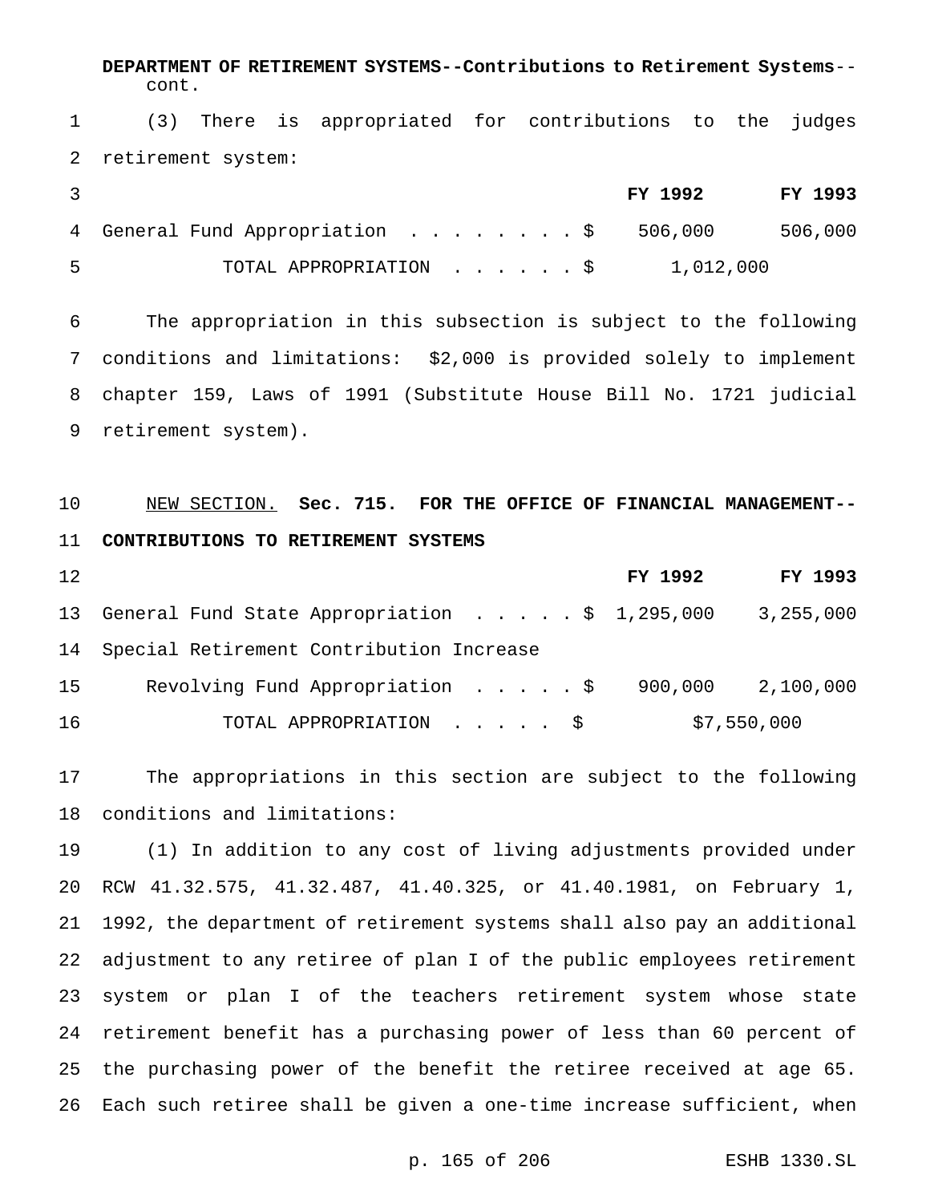**DEPARTMENT OF RETIREMENT SYSTEMS--Contributions to Retirement Systems**--cont.

(3) There is appropriated for contributions to the judges retirement system:

| | FY 1992 | FY 1993 |
|---|---|---|
| General Fund Appropriation . . . . . . . . $ | 506,000 | 506,000 |
| TOTAL APPROPRIATION . . . . . . $ | 1,012,000 | |

The appropriation in this subsection is subject to the following conditions and limitations: $2,000 is provided solely to implement chapter 159, Laws of 1991 (Substitute House Bill No. 1721 judicial retirement system).

NEW SECTION. **Sec. 715. FOR THE OFFICE OF FINANCIAL MANAGEMENT--CONTRIBUTIONS TO RETIREMENT SYSTEMS**

| | FY 1992 | FY 1993 |
|---|---|---|
| General Fund State Appropriation . . . . . $ | 1,295,000 | 3,255,000 |
| Special Retirement Contribution Increase Revolving Fund Appropriation . . . . . $ | 900,000 | 2,100,000 |
| TOTAL APPROPRIATION . . . . . $ | $7,550,000 | |

The appropriations in this section are subject to the following conditions and limitations:

(1) In addition to any cost of living adjustments provided under RCW 41.32.575, 41.32.487, 41.40.325, or 41.40.1981, on February 1, 1992, the department of retirement systems shall also pay an additional adjustment to any retiree of plan I of the public employees retirement system or plan I of the teachers retirement system whose state retirement benefit has a purchasing power of less than 60 percent of the purchasing power of the benefit the retiree received at age 65. Each such retiree shall be given a one-time increase sufficient, when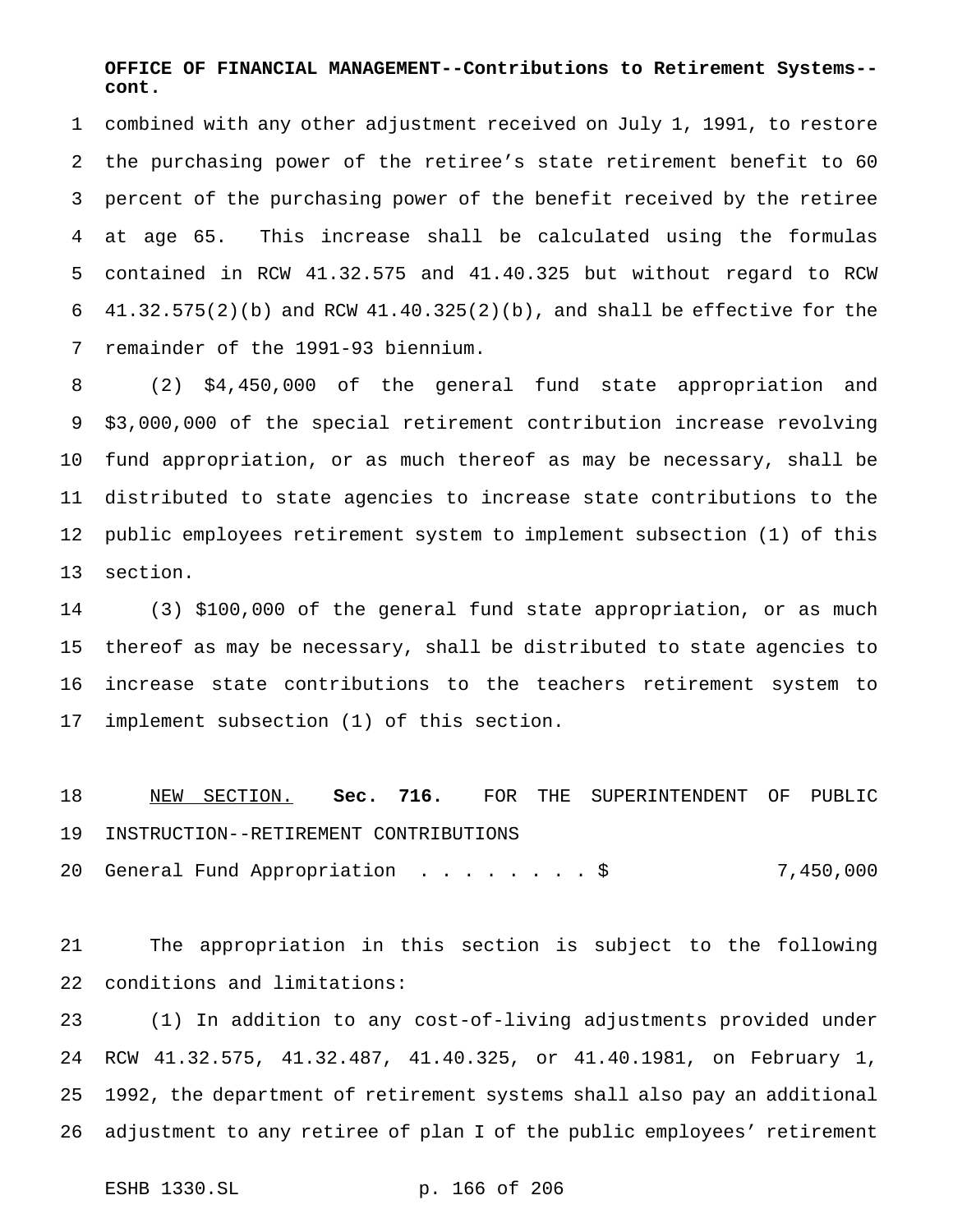**OFFICE OF FINANCIAL MANAGEMENT--Contributions to Retirement Systems--cont.**

combined with any other adjustment received on July 1, 1991, to restore the purchasing power of the retiree's state retirement benefit to 60 percent of the purchasing power of the benefit received by the retiree at age 65. This increase shall be calculated using the formulas contained in RCW 41.32.575 and 41.40.325 but without regard to RCW 41.32.575(2)(b) and RCW 41.40.325(2)(b), and shall be effective for the remainder of the 1991-93 biennium.

(2) $4,450,000 of the general fund state appropriation and $3,000,000 of the special retirement contribution increase revolving fund appropriation, or as much thereof as may be necessary, shall be distributed to state agencies to increase state contributions to the public employees retirement system to implement subsection (1) of this section.

(3) $100,000 of the general fund state appropriation, or as much thereof as may be necessary, shall be distributed to state agencies to increase state contributions to the teachers retirement system to implement subsection (1) of this section.

NEW SECTION. **Sec. 716.** FOR THE SUPERINTENDENT OF PUBLIC INSTRUCTION--RETIREMENT CONTRIBUTIONS

General Fund Appropriation . . . . . . . . $ 7,450,000

The appropriation in this section is subject to the following conditions and limitations:

(1) In addition to any cost-of-living adjustments provided under RCW 41.32.575, 41.32.487, 41.40.325, or 41.40.1981, on February 1, 1992, the department of retirement systems shall also pay an additional adjustment to any retiree of plan I of the public employees' retirement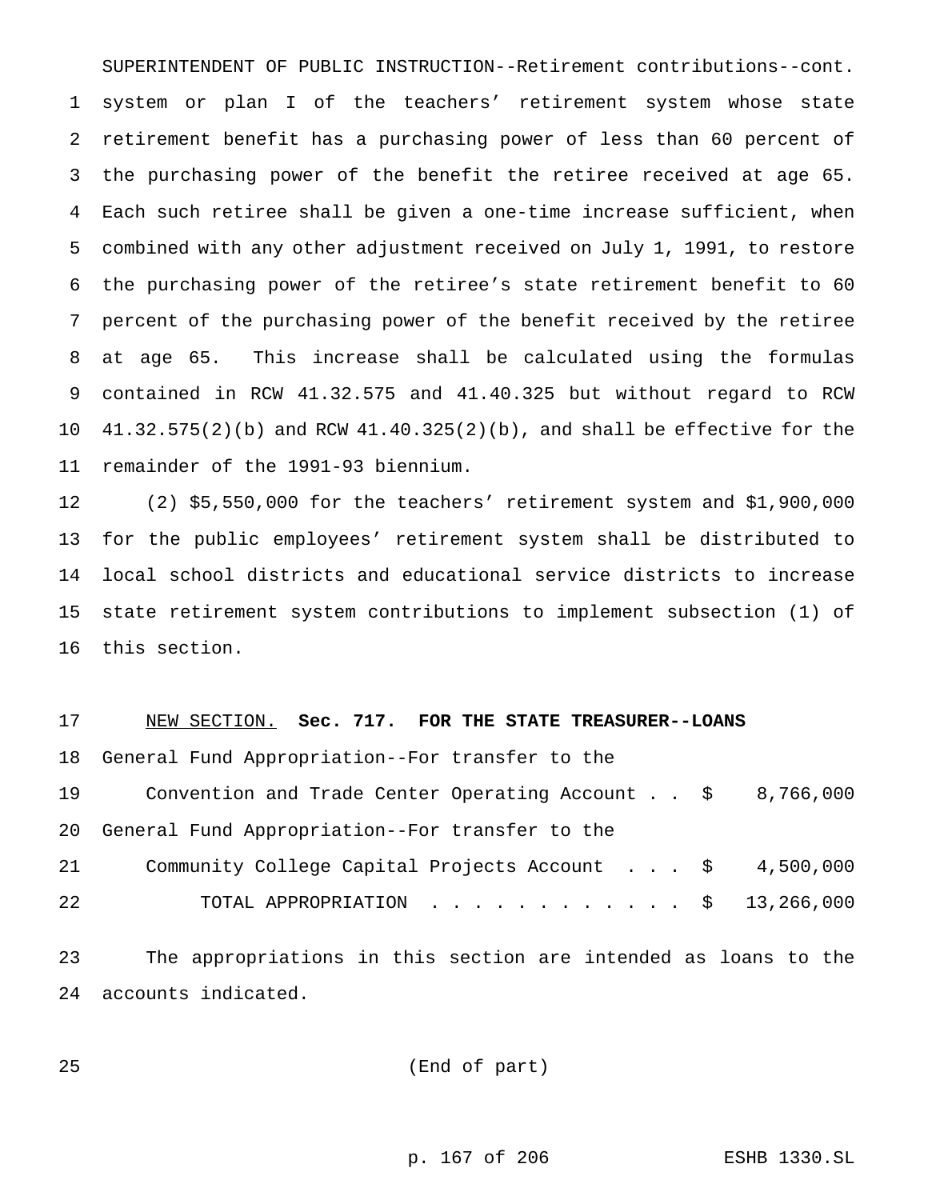SUPERINTENDENT OF PUBLIC INSTRUCTION--Retirement contributions--cont.

system or plan I of the teachers' retirement system whose state retirement benefit has a purchasing power of less than 60 percent of the purchasing power of the benefit the retiree received at age 65. Each such retiree shall be given a one-time increase sufficient, when combined with any other adjustment received on July 1, 1991, to restore the purchasing power of the retiree's state retirement benefit to 60 percent of the purchasing power of the benefit received by the retiree at age 65. This increase shall be calculated using the formulas contained in RCW 41.32.575 and 41.40.325 but without regard to RCW 41.32.575(2)(b) and RCW 41.40.325(2)(b), and shall be effective for the remainder of the 1991-93 biennium.

(2) $5,550,000 for the teachers' retirement system and $1,900,000 for the public employees' retirement system shall be distributed to local school districts and educational service districts to increase state retirement system contributions to implement subsection (1) of this section.

NEW SECTION. **Sec. 717. FOR THE STATE TREASURER--LOANS**

| | |
|---|---|
| General Fund Appropriation--For transfer to the Convention and Trade Center Operating Account . . | $ 8,766,000 |
| General Fund Appropriation--For transfer to the Community College Capital Projects Account . . . | $ 4,500,000 |
| TOTAL APPROPRIATION . . . . . . . . . . . . | $ 13,266,000 |

The appropriations in this section are intended as loans to the accounts indicated.

(End of part)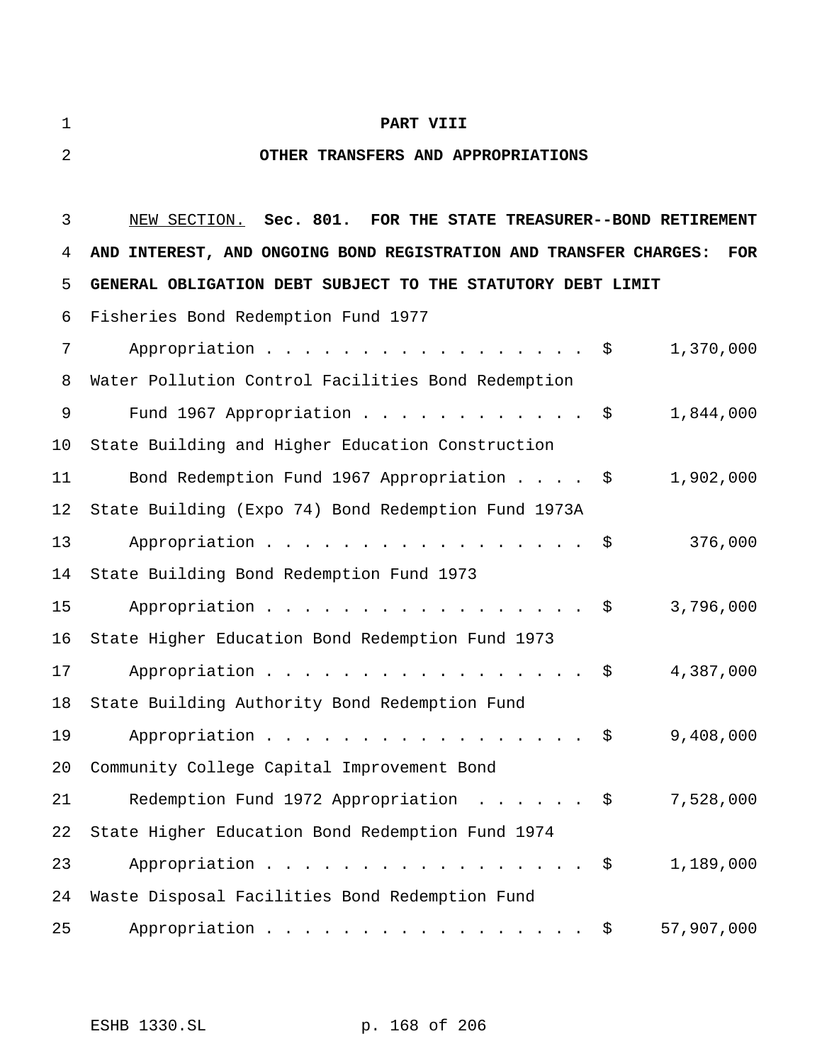# PART VIII

## OTHER TRANSFERS AND APPROPRIATIONS

NEW SECTION. **Sec. 801. FOR THE STATE TREASURER--BOND RETIREMENT AND INTEREST, AND ONGOING BOND REGISTRATION AND TRANSFER CHARGES: FOR GENERAL OBLIGATION DEBT SUBJECT TO THE STATUTORY DEBT LIMIT**

Fisheries Bond Redemption Fund 1977
    Appropriation . . . . . . . . . . . . . . . . . . $ 1,370,000

Water Pollution Control Facilities Bond Redemption
    Fund 1967 Appropriation . . . . . . . . . . . . $ 1,844,000

State Building and Higher Education Construction
    Bond Redemption Fund 1967 Appropriation . . . . $ 1,902,000

State Building (Expo 74) Bond Redemption Fund 1973A
    Appropriation . . . . . . . . . . . . . . . . . . $ 376,000

State Building Bond Redemption Fund 1973
    Appropriation . . . . . . . . . . . . . . . . . . $ 3,796,000

State Higher Education Bond Redemption Fund 1973
    Appropriation . . . . . . . . . . . . . . . . . . $ 4,387,000

State Building Authority Bond Redemption Fund
    Appropriation . . . . . . . . . . . . . . . . . . $ 9,408,000

Community College Capital Improvement Bond
    Redemption Fund 1972 Appropriation . . . . . . $ 7,528,000

State Higher Education Bond Redemption Fund 1974
    Appropriation . . . . . . . . . . . . . . . . . . $ 1,189,000

Waste Disposal Facilities Bond Redemption Fund
    Appropriation . . . . . . . . . . . . . . . . . . $ 57,907,000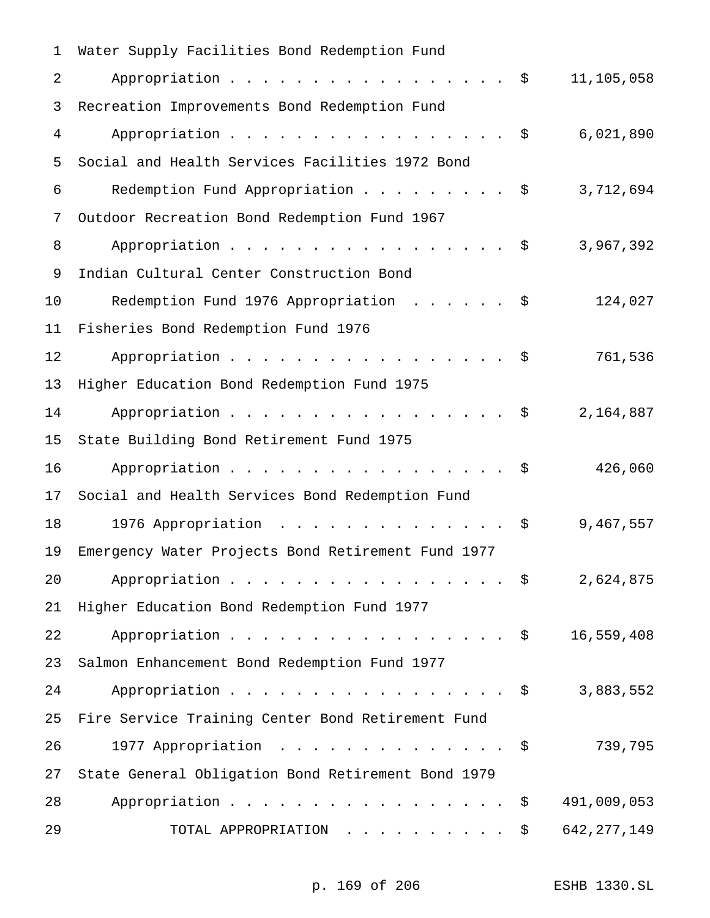Water Supply Facilities Bond Redemption Fund
    Appropriation . . . . . . . . . . . . . . . . . . $ 11,105,058

Recreation Improvements Bond Redemption Fund
    Appropriation . . . . . . . . . . . . . . . . . . $ 6,021,890

Social and Health Services Facilities 1972 Bond
    Redemption Fund Appropriation . . . . . . . . . $ 3,712,694

Outdoor Recreation Bond Redemption Fund 1967
    Appropriation . . . . . . . . . . . . . . . . . . $ 3,967,392

Indian Cultural Center Construction Bond
    Redemption Fund 1976 Appropriation . . . . . . $ 124,027

Fisheries Bond Redemption Fund 1976
    Appropriation . . . . . . . . . . . . . . . . . . $ 761,536

Higher Education Bond Redemption Fund 1975
    Appropriation . . . . . . . . . . . . . . . . . . $ 2,164,887

State Building Bond Retirement Fund 1975
    Appropriation . . . . . . . . . . . . . . . . . . $ 426,060

Social and Health Services Bond Redemption Fund
    1976 Appropriation . . . . . . . . . . . . . . . $ 9,467,557

Emergency Water Projects Bond Retirement Fund 1977
    Appropriation . . . . . . . . . . . . . . . . . . $ 2,624,875

Higher Education Bond Redemption Fund 1977
    Appropriation . . . . . . . . . . . . . . . . . . $ 16,559,408

Salmon Enhancement Bond Redemption Fund 1977
    Appropriation . . . . . . . . . . . . . . . . . . $ 3,883,552

Fire Service Training Center Bond Retirement Fund
    1977 Appropriation . . . . . . . . . . . . . . . $ 739,795

State General Obligation Bond Retirement Bond 1979
    Appropriation . . . . . . . . . . . . . . . . . . $ 491,009,053

        TOTAL APPROPRIATION . . . . . . . . . . $ 642,277,149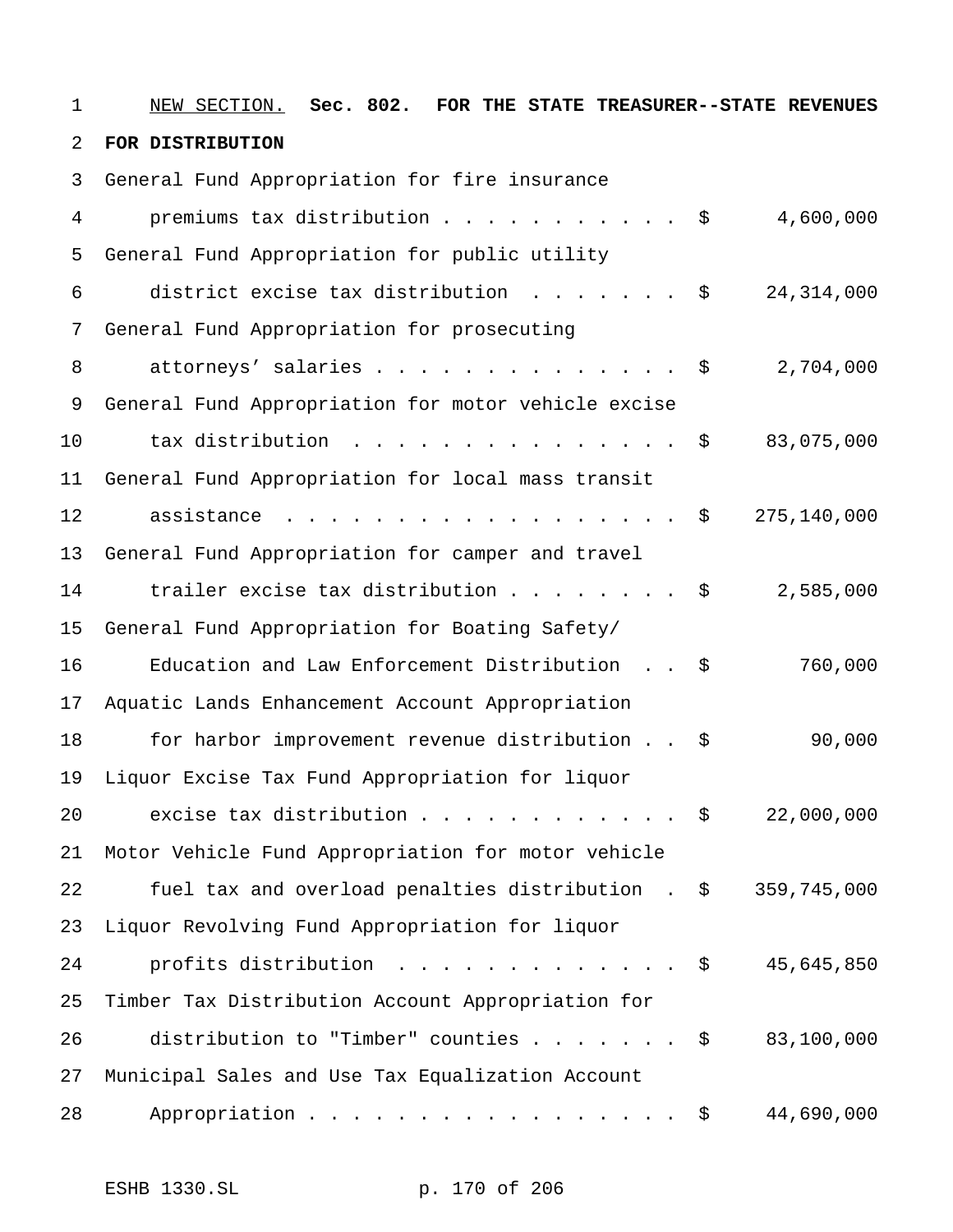NEW SECTION. **Sec. 802. FOR THE STATE TREASURER--STATE REVENUES FOR DISTRIBUTION**

| | |
|---|---|
| General Fund Appropriation for fire insurance premiums tax distribution | $ 4,600,000 |
| General Fund Appropriation for public utility district excise tax distribution | $ 24,314,000 |
| General Fund Appropriation for prosecuting attorneys' salaries | $ 2,704,000 |
| General Fund Appropriation for motor vehicle excise tax distribution | $ 83,075,000 |
| General Fund Appropriation for local mass transit assistance | $ 275,140,000 |
| General Fund Appropriation for camper and travel trailer excise tax distribution | $ 2,585,000 |
| General Fund Appropriation for Boating Safety/ Education and Law Enforcement Distribution | $ 760,000 |
| Aquatic Lands Enhancement Account Appropriation for harbor improvement revenue distribution | $ 90,000 |
| Liquor Excise Tax Fund Appropriation for liquor excise tax distribution | $ 22,000,000 |
| Motor Vehicle Fund Appropriation for motor vehicle fuel tax and overload penalties distribution | $ 359,745,000 |
| Liquor Revolving Fund Appropriation for liquor profits distribution | $ 45,645,850 |
| Timber Tax Distribution Account Appropriation for distribution to "Timber" counties | $ 83,100,000 |
| Municipal Sales and Use Tax Equalization Account Appropriation | $ 44,690,000 |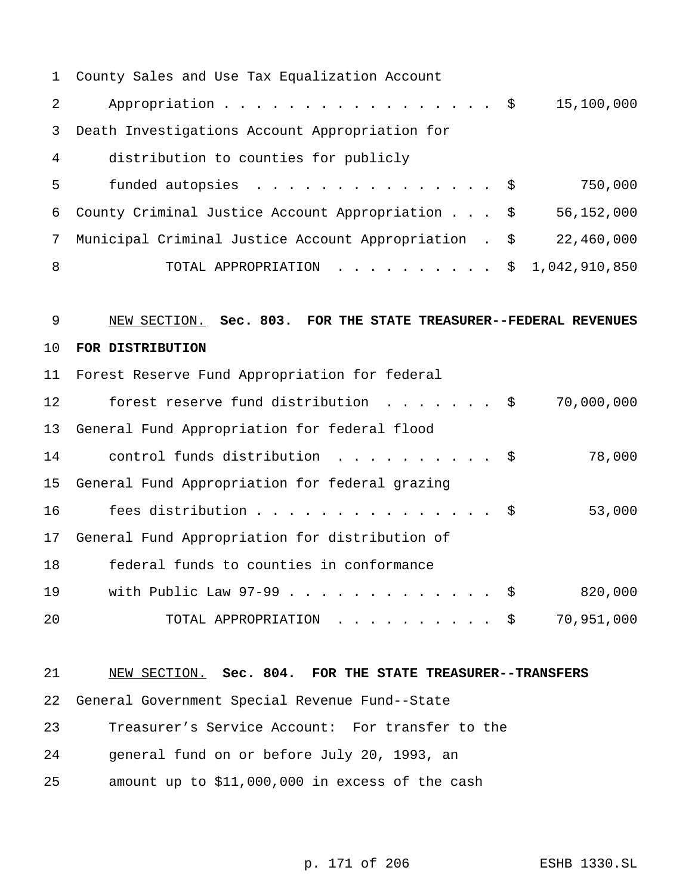County Sales and Use Tax Equalization Account
Appropriation . . . . . . . . . . . . . . . . . . $ 15,100,000
Death Investigations Account Appropriation for
distribution to counties for publicly
funded autopsies . . . . . . . . . . . . . . . . $ 750,000
County Criminal Justice Account Appropriation . . . $ 56,152,000
Municipal Criminal Justice Account Appropriation . $ 22,460,000
TOTAL APPROPRIATION . . . . . . . . . . $ 1,042,910,850

NEW SECTION. **Sec. 803. FOR THE STATE TREASURER--FEDERAL REVENUES FOR DISTRIBUTION**

Forest Reserve Fund Appropriation for federal
forest reserve fund distribution . . . . . . . $ 70,000,000
General Fund Appropriation for federal flood
control funds distribution . . . . . . . . . . $ 78,000
General Fund Appropriation for federal grazing
fees distribution . . . . . . . . . . . . . . . . $ 53,000
General Fund Appropriation for distribution of
federal funds to counties in conformance
with Public Law 97-99 . . . . . . . . . . . . . . $ 820,000
TOTAL APPROPRIATION . . . . . . . . . . $ 70,951,000

NEW SECTION. **Sec. 804. FOR THE STATE TREASURER--TRANSFERS**

General Government Special Revenue Fund--State
Treasurer's Service Account: For transfer to the
general fund on or before July 20, 1993, an
amount up to $11,000,000 in excess of the cash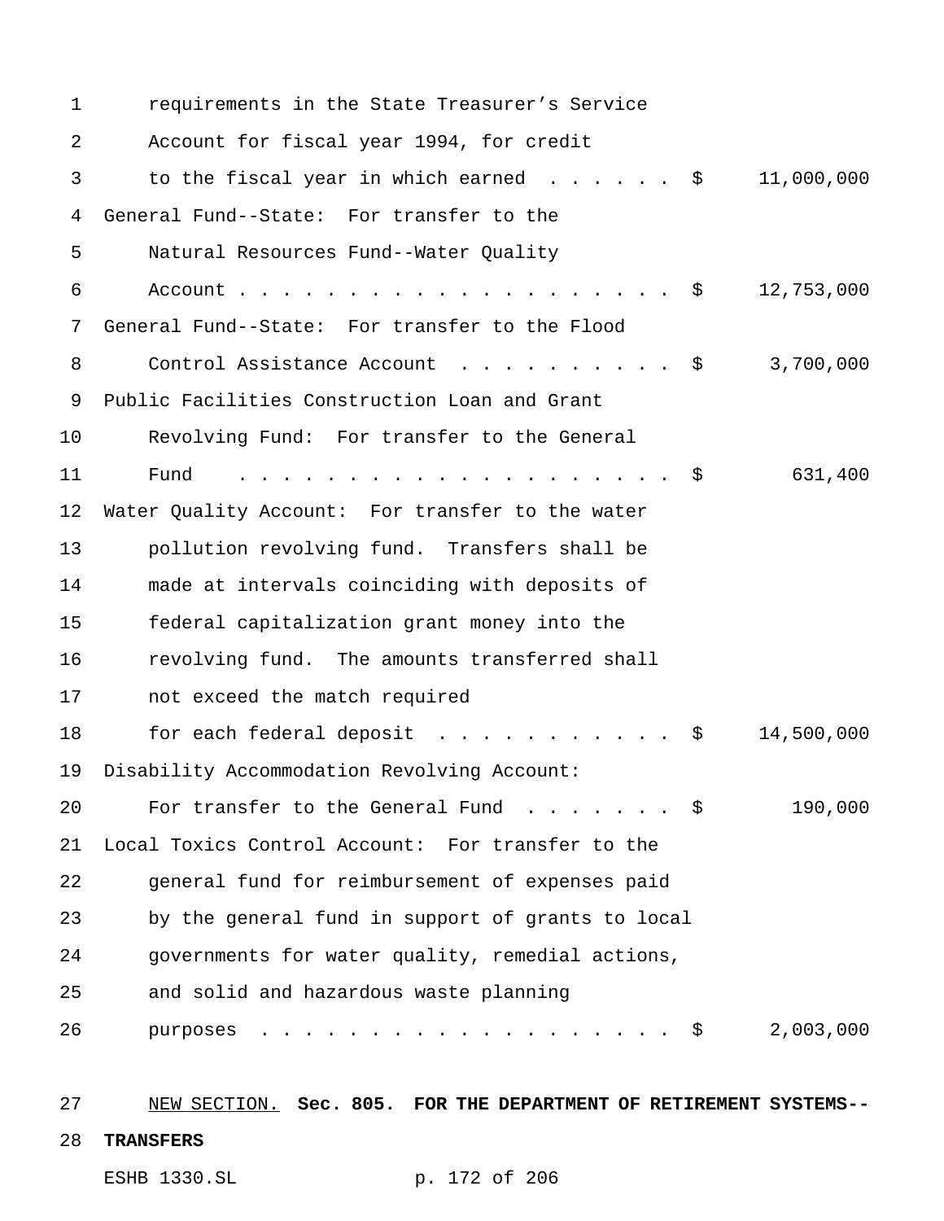requirements in the State Treasurer's Service Account for fiscal year 1994, for credit to the fiscal year in which earned . . . . . . $ 11,000,000

General Fund--State: For transfer to the Natural Resources Fund--Water Quality Account . . . . . . . . . . . . . . . . . . . . . $ 12,753,000

General Fund--State: For transfer to the Flood Control Assistance Account . . . . . . . . . . $ 3,700,000

Public Facilities Construction Loan and Grant Revolving Fund: For transfer to the General Fund . . . . . . . . . . . . . . . . . . . . $ 631,400

Water Quality Account: For transfer to the water pollution revolving fund. Transfers shall be made at intervals coinciding with deposits of federal capitalization grant money into the revolving fund. The amounts transferred shall not exceed the match required for each federal deposit . . . . . . . . . . . $ 14,500,000

Disability Accommodation Revolving Account: For transfer to the General Fund . . . . . . . $ 190,000

Local Toxics Control Account: For transfer to the general fund for reimbursement of expenses paid by the general fund in support of grants to local governments for water quality, remedial actions, and solid and hazardous waste planning purposes . . . . . . . . . . . . . . . . . . . $ 2,003,000

NEW SECTION. **Sec. 805. FOR THE DEPARTMENT OF RETIREMENT SYSTEMS--TRANSFERS**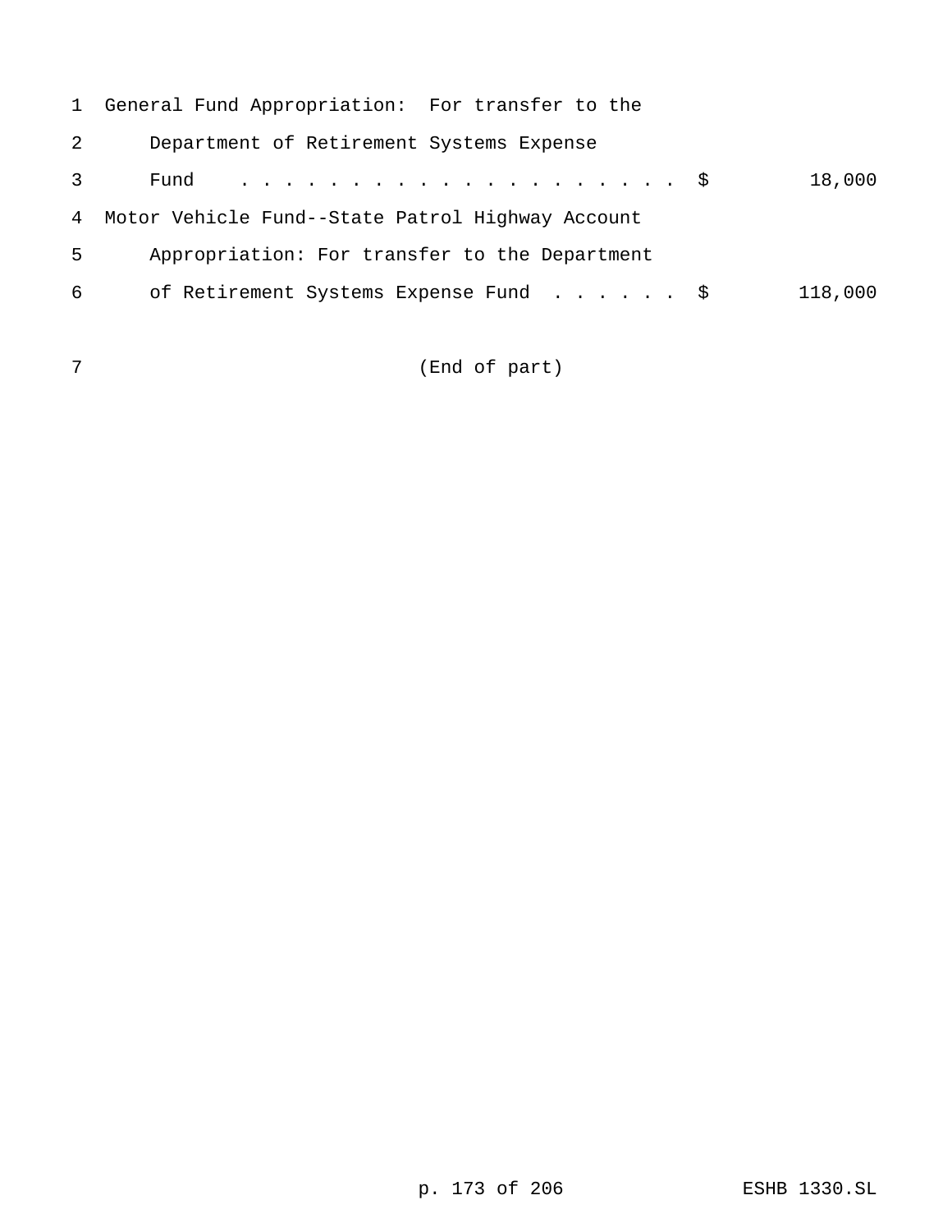General Fund Appropriation: For transfer to the Department of Retirement Systems Expense Fund . . . . . . . . . . . . . . . . . . . . . $ 18,000

Motor Vehicle Fund--State Patrol Highway Account Appropriation: For transfer to the Department of Retirement Systems Expense Fund . . . . . . . $ 118,000

(End of part)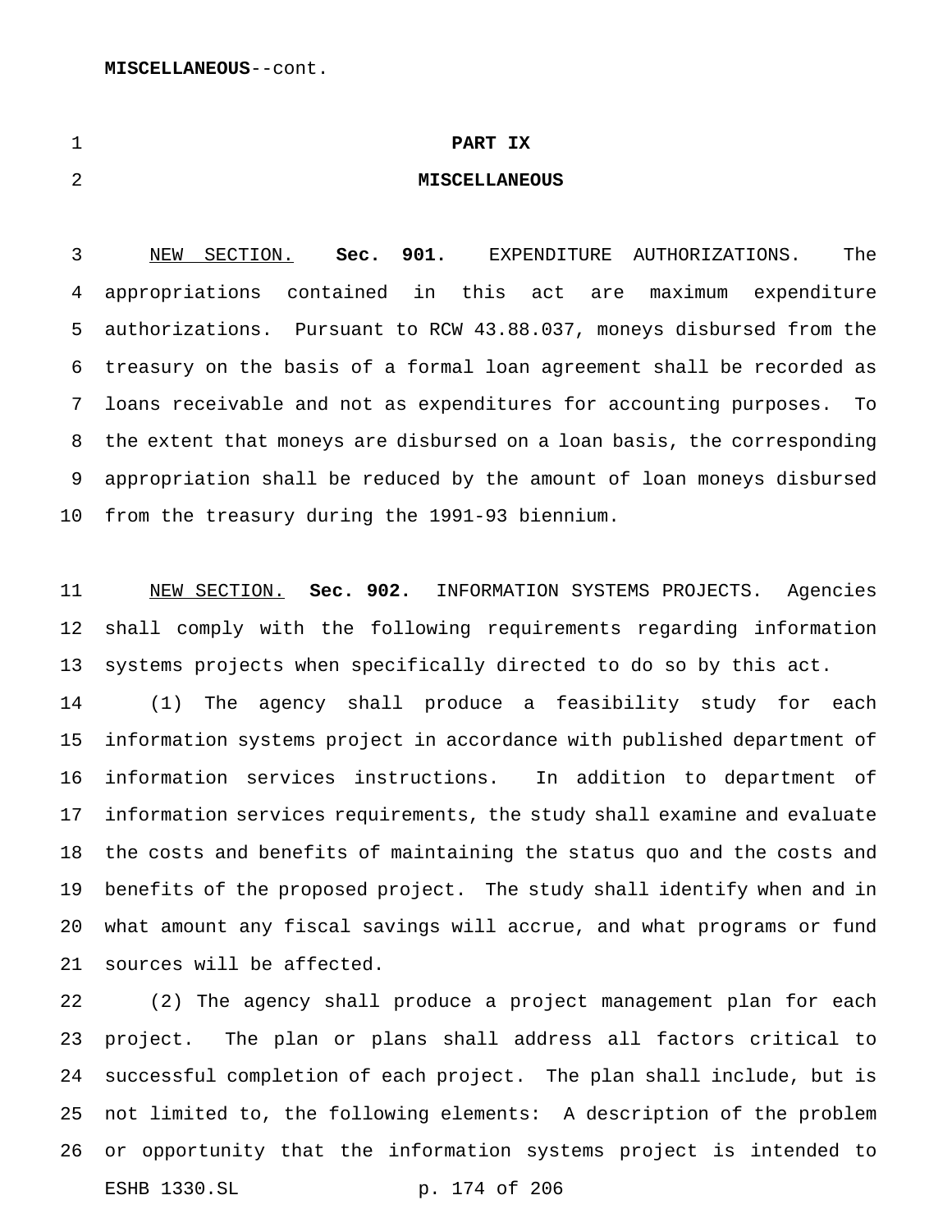## PART IX

## MISCELLANEOUS

NEW SECTION. **Sec. 901.** EXPENDITURE AUTHORIZATIONS. The appropriations contained in this act are maximum expenditure authorizations. Pursuant to RCW 43.88.037, moneys disbursed from the treasury on the basis of a formal loan agreement shall be recorded as loans receivable and not as expenditures for accounting purposes. To the extent that moneys are disbursed on a loan basis, the corresponding appropriation shall be reduced by the amount of loan moneys disbursed from the treasury during the 1991-93 biennium.

NEW SECTION. **Sec. 902.** INFORMATION SYSTEMS PROJECTS. Agencies shall comply with the following requirements regarding information systems projects when specifically directed to do so by this act.

(1) The agency shall produce a feasibility study for each information systems project in accordance with published department of information services instructions. In addition to department of information services requirements, the study shall examine and evaluate the costs and benefits of maintaining the status quo and the costs and benefits of the proposed project. The study shall identify when and in what amount any fiscal savings will accrue, and what programs or fund sources will be affected.

(2) The agency shall produce a project management plan for each project. The plan or plans shall address all factors critical to successful completion of each project. The plan shall include, but is not limited to, the following elements: A description of the problem or opportunity that the information systems project is intended to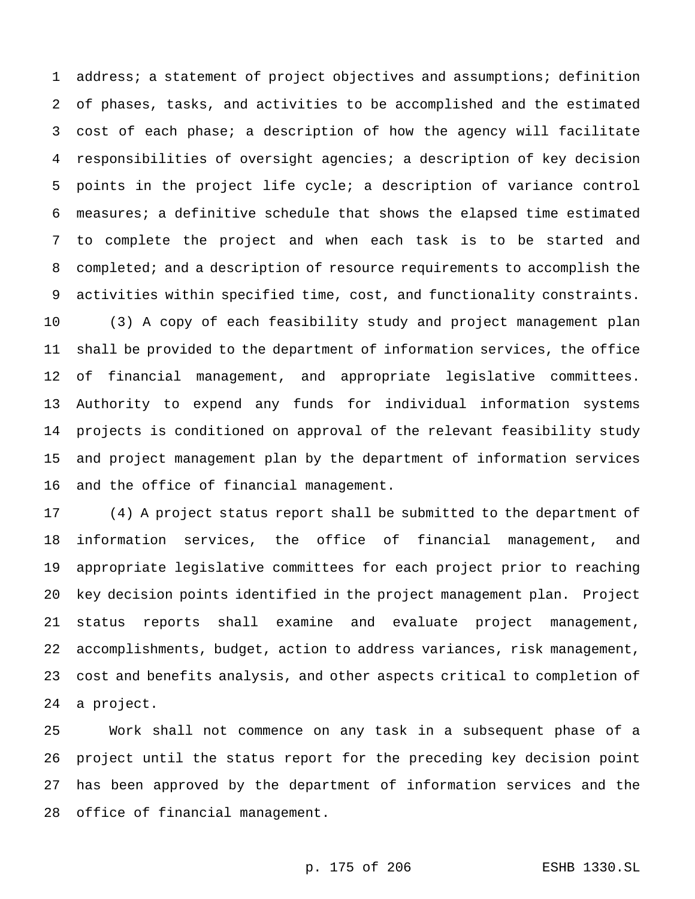address; a statement of project objectives and assumptions; definition of phases, tasks, and activities to be accomplished and the estimated cost of each phase; a description of how the agency will facilitate responsibilities of oversight agencies; a description of key decision points in the project life cycle; a description of variance control measures; a definitive schedule that shows the elapsed time estimated to complete the project and when each task is to be started and completed; and a description of resource requirements to accomplish the activities within specified time, cost, and functionality constraints.

(3) A copy of each feasibility study and project management plan shall be provided to the department of information services, the office of financial management, and appropriate legislative committees. Authority to expend any funds for individual information systems projects is conditioned on approval of the relevant feasibility study and project management plan by the department of information services and the office of financial management.

(4) A project status report shall be submitted to the department of information services, the office of financial management, and appropriate legislative committees for each project prior to reaching key decision points identified in the project management plan. Project status reports shall examine and evaluate project management, accomplishments, budget, action to address variances, risk management, cost and benefits analysis, and other aspects critical to completion of a project.

Work shall not commence on any task in a subsequent phase of a project until the status report for the preceding key decision point has been approved by the department of information services and the office of financial management.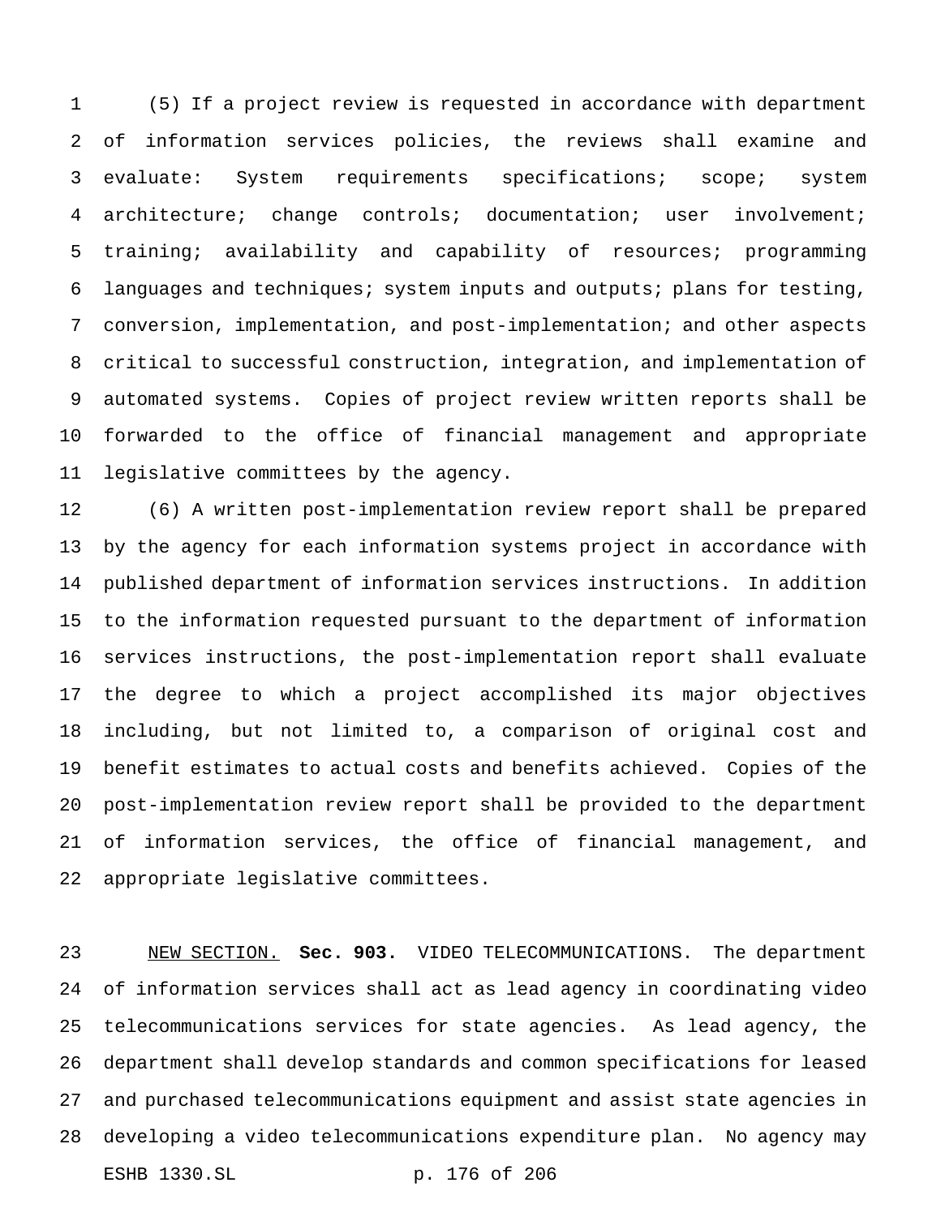(5) If a project review is requested in accordance with department of information services policies, the reviews shall examine and evaluate: System requirements specifications; scope; system architecture; change controls; documentation; user involvement; training; availability and capability of resources; programming languages and techniques; system inputs and outputs; plans for testing, conversion, implementation, and post-implementation; and other aspects critical to successful construction, integration, and implementation of automated systems. Copies of project review written reports shall be forwarded to the office of financial management and appropriate legislative committees by the agency.

(6) A written post-implementation review report shall be prepared by the agency for each information systems project in accordance with published department of information services instructions. In addition to the information requested pursuant to the department of information services instructions, the post-implementation report shall evaluate the degree to which a project accomplished its major objectives including, but not limited to, a comparison of original cost and benefit estimates to actual costs and benefits achieved. Copies of the post-implementation review report shall be provided to the department of information services, the office of financial management, and appropriate legislative committees.

NEW SECTION. **Sec. 903.** VIDEO TELECOMMUNICATIONS. The department of information services shall act as lead agency in coordinating video telecommunications services for state agencies. As lead agency, the department shall develop standards and common specifications for leased and purchased telecommunications equipment and assist state agencies in developing a video telecommunications expenditure plan. No agency may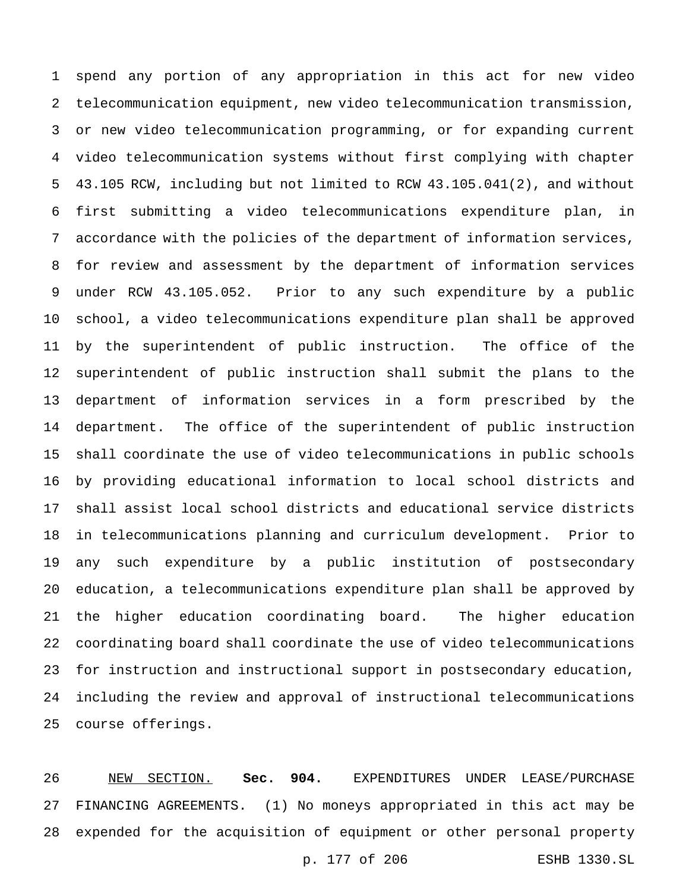spend any portion of any appropriation in this act for new video telecommunication equipment, new video telecommunication transmission, or new video telecommunication programming, or for expanding current video telecommunication systems without first complying with chapter 43.105 RCW, including but not limited to RCW 43.105.041(2), and without first submitting a video telecommunications expenditure plan, in accordance with the policies of the department of information services, for review and assessment by the department of information services under RCW 43.105.052. Prior to any such expenditure by a public school, a video telecommunications expenditure plan shall be approved by the superintendent of public instruction. The office of the superintendent of public instruction shall submit the plans to the department of information services in a form prescribed by the department. The office of the superintendent of public instruction shall coordinate the use of video telecommunications in public schools by providing educational information to local school districts and shall assist local school districts and educational service districts in telecommunications planning and curriculum development. Prior to any such expenditure by a public institution of postsecondary education, a telecommunications expenditure plan shall be approved by the higher education coordinating board. The higher education coordinating board shall coordinate the use of video telecommunications for instruction and instructional support in postsecondary education, including the review and approval of instructional telecommunications course offerings.

NEW SECTION. **Sec. 904.** EXPENDITURES UNDER LEASE/PURCHASE FINANCING AGREEMENTS. (1) No moneys appropriated in this act may be expended for the acquisition of equipment or other personal property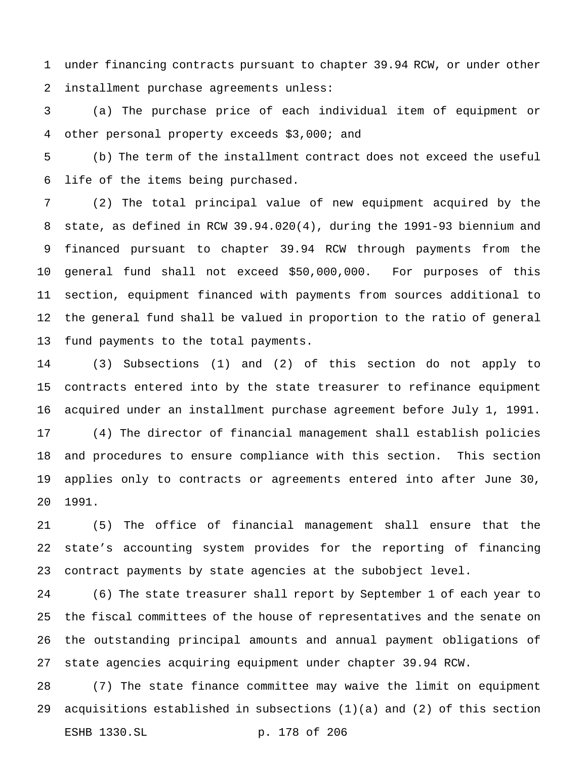under financing contracts pursuant to chapter 39.94 RCW, or under other installment purchase agreements unless:

(a) The purchase price of each individual item of equipment or other personal property exceeds $3,000; and

(b) The term of the installment contract does not exceed the useful life of the items being purchased.

(2) The total principal value of new equipment acquired by the state, as defined in RCW 39.94.020(4), during the 1991-93 biennium and financed pursuant to chapter 39.94 RCW through payments from the general fund shall not exceed $50,000,000. For purposes of this section, equipment financed with payments from sources additional to the general fund shall be valued in proportion to the ratio of general fund payments to the total payments.

(3) Subsections (1) and (2) of this section do not apply to contracts entered into by the state treasurer to refinance equipment acquired under an installment purchase agreement before July 1, 1991.

(4) The director of financial management shall establish policies and procedures to ensure compliance with this section. This section applies only to contracts or agreements entered into after June 30, 1991.

(5) The office of financial management shall ensure that the state's accounting system provides for the reporting of financing contract payments by state agencies at the subobject level.

(6) The state treasurer shall report by September 1 of each year to the fiscal committees of the house of representatives and the senate on the outstanding principal amounts and annual payment obligations of state agencies acquiring equipment under chapter 39.94 RCW.

(7) The state finance committee may waive the limit on equipment acquisitions established in subsections (1)(a) and (2) of this section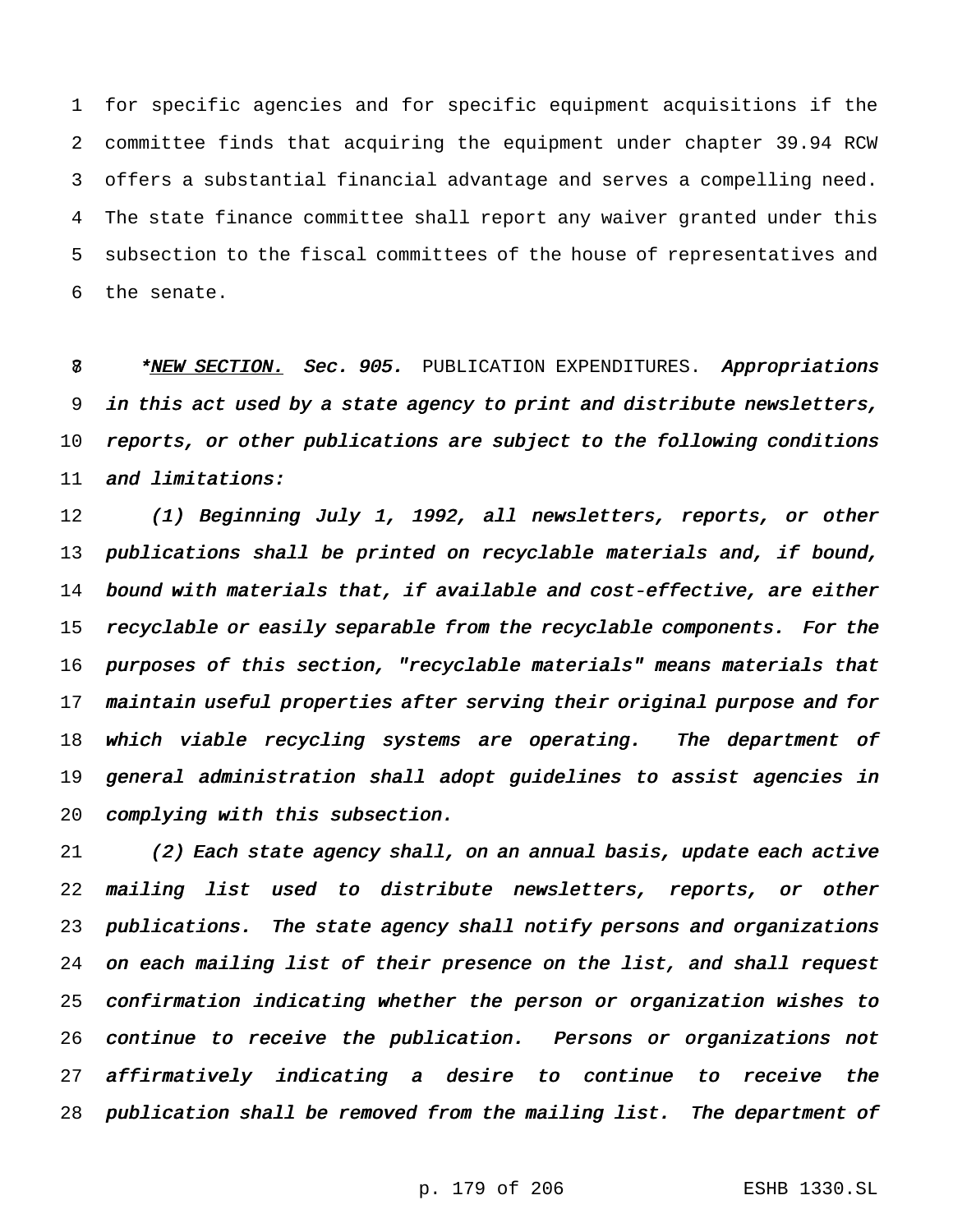for specific agencies and for specific equipment acquisitions if the committee finds that acquiring the equipment under chapter 39.94 RCW offers a substantial financial advantage and serves a compelling need. The state finance committee shall report any waiver granted under this subsection to the fiscal committees of the house of representatives and the senate.

*NEW SECTION. Sec. 905.* PUBLICATION EXPENDITURES. *Appropriations in this act used by a state agency to print and distribute newsletters, reports, or other publications are subject to the following conditions and limitations:*

*(1) Beginning July 1, 1992, all newsletters, reports, or other publications shall be printed on recyclable materials and, if bound, bound with materials that, if available and cost-effective, are either recyclable or easily separable from the recyclable components. For the purposes of this section, "recyclable materials" means materials that maintain useful properties after serving their original purpose and for which viable recycling systems are operating. The department of general administration shall adopt guidelines to assist agencies in complying with this subsection.*

*(2) Each state agency shall, on an annual basis, update each active mailing list used to distribute newsletters, reports, or other publications. The state agency shall notify persons and organizations on each mailing list of their presence on the list, and shall request confirmation indicating whether the person or organization wishes to continue to receive the publication. Persons or organizations not affirmatively indicating a desire to continue to receive the publication shall be removed from the mailing list. The department of*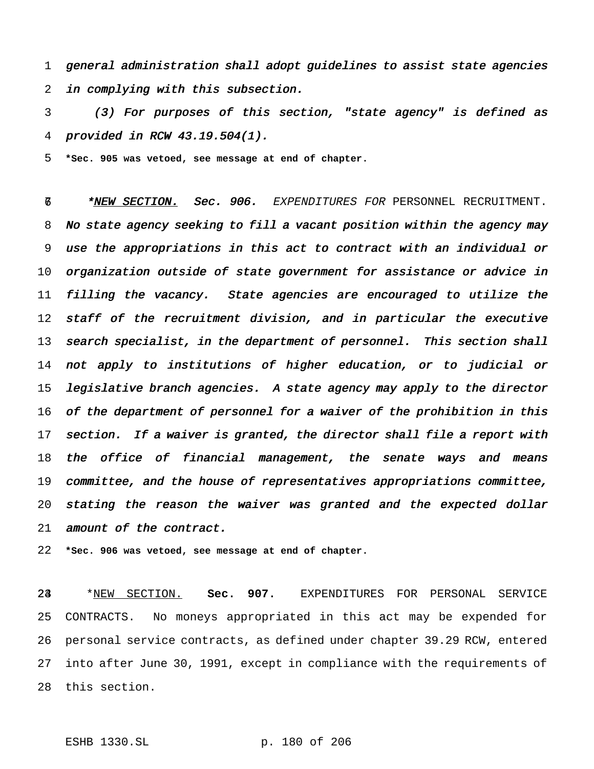*general administration shall adopt guidelines to assist state agencies in complying with this subsection.*

*(3) For purposes of this section, "state agency" is defined as provided in RCW 43.19.504(1).*

**\*Sec. 905 was vetoed, see message at end of chapter.**

*\*__NEW SECTION.__ Sec. 906. EXPENDITURES FOR PERSONNEL RECRUITMENT. No state agency seeking to fill a vacant position within the agency may use the appropriations in this act to contract with an individual or organization outside of state government for assistance or advice in filling the vacancy. State agencies are encouraged to utilize the staff of the recruitment division, and in particular the executive search specialist, in the department of personnel. This section shall not apply to institutions of higher education, or to judicial or legislative branch agencies. A state agency may apply to the director of the department of personnel for a waiver of the prohibition in this section. If a waiver is granted, the director shall file a report with the office of financial management, the senate ways and means committee, and the house of representatives appropriations committee, stating the reason the waiver was granted and the expected dollar amount of the contract.*

**\*Sec. 906 was vetoed, see message at end of chapter.**

\*<u>NEW SECTION.</u> **Sec. 907.** EXPENDITURES FOR PERSONAL SERVICE CONTRACTS. No moneys appropriated in this act may be expended for personal service contracts, as defined under chapter 39.29 RCW, entered into after June 30, 1991, except in compliance with the requirements of this section.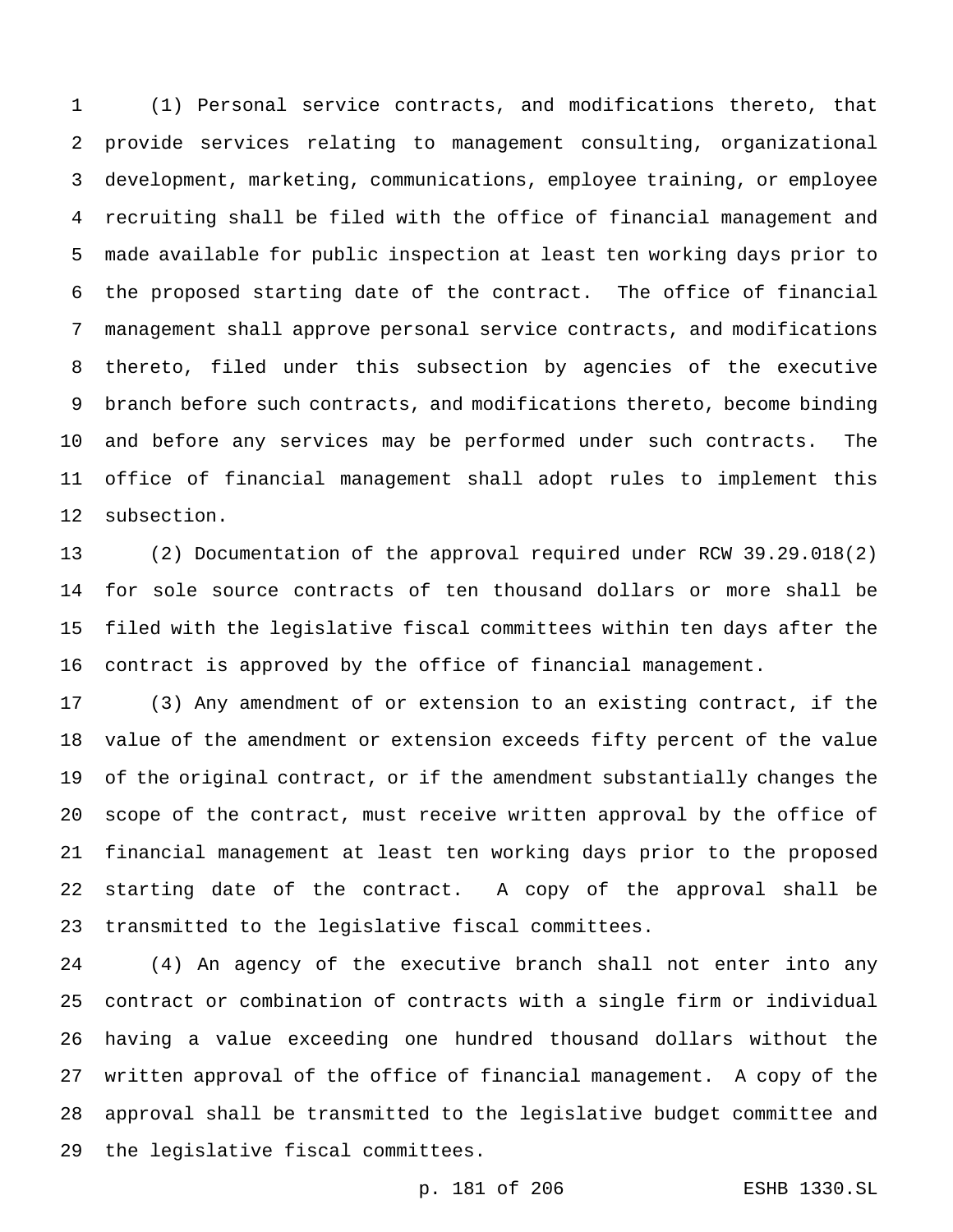(1) Personal service contracts, and modifications thereto, that provide services relating to management consulting, organizational development, marketing, communications, employee training, or employee recruiting shall be filed with the office of financial management and made available for public inspection at least ten working days prior to the proposed starting date of the contract. The office of financial management shall approve personal service contracts, and modifications thereto, filed under this subsection by agencies of the executive branch before such contracts, and modifications thereto, become binding and before any services may be performed under such contracts. The office of financial management shall adopt rules to implement this subsection.

(2) Documentation of the approval required under RCW 39.29.018(2) for sole source contracts of ten thousand dollars or more shall be filed with the legislative fiscal committees within ten days after the contract is approved by the office of financial management.

(3) Any amendment of or extension to an existing contract, if the value of the amendment or extension exceeds fifty percent of the value of the original contract, or if the amendment substantially changes the scope of the contract, must receive written approval by the office of financial management at least ten working days prior to the proposed starting date of the contract. A copy of the approval shall be transmitted to the legislative fiscal committees.

(4) An agency of the executive branch shall not enter into any contract or combination of contracts with a single firm or individual having a value exceeding one hundred thousand dollars without the written approval of the office of financial management. A copy of the approval shall be transmitted to the legislative budget committee and the legislative fiscal committees.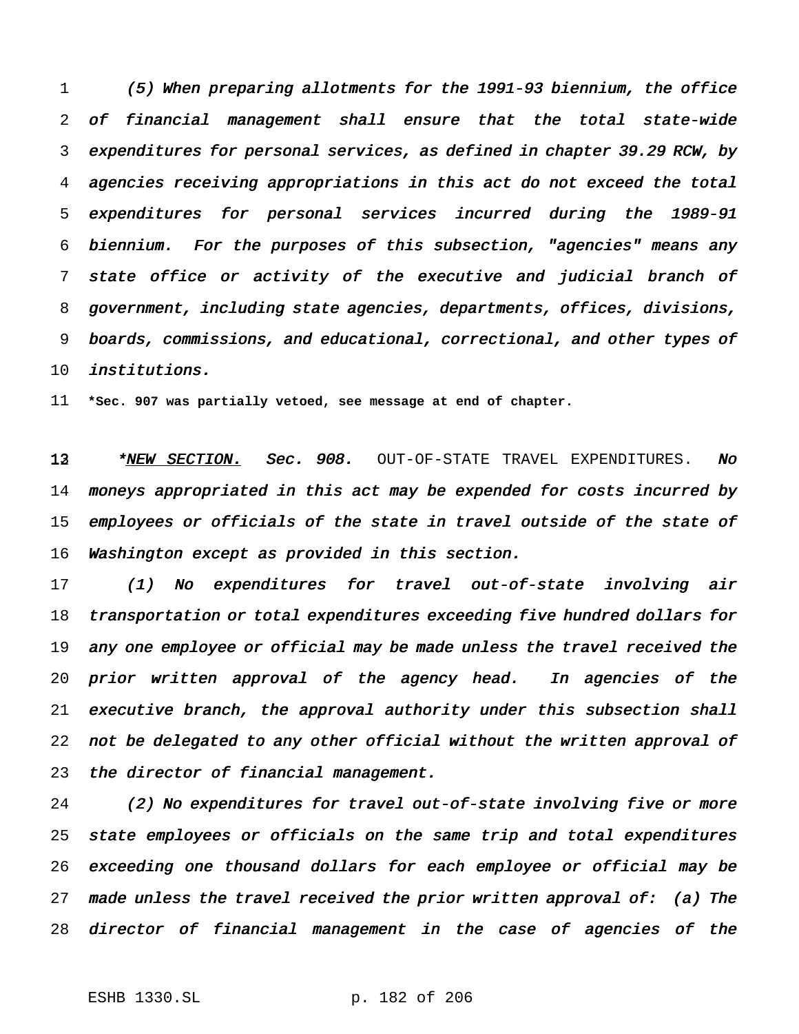*(5) When preparing allotments for the 1991-93 biennium, the office of financial management shall ensure that the total state-wide expenditures for personal services, as defined in chapter 39.29 RCW, by agencies receiving appropriations in this act do not exceed the total expenditures for personal services incurred during the 1989-91 biennium. For the purposes of this subsection, "agencies" means any state office or activity of the executive and judicial branch of government, including state agencies, departments, offices, divisions, boards, commissions, and educational, correctional, and other types of institutions.*

**\*Sec. 907 was partially vetoed, see message at end of chapter.**

*\*NEW SECTION. Sec. 908.* OUT-OF-STATE TRAVEL EXPENDITURES. *No moneys appropriated in this act may be expended for costs incurred by employees or officials of the state in travel outside of the state of Washington except as provided in this section.*

*(1) No expenditures for travel out-of-state involving air transportation or total expenditures exceeding five hundred dollars for any one employee or official may be made unless the travel received the prior written approval of the agency head. In agencies of the executive branch, the approval authority under this subsection shall not be delegated to any other official without the written approval of the director of financial management.*

*(2) No expenditures for travel out-of-state involving five or more state employees or officials on the same trip and total expenditures exceeding one thousand dollars for each employee or official may be made unless the travel received the prior written approval of: (a) The director of financial management in the case of agencies of the*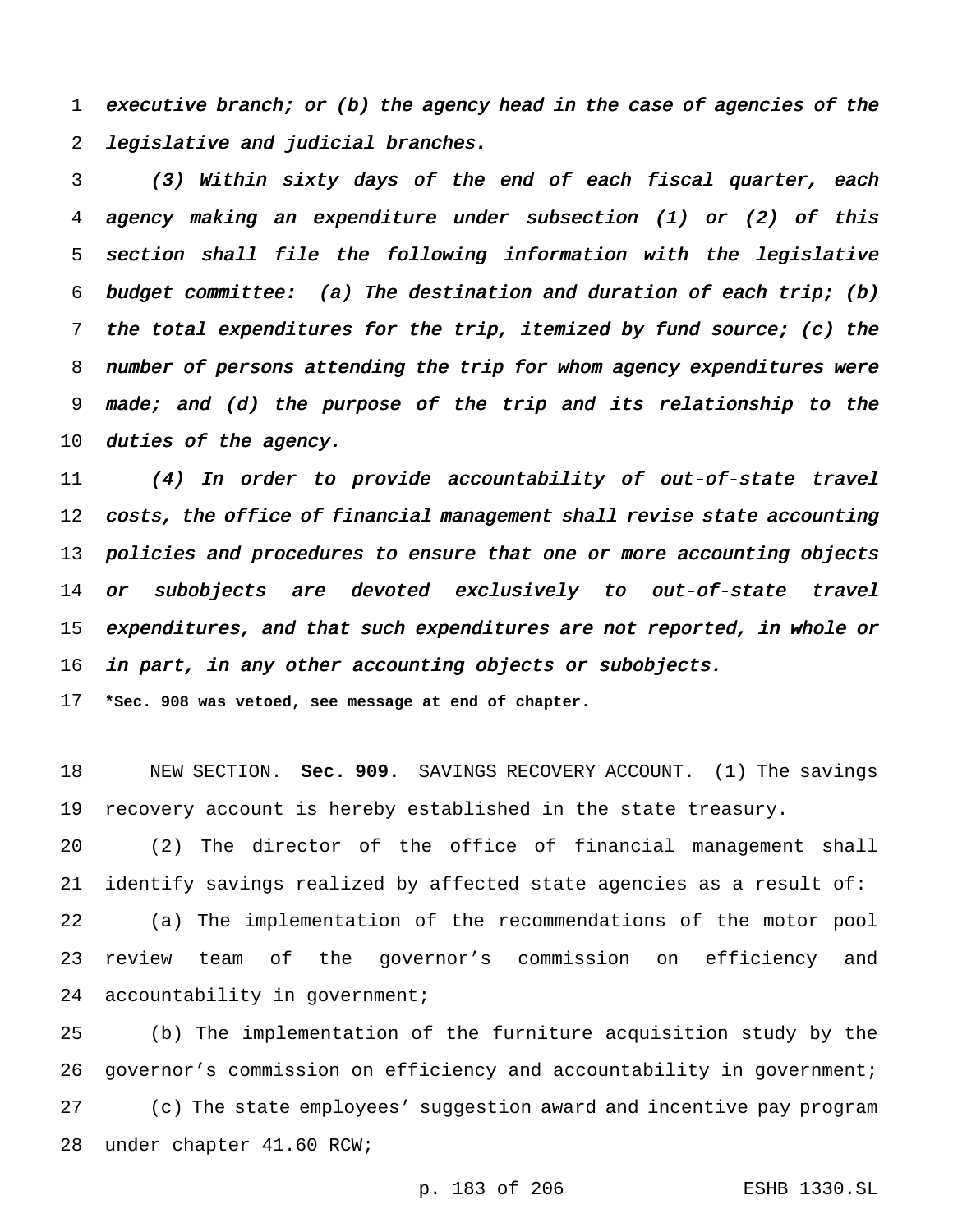*executive branch; or (b) the agency head in the case of agencies of the legislative and judicial branches.*

*(3) Within sixty days of the end of each fiscal quarter, each agency making an expenditure under subsection (1) or (2) of this section shall file the following information with the legislative budget committee: (a) The destination and duration of each trip; (b) the total expenditures for the trip, itemized by fund source; (c) the number of persons attending the trip for whom agency expenditures were made; and (d) the purpose of the trip and its relationship to the duties of the agency.*

*(4) In order to provide accountability of out-of-state travel costs, the office of financial management shall revise state accounting policies and procedures to ensure that one or more accounting objects or subobjects are devoted exclusively to out-of-state travel expenditures, and that such expenditures are not reported, in whole or in part, in any other accounting objects or subobjects.*

**\*Sec. 908 was vetoed, see message at end of chapter.**

NEW SECTION. **Sec. 909.** SAVINGS RECOVERY ACCOUNT. (1) The savings recovery account is hereby established in the state treasury.

(2) The director of the office of financial management shall identify savings realized by affected state agencies as a result of:

(a) The implementation of the recommendations of the motor pool review team of the governor's commission on efficiency and accountability in government;

(b) The implementation of the furniture acquisition study by the governor's commission on efficiency and accountability in government;

(c) The state employees' suggestion award and incentive pay program under chapter 41.60 RCW;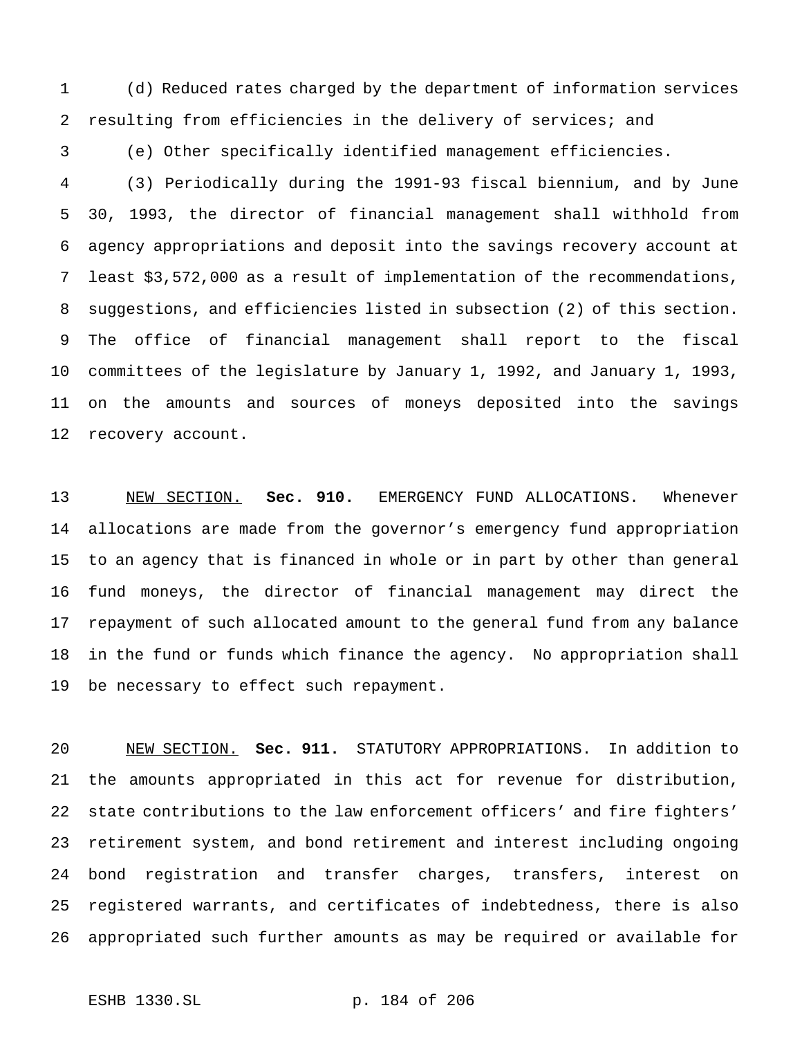(d) Reduced rates charged by the department of information services resulting from efficiencies in the delivery of services; and

(e) Other specifically identified management efficiencies.

(3) Periodically during the 1991-93 fiscal biennium, and by June 30, 1993, the director of financial management shall withhold from agency appropriations and deposit into the savings recovery account at least $3,572,000 as a result of implementation of the recommendations, suggestions, and efficiencies listed in subsection (2) of this section. The office of financial management shall report to the fiscal committees of the legislature by January 1, 1992, and January 1, 1993, on the amounts and sources of moneys deposited into the savings recovery account.

NEW SECTION. **Sec. 910.** EMERGENCY FUND ALLOCATIONS. Whenever allocations are made from the governor's emergency fund appropriation to an agency that is financed in whole or in part by other than general fund moneys, the director of financial management may direct the repayment of such allocated amount to the general fund from any balance in the fund or funds which finance the agency. No appropriation shall be necessary to effect such repayment.

NEW SECTION. **Sec. 911.** STATUTORY APPROPRIATIONS. In addition to the amounts appropriated in this act for revenue for distribution, state contributions to the law enforcement officers' and fire fighters' retirement system, and bond retirement and interest including ongoing bond registration and transfer charges, transfers, interest on registered warrants, and certificates of indebtedness, there is also appropriated such further amounts as may be required or available for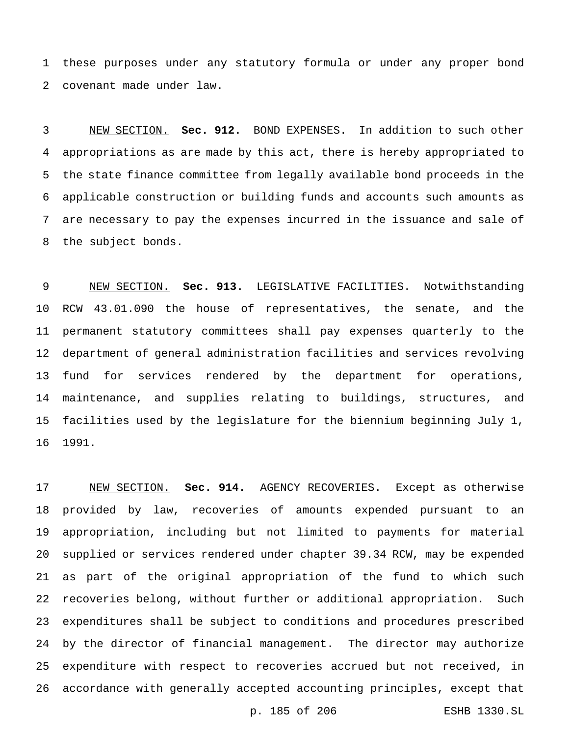these purposes under any statutory formula or under any proper bond covenant made under law.

<u>NEW SECTION.</u> **Sec. 912.** BOND EXPENSES. In addition to such other appropriations as are made by this act, there is hereby appropriated to the state finance committee from legally available bond proceeds in the applicable construction or building funds and accounts such amounts as are necessary to pay the expenses incurred in the issuance and sale of the subject bonds.

<u>NEW SECTION.</u> **Sec. 913.** LEGISLATIVE FACILITIES. Notwithstanding RCW 43.01.090 the house of representatives, the senate, and the permanent statutory committees shall pay expenses quarterly to the department of general administration facilities and services revolving fund for services rendered by the department for operations, maintenance, and supplies relating to buildings, structures, and facilities used by the legislature for the biennium beginning July 1, 1991.

<u>NEW SECTION.</u> **Sec. 914.** AGENCY RECOVERIES. Except as otherwise provided by law, recoveries of amounts expended pursuant to an appropriation, including but not limited to payments for material supplied or services rendered under chapter 39.34 RCW, may be expended as part of the original appropriation of the fund to which such recoveries belong, without further or additional appropriation. Such expenditures shall be subject to conditions and procedures prescribed by the director of financial management. The director may authorize expenditure with respect to recoveries accrued but not received, in accordance with generally accepted accounting principles, except that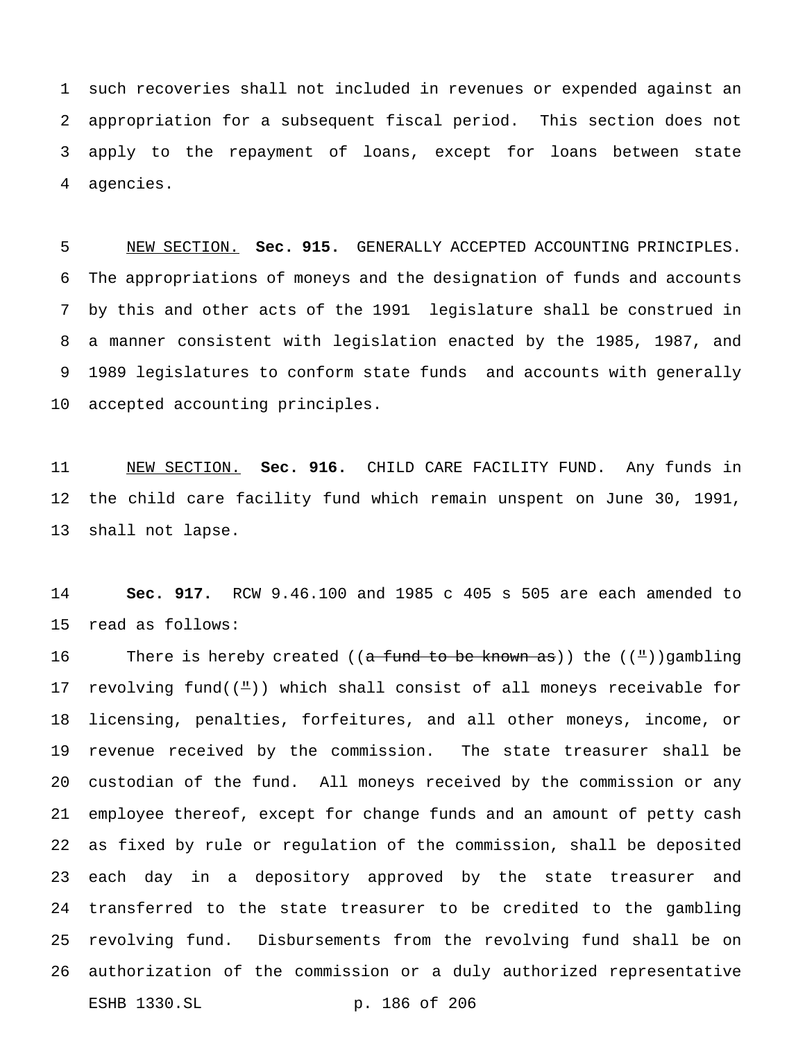such recoveries shall not included in revenues or expended against an appropriation for a subsequent fiscal period. This section does not apply to the repayment of loans, except for loans between state agencies.

NEW SECTION. **Sec. 915.** GENERALLY ACCEPTED ACCOUNTING PRINCIPLES. The appropriations of moneys and the designation of funds and accounts by this and other acts of the 1991 legislature shall be construed in a manner consistent with legislation enacted by the 1985, 1987, and 1989 legislatures to conform state funds and accounts with generally accepted accounting principles.

NEW SECTION. **Sec. 916.** CHILD CARE FACILITY FUND. Any funds in the child care facility fund which remain unspent on June 30, 1991, shall not lapse.

**Sec. 917.** RCW 9.46.100 and 1985 c 405 s 505 are each amended to read as follows:

There is hereby created ((~~a fund to be known as~~)) the ((~~"~~))gambling revolving fund((~~"~~)) which shall consist of all moneys receivable for licensing, penalties, forfeitures, and all other moneys, income, or revenue received by the commission. The state treasurer shall be custodian of the fund. All moneys received by the commission or any employee thereof, except for change funds and an amount of petty cash as fixed by rule or regulation of the commission, shall be deposited each day in a depository approved by the state treasurer and transferred to the state treasurer to be credited to the gambling revolving fund. Disbursements from the revolving fund shall be on authorization of the commission or a duly authorized representative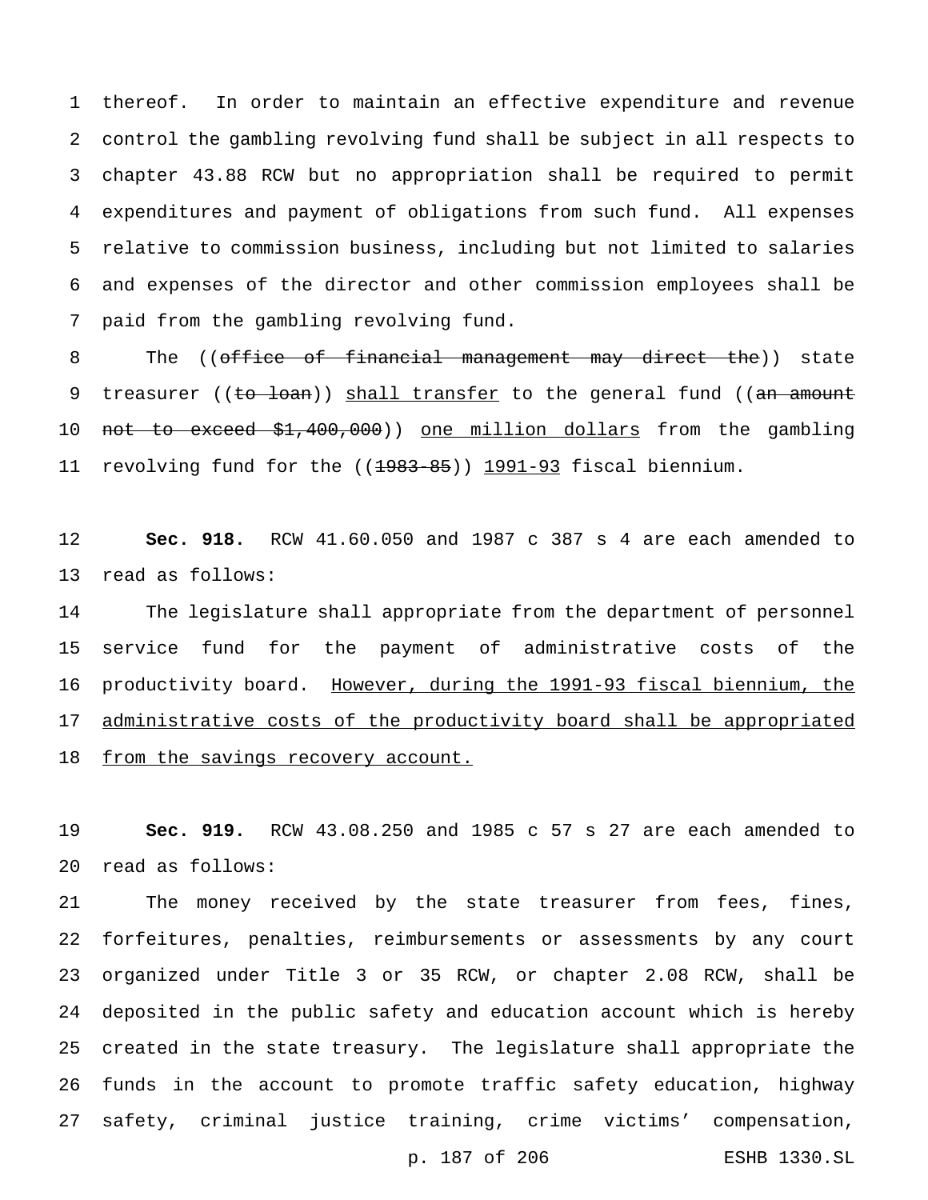thereof. In order to maintain an effective expenditure and revenue control the gambling revolving fund shall be subject in all respects to chapter 43.88 RCW but no appropriation shall be required to permit expenditures and payment of obligations from such fund. All expenses relative to commission business, including but not limited to salaries and expenses of the director and other commission employees shall be paid from the gambling revolving fund.

The ((~~office of financial management may direct the~~)) state treasurer ((~~to loan~~)) <u>shall transfer</u> to the general fund ((~~an amount not to exceed $1,400,000~~)) <u>one million dollars</u> from the gambling revolving fund for the ((~~1983-85~~)) <u>1991-93</u> fiscal biennium.

**Sec. 918.** RCW 41.60.050 and 1987 c 387 s 4 are each amended to read as follows:

The legislature shall appropriate from the department of personnel service fund for the payment of administrative costs of the productivity board. <u>However, during the 1991-93 fiscal biennium, the administrative costs of the productivity board shall be appropriated from the savings recovery account.</u>

**Sec. 919.** RCW 43.08.250 and 1985 c 57 s 27 are each amended to read as follows:

The money received by the state treasurer from fees, fines, forfeitures, penalties, reimbursements or assessments by any court organized under Title 3 or 35 RCW, or chapter 2.08 RCW, shall be deposited in the public safety and education account which is hereby created in the state treasury. The legislature shall appropriate the funds in the account to promote traffic safety education, highway safety, criminal justice training, crime victims' compensation,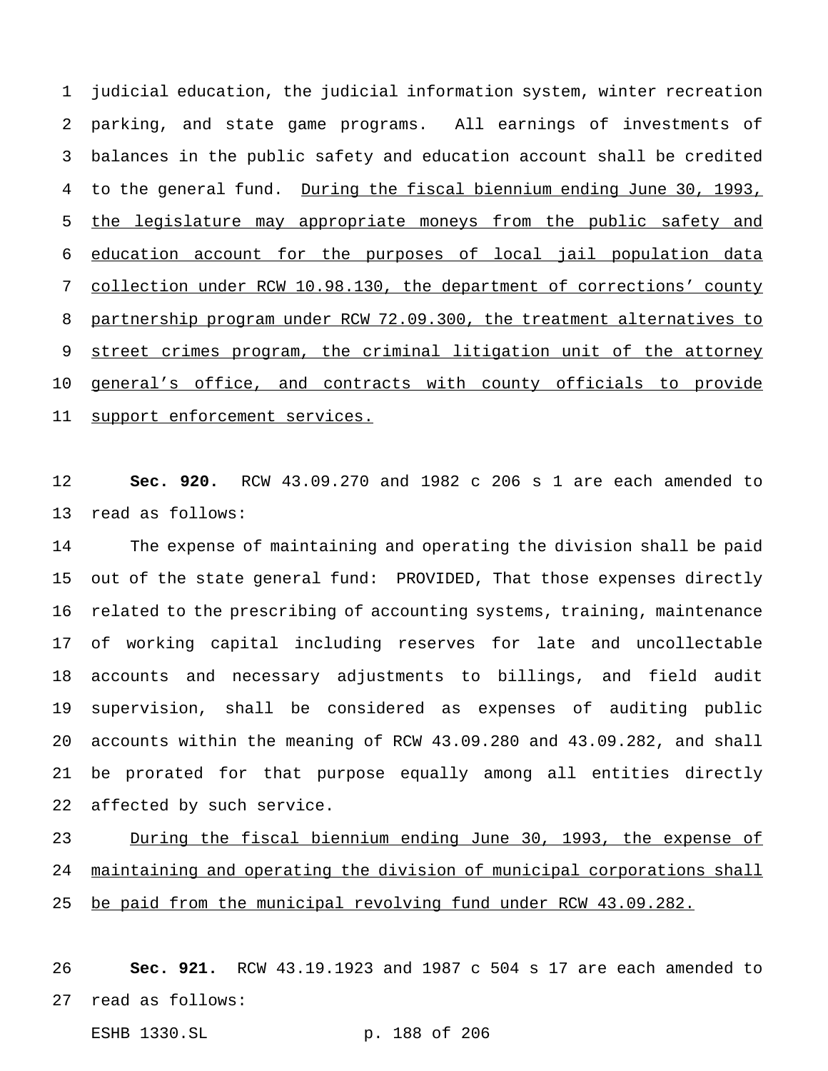judicial education, the judicial information system, winter recreation parking, and state game programs. All earnings of investments of balances in the public safety and education account shall be credited to the general fund. <u>During the fiscal biennium ending June 30, 1993, the legislature may appropriate moneys from the public safety and education account for the purposes of local jail population data collection under RCW 10.98.130, the department of corrections' county partnership program under RCW 72.09.300, the treatment alternatives to street crimes program, the criminal litigation unit of the attorney general's office, and contracts with county officials to provide support enforcement services.</u>

**Sec. 920.** RCW 43.09.270 and 1982 c 206 s 1 are each amended to read as follows:

The expense of maintaining and operating the division shall be paid out of the state general fund: PROVIDED, That those expenses directly related to the prescribing of accounting systems, training, maintenance of working capital including reserves for late and uncollectable accounts and necessary adjustments to billings, and field audit supervision, shall be considered as expenses of auditing public accounts within the meaning of RCW 43.09.280 and 43.09.282, and shall be prorated for that purpose equally among all entities directly affected by such service.

<u>During the fiscal biennium ending June 30, 1993, the expense of maintaining and operating the division of municipal corporations shall be paid from the municipal revolving fund under RCW 43.09.282.</u>

**Sec. 921.** RCW 43.19.1923 and 1987 c 504 s 17 are each amended to read as follows: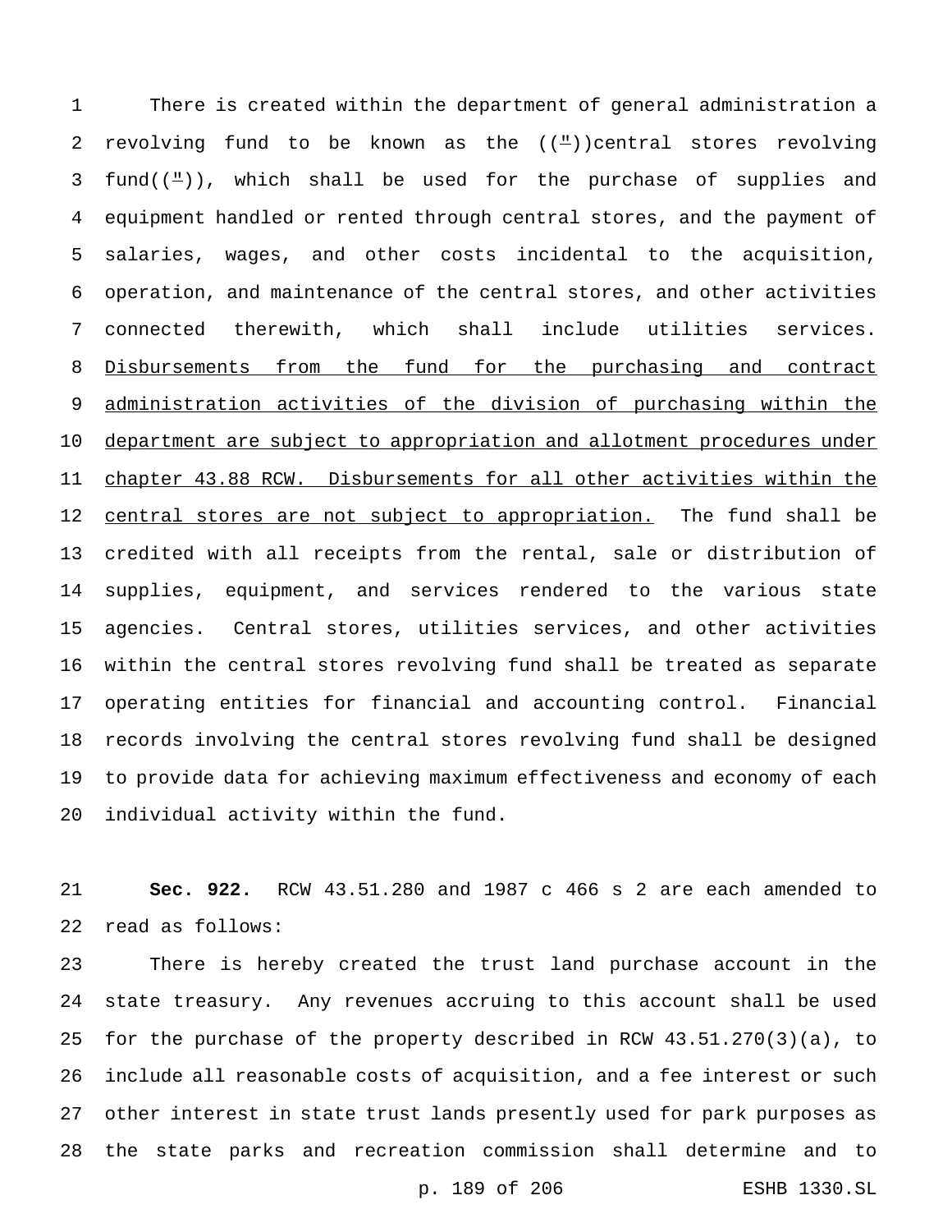There is created within the department of general administration a revolving fund to be known as the ((")) central stores revolving fund(("))), which shall be used for the purchase of supplies and equipment handled or rented through central stores, and the payment of salaries, wages, and other costs incidental to the acquisition, operation, and maintenance of the central stores, and other activities connected therewith, which shall include utilities services. <u>Disbursements from the fund for the purchasing and contract administration activities of the division of purchasing within the department are subject to appropriation and allotment procedures under chapter 43.88 RCW. Disbursements for all other activities within the central stores are not subject to appropriation.</u> The fund shall be credited with all receipts from the rental, sale or distribution of supplies, equipment, and services rendered to the various state agencies. Central stores, utilities services, and other activities within the central stores revolving fund shall be treated as separate operating entities for financial and accounting control. Financial records involving the central stores revolving fund shall be designed to provide data for achieving maximum effectiveness and economy of each individual activity within the fund.

**Sec. 922.** RCW 43.51.280 and 1987 c 466 s 2 are each amended to read as follows:

There is hereby created the trust land purchase account in the state treasury. Any revenues accruing to this account shall be used for the purchase of the property described in RCW 43.51.270(3)(a), to include all reasonable costs of acquisition, and a fee interest or such other interest in state trust lands presently used for park purposes as the state parks and recreation commission shall determine and to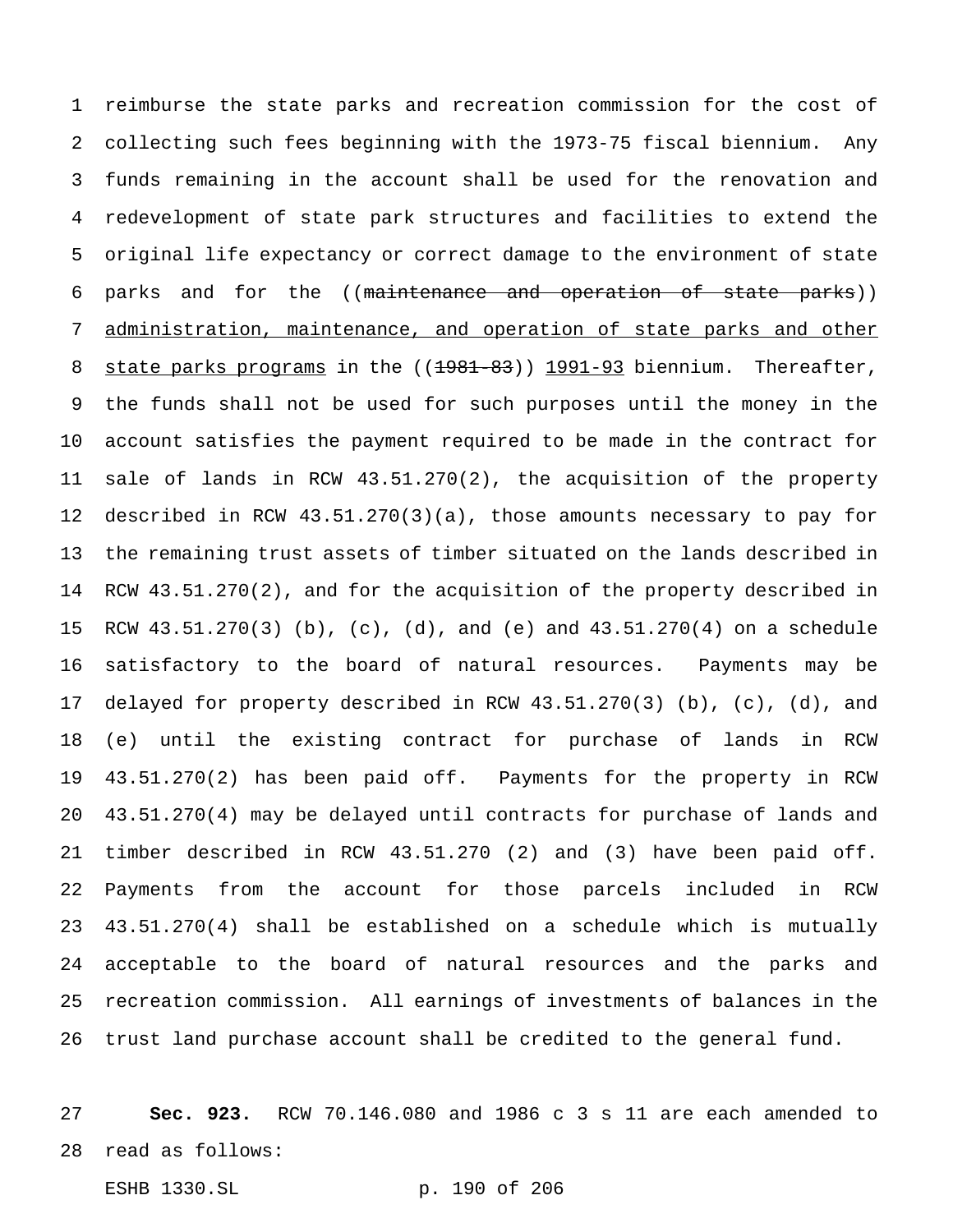reimburse the state parks and recreation commission for the cost of collecting such fees beginning with the 1973-75 fiscal biennium. Any funds remaining in the account shall be used for the renovation and redevelopment of state park structures and facilities to extend the original life expectancy or correct damage to the environment of state parks and for the ((~~maintenance and operation of state parks~~)) <u>administration, maintenance, and operation of state parks and other state parks programs</u> in the ((~~1981-83~~)) <u>1991-93</u> biennium. Thereafter, the funds shall not be used for such purposes until the money in the account satisfies the payment required to be made in the contract for sale of lands in RCW 43.51.270(2), the acquisition of the property described in RCW 43.51.270(3)(a), those amounts necessary to pay for the remaining trust assets of timber situated on the lands described in RCW 43.51.270(2), and for the acquisition of the property described in RCW 43.51.270(3) (b), (c), (d), and (e) and 43.51.270(4) on a schedule satisfactory to the board of natural resources. Payments may be delayed for property described in RCW 43.51.270(3) (b), (c), (d), and (e) until the existing contract for purchase of lands in RCW 43.51.270(2) has been paid off. Payments for the property in RCW 43.51.270(4) may be delayed until contracts for purchase of lands and timber described in RCW 43.51.270 (2) and (3) have been paid off. Payments from the account for those parcels included in RCW 43.51.270(4) shall be established on a schedule which is mutually acceptable to the board of natural resources and the parks and recreation commission. All earnings of investments of balances in the trust land purchase account shall be credited to the general fund.

**Sec. 923.** RCW 70.146.080 and 1986 c 3 s 11 are each amended to read as follows: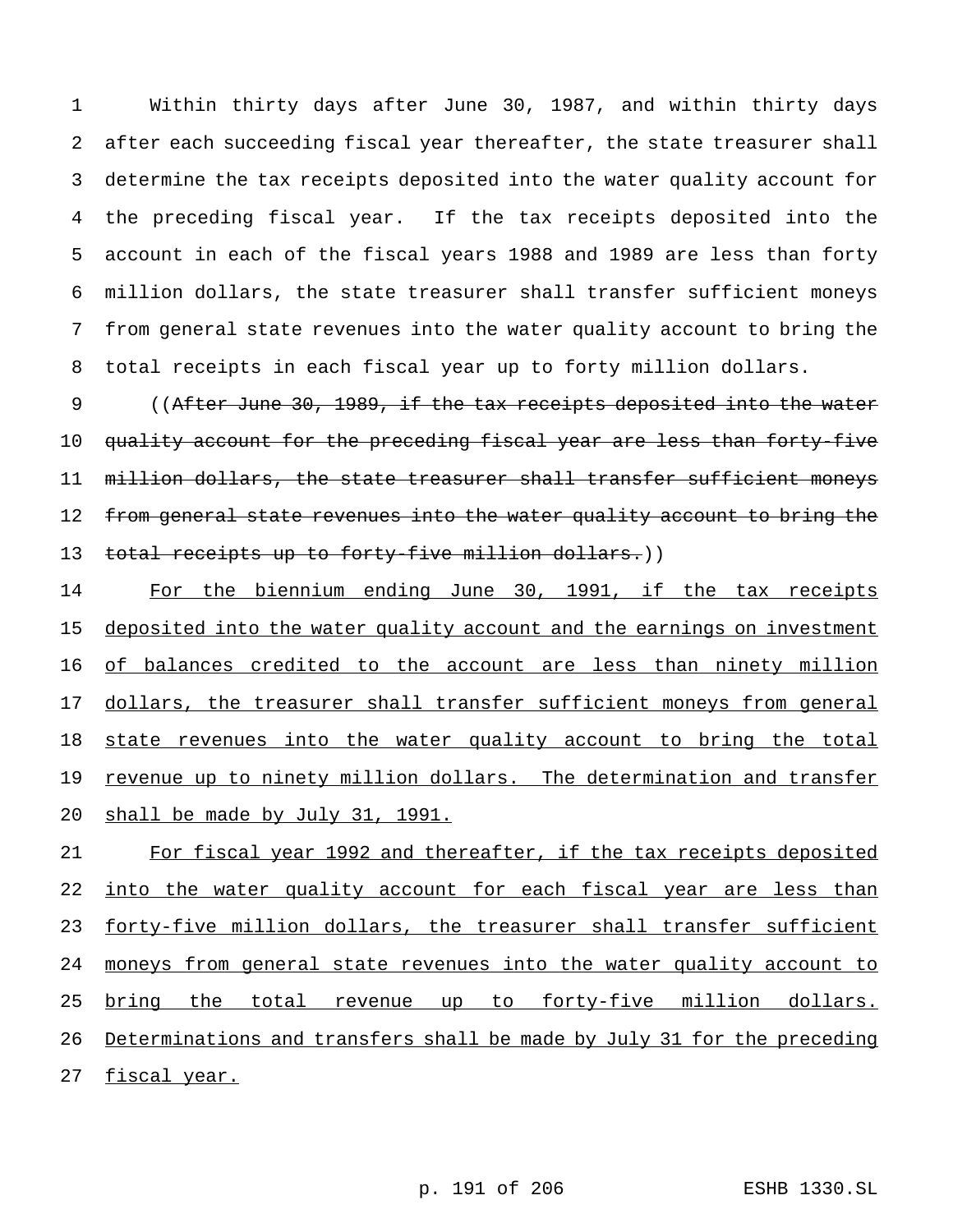Within thirty days after June 30, 1987, and within thirty days after each succeeding fiscal year thereafter, the state treasurer shall determine the tax receipts deposited into the water quality account for the preceding fiscal year. If the tax receipts deposited into the account in each of the fiscal years 1988 and 1989 are less than forty million dollars, the state treasurer shall transfer sufficient moneys from general state revenues into the water quality account to bring the total receipts in each fiscal year up to forty million dollars.

((~~After June 30, 1989, if the tax receipts deposited into the water quality account for the preceding fiscal year are less than forty-five million dollars, the state treasurer shall transfer sufficient moneys from general state revenues into the water quality account to bring the total receipts up to forty-five million dollars.~~))

For the biennium ending June 30, 1991, if the tax receipts deposited into the water quality account and the earnings on investment of balances credited to the account are less than ninety million dollars, the treasurer shall transfer sufficient moneys from general state revenues into the water quality account to bring the total revenue up to ninety million dollars. The determination and transfer shall be made by July 31, 1991.

For fiscal year 1992 and thereafter, if the tax receipts deposited into the water quality account for each fiscal year are less than forty-five million dollars, the treasurer shall transfer sufficient moneys from general state revenues into the water quality account to bring the total revenue up to forty-five million dollars. Determinations and transfers shall be made by July 31 for the preceding fiscal year.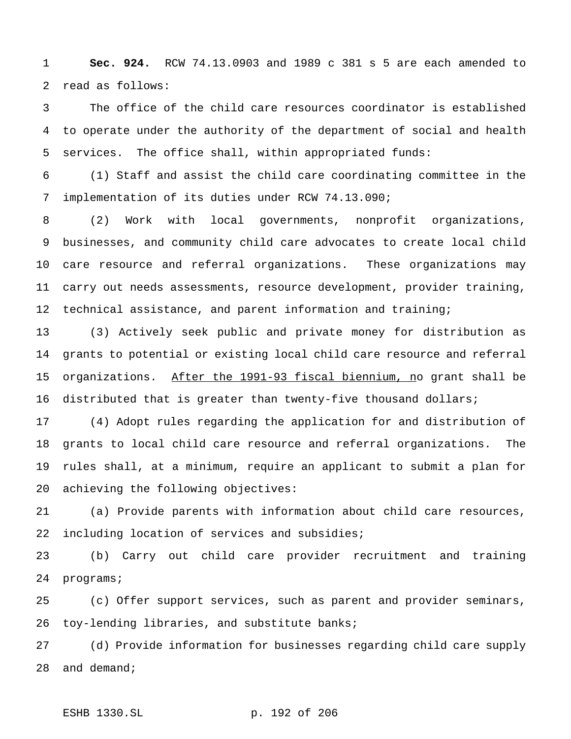**Sec. 924.** RCW 74.13.0903 and 1989 c 381 s 5 are each amended to read as follows:

The office of the child care resources coordinator is established to operate under the authority of the department of social and health services. The office shall, within appropriated funds:

(1) Staff and assist the child care coordinating committee in the implementation of its duties under RCW 74.13.090;

(2) Work with local governments, nonprofit organizations, businesses, and community child care advocates to create local child care resource and referral organizations. These organizations may carry out needs assessments, resource development, provider training, technical assistance, and parent information and training;

(3) Actively seek public and private money for distribution as grants to potential or existing local child care resource and referral organizations. <u>After the 1991-93 fiscal biennium, n</u>o grant shall be distributed that is greater than twenty-five thousand dollars;

(4) Adopt rules regarding the application for and distribution of grants to local child care resource and referral organizations. The rules shall, at a minimum, require an applicant to submit a plan for achieving the following objectives:

(a) Provide parents with information about child care resources, including location of services and subsidies;

(b) Carry out child care provider recruitment and training programs;

(c) Offer support services, such as parent and provider seminars, toy-lending libraries, and substitute banks;

(d) Provide information for businesses regarding child care supply and demand;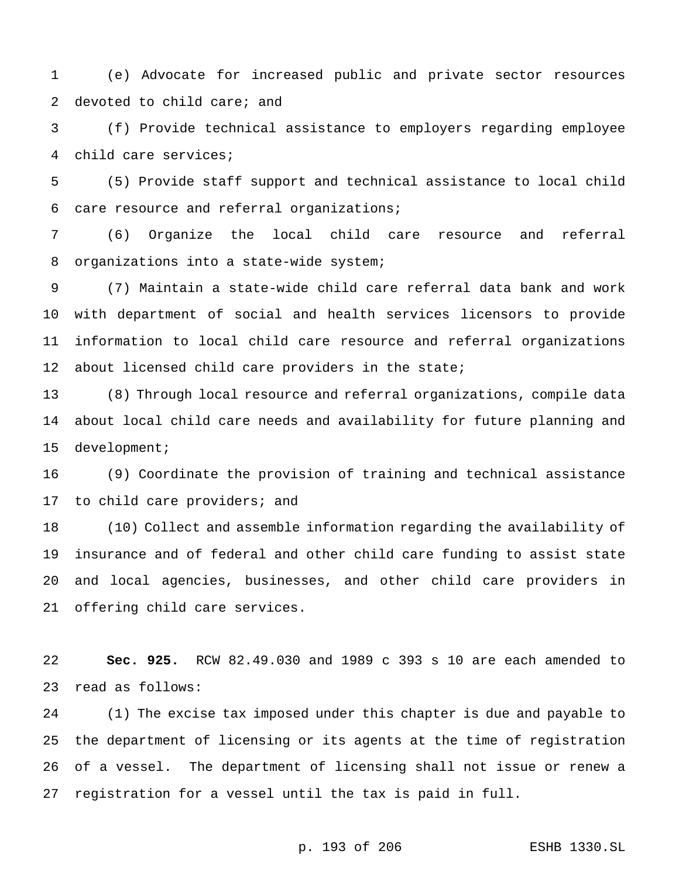(e) Advocate for increased public and private sector resources devoted to child care; and

(f) Provide technical assistance to employers regarding employee child care services;

(5) Provide staff support and technical assistance to local child care resource and referral organizations;

(6) Organize the local child care resource and referral organizations into a state-wide system;

(7) Maintain a state-wide child care referral data bank and work with department of social and health services licensors to provide information to local child care resource and referral organizations about licensed child care providers in the state;

(8) Through local resource and referral organizations, compile data about local child care needs and availability for future planning and development;

(9) Coordinate the provision of training and technical assistance to child care providers; and

(10) Collect and assemble information regarding the availability of insurance and of federal and other child care funding to assist state and local agencies, businesses, and other child care providers in offering child care services.

**Sec. 925.** RCW 82.49.030 and 1989 c 393 s 10 are each amended to read as follows:

(1) The excise tax imposed under this chapter is due and payable to the department of licensing or its agents at the time of registration of a vessel. The department of licensing shall not issue or renew a registration for a vessel until the tax is paid in full.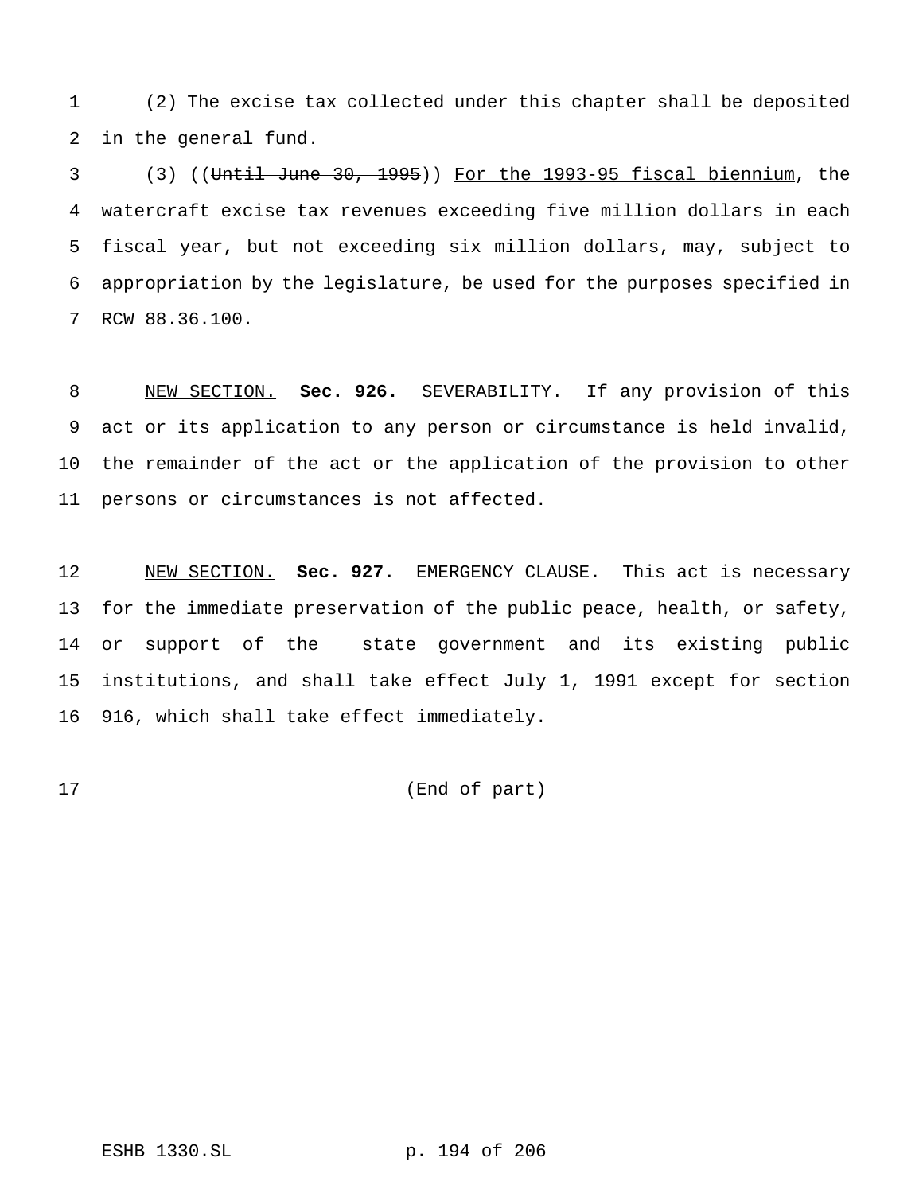(2) The excise tax collected under this chapter shall be deposited in the general fund.

(3) ((~~Until June 30, 1995~~)) For the 1993-95 fiscal biennium, the watercraft excise tax revenues exceeding five million dollars in each fiscal year, but not exceeding six million dollars, may, subject to appropriation by the legislature, be used for the purposes specified in RCW 88.36.100.

NEW SECTION. **Sec. 926.** SEVERABILITY. If any provision of this act or its application to any person or circumstance is held invalid, the remainder of the act or the application of the provision to other persons or circumstances is not affected.

NEW SECTION. **Sec. 927.** EMERGENCY CLAUSE. This act is necessary for the immediate preservation of the public peace, health, or safety, or support of the state government and its existing public institutions, and shall take effect July 1, 1991 except for section 916, which shall take effect immediately.

(End of part)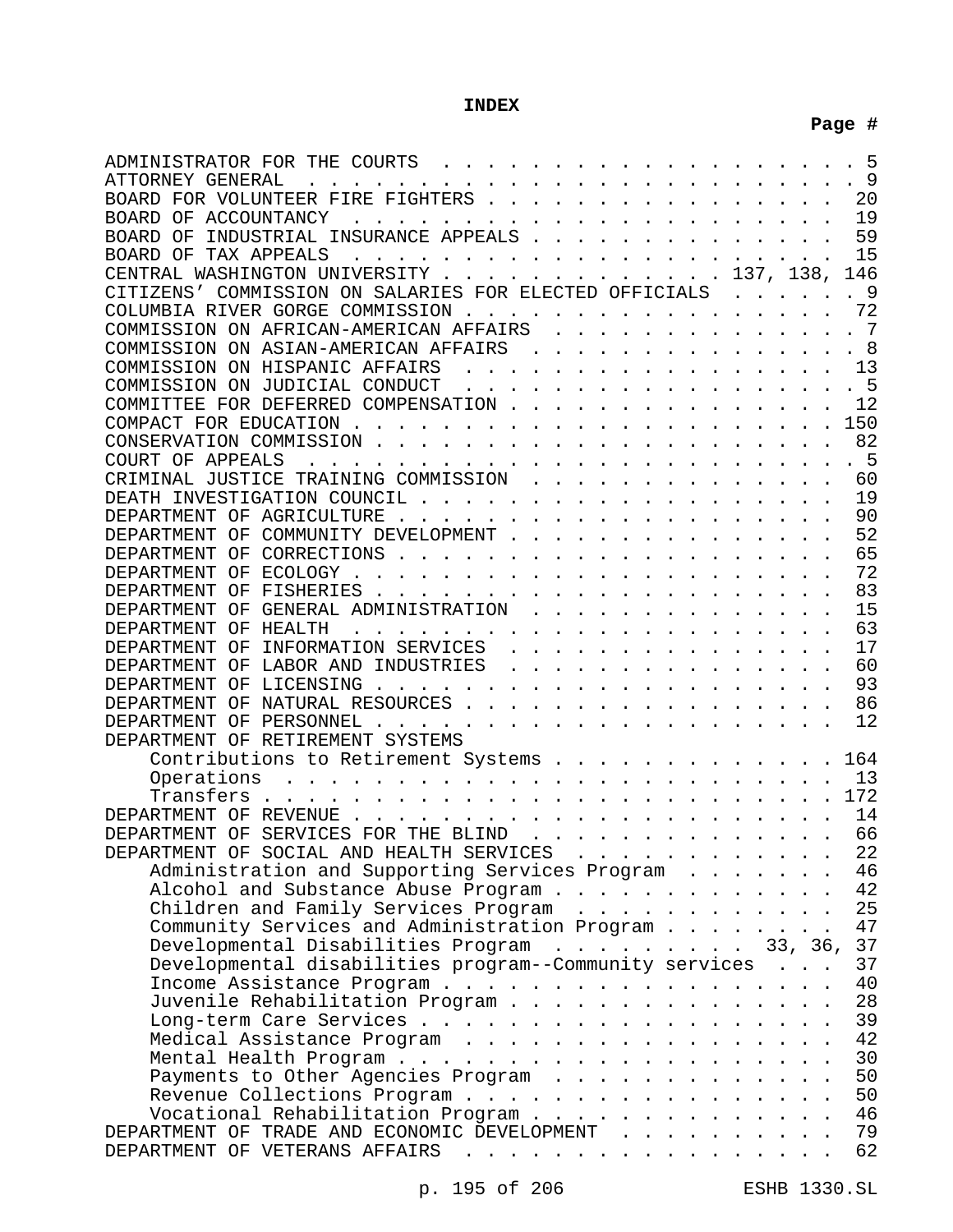# INDEX

| | Page # |
|---|---|
| ADMINISTRATOR FOR THE COURTS | 5 |
| ATTORNEY GENERAL | 9 |
| BOARD FOR VOLUNTEER FIRE FIGHTERS | 20 |
| BOARD OF ACCOUNTANCY | 19 |
| BOARD OF INDUSTRIAL INSURANCE APPEALS | 59 |
| BOARD OF TAX APPEALS | 15 |
| CENTRAL WASHINGTON UNIVERSITY | 137, 138, 146 |
| CITIZENS' COMMISSION ON SALARIES FOR ELECTED OFFICIALS | 9 |
| COLUMBIA RIVER GORGE COMMISSION | 72 |
| COMMISSION ON AFRICAN-AMERICAN AFFAIRS | 7 |
| COMMISSION ON ASIAN-AMERICAN AFFAIRS | 8 |
| COMMISSION ON HISPANIC AFFAIRS | 13 |
| COMMISSION ON JUDICIAL CONDUCT | 5 |
| COMMITTEE FOR DEFERRED COMPENSATION | 12 |
| COMPACT FOR EDUCATION | 150 |
| CONSERVATION COMMISSION | 82 |
| COURT OF APPEALS | 5 |
| CRIMINAL JUSTICE TRAINING COMMISSION | 60 |
| DEATH INVESTIGATION COUNCIL | 19 |
| DEPARTMENT OF AGRICULTURE | 90 |
| DEPARTMENT OF COMMUNITY DEVELOPMENT | 52 |
| DEPARTMENT OF CORRECTIONS | 65 |
| DEPARTMENT OF ECOLOGY | 72 |
| DEPARTMENT OF FISHERIES | 83 |
| DEPARTMENT OF GENERAL ADMINISTRATION | 15 |
| DEPARTMENT OF HEALTH | 63 |
| DEPARTMENT OF INFORMATION SERVICES | 17 |
| DEPARTMENT OF LABOR AND INDUSTRIES | 60 |
| DEPARTMENT OF LICENSING | 93 |
| DEPARTMENT OF NATURAL RESOURCES | 86 |
| DEPARTMENT OF PERSONNEL | 12 |
| DEPARTMENT OF RETIREMENT SYSTEMS | |
| &nbsp;&nbsp;&nbsp;&nbsp;Contributions to Retirement Systems | 164 |
| &nbsp;&nbsp;&nbsp;&nbsp;Operations | 13 |
| &nbsp;&nbsp;&nbsp;&nbsp;Transfers | 172 |
| DEPARTMENT OF REVENUE | 14 |
| DEPARTMENT OF SERVICES FOR THE BLIND | 66 |
| DEPARTMENT OF SOCIAL AND HEALTH SERVICES | 22 |
| &nbsp;&nbsp;&nbsp;&nbsp;Administration and Supporting Services Program | 46 |
| &nbsp;&nbsp;&nbsp;&nbsp;Alcohol and Substance Abuse Program | 42 |
| &nbsp;&nbsp;&nbsp;&nbsp;Children and Family Services Program | 25 |
| &nbsp;&nbsp;&nbsp;&nbsp;Community Services and Administration Program | 47 |
| &nbsp;&nbsp;&nbsp;&nbsp;Developmental Disabilities Program | 33, 36, 37 |
| &nbsp;&nbsp;&nbsp;&nbsp;Developmental disabilities program--Community services | 37 |
| &nbsp;&nbsp;&nbsp;&nbsp;Income Assistance Program | 40 |
| &nbsp;&nbsp;&nbsp;&nbsp;Juvenile Rehabilitation Program | 28 |
| &nbsp;&nbsp;&nbsp;&nbsp;Long-term Care Services | 39 |
| &nbsp;&nbsp;&nbsp;&nbsp;Medical Assistance Program | 42 |
| &nbsp;&nbsp;&nbsp;&nbsp;Mental Health Program | 30 |
| &nbsp;&nbsp;&nbsp;&nbsp;Payments to Other Agencies Program | 50 |
| &nbsp;&nbsp;&nbsp;&nbsp;Revenue Collections Program | 50 |
| &nbsp;&nbsp;&nbsp;&nbsp;Vocational Rehabilitation Program | 46 |
| DEPARTMENT OF TRADE AND ECONOMIC DEVELOPMENT | 79 |
| DEPARTMENT OF VETERANS AFFAIRS | 62 |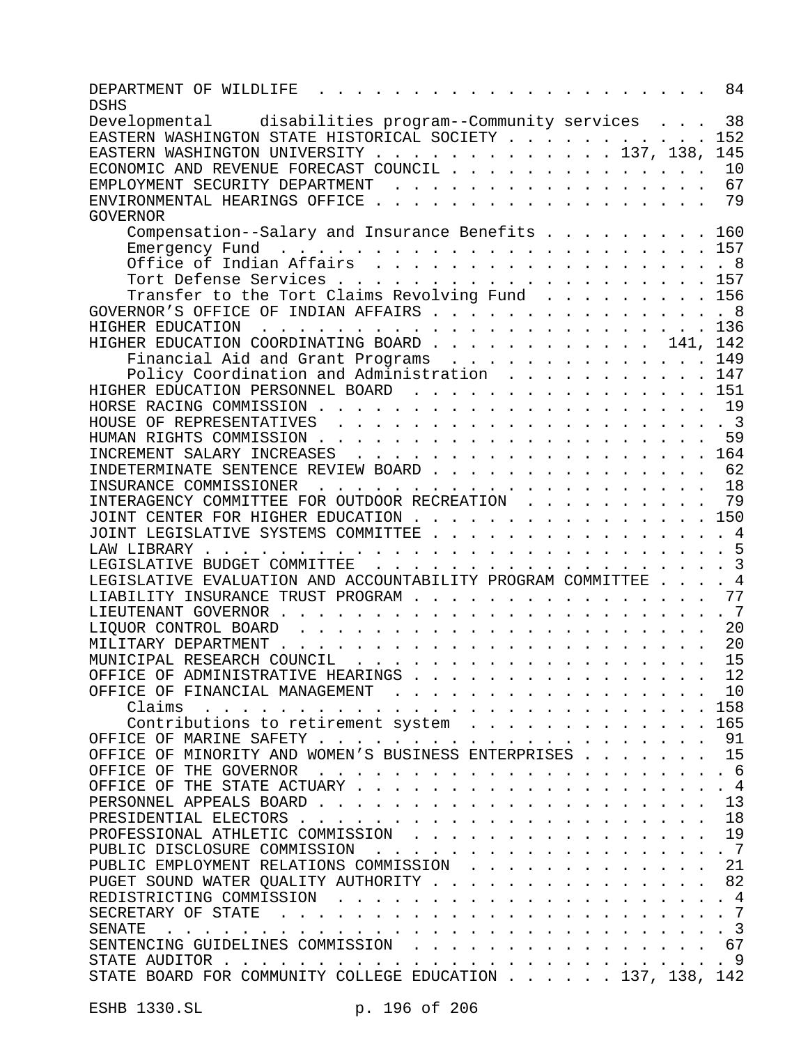DEPARTMENT OF WILDLIFE . . . . . . . . . . . . . . . . . . . . . 84
DSHS
Developmental disabilities program--Community services . . . 38
EASTERN WASHINGTON STATE HISTORICAL SOCIETY . . . . . . . . . . . 152
EASTERN WASHINGTON UNIVERSITY . . . . . . . . . . . . 137, 138, 145
ECONOMIC AND REVENUE FORECAST COUNCIL . . . . . . . . . . . . . . 10
EMPLOYMENT SECURITY DEPARTMENT . . . . . . . . . . . . . . . . . 67
ENVIRONMENTAL HEARINGS OFFICE . . . . . . . . . . . . . . . . . . 79
GOVERNOR
    Compensation--Salary and Insurance Benefits . . . . . . . . . 160
    Emergency Fund . . . . . . . . . . . . . . . . . . . . . . . 157
    Office of Indian Affairs . . . . . . . . . . . . . . . . . . . 8
    Tort Defense Services . . . . . . . . . . . . . . . . . . . . 157
    Transfer to the Tort Claims Revolving Fund . . . . . . . . . 156
GOVERNOR'S OFFICE OF INDIAN AFFAIRS . . . . . . . . . . . . . . . . 8
HIGHER EDUCATION . . . . . . . . . . . . . . . . . . . . . . . . 136
HIGHER EDUCATION COORDINATING BOARD . . . . . . . . . . . . 141, 142
    Financial Aid and Grant Programs . . . . . . . . . . . . . . 149
    Policy Coordination and Administration . . . . . . . . . . . 147
HIGHER EDUCATION PERSONNEL BOARD . . . . . . . . . . . . . . . . 151
HORSE RACING COMMISSION . . . . . . . . . . . . . . . . . . . . . 19
HOUSE OF REPRESENTATIVES . . . . . . . . . . . . . . . . . . . . . 3
HUMAN RIGHTS COMMISSION . . . . . . . . . . . . . . . . . . . . . 59
INCREMENT SALARY INCREASES . . . . . . . . . . . . . . . . . . . 164
INDETERMINATE SENTENCE REVIEW BOARD . . . . . . . . . . . . . . . 62
INSURANCE COMMISSIONER . . . . . . . . . . . . . . . . . . . . . 18
INTERAGENCY COMMITTEE FOR OUTDOOR RECREATION . . . . . . . . . . 79
JOINT CENTER FOR HIGHER EDUCATION . . . . . . . . . . . . . . . . 150
JOINT LEGISLATIVE SYSTEMS COMMITTEE . . . . . . . . . . . . . . . . 4
LAW LIBRARY . . . . . . . . . . . . . . . . . . . . . . . . . . . . 5
LEGISLATIVE BUDGET COMMITTEE . . . . . . . . . . . . . . . . . . . 3
LEGISLATIVE EVALUATION AND ACCOUNTABILITY PROGRAM COMMITTEE . . . . 4
LIABILITY INSURANCE TRUST PROGRAM . . . . . . . . . . . . . . . . 77
LIEUTENANT GOVERNOR . . . . . . . . . . . . . . . . . . . . . . . . 7
LIQUOR CONTROL BOARD . . . . . . . . . . . . . . . . . . . . . . 20
MILITARY DEPARTMENT . . . . . . . . . . . . . . . . . . . . . . . 20
MUNICIPAL RESEARCH COUNCIL . . . . . . . . . . . . . . . . . . . 15
OFFICE OF ADMINISTRATIVE HEARINGS . . . . . . . . . . . . . . . . 12
OFFICE OF FINANCIAL MANAGEMENT . . . . . . . . . . . . . . . . . 10
    Claims . . . . . . . . . . . . . . . . . . . . . . . . . . . 158
    Contributions to retirement system . . . . . . . . . . . . . 165
OFFICE OF MARINE SAFETY . . . . . . . . . . . . . . . . . . . . . 91
OFFICE OF MINORITY AND WOMEN'S BUSINESS ENTERPRISES . . . . . . . 15
OFFICE OF THE GOVERNOR . . . . . . . . . . . . . . . . . . . . . . 6
OFFICE OF THE STATE ACTUARY . . . . . . . . . . . . . . . . . . . . 4
PERSONNEL APPEALS BOARD . . . . . . . . . . . . . . . . . . . . . 13
PRESIDENTIAL ELECTORS . . . . . . . . . . . . . . . . . . . . . . 18
PROFESSIONAL ATHLETIC COMMISSION . . . . . . . . . . . . . . . . 19
PUBLIC DISCLOSURE COMMISSION . . . . . . . . . . . . . . . . . . . 7
PUBLIC EMPLOYMENT RELATIONS COMMISSION . . . . . . . . . . . . . 21
PUGET SOUND WATER QUALITY AUTHORITY . . . . . . . . . . . . . . . 82
REDISTRICTING COMMISSION . . . . . . . . . . . . . . . . . . . . . 4
SECRETARY OF STATE . . . . . . . . . . . . . . . . . . . . . . . . 7
SENATE . . . . . . . . . . . . . . . . . . . . . . . . . . . . . . 3
SENTENCING GUIDELINES COMMISSION . . . . . . . . . . . . . . . . 67
STATE AUDITOR . . . . . . . . . . . . . . . . . . . . . . . . . . . 9
STATE BOARD FOR COMMUNITY COLLEGE EDUCATION . . . . . . 137, 138, 142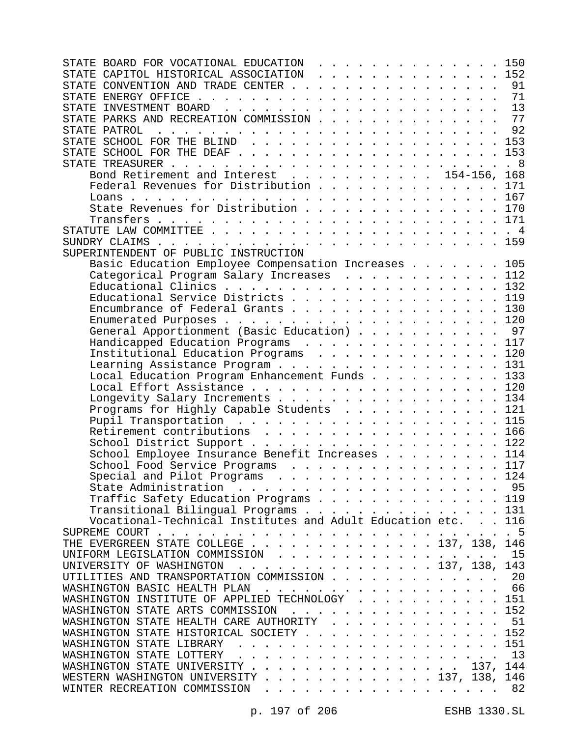STATE BOARD FOR VOCATIONAL EDUCATION . . . . . . . . . . . . . . . 150
STATE CAPITOL HISTORICAL ASSOCIATION . . . . . . . . . . . . . . . 152
STATE CONVENTION AND TRADE CENTER . . . . . . . . . . . . . . . . . 91
STATE ENERGY OFFICE . . . . . . . . . . . . . . . . . . . . . . . . 71
STATE INVESTMENT BOARD . . . . . . . . . . . . . . . . . . . . . . 13
STATE PARKS AND RECREATION COMMISSION . . . . . . . . . . . . . . . 77
STATE PATROL . . . . . . . . . . . . . . . . . . . . . . . . . . . 92
STATE SCHOOL FOR THE BLIND . . . . . . . . . . . . . . . . . . . . 153
STATE SCHOOL FOR THE DEAF . . . . . . . . . . . . . . . . . . . . 153
STATE TREASURER . . . . . . . . . . . . . . . . . . . . . . . . . . 8

- Bond Retirement and Interest . . . . . . . . . . . 154-156, 168
- Federal Revenues for Distribution . . . . . . . . . . . . . . 171
- Loans . . . . . . . . . . . . . . . . . . . . . . . . . . . . 167
- State Revenues for Distribution . . . . . . . . . . . . . . . 170
- Transfers . . . . . . . . . . . . . . . . . . . . . . . . . . 171

STATUTE LAW COMMITTEE . . . . . . . . . . . . . . . . . . . . . . . 4
SUNDRY CLAIMS . . . . . . . . . . . . . . . . . . . . . . . . . . 159
SUPERINTENDENT OF PUBLIC INSTRUCTION

- Basic Education Employee Compensation Increases . . . . . . . 105
- Categorical Program Salary Increases . . . . . . . . . . . . . 112
- Educational Clinics . . . . . . . . . . . . . . . . . . . . . 132
- Educational Service Districts . . . . . . . . . . . . . . . . 119
- Encumbrance of Federal Grants . . . . . . . . . . . . . . . . 130
- Enumerated Purposes . . . . . . . . . . . . . . . . . . . . . 120
- General Apportionment (Basic Education) . . . . . . . . . . . . 97
- Handicapped Education Programs . . . . . . . . . . . . . . . . 117
- Institutional Education Programs . . . . . . . . . . . . . . . 120
- Learning Assistance Program . . . . . . . . . . . . . . . . . 131
- Local Education Program Enhancement Funds . . . . . . . . . . 133
- Local Effort Assistance . . . . . . . . . . . . . . . . . . . 120
- Longevity Salary Increments . . . . . . . . . . . . . . . . . 134
- Programs for Highly Capable Students . . . . . . . . . . . . . 121
- Pupil Transportation . . . . . . . . . . . . . . . . . . . . . 115
- Retirement contributions . . . . . . . . . . . . . . . . . . . 166
- School District Support . . . . . . . . . . . . . . . . . . . 122
- School Employee Insurance Benefit Increases . . . . . . . . . 114
- School Food Service Programs . . . . . . . . . . . . . . . . . 117
- Special and Pilot Programs . . . . . . . . . . . . . . . . . . 124
- State Administration . . . . . . . . . . . . . . . . . . . . . 95
- Traffic Safety Education Programs . . . . . . . . . . . . . . 119
- Transitional Bilingual Programs . . . . . . . . . . . . . . . 131
- Vocational-Technical Institutes and Adult Education etc. . . . 116

SUPREME COURT . . . . . . . . . . . . . . . . . . . . . . . . . . . 5
THE EVERGREEN STATE COLLEGE . . . . . . . . . . . . . . 137, 138, 146
UNIFORM LEGISLATION COMMISSION . . . . . . . . . . . . . . . . . . 15
UNIVERSITY OF WASHINGTON . . . . . . . . . . . . . . . 137, 138, 143
UTILITIES AND TRANSPORTATION COMMISSION . . . . . . . . . . . . . . 20
WASHINGTON BASIC HEALTH PLAN . . . . . . . . . . . . . . . . . . . 66
WASHINGTON INSTITUTE OF APPLIED TECHNOLOGY . . . . . . . . . . . 151
WASHINGTON STATE ARTS COMMISSION . . . . . . . . . . . . . . . . 152
WASHINGTON STATE HEALTH CARE AUTHORITY . . . . . . . . . . . . . . 51
WASHINGTON STATE HISTORICAL SOCIETY . . . . . . . . . . . . . . . 152
WASHINGTON STATE LIBRARY . . . . . . . . . . . . . . . . . . . . 151
WASHINGTON STATE LOTTERY . . . . . . . . . . . . . . . . . . . . . 13
WASHINGTON STATE UNIVERSITY . . . . . . . . . . . . . . . . 137, 144
WESTERN WASHINGTON UNIVERSITY . . . . . . . . . . . . 137, 138, 146
WINTER RECREATION COMMISSION . . . . . . . . . . . . . . . . . . . 82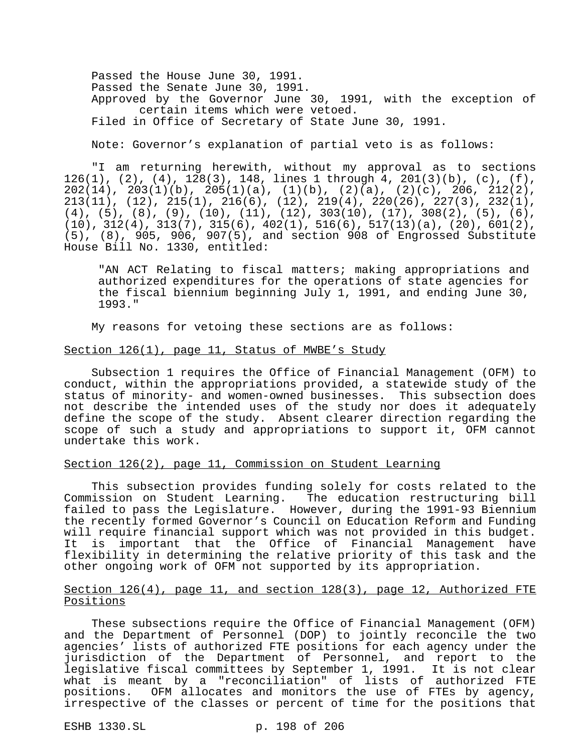Passed the House June 30, 1991.
Passed the Senate June 30, 1991.
Approved by the Governor June 30, 1991, with the exception of certain items which were vetoed.
Filed in Office of Secretary of State June 30, 1991.

Note: Governor's explanation of partial veto is as follows:

"I am returning herewith, without my approval as to sections 126(1), (2), (4), 128(3), 148, lines 1 through 4, 201(3)(b), (c), (f), 202(14), 203(1)(b), 205(1)(a), (1)(b), (2)(a), (2)(c), 206, 212(2), 213(11), (12), 215(1), 216(6), (12), 219(4), 220(26), 227(3), 232(1), (4), (5), (8), (9), (10), (11), (12), 303(10), (17), 308(2), (5), (6), (10), 312(4), 313(7), 315(6), 402(1), 516(6), 517(13)(a), (20), 601(2), (5), (8), 905, 906, 907(5), and section 908 of Engrossed Substitute House Bill No. 1330, entitled:

> "AN ACT Relating to fiscal matters; making appropriations and authorized expenditures for the operations of state agencies for the fiscal biennium beginning July 1, 1991, and ending June 30, 1993."

My reasons for vetoing these sections are as follows:

<u>Section 126(1), page 11, Status of MWBE's Study</u>

Subsection 1 requires the Office of Financial Management (OFM) to conduct, within the appropriations provided, a statewide study of the status of minority- and women-owned businesses. This subsection does not describe the intended uses of the study nor does it adequately define the scope of the study. Absent clearer direction regarding the scope of such a study and appropriations to support it, OFM cannot undertake this work.

<u>Section 126(2), page 11, Commission on Student Learning</u>

This subsection provides funding solely for costs related to the Commission on Student Learning. The education restructuring bill failed to pass the Legislature. However, during the 1991-93 Biennium the recently formed Governor's Council on Education Reform and Funding will require financial support which was not provided in this budget. It is important that the Office of Financial Management have flexibility in determining the relative priority of this task and the other ongoing work of OFM not supported by its appropriation.

<u>Section 126(4), page 11, and section 128(3), page 12, Authorized FTE Positions</u>

These subsections require the Office of Financial Management (OFM) and the Department of Personnel (DOP) to jointly reconcile the two agencies' lists of authorized FTE positions for each agency under the jurisdiction of the Department of Personnel, and report to the legislative fiscal committees by September 1, 1991. It is not clear what is meant by a "reconciliation" of lists of authorized FTE positions. OFM allocates and monitors the use of FTEs by agency, irrespective of the classes or percent of time for the positions that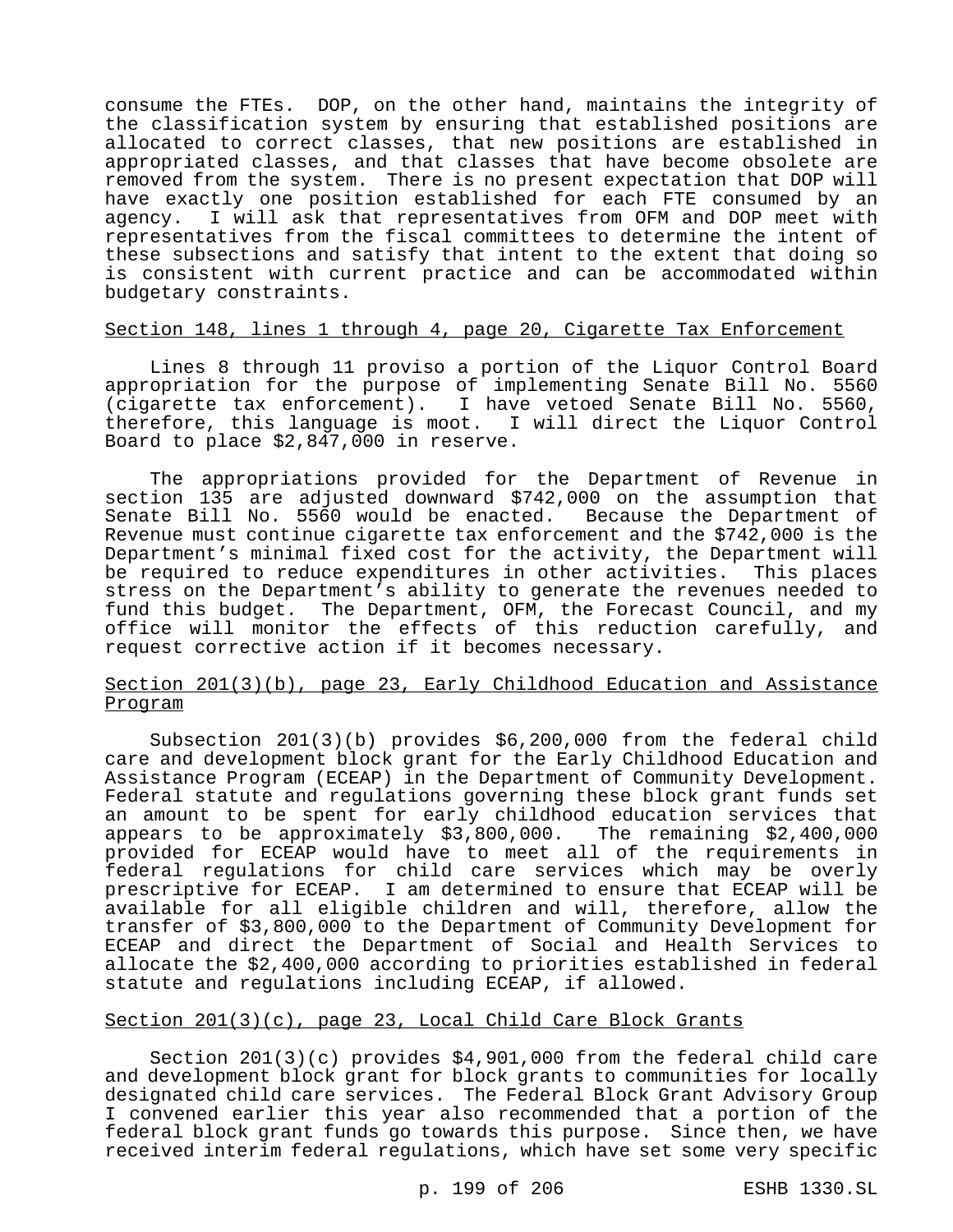consume the FTEs. DOP, on the other hand, maintains the integrity of the classification system by ensuring that established positions are allocated to correct classes, that new positions are established in appropriated classes, and that classes that have become obsolete are removed from the system. There is no present expectation that DOP will have exactly one position established for each FTE consumed by an agency. I will ask that representatives from OFM and DOP meet with representatives from the fiscal committees to determine the intent of these subsections and satisfy that intent to the extent that doing so is consistent with current practice and can be accommodated within budgetary constraints.

Section 148, lines 1 through 4, page 20, Cigarette Tax Enforcement

Lines 8 through 11 proviso a portion of the Liquor Control Board appropriation for the purpose of implementing Senate Bill No. 5560 (cigarette tax enforcement). I have vetoed Senate Bill No. 5560, therefore, this language is moot. I will direct the Liquor Control Board to place $2,847,000 in reserve.

The appropriations provided for the Department of Revenue in section 135 are adjusted downward $742,000 on the assumption that Senate Bill No. 5560 would be enacted. Because the Department of Revenue must continue cigarette tax enforcement and the $742,000 is the Department's minimal fixed cost for the activity, the Department will be required to reduce expenditures in other activities. This places stress on the Department's ability to generate the revenues needed to fund this budget. The Department, OFM, the Forecast Council, and my office will monitor the effects of this reduction carefully, and request corrective action if it becomes necessary.

Section 201(3)(b), page 23, Early Childhood Education and Assistance Program

Subsection 201(3)(b) provides $6,200,000 from the federal child care and development block grant for the Early Childhood Education and Assistance Program (ECEAP) in the Department of Community Development. Federal statute and regulations governing these block grant funds set an amount to be spent for early childhood education services that appears to be approximately $3,800,000. The remaining $2,400,000 provided for ECEAP would have to meet all of the requirements in federal regulations for child care services which may be overly prescriptive for ECEAP. I am determined to ensure that ECEAP will be available for all eligible children and will, therefore, allow the transfer of $3,800,000 to the Department of Community Development for ECEAP and direct the Department of Social and Health Services to allocate the $2,400,000 according to priorities established in federal statute and regulations including ECEAP, if allowed.

Section 201(3)(c), page 23, Local Child Care Block Grants

Section 201(3)(c) provides $4,901,000 from the federal child care and development block grant for block grants to communities for locally designated child care services. The Federal Block Grant Advisory Group I convened earlier this year also recommended that a portion of the federal block grant funds go towards this purpose. Since then, we have received interim federal regulations, which have set some very specific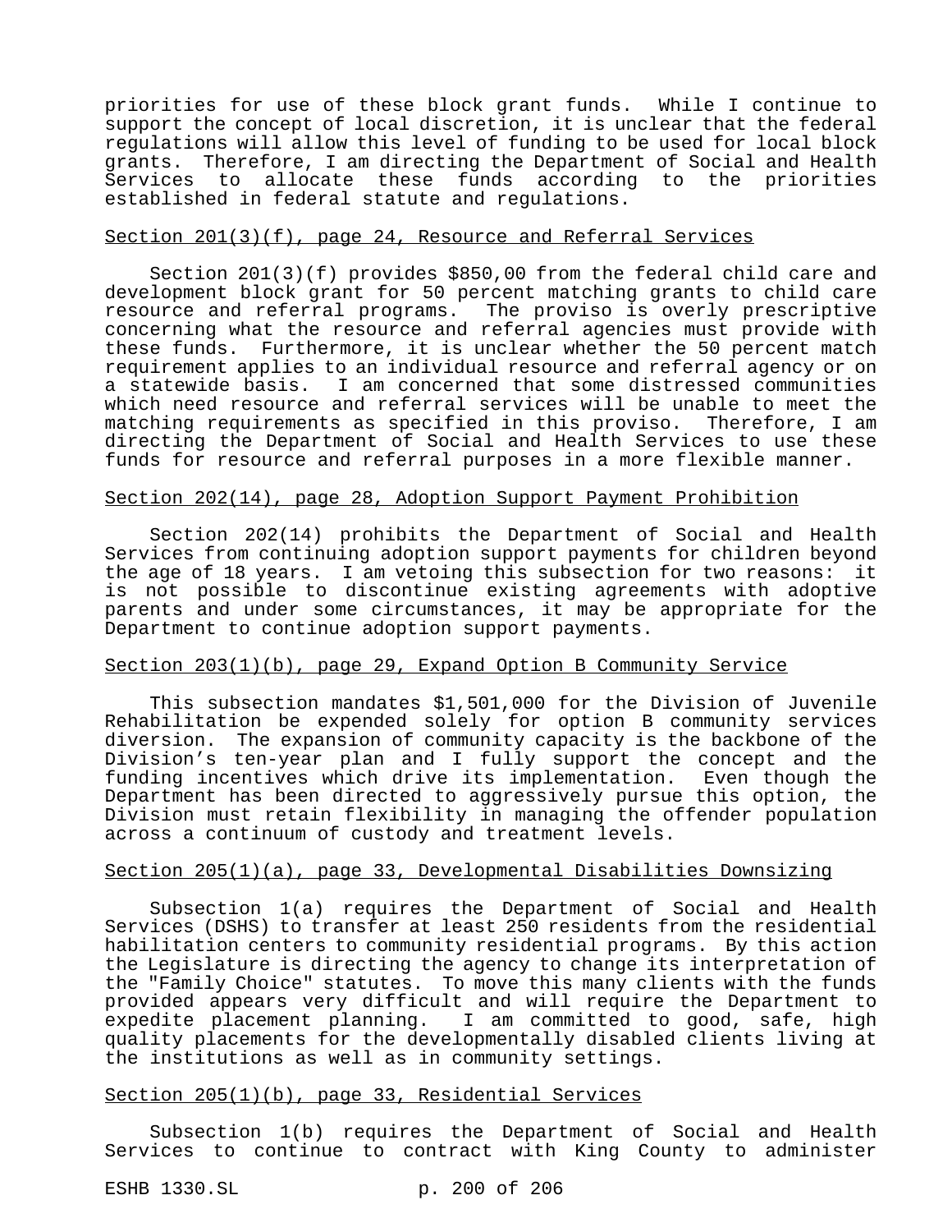priorities for use of these block grant funds. While I continue to support the concept of local discretion, it is unclear that the federal regulations will allow this level of funding to be used for local block grants. Therefore, I am directing the Department of Social and Health Services to allocate these funds according to the priorities established in federal statute and regulations.

Section 201(3)(f), page 24, Resource and Referral Services

Section 201(3)(f) provides $850,00 from the federal child care and development block grant for 50 percent matching grants to child care resource and referral programs. The proviso is overly prescriptive concerning what the resource and referral agencies must provide with these funds. Furthermore, it is unclear whether the 50 percent match requirement applies to an individual resource and referral agency or on a statewide basis. I am concerned that some distressed communities which need resource and referral services will be unable to meet the matching requirements as specified in this proviso. Therefore, I am directing the Department of Social and Health Services to use these funds for resource and referral purposes in a more flexible manner.

Section 202(14), page 28, Adoption Support Payment Prohibition

Section 202(14) prohibits the Department of Social and Health Services from continuing adoption support payments for children beyond the age of 18 years. I am vetoing this subsection for two reasons: it is not possible to discontinue existing agreements with adoptive parents and under some circumstances, it may be appropriate for the Department to continue adoption support payments.

Section 203(1)(b), page 29, Expand Option B Community Service

This subsection mandates $1,501,000 for the Division of Juvenile Rehabilitation be expended solely for option B community services diversion. The expansion of community capacity is the backbone of the Division's ten-year plan and I fully support the concept and the funding incentives which drive its implementation. Even though the Department has been directed to aggressively pursue this option, the Division must retain flexibility in managing the offender population across a continuum of custody and treatment levels.

Section 205(1)(a), page 33, Developmental Disabilities Downsizing

Subsection 1(a) requires the Department of Social and Health Services (DSHS) to transfer at least 250 residents from the residential habilitation centers to community residential programs. By this action the Legislature is directing the agency to change its interpretation of the "Family Choice" statutes. To move this many clients with the funds provided appears very difficult and will require the Department to expedite placement planning. I am committed to good, safe, high quality placements for the developmentally disabled clients living at the institutions as well as in community settings.

Section 205(1)(b), page 33, Residential Services

Subsection 1(b) requires the Department of Social and Health Services to continue to contract with King County to administer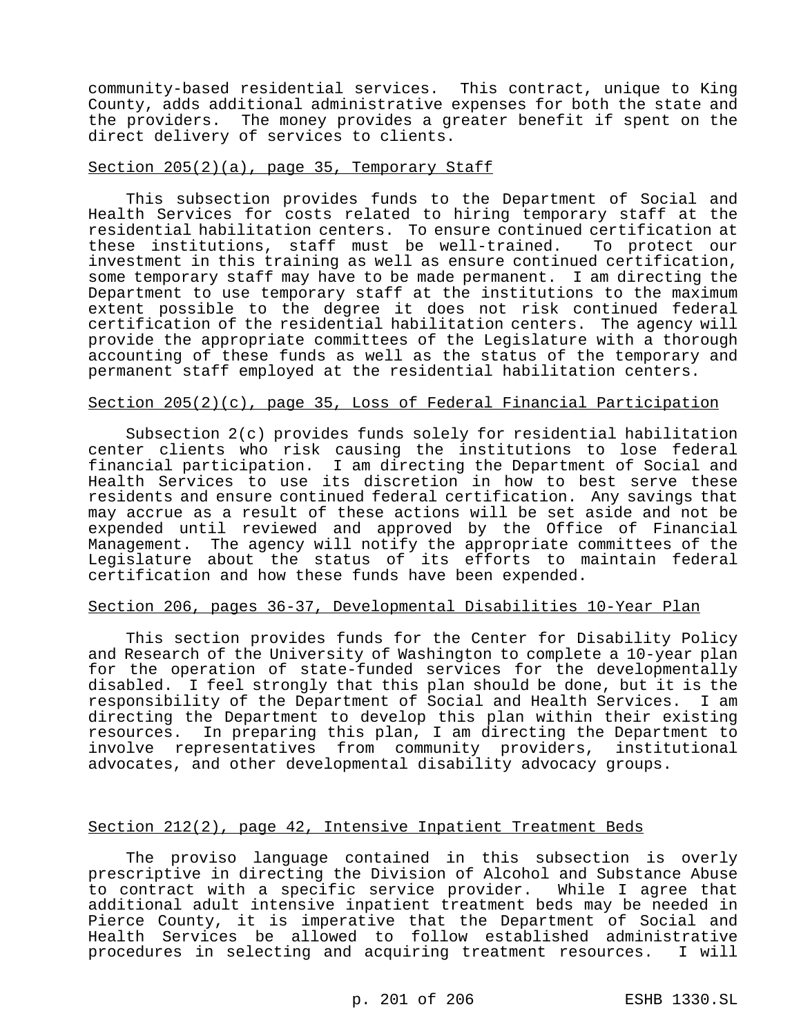community-based residential services. This contract, unique to King County, adds additional administrative expenses for both the state and the providers. The money provides a greater benefit if spent on the direct delivery of services to clients.

Section 205(2)(a), page 35, Temporary Staff

This subsection provides funds to the Department of Social and Health Services for costs related to hiring temporary staff at the residential habilitation centers. To ensure continued certification at these institutions, staff must be well-trained. To protect our investment in this training as well as ensure continued certification, some temporary staff may have to be made permanent. I am directing the Department to use temporary staff at the institutions to the maximum extent possible to the degree it does not risk continued federal certification of the residential habilitation centers. The agency will provide the appropriate committees of the Legislature with a thorough accounting of these funds as well as the status of the temporary and permanent staff employed at the residential habilitation centers.

Section 205(2)(c), page 35, Loss of Federal Financial Participation

Subsection 2(c) provides funds solely for residential habilitation center clients who risk causing the institutions to lose federal financial participation. I am directing the Department of Social and Health Services to use its discretion in how to best serve these residents and ensure continued federal certification. Any savings that may accrue as a result of these actions will be set aside and not be expended until reviewed and approved by the Office of Financial Management. The agency will notify the appropriate committees of the Legislature about the status of its efforts to maintain federal certification and how these funds have been expended.

Section 206, pages 36-37, Developmental Disabilities 10-Year Plan

This section provides funds for the Center for Disability Policy and Research of the University of Washington to complete a 10-year plan for the operation of state-funded services for the developmentally disabled. I feel strongly that this plan should be done, but it is the responsibility of the Department of Social and Health Services. I am directing the Department to develop this plan within their existing resources. In preparing this plan, I am directing the Department to involve representatives from community providers, institutional advocates, and other developmental disability advocacy groups.

Section 212(2), page 42, Intensive Inpatient Treatment Beds

The proviso language contained in this subsection is overly prescriptive in directing the Division of Alcohol and Substance Abuse to contract with a specific service provider. While I agree that additional adult intensive inpatient treatment beds may be needed in Pierce County, it is imperative that the Department of Social and Health Services be allowed to follow established administrative procedures in selecting and acquiring treatment resources. I will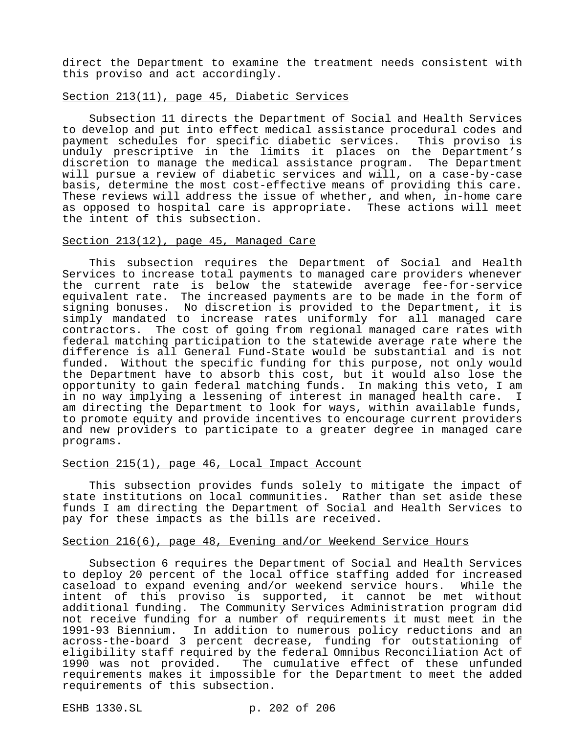direct the Department to examine the treatment needs consistent with this proviso and act accordingly.

Section 213(11), page 45, Diabetic Services

Subsection 11 directs the Department of Social and Health Services to develop and put into effect medical assistance procedural codes and payment schedules for specific diabetic services. This proviso is unduly prescriptive in the limits it places on the Department's discretion to manage the medical assistance program. The Department will pursue a review of diabetic services and will, on a case-by-case basis, determine the most cost-effective means of providing this care. These reviews will address the issue of whether, and when, in-home care as opposed to hospital care is appropriate. These actions will meet the intent of this subsection.

Section 213(12), page 45, Managed Care

This subsection requires the Department of Social and Health Services to increase total payments to managed care providers whenever the current rate is below the statewide average fee-for-service equivalent rate. The increased payments are to be made in the form of signing bonuses. No discretion is provided to the Department, it is simply mandated to increase rates uniformly for all managed care contractors. The cost of going from regional managed care rates with federal matching participation to the statewide average rate where the difference is all General Fund-State would be substantial and is not funded. Without the specific funding for this purpose, not only would the Department have to absorb this cost, but it would also lose the opportunity to gain federal matching funds. In making this veto, I am in no way implying a lessening of interest in managed health care. I am directing the Department to look for ways, within available funds, to promote equity and provide incentives to encourage current providers and new providers to participate to a greater degree in managed care programs.

Section 215(1), page 46, Local Impact Account

This subsection provides funds solely to mitigate the impact of state institutions on local communities. Rather than set aside these funds I am directing the Department of Social and Health Services to pay for these impacts as the bills are received.

Section 216(6), page 48, Evening and/or Weekend Service Hours

Subsection 6 requires the Department of Social and Health Services to deploy 20 percent of the local office staffing added for increased caseload to expand evening and/or weekend service hours. While the intent of this proviso is supported, it cannot be met without additional funding. The Community Services Administration program did not receive funding for a number of requirements it must meet in the 1991-93 Biennium. In addition to numerous policy reductions and an across-the-board 3 percent decrease, funding for outstationing of eligibility staff required by the federal Omnibus Reconciliation Act of 1990 was not provided. The cumulative effect of these unfunded requirements makes it impossible for the Department to meet the added requirements of this subsection.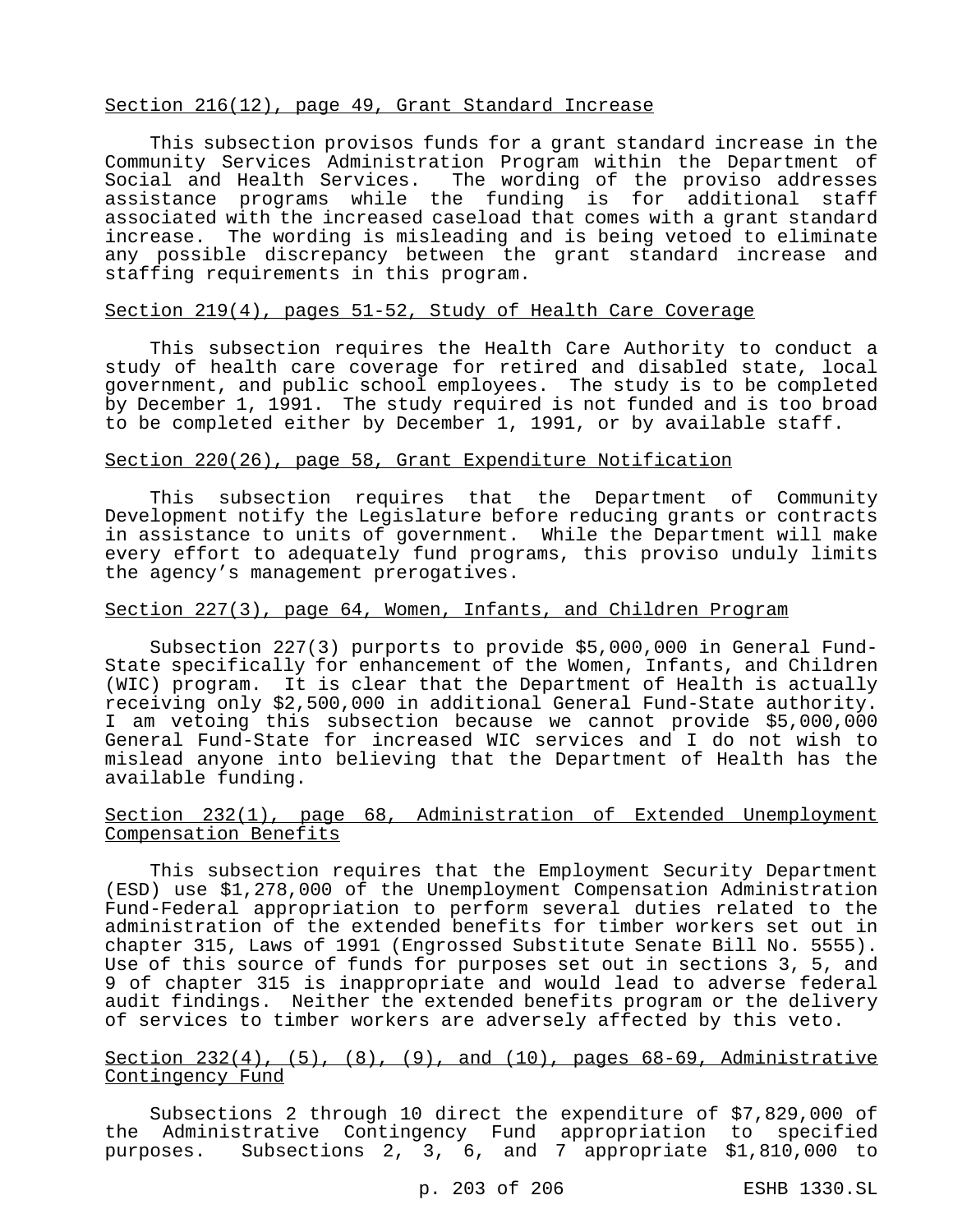Section 216(12), page 49, Grant Standard Increase

This subsection provisos funds for a grant standard increase in the Community Services Administration Program within the Department of Social and Health Services. The wording of the proviso addresses assistance programs while the funding is for additional staff associated with the increased caseload that comes with a grant standard increase. The wording is misleading and is being vetoed to eliminate any possible discrepancy between the grant standard increase and staffing requirements in this program.

Section 219(4), pages 51-52, Study of Health Care Coverage

This subsection requires the Health Care Authority to conduct a study of health care coverage for retired and disabled state, local government, and public school employees. The study is to be completed by December 1, 1991. The study required is not funded and is too broad to be completed either by December 1, 1991, or by available staff.

Section 220(26), page 58, Grant Expenditure Notification

This subsection requires that the Department of Community Development notify the Legislature before reducing grants or contracts in assistance to units of government. While the Department will make every effort to adequately fund programs, this proviso unduly limits the agency's management prerogatives.

Section 227(3), page 64, Women, Infants, and Children Program

Subsection 227(3) purports to provide $5,000,000 in General Fund-State specifically for enhancement of the Women, Infants, and Children (WIC) program. It is clear that the Department of Health is actually receiving only $2,500,000 in additional General Fund-State authority. I am vetoing this subsection because we cannot provide $5,000,000 General Fund-State for increased WIC services and I do not wish to mislead anyone into believing that the Department of Health has the available funding.

Section 232(1), page 68, Administration of Extended Unemployment Compensation Benefits

This subsection requires that the Employment Security Department (ESD) use $1,278,000 of the Unemployment Compensation Administration Fund-Federal appropriation to perform several duties related to the administration of the extended benefits for timber workers set out in chapter 315, Laws of 1991 (Engrossed Substitute Senate Bill No. 5555). Use of this source of funds for purposes set out in sections 3, 5, and 9 of chapter 315 is inappropriate and would lead to adverse federal audit findings. Neither the extended benefits program or the delivery of services to timber workers are adversely affected by this veto.

Section 232(4), (5), (8), (9), and (10), pages 68-69, Administrative Contingency Fund

Subsections 2 through 10 direct the expenditure of $7,829,000 of the Administrative Contingency Fund appropriation to specified purposes. Subsections 2, 3, 6, and 7 appropriate $1,810,000 to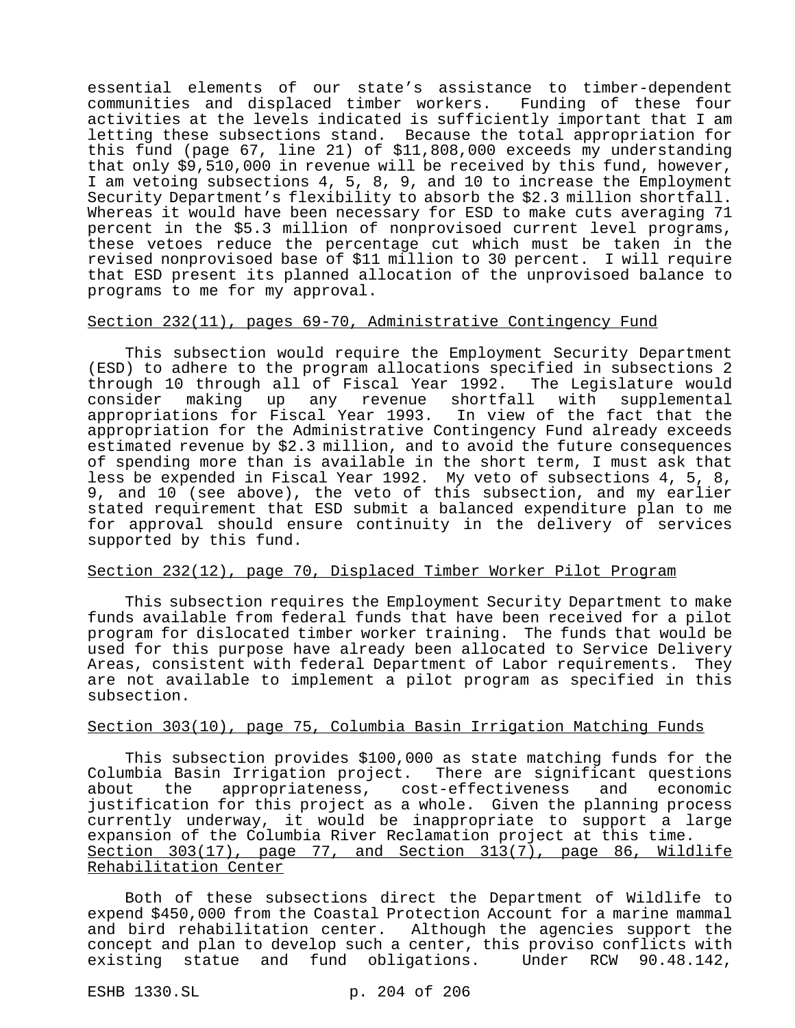essential elements of our state's assistance to timber-dependent communities and displaced timber workers. Funding of these four activities at the levels indicated is sufficiently important that I am letting these subsections stand. Because the total appropriation for this fund (page 67, line 21) of $11,808,000 exceeds my understanding that only $9,510,000 in revenue will be received by this fund, however, I am vetoing subsections 4, 5, 8, 9, and 10 to increase the Employment Security Department's flexibility to absorb the $2.3 million shortfall. Whereas it would have been necessary for ESD to make cuts averaging 71 percent in the $5.3 million of nonprovisoed current level programs, these vetoes reduce the percentage cut which must be taken in the revised nonprovisoed base of $11 million to 30 percent. I will require that ESD present its planned allocation of the unprovisoed balance to programs to me for my approval.

<u>Section 232(11), pages 69-70, Administrative Contingency Fund</u>

This subsection would require the Employment Security Department (ESD) to adhere to the program allocations specified in subsections 2 through 10 through all of Fiscal Year 1992. The Legislature would consider making up any revenue shortfall with supplemental appropriations for Fiscal Year 1993. In view of the fact that the appropriation for the Administrative Contingency Fund already exceeds estimated revenue by $2.3 million, and to avoid the future consequences of spending more than is available in the short term, I must ask that less be expended in Fiscal Year 1992. My veto of subsections 4, 5, 8, 9, and 10 (see above), the veto of this subsection, and my earlier stated requirement that ESD submit a balanced expenditure plan to me for approval should ensure continuity in the delivery of services supported by this fund.

<u>Section 232(12), page 70, Displaced Timber Worker Pilot Program</u>

This subsection requires the Employment Security Department to make funds available from federal funds that have been received for a pilot program for dislocated timber worker training. The funds that would be used for this purpose have already been allocated to Service Delivery Areas, consistent with federal Department of Labor requirements. They are not available to implement a pilot program as specified in this subsection.

<u>Section 303(10), page 75, Columbia Basin Irrigation Matching Funds</u>

This subsection provides $100,000 as state matching funds for the Columbia Basin Irrigation project. There are significant questions about the appropriateness, cost-effectiveness and economic justification for this project as a whole. Given the planning process currently underway, it would be inappropriate to support a large expansion of the Columbia River Reclamation project at this time.

<u>Section 303(17), page 77, and Section 313(7), page 86, Wildlife Rehabilitation Center</u>

Both of these subsections direct the Department of Wildlife to expend $450,000 from the Coastal Protection Account for a marine mammal and bird rehabilitation center. Although the agencies support the concept and plan to develop such a center, this proviso conflicts with existing statue and fund obligations. Under RCW 90.48.142,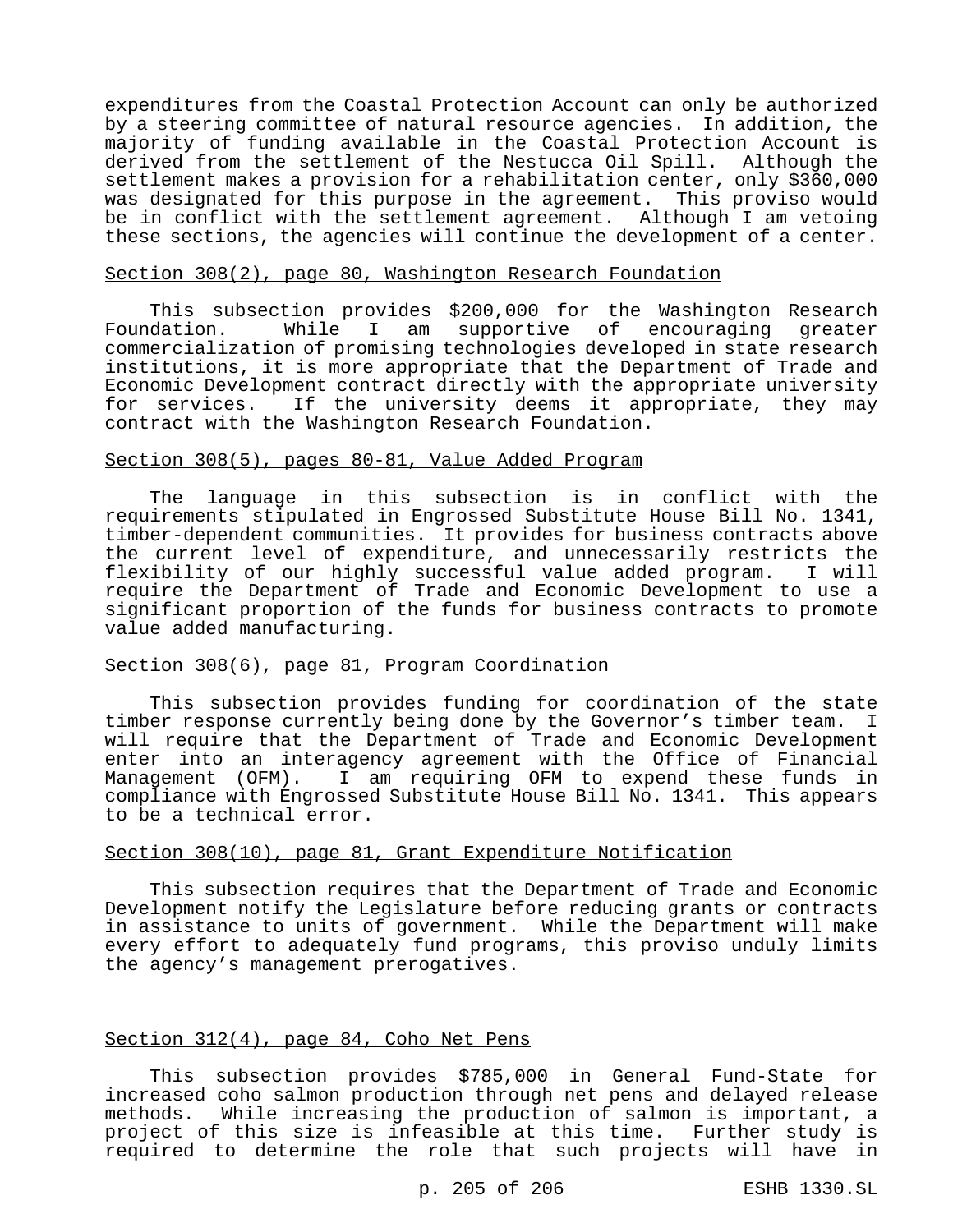expenditures from the Coastal Protection Account can only be authorized by a steering committee of natural resource agencies. In addition, the majority of funding available in the Coastal Protection Account is derived from the settlement of the Nestucca Oil Spill. Although the settlement makes a provision for a rehabilitation center, only $360,000 was designated for this purpose in the agreement. This proviso would be in conflict with the settlement agreement. Although I am vetoing these sections, the agencies will continue the development of a center.

Section 308(2), page 80, Washington Research Foundation

This subsection provides $200,000 for the Washington Research Foundation. While I am supportive of encouraging greater commercialization of promising technologies developed in state research institutions, it is more appropriate that the Department of Trade and Economic Development contract directly with the appropriate university for services. If the university deems it appropriate, they may contract with the Washington Research Foundation.

Section 308(5), pages 80-81, Value Added Program

The language in this subsection is in conflict with the requirements stipulated in Engrossed Substitute House Bill No. 1341, timber-dependent communities. It provides for business contracts above the current level of expenditure, and unnecessarily restricts the flexibility of our highly successful value added program. I will require the Department of Trade and Economic Development to use a significant proportion of the funds for business contracts to promote value added manufacturing.

Section 308(6), page 81, Program Coordination

This subsection provides funding for coordination of the state timber response currently being done by the Governor's timber team. I will require that the Department of Trade and Economic Development enter into an interagency agreement with the Office of Financial Management (OFM). I am requiring OFM to expend these funds in compliance with Engrossed Substitute House Bill No. 1341. This appears to be a technical error.

Section 308(10), page 81, Grant Expenditure Notification

This subsection requires that the Department of Trade and Economic Development notify the Legislature before reducing grants or contracts in assistance to units of government. While the Department will make every effort to adequately fund programs, this proviso unduly limits the agency's management prerogatives.

Section 312(4), page 84, Coho Net Pens

This subsection provides $785,000 in General Fund-State for increased coho salmon production through net pens and delayed release methods. While increasing the production of salmon is important, a project of this size is infeasible at this time. Further study is required to determine the role that such projects will have in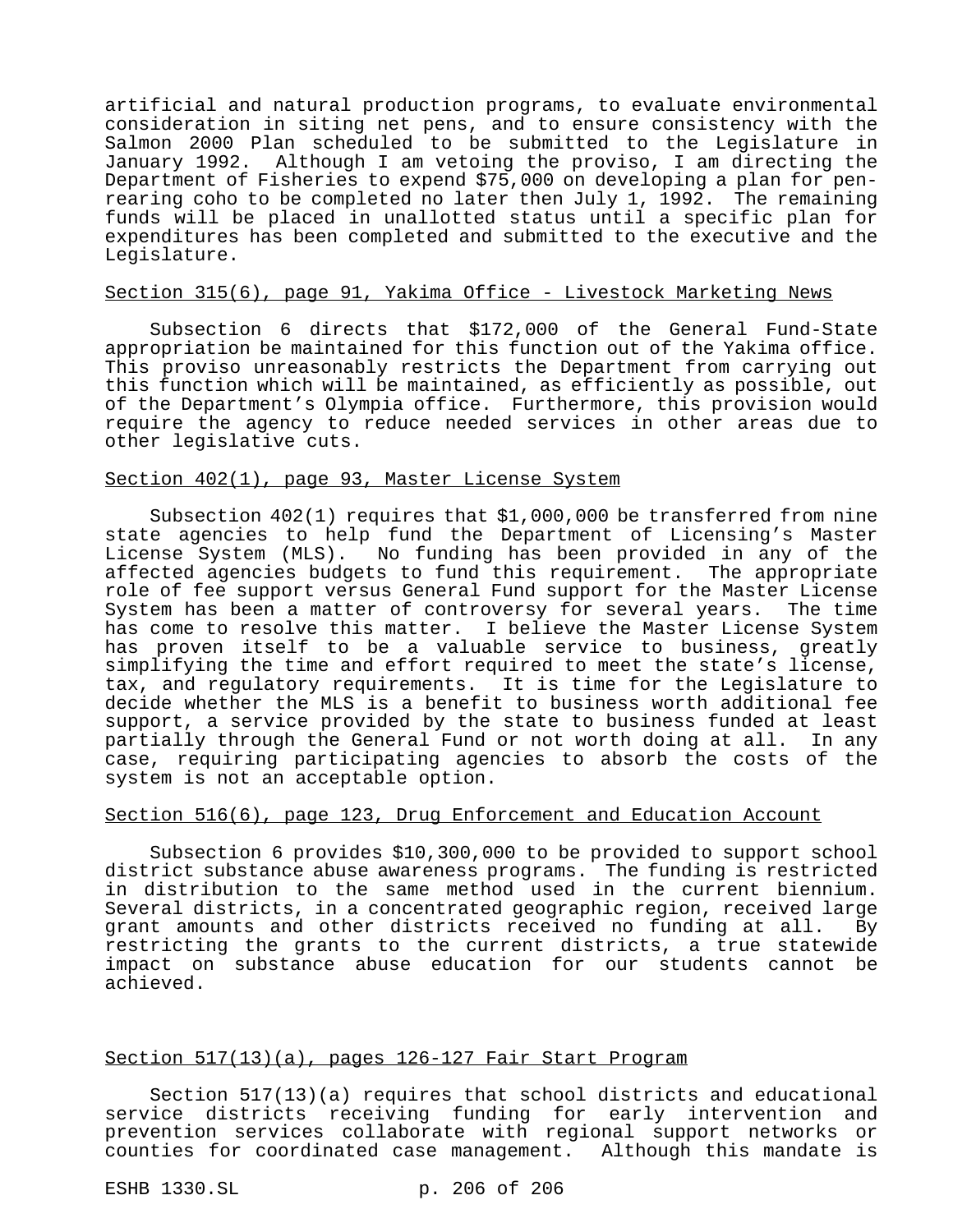artificial and natural production programs, to evaluate environmental consideration in siting net pens, and to ensure consistency with the Salmon 2000 Plan scheduled to be submitted to the Legislature in January 1992. Although I am vetoing the proviso, I am directing the Department of Fisheries to expend $75,000 on developing a plan for pen-rearing coho to be completed no later then July 1, 1992. The remaining funds will be placed in unallotted status until a specific plan for expenditures has been completed and submitted to the executive and the Legislature.

<u>Section 315(6), page 91, Yakima Office - Livestock Marketing News</u>

Subsection 6 directs that $172,000 of the General Fund-State appropriation be maintained for this function out of the Yakima office. This proviso unreasonably restricts the Department from carrying out this function which will be maintained, as efficiently as possible, out of the Department's Olympia office. Furthermore, this provision would require the agency to reduce needed services in other areas due to other legislative cuts.

<u>Section 402(1), page 93, Master License System</u>

Subsection 402(1) requires that $1,000,000 be transferred from nine state agencies to help fund the Department of Licensing's Master License System (MLS). No funding has been provided in any of the affected agencies budgets to fund this requirement. The appropriate role of fee support versus General Fund support for the Master License System has been a matter of controversy for several years. The time has come to resolve this matter. I believe the Master License System has proven itself to be a valuable service to business, greatly simplifying the time and effort required to meet the state's license, tax, and regulatory requirements. It is time for the Legislature to decide whether the MLS is a benefit to business worth additional fee support, a service provided by the state to business funded at least partially through the General Fund or not worth doing at all. In any case, requiring participating agencies to absorb the costs of the system is not an acceptable option.

<u>Section 516(6), page 123, Drug Enforcement and Education Account</u>

Subsection 6 provides $10,300,000 to be provided to support school district substance abuse awareness programs. The funding is restricted in distribution to the same method used in the current biennium. Several districts, in a concentrated geographic region, received large grant amounts and other districts received no funding at all. By restricting the grants to the current districts, a true statewide impact on substance abuse education for our students cannot be achieved.

<u>Section 517(13)(a), pages 126-127 Fair Start Program</u>

Section 517(13)(a) requires that school districts and educational service districts receiving funding for early intervention and prevention services collaborate with regional support networks or counties for coordinated case management. Although this mandate is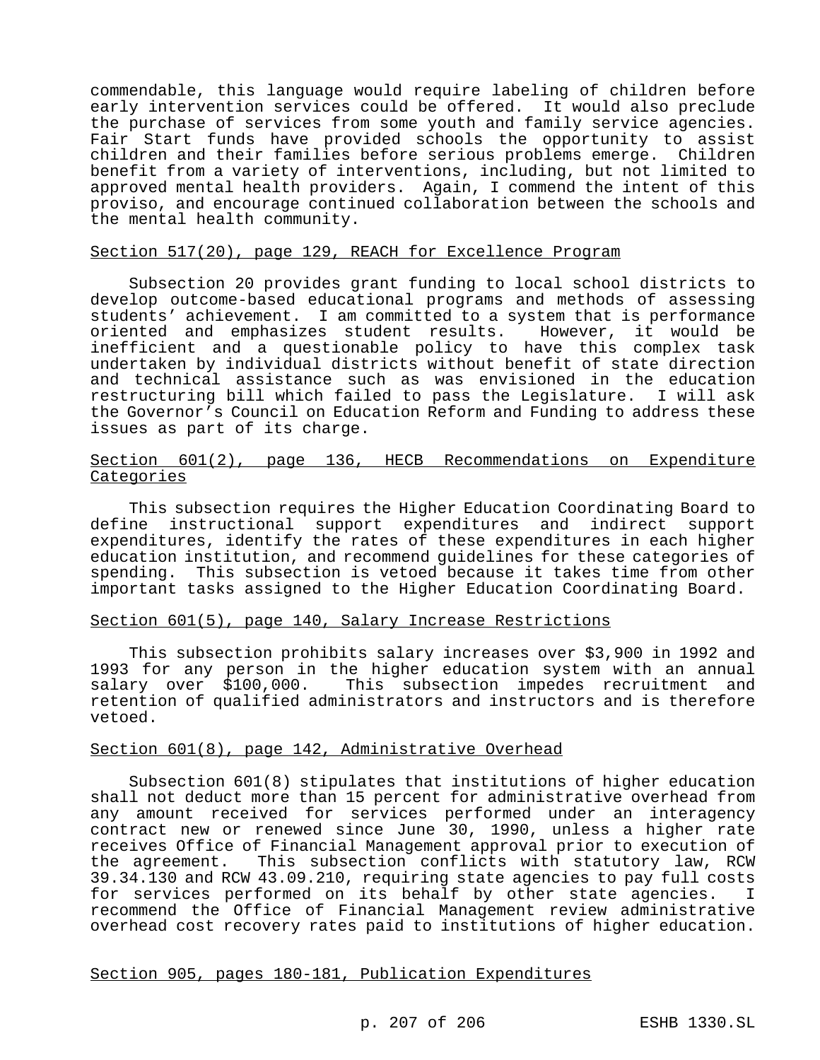commendable, this language would require labeling of children before early intervention services could be offered. It would also preclude the purchase of services from some youth and family service agencies. Fair Start funds have provided schools the opportunity to assist children and their families before serious problems emerge. Children benefit from a variety of interventions, including, but not limited to approved mental health providers. Again, I commend the intent of this proviso, and encourage continued collaboration between the schools and the mental health community.

Section 517(20), page 129, REACH for Excellence Program

Subsection 20 provides grant funding to local school districts to develop outcome-based educational programs and methods of assessing students' achievement. I am committed to a system that is performance oriented and emphasizes student results. However, it would be inefficient and a questionable policy to have this complex task undertaken by individual districts without benefit of state direction and technical assistance such as was envisioned in the education restructuring bill which failed to pass the Legislature. I will ask the Governor's Council on Education Reform and Funding to address these issues as part of its charge.

Section 601(2), page 136, HECB Recommendations on Expenditure Categories

This subsection requires the Higher Education Coordinating Board to define instructional support expenditures and indirect support expenditures, identify the rates of these expenditures in each higher education institution, and recommend guidelines for these categories of spending. This subsection is vetoed because it takes time from other important tasks assigned to the Higher Education Coordinating Board.

Section 601(5), page 140, Salary Increase Restrictions

This subsection prohibits salary increases over $3,900 in 1992 and 1993 for any person in the higher education system with an annual salary over $100,000. This subsection impedes recruitment and retention of qualified administrators and instructors and is therefore vetoed.

Section 601(8), page 142, Administrative Overhead

Subsection 601(8) stipulates that institutions of higher education shall not deduct more than 15 percent for administrative overhead from any amount received for services performed under an interagency contract new or renewed since June 30, 1990, unless a higher rate receives Office of Financial Management approval prior to execution of the agreement. This subsection conflicts with statutory law, RCW 39.34.130 and RCW 43.09.210, requiring state agencies to pay full costs for services performed on its behalf by other state agencies. I recommend the Office of Financial Management review administrative overhead cost recovery rates paid to institutions of higher education.

Section 905, pages 180-181, Publication Expenditures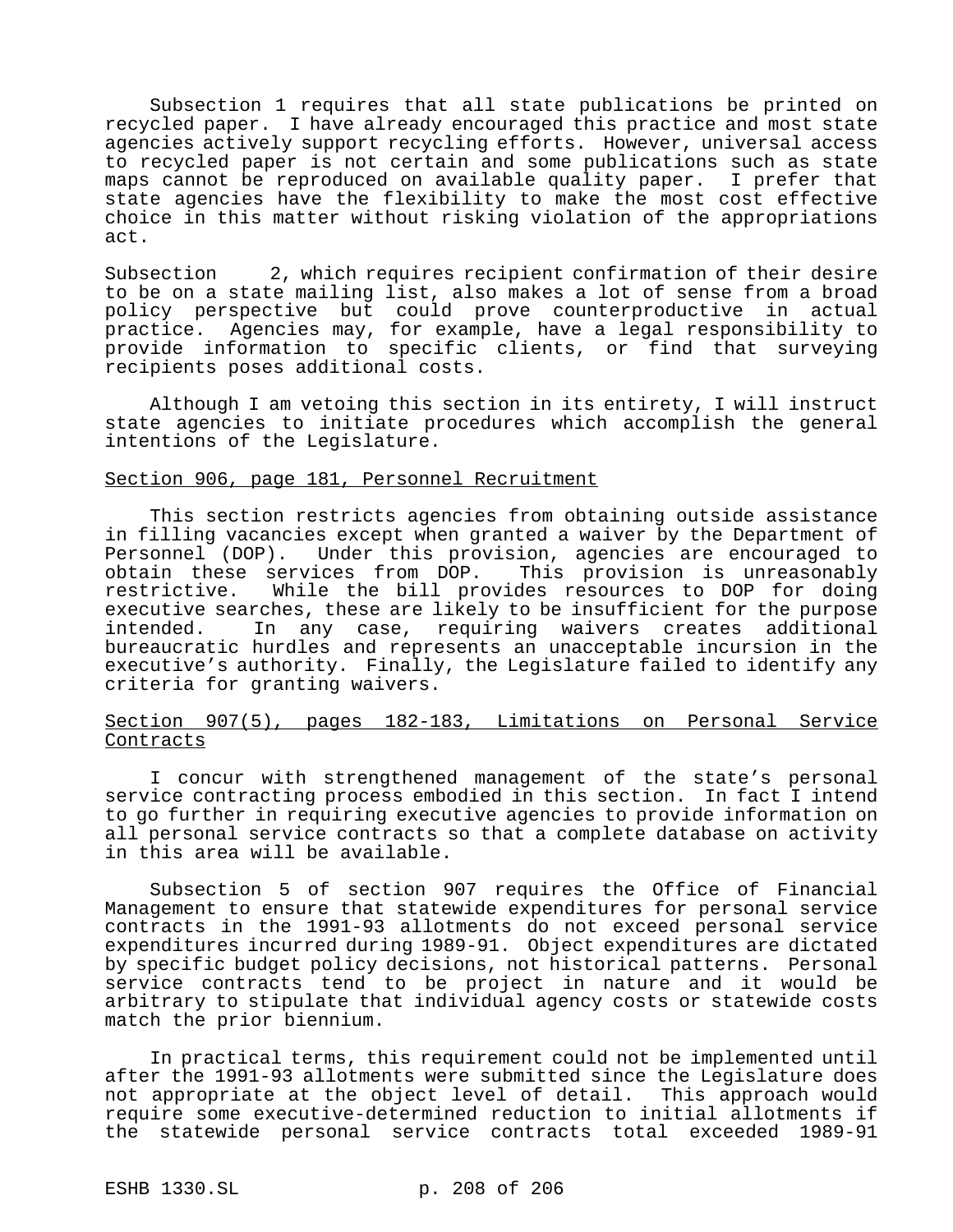Subsection 1 requires that all state publications be printed on recycled paper. I have already encouraged this practice and most state agencies actively support recycling efforts. However, universal access to recycled paper is not certain and some publications such as state maps cannot be reproduced on available quality paper. I prefer that state agencies have the flexibility to make the most cost effective choice in this matter without risking violation of the appropriations act.

Subsection 2, which requires recipient confirmation of their desire to be on a state mailing list, also makes a lot of sense from a broad policy perspective but could prove counterproductive in actual practice. Agencies may, for example, have a legal responsibility to provide information to specific clients, or find that surveying recipients poses additional costs.

Although I am vetoing this section in its entirety, I will instruct state agencies to initiate procedures which accomplish the general intentions of the Legislature.

Section 906, page 181, Personnel Recruitment

This section restricts agencies from obtaining outside assistance in filling vacancies except when granted a waiver by the Department of Personnel (DOP). Under this provision, agencies are encouraged to obtain these services from DOP. This provision is unreasonably restrictive. While the bill provides resources to DOP for doing executive searches, these are likely to be insufficient for the purpose intended. In any case, requiring waivers creates additional bureaucratic hurdles and represents an unacceptable incursion in the executive's authority. Finally, the Legislature failed to identify any criteria for granting waivers.

Section 907(5), pages 182-183, Limitations on Personal Service Contracts

I concur with strengthened management of the state's personal service contracting process embodied in this section. In fact I intend to go further in requiring executive agencies to provide information on all personal service contracts so that a complete database on activity in this area will be available.

Subsection 5 of section 907 requires the Office of Financial Management to ensure that statewide expenditures for personal service contracts in the 1991-93 allotments do not exceed personal service expenditures incurred during 1989-91. Object expenditures are dictated by specific budget policy decisions, not historical patterns. Personal service contracts tend to be project in nature and it would be arbitrary to stipulate that individual agency costs or statewide costs match the prior biennium.

In practical terms, this requirement could not be implemented until after the 1991-93 allotments were submitted since the Legislature does not appropriate at the object level of detail. This approach would require some executive-determined reduction to initial allotments if the statewide personal service contracts total exceeded 1989-91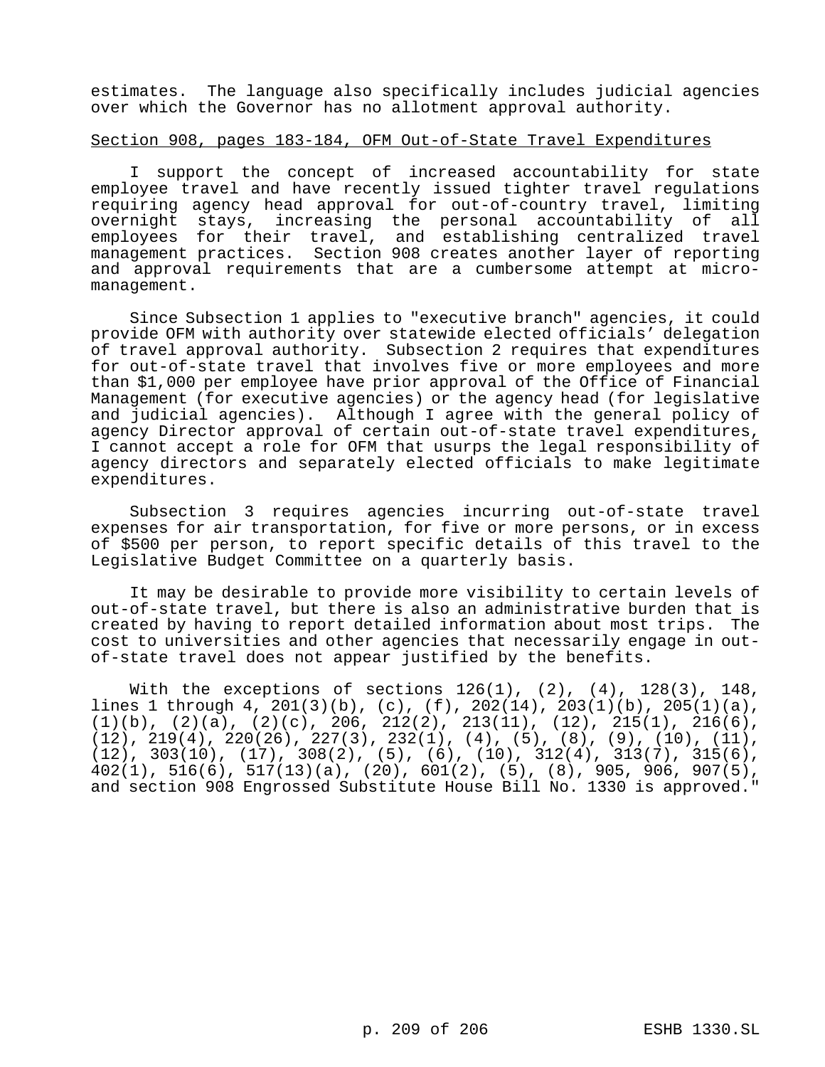estimates. The language also specifically includes judicial agencies over which the Governor has no allotment approval authority.

Section 908, pages 183-184, OFM Out-of-State Travel Expenditures

I support the concept of increased accountability for state employee travel and have recently issued tighter travel regulations requiring agency head approval for out-of-country travel, limiting overnight stays, increasing the personal accountability of all employees for their travel, and establishing centralized travel management practices. Section 908 creates another layer of reporting and approval requirements that are a cumbersome attempt at micro-management.

Since Subsection 1 applies to "executive branch" agencies, it could provide OFM with authority over statewide elected officials' delegation of travel approval authority. Subsection 2 requires that expenditures for out-of-state travel that involves five or more employees and more than $1,000 per employee have prior approval of the Office of Financial Management (for executive agencies) or the agency head (for legislative and judicial agencies). Although I agree with the general policy of agency Director approval of certain out-of-state travel expenditures, I cannot accept a role for OFM that usurps the legal responsibility of agency directors and separately elected officials to make legitimate expenditures.

Subsection 3 requires agencies incurring out-of-state travel expenses for air transportation, for five or more persons, or in excess of $500 per person, to report specific details of this travel to the Legislative Budget Committee on a quarterly basis.

It may be desirable to provide more visibility to certain levels of out-of-state travel, but there is also an administrative burden that is created by having to report detailed information about most trips. The cost to universities and other agencies that necessarily engage in out-of-state travel does not appear justified by the benefits.

With the exceptions of sections 126(1), (2), (4), 128(3), 148, lines 1 through 4, 201(3)(b), (c), (f), 202(14), 203(1)(b), 205(1)(a), (1)(b), (2)(a), (2)(c), 206, 212(2), 213(11), (12), 215(1), 216(6), (12), 219(4), 220(26), 227(3), 232(1), (4), (5), (8), (9), (10), (11), (12), 303(10), (17), 308(2), (5), (6), (10), 312(4), 313(7), 315(6), 402(1), 516(6), 517(13)(a), (20), 601(2), (5), (8), 905, 906, 907(5), and section 908 Engrossed Substitute House Bill No. 1330 is approved."